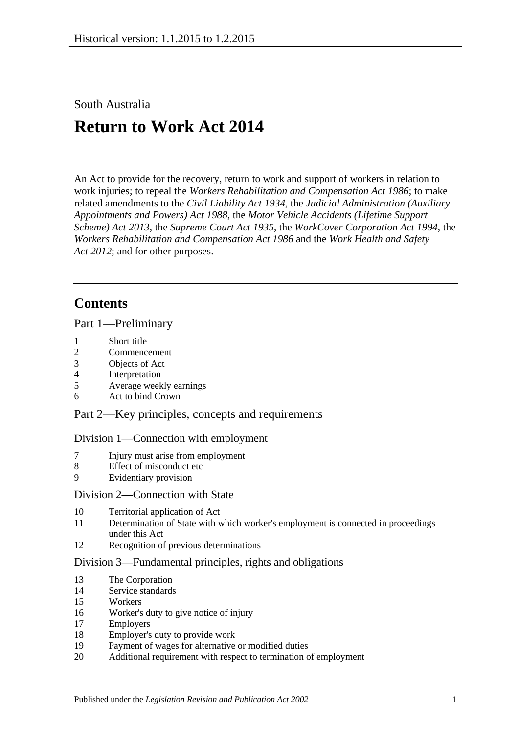Historical version: 1.1.2015 to 1.2.2015

South Australia

# Return to Work Act 2014

An Act to provide for the recovery, return to work and support of workers in relation to work injuries; to repeal the *Workers Rehabilitation and Compensation Act 1986*; to make related amendments to the *Civil Liability Act 1934*, the *Judicial Administration (Auxiliary Appointments and Powers) Act 1988*, the *Motor Vehicle Accidents (Lifetime Support Scheme) Act 2013*, the *Supreme Court Act 1935*, the *WorkCover Corporation Act 1994*, the *Workers Rehabilitation and Compensation Act 1986* and the *Work Health and Safety Act 2012*; and for other purposes.

---

## Contents

### Part 1—Preliminary

1 Short title
2 Commencement
3 Objects of Act
4 Interpretation
5 Average weekly earnings
6 Act to bind Crown

### Part 2—Key principles, concepts and requirements

#### Division 1—Connection with employment

7 Injury must arise from employment
8 Effect of misconduct etc
9 Evidentiary provision

#### Division 2—Connection with State

10 Territorial application of Act
11 Determination of State with which worker's employment is connected in proceedings under this Act
12 Recognition of previous determinations

#### Division 3—Fundamental principles, rights and obligations

13 The Corporation
14 Service standards
15 Workers
16 Worker's duty to give notice of injury
17 Employers
18 Employer's duty to provide work
19 Payment of wages for alternative or modified duties
20 Additional requirement with respect to termination of employment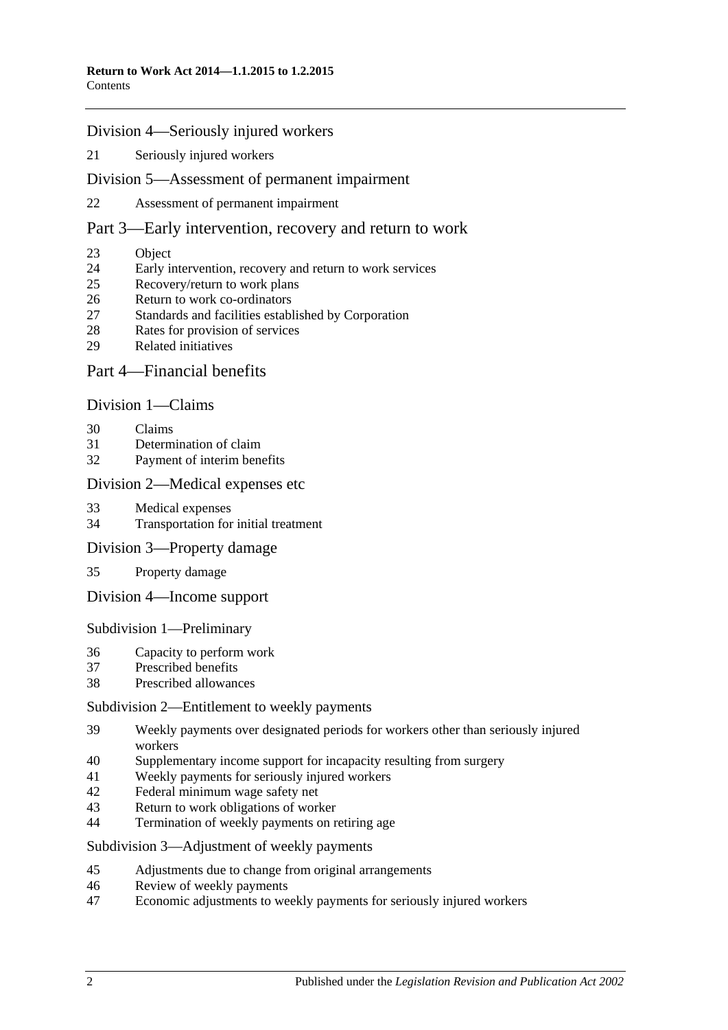## Division 4—Seriously injured workers

21 Seriously injured workers

## Division 5—Assessment of permanent impairment

22 Assessment of permanent impairment

# Part 3—Early intervention, recovery and return to work

23 Object
24 Early intervention, recovery and return to work services
25 Recovery/return to work plans
26 Return to work co-ordinators
27 Standards and facilities established by Corporation
28 Rates for provision of services
29 Related initiatives

# Part 4—Financial benefits

## Division 1—Claims

30 Claims
31 Determination of claim
32 Payment of interim benefits

## Division 2—Medical expenses etc

33 Medical expenses
34 Transportation for initial treatment

## Division 3—Property damage

35 Property damage

## Division 4—Income support

### Subdivision 1—Preliminary

36 Capacity to perform work
37 Prescribed benefits
38 Prescribed allowances

### Subdivision 2—Entitlement to weekly payments

39 Weekly payments over designated periods for workers other than seriously injured workers
40 Supplementary income support for incapacity resulting from surgery
41 Weekly payments for seriously injured workers
42 Federal minimum wage safety net
43 Return to work obligations of worker
44 Termination of weekly payments on retiring age

### Subdivision 3—Adjustment of weekly payments

45 Adjustments due to change from original arrangements
46 Review of weekly payments
47 Economic adjustments to weekly payments for seriously injured workers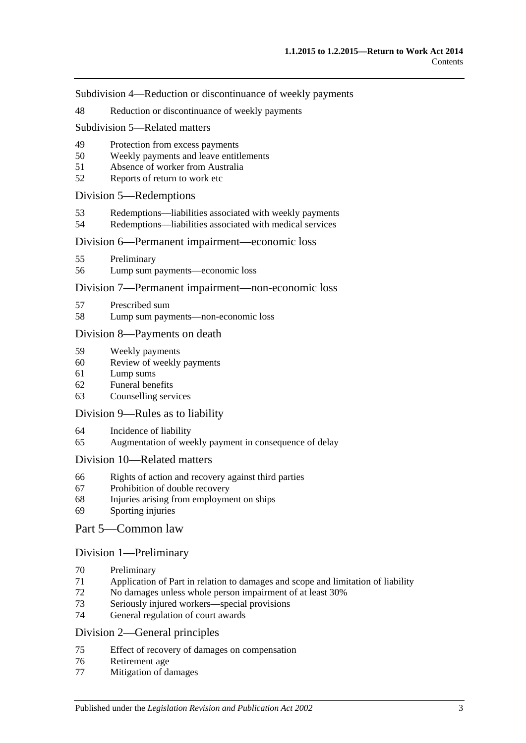Subdivision 4—Reduction or discontinuance of weekly payments

48 Reduction or discontinuance of weekly payments

Subdivision 5—Related matters

49 Protection from excess payments
50 Weekly payments and leave entitlements
51 Absence of worker from Australia
52 Reports of return to work etc

## Division 5—Redemptions

53 Redemptions—liabilities associated with weekly payments
54 Redemptions—liabilities associated with medical services

## Division 6—Permanent impairment—economic loss

55 Preliminary
56 Lump sum payments—economic loss

## Division 7—Permanent impairment—non-economic loss

57 Prescribed sum
58 Lump sum payments—non-economic loss

## Division 8—Payments on death

59 Weekly payments
60 Review of weekly payments
61 Lump sums
62 Funeral benefits
63 Counselling services

## Division 9—Rules as to liability

64 Incidence of liability
65 Augmentation of weekly payment in consequence of delay

## Division 10—Related matters

66 Rights of action and recovery against third parties
67 Prohibition of double recovery
68 Injuries arising from employment on ships
69 Sporting injuries

# Part 5—Common law

## Division 1—Preliminary

70 Preliminary
71 Application of Part in relation to damages and scope and limitation of liability
72 No damages unless whole person impairment of at least 30%
73 Seriously injured workers—special provisions
74 General regulation of court awards

## Division 2—General principles

75 Effect of recovery of damages on compensation
76 Retirement age
77 Mitigation of damages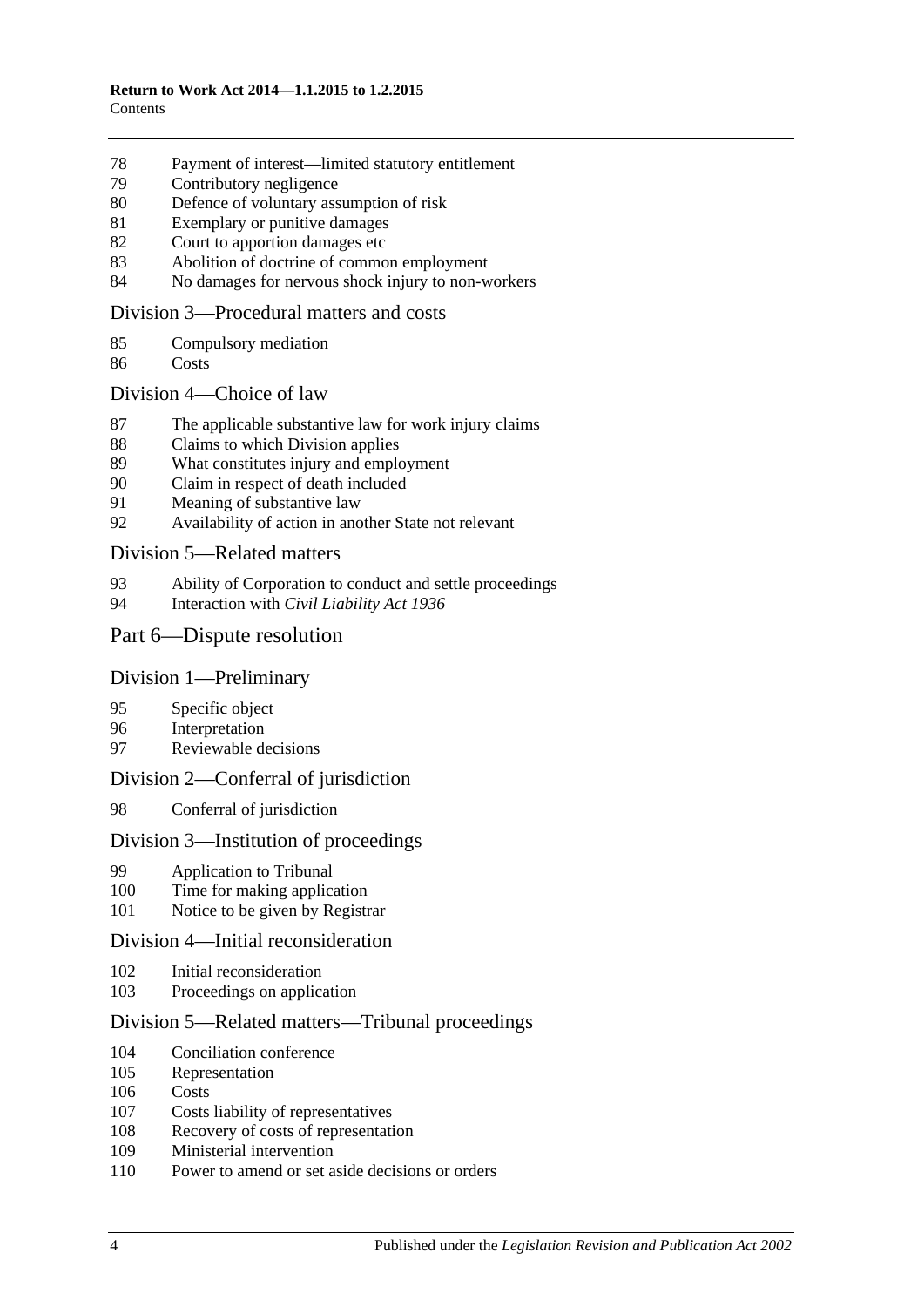78 Payment of interest—limited statutory entitlement
79 Contributory negligence
80 Defence of voluntary assumption of risk
81 Exemplary or punitive damages
82 Court to apportion damages etc
83 Abolition of doctrine of common employment
84 No damages for nervous shock injury to non-workers

## Division 3—Procedural matters and costs

85 Compulsory mediation
86 Costs

## Division 4—Choice of law

87 The applicable substantive law for work injury claims
88 Claims to which Division applies
89 What constitutes injury and employment
90 Claim in respect of death included
91 Meaning of substantive law
92 Availability of action in another State not relevant

## Division 5—Related matters

93 Ability of Corporation to conduct and settle proceedings
94 Interaction with *Civil Liability Act 1936*

# Part 6—Dispute resolution

## Division 1—Preliminary

95 Specific object
96 Interpretation
97 Reviewable decisions

## Division 2—Conferral of jurisdiction

98 Conferral of jurisdiction

## Division 3—Institution of proceedings

99 Application to Tribunal
100 Time for making application
101 Notice to be given by Registrar

## Division 4—Initial reconsideration

102 Initial reconsideration
103 Proceedings on application

## Division 5—Related matters—Tribunal proceedings

104 Conciliation conference
105 Representation
106 Costs
107 Costs liability of representatives
108 Recovery of costs of representation
109 Ministerial intervention
110 Power to amend or set aside decisions or orders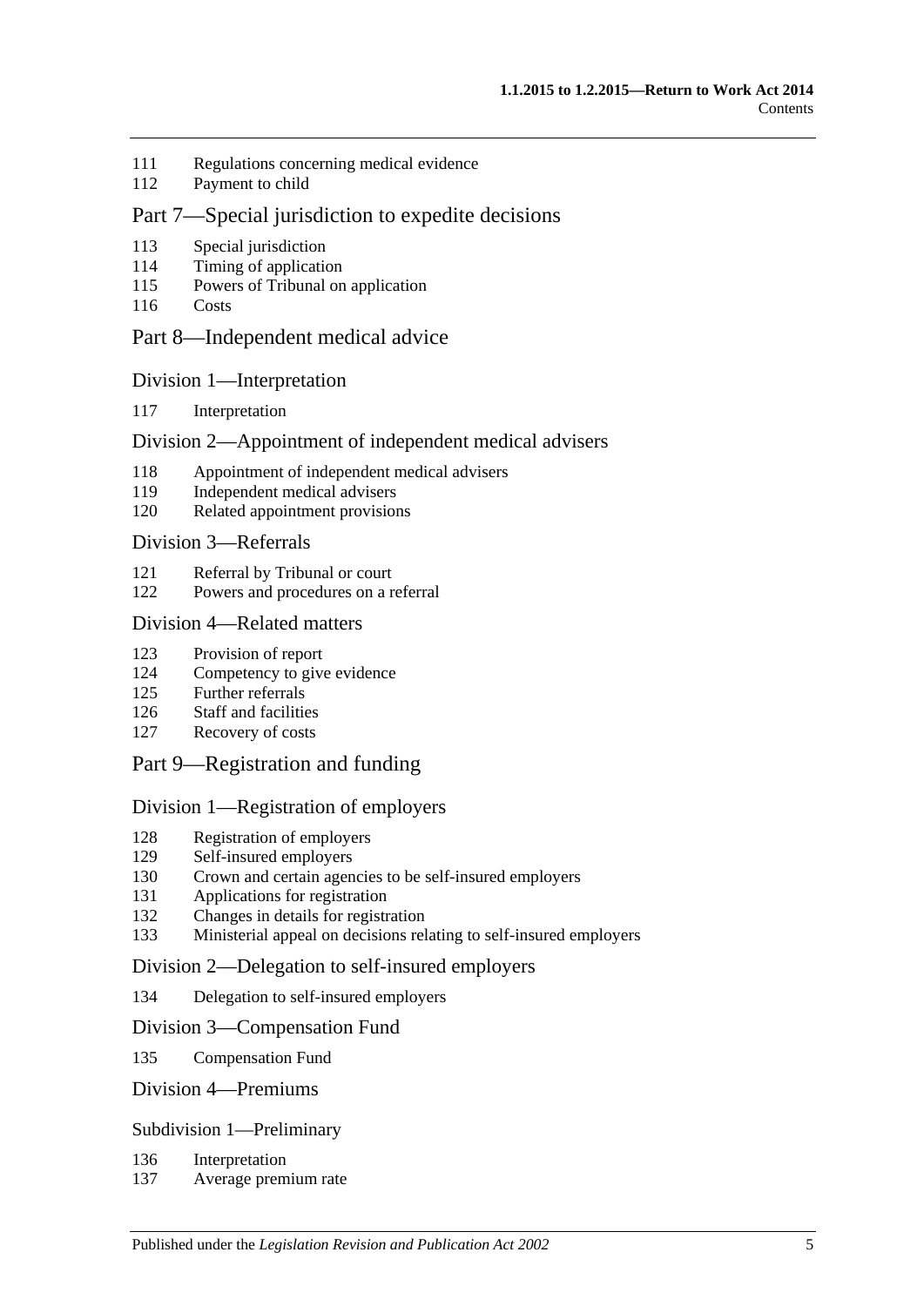111 Regulations concerning medical evidence
112 Payment to child

## Part 7—Special jurisdiction to expedite decisions

113 Special jurisdiction
114 Timing of application
115 Powers of Tribunal on application
116 Costs

## Part 8—Independent medical advice

### Division 1—Interpretation

117 Interpretation

### Division 2—Appointment of independent medical advisers

118 Appointment of independent medical advisers
119 Independent medical advisers
120 Related appointment provisions

### Division 3—Referrals

121 Referral by Tribunal or court
122 Powers and procedures on a referral

### Division 4—Related matters

123 Provision of report
124 Competency to give evidence
125 Further referrals
126 Staff and facilities
127 Recovery of costs

## Part 9—Registration and funding

### Division 1—Registration of employers

128 Registration of employers
129 Self-insured employers
130 Crown and certain agencies to be self-insured employers
131 Applications for registration
132 Changes in details for registration
133 Ministerial appeal on decisions relating to self-insured employers

### Division 2—Delegation to self-insured employers

134 Delegation to self-insured employers

### Division 3—Compensation Fund

135 Compensation Fund

### Division 4—Premiums

#### Subdivision 1—Preliminary

136 Interpretation
137 Average premium rate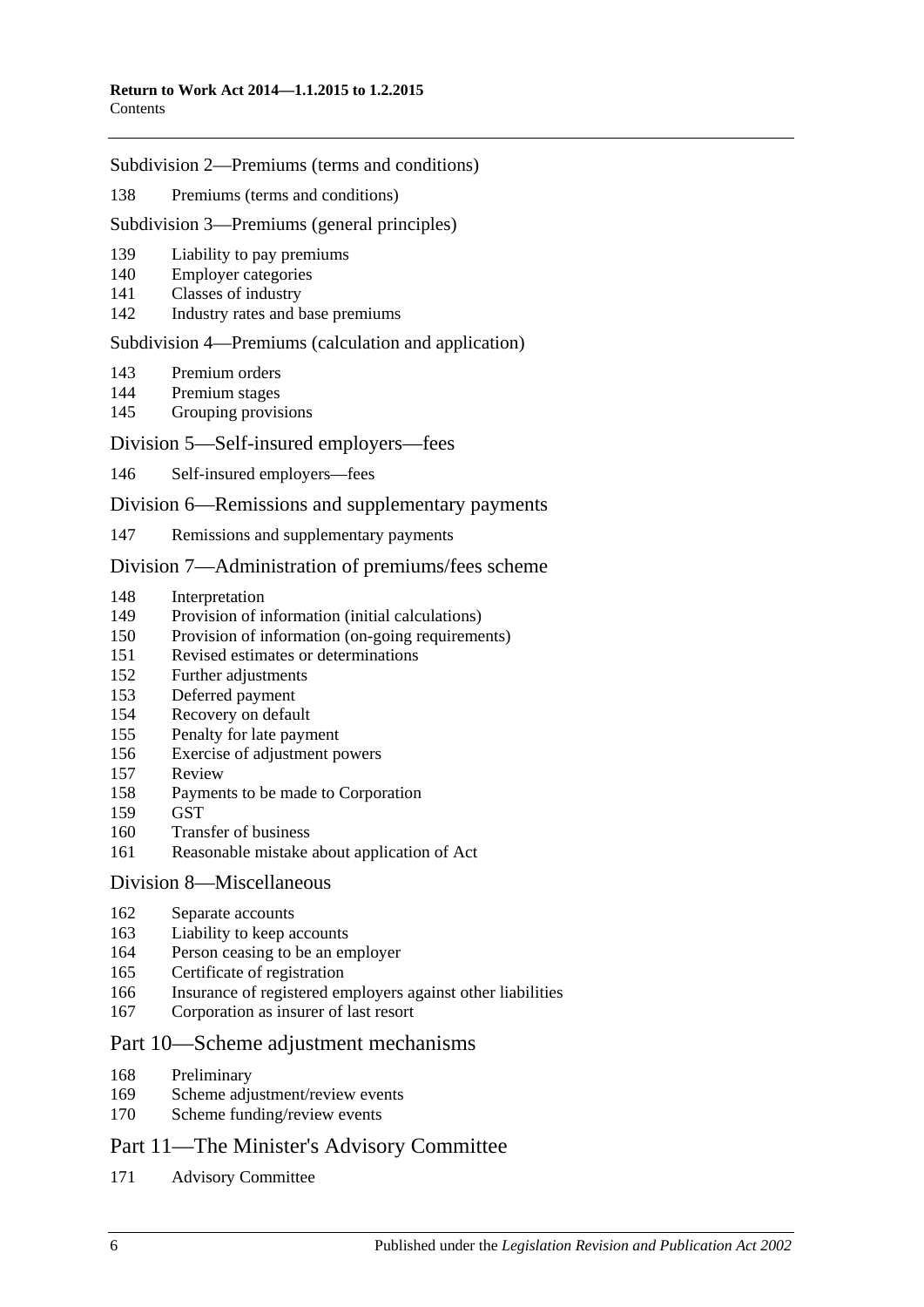Subdivision 2—Premiums (terms and conditions)

138 Premiums (terms and conditions)

Subdivision 3—Premiums (general principles)

139 Liability to pay premiums
140 Employer categories
141 Classes of industry
142 Industry rates and base premiums

Subdivision 4—Premiums (calculation and application)

143 Premium orders
144 Premium stages
145 Grouping provisions

Division 5—Self-insured employers—fees

146 Self-insured employers—fees

Division 6—Remissions and supplementary payments

147 Remissions and supplementary payments

Division 7—Administration of premiums/fees scheme

148 Interpretation
149 Provision of information (initial calculations)
150 Provision of information (on-going requirements)
151 Revised estimates or determinations
152 Further adjustments
153 Deferred payment
154 Recovery on default
155 Penalty for late payment
156 Exercise of adjustment powers
157 Review
158 Payments to be made to Corporation
159 GST
160 Transfer of business
161 Reasonable mistake about application of Act

Division 8—Miscellaneous

162 Separate accounts
163 Liability to keep accounts
164 Person ceasing to be an employer
165 Certificate of registration
166 Insurance of registered employers against other liabilities
167 Corporation as insurer of last resort

Part 10—Scheme adjustment mechanisms

168 Preliminary
169 Scheme adjustment/review events
170 Scheme funding/review events

Part 11—The Minister's Advisory Committee

171 Advisory Committee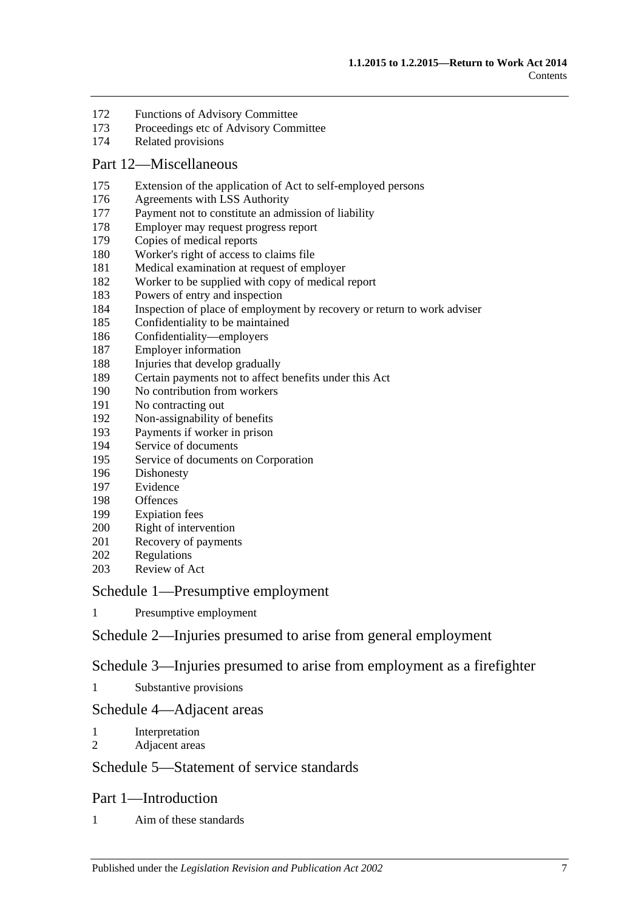172 Functions of Advisory Committee
173 Proceedings etc of Advisory Committee
174 Related provisions

## Part 12—Miscellaneous

175 Extension of the application of Act to self-employed persons
176 Agreements with LSS Authority
177 Payment not to constitute an admission of liability
178 Employer may request progress report
179 Copies of medical reports
180 Worker's right of access to claims file
181 Medical examination at request of employer
182 Worker to be supplied with copy of medical report
183 Powers of entry and inspection
184 Inspection of place of employment by recovery or return to work adviser
185 Confidentiality to be maintained
186 Confidentiality—employers
187 Employer information
188 Injuries that develop gradually
189 Certain payments not to affect benefits under this Act
190 No contribution from workers
191 No contracting out
192 Non-assignability of benefits
193 Payments if worker in prison
194 Service of documents
195 Service of documents on Corporation
196 Dishonesty
197 Evidence
198 Offences
199 Expiation fees
200 Right of intervention
201 Recovery of payments
202 Regulations
203 Review of Act

## Schedule 1—Presumptive employment

1 Presumptive employment

## Schedule 2—Injuries presumed to arise from general employment

## Schedule 3—Injuries presumed to arise from employment as a firefighter

1 Substantive provisions

## Schedule 4—Adjacent areas

1 Interpretation
2 Adjacent areas

## Schedule 5—Statement of service standards

## Part 1—Introduction

1 Aim of these standards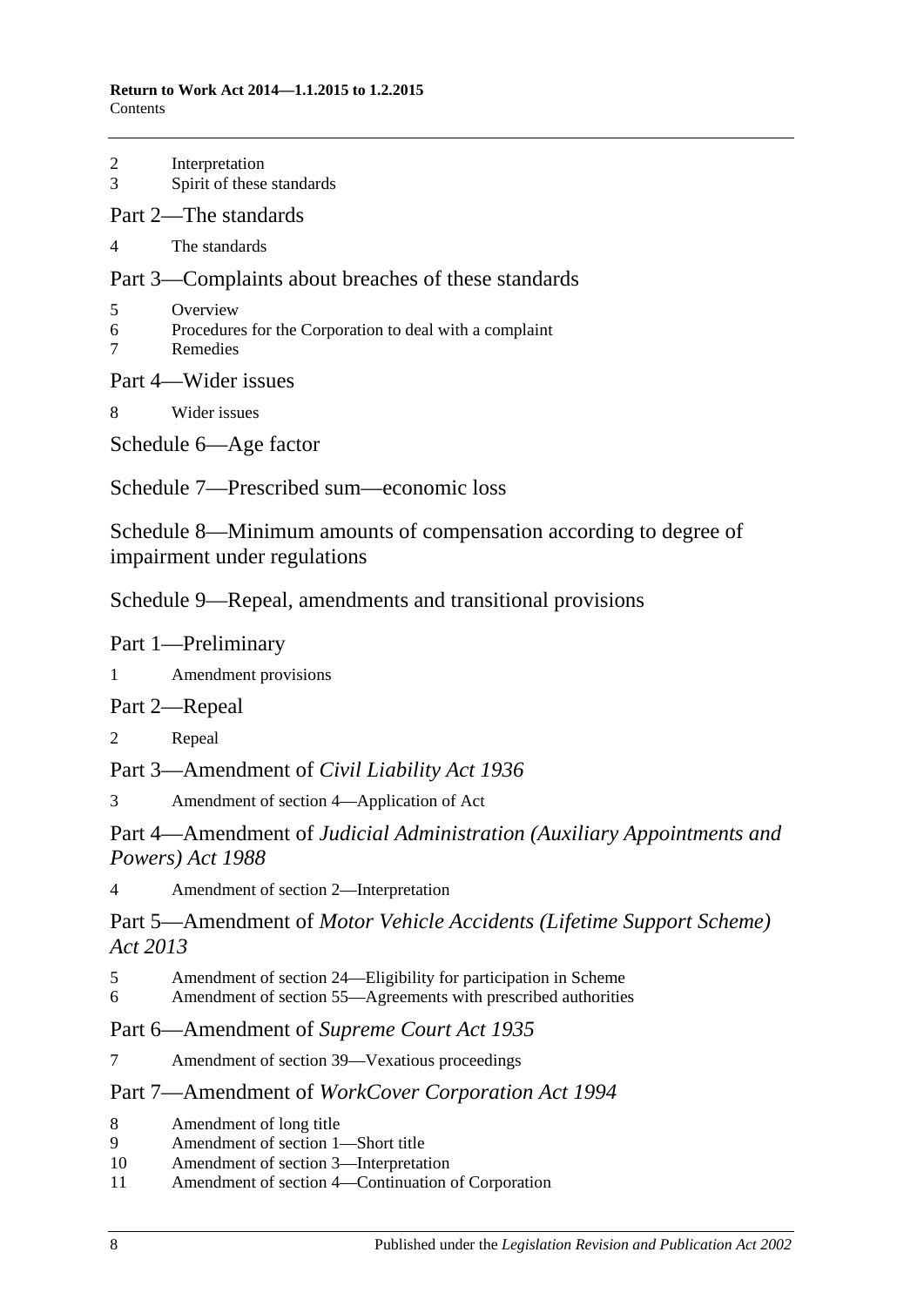2 Interpretation
3 Spirit of these standards

## Part 2—The standards

4 The standards

## Part 3—Complaints about breaches of these standards

5 Overview
6 Procedures for the Corporation to deal with a complaint
7 Remedies

## Part 4—Wider issues

8 Wider issues

## Schedule 6—Age factor

## Schedule 7—Prescribed sum—economic loss

## Schedule 8—Minimum amounts of compensation according to degree of impairment under regulations

## Schedule 9—Repeal, amendments and transitional provisions

## Part 1—Preliminary

1 Amendment provisions

## Part 2—Repeal

2 Repeal

## Part 3—Amendment of *Civil Liability Act 1936*

3 Amendment of section 4—Application of Act

## Part 4—Amendment of *Judicial Administration (Auxiliary Appointments and Powers) Act 1988*

4 Amendment of section 2—Interpretation

## Part 5—Amendment of *Motor Vehicle Accidents (Lifetime Support Scheme) Act 2013*

5 Amendment of section 24—Eligibility for participation in Scheme
6 Amendment of section 55—Agreements with prescribed authorities

## Part 6—Amendment of *Supreme Court Act 1935*

7 Amendment of section 39—Vexatious proceedings

## Part 7—Amendment of *WorkCover Corporation Act 1994*

8 Amendment of long title
9 Amendment of section 1—Short title
10 Amendment of section 3—Interpretation
11 Amendment of section 4—Continuation of Corporation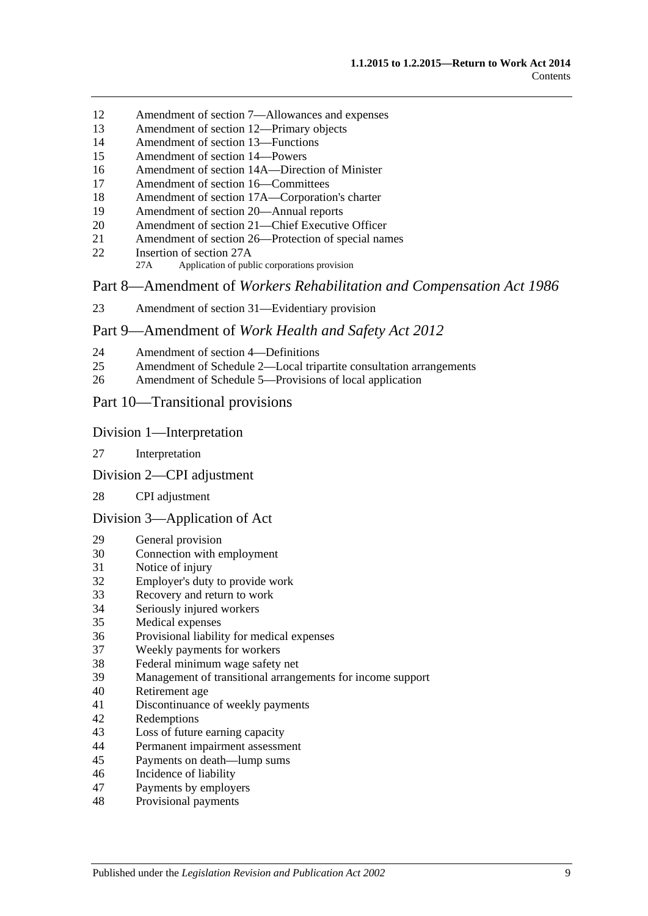12 Amendment of section 7—Allowances and expenses
13 Amendment of section 12—Primary objects
14 Amendment of section 13—Functions
15 Amendment of section 14—Powers
16 Amendment of section 14A—Direction of Minister
17 Amendment of section 16—Committees
18 Amendment of section 17A—Corporation's charter
19 Amendment of section 20—Annual reports
20 Amendment of section 21—Chief Executive Officer
21 Amendment of section 26—Protection of special names
22 Insertion of section 27A
 27A Application of public corporations provision

## Part 8—Amendment of *Workers Rehabilitation and Compensation Act 1986*

23 Amendment of section 31—Evidentiary provision

## Part 9—Amendment of *Work Health and Safety Act 2012*

24 Amendment of section 4—Definitions
25 Amendment of Schedule 2—Local tripartite consultation arrangements
26 Amendment of Schedule 5—Provisions of local application

## Part 10—Transitional provisions

### Division 1—Interpretation

27 Interpretation

### Division 2—CPI adjustment

28 CPI adjustment

### Division 3—Application of Act

29 General provision
30 Connection with employment
31 Notice of injury
32 Employer's duty to provide work
33 Recovery and return to work
34 Seriously injured workers
35 Medical expenses
36 Provisional liability for medical expenses
37 Weekly payments for workers
38 Federal minimum wage safety net
39 Management of transitional arrangements for income support
40 Retirement age
41 Discontinuance of weekly payments
42 Redemptions
43 Loss of future earning capacity
44 Permanent impairment assessment
45 Payments on death—lump sums
46 Incidence of liability
47 Payments by employers
48 Provisional payments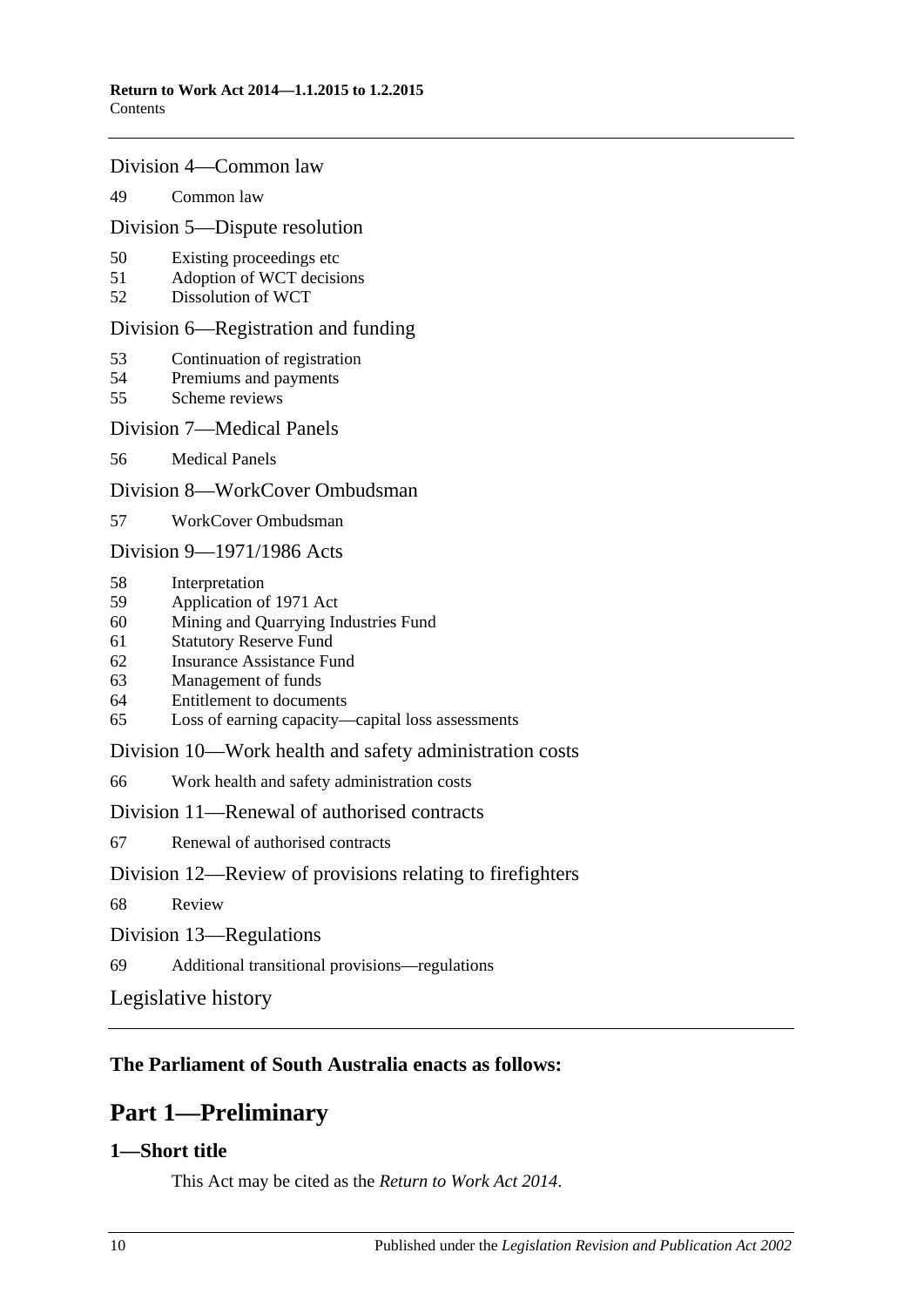Division 4—Common law

49 Common law

Division 5—Dispute resolution

50 Existing proceedings etc
51 Adoption of WCT decisions
52 Dissolution of WCT

Division 6—Registration and funding

53 Continuation of registration
54 Premiums and payments
55 Scheme reviews

Division 7—Medical Panels

56 Medical Panels

Division 8—WorkCover Ombudsman

57 WorkCover Ombudsman

Division 9—1971/1986 Acts

58 Interpretation
59 Application of 1971 Act
60 Mining and Quarrying Industries Fund
61 Statutory Reserve Fund
62 Insurance Assistance Fund
63 Management of funds
64 Entitlement to documents
65 Loss of earning capacity—capital loss assessments

Division 10—Work health and safety administration costs

66 Work health and safety administration costs

Division 11—Renewal of authorised contracts

67 Renewal of authorised contracts

Division 12—Review of provisions relating to firefighters

68 Review

Division 13—Regulations

69 Additional transitional provisions—regulations

Legislative history

**The Parliament of South Australia enacts as follows:**

# Part 1—Preliminary

## 1—Short title

This Act may be cited as the *Return to Work Act 2014*.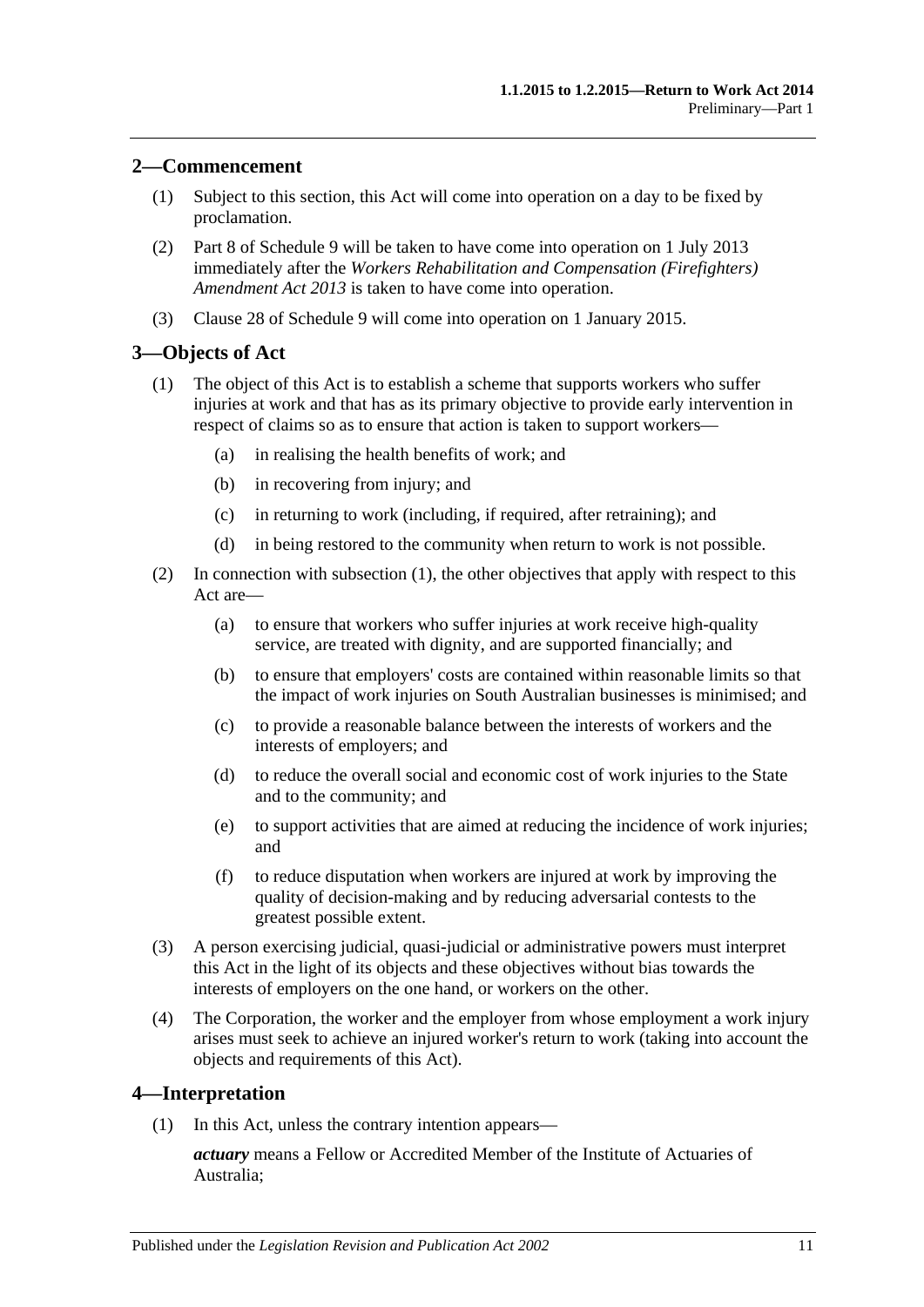## 2—Commencement

(1) Subject to this section, this Act will come into operation on a day to be fixed by proclamation.

(2) Part 8 of Schedule 9 will be taken to have come into operation on 1 July 2013 immediately after the *Workers Rehabilitation and Compensation (Firefighters) Amendment Act 2013* is taken to have come into operation.

(3) Clause 28 of Schedule 9 will come into operation on 1 January 2015.

## 3—Objects of Act

(1) The object of this Act is to establish a scheme that supports workers who suffer injuries at work and that has as its primary objective to provide early intervention in respect of claims so as to ensure that action is taken to support workers—

- (a) in realising the health benefits of work; and
- (b) in recovering from injury; and
- (c) in returning to work (including, if required, after retraining); and
- (d) in being restored to the community when return to work is not possible.

(2) In connection with subsection (1), the other objectives that apply with respect to this Act are—

- (a) to ensure that workers who suffer injuries at work receive high-quality service, are treated with dignity, and are supported financially; and
- (b) to ensure that employers' costs are contained within reasonable limits so that the impact of work injuries on South Australian businesses is minimised; and
- (c) to provide a reasonable balance between the interests of workers and the interests of employers; and
- (d) to reduce the overall social and economic cost of work injuries to the State and to the community; and
- (e) to support activities that are aimed at reducing the incidence of work injuries; and
- (f) to reduce disputation when workers are injured at work by improving the quality of decision-making and by reducing adversarial contests to the greatest possible extent.

(3) A person exercising judicial, quasi-judicial or administrative powers must interpret this Act in the light of its objects and these objectives without bias towards the interests of employers on the one hand, or workers on the other.

(4) The Corporation, the worker and the employer from whose employment a work injury arises must seek to achieve an injured worker's return to work (taking into account the objects and requirements of this Act).

## 4—Interpretation

(1) In this Act, unless the contrary intention appears—

***actuary*** means a Fellow or Accredited Member of the Institute of Actuaries of Australia;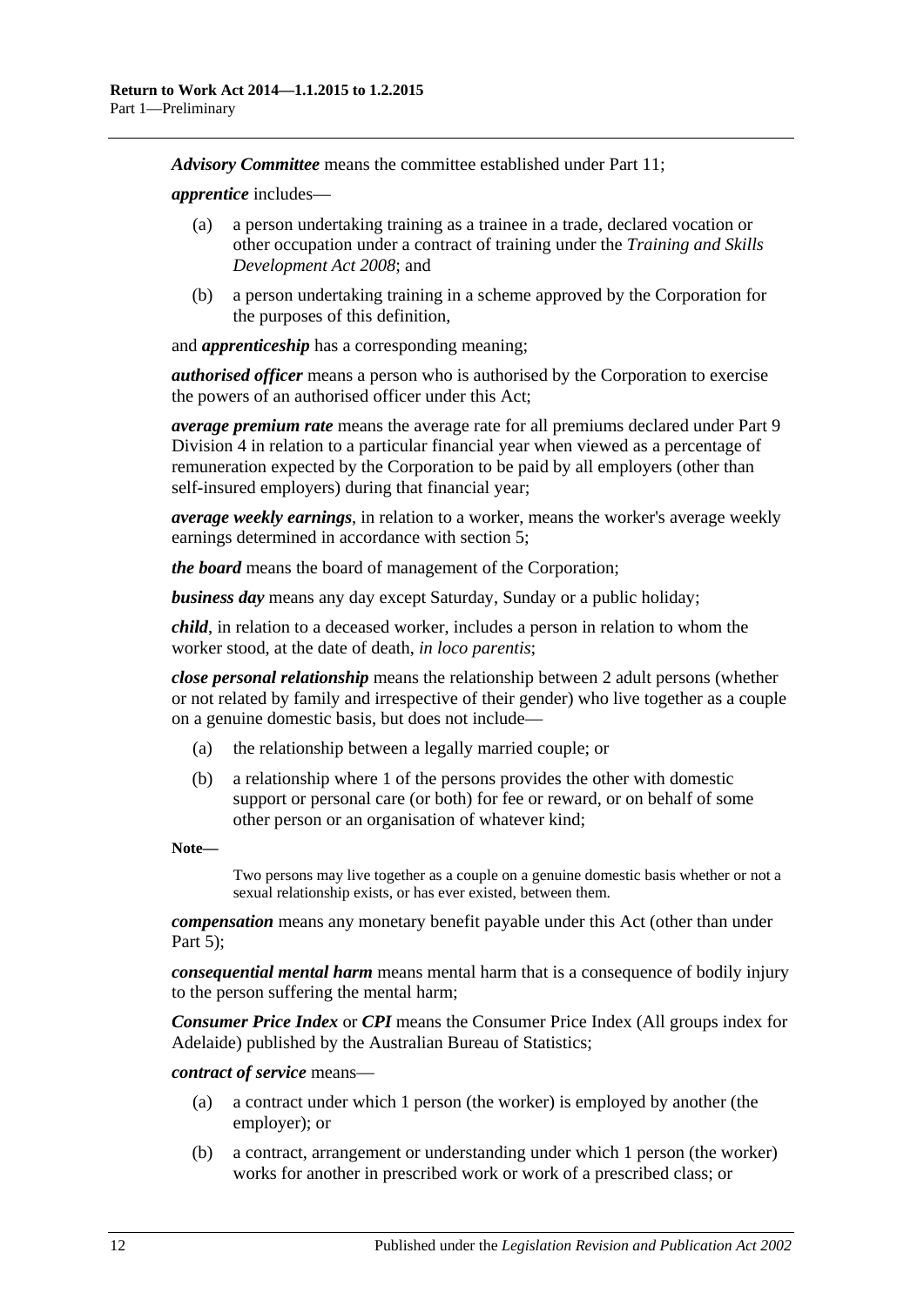***Advisory Committee*** means the committee established under Part 11;

***apprentice*** includes—

- (a) a person undertaking training as a trainee in a trade, declared vocation or other occupation under a contract of training under the *Training and Skills Development Act 2008*; and
- (b) a person undertaking training in a scheme approved by the Corporation for the purposes of this definition,

and ***apprenticeship*** has a corresponding meaning;

***authorised officer*** means a person who is authorised by the Corporation to exercise the powers of an authorised officer under this Act;

***average premium rate*** means the average rate for all premiums declared under Part 9 Division 4 in relation to a particular financial year when viewed as a percentage of remuneration expected by the Corporation to be paid by all employers (other than self-insured employers) during that financial year;

***average weekly earnings***, in relation to a worker, means the worker's average weekly earnings determined in accordance with section 5;

***the board*** means the board of management of the Corporation;

***business day*** means any day except Saturday, Sunday or a public holiday;

***child***, in relation to a deceased worker, includes a person in relation to whom the worker stood, at the date of death, *in loco parentis*;

***close personal relationship*** means the relationship between 2 adult persons (whether or not related by family and irrespective of their gender) who live together as a couple on a genuine domestic basis, but does not include—

- (a) the relationship between a legally married couple; or
- (b) a relationship where 1 of the persons provides the other with domestic support or personal care (or both) for fee or reward, or on behalf of some other person or an organisation of whatever kind;

**Note—**

Two persons may live together as a couple on a genuine domestic basis whether or not a sexual relationship exists, or has ever existed, between them.

***compensation*** means any monetary benefit payable under this Act (other than under Part 5);

***consequential mental harm*** means mental harm that is a consequence of bodily injury to the person suffering the mental harm;

***Consumer Price Index*** or ***CPI*** means the Consumer Price Index (All groups index for Adelaide) published by the Australian Bureau of Statistics;

***contract of service*** means—

- (a) a contract under which 1 person (the worker) is employed by another (the employer); or
- (b) a contract, arrangement or understanding under which 1 person (the worker) works for another in prescribed work or work of a prescribed class; or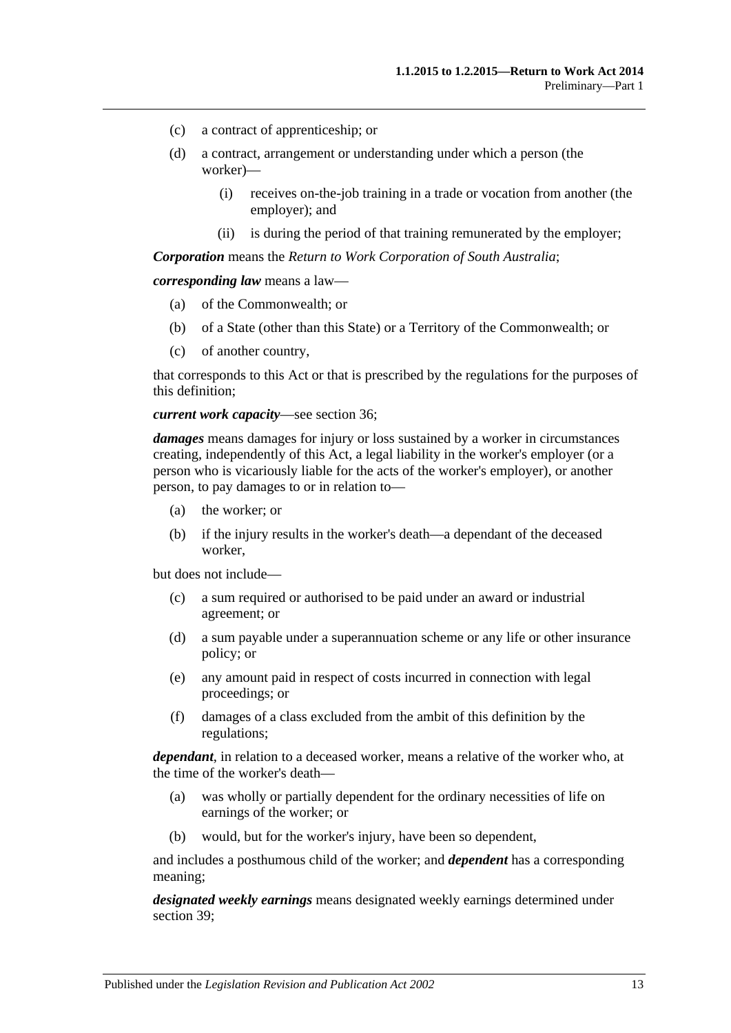(c) a contract of apprenticeship; or

(d) a contract, arrangement or understanding under which a person (the worker)—

(i) receives on-the-job training in a trade or vocation from another (the employer); and

(ii) is during the period of that training remunerated by the employer;

***Corporation*** means the *Return to Work Corporation of South Australia*;

***corresponding law*** means a law—

(a) of the Commonwealth; or

(b) of a State (other than this State) or a Territory of the Commonwealth; or

(c) of another country,

that corresponds to this Act or that is prescribed by the regulations for the purposes of this definition;

***current work capacity***—see section 36;

***damages*** means damages for injury or loss sustained by a worker in circumstances creating, independently of this Act, a legal liability in the worker's employer (or a person who is vicariously liable for the acts of the worker's employer), or another person, to pay damages to or in relation to—

(a) the worker; or

(b) if the injury results in the worker's death—a dependant of the deceased worker,

but does not include—

(c) a sum required or authorised to be paid under an award or industrial agreement; or

(d) a sum payable under a superannuation scheme or any life or other insurance policy; or

(e) any amount paid in respect of costs incurred in connection with legal proceedings; or

(f) damages of a class excluded from the ambit of this definition by the regulations;

***dependant***, in relation to a deceased worker, means a relative of the worker who, at the time of the worker's death—

(a) was wholly or partially dependent for the ordinary necessities of life on earnings of the worker; or

(b) would, but for the worker's injury, have been so dependent,

and includes a posthumous child of the worker; and ***dependent*** has a corresponding meaning;

***designated weekly earnings*** means designated weekly earnings determined under section 39;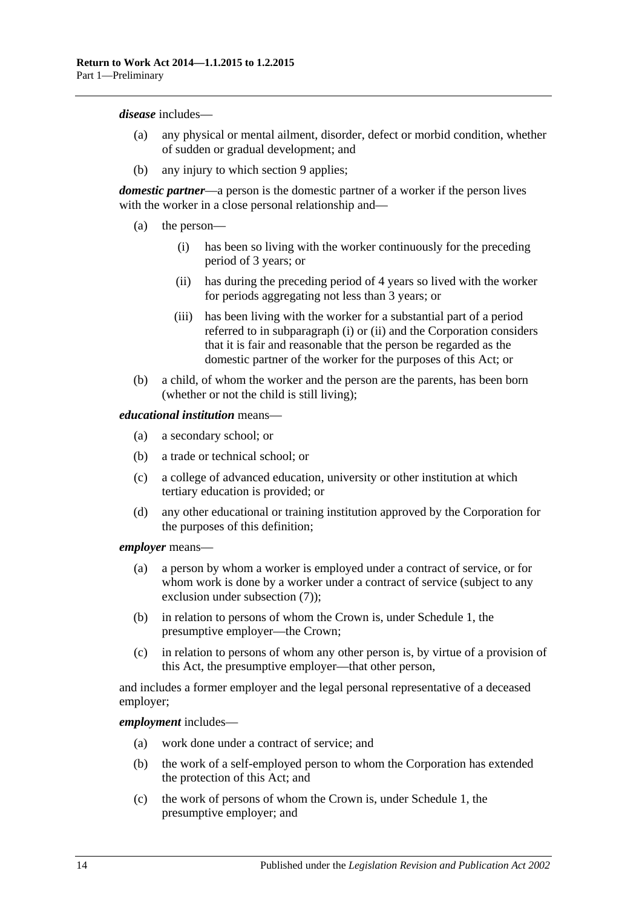***disease*** includes—

(a) any physical or mental ailment, disorder, defect or morbid condition, whether of sudden or gradual development; and

(b) any injury to which section 9 applies;

***domestic partner***—a person is the domestic partner of a worker if the person lives with the worker in a close personal relationship and—

(a) the person—

(i) has been so living with the worker continuously for the preceding period of 3 years; or

(ii) has during the preceding period of 4 years so lived with the worker for periods aggregating not less than 3 years; or

(iii) has been living with the worker for a substantial part of a period referred to in subparagraph (i) or (ii) and the Corporation considers that it is fair and reasonable that the person be regarded as the domestic partner of the worker for the purposes of this Act; or

(b) a child, of whom the worker and the person are the parents, has been born (whether or not the child is still living);

***educational institution*** means—

(a) a secondary school; or

(b) a trade or technical school; or

(c) a college of advanced education, university or other institution at which tertiary education is provided; or

(d) any other educational or training institution approved by the Corporation for the purposes of this definition;

***employer*** means—

(a) a person by whom a worker is employed under a contract of service, or for whom work is done by a worker under a contract of service (subject to any exclusion under subsection (7));

(b) in relation to persons of whom the Crown is, under Schedule 1, the presumptive employer—the Crown;

(c) in relation to persons of whom any other person is, by virtue of a provision of this Act, the presumptive employer—that other person,

and includes a former employer and the legal personal representative of a deceased employer;

***employment*** includes—

(a) work done under a contract of service; and

(b) the work of a self-employed person to whom the Corporation has extended the protection of this Act; and

(c) the work of persons of whom the Crown is, under Schedule 1, the presumptive employer; and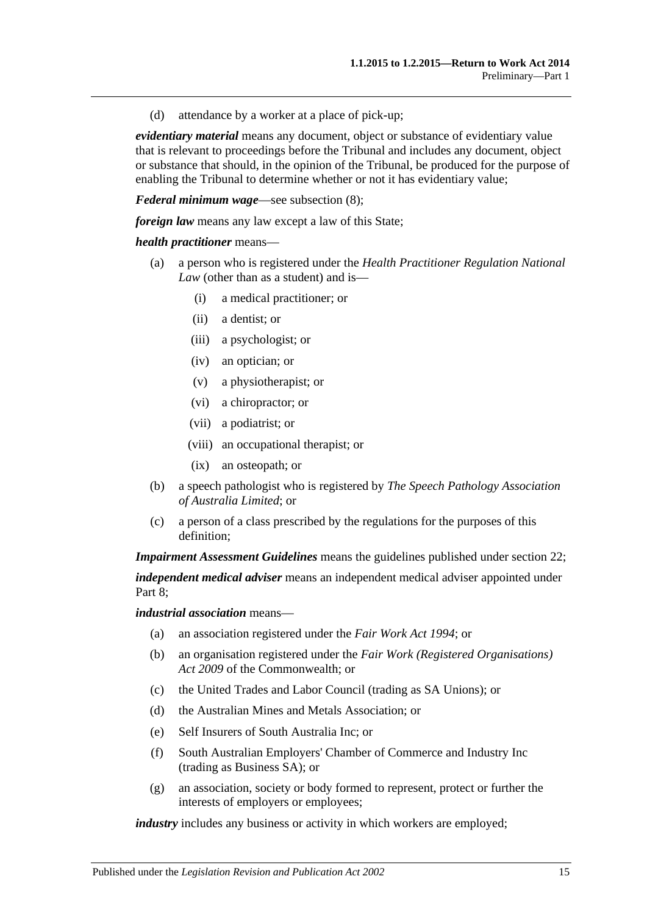(d) attendance by a worker at a place of pick-up;

***evidentiary material*** means any document, object or substance of evidentiary value that is relevant to proceedings before the Tribunal and includes any document, object or substance that should, in the opinion of the Tribunal, be produced for the purpose of enabling the Tribunal to determine whether or not it has evidentiary value;

***Federal minimum wage***—see subsection (8);

***foreign law*** means any law except a law of this State;

***health practitioner*** means—

(a) a person who is registered under the *Health Practitioner Regulation National Law* (other than as a student) and is—

  (i) a medical practitioner; or

  (ii) a dentist; or

  (iii) a psychologist; or

  (iv) an optician; or

  (v) a physiotherapist; or

  (vi) a chiropractor; or

  (vii) a podiatrist; or

  (viii) an occupational therapist; or

  (ix) an osteopath; or

(b) a speech pathologist who is registered by *The Speech Pathology Association of Australia Limited*; or

(c) a person of a class prescribed by the regulations for the purposes of this definition;

***Impairment Assessment Guidelines*** means the guidelines published under section 22;

***independent medical adviser*** means an independent medical adviser appointed under Part 8;

***industrial association*** means—

(a) an association registered under the *Fair Work Act 1994*; or

(b) an organisation registered under the *Fair Work (Registered Organisations) Act 2009* of the Commonwealth; or

(c) the United Trades and Labor Council (trading as SA Unions); or

(d) the Australian Mines and Metals Association; or

(e) Self Insurers of South Australia Inc; or

(f) South Australian Employers' Chamber of Commerce and Industry Inc (trading as Business SA); or

(g) an association, society or body formed to represent, protect or further the interests of employers or employees;

***industry*** includes any business or activity in which workers are employed;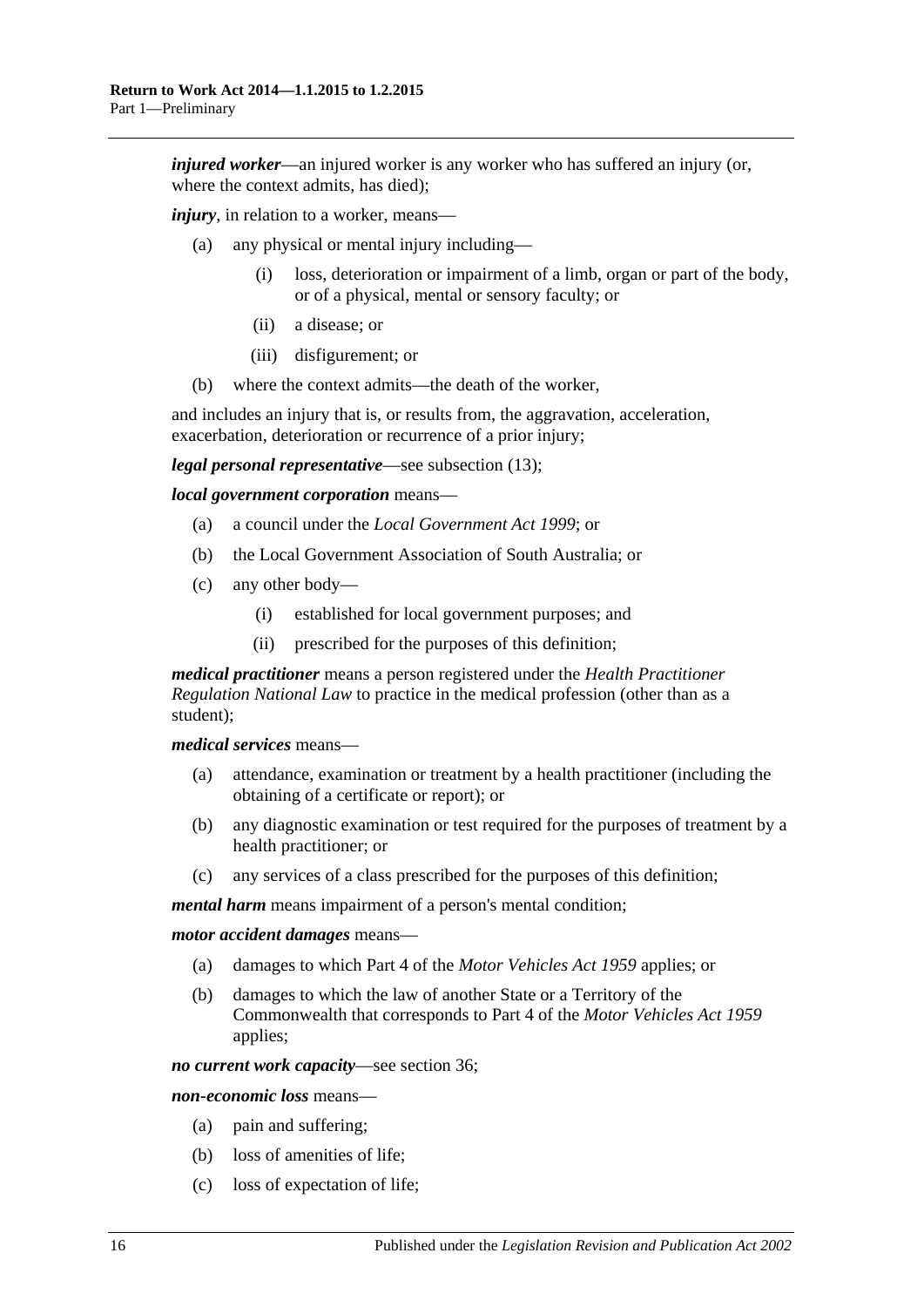***injured worker***—an injured worker is any worker who has suffered an injury (or, where the context admits, has died);

***injury***, in relation to a worker, means—

- (a) any physical or mental injury including—
  - (i) loss, deterioration or impairment of a limb, organ or part of the body, or of a physical, mental or sensory faculty; or
  - (ii) a disease; or
  - (iii) disfigurement; or
- (b) where the context admits—the death of the worker,

and includes an injury that is, or results from, the aggravation, acceleration, exacerbation, deterioration or recurrence of a prior injury;

***legal personal representative***—see subsection (13);

***local government corporation*** means—

- (a) a council under the *Local Government Act 1999*; or
- (b) the Local Government Association of South Australia; or
- (c) any other body—
  - (i) established for local government purposes; and
  - (ii) prescribed for the purposes of this definition;

***medical practitioner*** means a person registered under the *Health Practitioner Regulation National Law* to practice in the medical profession (other than as a student);

***medical services*** means—

- (a) attendance, examination or treatment by a health practitioner (including the obtaining of a certificate or report); or
- (b) any diagnostic examination or test required for the purposes of treatment by a health practitioner; or
- (c) any services of a class prescribed for the purposes of this definition;

***mental harm*** means impairment of a person's mental condition;

***motor accident damages*** means—

- (a) damages to which Part 4 of the *Motor Vehicles Act 1959* applies; or
- (b) damages to which the law of another State or a Territory of the Commonwealth that corresponds to Part 4 of the *Motor Vehicles Act 1959* applies;

***no current work capacity***—see section 36;

***non-economic loss*** means—

- (a) pain and suffering;
- (b) loss of amenities of life;
- (c) loss of expectation of life;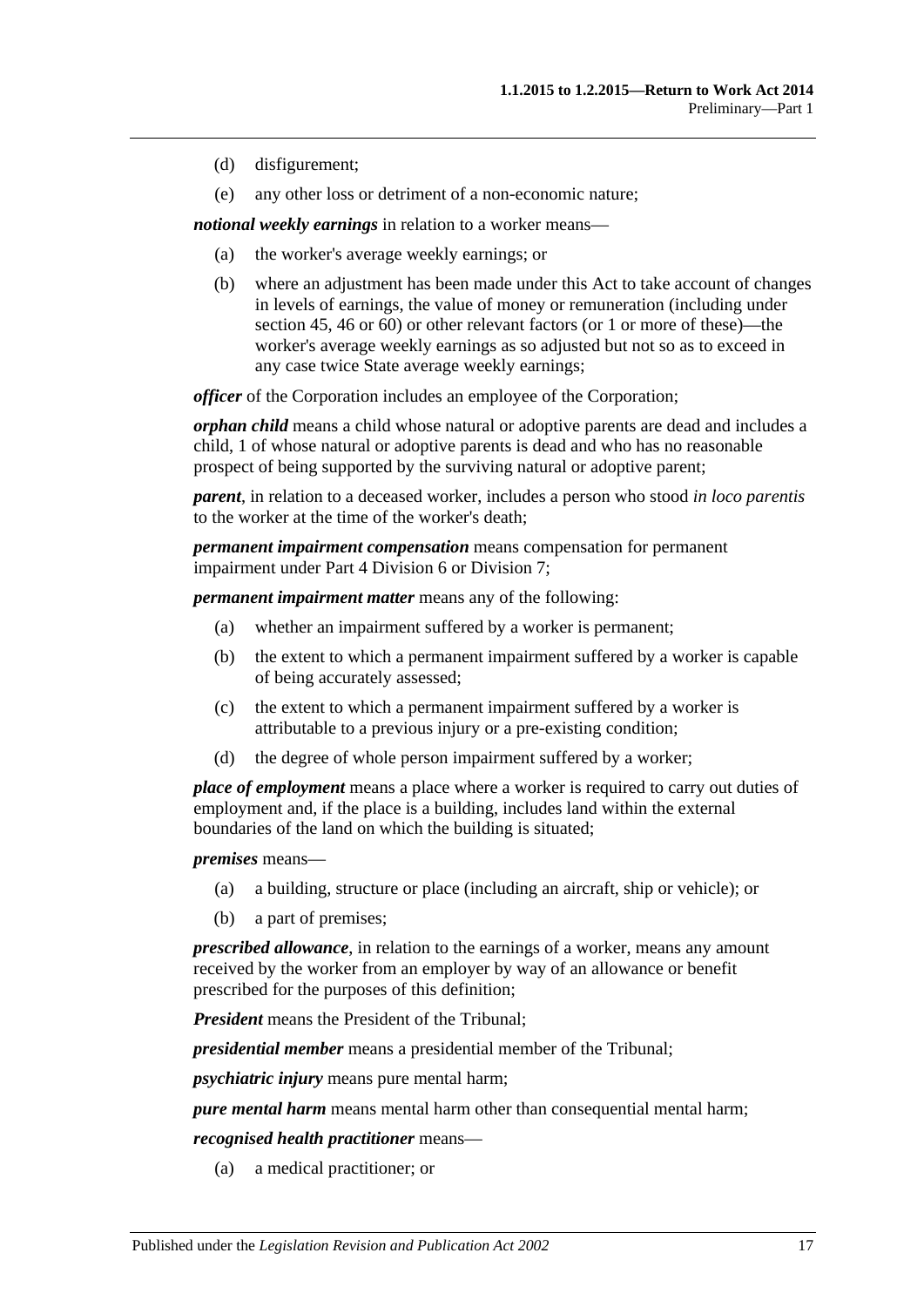(d) disfigurement;

(e) any other loss or detriment of a non-economic nature;

***notional weekly earnings*** in relation to a worker means—

(a) the worker's average weekly earnings; or

(b) where an adjustment has been made under this Act to take account of changes in levels of earnings, the value of money or remuneration (including under section 45, 46 or 60) or other relevant factors (or 1 or more of these)—the worker's average weekly earnings as so adjusted but not so as to exceed in any case twice State average weekly earnings;

***officer*** of the Corporation includes an employee of the Corporation;

***orphan child*** means a child whose natural or adoptive parents are dead and includes a child, 1 of whose natural or adoptive parents is dead and who has no reasonable prospect of being supported by the surviving natural or adoptive parent;

***parent***, in relation to a deceased worker, includes a person who stood *in loco parentis* to the worker at the time of the worker's death;

***permanent impairment compensation*** means compensation for permanent impairment under Part 4 Division 6 or Division 7;

***permanent impairment matter*** means any of the following:

(a) whether an impairment suffered by a worker is permanent;

(b) the extent to which a permanent impairment suffered by a worker is capable of being accurately assessed;

(c) the extent to which a permanent impairment suffered by a worker is attributable to a previous injury or a pre-existing condition;

(d) the degree of whole person impairment suffered by a worker;

***place of employment*** means a place where a worker is required to carry out duties of employment and, if the place is a building, includes land within the external boundaries of the land on which the building is situated;

***premises*** means—

(a) a building, structure or place (including an aircraft, ship or vehicle); or

(b) a part of premises;

***prescribed allowance***, in relation to the earnings of a worker, means any amount received by the worker from an employer by way of an allowance or benefit prescribed for the purposes of this definition;

***President*** means the President of the Tribunal;

***presidential member*** means a presidential member of the Tribunal;

***psychiatric injury*** means pure mental harm;

***pure mental harm*** means mental harm other than consequential mental harm;

***recognised health practitioner*** means—

(a) a medical practitioner; or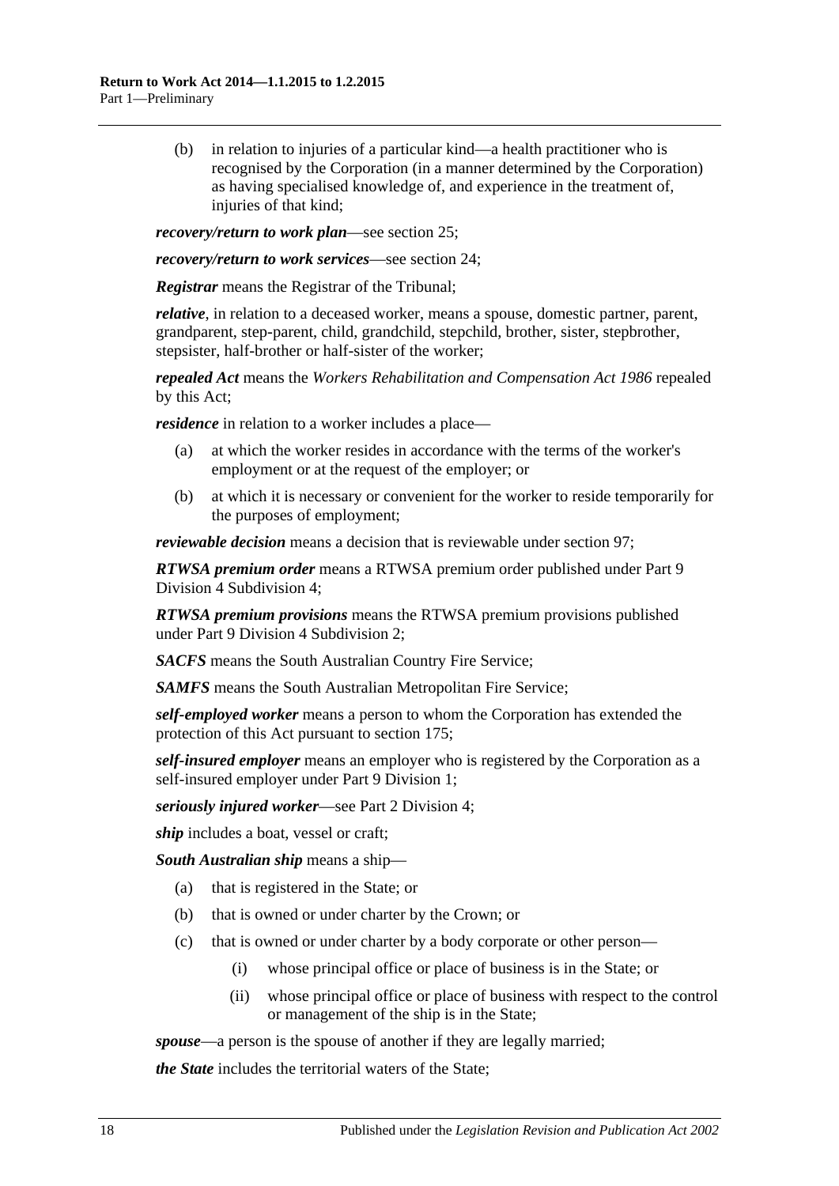(b) in relation to injuries of a particular kind—a health practitioner who is recognised by the Corporation (in a manner determined by the Corporation) as having specialised knowledge of, and experience in the treatment of, injuries of that kind;

***recovery/return to work plan***—see section 25;

***recovery/return to work services***—see section 24;

***Registrar*** means the Registrar of the Tribunal;

***relative***, in relation to a deceased worker, means a spouse, domestic partner, parent, grandparent, step-parent, child, grandchild, stepchild, brother, sister, stepbrother, stepsister, half-brother or half-sister of the worker;

***repealed Act*** means the *Workers Rehabilitation and Compensation Act 1986* repealed by this Act;

***residence*** in relation to a worker includes a place—

- (a) at which the worker resides in accordance with the terms of the worker's employment or at the request of the employer; or
- (b) at which it is necessary or convenient for the worker to reside temporarily for the purposes of employment;

***reviewable decision*** means a decision that is reviewable under section 97;

***RTWSA premium order*** means a RTWSA premium order published under Part 9 Division 4 Subdivision 4;

***RTWSA premium provisions*** means the RTWSA premium provisions published under Part 9 Division 4 Subdivision 2;

***SACFS*** means the South Australian Country Fire Service;

***SAMFS*** means the South Australian Metropolitan Fire Service;

***self-employed worker*** means a person to whom the Corporation has extended the protection of this Act pursuant to section 175;

***self-insured employer*** means an employer who is registered by the Corporation as a self-insured employer under Part 9 Division 1;

***seriously injured worker***—see Part 2 Division 4;

***ship*** includes a boat, vessel or craft;

***South Australian ship*** means a ship—

- (a) that is registered in the State; or
- (b) that is owned or under charter by the Crown; or
- (c) that is owned or under charter by a body corporate or other person—
  - (i) whose principal office or place of business is in the State; or
  - (ii) whose principal office or place of business with respect to the control or management of the ship is in the State;

***spouse***—a person is the spouse of another if they are legally married;

***the State*** includes the territorial waters of the State;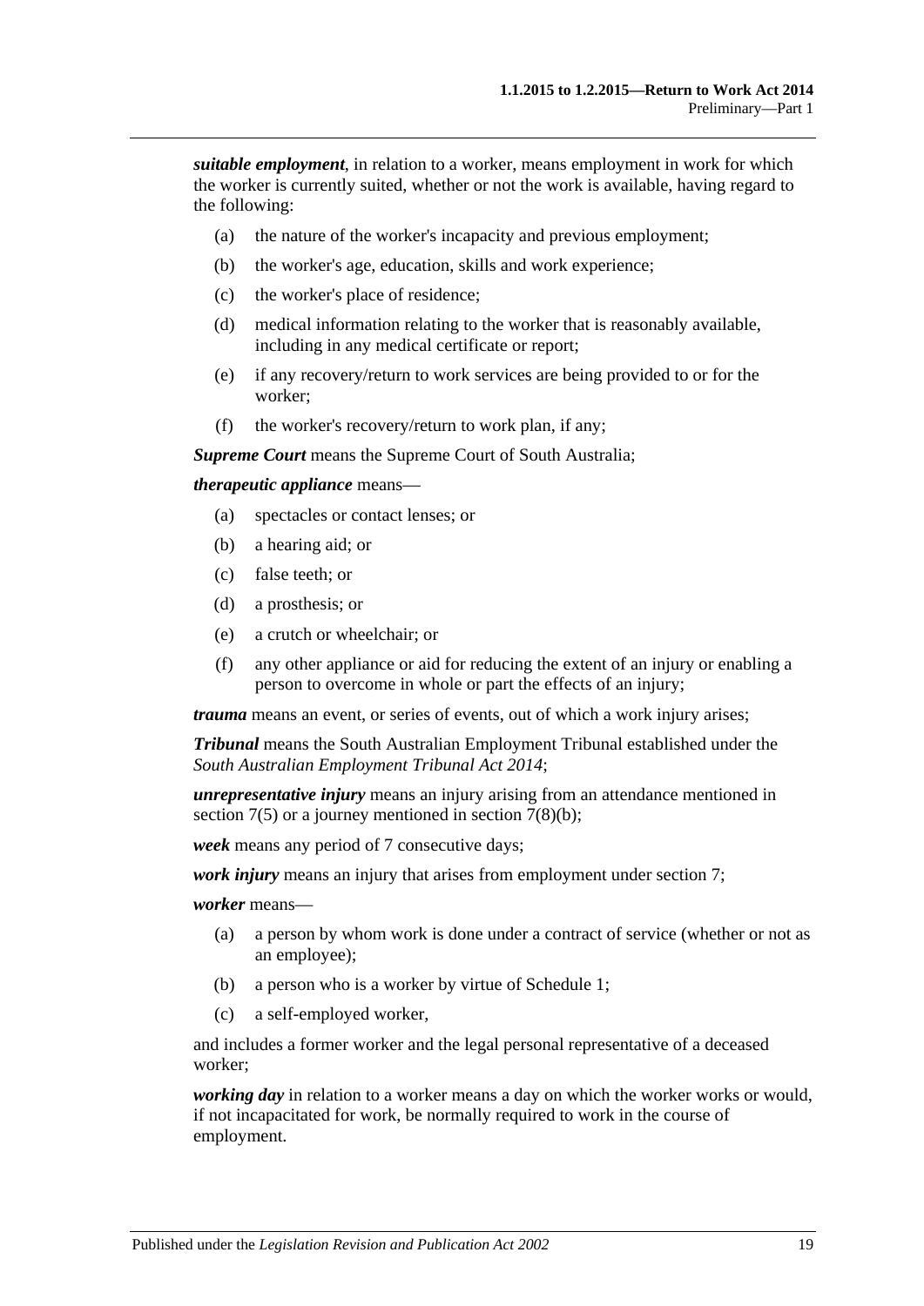***suitable employment***, in relation to a worker, means employment in work for which the worker is currently suited, whether or not the work is available, having regard to the following:

- (a) the nature of the worker's incapacity and previous employment;
- (b) the worker's age, education, skills and work experience;
- (c) the worker's place of residence;
- (d) medical information relating to the worker that is reasonably available, including in any medical certificate or report;
- (e) if any recovery/return to work services are being provided to or for the worker;
- (f) the worker's recovery/return to work plan, if any;

***Supreme Court*** means the Supreme Court of South Australia;

***therapeutic appliance*** means—

- (a) spectacles or contact lenses; or
- (b) a hearing aid; or
- (c) false teeth; or
- (d) a prosthesis; or
- (e) a crutch or wheelchair; or
- (f) any other appliance or aid for reducing the extent of an injury or enabling a person to overcome in whole or part the effects of an injury;

***trauma*** means an event, or series of events, out of which a work injury arises;

***Tribunal*** means the South Australian Employment Tribunal established under the *South Australian Employment Tribunal Act 2014*;

***unrepresentative injury*** means an injury arising from an attendance mentioned in section 7(5) or a journey mentioned in section 7(8)(b);

***week*** means any period of 7 consecutive days;

***work injury*** means an injury that arises from employment under section 7;

***worker*** means—

- (a) a person by whom work is done under a contract of service (whether or not as an employee);
- (b) a person who is a worker by virtue of Schedule 1;
- (c) a self-employed worker,

and includes a former worker and the legal personal representative of a deceased worker;

***working day*** in relation to a worker means a day on which the worker works or would, if not incapacitated for work, be normally required to work in the course of employment.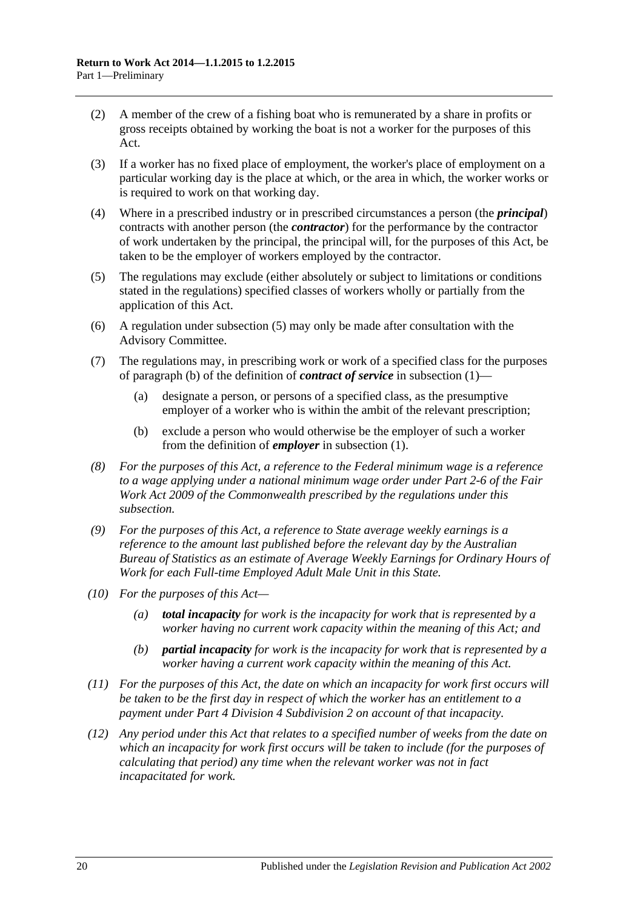(2) A member of the crew of a fishing boat who is remunerated by a share in profits or gross receipts obtained by working the boat is not a worker for the purposes of this Act.

(3) If a worker has no fixed place of employment, the worker's place of employment on a particular working day is the place at which, or the area in which, the worker works or is required to work on that working day.

(4) Where in a prescribed industry or in prescribed circumstances a person (the ***principal***) contracts with another person (the ***contractor***) for the performance by the contractor of work undertaken by the principal, the principal will, for the purposes of this Act, be taken to be the employer of workers employed by the contractor.

(5) The regulations may exclude (either absolutely or subject to limitations or conditions stated in the regulations) specified classes of workers wholly or partially from the application of this Act.

(6) A regulation under subsection (5) may only be made after consultation with the Advisory Committee.

(7) The regulations may, in prescribing work or work of a specified class for the purposes of paragraph (b) of the definition of ***contract of service*** in subsection (1)—

(a) designate a person, or persons of a specified class, as the presumptive employer of a worker who is within the ambit of the relevant prescription;

(b) exclude a person who would otherwise be the employer of such a worker from the definition of ***employer*** in subsection (1).

*(8) For the purposes of this Act, a reference to the Federal minimum wage is a reference to a wage applying under a national minimum wage order under Part 2-6 of the Fair Work Act 2009 of the Commonwealth prescribed by the regulations under this subsection.*

*(9) For the purposes of this Act, a reference to State average weekly earnings is a reference to the amount last published before the relevant day by the Australian Bureau of Statistics as an estimate of Average Weekly Earnings for Ordinary Hours of Work for each Full-time Employed Adult Male Unit in this State.*

*(10) For the purposes of this Act—*

*(a)* ***total incapacity*** *for work is the incapacity for work that is represented by a worker having no current work capacity within the meaning of this Act; and*

*(b)* ***partial incapacity*** *for work is the incapacity for work that is represented by a worker having a current work capacity within the meaning of this Act.*

*(11) For the purposes of this Act, the date on which an incapacity for work first occurs will be taken to be the first day in respect of which the worker has an entitlement to a payment under Part 4 Division 4 Subdivision 2 on account of that incapacity.*

*(12) Any period under this Act that relates to a specified number of weeks from the date on which an incapacity for work first occurs will be taken to include (for the purposes of calculating that period) any time when the relevant worker was not in fact incapacitated for work.*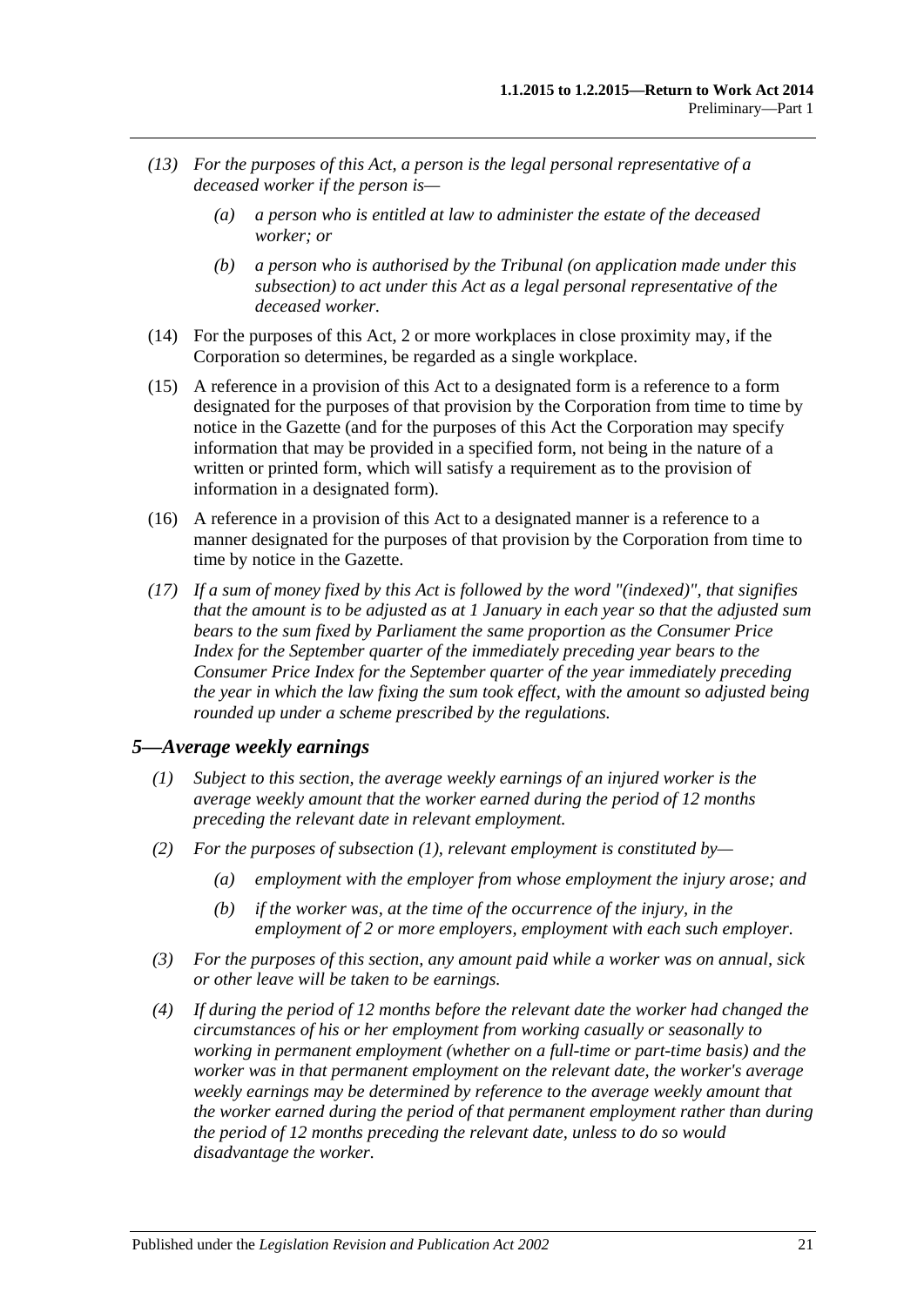*(13) For the purposes of this Act, a person is the legal personal representative of a deceased worker if the person is—*

*(a) a person who is entitled at law to administer the estate of the deceased worker; or*

*(b) a person who is authorised by the Tribunal (on application made under this subsection) to act under this Act as a legal personal representative of the deceased worker.*

(14) For the purposes of this Act, 2 or more workplaces in close proximity may, if the Corporation so determines, be regarded as a single workplace.

(15) A reference in a provision of this Act to a designated form is a reference to a form designated for the purposes of that provision by the Corporation from time to time by notice in the Gazette (and for the purposes of this Act the Corporation may specify information that may be provided in a specified form, not being in the nature of a written or printed form, which will satisfy a requirement as to the provision of information in a designated form).

(16) A reference in a provision of this Act to a designated manner is a reference to a manner designated for the purposes of that provision by the Corporation from time to time by notice in the Gazette.

*(17) If a sum of money fixed by this Act is followed by the word "(indexed)", that signifies that the amount is to be adjusted as at 1 January in each year so that the adjusted sum bears to the sum fixed by Parliament the same proportion as the Consumer Price Index for the September quarter of the immediately preceding year bears to the Consumer Price Index for the September quarter of the year immediately preceding the year in which the law fixing the sum took effect, with the amount so adjusted being rounded up under a scheme prescribed by the regulations.*

### *5—Average weekly earnings*

*(1) Subject to this section, the average weekly earnings of an injured worker is the average weekly amount that the worker earned during the period of 12 months preceding the relevant date in relevant employment.*

*(2) For the purposes of subsection (1), relevant employment is constituted by—*

*(a) employment with the employer from whose employment the injury arose; and*

*(b) if the worker was, at the time of the occurrence of the injury, in the employment of 2 or more employers, employment with each such employer.*

*(3) For the purposes of this section, any amount paid while a worker was on annual, sick or other leave will be taken to be earnings.*

*(4) If during the period of 12 months before the relevant date the worker had changed the circumstances of his or her employment from working casually or seasonally to working in permanent employment (whether on a full-time or part-time basis) and the worker was in that permanent employment on the relevant date, the worker's average weekly earnings may be determined by reference to the average weekly amount that the worker earned during the period of that permanent employment rather than during the period of 12 months preceding the relevant date, unless to do so would disadvantage the worker.*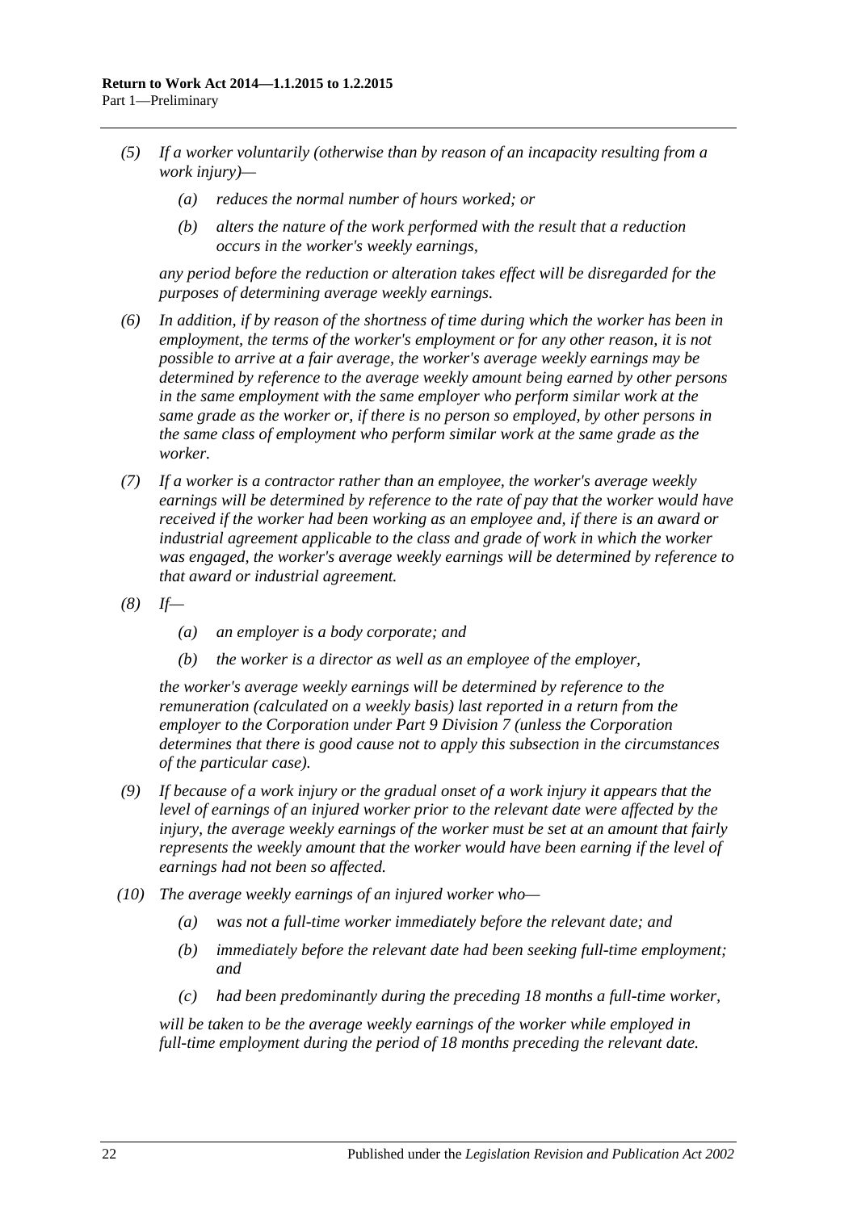*(5) If a worker voluntarily (otherwise than by reason of an incapacity resulting from a work injury)—*

*(a) reduces the normal number of hours worked; or*

*(b) alters the nature of the work performed with the result that a reduction occurs in the worker's weekly earnings,*

*any period before the reduction or alteration takes effect will be disregarded for the purposes of determining average weekly earnings.*

*(6) In addition, if by reason of the shortness of time during which the worker has been in employment, the terms of the worker's employment or for any other reason, it is not possible to arrive at a fair average, the worker's average weekly earnings may be determined by reference to the average weekly amount being earned by other persons in the same employment with the same employer who perform similar work at the same grade as the worker or, if there is no person so employed, by other persons in the same class of employment who perform similar work at the same grade as the worker.*

*(7) If a worker is a contractor rather than an employee, the worker's average weekly earnings will be determined by reference to the rate of pay that the worker would have received if the worker had been working as an employee and, if there is an award or industrial agreement applicable to the class and grade of work in which the worker was engaged, the worker's average weekly earnings will be determined by reference to that award or industrial agreement.*

*(8) If—*

*(a) an employer is a body corporate; and*

*(b) the worker is a director as well as an employee of the employer,*

*the worker's average weekly earnings will be determined by reference to the remuneration (calculated on a weekly basis) last reported in a return from the employer to the Corporation under Part 9 Division 7 (unless the Corporation determines that there is good cause not to apply this subsection in the circumstances of the particular case).*

*(9) If because of a work injury or the gradual onset of a work injury it appears that the level of earnings of an injured worker prior to the relevant date were affected by the injury, the average weekly earnings of the worker must be set at an amount that fairly represents the weekly amount that the worker would have been earning if the level of earnings had not been so affected.*

*(10) The average weekly earnings of an injured worker who—*

*(a) was not a full-time worker immediately before the relevant date; and*

*(b) immediately before the relevant date had been seeking full-time employment; and*

*(c) had been predominantly during the preceding 18 months a full-time worker,*

*will be taken to be the average weekly earnings of the worker while employed in full-time employment during the period of 18 months preceding the relevant date.*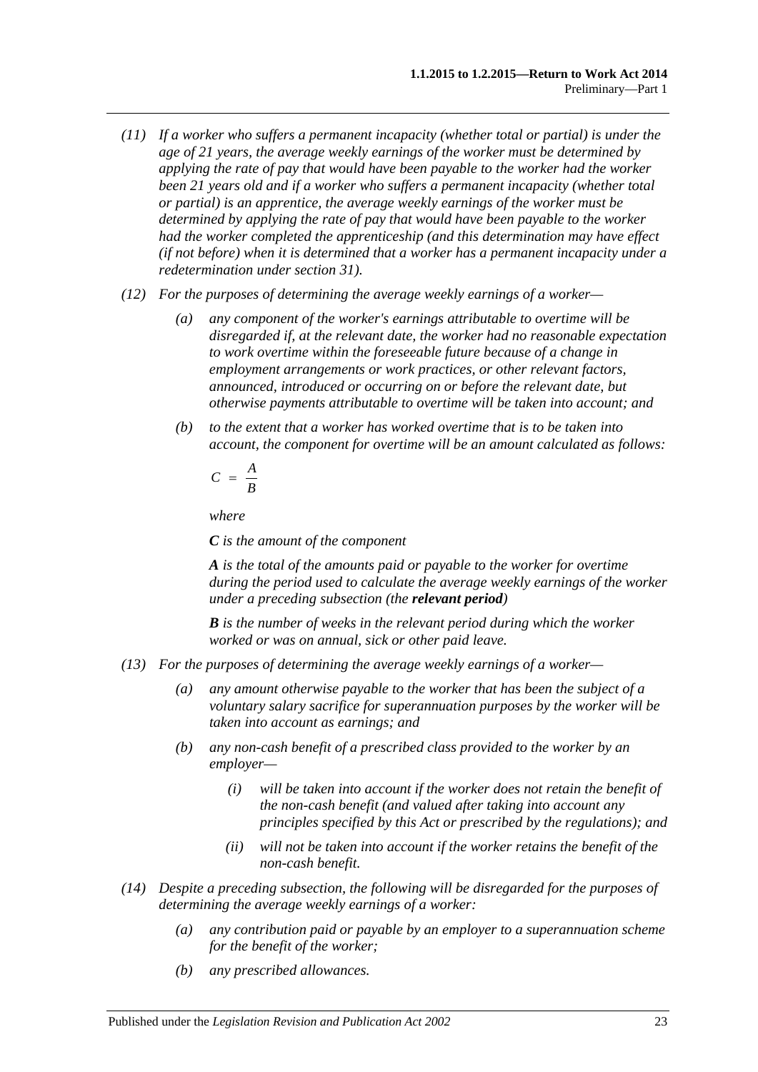*(11) If a worker who suffers a permanent incapacity (whether total or partial) is under the age of 21 years, the average weekly earnings of the worker must be determined by applying the rate of pay that would have been payable to the worker had the worker been 21 years old and if a worker who suffers a permanent incapacity (whether total or partial) is an apprentice, the average weekly earnings of the worker must be determined by applying the rate of pay that would have been payable to the worker had the worker completed the apprenticeship (and this determination may have effect (if not before) when it is determined that a worker has a permanent incapacity under a redetermination under section 31).*

*(12) For the purposes of determining the average weekly earnings of a worker—*

*(a) any component of the worker's earnings attributable to overtime will be disregarded if, at the relevant date, the worker had no reasonable expectation to work overtime within the foreseeable future because of a change in employment arrangements or work practices, or other relevant factors, announced, introduced or occurring on or before the relevant date, but otherwise payments attributable to overtime will be taken into account; and*

*(b) to the extent that a worker has worked overtime that is to be taken into account, the component for overtime will be an amount calculated as follows:*

$$C = \frac{A}{B}$$

*where*

***C** is the amount of the component*

***A** is the total of the amounts paid or payable to the worker for overtime during the period used to calculate the average weekly earnings of the worker under a preceding subsection (the **relevant period**)*

***B** is the number of weeks in the relevant period during which the worker worked or was on annual, sick or other paid leave.*

*(13) For the purposes of determining the average weekly earnings of a worker—*

*(a) any amount otherwise payable to the worker that has been the subject of a voluntary salary sacrifice for superannuation purposes by the worker will be taken into account as earnings; and*

*(b) any non-cash benefit of a prescribed class provided to the worker by an employer—*

*(i) will be taken into account if the worker does not retain the benefit of the non-cash benefit (and valued after taking into account any principles specified by this Act or prescribed by the regulations); and*

*(ii) will not be taken into account if the worker retains the benefit of the non-cash benefit.*

*(14) Despite a preceding subsection, the following will be disregarded for the purposes of determining the average weekly earnings of a worker:*

*(a) any contribution paid or payable by an employer to a superannuation scheme for the benefit of the worker;*

*(b) any prescribed allowances.*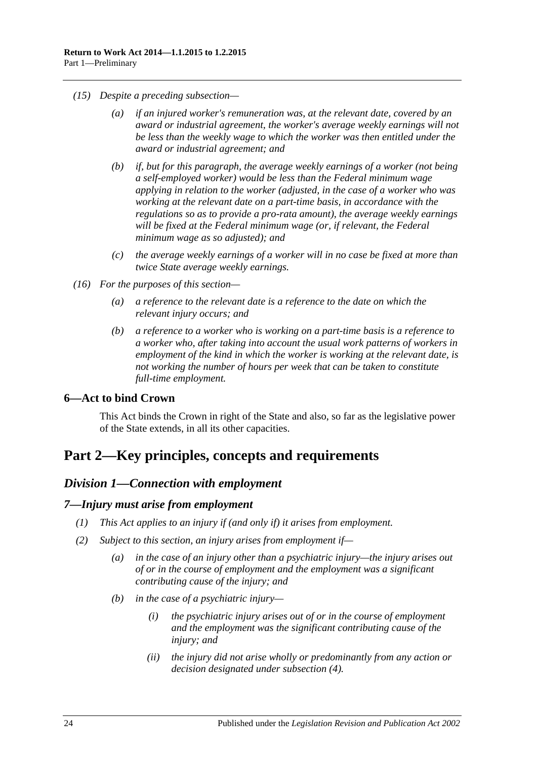*(15) Despite a preceding subsection—*

*(a) if an injured worker's remuneration was, at the relevant date, covered by an award or industrial agreement, the worker's average weekly earnings will not be less than the weekly wage to which the worker was then entitled under the award or industrial agreement; and*

*(b) if, but for this paragraph, the average weekly earnings of a worker (not being a self-employed worker) would be less than the Federal minimum wage applying in relation to the worker (adjusted, in the case of a worker who was working at the relevant date on a part-time basis, in accordance with the regulations so as to provide a pro-rata amount), the average weekly earnings will be fixed at the Federal minimum wage (or, if relevant, the Federal minimum wage as so adjusted); and*

*(c) the average weekly earnings of a worker will in no case be fixed at more than twice State average weekly earnings.*

*(16) For the purposes of this section—*

*(a) a reference to the relevant date is a reference to the date on which the relevant injury occurs; and*

*(b) a reference to a worker who is working on a part-time basis is a reference to a worker who, after taking into account the usual work patterns of workers in employment of the kind in which the worker is working at the relevant date, is not working the number of hours per week that can be taken to constitute full-time employment.*

### 6—Act to bind Crown

This Act binds the Crown in right of the State and also, so far as the legislative power of the State extends, in all its other capacities.

# Part 2—Key principles, concepts and requirements

## *Division 1—Connection with employment*

### *7—Injury must arise from employment*

*(1) This Act applies to an injury if (and only if) it arises from employment.*

*(2) Subject to this section, an injury arises from employment if—*

*(a) in the case of an injury other than a psychiatric injury—the injury arises out of or in the course of employment and the employment was a significant contributing cause of the injury; and*

*(b) in the case of a psychiatric injury—*

*(i) the psychiatric injury arises out of or in the course of employment and the employment was the significant contributing cause of the injury; and*

*(ii) the injury did not arise wholly or predominantly from any action or decision designated under subsection (4).*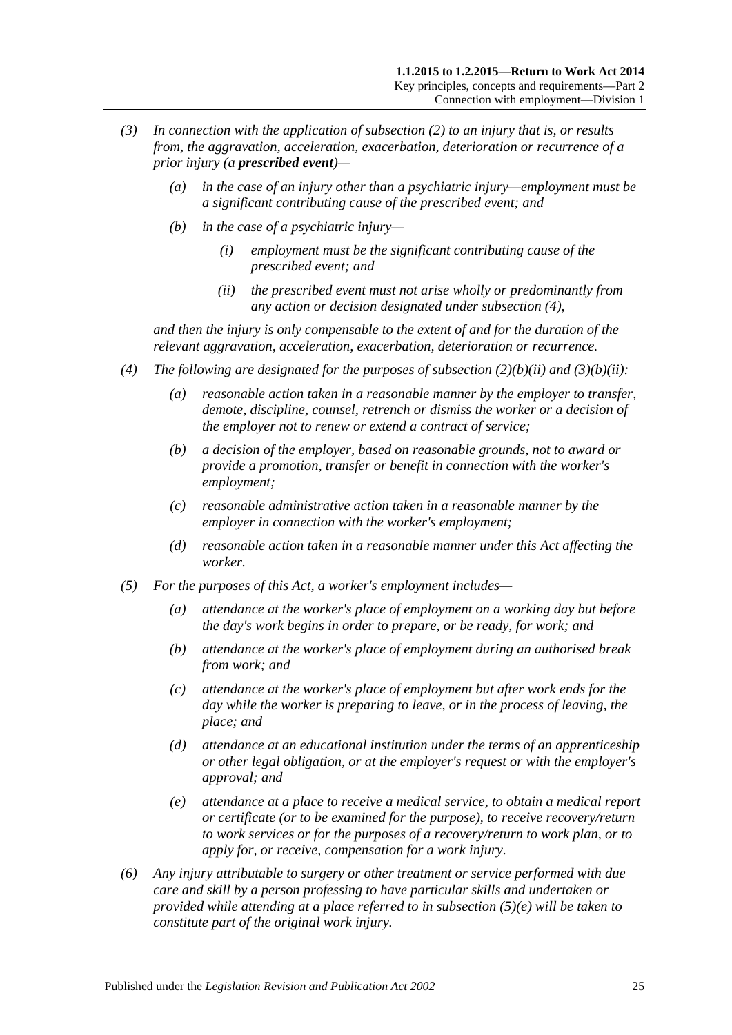*(3) In connection with the application of subsection (2) to an injury that is, or results from, the aggravation, acceleration, exacerbation, deterioration or recurrence of a prior injury (a* ***prescribed event****)—*

*(a) in the case of an injury other than a psychiatric injury—employment must be a significant contributing cause of the prescribed event; and*

*(b) in the case of a psychiatric injury—*

*(i) employment must be the significant contributing cause of the prescribed event; and*

*(ii) the prescribed event must not arise wholly or predominantly from any action or decision designated under subsection (4),*

*and then the injury is only compensable to the extent of and for the duration of the relevant aggravation, acceleration, exacerbation, deterioration or recurrence.*

*(4) The following are designated for the purposes of subsection (2)(b)(ii) and (3)(b)(ii):*

*(a) reasonable action taken in a reasonable manner by the employer to transfer, demote, discipline, counsel, retrench or dismiss the worker or a decision of the employer not to renew or extend a contract of service;*

*(b) a decision of the employer, based on reasonable grounds, not to award or provide a promotion, transfer or benefit in connection with the worker's employment;*

*(c) reasonable administrative action taken in a reasonable manner by the employer in connection with the worker's employment;*

*(d) reasonable action taken in a reasonable manner under this Act affecting the worker.*

*(5) For the purposes of this Act, a worker's employment includes—*

*(a) attendance at the worker's place of employment on a working day but before the day's work begins in order to prepare, or be ready, for work; and*

*(b) attendance at the worker's place of employment during an authorised break from work; and*

*(c) attendance at the worker's place of employment but after work ends for the day while the worker is preparing to leave, or in the process of leaving, the place; and*

*(d) attendance at an educational institution under the terms of an apprenticeship or other legal obligation, or at the employer's request or with the employer's approval; and*

*(e) attendance at a place to receive a medical service, to obtain a medical report or certificate (or to be examined for the purpose), to receive recovery/return to work services or for the purposes of a recovery/return to work plan, or to apply for, or receive, compensation for a work injury.*

*(6) Any injury attributable to surgery or other treatment or service performed with due care and skill by a person professing to have particular skills and undertaken or provided while attending at a place referred to in subsection (5)(e) will be taken to constitute part of the original work injury.*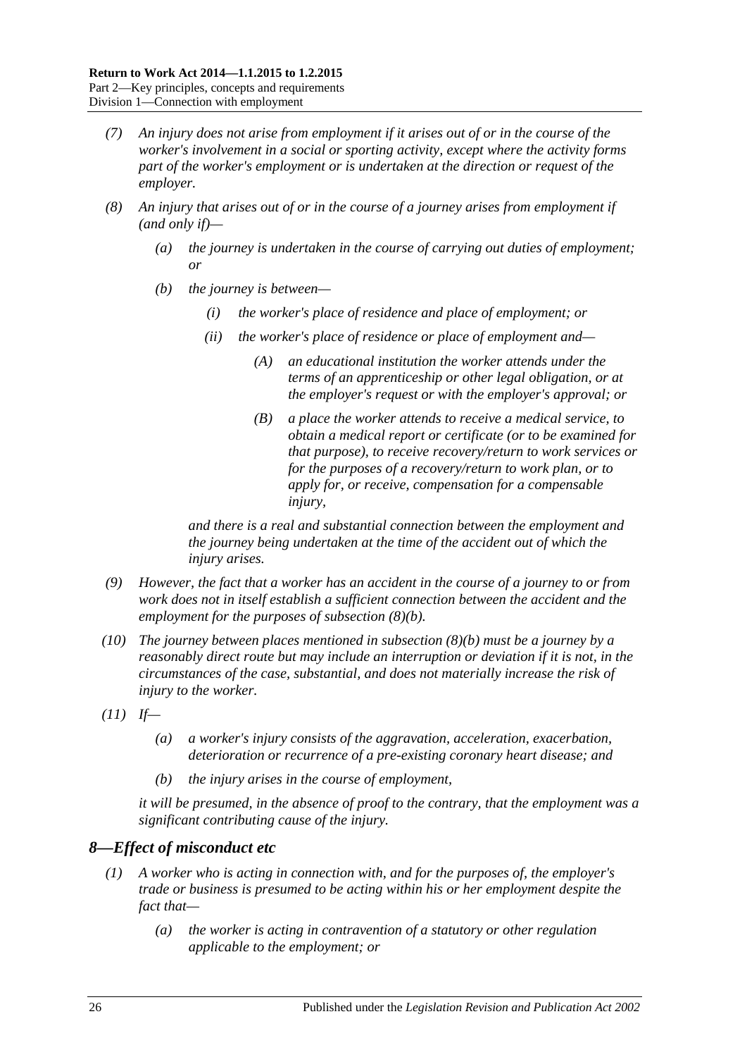*(7) An injury does not arise from employment if it arises out of or in the course of the worker's involvement in a social or sporting activity, except where the activity forms part of the worker's employment or is undertaken at the direction or request of the employer.*

*(8) An injury that arises out of or in the course of a journey arises from employment if (and only if)—*

*(a) the journey is undertaken in the course of carrying out duties of employment; or*

*(b) the journey is between—*

*(i) the worker's place of residence and place of employment; or*

*(ii) the worker's place of residence or place of employment and—*

*(A) an educational institution the worker attends under the terms of an apprenticeship or other legal obligation, or at the employer's request or with the employer's approval; or*

*(B) a place the worker attends to receive a medical service, to obtain a medical report or certificate (or to be examined for that purpose), to receive recovery/return to work services or for the purposes of a recovery/return to work plan, or to apply for, or receive, compensation for a compensable injury,*

*and there is a real and substantial connection between the employment and the journey being undertaken at the time of the accident out of which the injury arises.*

*(9) However, the fact that a worker has an accident in the course of a journey to or from work does not in itself establish a sufficient connection between the accident and the employment for the purposes of subsection (8)(b).*

*(10) The journey between places mentioned in subsection (8)(b) must be a journey by a reasonably direct route but may include an interruption or deviation if it is not, in the circumstances of the case, substantial, and does not materially increase the risk of injury to the worker.*

*(11) If—*

*(a) a worker's injury consists of the aggravation, acceleration, exacerbation, deterioration or recurrence of a pre-existing coronary heart disease; and*

*(b) the injury arises in the course of employment,*

*it will be presumed, in the absence of proof to the contrary, that the employment was a significant contributing cause of the injury.*

## *8—Effect of misconduct etc*

*(1) A worker who is acting in connection with, and for the purposes of, the employer's trade or business is presumed to be acting within his or her employment despite the fact that—*

*(a) the worker is acting in contravention of a statutory or other regulation applicable to the employment; or*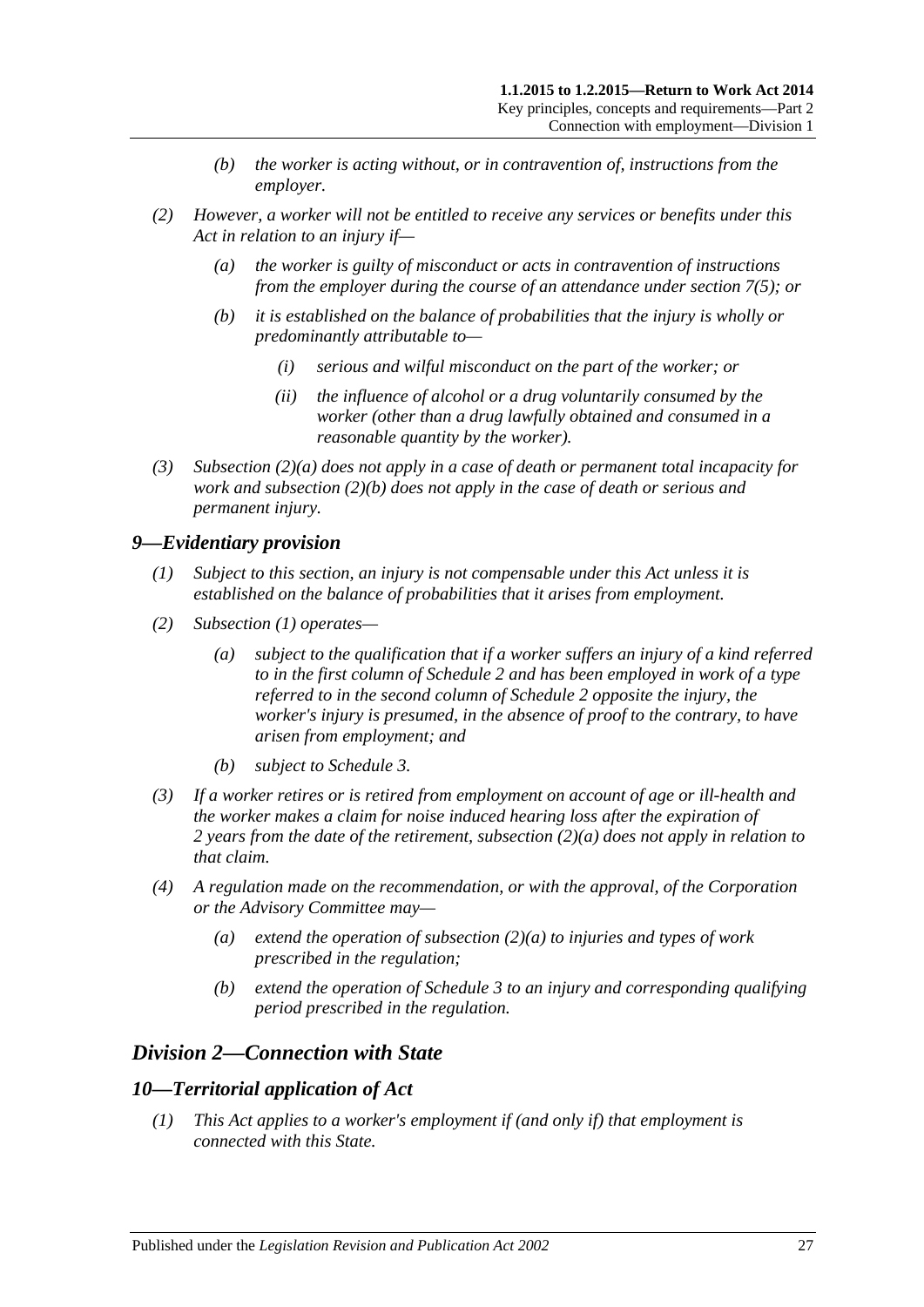*(b) the worker is acting without, or in contravention of, instructions from the employer.*

*(2) However, a worker will not be entitled to receive any services or benefits under this Act in relation to an injury if—*

*(a) the worker is guilty of misconduct or acts in contravention of instructions from the employer during the course of an attendance under section 7(5); or*

*(b) it is established on the balance of probabilities that the injury is wholly or predominantly attributable to—*

*(i) serious and wilful misconduct on the part of the worker; or*

*(ii) the influence of alcohol or a drug voluntarily consumed by the worker (other than a drug lawfully obtained and consumed in a reasonable quantity by the worker).*

*(3) Subsection (2)(a) does not apply in a case of death or permanent total incapacity for work and subsection (2)(b) does not apply in the case of death or serious and permanent injury.*

## *9—Evidentiary provision*

*(1) Subject to this section, an injury is not compensable under this Act unless it is established on the balance of probabilities that it arises from employment.*

*(2) Subsection (1) operates—*

*(a) subject to the qualification that if a worker suffers an injury of a kind referred to in the first column of Schedule 2 and has been employed in work of a type referred to in the second column of Schedule 2 opposite the injury, the worker's injury is presumed, in the absence of proof to the contrary, to have arisen from employment; and*

*(b) subject to Schedule 3.*

*(3) If a worker retires or is retired from employment on account of age or ill-health and the worker makes a claim for noise induced hearing loss after the expiration of 2 years from the date of the retirement, subsection (2)(a) does not apply in relation to that claim.*

*(4) A regulation made on the recommendation, or with the approval, of the Corporation or the Advisory Committee may—*

*(a) extend the operation of subsection (2)(a) to injuries and types of work prescribed in the regulation;*

*(b) extend the operation of Schedule 3 to an injury and corresponding qualifying period prescribed in the regulation.*

# *Division 2—Connection with State*

## *10—Territorial application of Act*

*(1) This Act applies to a worker's employment if (and only if) that employment is connected with this State.*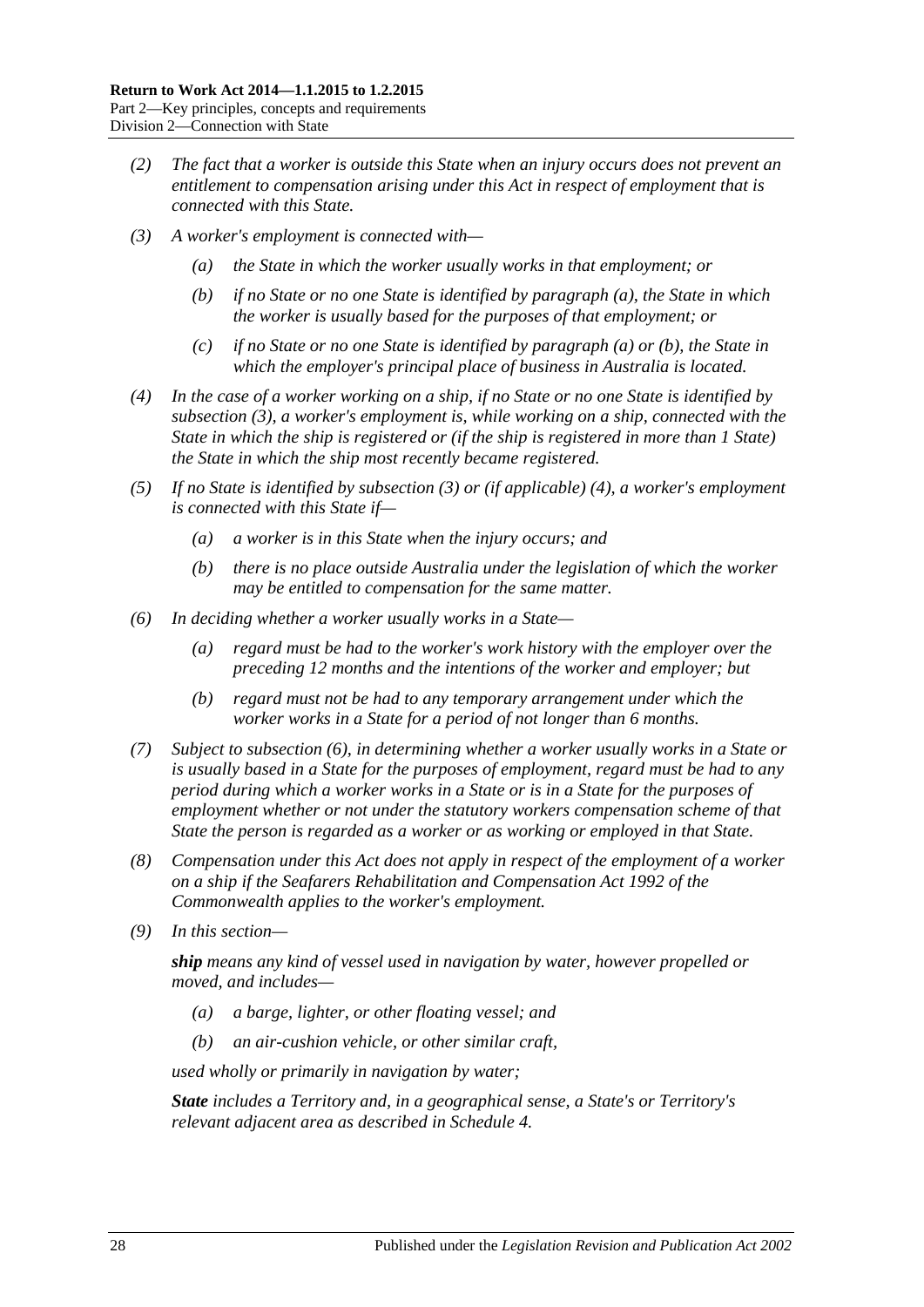*(2) The fact that a worker is outside this State when an injury occurs does not prevent an entitlement to compensation arising under this Act in respect of employment that is connected with this State.*

*(3) A worker's employment is connected with—*

*(a) the State in which the worker usually works in that employment; or*

*(b) if no State or no one State is identified by paragraph (a), the State in which the worker is usually based for the purposes of that employment; or*

*(c) if no State or no one State is identified by paragraph (a) or (b), the State in which the employer's principal place of business in Australia is located.*

*(4) In the case of a worker working on a ship, if no State or no one State is identified by subsection (3), a worker's employment is, while working on a ship, connected with the State in which the ship is registered or (if the ship is registered in more than 1 State) the State in which the ship most recently became registered.*

*(5) If no State is identified by subsection (3) or (if applicable) (4), a worker's employment is connected with this State if—*

*(a) a worker is in this State when the injury occurs; and*

*(b) there is no place outside Australia under the legislation of which the worker may be entitled to compensation for the same matter.*

*(6) In deciding whether a worker usually works in a State—*

*(a) regard must be had to the worker's work history with the employer over the preceding 12 months and the intentions of the worker and employer; but*

*(b) regard must not be had to any temporary arrangement under which the worker works in a State for a period of not longer than 6 months.*

*(7) Subject to subsection (6), in determining whether a worker usually works in a State or is usually based in a State for the purposes of employment, regard must be had to any period during which a worker works in a State or is in a State for the purposes of employment whether or not under the statutory workers compensation scheme of that State the person is regarded as a worker or as working or employed in that State.*

*(8) Compensation under this Act does not apply in respect of the employment of a worker on a ship if the Seafarers Rehabilitation and Compensation Act 1992 of the Commonwealth applies to the worker's employment.*

*(9) In this section—*

***ship** means any kind of vessel used in navigation by water, however propelled or moved, and includes—*

*(a) a barge, lighter, or other floating vessel; and*

*(b) an air-cushion vehicle, or other similar craft,*

*used wholly or primarily in navigation by water;*

***State** includes a Territory and, in a geographical sense, a State's or Territory's relevant adjacent area as described in Schedule 4.*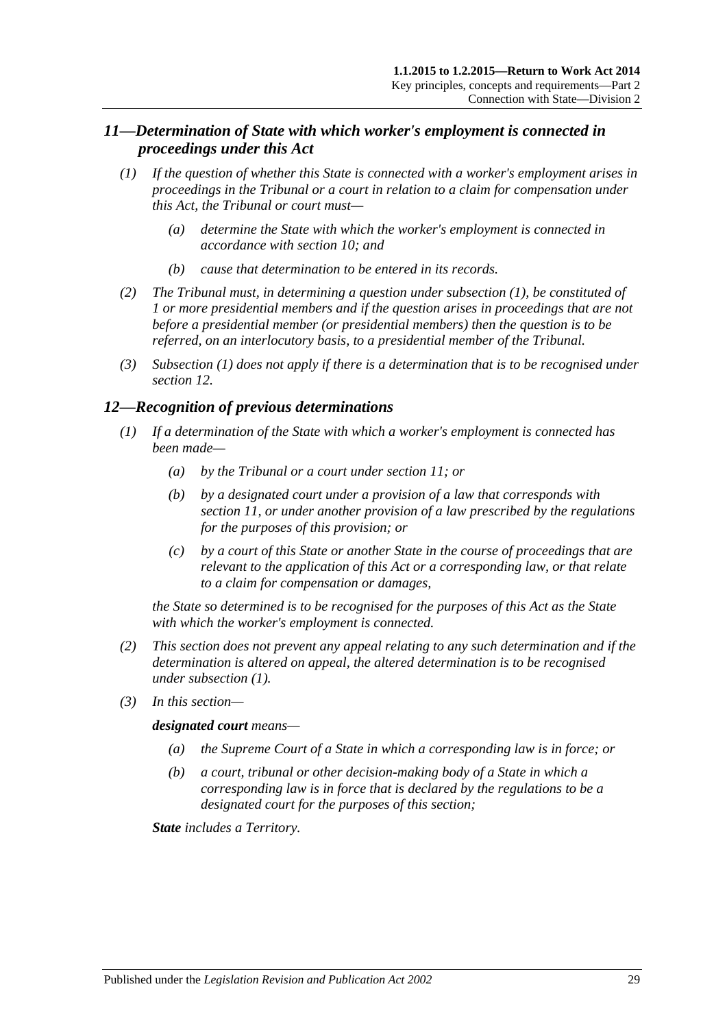## 11—Determination of State with which worker's employment is connected in proceedings under this Act

(1) If the question of whether this State is connected with a worker's employment arises in proceedings in the Tribunal or a court in relation to a claim for compensation under this Act, the Tribunal or court must—

(a) determine the State with which the worker's employment is connected in accordance with section 10; and

(b) cause that determination to be entered in its records.

(2) The Tribunal must, in determining a question under subsection (1), be constituted of 1 or more presidential members and if the question arises in proceedings that are not before a presidential member (or presidential members) then the question is to be referred, on an interlocutory basis, to a presidential member of the Tribunal.

(3) Subsection (1) does not apply if there is a determination that is to be recognised under section 12.

## 12—Recognition of previous determinations

(1) If a determination of the State with which a worker's employment is connected has been made—

(a) by the Tribunal or a court under section 11; or

(b) by a designated court under a provision of a law that corresponds with section 11, or under another provision of a law prescribed by the regulations for the purposes of this provision; or

(c) by a court of this State or another State in the course of proceedings that are relevant to the application of this Act or a corresponding law, or that relate to a claim for compensation or damages,

the State so determined is to be recognised for the purposes of this Act as the State with which the worker's employment is connected.

(2) This section does not prevent any appeal relating to any such determination and if the determination is altered on appeal, the altered determination is to be recognised under subsection (1).

(3) In this section—

***designated court*** means—

(a) the Supreme Court of a State in which a corresponding law is in force; or

(b) a court, tribunal or other decision-making body of a State in which a corresponding law is in force that is declared by the regulations to be a designated court for the purposes of this section;

***State*** includes a Territory.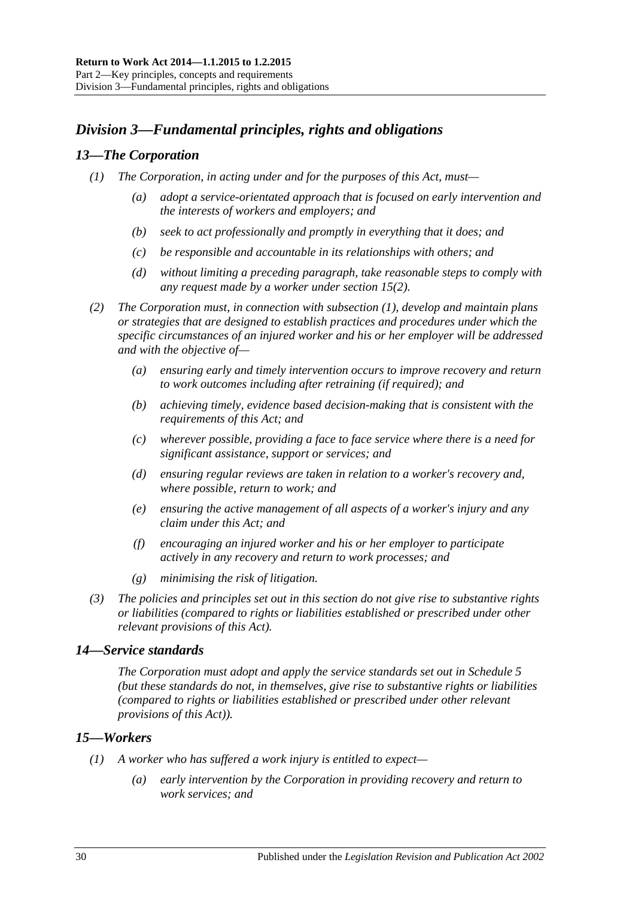## *Division 3—Fundamental principles, rights and obligations*

### *13—The Corporation*

(1) The Corporation, in acting under and for the purposes of this Act, must—

(a) adopt a service-orientated approach that is focused on early intervention and the interests of workers and employers; and

(b) seek to act professionally and promptly in everything that it does; and

(c) be responsible and accountable in its relationships with others; and

(d) without limiting a preceding paragraph, take reasonable steps to comply with any request made by a worker under section 15(2).

(2) The Corporation must, in connection with subsection (1), develop and maintain plans or strategies that are designed to establish practices and procedures under which the specific circumstances of an injured worker and his or her employer will be addressed and with the objective of—

(a) ensuring early and timely intervention occurs to improve recovery and return to work outcomes including after retraining (if required); and

(b) achieving timely, evidence based decision-making that is consistent with the requirements of this Act; and

(c) wherever possible, providing a face to face service where there is a need for significant assistance, support or services; and

(d) ensuring regular reviews are taken in relation to a worker's recovery and, where possible, return to work; and

(e) ensuring the active management of all aspects of a worker's injury and any claim under this Act; and

(f) encouraging an injured worker and his or her employer to participate actively in any recovery and return to work processes; and

(g) minimising the risk of litigation.

(3) The policies and principles set out in this section do not give rise to substantive rights or liabilities (compared to rights or liabilities established or prescribed under other relevant provisions of this Act).

### *14—Service standards*

The Corporation must adopt and apply the service standards set out in Schedule 5 (but these standards do not, in themselves, give rise to substantive rights or liabilities (compared to rights or liabilities established or prescribed under other relevant provisions of this Act)).

### *15—Workers*

(1) A worker who has suffered a work injury is entitled to expect—

(a) early intervention by the Corporation in providing recovery and return to work services; and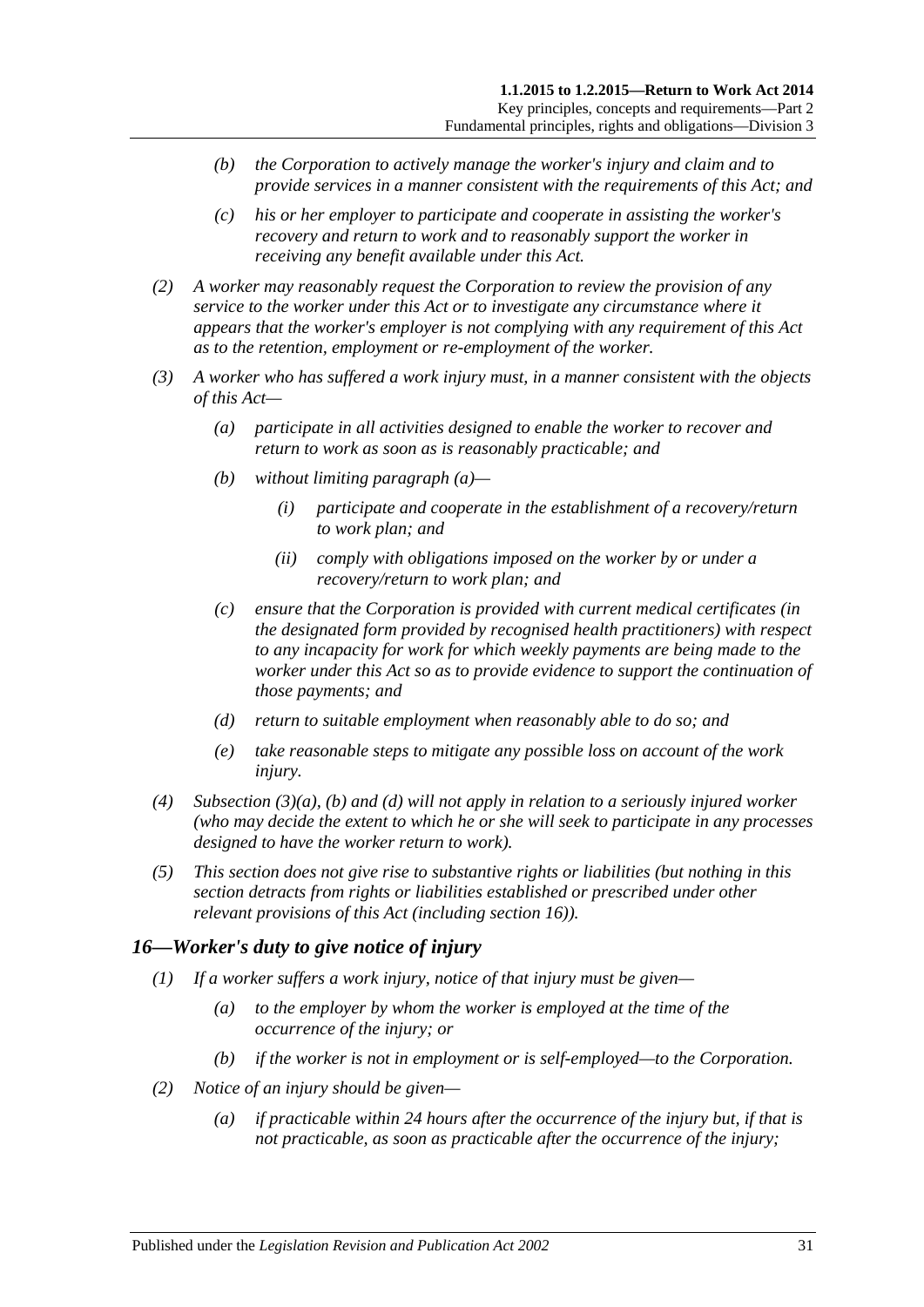(b) the Corporation to actively manage the worker's injury and claim and to provide services in a manner consistent with the requirements of this Act; and

(c) his or her employer to participate and cooperate in assisting the worker's recovery and return to work and to reasonably support the worker in receiving any benefit available under this Act.

(2) A worker may reasonably request the Corporation to review the provision of any service to the worker under this Act or to investigate any circumstance where it appears that the worker's employer is not complying with any requirement of this Act as to the retention, employment or re-employment of the worker.

(3) A worker who has suffered a work injury must, in a manner consistent with the objects of this Act—

(a) participate in all activities designed to enable the worker to recover and return to work as soon as is reasonably practicable; and

(b) without limiting paragraph (a)—

(i) participate and cooperate in the establishment of a recovery/return to work plan; and

(ii) comply with obligations imposed on the worker by or under a recovery/return to work plan; and

(c) ensure that the Corporation is provided with current medical certificates (in the designated form provided by recognised health practitioners) with respect to any incapacity for work for which weekly payments are being made to the worker under this Act so as to provide evidence to support the continuation of those payments; and

(d) return to suitable employment when reasonably able to do so; and

(e) take reasonable steps to mitigate any possible loss on account of the work injury.

(4) Subsection (3)(a), (b) and (d) will not apply in relation to a seriously injured worker (who may decide the extent to which he or she will seek to participate in any processes designed to have the worker return to work).

(5) This section does not give rise to substantive rights or liabilities (but nothing in this section detracts from rights or liabilities established or prescribed under other relevant provisions of this Act (including section 16)).

## 16—Worker's duty to give notice of injury

(1) If a worker suffers a work injury, notice of that injury must be given—

(a) to the employer by whom the worker is employed at the time of the occurrence of the injury; or

(b) if the worker is not in employment or is self-employed—to the Corporation.

(2) Notice of an injury should be given—

(a) if practicable within 24 hours after the occurrence of the injury but, if that is not practicable, as soon as practicable after the occurrence of the injury;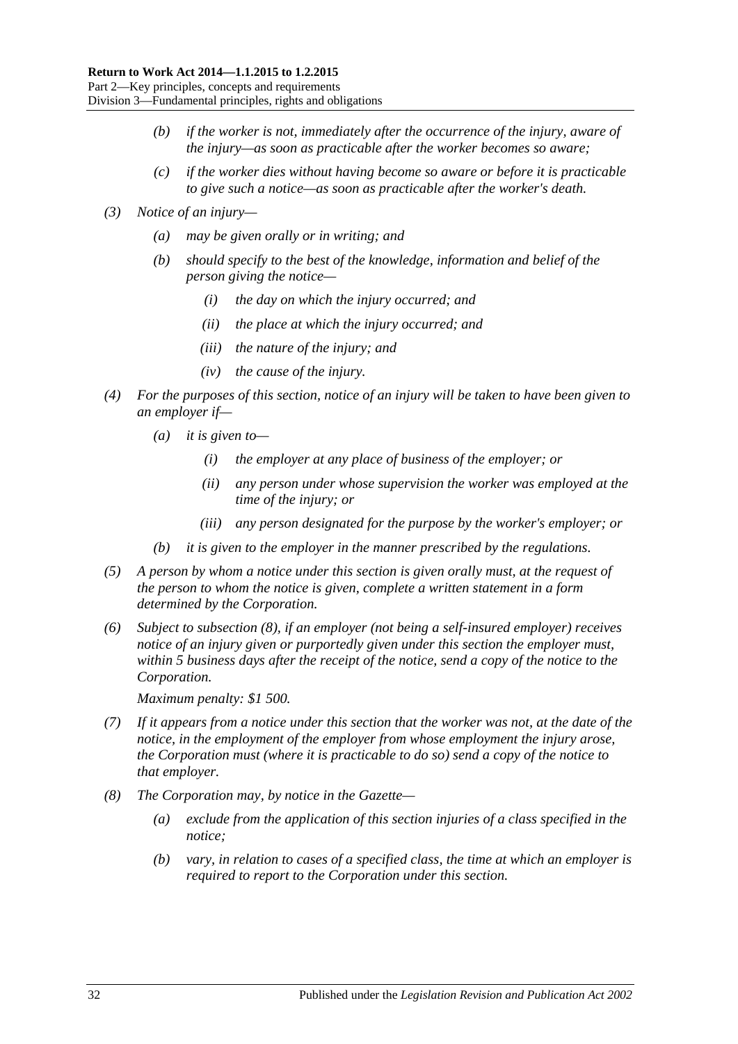- (b) if the worker is not, immediately after the occurrence of the injury, aware of the injury—as soon as practicable after the worker becomes so aware;
- (c) if the worker dies without having become so aware or before it is practicable to give such a notice—as soon as practicable after the worker's death.

(3) Notice of an injury—

- (a) may be given orally or in writing; and
- (b) should specify to the best of the knowledge, information and belief of the person giving the notice—
  - (i) the day on which the injury occurred; and
  - (ii) the place at which the injury occurred; and
  - (iii) the nature of the injury; and
  - (iv) the cause of the injury.

(4) For the purposes of this section, notice of an injury will be taken to have been given to an employer if—

- (a) it is given to—
  - (i) the employer at any place of business of the employer; or
  - (ii) any person under whose supervision the worker was employed at the time of the injury; or
  - (iii) any person designated for the purpose by the worker's employer; or
- (b) it is given to the employer in the manner prescribed by the regulations.

(5) A person by whom a notice under this section is given orally must, at the request of the person to whom the notice is given, complete a written statement in a form determined by the Corporation.

(6) Subject to subsection (8), if an employer (not being a self-insured employer) receives notice of an injury given or purportedly given under this section the employer must, within 5 business days after the receipt of the notice, send a copy of the notice to the Corporation.

Maximum penalty: $1 500.

(7) If it appears from a notice under this section that the worker was not, at the date of the notice, in the employment of the employer from whose employment the injury arose, the Corporation must (where it is practicable to do so) send a copy of the notice to that employer.

(8) The Corporation may, by notice in the Gazette—

- (a) exclude from the application of this section injuries of a class specified in the notice;
- (b) vary, in relation to cases of a specified class, the time at which an employer is required to report to the Corporation under this section.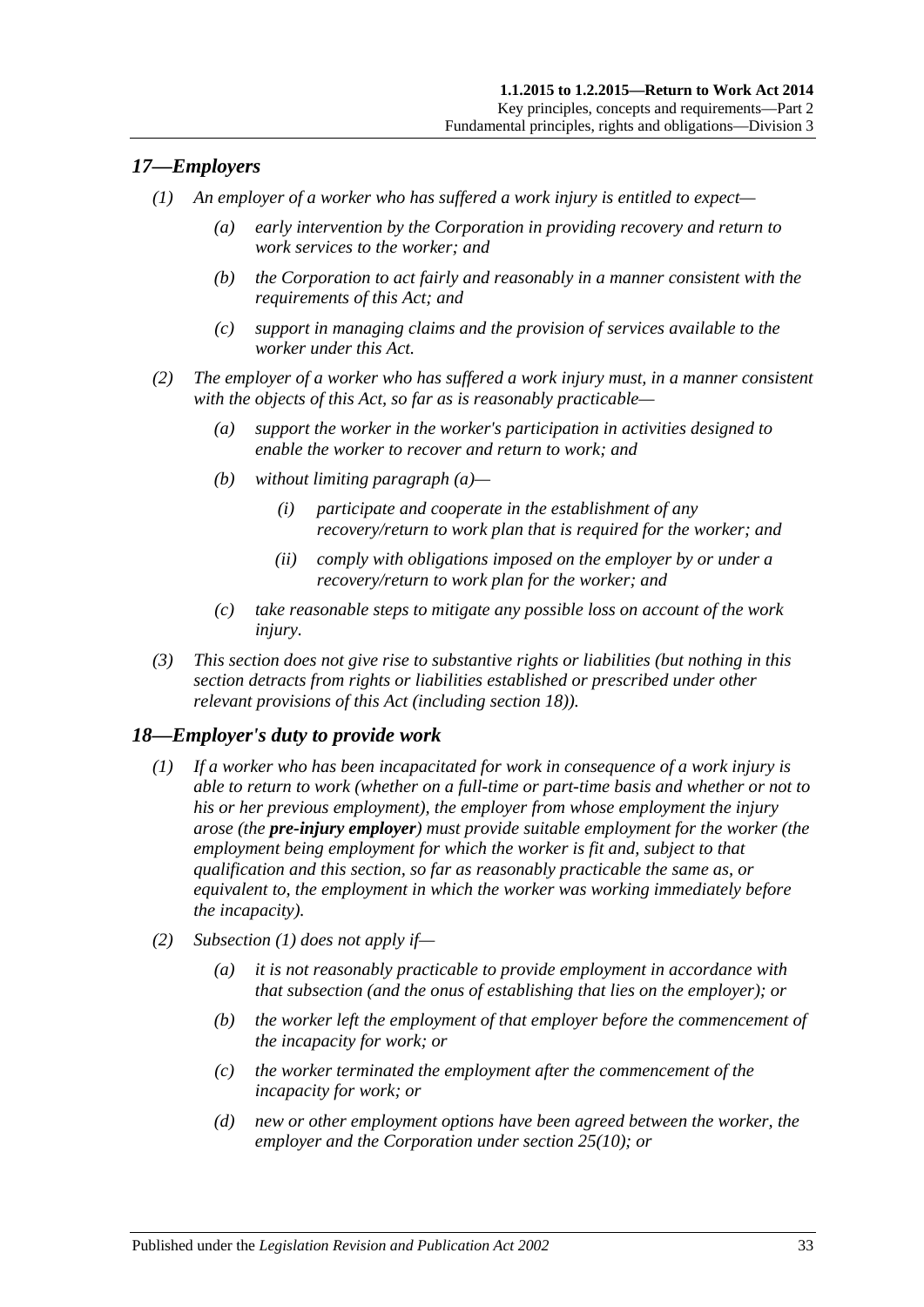## *17—Employers*

*(1) An employer of a worker who has suffered a work injury is entitled to expect—*

*(a) early intervention by the Corporation in providing recovery and return to work services to the worker; and*

*(b) the Corporation to act fairly and reasonably in a manner consistent with the requirements of this Act; and*

*(c) support in managing claims and the provision of services available to the worker under this Act.*

*(2) The employer of a worker who has suffered a work injury must, in a manner consistent with the objects of this Act, so far as is reasonably practicable—*

*(a) support the worker in the worker's participation in activities designed to enable the worker to recover and return to work; and*

*(b) without limiting paragraph (a)—*

*(i) participate and cooperate in the establishment of any recovery/return to work plan that is required for the worker; and*

*(ii) comply with obligations imposed on the employer by or under a recovery/return to work plan for the worker; and*

*(c) take reasonable steps to mitigate any possible loss on account of the work injury.*

*(3) This section does not give rise to substantive rights or liabilities (but nothing in this section detracts from rights or liabilities established or prescribed under other relevant provisions of this Act (including section 18)).*

## *18—Employer's duty to provide work*

*(1) If a worker who has been incapacitated for work in consequence of a work injury is able to return to work (whether on a full-time or part-time basis and whether or not to his or her previous employment), the employer from whose employment the injury arose (the* ***pre-injury employer****) must provide suitable employment for the worker (the employment being employment for which the worker is fit and, subject to that qualification and this section, so far as reasonably practicable the same as, or equivalent to, the employment in which the worker was working immediately before the incapacity).*

*(2) Subsection (1) does not apply if—*

*(a) it is not reasonably practicable to provide employment in accordance with that subsection (and the onus of establishing that lies on the employer); or*

*(b) the worker left the employment of that employer before the commencement of the incapacity for work; or*

*(c) the worker terminated the employment after the commencement of the incapacity for work; or*

*(d) new or other employment options have been agreed between the worker, the employer and the Corporation under section 25(10); or*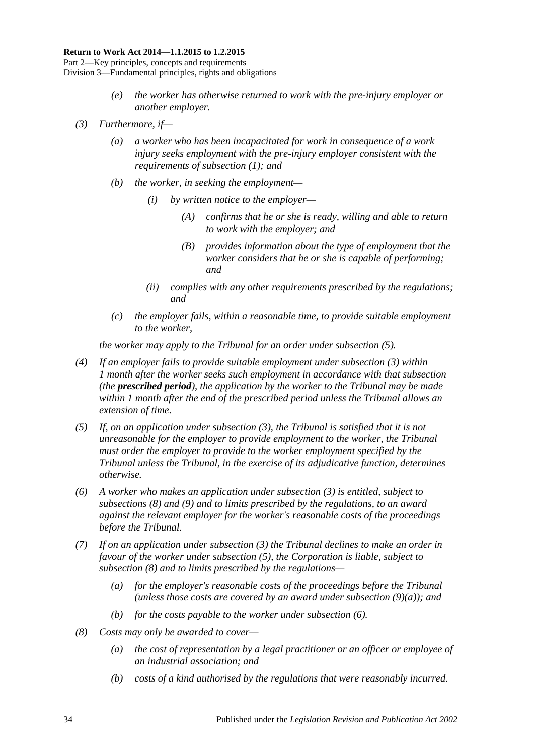*(e)* *the worker has otherwise returned to work with the pre-injury employer or another employer.*

*(3)* *Furthermore, if—*

*(a)* *a worker who has been incapacitated for work in consequence of a work injury seeks employment with the pre-injury employer consistent with the requirements of subsection (1); and*

*(b)* *the worker, in seeking the employment—*

*(i)* *by written notice to the employer—*

*(A)* *confirms that he or she is ready, willing and able to return to work with the employer; and*

*(B)* *provides information about the type of employment that the worker considers that he or she is capable of performing; and*

*(ii)* *complies with any other requirements prescribed by the regulations; and*

*(c)* *the employer fails, within a reasonable time, to provide suitable employment to the worker,*

*the worker may apply to the Tribunal for an order under subsection (5).*

*(4)* *If an employer fails to provide suitable employment under subsection (3) within 1 month after the worker seeks such employment in accordance with that subsection (the* ***prescribed period****), the application by the worker to the Tribunal may be made within 1 month after the end of the prescribed period unless the Tribunal allows an extension of time.*

*(5)* *If, on an application under subsection (3), the Tribunal is satisfied that it is not unreasonable for the employer to provide employment to the worker, the Tribunal must order the employer to provide to the worker employment specified by the Tribunal unless the Tribunal, in the exercise of its adjudicative function, determines otherwise.*

*(6)* *A worker who makes an application under subsection (3) is entitled, subject to subsections (8) and (9) and to limits prescribed by the regulations, to an award against the relevant employer for the worker's reasonable costs of the proceedings before the Tribunal.*

*(7)* *If on an application under subsection (3) the Tribunal declines to make an order in favour of the worker under subsection (5), the Corporation is liable, subject to subsection (8) and to limits prescribed by the regulations—*

*(a)* *for the employer's reasonable costs of the proceedings before the Tribunal (unless those costs are covered by an award under subsection (9)(a)); and*

*(b)* *for the costs payable to the worker under subsection (6).*

*(8)* *Costs may only be awarded to cover—*

*(a)* *the cost of representation by a legal practitioner or an officer or employee of an industrial association; and*

*(b)* *costs of a kind authorised by the regulations that were reasonably incurred.*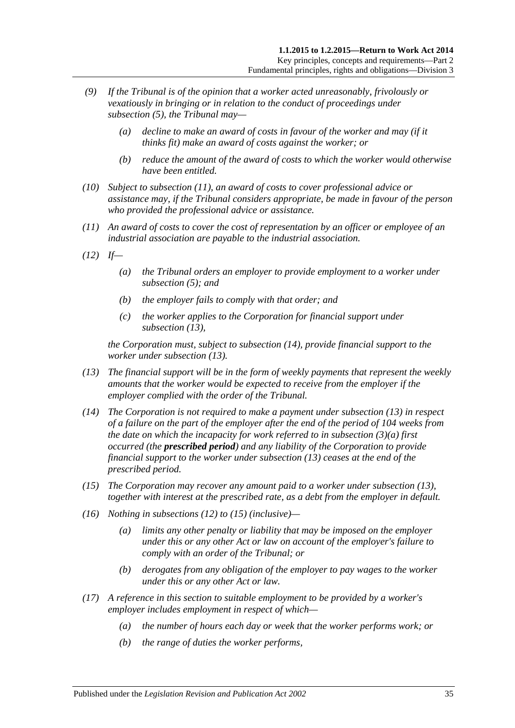(9) If the Tribunal is of the opinion that a worker acted unreasonably, frivolously or vexatiously in bringing or in relation to the conduct of proceedings under subsection (5), the Tribunal may—

   (a) decline to make an award of costs in favour of the worker and may (if it thinks fit) make an award of costs against the worker; or

   (b) reduce the amount of the award of costs to which the worker would otherwise have been entitled.

(10) Subject to subsection (11), an award of costs to cover professional advice or assistance may, if the Tribunal considers appropriate, be made in favour of the person who provided the professional advice or assistance.

(11) An award of costs to cover the cost of representation by an officer or employee of an industrial association are payable to the industrial association.

(12) If—

   (a) the Tribunal orders an employer to provide employment to a worker under subsection (5); and

   (b) the employer fails to comply with that order; and

   (c) the worker applies to the Corporation for financial support under subsection (13),

   the Corporation must, subject to subsection (14), provide financial support to the worker under subsection (13).

(13) The financial support will be in the form of weekly payments that represent the weekly amounts that the worker would be expected to receive from the employer if the employer complied with the order of the Tribunal.

(14) The Corporation is not required to make a payment under subsection (13) in respect of a failure on the part of the employer after the end of the period of 104 weeks from the date on which the incapacity for work referred to in subsection (3)(a) first occurred (the ***prescribed period***) and any liability of the Corporation to provide financial support to the worker under subsection (13) ceases at the end of the prescribed period.

(15) The Corporation may recover any amount paid to a worker under subsection (13), together with interest at the prescribed rate, as a debt from the employer in default.

(16) Nothing in subsections (12) to (15) (inclusive)—

   (a) limits any other penalty or liability that may be imposed on the employer under this or any other Act or law on account of the employer's failure to comply with an order of the Tribunal; or

   (b) derogates from any obligation of the employer to pay wages to the worker under this or any other Act or law.

(17) A reference in this section to suitable employment to be provided by a worker's employer includes employment in respect of which—

   (a) the number of hours each day or week that the worker performs work; or

   (b) the range of duties the worker performs,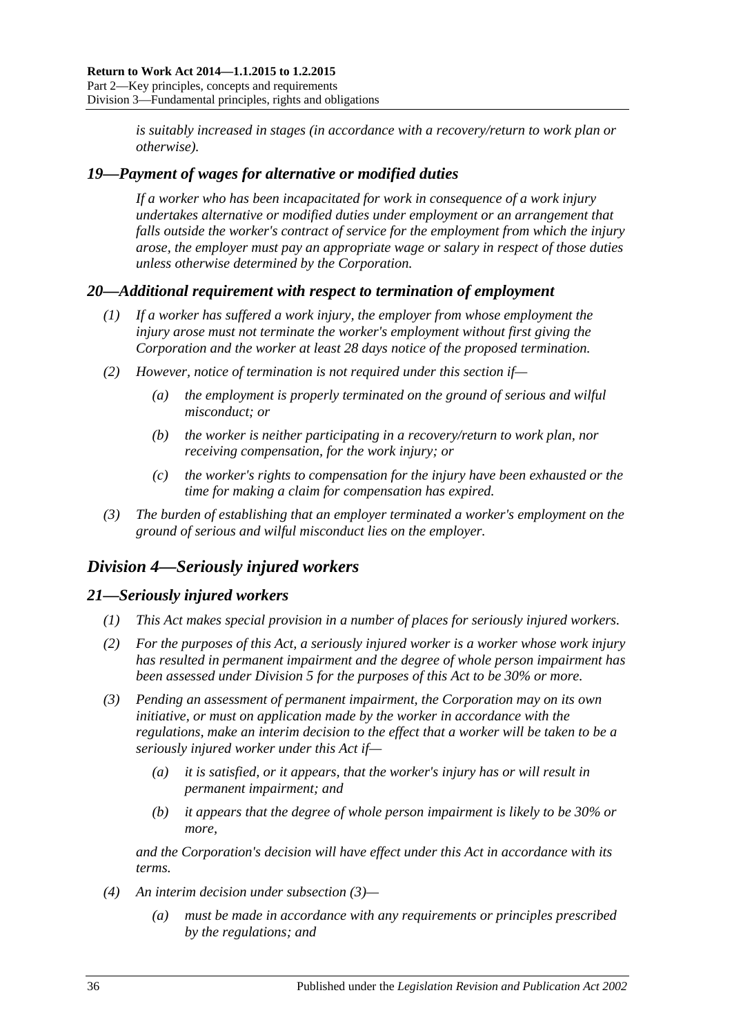*is suitably increased in stages (in accordance with a recovery/return to work plan or otherwise).*

## *19—Payment of wages for alternative or modified duties*

*If a worker who has been incapacitated for work in consequence of a work injury undertakes alternative or modified duties under employment or an arrangement that falls outside the worker's contract of service for the employment from which the injury arose, the employer must pay an appropriate wage or salary in respect of those duties unless otherwise determined by the Corporation.*

## *20—Additional requirement with respect to termination of employment*

*(1) If a worker has suffered a work injury, the employer from whose employment the injury arose must not terminate the worker's employment without first giving the Corporation and the worker at least 28 days notice of the proposed termination.*

*(2) However, notice of termination is not required under this section if—*

*(a) the employment is properly terminated on the ground of serious and wilful misconduct; or*

*(b) the worker is neither participating in a recovery/return to work plan, nor receiving compensation, for the work injury; or*

*(c) the worker's rights to compensation for the injury have been exhausted or the time for making a claim for compensation has expired.*

*(3) The burden of establishing that an employer terminated a worker's employment on the ground of serious and wilful misconduct lies on the employer.*

# *Division 4—Seriously injured workers*

## *21—Seriously injured workers*

*(1) This Act makes special provision in a number of places for seriously injured workers.*

*(2) For the purposes of this Act, a seriously injured worker is a worker whose work injury has resulted in permanent impairment and the degree of whole person impairment has been assessed under Division 5 for the purposes of this Act to be 30% or more.*

*(3) Pending an assessment of permanent impairment, the Corporation may on its own initiative, or must on application made by the worker in accordance with the regulations, make an interim decision to the effect that a worker will be taken to be a seriously injured worker under this Act if—*

*(a) it is satisfied, or it appears, that the worker's injury has or will result in permanent impairment; and*

*(b) it appears that the degree of whole person impairment is likely to be 30% or more,*

*and the Corporation's decision will have effect under this Act in accordance with its terms.*

*(4) An interim decision under subsection (3)—*

*(a) must be made in accordance with any requirements or principles prescribed by the regulations; and*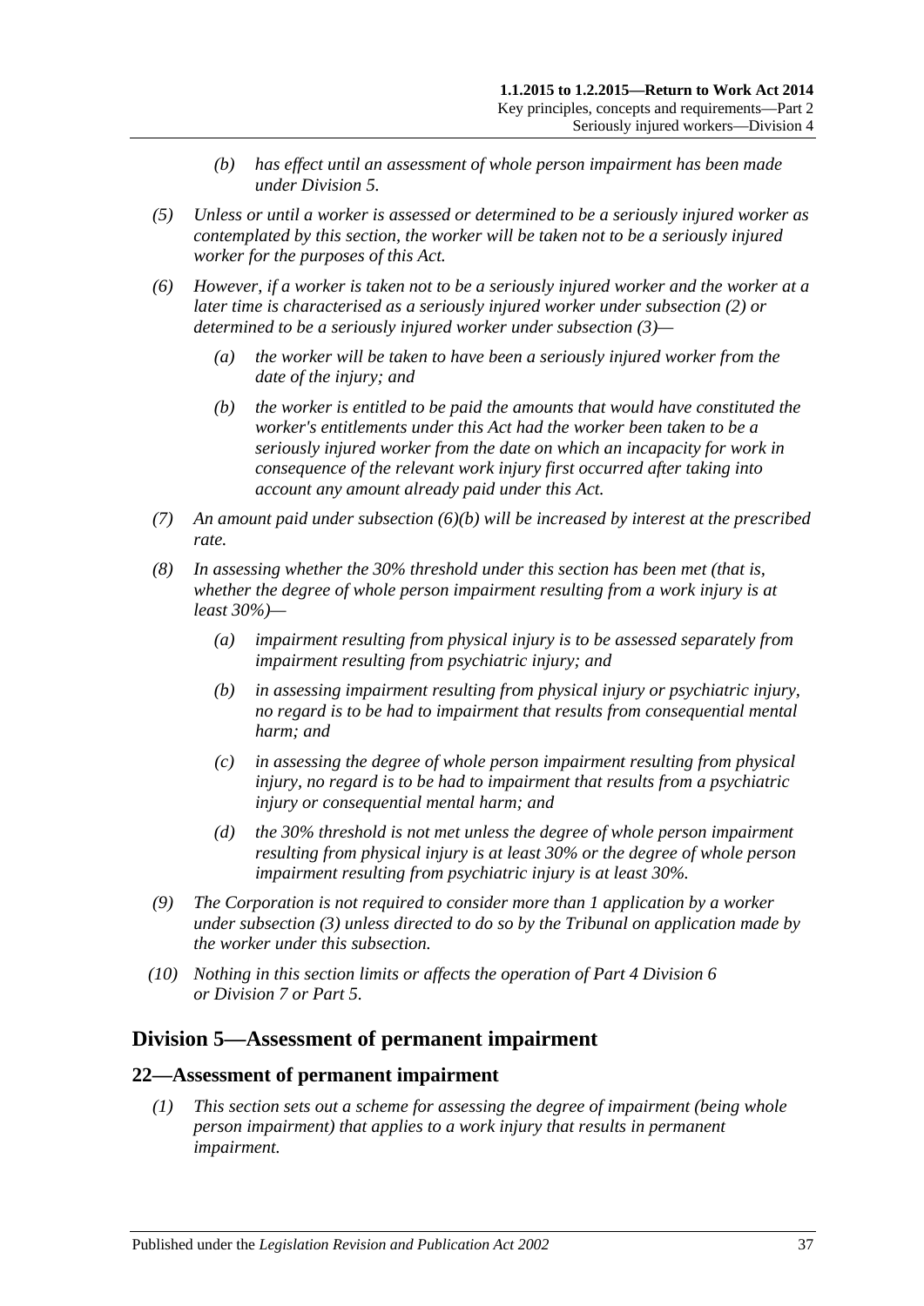(b) has effect until an assessment of whole person impairment has been made under Division 5.

(5) Unless or until a worker is assessed or determined to be a seriously injured worker as contemplated by this section, the worker will be taken not to be a seriously injured worker for the purposes of this Act.

(6) However, if a worker is taken not to be a seriously injured worker and the worker at a later time is characterised as a seriously injured worker under subsection (2) or determined to be a seriously injured worker under subsection (3)—

(a) the worker will be taken to have been a seriously injured worker from the date of the injury; and

(b) the worker is entitled to be paid the amounts that would have constituted the worker's entitlements under this Act had the worker been taken to be a seriously injured worker from the date on which an incapacity for work in consequence of the relevant work injury first occurred after taking into account any amount already paid under this Act.

(7) An amount paid under subsection (6)(b) will be increased by interest at the prescribed rate.

(8) In assessing whether the 30% threshold under this section has been met (that is, whether the degree of whole person impairment resulting from a work injury is at least 30%)—

(a) impairment resulting from physical injury is to be assessed separately from impairment resulting from psychiatric injury; and

(b) in assessing impairment resulting from physical injury or psychiatric injury, no regard is to be had to impairment that results from consequential mental harm; and

(c) in assessing the degree of whole person impairment resulting from physical injury, no regard is to be had to impairment that results from a psychiatric injury or consequential mental harm; and

(d) the 30% threshold is not met unless the degree of whole person impairment resulting from physical injury is at least 30% or the degree of whole person impairment resulting from psychiatric injury is at least 30%.

(9) The Corporation is not required to consider more than 1 application by a worker under subsection (3) unless directed to do so by the Tribunal on application made by the worker under this subsection.

(10) Nothing in this section limits or affects the operation of Part 4 Division 6 or Division 7 or Part 5.

## Division 5—Assessment of permanent impairment

### 22—Assessment of permanent impairment

(1) This section sets out a scheme for assessing the degree of impairment (being whole person impairment) that applies to a work injury that results in permanent impairment.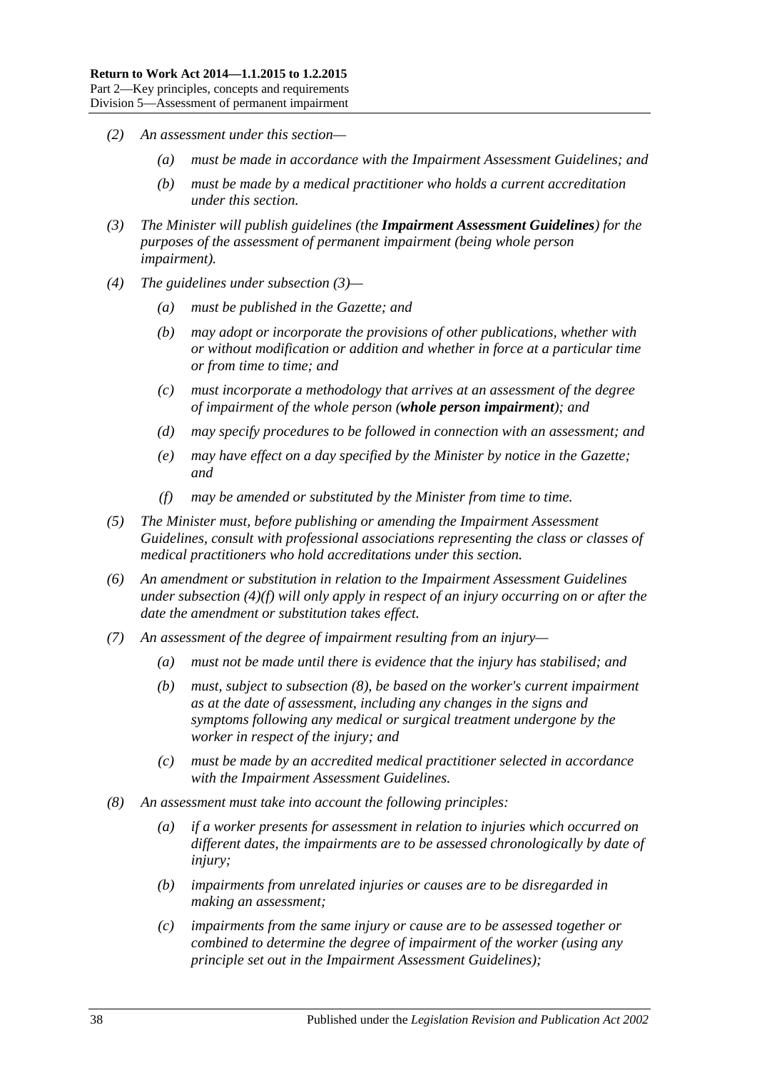*(2) An assessment under this section—*

*(a) must be made in accordance with the Impairment Assessment Guidelines; and*

*(b) must be made by a medical practitioner who holds a current accreditation under this section.*

*(3) The Minister will publish guidelines (the* ***Impairment Assessment Guidelines****) for the purposes of the assessment of permanent impairment (being whole person impairment).*

*(4) The guidelines under subsection (3)—*

*(a) must be published in the Gazette; and*

*(b) may adopt or incorporate the provisions of other publications, whether with or without modification or addition and whether in force at a particular time or from time to time; and*

*(c) must incorporate a methodology that arrives at an assessment of the degree of impairment of the whole person (****whole person impairment****); and*

*(d) may specify procedures to be followed in connection with an assessment; and*

*(e) may have effect on a day specified by the Minister by notice in the Gazette; and*

*(f) may be amended or substituted by the Minister from time to time.*

*(5) The Minister must, before publishing or amending the Impairment Assessment Guidelines, consult with professional associations representing the class or classes of medical practitioners who hold accreditations under this section.*

*(6) An amendment or substitution in relation to the Impairment Assessment Guidelines under subsection (4)(f) will only apply in respect of an injury occurring on or after the date the amendment or substitution takes effect.*

*(7) An assessment of the degree of impairment resulting from an injury—*

*(a) must not be made until there is evidence that the injury has stabilised; and*

*(b) must, subject to subsection (8), be based on the worker's current impairment as at the date of assessment, including any changes in the signs and symptoms following any medical or surgical treatment undergone by the worker in respect of the injury; and*

*(c) must be made by an accredited medical practitioner selected in accordance with the Impairment Assessment Guidelines.*

*(8) An assessment must take into account the following principles:*

*(a) if a worker presents for assessment in relation to injuries which occurred on different dates, the impairments are to be assessed chronologically by date of injury;*

*(b) impairments from unrelated injuries or causes are to be disregarded in making an assessment;*

*(c) impairments from the same injury or cause are to be assessed together or combined to determine the degree of impairment of the worker (using any principle set out in the Impairment Assessment Guidelines);*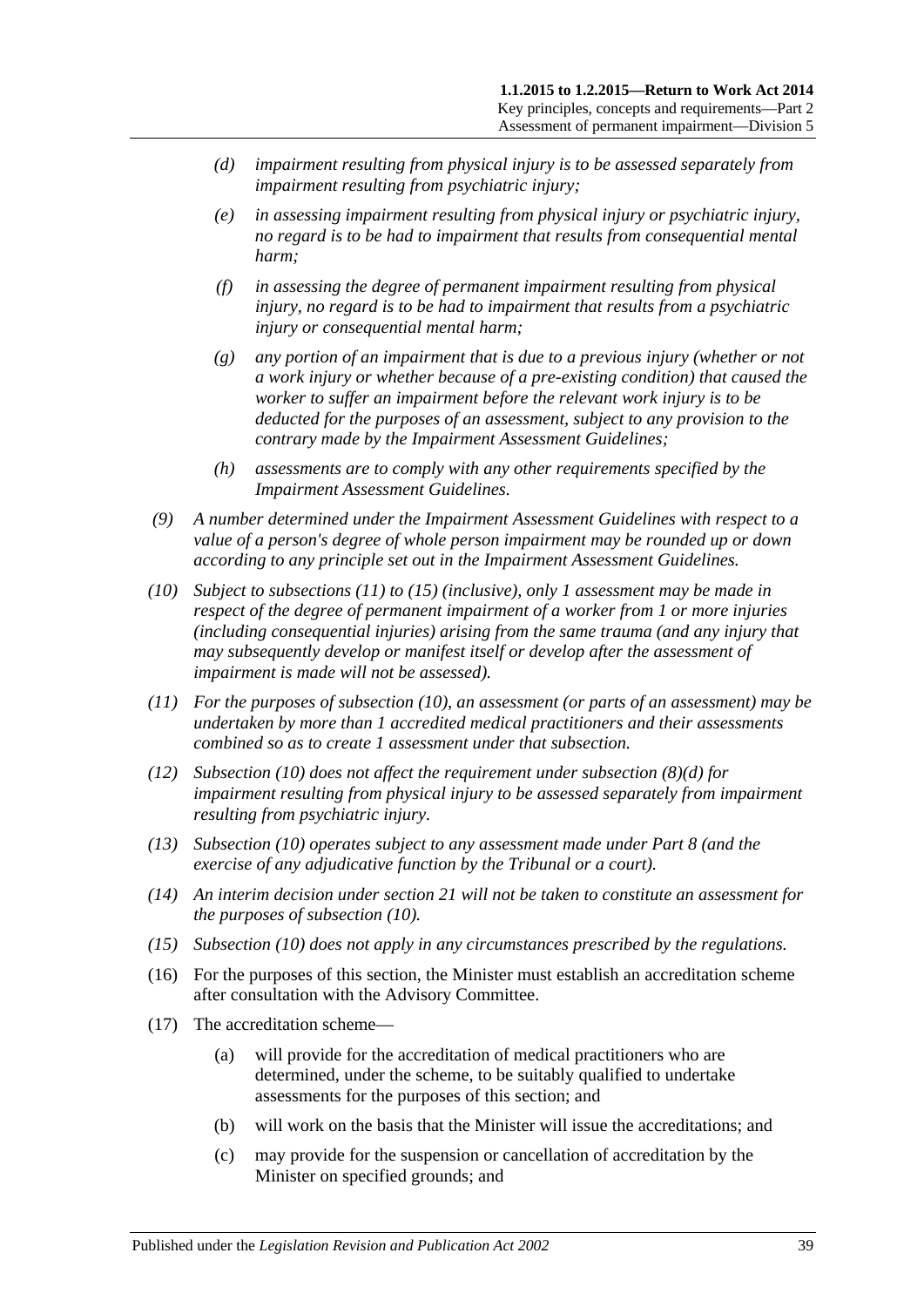- *(d)* *impairment resulting from physical injury is to be assessed separately from impairment resulting from psychiatric injury;*
- *(e)* *in assessing impairment resulting from physical injury or psychiatric injury, no regard is to be had to impairment that results from consequential mental harm;*
- *(f)* *in assessing the degree of permanent impairment resulting from physical injury, no regard is to be had to impairment that results from a psychiatric injury or consequential mental harm;*
- *(g)* *any portion of an impairment that is due to a previous injury (whether or not a work injury or whether because of a pre-existing condition) that caused the worker to suffer an impairment before the relevant work injury is to be deducted for the purposes of an assessment, subject to any provision to the contrary made by the Impairment Assessment Guidelines;*
- *(h)* *assessments are to comply with any other requirements specified by the Impairment Assessment Guidelines.*

*(9)* *A number determined under the Impairment Assessment Guidelines with respect to a value of a person's degree of whole person impairment may be rounded up or down according to any principle set out in the Impairment Assessment Guidelines.*

*(10)* *Subject to subsections (11) to (15) (inclusive), only 1 assessment may be made in respect of the degree of permanent impairment of a worker from 1 or more injuries (including consequential injuries) arising from the same trauma (and any injury that may subsequently develop or manifest itself or develop after the assessment of impairment is made will not be assessed).*

*(11)* *For the purposes of subsection (10), an assessment (or parts of an assessment) may be undertaken by more than 1 accredited medical practitioners and their assessments combined so as to create 1 assessment under that subsection.*

*(12)* *Subsection (10) does not affect the requirement under subsection (8)(d) for impairment resulting from physical injury to be assessed separately from impairment resulting from psychiatric injury.*

*(13)* *Subsection (10) operates subject to any assessment made under Part 8 (and the exercise of any adjudicative function by the Tribunal or a court).*

*(14)* *An interim decision under section 21 will not be taken to constitute an assessment for the purposes of subsection (10).*

*(15)* *Subsection (10) does not apply in any circumstances prescribed by the regulations.*

(16) For the purposes of this section, the Minister must establish an accreditation scheme after consultation with the Advisory Committee.

(17) The accreditation scheme—

- (a) will provide for the accreditation of medical practitioners who are determined, under the scheme, to be suitably qualified to undertake assessments for the purposes of this section; and
- (b) will work on the basis that the Minister will issue the accreditations; and
- (c) may provide for the suspension or cancellation of accreditation by the Minister on specified grounds; and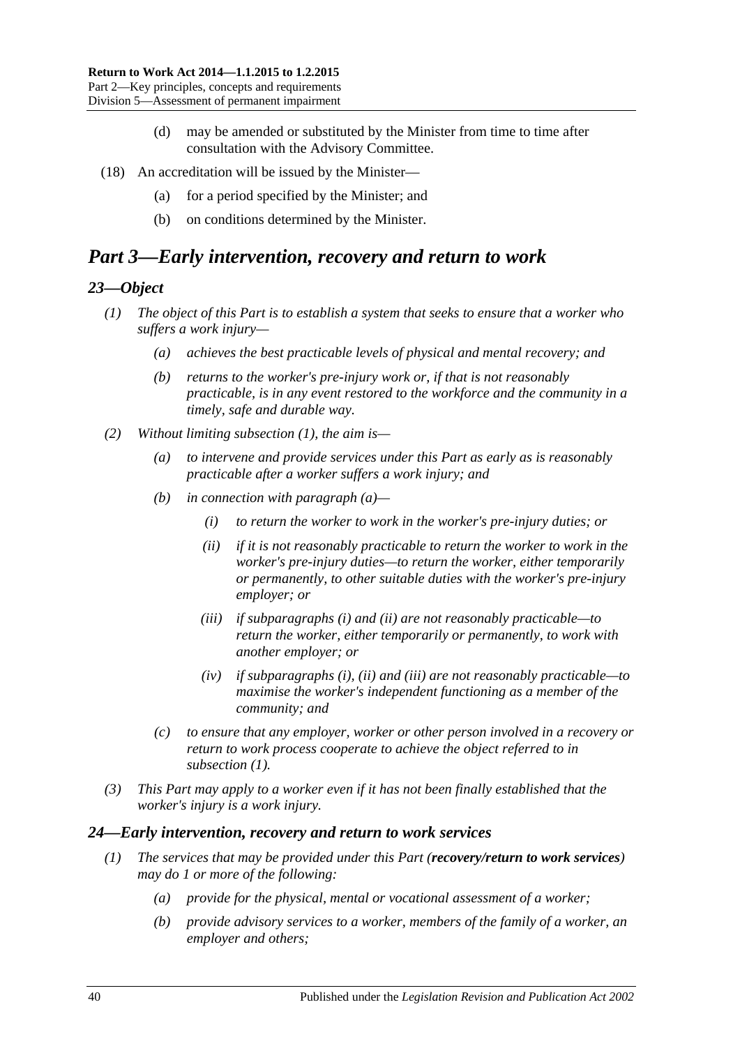(d) may be amended or substituted by the Minister from time to time after consultation with the Advisory Committee.

(18) An accreditation will be issued by the Minister—

(a) for a period specified by the Minister; and

(b) on conditions determined by the Minister.

# *Part 3—Early intervention, recovery and return to work*

## *23—Object*

*(1) The object of this Part is to establish a system that seeks to ensure that a worker who suffers a work injury—*

*(a) achieves the best practicable levels of physical and mental recovery; and*

*(b) returns to the worker's pre-injury work or, if that is not reasonably practicable, is in any event restored to the workforce and the community in a timely, safe and durable way.*

*(2) Without limiting subsection (1), the aim is—*

*(a) to intervene and provide services under this Part as early as is reasonably practicable after a worker suffers a work injury; and*

*(b) in connection with paragraph (a)—*

*(i) to return the worker to work in the worker's pre-injury duties; or*

*(ii) if it is not reasonably practicable to return the worker to work in the worker's pre-injury duties—to return the worker, either temporarily or permanently, to other suitable duties with the worker's pre-injury employer; or*

*(iii) if subparagraphs (i) and (ii) are not reasonably practicable—to return the worker, either temporarily or permanently, to work with another employer; or*

*(iv) if subparagraphs (i), (ii) and (iii) are not reasonably practicable—to maximise the worker's independent functioning as a member of the community; and*

*(c) to ensure that any employer, worker or other person involved in a recovery or return to work process cooperate to achieve the object referred to in subsection (1).*

*(3) This Part may apply to a worker even if it has not been finally established that the worker's injury is a work injury.*

## *24—Early intervention, recovery and return to work services*

*(1) The services that may be provided under this Part (**recovery/return to work services**) may do 1 or more of the following:*

*(a) provide for the physical, mental or vocational assessment of a worker;*

*(b) provide advisory services to a worker, members of the family of a worker, an employer and others;*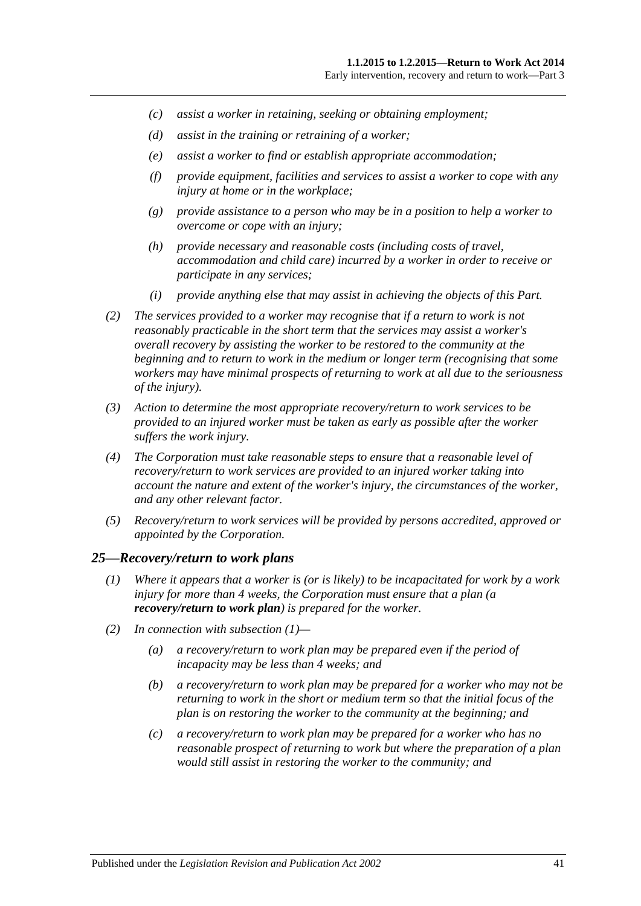*(c) assist a worker in retaining, seeking or obtaining employment;*

*(d) assist in the training or retraining of a worker;*

*(e) assist a worker to find or establish appropriate accommodation;*

*(f) provide equipment, facilities and services to assist a worker to cope with any injury at home or in the workplace;*

*(g) provide assistance to a person who may be in a position to help a worker to overcome or cope with an injury;*

*(h) provide necessary and reasonable costs (including costs of travel, accommodation and child care) incurred by a worker in order to receive or participate in any services;*

*(i) provide anything else that may assist in achieving the objects of this Part.*

*(2) The services provided to a worker may recognise that if a return to work is not reasonably practicable in the short term that the services may assist a worker's overall recovery by assisting the worker to be restored to the community at the beginning and to return to work in the medium or longer term (recognising that some workers may have minimal prospects of returning to work at all due to the seriousness of the injury).*

*(3) Action to determine the most appropriate recovery/return to work services to be provided to an injured worker must be taken as early as possible after the worker suffers the work injury.*

*(4) The Corporation must take reasonable steps to ensure that a reasonable level of recovery/return to work services are provided to an injured worker taking into account the nature and extent of the worker's injury, the circumstances of the worker, and any other relevant factor.*

*(5) Recovery/return to work services will be provided by persons accredited, approved or appointed by the Corporation.*

## *25—Recovery/return to work plans*

*(1) Where it appears that a worker is (or is likely) to be incapacitated for work by a work injury for more than 4 weeks, the Corporation must ensure that a plan (a* ***recovery/return to work plan****) is prepared for the worker.*

*(2) In connection with subsection (1)—*

*(a) a recovery/return to work plan may be prepared even if the period of incapacity may be less than 4 weeks; and*

*(b) a recovery/return to work plan may be prepared for a worker who may not be returning to work in the short or medium term so that the initial focus of the plan is on restoring the worker to the community at the beginning; and*

*(c) a recovery/return to work plan may be prepared for a worker who has no reasonable prospect of returning to work but where the preparation of a plan would still assist in restoring the worker to the community; and*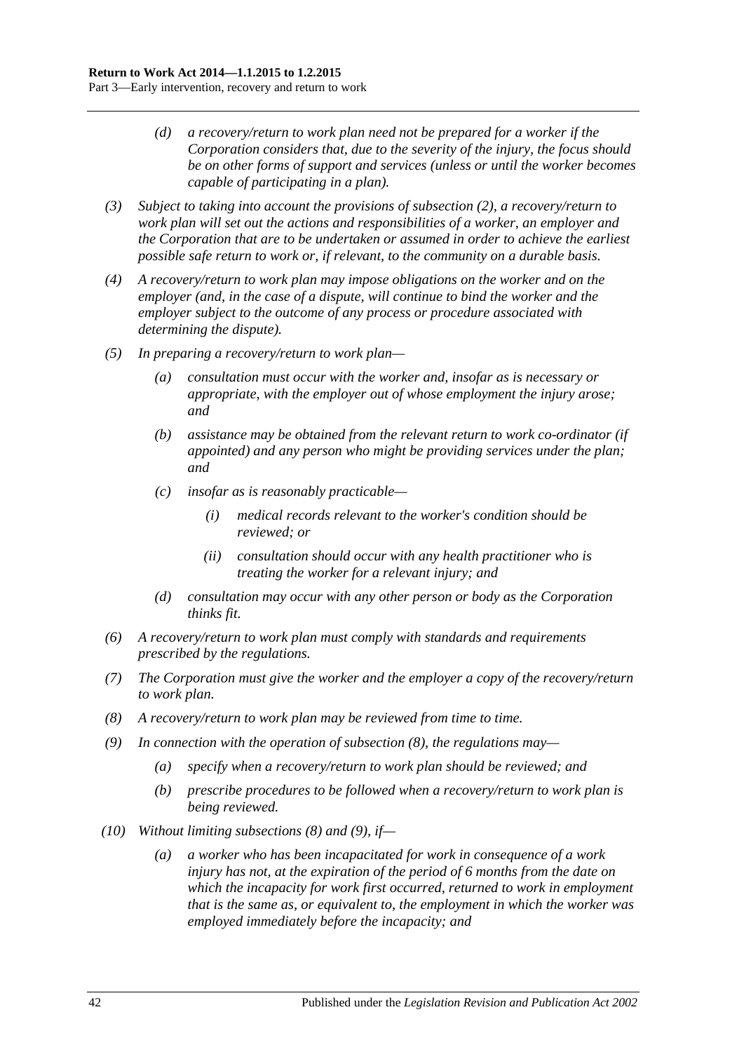*(d) a recovery/return to work plan need not be prepared for a worker if the Corporation considers that, due to the severity of the injury, the focus should be on other forms of support and services (unless or until the worker becomes capable of participating in a plan).*

*(3) Subject to taking into account the provisions of subsection (2), a recovery/return to work plan will set out the actions and responsibilities of a worker, an employer and the Corporation that are to be undertaken or assumed in order to achieve the earliest possible safe return to work or, if relevant, to the community on a durable basis.*

*(4) A recovery/return to work plan may impose obligations on the worker and on the employer (and, in the case of a dispute, will continue to bind the worker and the employer subject to the outcome of any process or procedure associated with determining the dispute).*

*(5) In preparing a recovery/return to work plan—*

*(a) consultation must occur with the worker and, insofar as is necessary or appropriate, with the employer out of whose employment the injury arose; and*

*(b) assistance may be obtained from the relevant return to work co-ordinator (if appointed) and any person who might be providing services under the plan; and*

*(c) insofar as is reasonably practicable—*

*(i) medical records relevant to the worker's condition should be reviewed; or*

*(ii) consultation should occur with any health practitioner who is treating the worker for a relevant injury; and*

*(d) consultation may occur with any other person or body as the Corporation thinks fit.*

*(6) A recovery/return to work plan must comply with standards and requirements prescribed by the regulations.*

*(7) The Corporation must give the worker and the employer a copy of the recovery/return to work plan.*

*(8) A recovery/return to work plan may be reviewed from time to time.*

*(9) In connection with the operation of subsection (8), the regulations may—*

*(a) specify when a recovery/return to work plan should be reviewed; and*

*(b) prescribe procedures to be followed when a recovery/return to work plan is being reviewed.*

*(10) Without limiting subsections (8) and (9), if—*

*(a) a worker who has been incapacitated for work in consequence of a work injury has not, at the expiration of the period of 6 months from the date on which the incapacity for work first occurred, returned to work in employment that is the same as, or equivalent to, the employment in which the worker was employed immediately before the incapacity; and*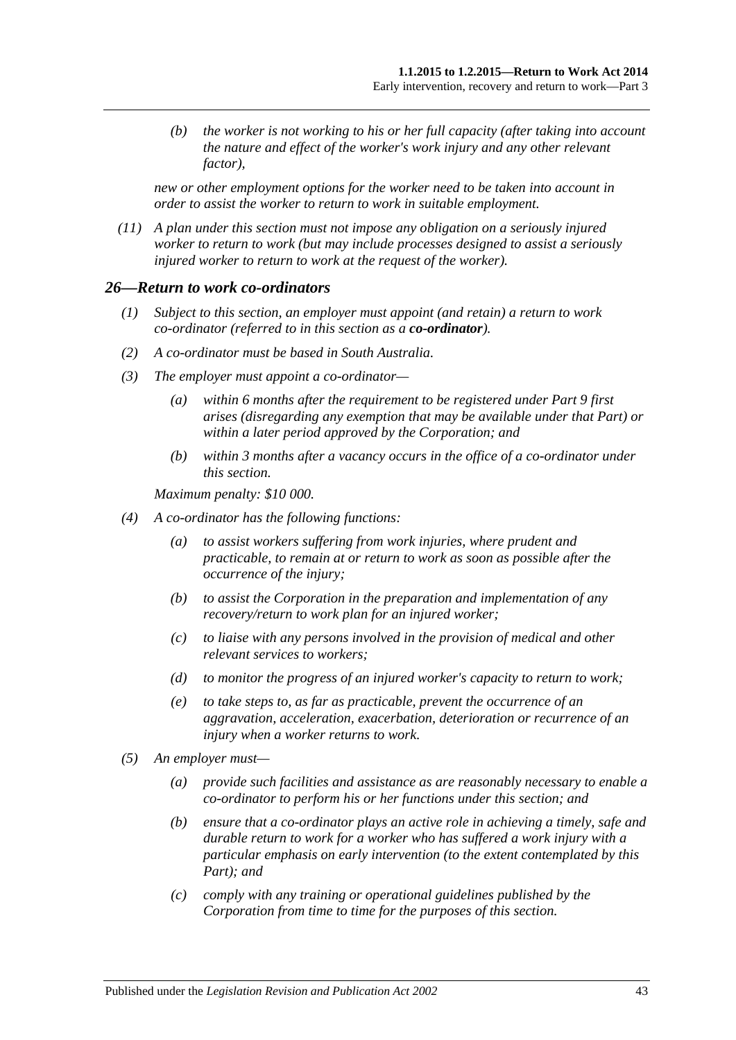(b) the worker is not working to his or her full capacity (after taking into account the nature and effect of the worker's work injury and any other relevant factor),

new or other employment options for the worker need to be taken into account in order to assist the worker to return to work in suitable employment.

(11) A plan under this section must not impose any obligation on a seriously injured worker to return to work (but may include processes designed to assist a seriously injured worker to return to work at the request of the worker).

## 26—Return to work co-ordinators

(1) Subject to this section, an employer must appoint (and retain) a return to work co-ordinator (referred to in this section as a ***co-ordinator***).

(2) A co-ordinator must be based in South Australia.

(3) The employer must appoint a co-ordinator—

(a) within 6 months after the requirement to be registered under Part 9 first arises (disregarding any exemption that may be available under that Part) or within a later period approved by the Corporation; and

(b) within 3 months after a vacancy occurs in the office of a co-ordinator under this section.

Maximum penalty: $10 000.

(4) A co-ordinator has the following functions:

(a) to assist workers suffering from work injuries, where prudent and practicable, to remain at or return to work as soon as possible after the occurrence of the injury;

(b) to assist the Corporation in the preparation and implementation of any recovery/return to work plan for an injured worker;

(c) to liaise with any persons involved in the provision of medical and other relevant services to workers;

(d) to monitor the progress of an injured worker's capacity to return to work;

(e) to take steps to, as far as practicable, prevent the occurrence of an aggravation, acceleration, exacerbation, deterioration or recurrence of an injury when a worker returns to work.

(5) An employer must—

(a) provide such facilities and assistance as are reasonably necessary to enable a co-ordinator to perform his or her functions under this section; and

(b) ensure that a co-ordinator plays an active role in achieving a timely, safe and durable return to work for a worker who has suffered a work injury with a particular emphasis on early intervention (to the extent contemplated by this Part); and

(c) comply with any training or operational guidelines published by the Corporation from time to time for the purposes of this section.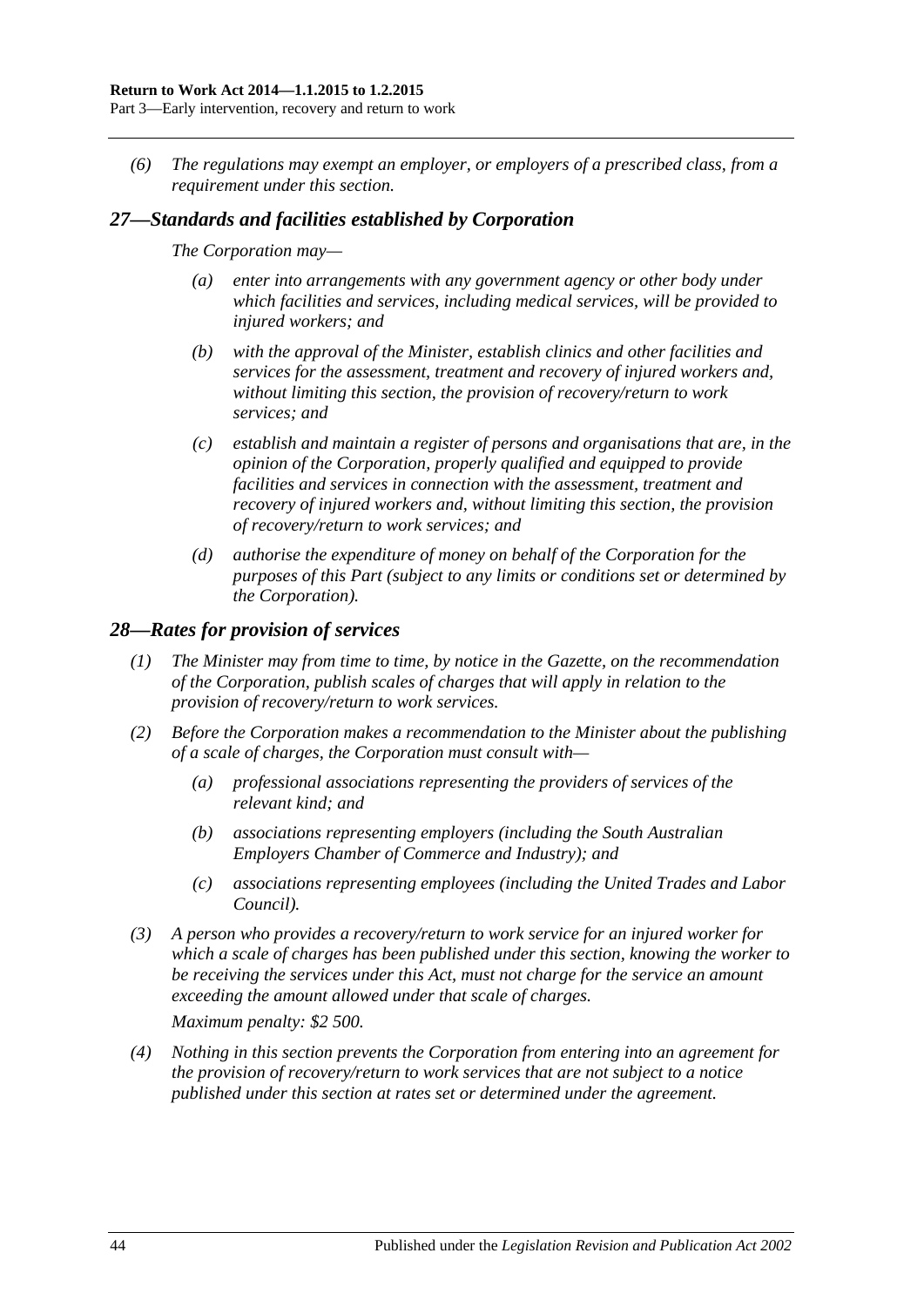*(6) The regulations may exempt an employer, or employers of a prescribed class, from a requirement under this section.*

## *27—Standards and facilities established by Corporation*

*The Corporation may—*

- *(a) enter into arrangements with any government agency or other body under which facilities and services, including medical services, will be provided to injured workers; and*
- *(b) with the approval of the Minister, establish clinics and other facilities and services for the assessment, treatment and recovery of injured workers and, without limiting this section, the provision of recovery/return to work services; and*
- *(c) establish and maintain a register of persons and organisations that are, in the opinion of the Corporation, properly qualified and equipped to provide facilities and services in connection with the assessment, treatment and recovery of injured workers and, without limiting this section, the provision of recovery/return to work services; and*
- *(d) authorise the expenditure of money on behalf of the Corporation for the purposes of this Part (subject to any limits or conditions set or determined by the Corporation).*

## *28—Rates for provision of services*

*(1) The Minister may from time to time, by notice in the Gazette, on the recommendation of the Corporation, publish scales of charges that will apply in relation to the provision of recovery/return to work services.*

*(2) Before the Corporation makes a recommendation to the Minister about the publishing of a scale of charges, the Corporation must consult with—*

- *(a) professional associations representing the providers of services of the relevant kind; and*
- *(b) associations representing employers (including the South Australian Employers Chamber of Commerce and Industry); and*
- *(c) associations representing employees (including the United Trades and Labor Council).*

*(3) A person who provides a recovery/return to work service for an injured worker for which a scale of charges has been published under this section, knowing the worker to be receiving the services under this Act, must not charge for the service an amount exceeding the amount allowed under that scale of charges.*

*Maximum penalty: $2 500.*

*(4) Nothing in this section prevents the Corporation from entering into an agreement for the provision of recovery/return to work services that are not subject to a notice published under this section at rates set or determined under the agreement.*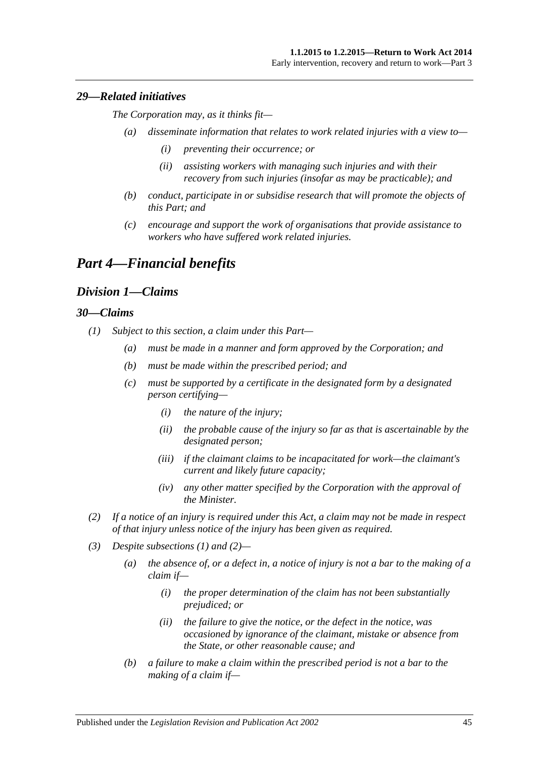### *29—Related initiatives*

*The Corporation may, as it thinks fit—*

- *(a) disseminate information that relates to work related injuries with a view to—*
    - *(i) preventing their occurrence; or*
    - *(ii) assisting workers with managing such injuries and with their recovery from such injuries (insofar as may be practicable); and*
- *(b) conduct, participate in or subsidise research that will promote the objects of this Part; and*
- *(c) encourage and support the work of organisations that provide assistance to workers who have suffered work related injuries.*

# *Part 4—Financial benefits*

## *Division 1—Claims*

### *30—Claims*

- *(1) Subject to this section, a claim under this Part—*
    - *(a) must be made in a manner and form approved by the Corporation; and*
    - *(b) must be made within the prescribed period; and*
    - *(c) must be supported by a certificate in the designated form by a designated person certifying—*
        - *(i) the nature of the injury;*
        - *(ii) the probable cause of the injury so far as that is ascertainable by the designated person;*
        - *(iii) if the claimant claims to be incapacitated for work—the claimant's current and likely future capacity;*
        - *(iv) any other matter specified by the Corporation with the approval of the Minister.*
- *(2) If a notice of an injury is required under this Act, a claim may not be made in respect of that injury unless notice of the injury has been given as required.*
- *(3) Despite subsections (1) and (2)—*
    - *(a) the absence of, or a defect in, a notice of injury is not a bar to the making of a claim if—*
        - *(i) the proper determination of the claim has not been substantially prejudiced; or*
        - *(ii) the failure to give the notice, or the defect in the notice, was occasioned by ignorance of the claimant, mistake or absence from the State, or other reasonable cause; and*
    - *(b) a failure to make a claim within the prescribed period is not a bar to the making of a claim if—*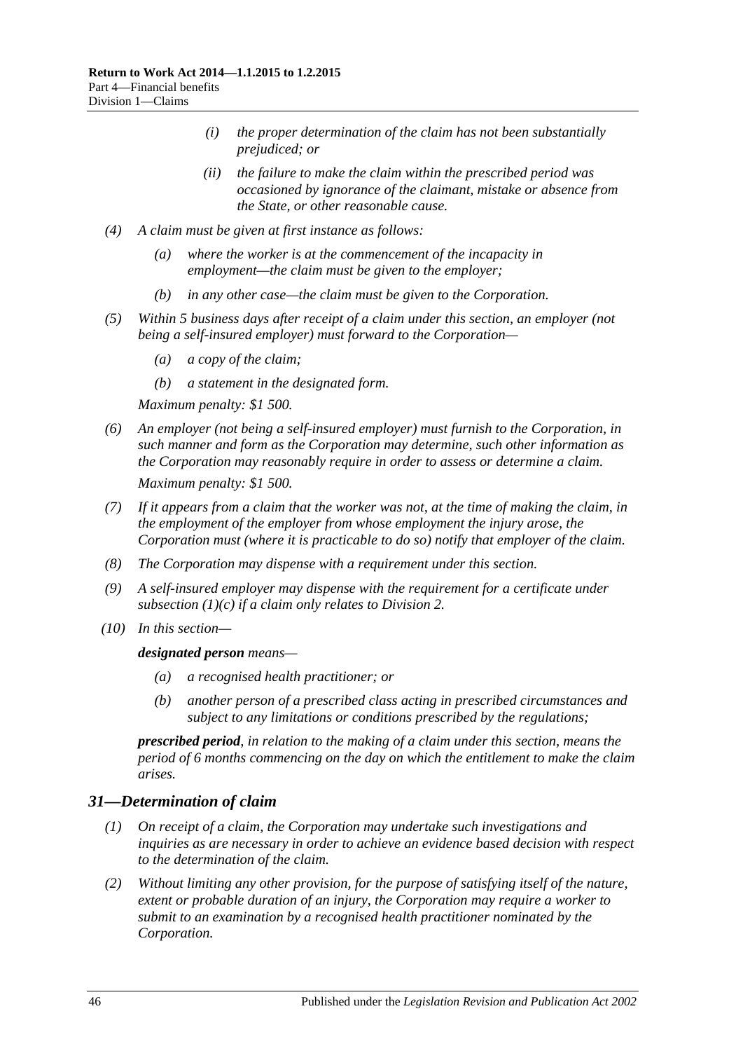(i) the proper determination of the claim has not been substantially prejudiced; or

(ii) the failure to make the claim within the prescribed period was occasioned by ignorance of the claimant, mistake or absence from the State, or other reasonable cause.

(4) A claim must be given at first instance as follows:

(a) where the worker is at the commencement of the incapacity in employment—the claim must be given to the employer;

(b) in any other case—the claim must be given to the Corporation.

(5) Within 5 business days after receipt of a claim under this section, an employer (not being a self-insured employer) must forward to the Corporation—

(a) a copy of the claim;

(b) a statement in the designated form.

Maximum penalty: $1 500.

(6) An employer (not being a self-insured employer) must furnish to the Corporation, in such manner and form as the Corporation may determine, such other information as the Corporation may reasonably require in order to assess or determine a claim.

Maximum penalty: $1 500.

(7) If it appears from a claim that the worker was not, at the time of making the claim, in the employment of the employer from whose employment the injury arose, the Corporation must (where it is practicable to do so) notify that employer of the claim.

(8) The Corporation may dispense with a requirement under this section.

(9) A self-insured employer may dispense with the requirement for a certificate under subsection (1)(c) if a claim only relates to Division 2.

(10) In this section—

***designated person*** means—

(a) a recognised health practitioner; or

(b) another person of a prescribed class acting in prescribed circumstances and subject to any limitations or conditions prescribed by the regulations;

***prescribed period***, in relation to the making of a claim under this section, means the period of 6 months commencing on the day on which the entitlement to make the claim arises.

## 31—Determination of claim

(1) On receipt of a claim, the Corporation may undertake such investigations and inquiries as are necessary in order to achieve an evidence based decision with respect to the determination of the claim.

(2) Without limiting any other provision, for the purpose of satisfying itself of the nature, extent or probable duration of an injury, the Corporation may require a worker to submit to an examination by a recognised health practitioner nominated by the Corporation.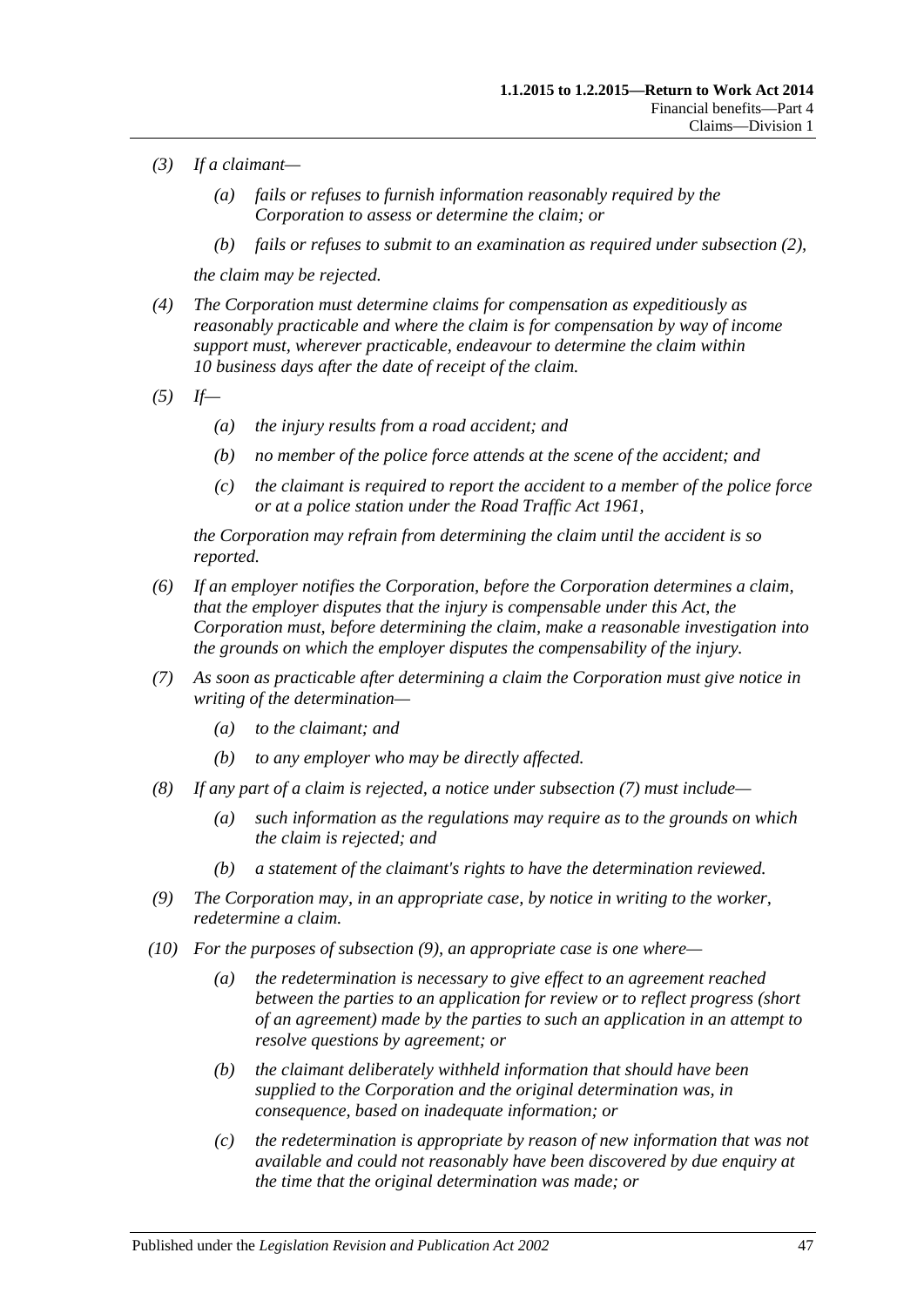(3) If a claimant—

(a) fails or refuses to furnish information reasonably required by the Corporation to assess or determine the claim; or

(b) fails or refuses to submit to an examination as required under subsection (2),

the claim may be rejected.

(4) The Corporation must determine claims for compensation as expeditiously as reasonably practicable and where the claim is for compensation by way of income support must, wherever practicable, endeavour to determine the claim within 10 business days after the date of receipt of the claim.

(5) If—

(a) the injury results from a road accident; and

(b) no member of the police force attends at the scene of the accident; and

(c) the claimant is required to report the accident to a member of the police force or at a police station under the Road Traffic Act 1961,

the Corporation may refrain from determining the claim until the accident is so reported.

(6) If an employer notifies the Corporation, before the Corporation determines a claim, that the employer disputes that the injury is compensable under this Act, the Corporation must, before determining the claim, make a reasonable investigation into the grounds on which the employer disputes the compensability of the injury.

(7) As soon as practicable after determining a claim the Corporation must give notice in writing of the determination—

(a) to the claimant; and

(b) to any employer who may be directly affected.

(8) If any part of a claim is rejected, a notice under subsection (7) must include—

(a) such information as the regulations may require as to the grounds on which the claim is rejected; and

(b) a statement of the claimant's rights to have the determination reviewed.

(9) The Corporation may, in an appropriate case, by notice in writing to the worker, redetermine a claim.

(10) For the purposes of subsection (9), an appropriate case is one where—

(a) the redetermination is necessary to give effect to an agreement reached between the parties to an application for review or to reflect progress (short of an agreement) made by the parties to such an application in an attempt to resolve questions by agreement; or

(b) the claimant deliberately withheld information that should have been supplied to the Corporation and the original determination was, in consequence, based on inadequate information; or

(c) the redetermination is appropriate by reason of new information that was not available and could not reasonably have been discovered by due enquiry at the time that the original determination was made; or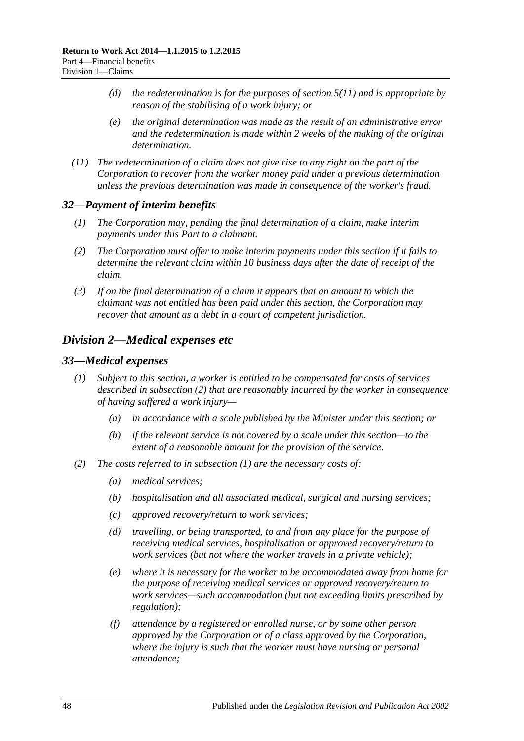- *(d)* *the redetermination is for the purposes of section 5(11) and is appropriate by reason of the stabilising of a work injury; or*
- *(e)* *the original determination was made as the result of an administrative error and the redetermination is made within 2 weeks of the making of the original determination.*

*(11)* *The redetermination of a claim does not give rise to any right on the part of the Corporation to recover from the worker money paid under a previous determination unless the previous determination was made in consequence of the worker's fraud.*

### *32—Payment of interim benefits*

*(1)* *The Corporation may, pending the final determination of a claim, make interim payments under this Part to a claimant.*

*(2)* *The Corporation must offer to make interim payments under this section if it fails to determine the relevant claim within 10 business days after the date of receipt of the claim.*

*(3)* *If on the final determination of a claim it appears that an amount to which the claimant was not entitled has been paid under this section, the Corporation may recover that amount as a debt in a court of competent jurisdiction.*

## *Division 2—Medical expenses etc*

### *33—Medical expenses*

*(1)* *Subject to this section, a worker is entitled to be compensated for costs of services described in subsection (2) that are reasonably incurred by the worker in consequence of having suffered a work injury—*

- *(a)* *in accordance with a scale published by the Minister under this section; or*
- *(b)* *if the relevant service is not covered by a scale under this section—to the extent of a reasonable amount for the provision of the service.*

*(2)* *The costs referred to in subsection (1) are the necessary costs of:*

- *(a)* *medical services;*
- *(b)* *hospitalisation and all associated medical, surgical and nursing services;*
- *(c)* *approved recovery/return to work services;*
- *(d)* *travelling, or being transported, to and from any place for the purpose of receiving medical services, hospitalisation or approved recovery/return to work services (but not where the worker travels in a private vehicle);*
- *(e)* *where it is necessary for the worker to be accommodated away from home for the purpose of receiving medical services or approved recovery/return to work services—such accommodation (but not exceeding limits prescribed by regulation);*
- *(f)* *attendance by a registered or enrolled nurse, or by some other person approved by the Corporation or of a class approved by the Corporation, where the injury is such that the worker must have nursing or personal attendance;*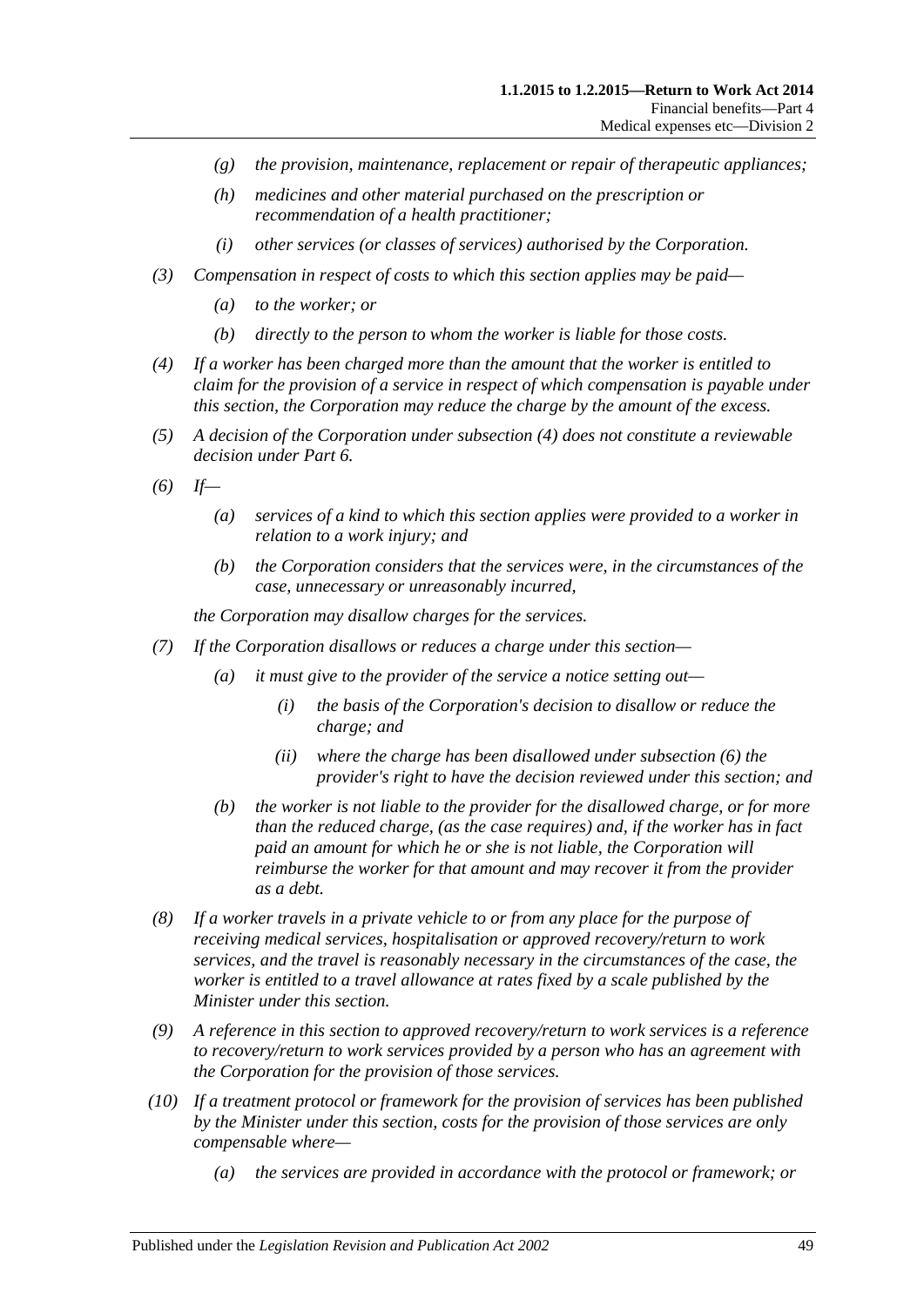(g) the provision, maintenance, replacement or repair of therapeutic appliances;

(h) medicines and other material purchased on the prescription or recommendation of a health practitioner;

(i) other services (or classes of services) authorised by the Corporation.

(3) Compensation in respect of costs to which this section applies may be paid—

(a) to the worker; or

(b) directly to the person to whom the worker is liable for those costs.

(4) If a worker has been charged more than the amount that the worker is entitled to claim for the provision of a service in respect of which compensation is payable under this section, the Corporation may reduce the charge by the amount of the excess.

(5) A decision of the Corporation under subsection (4) does not constitute a reviewable decision under Part 6.

(6) If—

(a) services of a kind to which this section applies were provided to a worker in relation to a work injury; and

(b) the Corporation considers that the services were, in the circumstances of the case, unnecessary or unreasonably incurred,

the Corporation may disallow charges for the services.

(7) If the Corporation disallows or reduces a charge under this section—

(a) it must give to the provider of the service a notice setting out—

(i) the basis of the Corporation's decision to disallow or reduce the charge; and

(ii) where the charge has been disallowed under subsection (6) the provider's right to have the decision reviewed under this section; and

(b) the worker is not liable to the provider for the disallowed charge, or for more than the reduced charge, (as the case requires) and, if the worker has in fact paid an amount for which he or she is not liable, the Corporation will reimburse the worker for that amount and may recover it from the provider as a debt.

(8) If a worker travels in a private vehicle to or from any place for the purpose of receiving medical services, hospitalisation or approved recovery/return to work services, and the travel is reasonably necessary in the circumstances of the case, the worker is entitled to a travel allowance at rates fixed by a scale published by the Minister under this section.

(9) A reference in this section to approved recovery/return to work services is a reference to recovery/return to work services provided by a person who has an agreement with the Corporation for the provision of those services.

(10) If a treatment protocol or framework for the provision of services has been published by the Minister under this section, costs for the provision of those services are only compensable where—

(a) the services are provided in accordance with the protocol or framework; or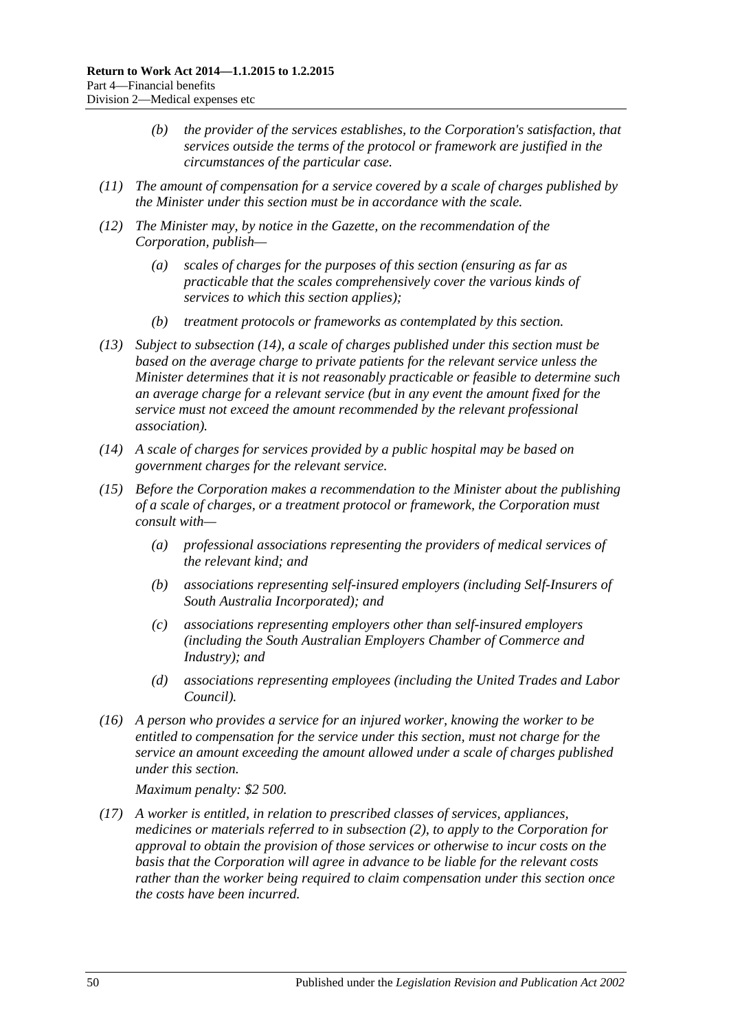*(b) the provider of the services establishes, to the Corporation's satisfaction, that services outside the terms of the protocol or framework are justified in the circumstances of the particular case.*

*(11) The amount of compensation for a service covered by a scale of charges published by the Minister under this section must be in accordance with the scale.*

*(12) The Minister may, by notice in the Gazette, on the recommendation of the Corporation, publish—*

*(a) scales of charges for the purposes of this section (ensuring as far as practicable that the scales comprehensively cover the various kinds of services to which this section applies);*

*(b) treatment protocols or frameworks as contemplated by this section.*

*(13) Subject to subsection (14), a scale of charges published under this section must be based on the average charge to private patients for the relevant service unless the Minister determines that it is not reasonably practicable or feasible to determine such an average charge for a relevant service (but in any event the amount fixed for the service must not exceed the amount recommended by the relevant professional association).*

*(14) A scale of charges for services provided by a public hospital may be based on government charges for the relevant service.*

*(15) Before the Corporation makes a recommendation to the Minister about the publishing of a scale of charges, or a treatment protocol or framework, the Corporation must consult with—*

*(a) professional associations representing the providers of medical services of the relevant kind; and*

*(b) associations representing self-insured employers (including Self-Insurers of South Australia Incorporated); and*

*(c) associations representing employers other than self-insured employers (including the South Australian Employers Chamber of Commerce and Industry); and*

*(d) associations representing employees (including the United Trades and Labor Council).*

*(16) A person who provides a service for an injured worker, knowing the worker to be entitled to compensation for the service under this section, must not charge for the service an amount exceeding the amount allowed under a scale of charges published under this section.*

*Maximum penalty: $2 500.*

*(17) A worker is entitled, in relation to prescribed classes of services, appliances, medicines or materials referred to in subsection (2), to apply to the Corporation for approval to obtain the provision of those services or otherwise to incur costs on the basis that the Corporation will agree in advance to be liable for the relevant costs rather than the worker being required to claim compensation under this section once the costs have been incurred.*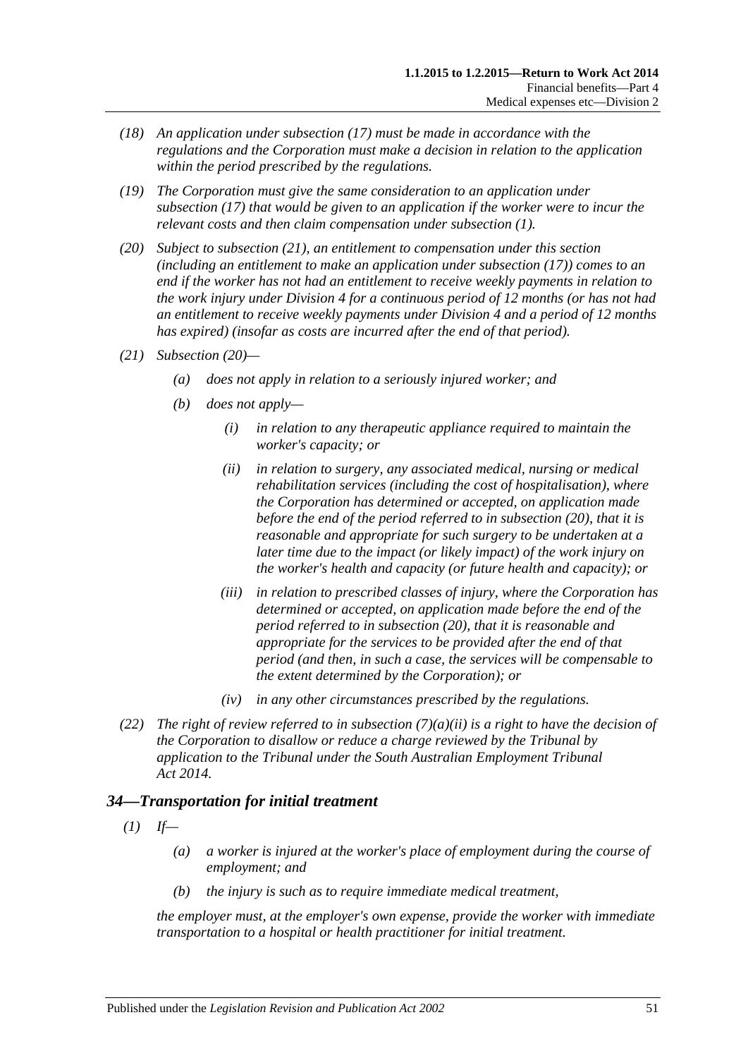*(18) An application under subsection (17) must be made in accordance with the regulations and the Corporation must make a decision in relation to the application within the period prescribed by the regulations.*

*(19) The Corporation must give the same consideration to an application under subsection (17) that would be given to an application if the worker were to incur the relevant costs and then claim compensation under subsection (1).*

*(20) Subject to subsection (21), an entitlement to compensation under this section (including an entitlement to make an application under subsection (17)) comes to an end if the worker has not had an entitlement to receive weekly payments in relation to the work injury under Division 4 for a continuous period of 12 months (or has not had an entitlement to receive weekly payments under Division 4 and a period of 12 months has expired) (insofar as costs are incurred after the end of that period).*

*(21) Subsection (20)—*

*(a) does not apply in relation to a seriously injured worker; and*

*(b) does not apply—*

*(i) in relation to any therapeutic appliance required to maintain the worker's capacity; or*

*(ii) in relation to surgery, any associated medical, nursing or medical rehabilitation services (including the cost of hospitalisation), where the Corporation has determined or accepted, on application made before the end of the period referred to in subsection (20), that it is reasonable and appropriate for such surgery to be undertaken at a later time due to the impact (or likely impact) of the work injury on the worker's health and capacity (or future health and capacity); or*

*(iii) in relation to prescribed classes of injury, where the Corporation has determined or accepted, on application made before the end of the period referred to in subsection (20), that it is reasonable and appropriate for the services to be provided after the end of that period (and then, in such a case, the services will be compensable to the extent determined by the Corporation); or*

*(iv) in any other circumstances prescribed by the regulations.*

*(22) The right of review referred to in subsection (7)(a)(ii) is a right to have the decision of the Corporation to disallow or reduce a charge reviewed by the Tribunal by application to the Tribunal under the South Australian Employment Tribunal Act 2014.*

## *34—Transportation for initial treatment*

*(1) If—*

*(a) a worker is injured at the worker's place of employment during the course of employment; and*

*(b) the injury is such as to require immediate medical treatment,*

*the employer must, at the employer's own expense, provide the worker with immediate transportation to a hospital or health practitioner for initial treatment.*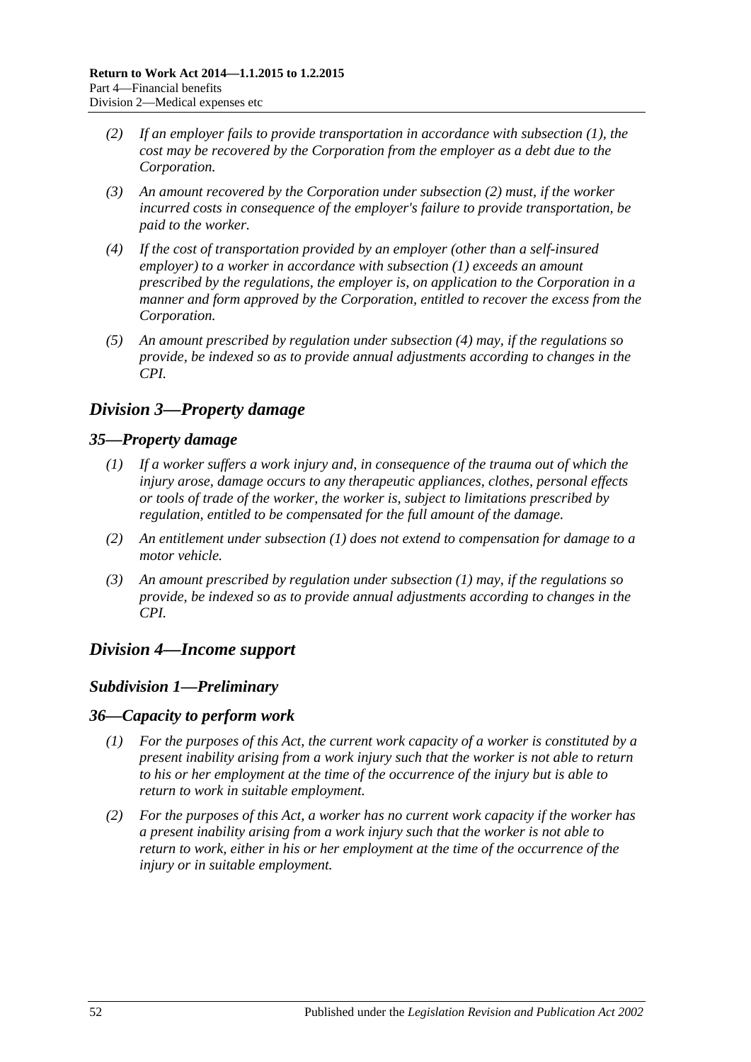*(2) If an employer fails to provide transportation in accordance with subsection (1), the cost may be recovered by the Corporation from the employer as a debt due to the Corporation.*

*(3) An amount recovered by the Corporation under subsection (2) must, if the worker incurred costs in consequence of the employer's failure to provide transportation, be paid to the worker.*

*(4) If the cost of transportation provided by an employer (other than a self-insured employer) to a worker in accordance with subsection (1) exceeds an amount prescribed by the regulations, the employer is, on application to the Corporation in a manner and form approved by the Corporation, entitled to recover the excess from the Corporation.*

*(5) An amount prescribed by regulation under subsection (4) may, if the regulations so provide, be indexed so as to provide annual adjustments according to changes in the CPI.*

## *Division 3—Property damage*

### *35—Property damage*

*(1) If a worker suffers a work injury and, in consequence of the trauma out of which the injury arose, damage occurs to any therapeutic appliances, clothes, personal effects or tools of trade of the worker, the worker is, subject to limitations prescribed by regulation, entitled to be compensated for the full amount of the damage.*

*(2) An entitlement under subsection (1) does not extend to compensation for damage to a motor vehicle.*

*(3) An amount prescribed by regulation under subsection (1) may, if the regulations so provide, be indexed so as to provide annual adjustments according to changes in the CPI.*

## *Division 4—Income support*

### *Subdivision 1—Preliminary*

### *36—Capacity to perform work*

*(1) For the purposes of this Act, the current work capacity of a worker is constituted by a present inability arising from a work injury such that the worker is not able to return to his or her employment at the time of the occurrence of the injury but is able to return to work in suitable employment.*

*(2) For the purposes of this Act, a worker has no current work capacity if the worker has a present inability arising from a work injury such that the worker is not able to return to work, either in his or her employment at the time of the occurrence of the injury or in suitable employment.*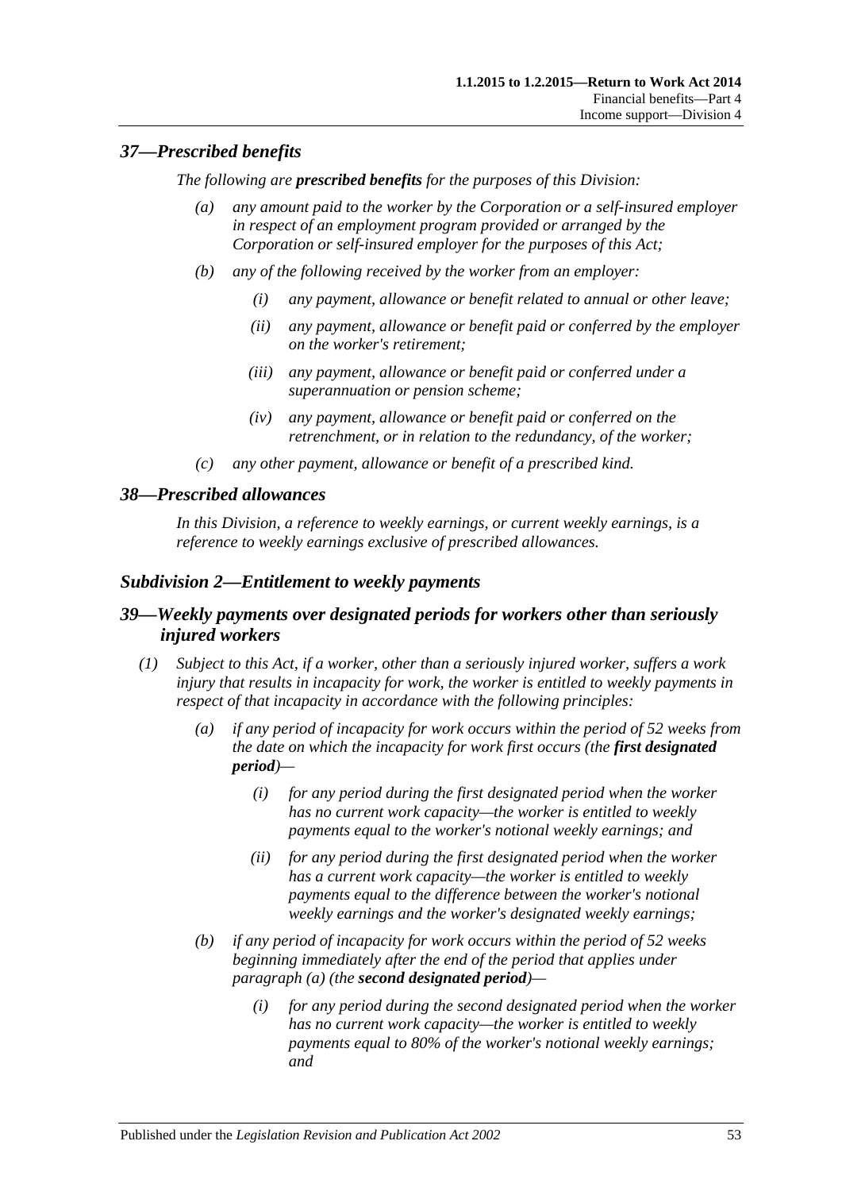### *37—Prescribed benefits*

*The following are **prescribed benefits** for the purposes of this Division:*

- *(a) any amount paid to the worker by the Corporation or a self-insured employer in respect of an employment program provided or arranged by the Corporation or self-insured employer for the purposes of this Act;*
- *(b) any of the following received by the worker from an employer:*
  - *(i) any payment, allowance or benefit related to annual or other leave;*
  - *(ii) any payment, allowance or benefit paid or conferred by the employer on the worker's retirement;*
  - *(iii) any payment, allowance or benefit paid or conferred under a superannuation or pension scheme;*
  - *(iv) any payment, allowance or benefit paid or conferred on the retrenchment, or in relation to the redundancy, of the worker;*
- *(c) any other payment, allowance or benefit of a prescribed kind.*

### *38—Prescribed allowances*

*In this Division, a reference to weekly earnings, or current weekly earnings, is a reference to weekly earnings exclusive of prescribed allowances.*

## *Subdivision 2—Entitlement to weekly payments*

### *39—Weekly payments over designated periods for workers other than seriously injured workers*

*(1) Subject to this Act, if a worker, other than a seriously injured worker, suffers a work injury that results in incapacity for work, the worker is entitled to weekly payments in respect of that incapacity in accordance with the following principles:*

- *(a) if any period of incapacity for work occurs within the period of 52 weeks from the date on which the incapacity for work first occurs (the **first designated period**)—*
  - *(i) for any period during the first designated period when the worker has no current work capacity—the worker is entitled to weekly payments equal to the worker's notional weekly earnings; and*
  - *(ii) for any period during the first designated period when the worker has a current work capacity—the worker is entitled to weekly payments equal to the difference between the worker's notional weekly earnings and the worker's designated weekly earnings;*
- *(b) if any period of incapacity for work occurs within the period of 52 weeks beginning immediately after the end of the period that applies under paragraph (a) (the **second designated period**)—*
  - *(i) for any period during the second designated period when the worker has no current work capacity—the worker is entitled to weekly payments equal to 80% of the worker's notional weekly earnings; and*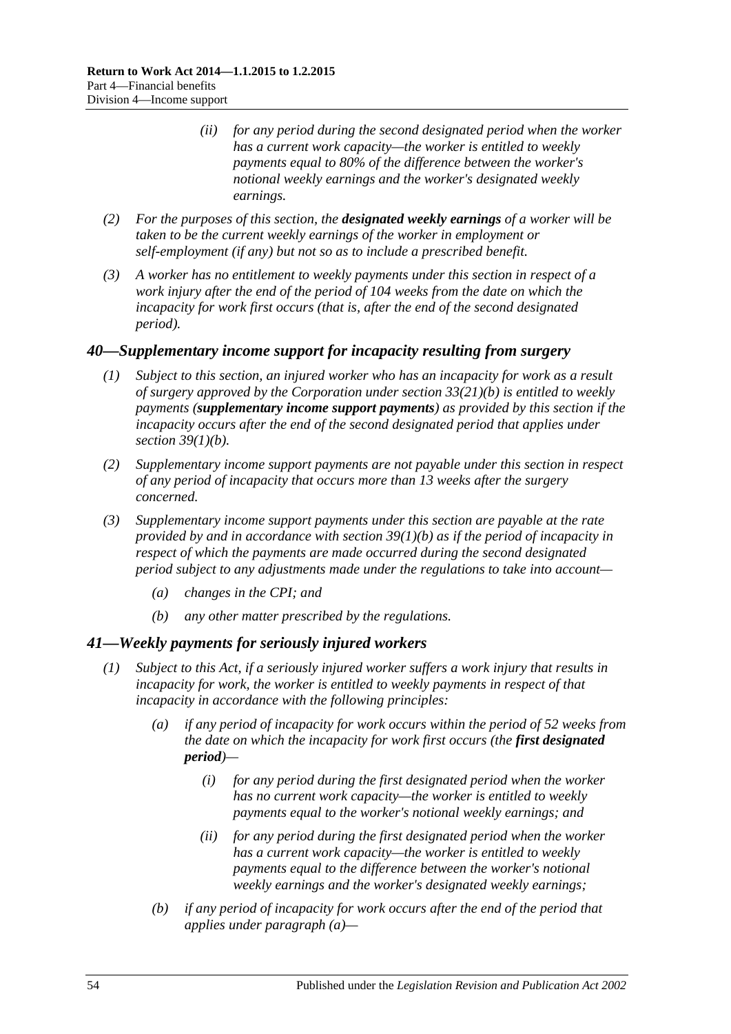(ii) *for any period during the second designated period when the worker has a current work capacity—the worker is entitled to weekly payments equal to 80% of the difference between the worker's notional weekly earnings and the worker's designated weekly earnings.*

(2) *For the purposes of this section, the **designated weekly earnings** of a worker will be taken to be the current weekly earnings of the worker in employment or self-employment (if any) but not so as to include a prescribed benefit.*

(3) *A worker has no entitlement to weekly payments under this section in respect of a work injury after the end of the period of 104 weeks from the date on which the incapacity for work first occurs (that is, after the end of the second designated period).*

## *40—Supplementary income support for incapacity resulting from surgery*

(1) *Subject to this section, an injured worker who has an incapacity for work as a result of surgery approved by the Corporation under section 33(21)(b) is entitled to weekly payments (**supplementary income support payments**) as provided by this section if the incapacity occurs after the end of the second designated period that applies under section 39(1)(b).*

(2) *Supplementary income support payments are not payable under this section in respect of any period of incapacity that occurs more than 13 weeks after the surgery concerned.*

(3) *Supplementary income support payments under this section are payable at the rate provided by and in accordance with section 39(1)(b) as if the period of incapacity in respect of which the payments are made occurred during the second designated period subject to any adjustments made under the regulations to take into account—*

(a) *changes in the CPI; and*

(b) *any other matter prescribed by the regulations.*

## *41—Weekly payments for seriously injured workers*

(1) *Subject to this Act, if a seriously injured worker suffers a work injury that results in incapacity for work, the worker is entitled to weekly payments in respect of that incapacity in accordance with the following principles:*

(a) *if any period of incapacity for work occurs within the period of 52 weeks from the date on which the incapacity for work first occurs (the **first designated period**)—*

(i) *for any period during the first designated period when the worker has no current work capacity—the worker is entitled to weekly payments equal to the worker's notional weekly earnings; and*

(ii) *for any period during the first designated period when the worker has a current work capacity—the worker is entitled to weekly payments equal to the difference between the worker's notional weekly earnings and the worker's designated weekly earnings;*

(b) *if any period of incapacity for work occurs after the end of the period that applies under paragraph (a)—*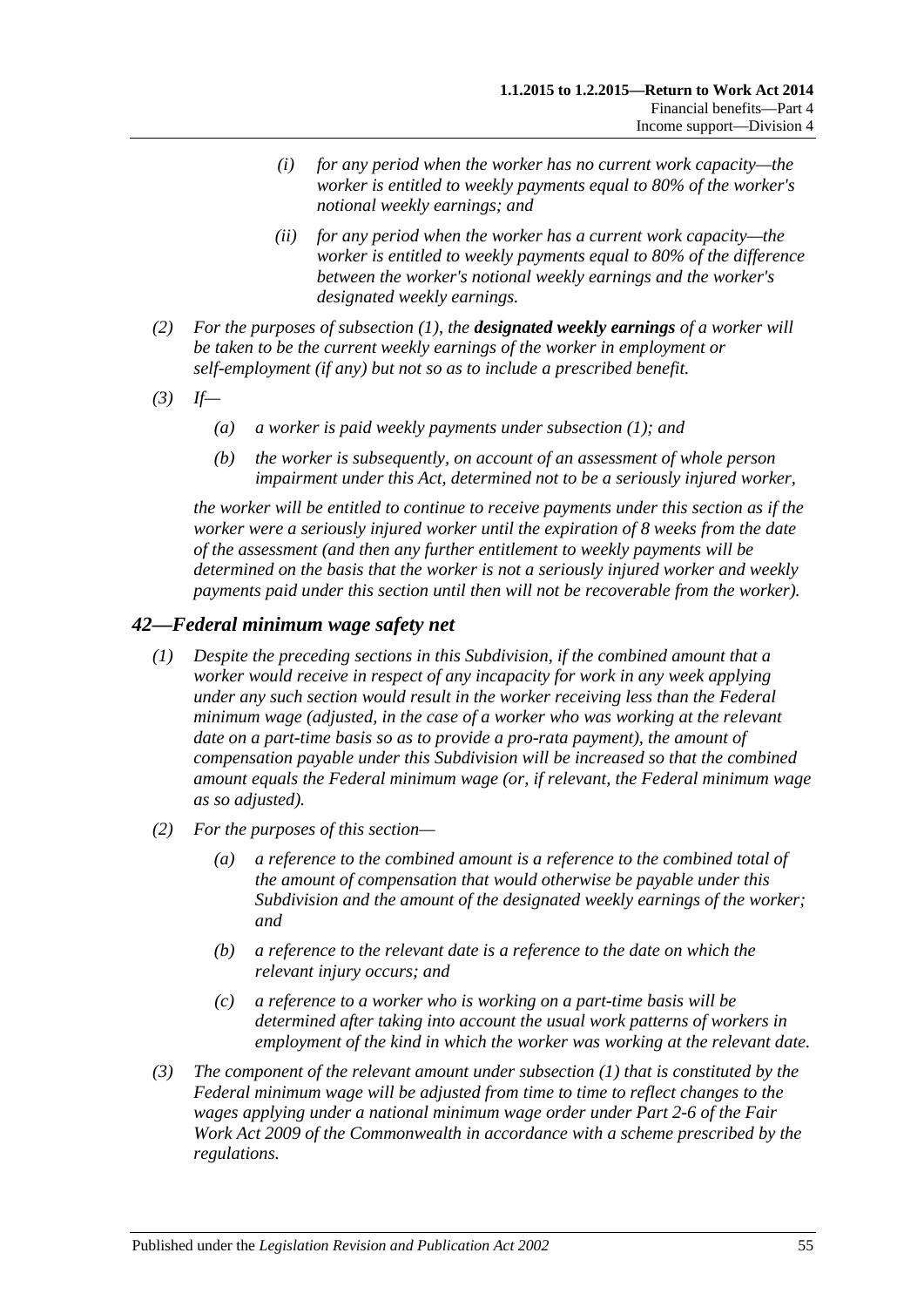(i) *for any period when the worker has no current work capacity—the worker is entitled to weekly payments equal to 80% of the worker's notional weekly earnings; and*

(ii) *for any period when the worker has a current work capacity—the worker is entitled to weekly payments equal to 80% of the difference between the worker's notional weekly earnings and the worker's designated weekly earnings.*

(2) *For the purposes of subsection (1), the **designated weekly earnings** of a worker will be taken to be the current weekly earnings of the worker in employment or self-employment (if any) but not so as to include a prescribed benefit.*

(3) *If—*

(a) *a worker is paid weekly payments under subsection (1); and*

(b) *the worker is subsequently, on account of an assessment of whole person impairment under this Act, determined not to be a seriously injured worker,*

*the worker will be entitled to continue to receive payments under this section as if the worker were a seriously injured worker until the expiration of 8 weeks from the date of the assessment (and then any further entitlement to weekly payments will be determined on the basis that the worker is not a seriously injured worker and weekly payments paid under this section until then will not be recoverable from the worker).*

## *42—Federal minimum wage safety net*

(1) *Despite the preceding sections in this Subdivision, if the combined amount that a worker would receive in respect of any incapacity for work in any week applying under any such section would result in the worker receiving less than the Federal minimum wage (adjusted, in the case of a worker who was working at the relevant date on a part-time basis so as to provide a pro-rata payment), the amount of compensation payable under this Subdivision will be increased so that the combined amount equals the Federal minimum wage (or, if relevant, the Federal minimum wage as so adjusted).*

(2) *For the purposes of this section—*

(a) *a reference to the combined amount is a reference to the combined total of the amount of compensation that would otherwise be payable under this Subdivision and the amount of the designated weekly earnings of the worker; and*

(b) *a reference to the relevant date is a reference to the date on which the relevant injury occurs; and*

(c) *a reference to a worker who is working on a part-time basis will be determined after taking into account the usual work patterns of workers in employment of the kind in which the worker was working at the relevant date.*

(3) *The component of the relevant amount under subsection (1) that is constituted by the Federal minimum wage will be adjusted from time to time to reflect changes to the wages applying under a national minimum wage order under Part 2-6 of the Fair Work Act 2009 of the Commonwealth in accordance with a scheme prescribed by the regulations.*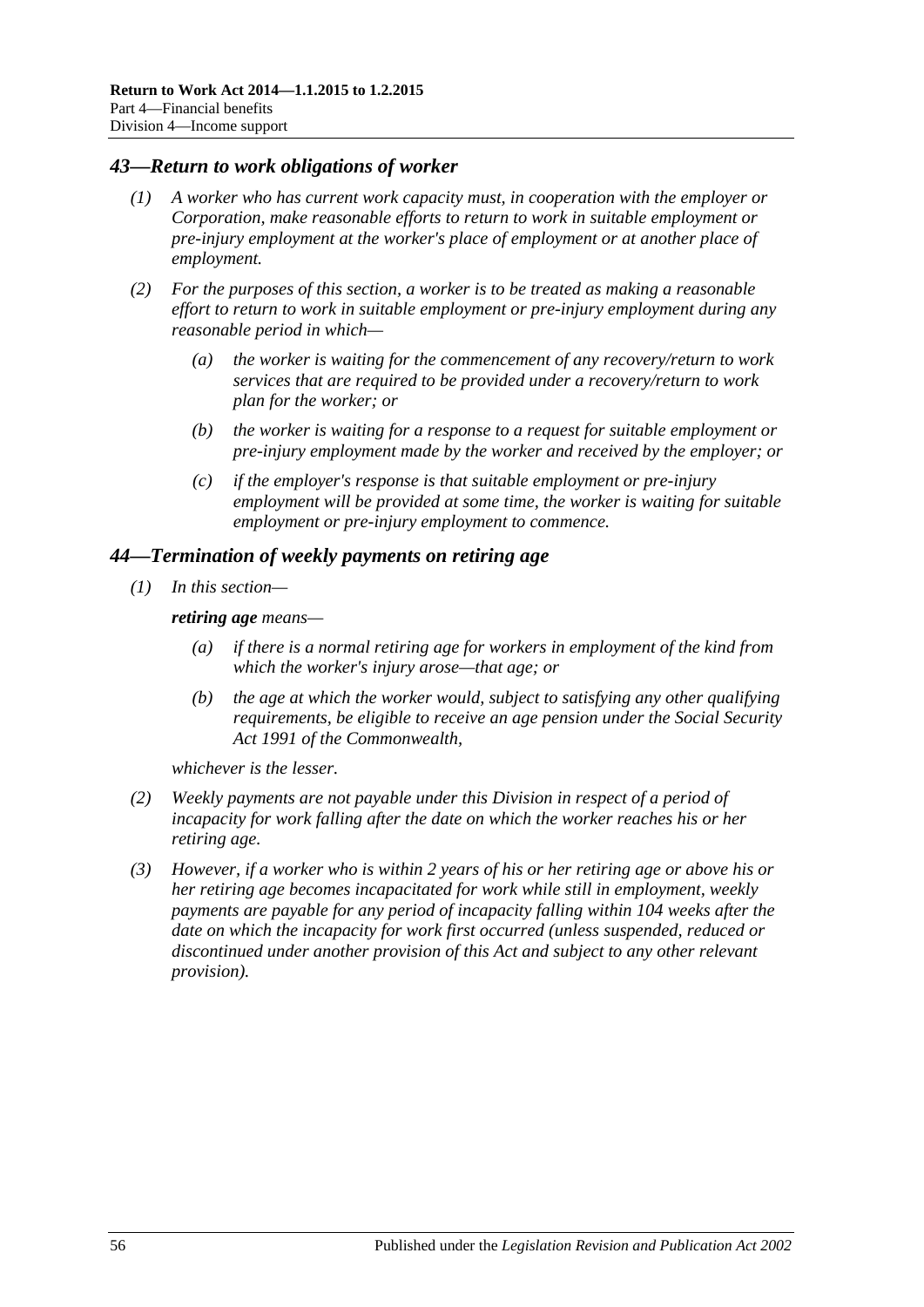## *43—Return to work obligations of worker*

*(1) A worker who has current work capacity must, in cooperation with the employer or Corporation, make reasonable efforts to return to work in suitable employment or pre-injury employment at the worker's place of employment or at another place of employment.*

*(2) For the purposes of this section, a worker is to be treated as making a reasonable effort to return to work in suitable employment or pre-injury employment during any reasonable period in which—*

*(a) the worker is waiting for the commencement of any recovery/return to work services that are required to be provided under a recovery/return to work plan for the worker; or*

*(b) the worker is waiting for a response to a request for suitable employment or pre-injury employment made by the worker and received by the employer; or*

*(c) if the employer's response is that suitable employment or pre-injury employment will be provided at some time, the worker is waiting for suitable employment or pre-injury employment to commence.*

## *44—Termination of weekly payments on retiring age*

*(1) In this section—*

***retiring age** means—*

*(a) if there is a normal retiring age for workers in employment of the kind from which the worker's injury arose—that age; or*

*(b) the age at which the worker would, subject to satisfying any other qualifying requirements, be eligible to receive an age pension under the Social Security Act 1991 of the Commonwealth,*

*whichever is the lesser.*

*(2) Weekly payments are not payable under this Division in respect of a period of incapacity for work falling after the date on which the worker reaches his or her retiring age.*

*(3) However, if a worker who is within 2 years of his or her retiring age or above his or her retiring age becomes incapacitated for work while still in employment, weekly payments are payable for any period of incapacity falling within 104 weeks after the date on which the incapacity for work first occurred (unless suspended, reduced or discontinued under another provision of this Act and subject to any other relevant provision).*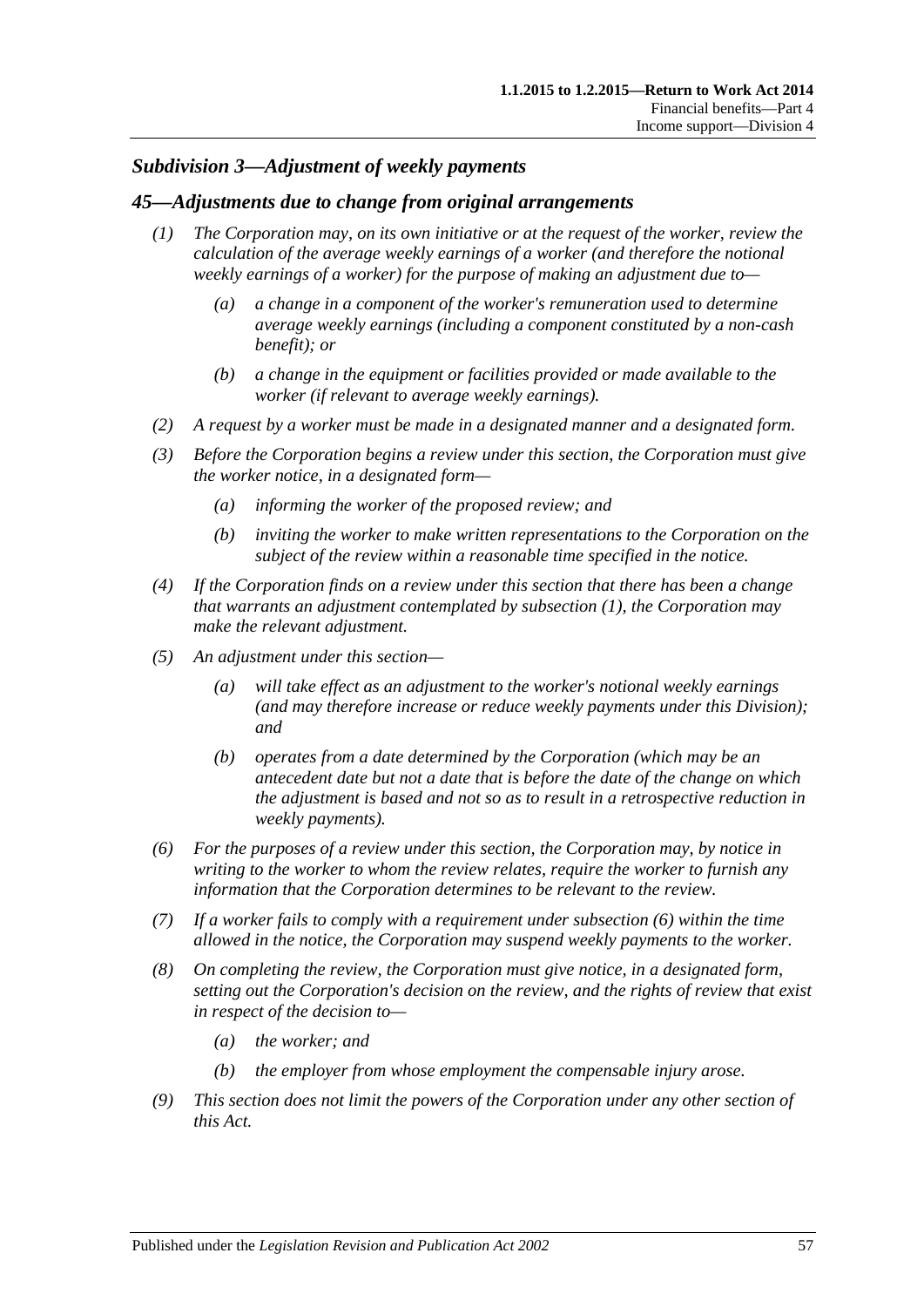### *Subdivision 3—Adjustment of weekly payments*

### *45—Adjustments due to change from original arrangements*

*(1) The Corporation may, on its own initiative or at the request of the worker, review the calculation of the average weekly earnings of a worker (and therefore the notional weekly earnings of a worker) for the purpose of making an adjustment due to—*

*(a) a change in a component of the worker's remuneration used to determine average weekly earnings (including a component constituted by a non-cash benefit); or*

*(b) a change in the equipment or facilities provided or made available to the worker (if relevant to average weekly earnings).*

*(2) A request by a worker must be made in a designated manner and a designated form.*

*(3) Before the Corporation begins a review under this section, the Corporation must give the worker notice, in a designated form—*

*(a) informing the worker of the proposed review; and*

*(b) inviting the worker to make written representations to the Corporation on the subject of the review within a reasonable time specified in the notice.*

*(4) If the Corporation finds on a review under this section that there has been a change that warrants an adjustment contemplated by subsection (1), the Corporation may make the relevant adjustment.*

*(5) An adjustment under this section—*

*(a) will take effect as an adjustment to the worker's notional weekly earnings (and may therefore increase or reduce weekly payments under this Division); and*

*(b) operates from a date determined by the Corporation (which may be an antecedent date but not a date that is before the date of the change on which the adjustment is based and not so as to result in a retrospective reduction in weekly payments).*

*(6) For the purposes of a review under this section, the Corporation may, by notice in writing to the worker to whom the review relates, require the worker to furnish any information that the Corporation determines to be relevant to the review.*

*(7) If a worker fails to comply with a requirement under subsection (6) within the time allowed in the notice, the Corporation may suspend weekly payments to the worker.*

*(8) On completing the review, the Corporation must give notice, in a designated form, setting out the Corporation's decision on the review, and the rights of review that exist in respect of the decision to—*

*(a) the worker; and*

*(b) the employer from whose employment the compensable injury arose.*

*(9) This section does not limit the powers of the Corporation under any other section of this Act.*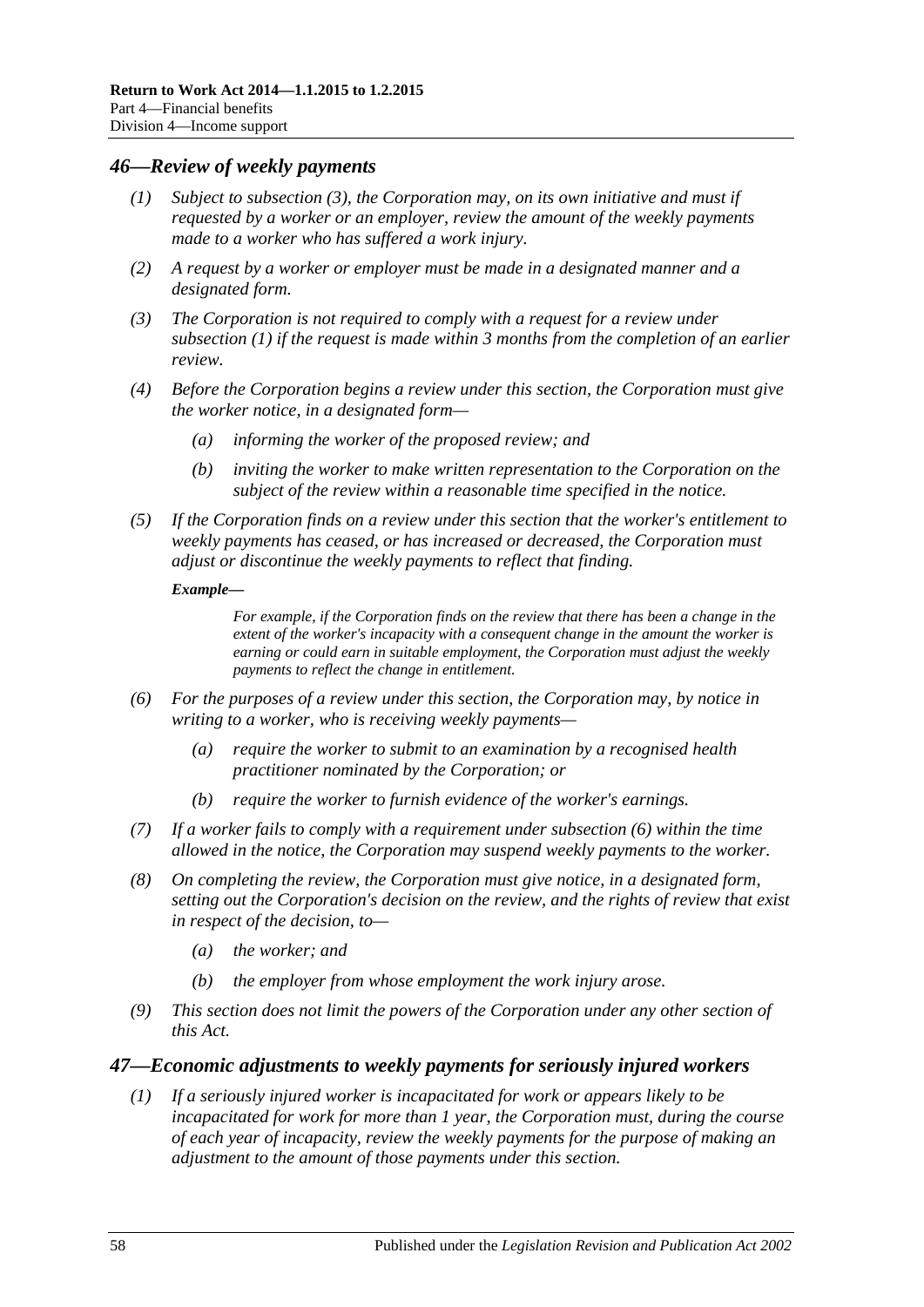## *46—Review of weekly payments*

- *(1)* *Subject to subsection (3), the Corporation may, on its own initiative and must if requested by a worker or an employer, review the amount of the weekly payments made to a worker who has suffered a work injury.*
- *(2)* *A request by a worker or employer must be made in a designated manner and a designated form.*
- *(3)* *The Corporation is not required to comply with a request for a review under subsection (1) if the request is made within 3 months from the completion of an earlier review.*
- *(4)* *Before the Corporation begins a review under this section, the Corporation must give the worker notice, in a designated form—*
  - *(a)* *informing the worker of the proposed review; and*
  - *(b)* *inviting the worker to make written representation to the Corporation on the subject of the review within a reasonable time specified in the notice.*
- *(5)* *If the Corporation finds on a review under this section that the worker's entitlement to weekly payments has ceased, or has increased or decreased, the Corporation must adjust or discontinue the weekly payments to reflect that finding.*

  ***Example—***

  > *For example, if the Corporation finds on the review that there has been a change in the extent of the worker's incapacity with a consequent change in the amount the worker is earning or could earn in suitable employment, the Corporation must adjust the weekly payments to reflect the change in entitlement.*

- *(6)* *For the purposes of a review under this section, the Corporation may, by notice in writing to a worker, who is receiving weekly payments—*
  - *(a)* *require the worker to submit to an examination by a recognised health practitioner nominated by the Corporation; or*
  - *(b)* *require the worker to furnish evidence of the worker's earnings.*
- *(7)* *If a worker fails to comply with a requirement under subsection (6) within the time allowed in the notice, the Corporation may suspend weekly payments to the worker.*
- *(8)* *On completing the review, the Corporation must give notice, in a designated form, setting out the Corporation's decision on the review, and the rights of review that exist in respect of the decision, to—*
  - *(a)* *the worker; and*
  - *(b)* *the employer from whose employment the work injury arose.*
- *(9)* *This section does not limit the powers of the Corporation under any other section of this Act.*

## *47—Economic adjustments to weekly payments for seriously injured workers*

- *(1)* *If a seriously injured worker is incapacitated for work or appears likely to be incapacitated for work for more than 1 year, the Corporation must, during the course of each year of incapacity, review the weekly payments for the purpose of making an adjustment to the amount of those payments under this section.*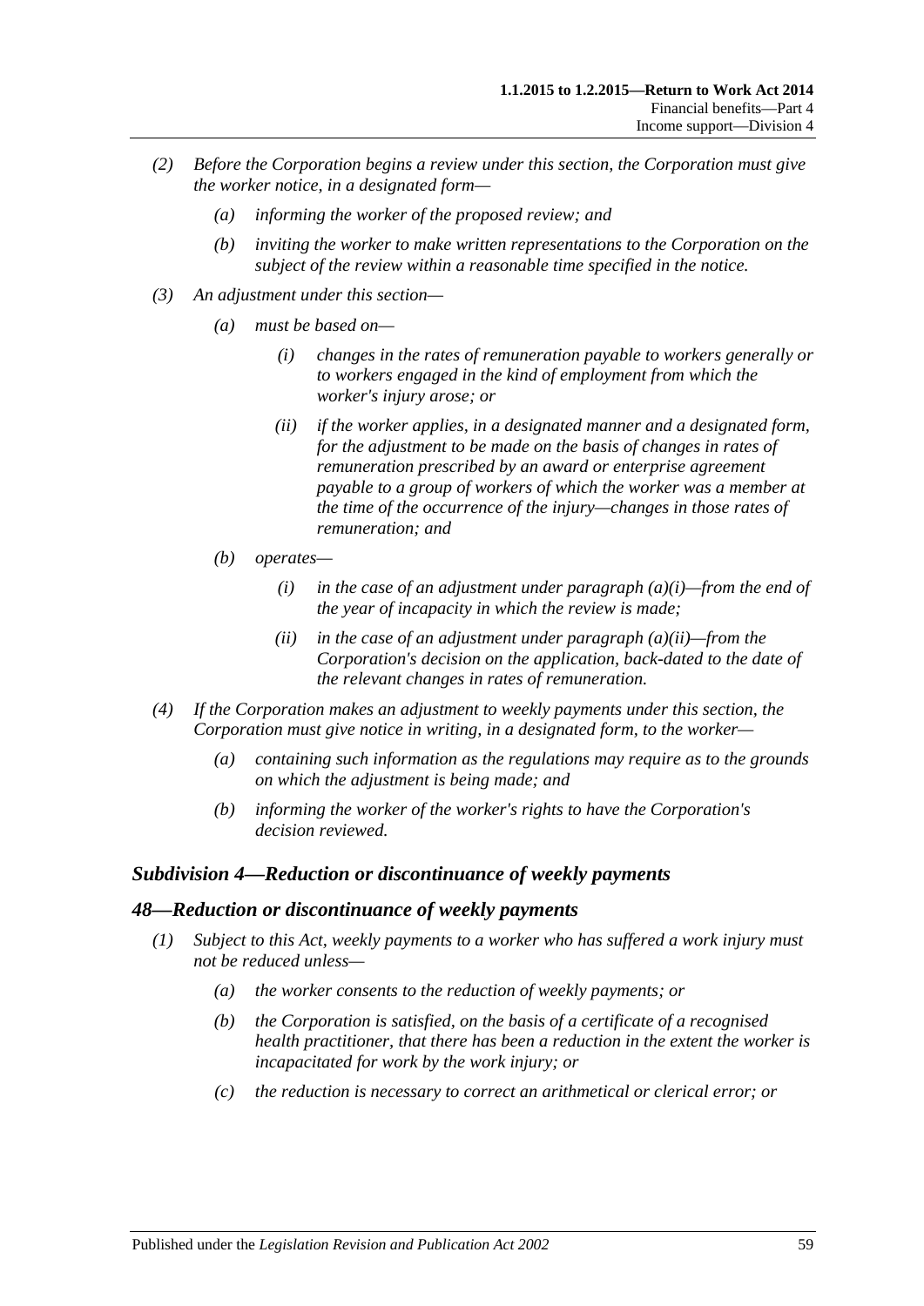*(2) Before the Corporation begins a review under this section, the Corporation must give the worker notice, in a designated form—*

*(a) informing the worker of the proposed review; and*

*(b) inviting the worker to make written representations to the Corporation on the subject of the review within a reasonable time specified in the notice.*

*(3) An adjustment under this section—*

*(a) must be based on—*

*(i) changes in the rates of remuneration payable to workers generally or to workers engaged in the kind of employment from which the worker's injury arose; or*

*(ii) if the worker applies, in a designated manner and a designated form, for the adjustment to be made on the basis of changes in rates of remuneration prescribed by an award or enterprise agreement payable to a group of workers of which the worker was a member at the time of the occurrence of the injury—changes in those rates of remuneration; and*

*(b) operates—*

*(i) in the case of an adjustment under paragraph (a)(i)—from the end of the year of incapacity in which the review is made;*

*(ii) in the case of an adjustment under paragraph (a)(ii)—from the Corporation's decision on the application, back-dated to the date of the relevant changes in rates of remuneration.*

*(4) If the Corporation makes an adjustment to weekly payments under this section, the Corporation must give notice in writing, in a designated form, to the worker—*

*(a) containing such information as the regulations may require as to the grounds on which the adjustment is being made; and*

*(b) informing the worker of the worker's rights to have the Corporation's decision reviewed.*

## *Subdivision 4—Reduction or discontinuance of weekly payments*

### *48—Reduction or discontinuance of weekly payments*

*(1) Subject to this Act, weekly payments to a worker who has suffered a work injury must not be reduced unless—*

*(a) the worker consents to the reduction of weekly payments; or*

*(b) the Corporation is satisfied, on the basis of a certificate of a recognised health practitioner, that there has been a reduction in the extent the worker is incapacitated for work by the work injury; or*

*(c) the reduction is necessary to correct an arithmetical or clerical error; or*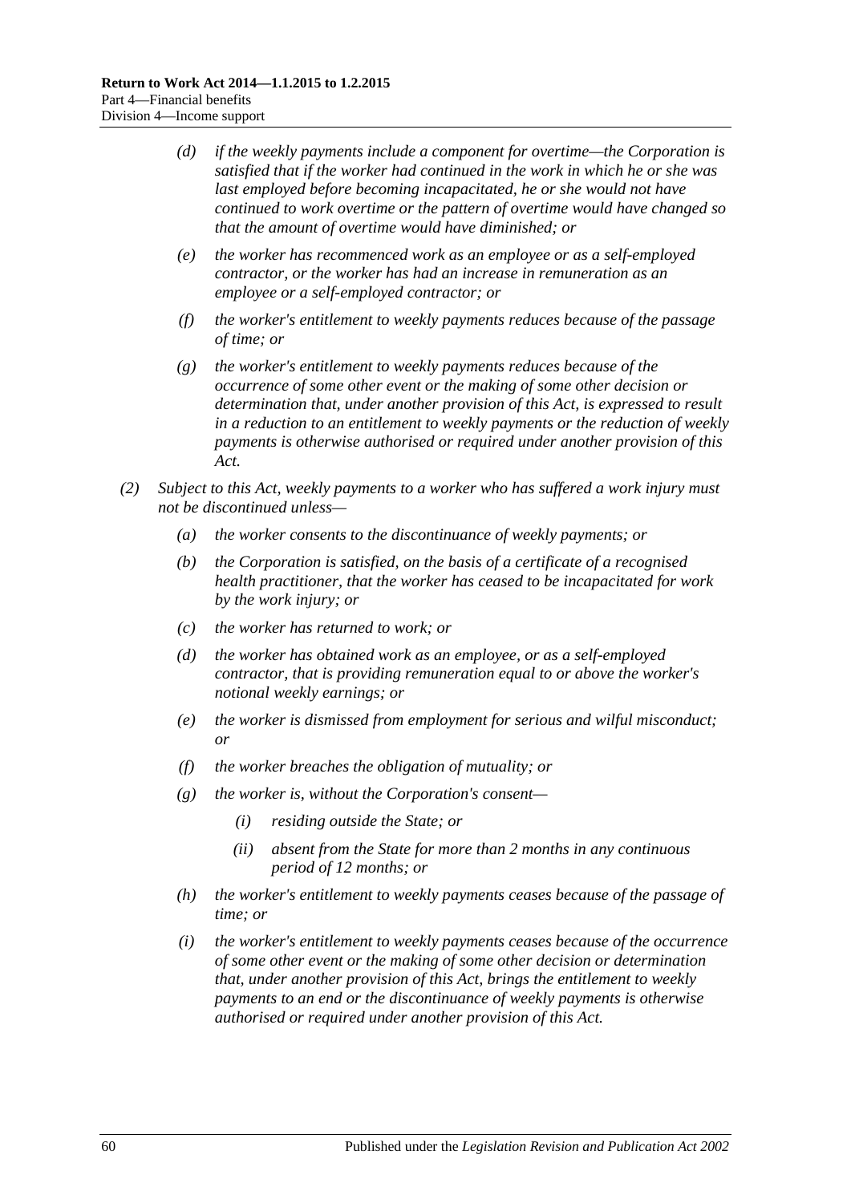(d) if the weekly payments include a component for overtime—the Corporation is satisfied that if the worker had continued in the work in which he or she was last employed before becoming incapacitated, he or she would not have continued to work overtime or the pattern of overtime would have changed so that the amount of overtime would have diminished; or

(e) the worker has recommenced work as an employee or as a self-employed contractor, or the worker has had an increase in remuneration as an employee or a self-employed contractor; or

(f) the worker's entitlement to weekly payments reduces because of the passage of time; or

(g) the worker's entitlement to weekly payments reduces because of the occurrence of some other event or the making of some other decision or determination that, under another provision of this Act, is expressed to result in a reduction to an entitlement to weekly payments or the reduction of weekly payments is otherwise authorised or required under another provision of this Act.

(2) Subject to this Act, weekly payments to a worker who has suffered a work injury must not be discontinued unless—

(a) the worker consents to the discontinuance of weekly payments; or

(b) the Corporation is satisfied, on the basis of a certificate of a recognised health practitioner, that the worker has ceased to be incapacitated for work by the work injury; or

(c) the worker has returned to work; or

(d) the worker has obtained work as an employee, or as a self-employed contractor, that is providing remuneration equal to or above the worker's notional weekly earnings; or

(e) the worker is dismissed from employment for serious and wilful misconduct; or

(f) the worker breaches the obligation of mutuality; or

(g) the worker is, without the Corporation's consent—

(i) residing outside the State; or

(ii) absent from the State for more than 2 months in any continuous period of 12 months; or

(h) the worker's entitlement to weekly payments ceases because of the passage of time; or

(i) the worker's entitlement to weekly payments ceases because of the occurrence of some other event or the making of some other decision or determination that, under another provision of this Act, brings the entitlement to weekly payments to an end or the discontinuance of weekly payments is otherwise authorised or required under another provision of this Act.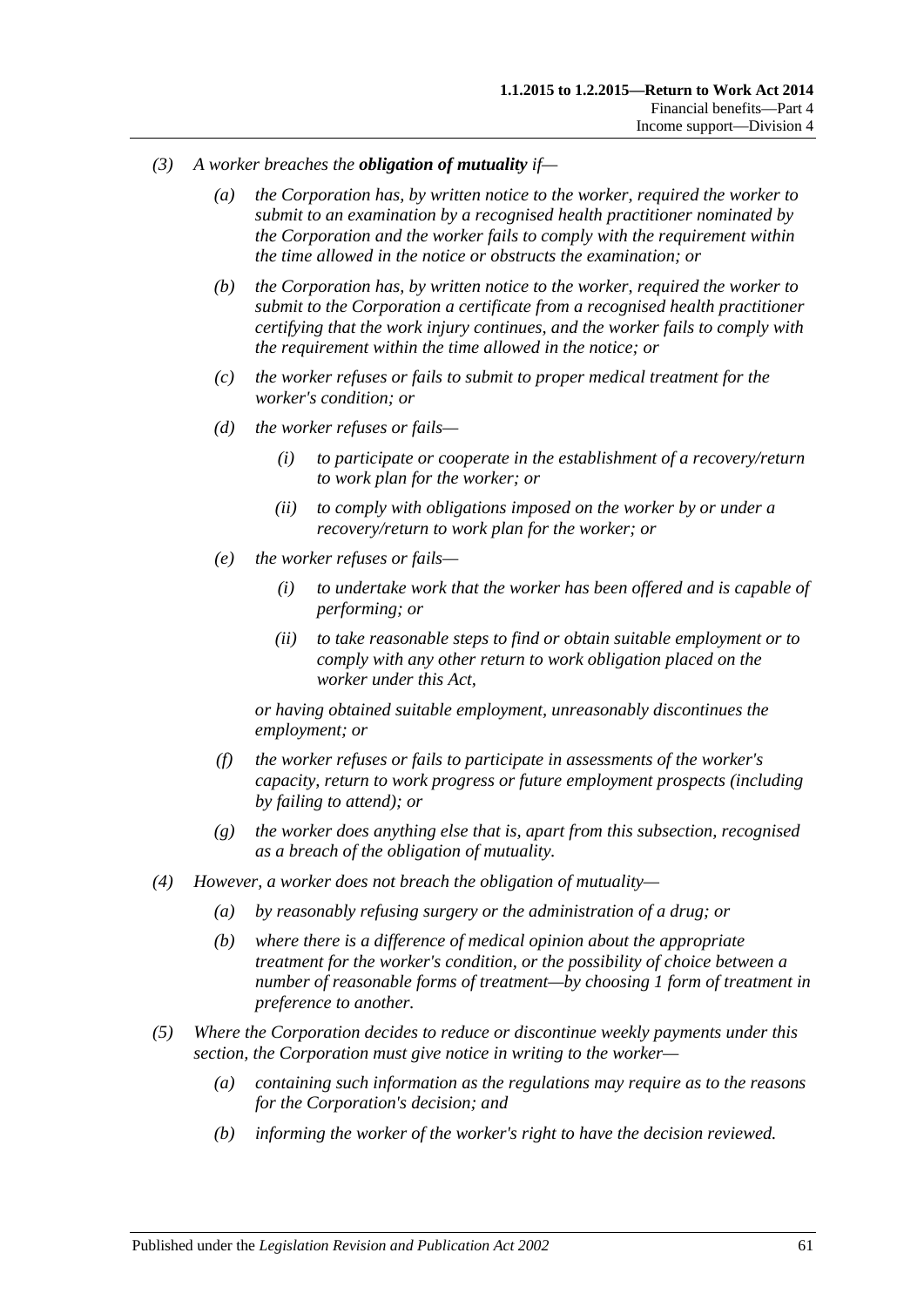*(3) A worker breaches the **obligation of mutuality** if—*

*(a) the Corporation has, by written notice to the worker, required the worker to submit to an examination by a recognised health practitioner nominated by the Corporation and the worker fails to comply with the requirement within the time allowed in the notice or obstructs the examination; or*

*(b) the Corporation has, by written notice to the worker, required the worker to submit to the Corporation a certificate from a recognised health practitioner certifying that the work injury continues, and the worker fails to comply with the requirement within the time allowed in the notice; or*

*(c) the worker refuses or fails to submit to proper medical treatment for the worker's condition; or*

*(d) the worker refuses or fails—*

*(i) to participate or cooperate in the establishment of a recovery/return to work plan for the worker; or*

*(ii) to comply with obligations imposed on the worker by or under a recovery/return to work plan for the worker; or*

*(e) the worker refuses or fails—*

*(i) to undertake work that the worker has been offered and is capable of performing; or*

*(ii) to take reasonable steps to find or obtain suitable employment or to comply with any other return to work obligation placed on the worker under this Act,*

*or having obtained suitable employment, unreasonably discontinues the employment; or*

*(f) the worker refuses or fails to participate in assessments of the worker's capacity, return to work progress or future employment prospects (including by failing to attend); or*

*(g) the worker does anything else that is, apart from this subsection, recognised as a breach of the obligation of mutuality.*

*(4) However, a worker does not breach the obligation of mutuality—*

*(a) by reasonably refusing surgery or the administration of a drug; or*

*(b) where there is a difference of medical opinion about the appropriate treatment for the worker's condition, or the possibility of choice between a number of reasonable forms of treatment—by choosing 1 form of treatment in preference to another.*

*(5) Where the Corporation decides to reduce or discontinue weekly payments under this section, the Corporation must give notice in writing to the worker—*

*(a) containing such information as the regulations may require as to the reasons for the Corporation's decision; and*

*(b) informing the worker of the worker's right to have the decision reviewed.*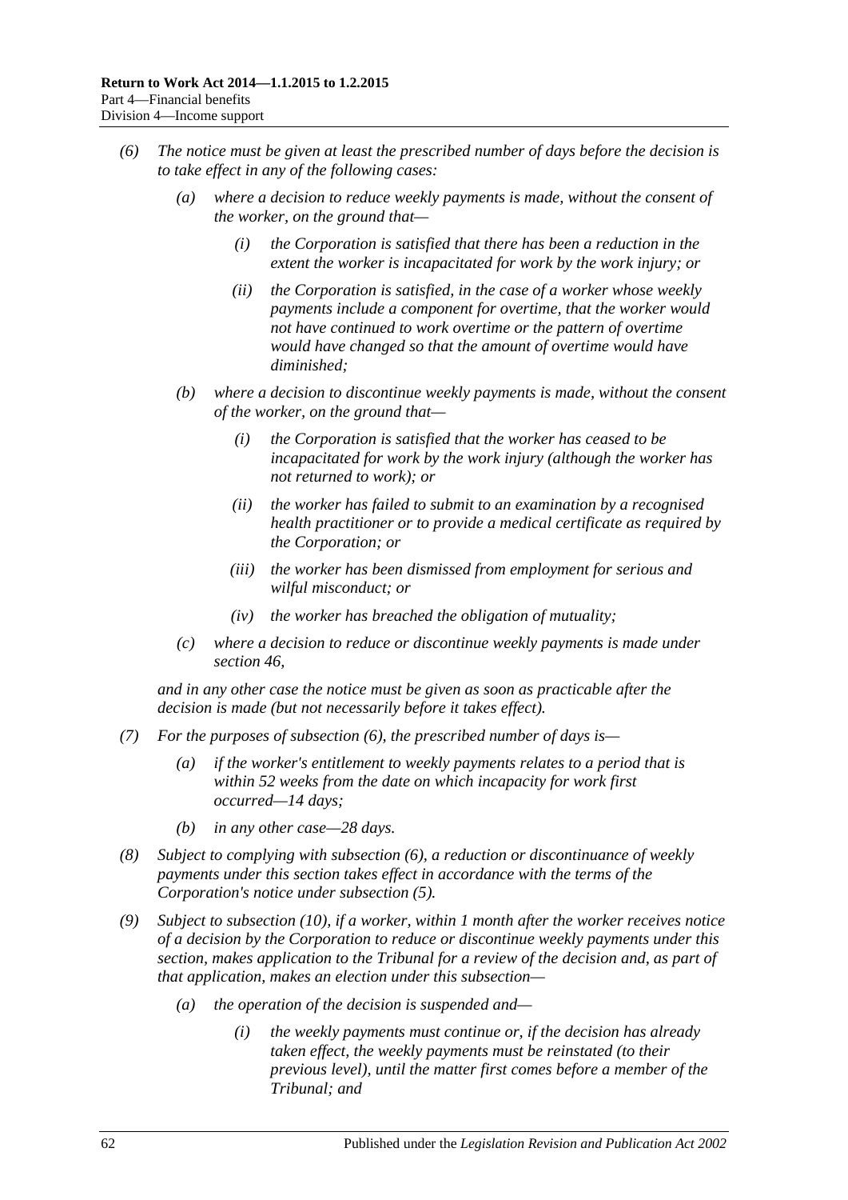*(6) The notice must be given at least the prescribed number of days before the decision is to take effect in any of the following cases:*

*(a) where a decision to reduce weekly payments is made, without the consent of the worker, on the ground that—*

*(i) the Corporation is satisfied that there has been a reduction in the extent the worker is incapacitated for work by the work injury; or*

*(ii) the Corporation is satisfied, in the case of a worker whose weekly payments include a component for overtime, that the worker would not have continued to work overtime or the pattern of overtime would have changed so that the amount of overtime would have diminished;*

*(b) where a decision to discontinue weekly payments is made, without the consent of the worker, on the ground that—*

*(i) the Corporation is satisfied that the worker has ceased to be incapacitated for work by the work injury (although the worker has not returned to work); or*

*(ii) the worker has failed to submit to an examination by a recognised health practitioner or to provide a medical certificate as required by the Corporation; or*

*(iii) the worker has been dismissed from employment for serious and wilful misconduct; or*

*(iv) the worker has breached the obligation of mutuality;*

*(c) where a decision to reduce or discontinue weekly payments is made under section 46,*

*and in any other case the notice must be given as soon as practicable after the decision is made (but not necessarily before it takes effect).*

*(7) For the purposes of subsection (6), the prescribed number of days is—*

*(a) if the worker's entitlement to weekly payments relates to a period that is within 52 weeks from the date on which incapacity for work first occurred—14 days;*

*(b) in any other case—28 days.*

*(8) Subject to complying with subsection (6), a reduction or discontinuance of weekly payments under this section takes effect in accordance with the terms of the Corporation's notice under subsection (5).*

*(9) Subject to subsection (10), if a worker, within 1 month after the worker receives notice of a decision by the Corporation to reduce or discontinue weekly payments under this section, makes application to the Tribunal for a review of the decision and, as part of that application, makes an election under this subsection—*

*(a) the operation of the decision is suspended and—*

*(i) the weekly payments must continue or, if the decision has already taken effect, the weekly payments must be reinstated (to their previous level), until the matter first comes before a member of the Tribunal; and*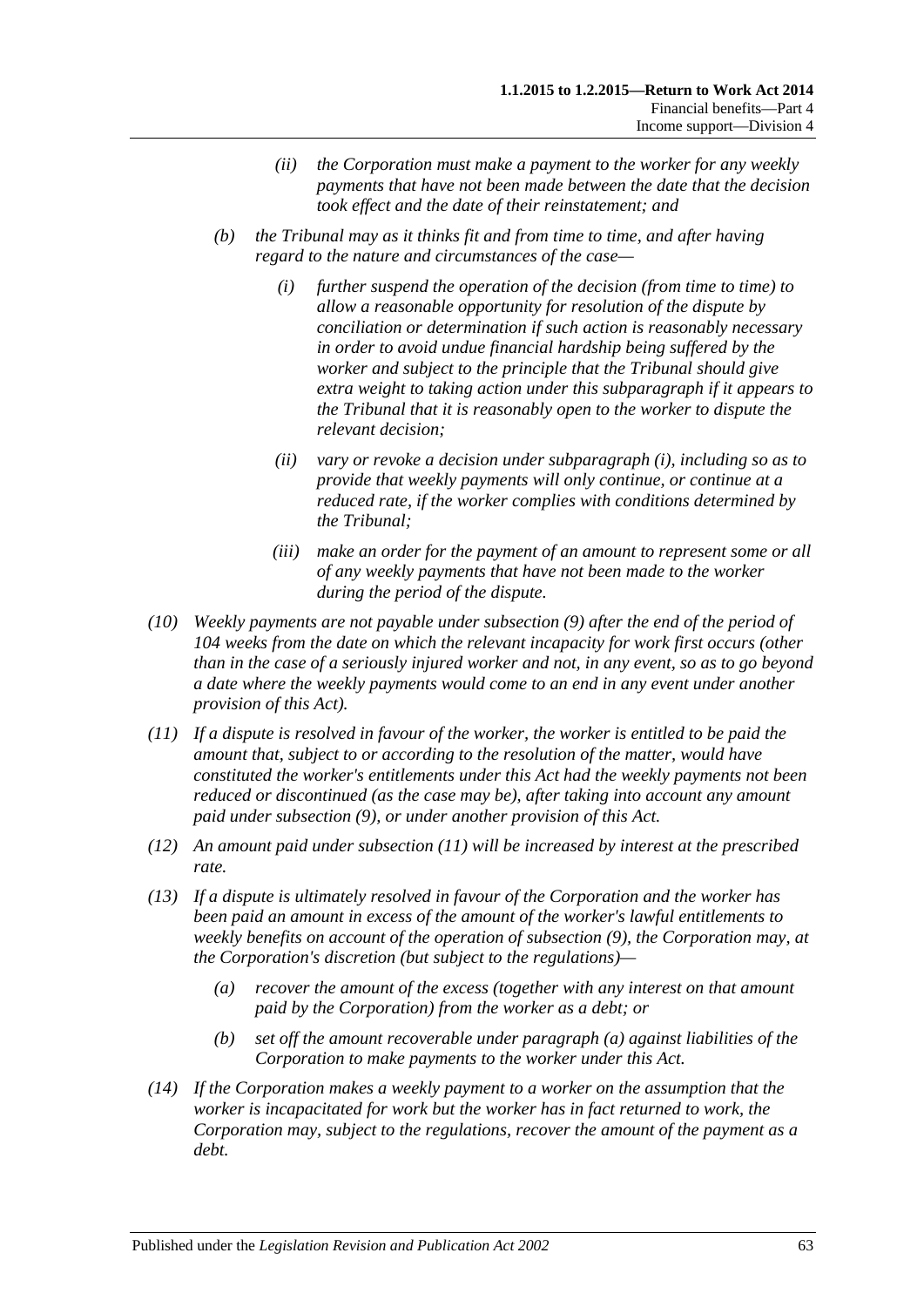- (ii) *the Corporation must make a payment to the worker for any weekly payments that have not been made between the date that the decision took effect and the date of their reinstatement; and*

- (b) *the Tribunal may as it thinks fit and from time to time, and after having regard to the nature and circumstances of the case—*

  - (i) *further suspend the operation of the decision (from time to time) to allow a reasonable opportunity for resolution of the dispute by conciliation or determination if such action is reasonably necessary in order to avoid undue financial hardship being suffered by the worker and subject to the principle that the Tribunal should give extra weight to taking action under this subparagraph if it appears to the Tribunal that it is reasonably open to the worker to dispute the relevant decision;*

  - (ii) *vary or revoke a decision under subparagraph (i), including so as to provide that weekly payments will only continue, or continue at a reduced rate, if the worker complies with conditions determined by the Tribunal;*

  - (iii) *make an order for the payment of an amount to represent some or all of any weekly payments that have not been made to the worker during the period of the dispute.*

(10) *Weekly payments are not payable under subsection (9) after the end of the period of 104 weeks from the date on which the relevant incapacity for work first occurs (other than in the case of a seriously injured worker and not, in any event, so as to go beyond a date where the weekly payments would come to an end in any event under another provision of this Act).*

(11) *If a dispute is resolved in favour of the worker, the worker is entitled to be paid the amount that, subject to or according to the resolution of the matter, would have constituted the worker's entitlements under this Act had the weekly payments not been reduced or discontinued (as the case may be), after taking into account any amount paid under subsection (9), or under another provision of this Act.*

(12) *An amount paid under subsection (11) will be increased by interest at the prescribed rate.*

(13) *If a dispute is ultimately resolved in favour of the Corporation and the worker has been paid an amount in excess of the amount of the worker's lawful entitlements to weekly benefits on account of the operation of subsection (9), the Corporation may, at the Corporation's discretion (but subject to the regulations)—*

- (a) *recover the amount of the excess (together with any interest on that amount paid by the Corporation) from the worker as a debt; or*

- (b) *set off the amount recoverable under paragraph (a) against liabilities of the Corporation to make payments to the worker under this Act.*

(14) *If the Corporation makes a weekly payment to a worker on the assumption that the worker is incapacitated for work but the worker has in fact returned to work, the Corporation may, subject to the regulations, recover the amount of the payment as a debt.*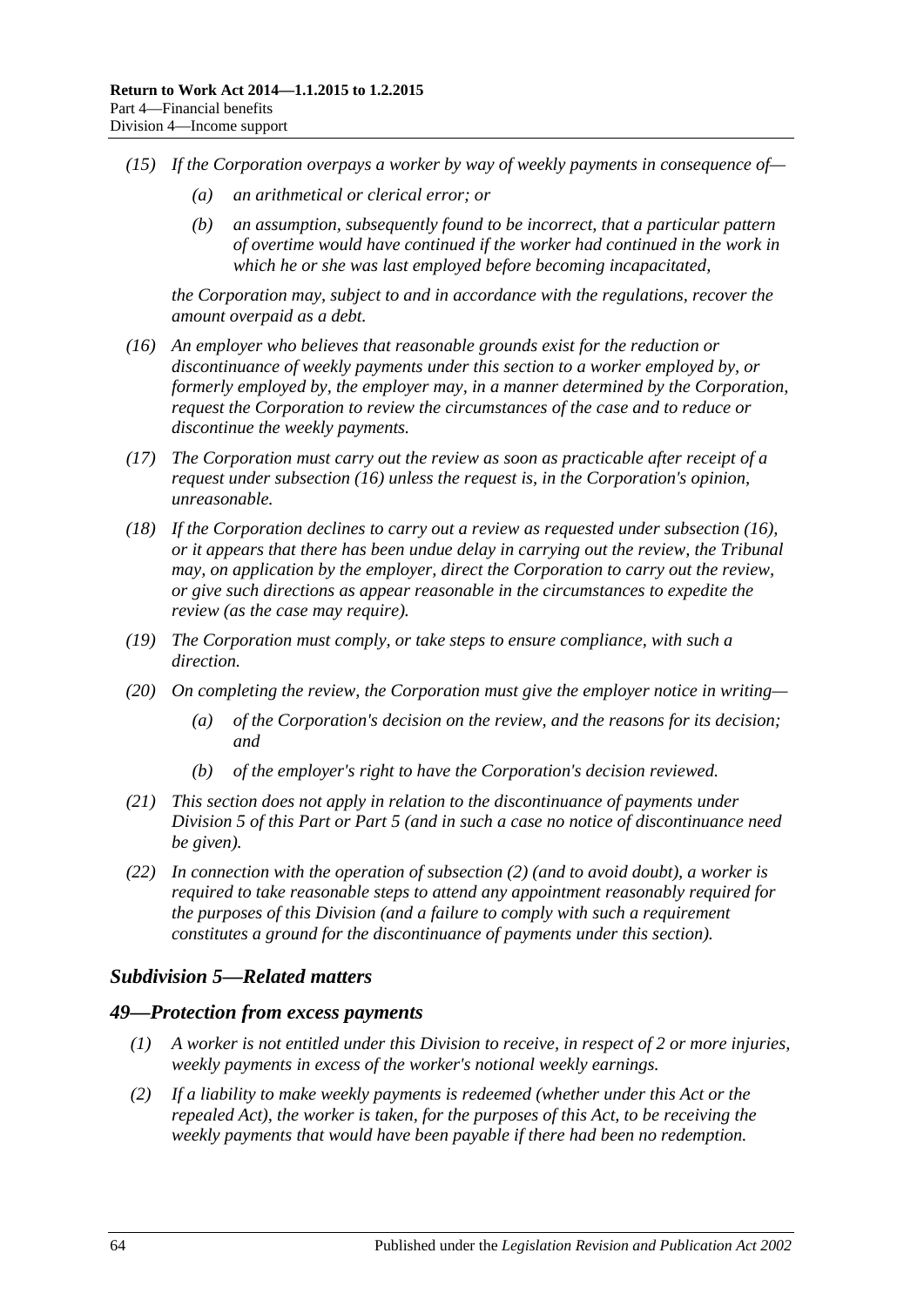*(15) If the Corporation overpays a worker by way of weekly payments in consequence of—*

*(a) an arithmetical or clerical error; or*

*(b) an assumption, subsequently found to be incorrect, that a particular pattern of overtime would have continued if the worker had continued in the work in which he or she was last employed before becoming incapacitated,*

*the Corporation may, subject to and in accordance with the regulations, recover the amount overpaid as a debt.*

*(16) An employer who believes that reasonable grounds exist for the reduction or discontinuance of weekly payments under this section to a worker employed by, or formerly employed by, the employer may, in a manner determined by the Corporation, request the Corporation to review the circumstances of the case and to reduce or discontinue the weekly payments.*

*(17) The Corporation must carry out the review as soon as practicable after receipt of a request under subsection (16) unless the request is, in the Corporation's opinion, unreasonable.*

*(18) If the Corporation declines to carry out a review as requested under subsection (16), or it appears that there has been undue delay in carrying out the review, the Tribunal may, on application by the employer, direct the Corporation to carry out the review, or give such directions as appear reasonable in the circumstances to expedite the review (as the case may require).*

*(19) The Corporation must comply, or take steps to ensure compliance, with such a direction.*

*(20) On completing the review, the Corporation must give the employer notice in writing—*

*(a) of the Corporation's decision on the review, and the reasons for its decision; and*

*(b) of the employer's right to have the Corporation's decision reviewed.*

*(21) This section does not apply in relation to the discontinuance of payments under Division 5 of this Part or Part 5 (and in such a case no notice of discontinuance need be given).*

*(22) In connection with the operation of subsection (2) (and to avoid doubt), a worker is required to take reasonable steps to attend any appointment reasonably required for the purposes of this Division (and a failure to comply with such a requirement constitutes a ground for the discontinuance of payments under this section).*

### *Subdivision 5—Related matters*

### *49—Protection from excess payments*

*(1) A worker is not entitled under this Division to receive, in respect of 2 or more injuries, weekly payments in excess of the worker's notional weekly earnings.*

*(2) If a liability to make weekly payments is redeemed (whether under this Act or the repealed Act), the worker is taken, for the purposes of this Act, to be receiving the weekly payments that would have been payable if there had been no redemption.*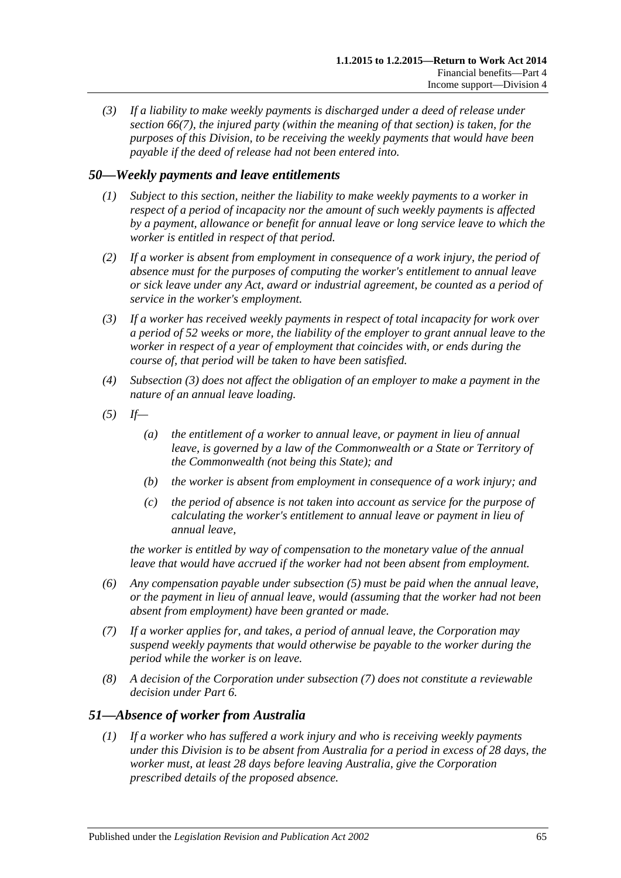*(3) If a liability to make weekly payments is discharged under a deed of release under section 66(7), the injured party (within the meaning of that section) is taken, for the purposes of this Division, to be receiving the weekly payments that would have been payable if the deed of release had not been entered into.*

## *50—Weekly payments and leave entitlements*

*(1) Subject to this section, neither the liability to make weekly payments to a worker in respect of a period of incapacity nor the amount of such weekly payments is affected by a payment, allowance or benefit for annual leave or long service leave to which the worker is entitled in respect of that period.*

*(2) If a worker is absent from employment in consequence of a work injury, the period of absence must for the purposes of computing the worker's entitlement to annual leave or sick leave under any Act, award or industrial agreement, be counted as a period of service in the worker's employment.*

*(3) If a worker has received weekly payments in respect of total incapacity for work over a period of 52 weeks or more, the liability of the employer to grant annual leave to the worker in respect of a year of employment that coincides with, or ends during the course of, that period will be taken to have been satisfied.*

*(4) Subsection (3) does not affect the obligation of an employer to make a payment in the nature of an annual leave loading.*

*(5) If—*

*(a) the entitlement of a worker to annual leave, or payment in lieu of annual leave, is governed by a law of the Commonwealth or a State or Territory of the Commonwealth (not being this State); and*

*(b) the worker is absent from employment in consequence of a work injury; and*

*(c) the period of absence is not taken into account as service for the purpose of calculating the worker's entitlement to annual leave or payment in lieu of annual leave,*

*the worker is entitled by way of compensation to the monetary value of the annual leave that would have accrued if the worker had not been absent from employment.*

*(6) Any compensation payable under subsection (5) must be paid when the annual leave, or the payment in lieu of annual leave, would (assuming that the worker had not been absent from employment) have been granted or made.*

*(7) If a worker applies for, and takes, a period of annual leave, the Corporation may suspend weekly payments that would otherwise be payable to the worker during the period while the worker is on leave.*

*(8) A decision of the Corporation under subsection (7) does not constitute a reviewable decision under Part 6.*

## *51—Absence of worker from Australia*

*(1) If a worker who has suffered a work injury and who is receiving weekly payments under this Division is to be absent from Australia for a period in excess of 28 days, the worker must, at least 28 days before leaving Australia, give the Corporation prescribed details of the proposed absence.*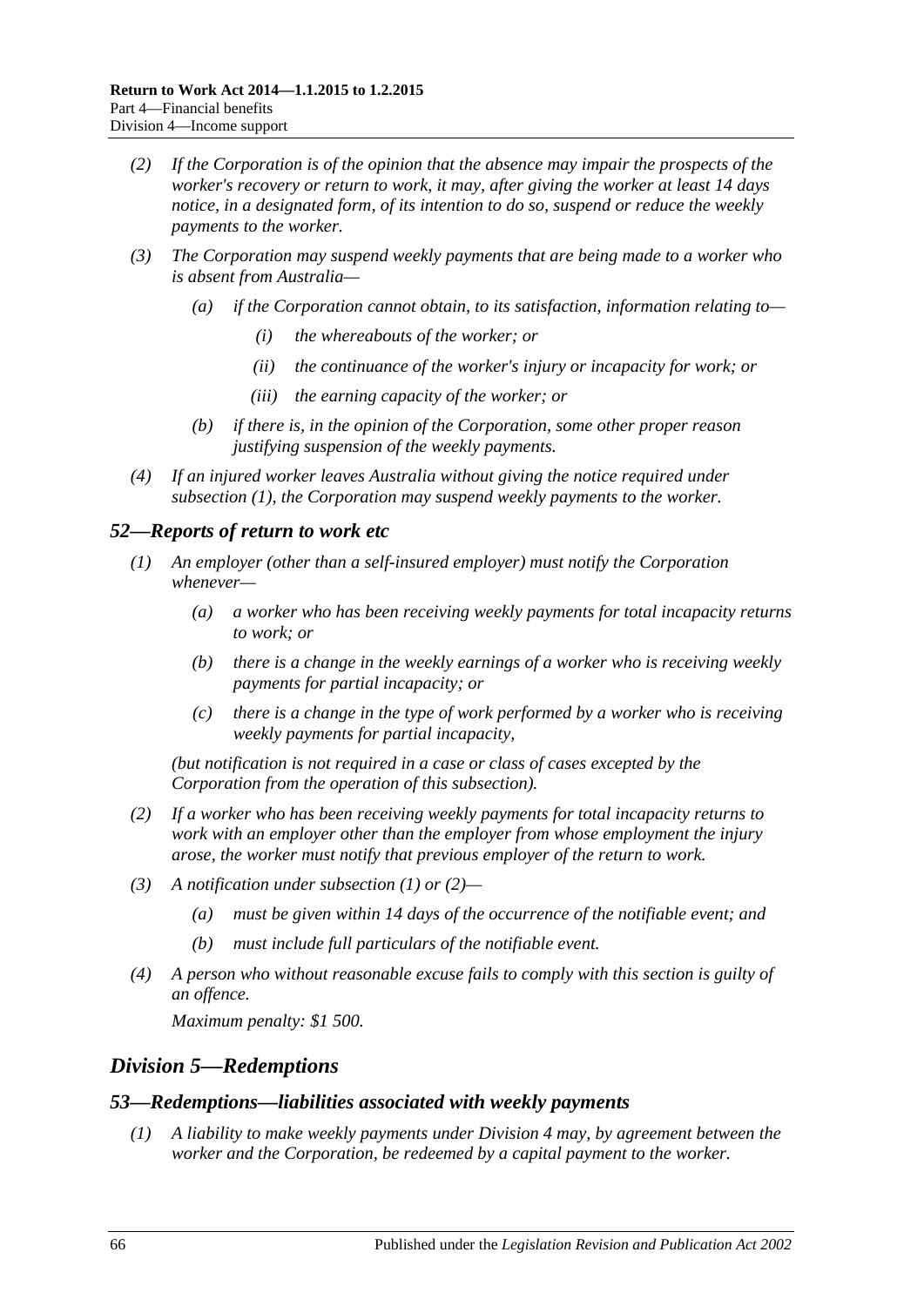(2) If the Corporation is of the opinion that the absence may impair the prospects of the worker's recovery or return to work, it may, after giving the worker at least 14 days notice, in a designated form, of its intention to do so, suspend or reduce the weekly payments to the worker.

(3) The Corporation may suspend weekly payments that are being made to a worker who is absent from Australia—

(a) if the Corporation cannot obtain, to its satisfaction, information relating to—

(i) the whereabouts of the worker; or

(ii) the continuance of the worker's injury or incapacity for work; or

(iii) the earning capacity of the worker; or

(b) if there is, in the opinion of the Corporation, some other proper reason justifying suspension of the weekly payments.

(4) If an injured worker leaves Australia without giving the notice required under subsection (1), the Corporation may suspend weekly payments to the worker.

### 52—Reports of return to work etc

(1) An employer (other than a self-insured employer) must notify the Corporation whenever—

(a) a worker who has been receiving weekly payments for total incapacity returns to work; or

(b) there is a change in the weekly earnings of a worker who is receiving weekly payments for partial incapacity; or

(c) there is a change in the type of work performed by a worker who is receiving weekly payments for partial incapacity,

(but notification is not required in a case or class of cases excepted by the Corporation from the operation of this subsection).

(2) If a worker who has been receiving weekly payments for total incapacity returns to work with an employer other than the employer from whose employment the injury arose, the worker must notify that previous employer of the return to work.

(3) A notification under subsection (1) or (2)—

(a) must be given within 14 days of the occurrence of the notifiable event; and

(b) must include full particulars of the notifiable event.

(4) A person who without reasonable excuse fails to comply with this section is guilty of an offence.

Maximum penalty: $1 500.

## Division 5—Redemptions

### 53—Redemptions—liabilities associated with weekly payments

(1) A liability to make weekly payments under Division 4 may, by agreement between the worker and the Corporation, be redeemed by a capital payment to the worker.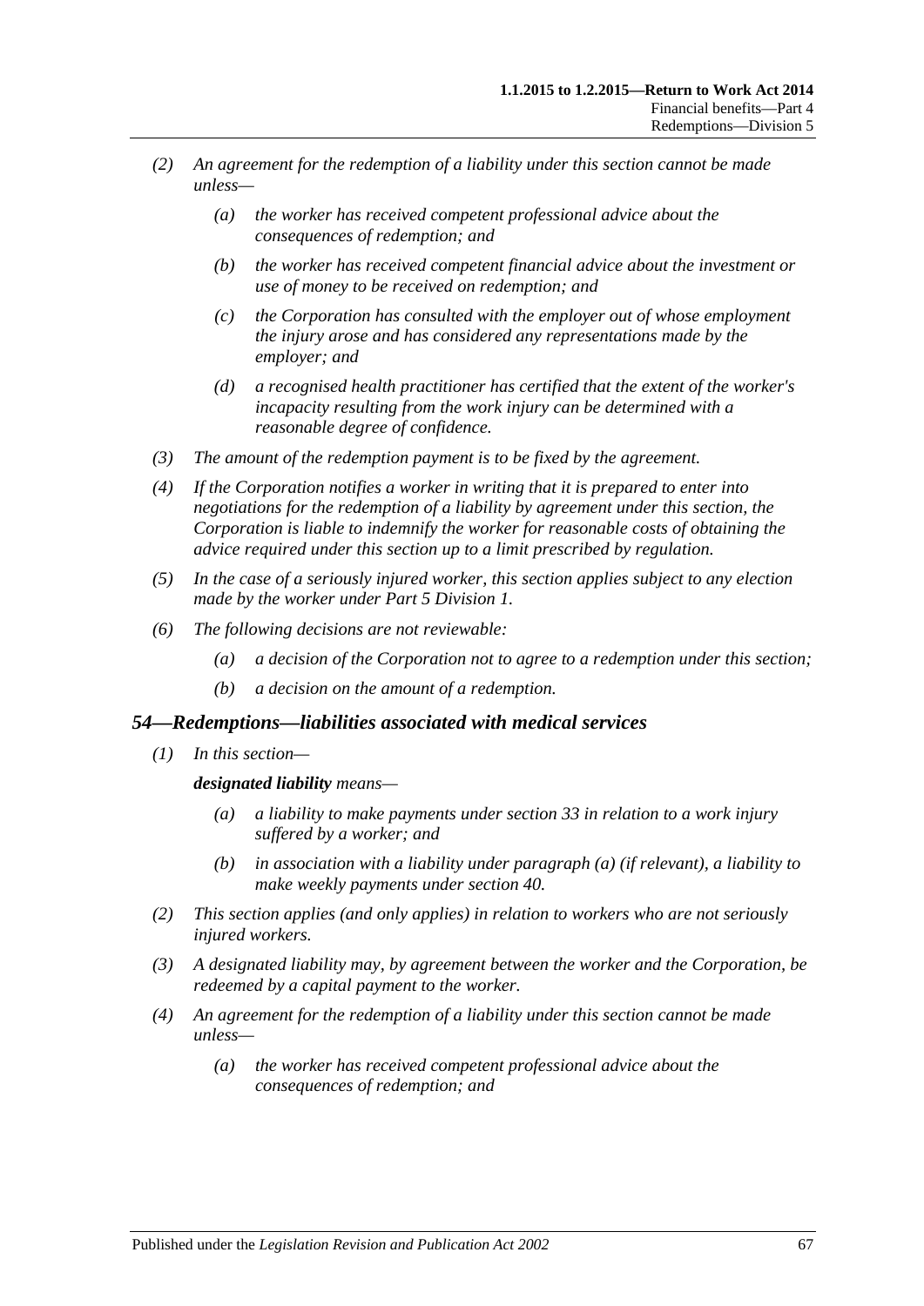*(2) An agreement for the redemption of a liability under this section cannot be made unless—*

*(a) the worker has received competent professional advice about the consequences of redemption; and*

*(b) the worker has received competent financial advice about the investment or use of money to be received on redemption; and*

*(c) the Corporation has consulted with the employer out of whose employment the injury arose and has considered any representations made by the employer; and*

*(d) a recognised health practitioner has certified that the extent of the worker's incapacity resulting from the work injury can be determined with a reasonable degree of confidence.*

*(3) The amount of the redemption payment is to be fixed by the agreement.*

*(4) If the Corporation notifies a worker in writing that it is prepared to enter into negotiations for the redemption of a liability by agreement under this section, the Corporation is liable to indemnify the worker for reasonable costs of obtaining the advice required under this section up to a limit prescribed by regulation.*

*(5) In the case of a seriously injured worker, this section applies subject to any election made by the worker under Part 5 Division 1.*

*(6) The following decisions are not reviewable:*

*(a) a decision of the Corporation not to agree to a redemption under this section;*

*(b) a decision on the amount of a redemption.*

### *54—Redemptions—liabilities associated with medical services*

*(1) In this section—*

***designated liability** means—*

*(a) a liability to make payments under section 33 in relation to a work injury suffered by a worker; and*

*(b) in association with a liability under paragraph (a) (if relevant), a liability to make weekly payments under section 40.*

*(2) This section applies (and only applies) in relation to workers who are not seriously injured workers.*

*(3) A designated liability may, by agreement between the worker and the Corporation, be redeemed by a capital payment to the worker.*

*(4) An agreement for the redemption of a liability under this section cannot be made unless—*

*(a) the worker has received competent professional advice about the consequences of redemption; and*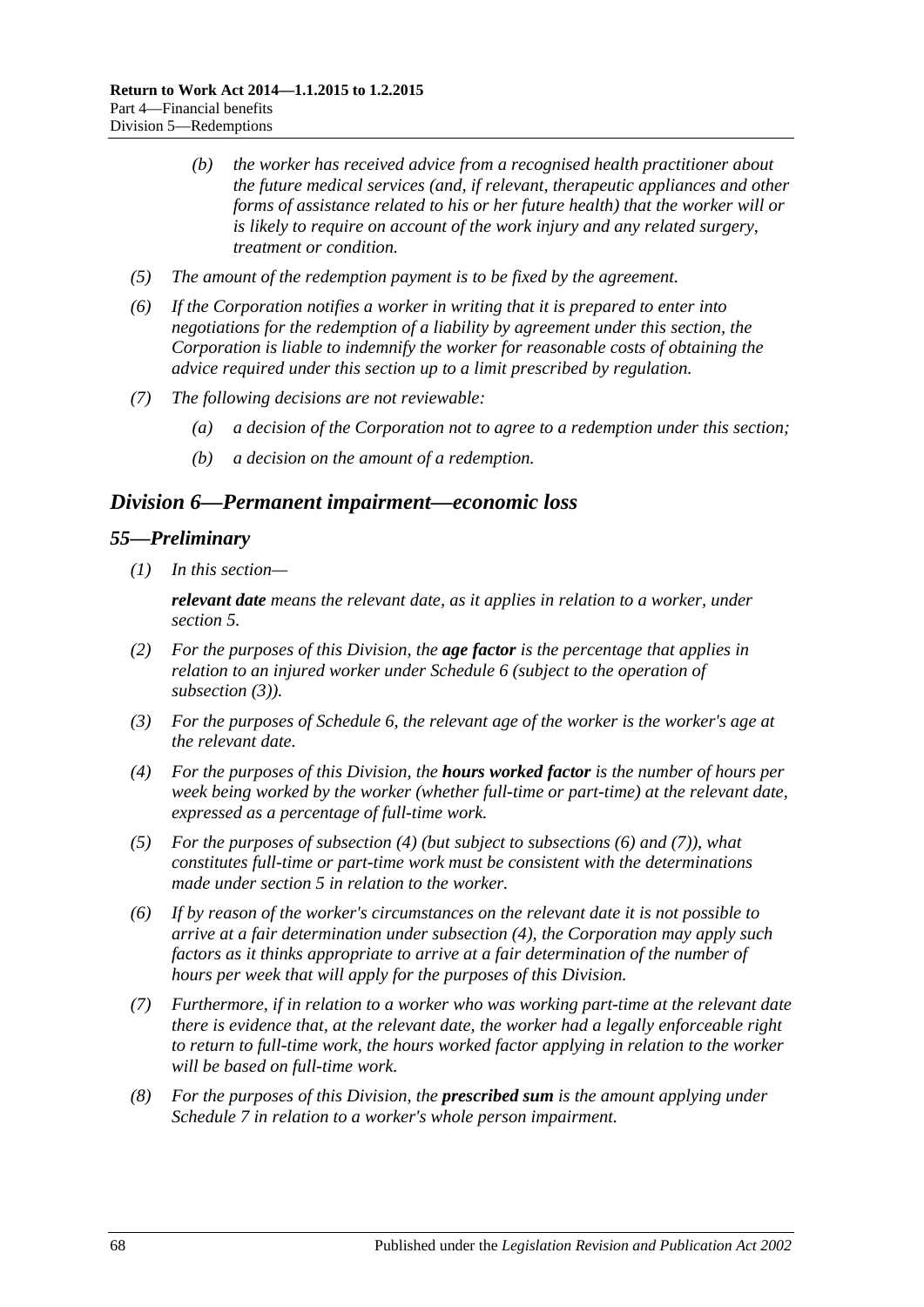*(b) the worker has received advice from a recognised health practitioner about the future medical services (and, if relevant, therapeutic appliances and other forms of assistance related to his or her future health) that the worker will or is likely to require on account of the work injury and any related surgery, treatment or condition.*

*(5) The amount of the redemption payment is to be fixed by the agreement.*

*(6) If the Corporation notifies a worker in writing that it is prepared to enter into negotiations for the redemption of a liability by agreement under this section, the Corporation is liable to indemnify the worker for reasonable costs of obtaining the advice required under this section up to a limit prescribed by regulation.*

*(7) The following decisions are not reviewable:*

*(a) a decision of the Corporation not to agree to a redemption under this section;*

*(b) a decision on the amount of a redemption.*

## *Division 6—Permanent impairment—economic loss*

### *55—Preliminary*

*(1) In this section—*

***relevant date** means the relevant date, as it applies in relation to a worker, under section 5.*

*(2) For the purposes of this Division, the **age factor** is the percentage that applies in relation to an injured worker under Schedule 6 (subject to the operation of subsection (3)).*

*(3) For the purposes of Schedule 6, the relevant age of the worker is the worker's age at the relevant date.*

*(4) For the purposes of this Division, the **hours worked factor** is the number of hours per week being worked by the worker (whether full-time or part-time) at the relevant date, expressed as a percentage of full-time work.*

*(5) For the purposes of subsection (4) (but subject to subsections (6) and (7)), what constitutes full-time or part-time work must be consistent with the determinations made under section 5 in relation to the worker.*

*(6) If by reason of the worker's circumstances on the relevant date it is not possible to arrive at a fair determination under subsection (4), the Corporation may apply such factors as it thinks appropriate to arrive at a fair determination of the number of hours per week that will apply for the purposes of this Division.*

*(7) Furthermore, if in relation to a worker who was working part-time at the relevant date there is evidence that, at the relevant date, the worker had a legally enforceable right to return to full-time work, the hours worked factor applying in relation to the worker will be based on full-time work.*

*(8) For the purposes of this Division, the **prescribed sum** is the amount applying under Schedule 7 in relation to a worker's whole person impairment.*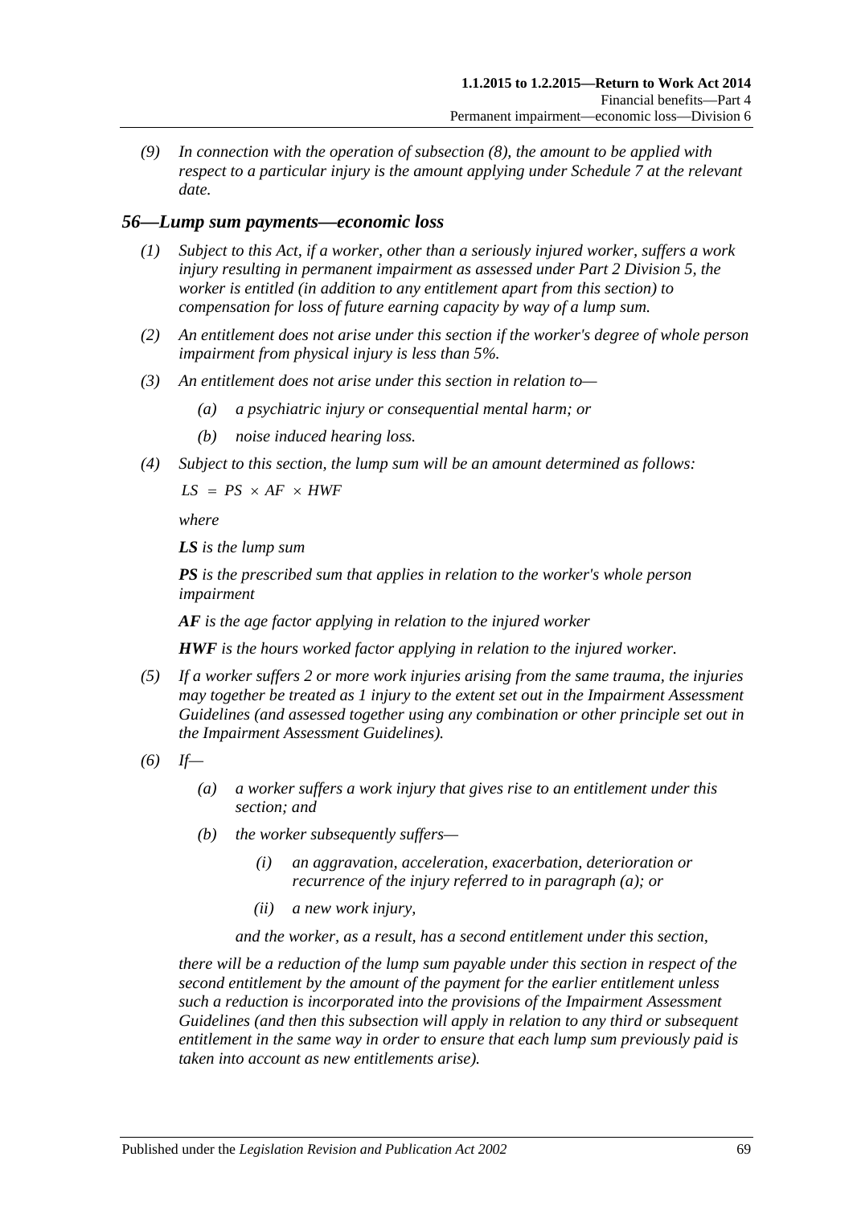*(9) In connection with the operation of subsection (8), the amount to be applied with respect to a particular injury is the amount applying under Schedule 7 at the relevant date.*

## *56—Lump sum payments—economic loss*

*(1) Subject to this Act, if a worker, other than a seriously injured worker, suffers a work injury resulting in permanent impairment as assessed under Part 2 Division 5, the worker is entitled (in addition to any entitlement apart from this section) to compensation for loss of future earning capacity by way of a lump sum.*

*(2) An entitlement does not arise under this section if the worker's degree of whole person impairment from physical injury is less than 5%.*

*(3) An entitlement does not arise under this section in relation to—*

*(a) a psychiatric injury or consequential mental harm; or*

*(b) noise induced hearing loss.*

*(4) Subject to this section, the lump sum will be an amount determined as follows:*

$$LS = PS \times AF \times HWF$$

*where*

***LS*** *is the lump sum*

***PS*** *is the prescribed sum that applies in relation to the worker's whole person impairment*

***AF*** *is the age factor applying in relation to the injured worker*

***HWF*** *is the hours worked factor applying in relation to the injured worker.*

*(5) If a worker suffers 2 or more work injuries arising from the same trauma, the injuries may together be treated as 1 injury to the extent set out in the Impairment Assessment Guidelines (and assessed together using any combination or other principle set out in the Impairment Assessment Guidelines).*

*(6) If—*

*(a) a worker suffers a work injury that gives rise to an entitlement under this section; and*

*(b) the worker subsequently suffers—*

*(i) an aggravation, acceleration, exacerbation, deterioration or recurrence of the injury referred to in paragraph (a); or*

*(ii) a new work injury,*

*and the worker, as a result, has a second entitlement under this section,*

*there will be a reduction of the lump sum payable under this section in respect of the second entitlement by the amount of the payment for the earlier entitlement unless such a reduction is incorporated into the provisions of the Impairment Assessment Guidelines (and then this subsection will apply in relation to any third or subsequent entitlement in the same way in order to ensure that each lump sum previously paid is taken into account as new entitlements arise).*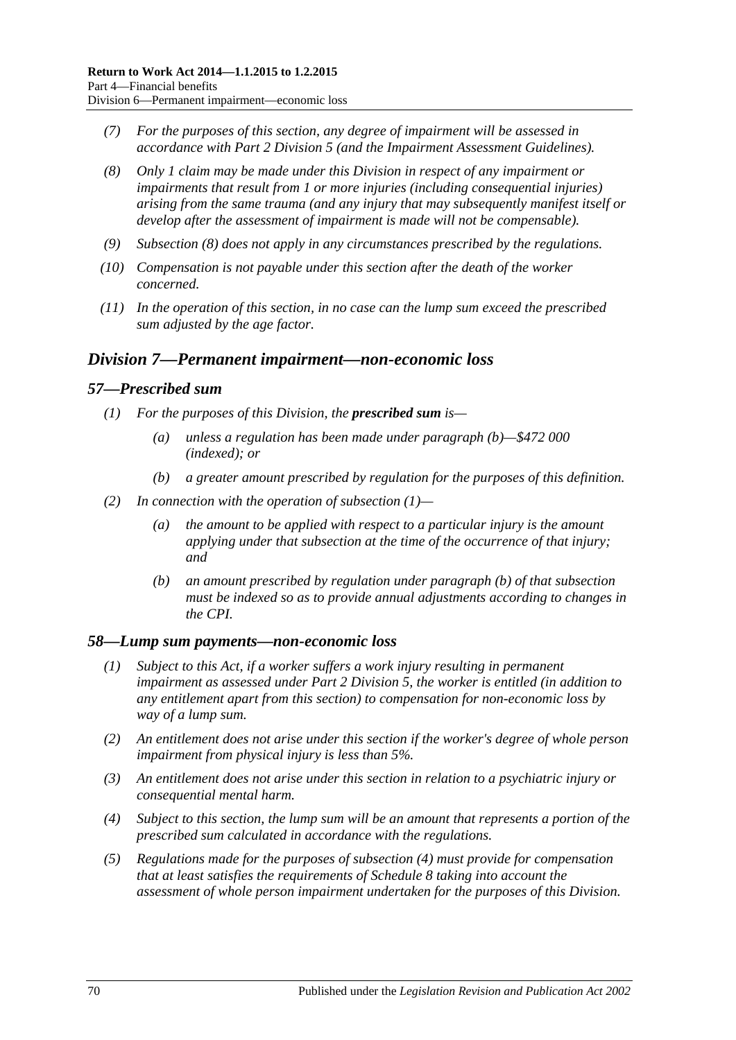- *(7) For the purposes of this section, any degree of impairment will be assessed in accordance with Part 2 Division 5 (and the Impairment Assessment Guidelines).*
- *(8) Only 1 claim may be made under this Division in respect of any impairment or impairments that result from 1 or more injuries (including consequential injuries) arising from the same trauma (and any injury that may subsequently manifest itself or develop after the assessment of impairment is made will not be compensable).*
- *(9) Subsection (8) does not apply in any circumstances prescribed by the regulations.*
- *(10) Compensation is not payable under this section after the death of the worker concerned.*
- *(11) In the operation of this section, in no case can the lump sum exceed the prescribed sum adjusted by the age factor.*

## *Division 7—Permanent impairment—non-economic loss*

### *57—Prescribed sum*

*(1) For the purposes of this Division, the* ***prescribed sum*** *is—*

- *(a) unless a regulation has been made under paragraph (b)—$472 000 (indexed); or*
- *(b) a greater amount prescribed by regulation for the purposes of this definition.*

*(2) In connection with the operation of subsection (1)—*

- *(a) the amount to be applied with respect to a particular injury is the amount applying under that subsection at the time of the occurrence of that injury; and*
- *(b) an amount prescribed by regulation under paragraph (b) of that subsection must be indexed so as to provide annual adjustments according to changes in the CPI.*

### *58—Lump sum payments—non-economic loss*

- *(1) Subject to this Act, if a worker suffers a work injury resulting in permanent impairment as assessed under Part 2 Division 5, the worker is entitled (in addition to any entitlement apart from this section) to compensation for non-economic loss by way of a lump sum.*
- *(2) An entitlement does not arise under this section if the worker's degree of whole person impairment from physical injury is less than 5%.*
- *(3) An entitlement does not arise under this section in relation to a psychiatric injury or consequential mental harm.*
- *(4) Subject to this section, the lump sum will be an amount that represents a portion of the prescribed sum calculated in accordance with the regulations.*
- *(5) Regulations made for the purposes of subsection (4) must provide for compensation that at least satisfies the requirements of Schedule 8 taking into account the assessment of whole person impairment undertaken for the purposes of this Division.*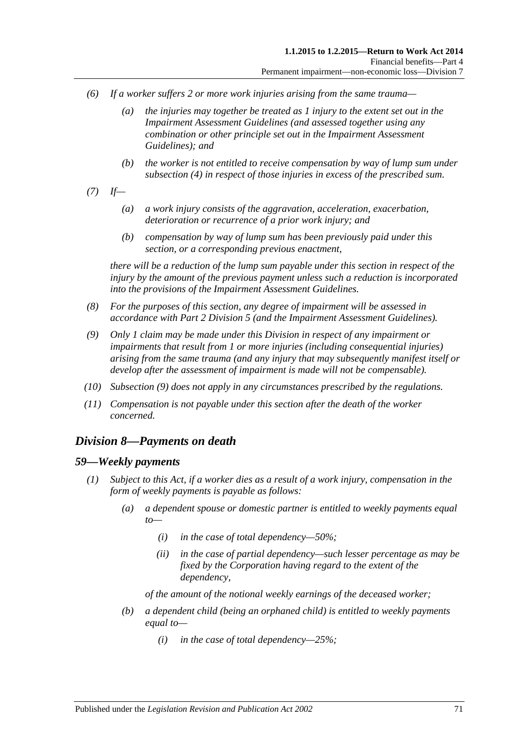(6) If a worker suffers 2 or more work injuries arising from the same trauma—

  (a) the injuries may together be treated as 1 injury to the extent set out in the Impairment Assessment Guidelines (and assessed together using any combination or other principle set out in the Impairment Assessment Guidelines); and

  (b) the worker is not entitled to receive compensation by way of lump sum under subsection (4) in respect of those injuries in excess of the prescribed sum.

(7) If—

  (a) a work injury consists of the aggravation, acceleration, exacerbation, deterioration or recurrence of a prior work injury; and

  (b) compensation by way of lump sum has been previously paid under this section, or a corresponding previous enactment,

there will be a reduction of the lump sum payable under this section in respect of the injury by the amount of the previous payment unless such a reduction is incorporated into the provisions of the Impairment Assessment Guidelines.

(8) For the purposes of this section, any degree of impairment will be assessed in accordance with Part 2 Division 5 (and the Impairment Assessment Guidelines).

(9) Only 1 claim may be made under this Division in respect of any impairment or impairments that result from 1 or more injuries (including consequential injuries) arising from the same trauma (and any injury that may subsequently manifest itself or develop after the assessment of impairment is made will not be compensable).

(10) Subsection (9) does not apply in any circumstances prescribed by the regulations.

(11) Compensation is not payable under this section after the death of the worker concerned.

## Division 8—Payments on death

### 59—Weekly payments

(1) Subject to this Act, if a worker dies as a result of a work injury, compensation in the form of weekly payments is payable as follows:

  (a) a dependent spouse or domestic partner is entitled to weekly payments equal to—

    (i) in the case of total dependency—50%;

    (ii) in the case of partial dependency—such lesser percentage as may be fixed by the Corporation having regard to the extent of the dependency,

  of the amount of the notional weekly earnings of the deceased worker;

  (b) a dependent child (being an orphaned child) is entitled to weekly payments equal to—

    (i) in the case of total dependency—25%;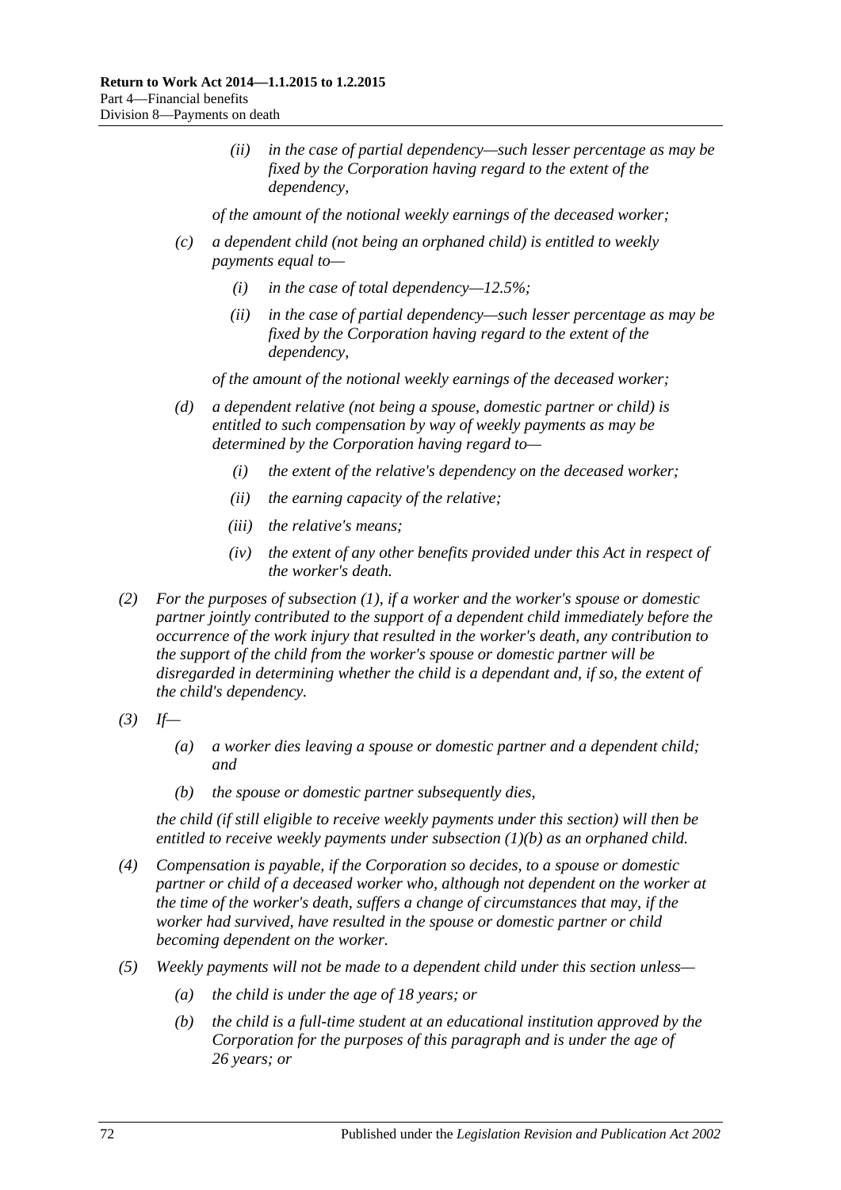(ii) *in the case of partial dependency—such lesser percentage as may be fixed by the Corporation having regard to the extent of the dependency,*

*of the amount of the notional weekly earnings of the deceased worker;*

(c) *a dependent child (not being an orphaned child) is entitled to weekly payments equal to—*

(i) *in the case of total dependency—12.5%;*

(ii) *in the case of partial dependency—such lesser percentage as may be fixed by the Corporation having regard to the extent of the dependency,*

*of the amount of the notional weekly earnings of the deceased worker;*

(d) *a dependent relative (not being a spouse, domestic partner or child) is entitled to such compensation by way of weekly payments as may be determined by the Corporation having regard to—*

(i) *the extent of the relative's dependency on the deceased worker;*

(ii) *the earning capacity of the relative;*

(iii) *the relative's means;*

(iv) *the extent of any other benefits provided under this Act in respect of the worker's death.*

(2) *For the purposes of subsection (1), if a worker and the worker's spouse or domestic partner jointly contributed to the support of a dependent child immediately before the occurrence of the work injury that resulted in the worker's death, any contribution to the support of the child from the worker's spouse or domestic partner will be disregarded in determining whether the child is a dependant and, if so, the extent of the child's dependency.*

(3) *If—*

(a) *a worker dies leaving a spouse or domestic partner and a dependent child; and*

(b) *the spouse or domestic partner subsequently dies,*

*the child (if still eligible to receive weekly payments under this section) will then be entitled to receive weekly payments under subsection (1)(b) as an orphaned child.*

(4) *Compensation is payable, if the Corporation so decides, to a spouse or domestic partner or child of a deceased worker who, although not dependent on the worker at the time of the worker's death, suffers a change of circumstances that may, if the worker had survived, have resulted in the spouse or domestic partner or child becoming dependent on the worker.*

(5) *Weekly payments will not be made to a dependent child under this section unless—*

(a) *the child is under the age of 18 years; or*

(b) *the child is a full-time student at an educational institution approved by the Corporation for the purposes of this paragraph and is under the age of 26 years; or*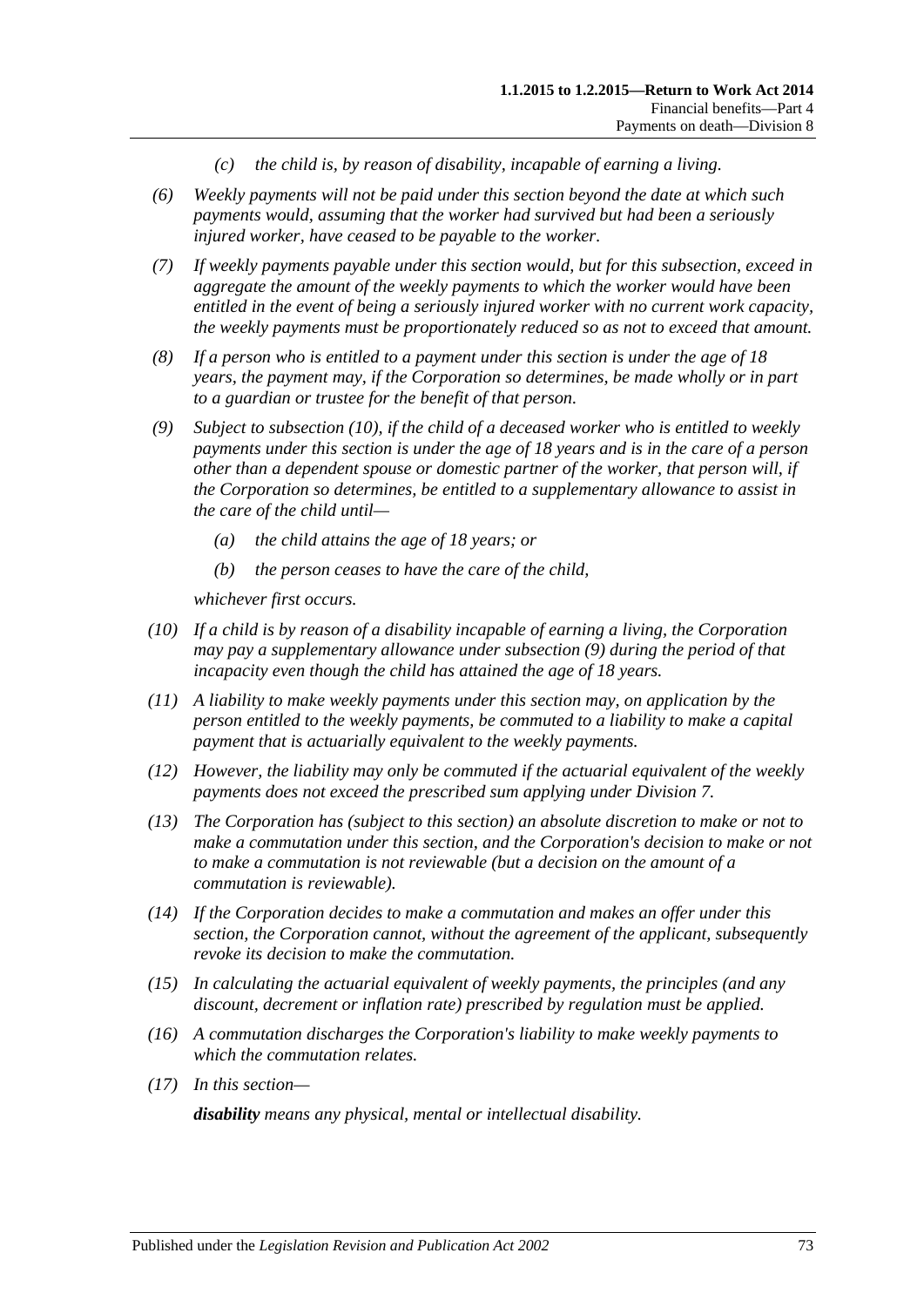(c) the child is, by reason of disability, incapable of earning a living.

(6) Weekly payments will not be paid under this section beyond the date at which such payments would, assuming that the worker had survived but had been a seriously injured worker, have ceased to be payable to the worker.

(7) If weekly payments payable under this section would, but for this subsection, exceed in aggregate the amount of the weekly payments to which the worker would have been entitled in the event of being a seriously injured worker with no current work capacity, the weekly payments must be proportionately reduced so as not to exceed that amount.

(8) If a person who is entitled to a payment under this section is under the age of 18 years, the payment may, if the Corporation so determines, be made wholly or in part to a guardian or trustee for the benefit of that person.

(9) Subject to subsection (10), if the child of a deceased worker who is entitled to weekly payments under this section is under the age of 18 years and is in the care of a person other than a dependent spouse or domestic partner of the worker, that person will, if the Corporation so determines, be entitled to a supplementary allowance to assist in the care of the child until—

(a) the child attains the age of 18 years; or

(b) the person ceases to have the care of the child,

whichever first occurs.

(10) If a child is by reason of a disability incapable of earning a living, the Corporation may pay a supplementary allowance under subsection (9) during the period of that incapacity even though the child has attained the age of 18 years.

(11) A liability to make weekly payments under this section may, on application by the person entitled to the weekly payments, be commuted to a liability to make a capital payment that is actuarially equivalent to the weekly payments.

(12) However, the liability may only be commuted if the actuarial equivalent of the weekly payments does not exceed the prescribed sum applying under Division 7.

(13) The Corporation has (subject to this section) an absolute discretion to make or not to make a commutation under this section, and the Corporation's decision to make or not to make a commutation is not reviewable (but a decision on the amount of a commutation is reviewable).

(14) If the Corporation decides to make a commutation and makes an offer under this section, the Corporation cannot, without the agreement of the applicant, subsequently revoke its decision to make the commutation.

(15) In calculating the actuarial equivalent of weekly payments, the principles (and any discount, decrement or inflation rate) prescribed by regulation must be applied.

(16) A commutation discharges the Corporation's liability to make weekly payments to which the commutation relates.

(17) In this section—

**disability** means any physical, mental or intellectual disability.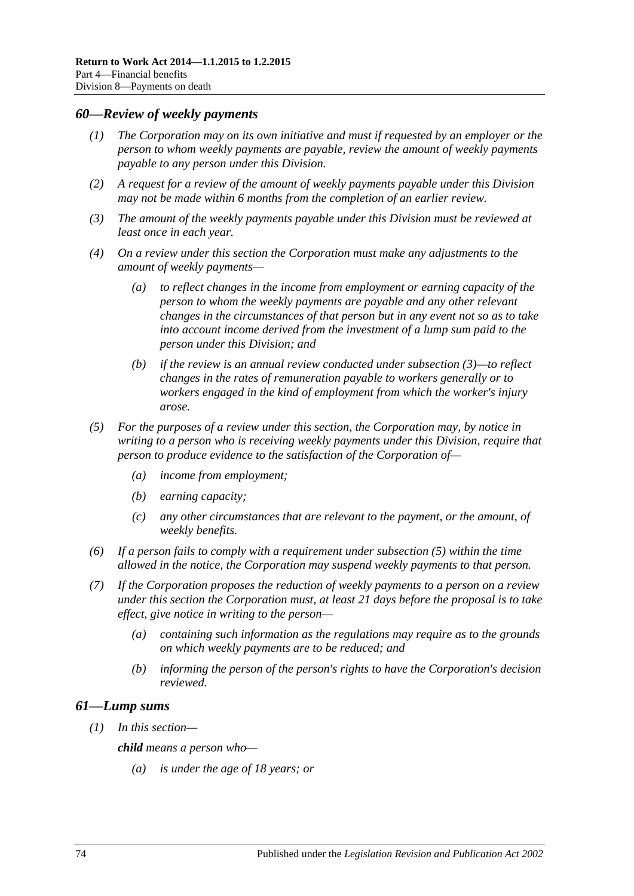## *60—Review of weekly payments*

*(1) The Corporation may on its own initiative and must if requested by an employer or the person to whom weekly payments are payable, review the amount of weekly payments payable to any person under this Division.*

*(2) A request for a review of the amount of weekly payments payable under this Division may not be made within 6 months from the completion of an earlier review.*

*(3) The amount of the weekly payments payable under this Division must be reviewed at least once in each year.*

*(4) On a review under this section the Corporation must make any adjustments to the amount of weekly payments—*

*(a) to reflect changes in the income from employment or earning capacity of the person to whom the weekly payments are payable and any other relevant changes in the circumstances of that person but in any event not so as to take into account income derived from the investment of a lump sum paid to the person under this Division; and*

*(b) if the review is an annual review conducted under subsection (3)—to reflect changes in the rates of remuneration payable to workers generally or to workers engaged in the kind of employment from which the worker's injury arose.*

*(5) For the purposes of a review under this section, the Corporation may, by notice in writing to a person who is receiving weekly payments under this Division, require that person to produce evidence to the satisfaction of the Corporation of—*

*(a) income from employment;*

*(b) earning capacity;*

*(c) any other circumstances that are relevant to the payment, or the amount, of weekly benefits.*

*(6) If a person fails to comply with a requirement under subsection (5) within the time allowed in the notice, the Corporation may suspend weekly payments to that person.*

*(7) If the Corporation proposes the reduction of weekly payments to a person on a review under this section the Corporation must, at least 21 days before the proposal is to take effect, give notice in writing to the person—*

*(a) containing such information as the regulations may require as to the grounds on which weekly payments are to be reduced; and*

*(b) informing the person of the person's rights to have the Corporation's decision reviewed.*

## *61—Lump sums*

*(1) In this section—*

***child*** *means a person who—*

*(a) is under the age of 18 years; or*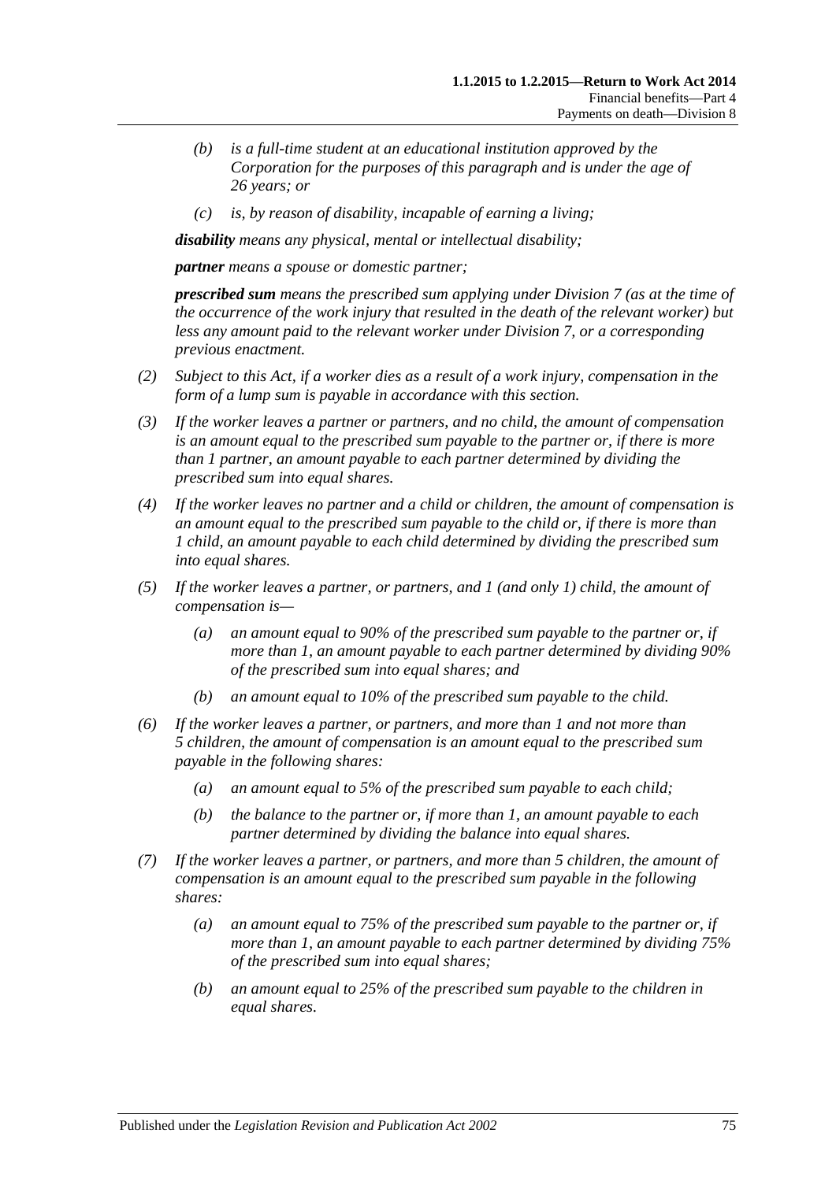- *(b)* *is a full-time student at an educational institution approved by the Corporation for the purposes of this paragraph and is under the age of 26 years; or*
- *(c)* *is, by reason of disability, incapable of earning a living;*

***disability*** *means any physical, mental or intellectual disability;*

***partner*** *means a spouse or domestic partner;*

***prescribed sum*** *means the prescribed sum applying under Division 7 (as at the time of the occurrence of the work injury that resulted in the death of the relevant worker) but less any amount paid to the relevant worker under Division 7, or a corresponding previous enactment.*

*(2)* *Subject to this Act, if a worker dies as a result of a work injury, compensation in the form of a lump sum is payable in accordance with this section.*

*(3)* *If the worker leaves a partner or partners, and no child, the amount of compensation is an amount equal to the prescribed sum payable to the partner or, if there is more than 1 partner, an amount payable to each partner determined by dividing the prescribed sum into equal shares.*

*(4)* *If the worker leaves no partner and a child or children, the amount of compensation is an amount equal to the prescribed sum payable to the child or, if there is more than 1 child, an amount payable to each child determined by dividing the prescribed sum into equal shares.*

*(5)* *If the worker leaves a partner, or partners, and 1 (and only 1) child, the amount of compensation is—*

- *(a)* *an amount equal to 90% of the prescribed sum payable to the partner or, if more than 1, an amount payable to each partner determined by dividing 90% of the prescribed sum into equal shares; and*
- *(b)* *an amount equal to 10% of the prescribed sum payable to the child.*

*(6)* *If the worker leaves a partner, or partners, and more than 1 and not more than 5 children, the amount of compensation is an amount equal to the prescribed sum payable in the following shares:*

- *(a)* *an amount equal to 5% of the prescribed sum payable to each child;*
- *(b)* *the balance to the partner or, if more than 1, an amount payable to each partner determined by dividing the balance into equal shares.*

*(7)* *If the worker leaves a partner, or partners, and more than 5 children, the amount of compensation is an amount equal to the prescribed sum payable in the following shares:*

- *(a)* *an amount equal to 75% of the prescribed sum payable to the partner or, if more than 1, an amount payable to each partner determined by dividing 75% of the prescribed sum into equal shares;*
- *(b)* *an amount equal to 25% of the prescribed sum payable to the children in equal shares.*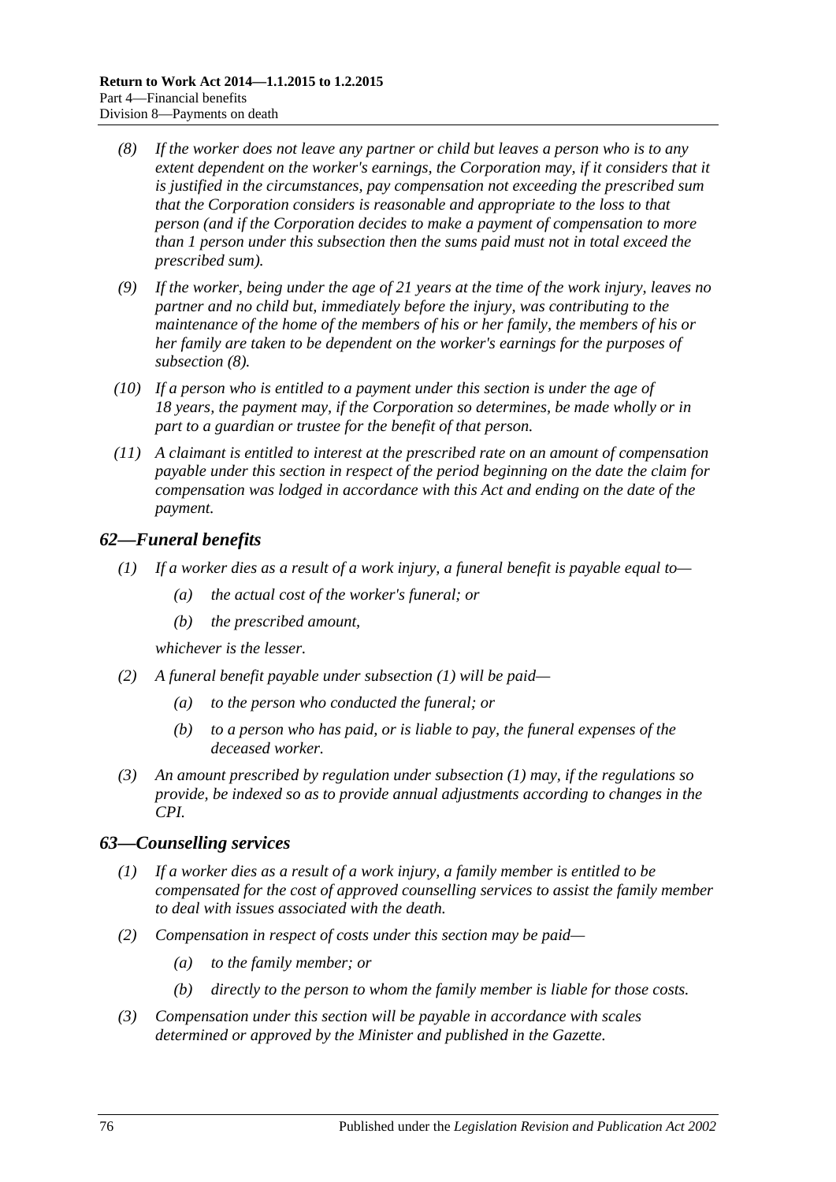*(8) If the worker does not leave any partner or child but leaves a person who is to any extent dependent on the worker's earnings, the Corporation may, if it considers that it is justified in the circumstances, pay compensation not exceeding the prescribed sum that the Corporation considers is reasonable and appropriate to the loss to that person (and if the Corporation decides to make a payment of compensation to more than 1 person under this subsection then the sums paid must not in total exceed the prescribed sum).*

*(9) If the worker, being under the age of 21 years at the time of the work injury, leaves no partner and no child but, immediately before the injury, was contributing to the maintenance of the home of the members of his or her family, the members of his or her family are taken to be dependent on the worker's earnings for the purposes of subsection (8).*

*(10) If a person who is entitled to a payment under this section is under the age of 18 years, the payment may, if the Corporation so determines, be made wholly or in part to a guardian or trustee for the benefit of that person.*

*(11) A claimant is entitled to interest at the prescribed rate on an amount of compensation payable under this section in respect of the period beginning on the date the claim for compensation was lodged in accordance with this Act and ending on the date of the payment.*

## *62—Funeral benefits*

*(1) If a worker dies as a result of a work injury, a funeral benefit is payable equal to—*

*(a) the actual cost of the worker's funeral; or*

*(b) the prescribed amount,*

*whichever is the lesser.*

*(2) A funeral benefit payable under subsection (1) will be paid—*

*(a) to the person who conducted the funeral; or*

*(b) to a person who has paid, or is liable to pay, the funeral expenses of the deceased worker.*

*(3) An amount prescribed by regulation under subsection (1) may, if the regulations so provide, be indexed so as to provide annual adjustments according to changes in the CPI.*

## *63—Counselling services*

*(1) If a worker dies as a result of a work injury, a family member is entitled to be compensated for the cost of approved counselling services to assist the family member to deal with issues associated with the death.*

*(2) Compensation in respect of costs under this section may be paid—*

*(a) to the family member; or*

*(b) directly to the person to whom the family member is liable for those costs.*

*(3) Compensation under this section will be payable in accordance with scales determined or approved by the Minister and published in the Gazette.*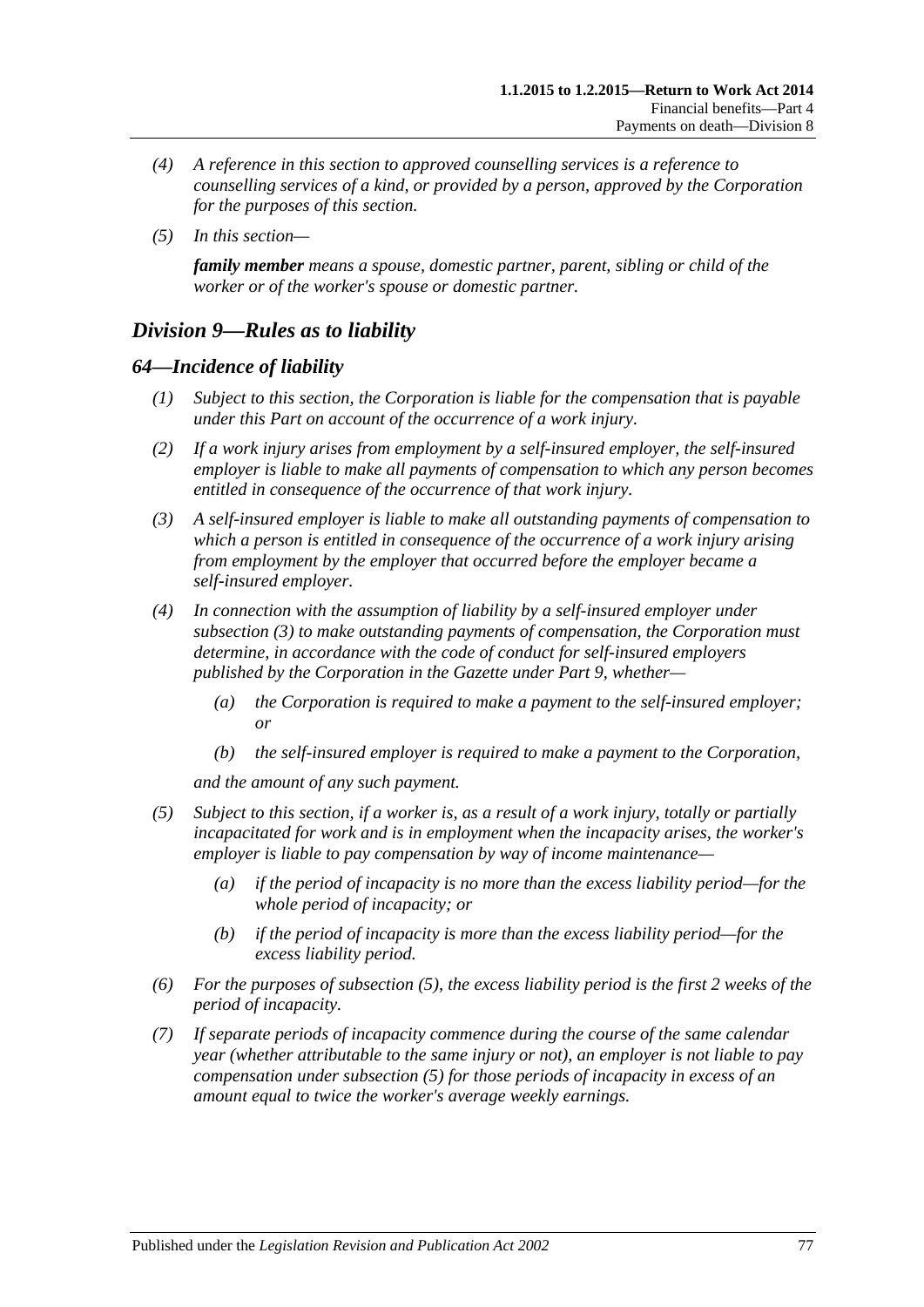*(4) A reference in this section to approved counselling services is a reference to counselling services of a kind, or provided by a person, approved by the Corporation for the purposes of this section.*

*(5) In this section—*

***family member** means a spouse, domestic partner, parent, sibling or child of the worker or of the worker's spouse or domestic partner.*

## *Division 9—Rules as to liability*

### *64—Incidence of liability*

*(1) Subject to this section, the Corporation is liable for the compensation that is payable under this Part on account of the occurrence of a work injury.*

*(2) If a work injury arises from employment by a self-insured employer, the self-insured employer is liable to make all payments of compensation to which any person becomes entitled in consequence of the occurrence of that work injury.*

*(3) A self-insured employer is liable to make all outstanding payments of compensation to which a person is entitled in consequence of the occurrence of a work injury arising from employment by the employer that occurred before the employer became a self-insured employer.*

*(4) In connection with the assumption of liability by a self-insured employer under subsection (3) to make outstanding payments of compensation, the Corporation must determine, in accordance with the code of conduct for self-insured employers published by the Corporation in the Gazette under Part 9, whether—*

*(a) the Corporation is required to make a payment to the self-insured employer; or*

*(b) the self-insured employer is required to make a payment to the Corporation,*

*and the amount of any such payment.*

*(5) Subject to this section, if a worker is, as a result of a work injury, totally or partially incapacitated for work and is in employment when the incapacity arises, the worker's employer is liable to pay compensation by way of income maintenance—*

*(a) if the period of incapacity is no more than the excess liability period—for the whole period of incapacity; or*

*(b) if the period of incapacity is more than the excess liability period—for the excess liability period.*

*(6) For the purposes of subsection (5), the excess liability period is the first 2 weeks of the period of incapacity.*

*(7) If separate periods of incapacity commence during the course of the same calendar year (whether attributable to the same injury or not), an employer is not liable to pay compensation under subsection (5) for those periods of incapacity in excess of an amount equal to twice the worker's average weekly earnings.*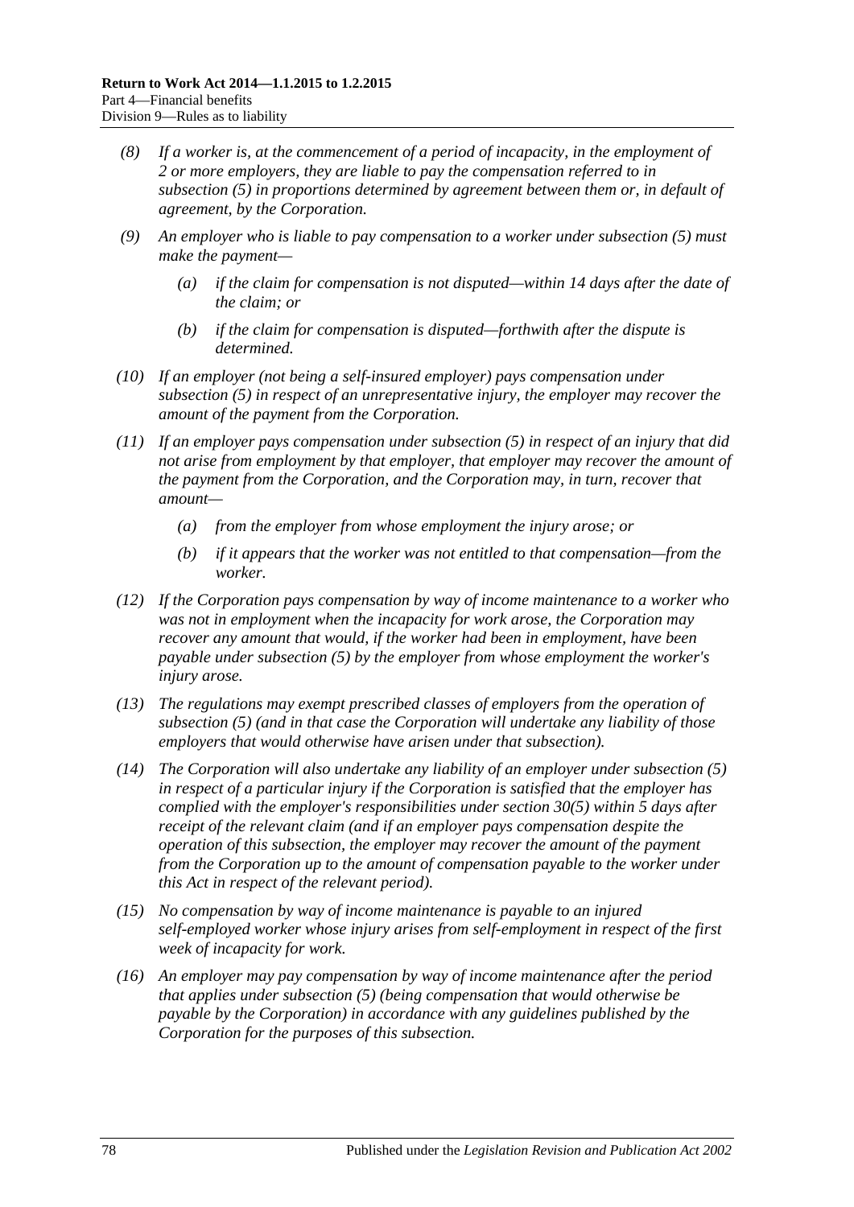*(8) If a worker is, at the commencement of a period of incapacity, in the employment of 2 or more employers, they are liable to pay the compensation referred to in subsection (5) in proportions determined by agreement between them or, in default of agreement, by the Corporation.*

*(9) An employer who is liable to pay compensation to a worker under subsection (5) must make the payment—*

*(a) if the claim for compensation is not disputed—within 14 days after the date of the claim; or*

*(b) if the claim for compensation is disputed—forthwith after the dispute is determined.*

*(10) If an employer (not being a self-insured employer) pays compensation under subsection (5) in respect of an unrepresentative injury, the employer may recover the amount of the payment from the Corporation.*

*(11) If an employer pays compensation under subsection (5) in respect of an injury that did not arise from employment by that employer, that employer may recover the amount of the payment from the Corporation, and the Corporation may, in turn, recover that amount—*

*(a) from the employer from whose employment the injury arose; or*

*(b) if it appears that the worker was not entitled to that compensation—from the worker.*

*(12) If the Corporation pays compensation by way of income maintenance to a worker who was not in employment when the incapacity for work arose, the Corporation may recover any amount that would, if the worker had been in employment, have been payable under subsection (5) by the employer from whose employment the worker's injury arose.*

*(13) The regulations may exempt prescribed classes of employers from the operation of subsection (5) (and in that case the Corporation will undertake any liability of those employers that would otherwise have arisen under that subsection).*

*(14) The Corporation will also undertake any liability of an employer under subsection (5) in respect of a particular injury if the Corporation is satisfied that the employer has complied with the employer's responsibilities under section 30(5) within 5 days after receipt of the relevant claim (and if an employer pays compensation despite the operation of this subsection, the employer may recover the amount of the payment from the Corporation up to the amount of compensation payable to the worker under this Act in respect of the relevant period).*

*(15) No compensation by way of income maintenance is payable to an injured self-employed worker whose injury arises from self-employment in respect of the first week of incapacity for work.*

*(16) An employer may pay compensation by way of income maintenance after the period that applies under subsection (5) (being compensation that would otherwise be payable by the Corporation) in accordance with any guidelines published by the Corporation for the purposes of this subsection.*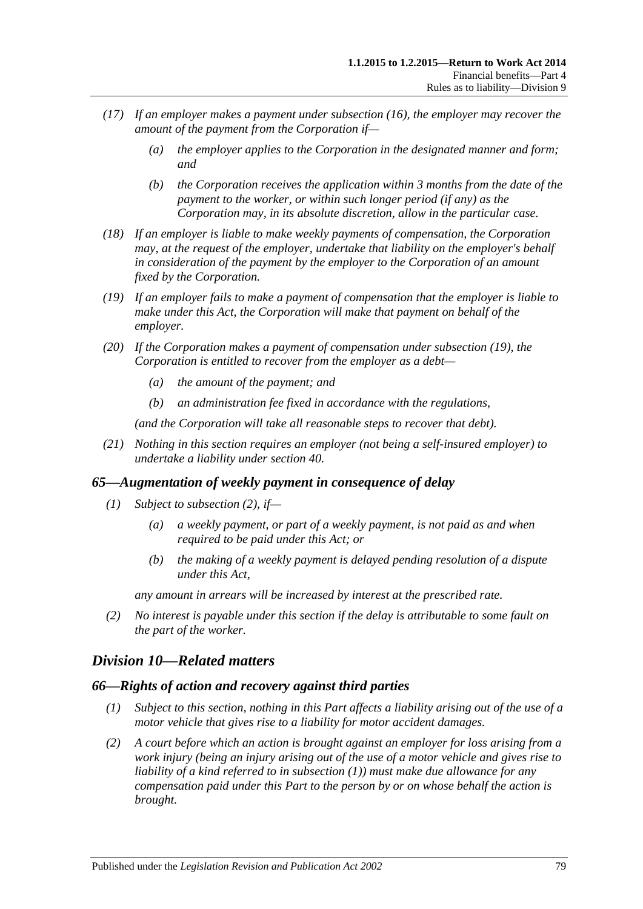*(17) If an employer makes a payment under subsection (16), the employer may recover the amount of the payment from the Corporation if—*

*(a) the employer applies to the Corporation in the designated manner and form; and*

*(b) the Corporation receives the application within 3 months from the date of the payment to the worker, or within such longer period (if any) as the Corporation may, in its absolute discretion, allow in the particular case.*

*(18) If an employer is liable to make weekly payments of compensation, the Corporation may, at the request of the employer, undertake that liability on the employer's behalf in consideration of the payment by the employer to the Corporation of an amount fixed by the Corporation.*

*(19) If an employer fails to make a payment of compensation that the employer is liable to make under this Act, the Corporation will make that payment on behalf of the employer.*

*(20) If the Corporation makes a payment of compensation under subsection (19), the Corporation is entitled to recover from the employer as a debt—*

*(a) the amount of the payment; and*

*(b) an administration fee fixed in accordance with the regulations,*

*(and the Corporation will take all reasonable steps to recover that debt).*

*(21) Nothing in this section requires an employer (not being a self-insured employer) to undertake a liability under section 40.*

### *65—Augmentation of weekly payment in consequence of delay*

*(1) Subject to subsection (2), if—*

*(a) a weekly payment, or part of a weekly payment, is not paid as and when required to be paid under this Act; or*

*(b) the making of a weekly payment is delayed pending resolution of a dispute under this Act,*

*any amount in arrears will be increased by interest at the prescribed rate.*

*(2) No interest is payable under this section if the delay is attributable to some fault on the part of the worker.*

## *Division 10—Related matters*

### *66—Rights of action and recovery against third parties*

*(1) Subject to this section, nothing in this Part affects a liability arising out of the use of a motor vehicle that gives rise to a liability for motor accident damages.*

*(2) A court before which an action is brought against an employer for loss arising from a work injury (being an injury arising out of the use of a motor vehicle and gives rise to liability of a kind referred to in subsection (1)) must make due allowance for any compensation paid under this Part to the person by or on whose behalf the action is brought.*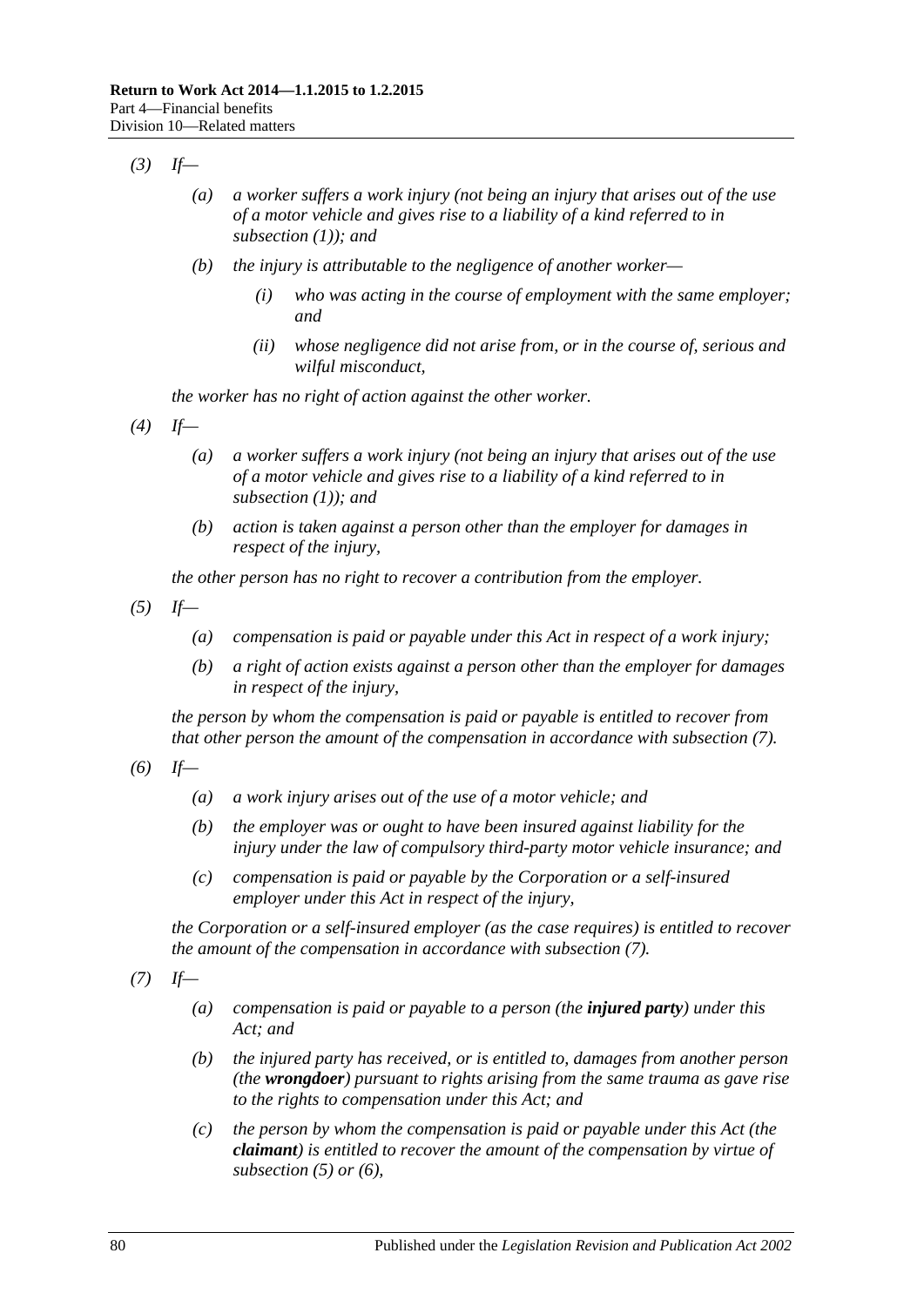*(3)* *If—*

*(a)* *a worker suffers a work injury (not being an injury that arises out of the use of a motor vehicle and gives rise to a liability of a kind referred to in subsection (1)); and*

*(b)* *the injury is attributable to the negligence of another worker—*

*(i)* *who was acting in the course of employment with the same employer; and*

*(ii)* *whose negligence did not arise from, or in the course of, serious and wilful misconduct,*

*the worker has no right of action against the other worker.*

*(4)* *If—*

*(a)* *a worker suffers a work injury (not being an injury that arises out of the use of a motor vehicle and gives rise to a liability of a kind referred to in subsection (1)); and*

*(b)* *action is taken against a person other than the employer for damages in respect of the injury,*

*the other person has no right to recover a contribution from the employer.*

*(5)* *If—*

*(a)* *compensation is paid or payable under this Act in respect of a work injury;*

*(b)* *a right of action exists against a person other than the employer for damages in respect of the injury,*

*the person by whom the compensation is paid or payable is entitled to recover from that other person the amount of the compensation in accordance with subsection (7).*

*(6)* *If—*

*(a)* *a work injury arises out of the use of a motor vehicle; and*

*(b)* *the employer was or ought to have been insured against liability for the injury under the law of compulsory third-party motor vehicle insurance; and*

*(c)* *compensation is paid or payable by the Corporation or a self-insured employer under this Act in respect of the injury,*

*the Corporation or a self-insured employer (as the case requires) is entitled to recover the amount of the compensation in accordance with subsection (7).*

*(7)* *If—*

*(a)* *compensation is paid or payable to a person (the **injured party**) under this Act; and*

*(b)* *the injured party has received, or is entitled to, damages from another person (the **wrongdoer**) pursuant to rights arising from the same trauma as gave rise to the rights to compensation under this Act; and*

*(c)* *the person by whom the compensation is paid or payable under this Act (the **claimant**) is entitled to recover the amount of the compensation by virtue of subsection (5) or (6),*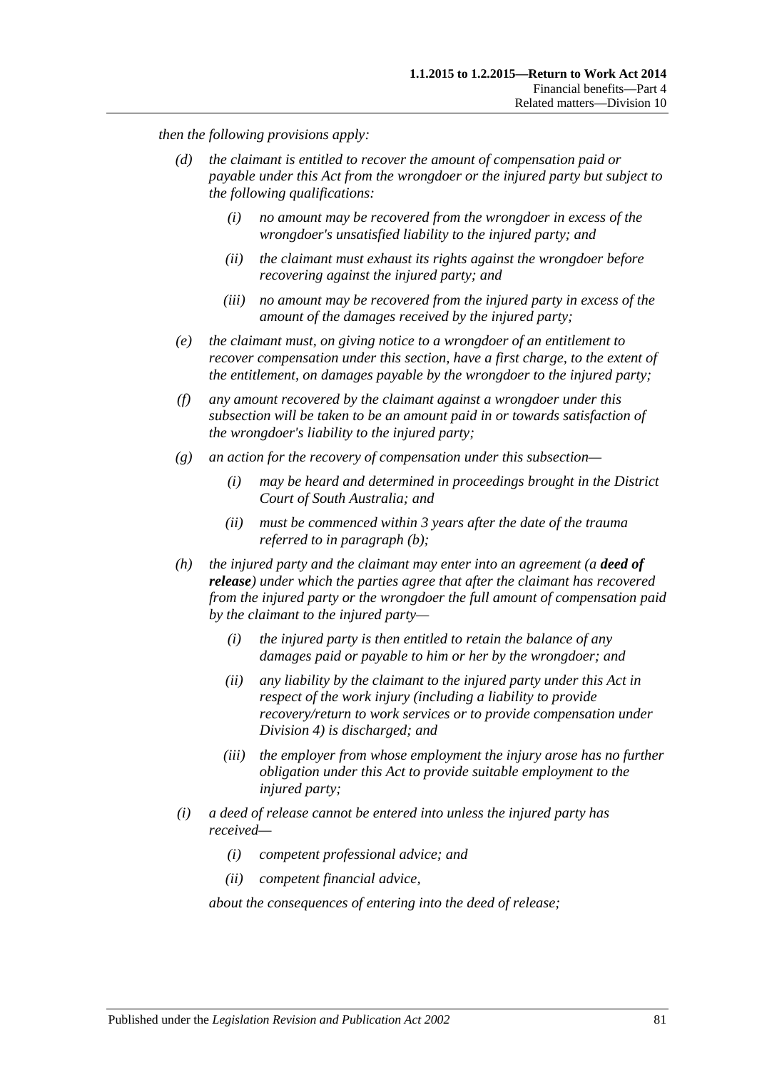*then the following provisions apply:*

- *(d)* *the claimant is entitled to recover the amount of compensation paid or payable under this Act from the wrongdoer or the injured party but subject to the following qualifications:*
  - *(i)* *no amount may be recovered from the wrongdoer in excess of the wrongdoer's unsatisfied liability to the injured party; and*
  - *(ii)* *the claimant must exhaust its rights against the wrongdoer before recovering against the injured party; and*
  - *(iii)* *no amount may be recovered from the injured party in excess of the amount of the damages received by the injured party;*
- *(e)* *the claimant must, on giving notice to a wrongdoer of an entitlement to recover compensation under this section, have a first charge, to the extent of the entitlement, on damages payable by the wrongdoer to the injured party;*
- *(f)* *any amount recovered by the claimant against a wrongdoer under this subsection will be taken to be an amount paid in or towards satisfaction of the wrongdoer's liability to the injured party;*
- *(g)* *an action for the recovery of compensation under this subsection—*
  - *(i)* *may be heard and determined in proceedings brought in the District Court of South Australia; and*
  - *(ii)* *must be commenced within 3 years after the date of the trauma referred to in paragraph (b);*
- *(h)* *the injured party and the claimant may enter into an agreement (a* ***deed of release****) under which the parties agree that after the claimant has recovered from the injured party or the wrongdoer the full amount of compensation paid by the claimant to the injured party—*
  - *(i)* *the injured party is then entitled to retain the balance of any damages paid or payable to him or her by the wrongdoer; and*
  - *(ii)* *any liability by the claimant to the injured party under this Act in respect of the work injury (including a liability to provide recovery/return to work services or to provide compensation under Division 4) is discharged; and*
  - *(iii)* *the employer from whose employment the injury arose has no further obligation under this Act to provide suitable employment to the injured party;*
- *(i)* *a deed of release cannot be entered into unless the injured party has received—*
  - *(i)* *competent professional advice; and*
  - *(ii)* *competent financial advice,*

  *about the consequences of entering into the deed of release;*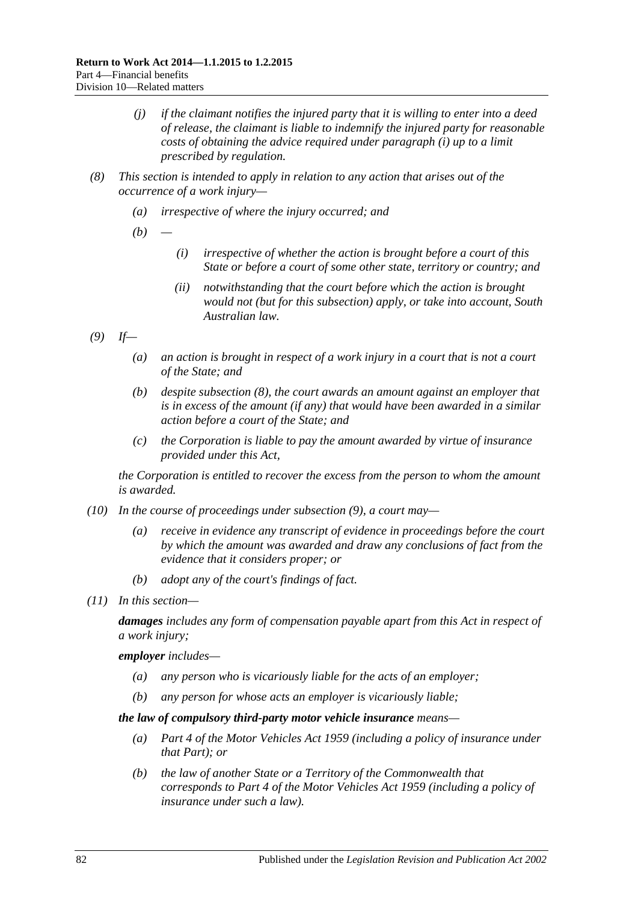*(j) if the claimant notifies the injured party that it is willing to enter into a deed of release, the claimant is liable to indemnify the injured party for reasonable costs of obtaining the advice required under paragraph (i) up to a limit prescribed by regulation.*

*(8) This section is intended to apply in relation to any action that arises out of the occurrence of a work injury—*

*(a) irrespective of where the injury occurred; and*

*(b) —*

*(i) irrespective of whether the action is brought before a court of this State or before a court of some other state, territory or country; and*

*(ii) notwithstanding that the court before which the action is brought would not (but for this subsection) apply, or take into account, South Australian law.*

*(9) If—*

*(a) an action is brought in respect of a work injury in a court that is not a court of the State; and*

*(b) despite subsection (8), the court awards an amount against an employer that is in excess of the amount (if any) that would have been awarded in a similar action before a court of the State; and*

*(c) the Corporation is liable to pay the amount awarded by virtue of insurance provided under this Act,*

*the Corporation is entitled to recover the excess from the person to whom the amount is awarded.*

*(10) In the course of proceedings under subsection (9), a court may—*

*(a) receive in evidence any transcript of evidence in proceedings before the court by which the amount was awarded and draw any conclusions of fact from the evidence that it considers proper; or*

*(b) adopt any of the court's findings of fact.*

*(11) In this section—*

***damages*** *includes any form of compensation payable apart from this Act in respect of a work injury;*

***employer*** *includes—*

*(a) any person who is vicariously liable for the acts of an employer;*

*(b) any person for whose acts an employer is vicariously liable;*

***the law of compulsory third-party motor vehicle insurance*** *means—*

*(a) Part 4 of the Motor Vehicles Act 1959 (including a policy of insurance under that Part); or*

*(b) the law of another State or a Territory of the Commonwealth that corresponds to Part 4 of the Motor Vehicles Act 1959 (including a policy of insurance under such a law).*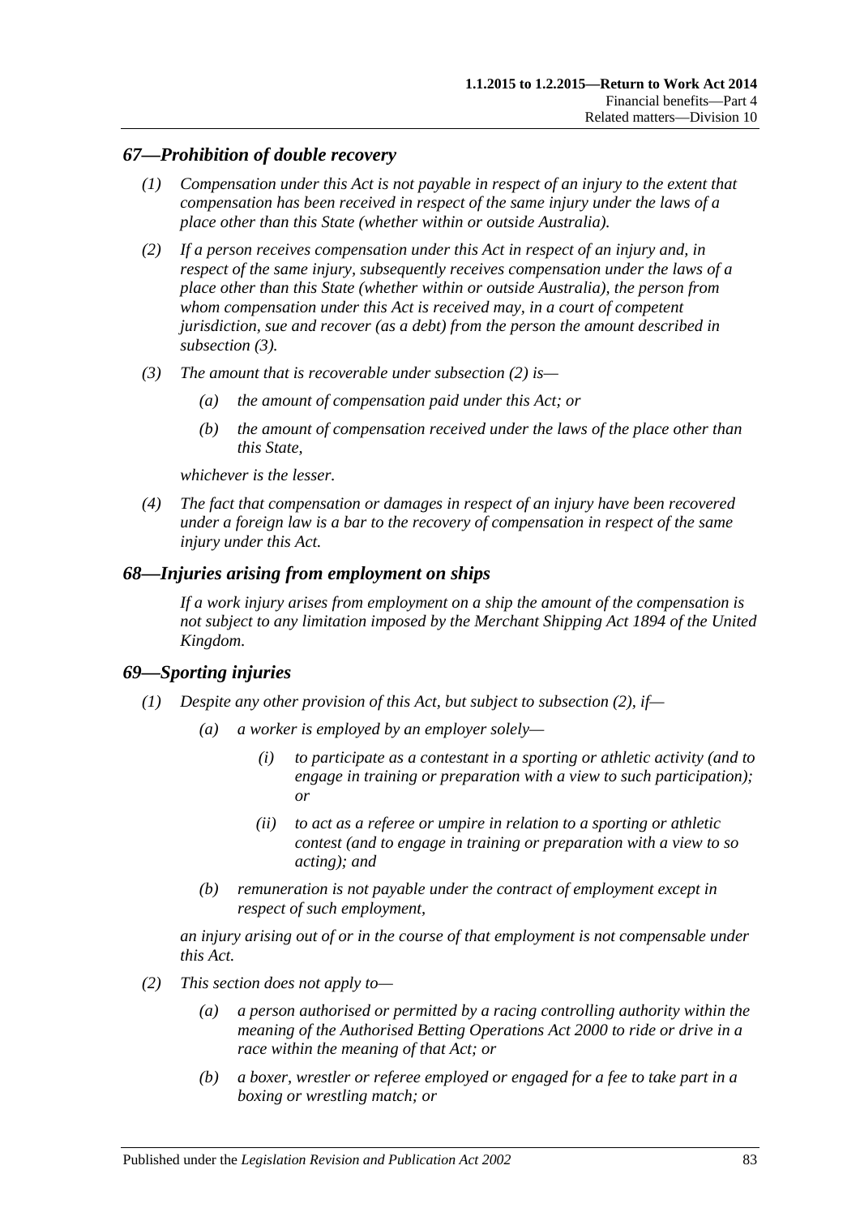## *67—Prohibition of double recovery*

*(1) Compensation under this Act is not payable in respect of an injury to the extent that compensation has been received in respect of the same injury under the laws of a place other than this State (whether within or outside Australia).*

*(2) If a person receives compensation under this Act in respect of an injury and, in respect of the same injury, subsequently receives compensation under the laws of a place other than this State (whether within or outside Australia), the person from whom compensation under this Act is received may, in a court of competent jurisdiction, sue and recover (as a debt) from the person the amount described in subsection (3).*

*(3) The amount that is recoverable under subsection (2) is—*

*(a) the amount of compensation paid under this Act; or*

*(b) the amount of compensation received under the laws of the place other than this State,*

*whichever is the lesser.*

*(4) The fact that compensation or damages in respect of an injury have been recovered under a foreign law is a bar to the recovery of compensation in respect of the same injury under this Act.*

## *68—Injuries arising from employment on ships*

*If a work injury arises from employment on a ship the amount of the compensation is not subject to any limitation imposed by the Merchant Shipping Act 1894 of the United Kingdom.*

## *69—Sporting injuries*

*(1) Despite any other provision of this Act, but subject to subsection (2), if—*

*(a) a worker is employed by an employer solely—*

*(i) to participate as a contestant in a sporting or athletic activity (and to engage in training or preparation with a view to such participation); or*

*(ii) to act as a referee or umpire in relation to a sporting or athletic contest (and to engage in training or preparation with a view to so acting); and*

*(b) remuneration is not payable under the contract of employment except in respect of such employment,*

*an injury arising out of or in the course of that employment is not compensable under this Act.*

*(2) This section does not apply to—*

*(a) a person authorised or permitted by a racing controlling authority within the meaning of the Authorised Betting Operations Act 2000 to ride or drive in a race within the meaning of that Act; or*

*(b) a boxer, wrestler or referee employed or engaged for a fee to take part in a boxing or wrestling match; or*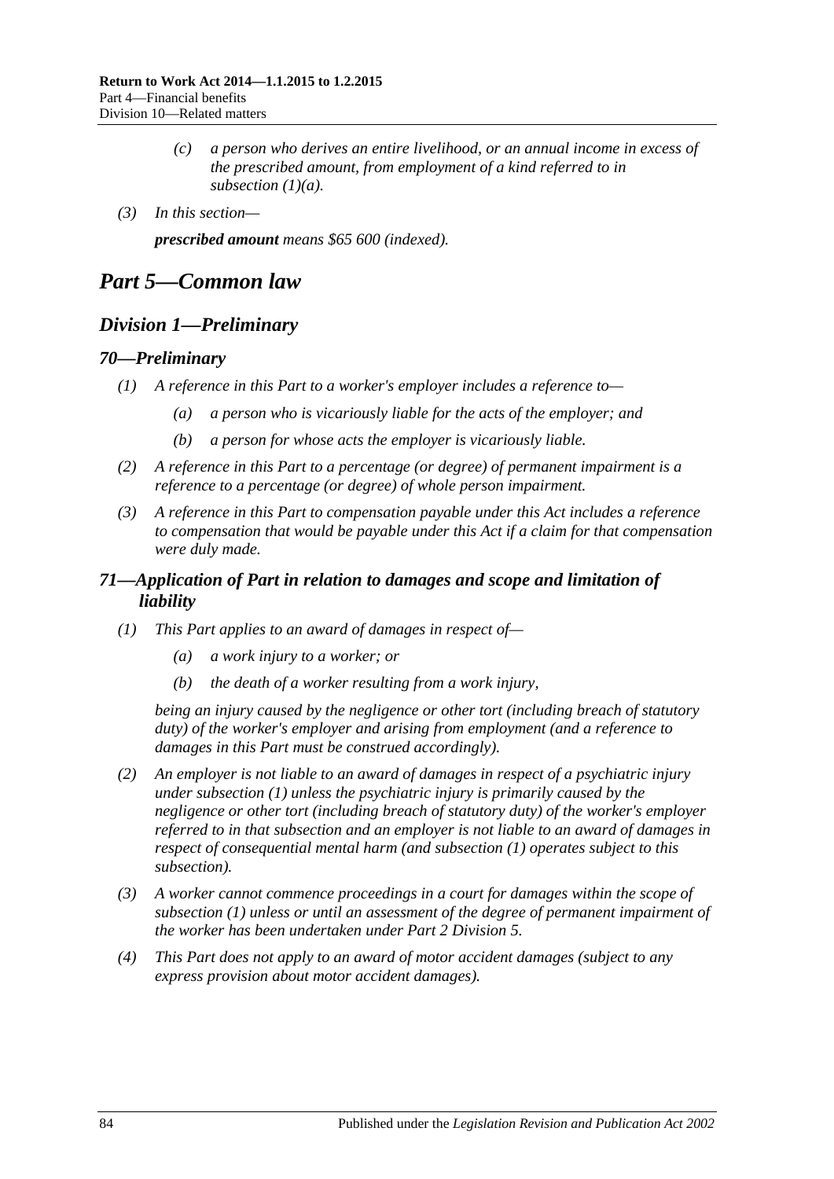(c) a person who derives an entire livelihood, or an annual income in excess of the prescribed amount, from employment of a kind referred to in subsection (1)(a).

(3) In this section—

***prescribed amount*** *means $65 600 (indexed).*

# Part 5—Common law

## Division 1—Preliminary

### 70—Preliminary

(1) A reference in this Part to a worker's employer includes a reference to—

(a) a person who is vicariously liable for the acts of the employer; and

(b) a person for whose acts the employer is vicariously liable.

(2) A reference in this Part to a percentage (or degree) of permanent impairment is a reference to a percentage (or degree) of whole person impairment.

(3) A reference in this Part to compensation payable under this Act includes a reference to compensation that would be payable under this Act if a claim for that compensation were duly made.

### 71—Application of Part in relation to damages and scope and limitation of liability

(1) This Part applies to an award of damages in respect of—

(a) a work injury to a worker; or

(b) the death of a worker resulting from a work injury,

being an injury caused by the negligence or other tort (including breach of statutory duty) of the worker's employer and arising from employment (and a reference to damages in this Part must be construed accordingly).

(2) An employer is not liable to an award of damages in respect of a psychiatric injury under subsection (1) unless the psychiatric injury is primarily caused by the negligence or other tort (including breach of statutory duty) of the worker's employer referred to in that subsection and an employer is not liable to an award of damages in respect of consequential mental harm (and subsection (1) operates subject to this subsection).

(3) A worker cannot commence proceedings in a court for damages within the scope of subsection (1) unless or until an assessment of the degree of permanent impairment of the worker has been undertaken under Part 2 Division 5.

(4) This Part does not apply to an award of motor accident damages (subject to any express provision about motor accident damages).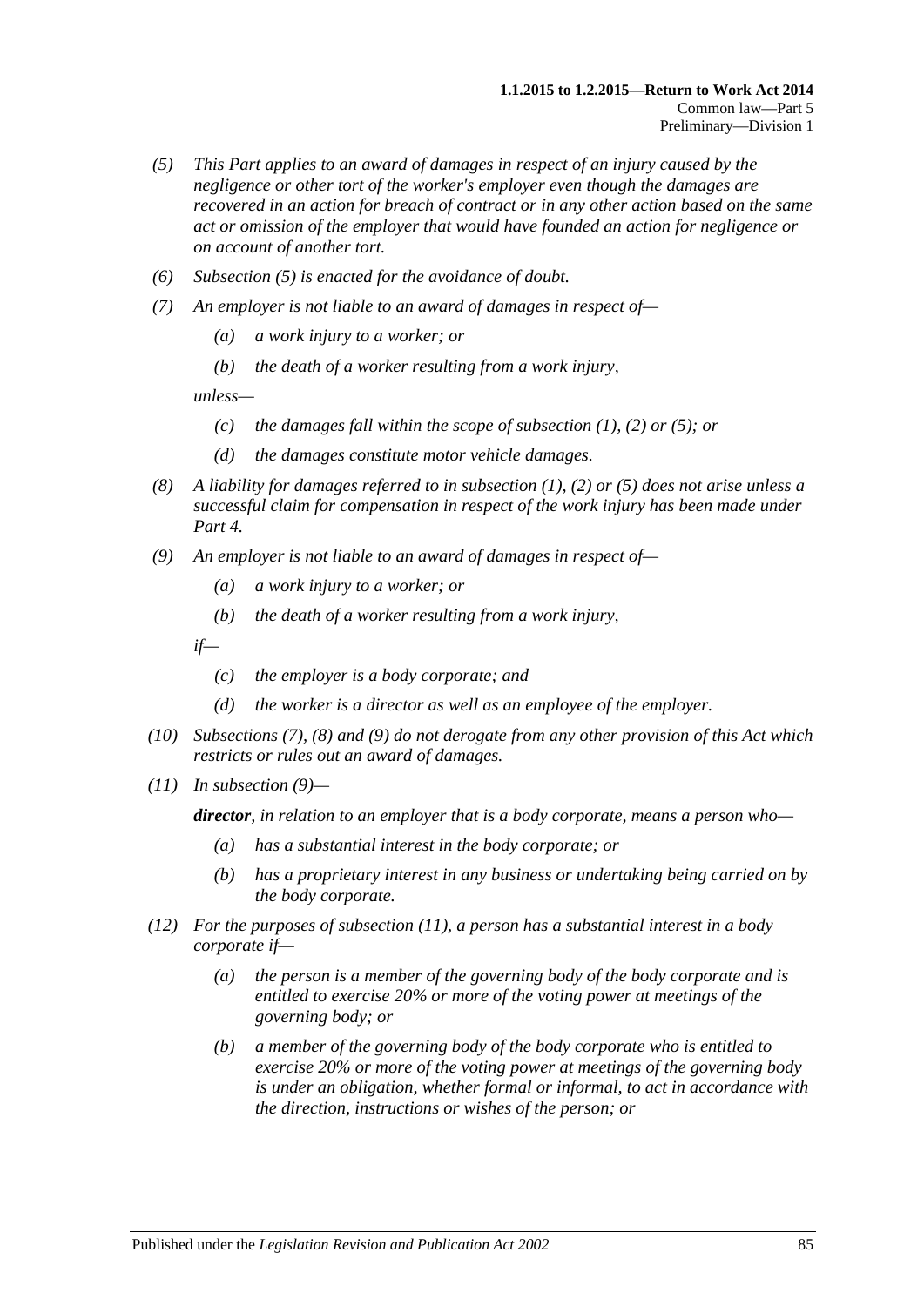*(5) This Part applies to an award of damages in respect of an injury caused by the negligence or other tort of the worker's employer even though the damages are recovered in an action for breach of contract or in any other action based on the same act or omission of the employer that would have founded an action for negligence or on account of another tort.*

*(6) Subsection (5) is enacted for the avoidance of doubt.*

*(7) An employer is not liable to an award of damages in respect of—*

- *(a) a work injury to a worker; or*
- *(b) the death of a worker resulting from a work injury,*

*unless—*

- *(c) the damages fall within the scope of subsection (1), (2) or (5); or*
- *(d) the damages constitute motor vehicle damages.*

*(8) A liability for damages referred to in subsection (1), (2) or (5) does not arise unless a successful claim for compensation in respect of the work injury has been made under Part 4.*

*(9) An employer is not liable to an award of damages in respect of—*

- *(a) a work injury to a worker; or*
- *(b) the death of a worker resulting from a work injury,*

*if—*

- *(c) the employer is a body corporate; and*
- *(d) the worker is a director as well as an employee of the employer.*

*(10) Subsections (7), (8) and (9) do not derogate from any other provision of this Act which restricts or rules out an award of damages.*

*(11) In subsection (9)—*

***director**, in relation to an employer that is a body corporate, means a person who—*

- *(a) has a substantial interest in the body corporate; or*
- *(b) has a proprietary interest in any business or undertaking being carried on by the body corporate.*

*(12) For the purposes of subsection (11), a person has a substantial interest in a body corporate if—*

- *(a) the person is a member of the governing body of the body corporate and is entitled to exercise 20% or more of the voting power at meetings of the governing body; or*
- *(b) a member of the governing body of the body corporate who is entitled to exercise 20% or more of the voting power at meetings of the governing body is under an obligation, whether formal or informal, to act in accordance with the direction, instructions or wishes of the person; or*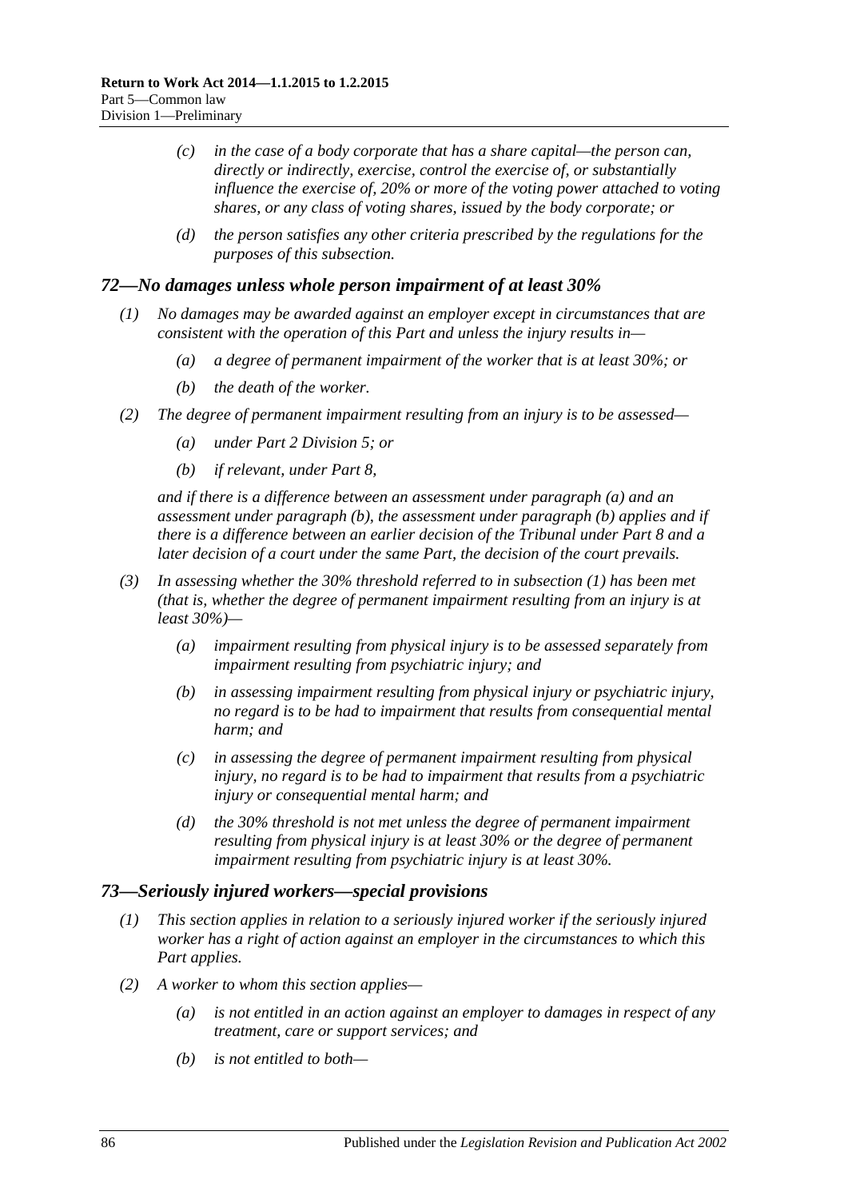- *(c)* *in the case of a body corporate that has a share capital—the person can, directly or indirectly, exercise, control the exercise of, or substantially influence the exercise of, 20% or more of the voting power attached to voting shares, or any class of voting shares, issued by the body corporate; or*
- *(d)* *the person satisfies any other criteria prescribed by the regulations for the purposes of this subsection.*

### *72—No damages unless whole person impairment of at least 30%*

*(1)* *No damages may be awarded against an employer except in circumstances that are consistent with the operation of this Part and unless the injury results in—*

- *(a)* *a degree of permanent impairment of the worker that is at least 30%; or*
- *(b)* *the death of the worker.*

*(2)* *The degree of permanent impairment resulting from an injury is to be assessed—*

- *(a)* *under Part 2 Division 5; or*
- *(b)* *if relevant, under Part 8,*

*and if there is a difference between an assessment under paragraph (a) and an assessment under paragraph (b), the assessment under paragraph (b) applies and if there is a difference between an earlier decision of the Tribunal under Part 8 and a later decision of a court under the same Part, the decision of the court prevails.*

*(3)* *In assessing whether the 30% threshold referred to in subsection (1) has been met (that is, whether the degree of permanent impairment resulting from an injury is at least 30%)—*

- *(a)* *impairment resulting from physical injury is to be assessed separately from impairment resulting from psychiatric injury; and*
- *(b)* *in assessing impairment resulting from physical injury or psychiatric injury, no regard is to be had to impairment that results from consequential mental harm; and*
- *(c)* *in assessing the degree of permanent impairment resulting from physical injury, no regard is to be had to impairment that results from a psychiatric injury or consequential mental harm; and*
- *(d)* *the 30% threshold is not met unless the degree of permanent impairment resulting from physical injury is at least 30% or the degree of permanent impairment resulting from psychiatric injury is at least 30%.*

### *73—Seriously injured workers—special provisions*

*(1)* *This section applies in relation to a seriously injured worker if the seriously injured worker has a right of action against an employer in the circumstances to which this Part applies.*

*(2)* *A worker to whom this section applies—*

- *(a)* *is not entitled in an action against an employer to damages in respect of any treatment, care or support services; and*
- *(b)* *is not entitled to both—*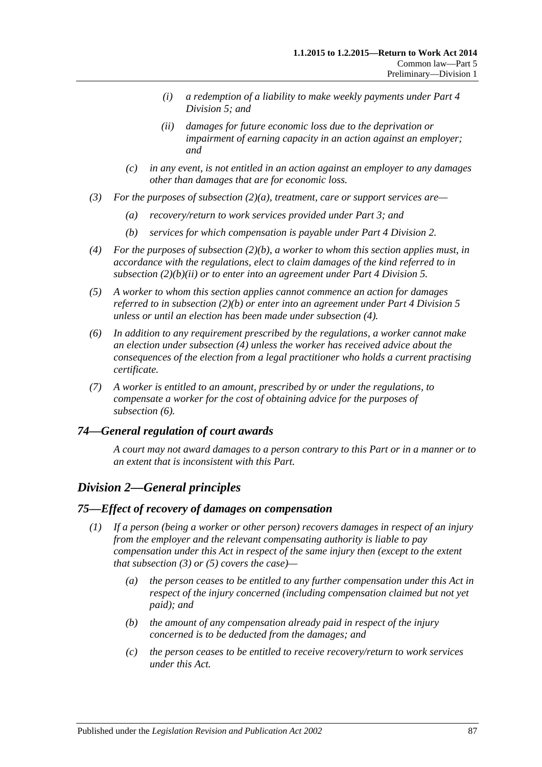(i) a redemption of a liability to make weekly payments under Part 4 Division 5; and

(ii) damages for future economic loss due to the deprivation or impairment of earning capacity in an action against an employer; and

(c) in any event, is not entitled in an action against an employer to any damages other than damages that are for economic loss.

(3) For the purposes of subsection (2)(a), treatment, care or support services are—

(a) recovery/return to work services provided under Part 3; and

(b) services for which compensation is payable under Part 4 Division 2.

(4) For the purposes of subsection (2)(b), a worker to whom this section applies must, in accordance with the regulations, elect to claim damages of the kind referred to in subsection (2)(b)(ii) or to enter into an agreement under Part 4 Division 5.

(5) A worker to whom this section applies cannot commence an action for damages referred to in subsection (2)(b) or enter into an agreement under Part 4 Division 5 unless or until an election has been made under subsection (4).

(6) In addition to any requirement prescribed by the regulations, a worker cannot make an election under subsection (4) unless the worker has received advice about the consequences of the election from a legal practitioner who holds a current practising certificate.

(7) A worker is entitled to an amount, prescribed by or under the regulations, to compensate a worker for the cost of obtaining advice for the purposes of subsection (6).

### 74—General regulation of court awards

A court may not award damages to a person contrary to this Part or in a manner or to an extent that is inconsistent with this Part.

## Division 2—General principles

### 75—Effect of recovery of damages on compensation

(1) If a person (being a worker or other person) recovers damages in respect of an injury from the employer and the relevant compensating authority is liable to pay compensation under this Act in respect of the same injury then (except to the extent that subsection (3) or (5) covers the case)—

(a) the person ceases to be entitled to any further compensation under this Act in respect of the injury concerned (including compensation claimed but not yet paid); and

(b) the amount of any compensation already paid in respect of the injury concerned is to be deducted from the damages; and

(c) the person ceases to be entitled to receive recovery/return to work services under this Act.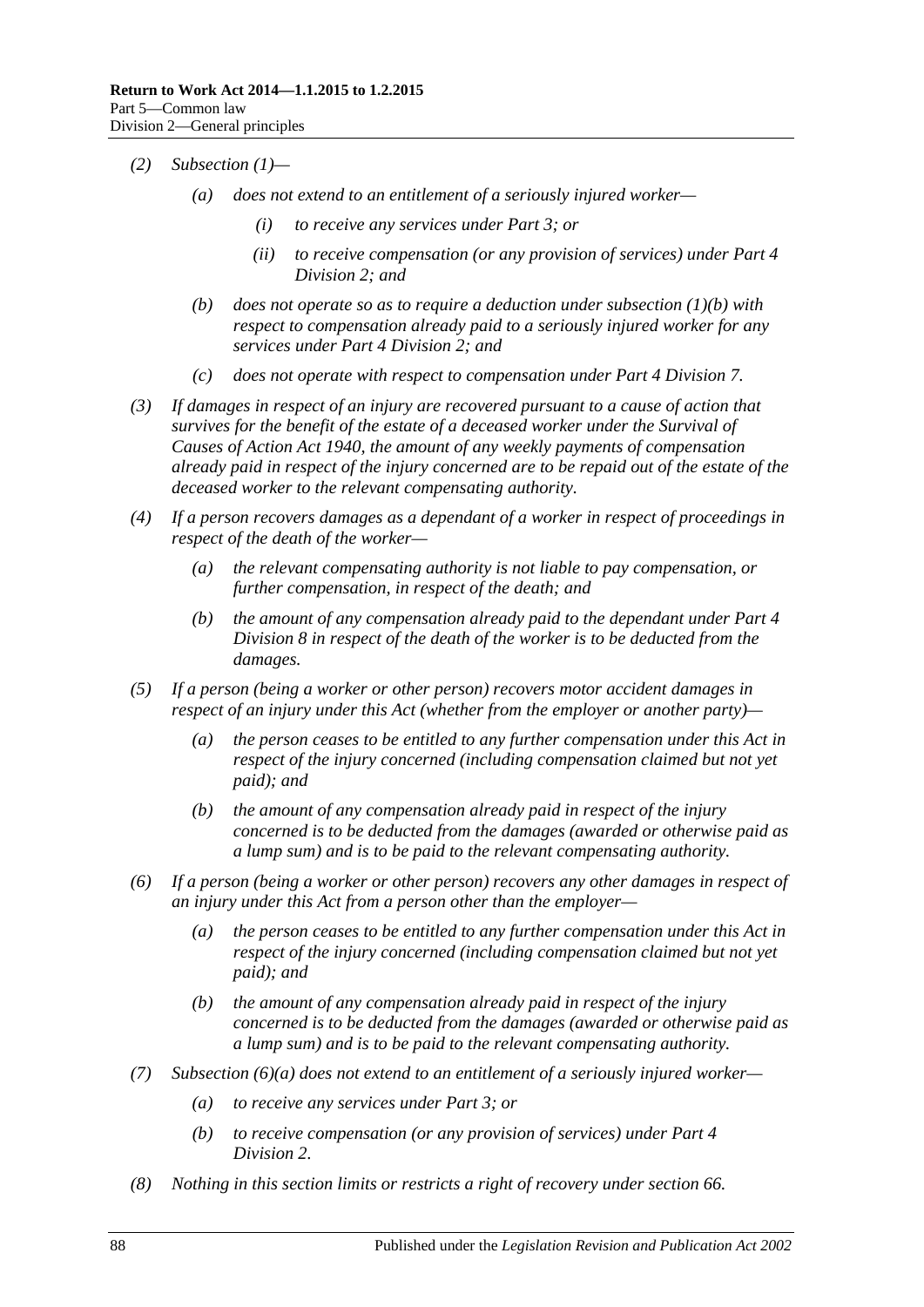*(2) Subsection (1)—*

*(a) does not extend to an entitlement of a seriously injured worker—*

*(i) to receive any services under Part 3; or*

*(ii) to receive compensation (or any provision of services) under Part 4 Division 2; and*

*(b) does not operate so as to require a deduction under subsection (1)(b) with respect to compensation already paid to a seriously injured worker for any services under Part 4 Division 2; and*

*(c) does not operate with respect to compensation under Part 4 Division 7.*

*(3) If damages in respect of an injury are recovered pursuant to a cause of action that survives for the benefit of the estate of a deceased worker under the Survival of Causes of Action Act 1940, the amount of any weekly payments of compensation already paid in respect of the injury concerned are to be repaid out of the estate of the deceased worker to the relevant compensating authority.*

*(4) If a person recovers damages as a dependant of a worker in respect of proceedings in respect of the death of the worker—*

*(a) the relevant compensating authority is not liable to pay compensation, or further compensation, in respect of the death; and*

*(b) the amount of any compensation already paid to the dependant under Part 4 Division 8 in respect of the death of the worker is to be deducted from the damages.*

*(5) If a person (being a worker or other person) recovers motor accident damages in respect of an injury under this Act (whether from the employer or another party)—*

*(a) the person ceases to be entitled to any further compensation under this Act in respect of the injury concerned (including compensation claimed but not yet paid); and*

*(b) the amount of any compensation already paid in respect of the injury concerned is to be deducted from the damages (awarded or otherwise paid as a lump sum) and is to be paid to the relevant compensating authority.*

*(6) If a person (being a worker or other person) recovers any other damages in respect of an injury under this Act from a person other than the employer—*

*(a) the person ceases to be entitled to any further compensation under this Act in respect of the injury concerned (including compensation claimed but not yet paid); and*

*(b) the amount of any compensation already paid in respect of the injury concerned is to be deducted from the damages (awarded or otherwise paid as a lump sum) and is to be paid to the relevant compensating authority.*

*(7) Subsection (6)(a) does not extend to an entitlement of a seriously injured worker—*

*(a) to receive any services under Part 3; or*

*(b) to receive compensation (or any provision of services) under Part 4 Division 2.*

*(8) Nothing in this section limits or restricts a right of recovery under section 66.*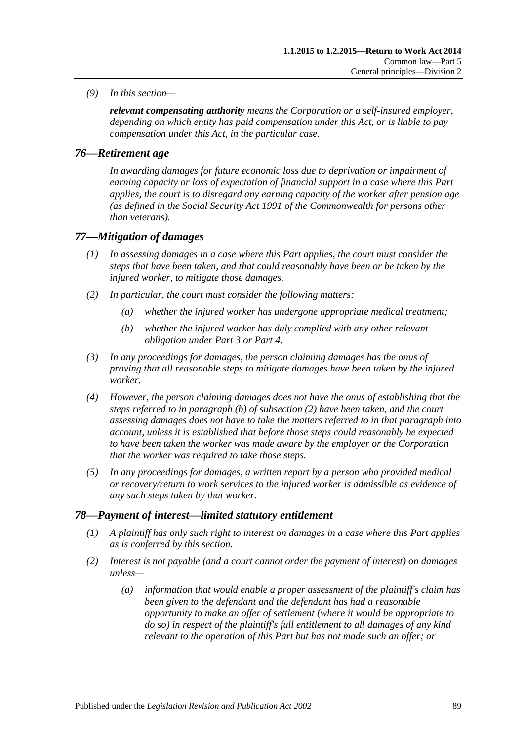*(9) In this section—*

***relevant compensating authority*** *means the Corporation or a self-insured employer, depending on which entity has paid compensation under this Act, or is liable to pay compensation under this Act, in the particular case.*

## *76—Retirement age*

*In awarding damages for future economic loss due to deprivation or impairment of earning capacity or loss of expectation of financial support in a case where this Part applies, the court is to disregard any earning capacity of the worker after pension age (as defined in the Social Security Act 1991 of the Commonwealth for persons other than veterans).*

## *77—Mitigation of damages*

*(1) In assessing damages in a case where this Part applies, the court must consider the steps that have been taken, and that could reasonably have been or be taken by the injured worker, to mitigate those damages.*

*(2) In particular, the court must consider the following matters:*

*(a) whether the injured worker has undergone appropriate medical treatment;*

*(b) whether the injured worker has duly complied with any other relevant obligation under Part 3 or Part 4.*

*(3) In any proceedings for damages, the person claiming damages has the onus of proving that all reasonable steps to mitigate damages have been taken by the injured worker.*

*(4) However, the person claiming damages does not have the onus of establishing that the steps referred to in paragraph (b) of subsection (2) have been taken, and the court assessing damages does not have to take the matters referred to in that paragraph into account, unless it is established that before those steps could reasonably be expected to have been taken the worker was made aware by the employer or the Corporation that the worker was required to take those steps.*

*(5) In any proceedings for damages, a written report by a person who provided medical or recovery/return to work services to the injured worker is admissible as evidence of any such steps taken by that worker.*

## *78—Payment of interest—limited statutory entitlement*

*(1) A plaintiff has only such right to interest on damages in a case where this Part applies as is conferred by this section.*

*(2) Interest is not payable (and a court cannot order the payment of interest) on damages unless—*

*(a) information that would enable a proper assessment of the plaintiff's claim has been given to the defendant and the defendant has had a reasonable opportunity to make an offer of settlement (where it would be appropriate to do so) in respect of the plaintiff's full entitlement to all damages of any kind relevant to the operation of this Part but has not made such an offer; or*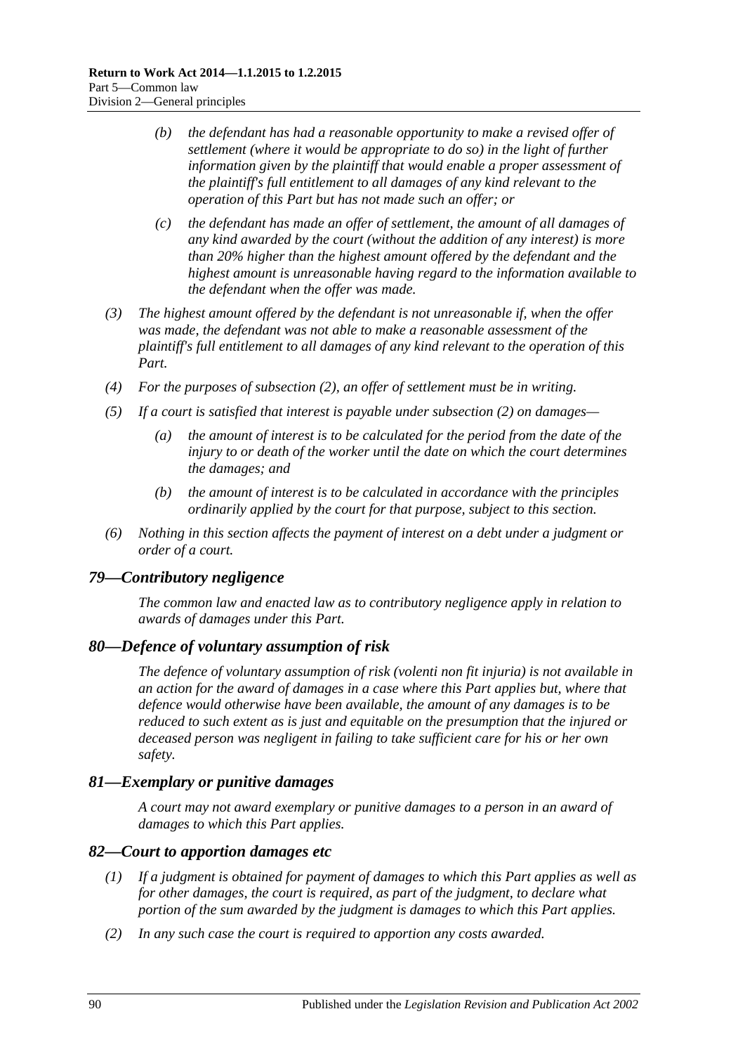(b) the defendant has had a reasonable opportunity to make a revised offer of settlement (where it would be appropriate to do so) in the light of further information given by the plaintiff that would enable a proper assessment of the plaintiff's full entitlement to all damages of any kind relevant to the operation of this Part but has not made such an offer; or

(c) the defendant has made an offer of settlement, the amount of all damages of any kind awarded by the court (without the addition of any interest) is more than 20% higher than the highest amount offered by the defendant and the highest amount is unreasonable having regard to the information available to the defendant when the offer was made.

(3) The highest amount offered by the defendant is not unreasonable if, when the offer was made, the defendant was not able to make a reasonable assessment of the plaintiff's full entitlement to all damages of any kind relevant to the operation of this Part.

(4) For the purposes of subsection (2), an offer of settlement must be in writing.

(5) If a court is satisfied that interest is payable under subsection (2) on damages—

(a) the amount of interest is to be calculated for the period from the date of the injury to or death of the worker until the date on which the court determines the damages; and

(b) the amount of interest is to be calculated in accordance with the principles ordinarily applied by the court for that purpose, subject to this section.

(6) Nothing in this section affects the payment of interest on a debt under a judgment or order of a court.

## 79—Contributory negligence

The common law and enacted law as to contributory negligence apply in relation to awards of damages under this Part.

## 80—Defence of voluntary assumption of risk

The defence of voluntary assumption of risk (volenti non fit injuria) is not available in an action for the award of damages in a case where this Part applies but, where that defence would otherwise have been available, the amount of any damages is to be reduced to such extent as is just and equitable on the presumption that the injured or deceased person was negligent in failing to take sufficient care for his or her own safety.

## 81—Exemplary or punitive damages

A court may not award exemplary or punitive damages to a person in an award of damages to which this Part applies.

## 82—Court to apportion damages etc

(1) If a judgment is obtained for payment of damages to which this Part applies as well as for other damages, the court is required, as part of the judgment, to declare what portion of the sum awarded by the judgment is damages to which this Part applies.

(2) In any such case the court is required to apportion any costs awarded.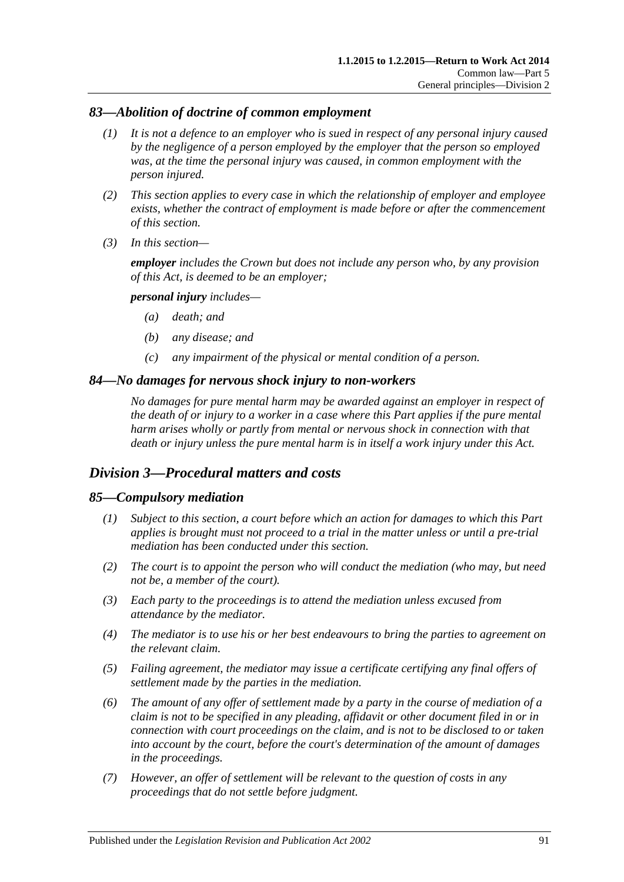### *83—Abolition of doctrine of common employment*

*(1) It is not a defence to an employer who is sued in respect of any personal injury caused by the negligence of a person employed by the employer that the person so employed was, at the time the personal injury was caused, in common employment with the person injured.*

*(2) This section applies to every case in which the relationship of employer and employee exists, whether the contract of employment is made before or after the commencement of this section.*

*(3) In this section—*

***employer*** *includes the Crown but does not include any person who, by any provision of this Act, is deemed to be an employer;*

***personal injury*** *includes—*

*(a) death; and*

*(b) any disease; and*

*(c) any impairment of the physical or mental condition of a person.*

### *84—No damages for nervous shock injury to non-workers*

*No damages for pure mental harm may be awarded against an employer in respect of the death of or injury to a worker in a case where this Part applies if the pure mental harm arises wholly or partly from mental or nervous shock in connection with that death or injury unless the pure mental harm is in itself a work injury under this Act.*

## *Division 3—Procedural matters and costs*

### *85—Compulsory mediation*

*(1) Subject to this section, a court before which an action for damages to which this Part applies is brought must not proceed to a trial in the matter unless or until a pre-trial mediation has been conducted under this section.*

*(2) The court is to appoint the person who will conduct the mediation (who may, but need not be, a member of the court).*

*(3) Each party to the proceedings is to attend the mediation unless excused from attendance by the mediator.*

*(4) The mediator is to use his or her best endeavours to bring the parties to agreement on the relevant claim.*

*(5) Failing agreement, the mediator may issue a certificate certifying any final offers of settlement made by the parties in the mediation.*

*(6) The amount of any offer of settlement made by a party in the course of mediation of a claim is not to be specified in any pleading, affidavit or other document filed in or in connection with court proceedings on the claim, and is not to be disclosed to or taken into account by the court, before the court's determination of the amount of damages in the proceedings.*

*(7) However, an offer of settlement will be relevant to the question of costs in any proceedings that do not settle before judgment.*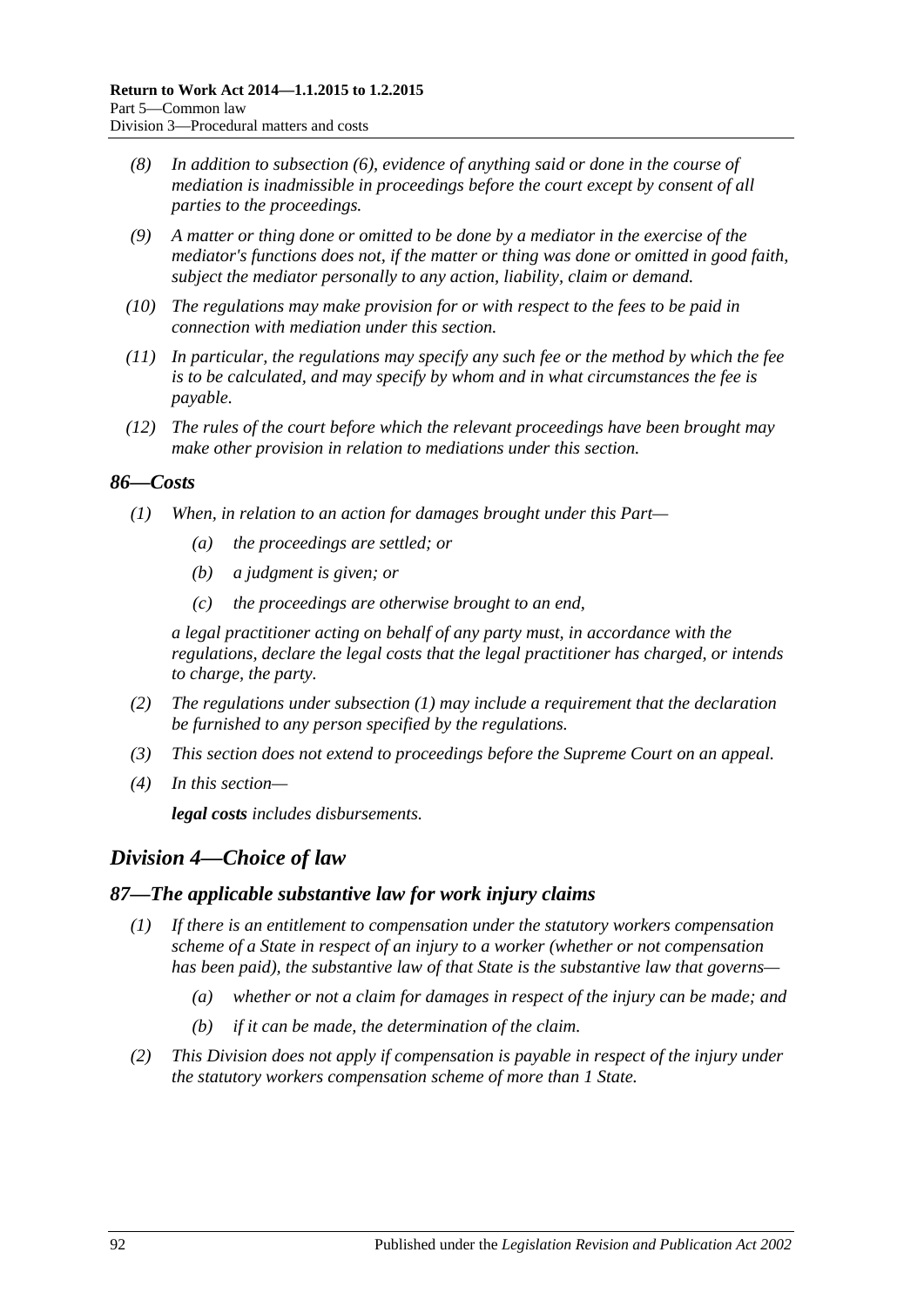(8) In addition to subsection (6), evidence of anything said or done in the course of mediation is inadmissible in proceedings before the court except by consent of all parties to the proceedings.

(9) A matter or thing done or omitted to be done by a mediator in the exercise of the mediator's functions does not, if the matter or thing was done or omitted in good faith, subject the mediator personally to any action, liability, claim or demand.

(10) The regulations may make provision for or with respect to the fees to be paid in connection with mediation under this section.

(11) In particular, the regulations may specify any such fee or the method by which the fee is to be calculated, and may specify by whom and in what circumstances the fee is payable.

(12) The rules of the court before which the relevant proceedings have been brought may make other provision in relation to mediations under this section.

### 86—Costs

(1) When, in relation to an action for damages brought under this Part—

(a) the proceedings are settled; or

(b) a judgment is given; or

(c) the proceedings are otherwise brought to an end,

a legal practitioner acting on behalf of any party must, in accordance with the regulations, declare the legal costs that the legal practitioner has charged, or intends to charge, the party.

(2) The regulations under subsection (1) may include a requirement that the declaration be furnished to any person specified by the regulations.

(3) This section does not extend to proceedings before the Supreme Court on an appeal.

(4) In this section—

**legal costs** includes disbursements.

## Division 4—Choice of law

### 87—The applicable substantive law for work injury claims

(1) If there is an entitlement to compensation under the statutory workers compensation scheme of a State in respect of an injury to a worker (whether or not compensation has been paid), the substantive law of that State is the substantive law that governs—

(a) whether or not a claim for damages in respect of the injury can be made; and

(b) if it can be made, the determination of the claim.

(2) This Division does not apply if compensation is payable in respect of the injury under the statutory workers compensation scheme of more than 1 State.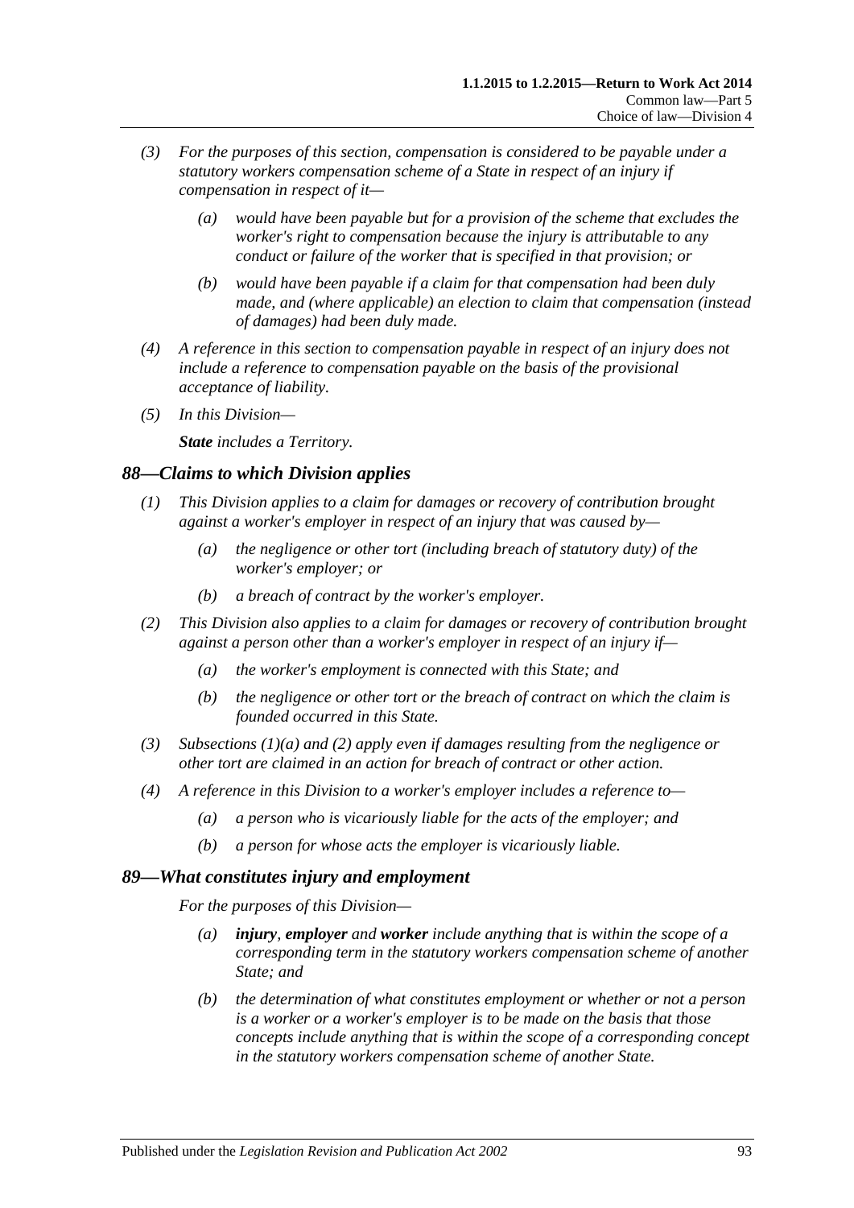(3) *For the purposes of this section, compensation is considered to be payable under a statutory workers compensation scheme of a State in respect of an injury if compensation in respect of it—*

   (a) *would have been payable but for a provision of the scheme that excludes the worker's right to compensation because the injury is attributable to any conduct or failure of the worker that is specified in that provision; or*

   (b) *would have been payable if a claim for that compensation had been duly made, and (where applicable) an election to claim that compensation (instead of damages) had been duly made.*

(4) *A reference in this section to compensation payable in respect of an injury does not include a reference to compensation payable on the basis of the provisional acceptance of liability.*

(5) *In this Division—*

   ***State*** *includes a Territory.*

## *88—Claims to which Division applies*

(1) *This Division applies to a claim for damages or recovery of contribution brought against a worker's employer in respect of an injury that was caused by—*

   (a) *the negligence or other tort (including breach of statutory duty) of the worker's employer; or*

   (b) *a breach of contract by the worker's employer.*

(2) *This Division also applies to a claim for damages or recovery of contribution brought against a person other than a worker's employer in respect of an injury if—*

   (a) *the worker's employment is connected with this State; and*

   (b) *the negligence or other tort or the breach of contract on which the claim is founded occurred in this State.*

(3) *Subsections (1)(a) and (2) apply even if damages resulting from the negligence or other tort are claimed in an action for breach of contract or other action.*

(4) *A reference in this Division to a worker's employer includes a reference to—*

   (a) *a person who is vicariously liable for the acts of the employer; and*

   (b) *a person for whose acts the employer is vicariously liable.*

## *89—What constitutes injury and employment*

*For the purposes of this Division—*

   (a) ***injury***, ***employer*** *and* ***worker*** *include anything that is within the scope of a corresponding term in the statutory workers compensation scheme of another State; and*

   (b) *the determination of what constitutes employment or whether or not a person is a worker or a worker's employer is to be made on the basis that those concepts include anything that is within the scope of a corresponding concept in the statutory workers compensation scheme of another State.*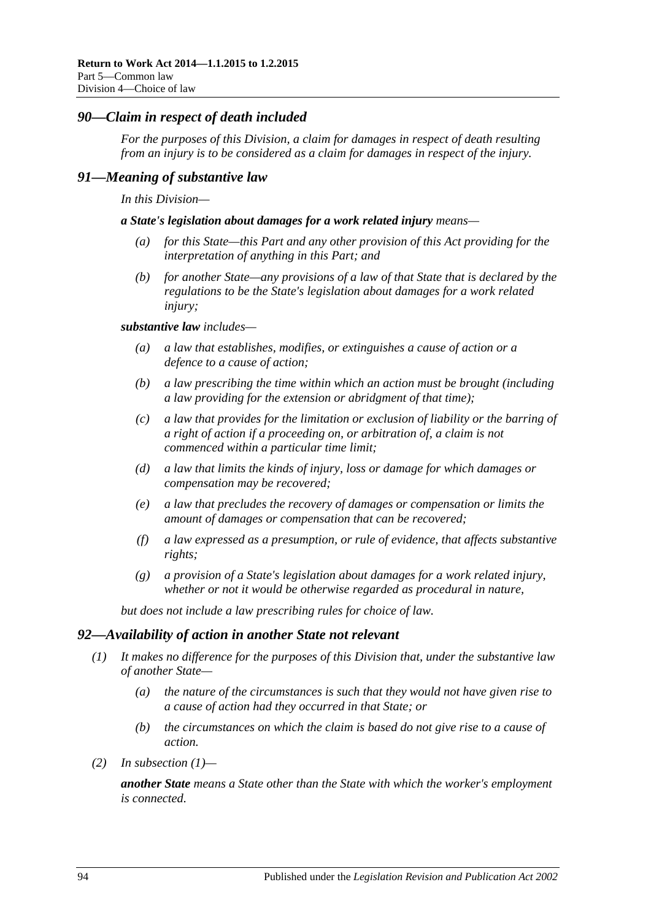## 90—Claim in respect of death included

For the purposes of this Division, a claim for damages in respect of death resulting from an injury is to be considered as a claim for damages in respect of the injury.

## 91—Meaning of substantive law

In this Division—

***a State's legislation about damages for a work related injury*** means—

- (a) for this State—this Part and any other provision of this Act providing for the interpretation of anything in this Part; and
- (b) for another State—any provisions of a law of that State that is declared by the regulations to be the State's legislation about damages for a work related injury;

***substantive law*** includes—

- (a) a law that establishes, modifies, or extinguishes a cause of action or a defence to a cause of action;
- (b) a law prescribing the time within which an action must be brought (including a law providing for the extension or abridgment of that time);
- (c) a law that provides for the limitation or exclusion of liability or the barring of a right of action if a proceeding on, or arbitration of, a claim is not commenced within a particular time limit;
- (d) a law that limits the kinds of injury, loss or damage for which damages or compensation may be recovered;
- (e) a law that precludes the recovery of damages or compensation or limits the amount of damages or compensation that can be recovered;
- (f) a law expressed as a presumption, or rule of evidence, that affects substantive rights;
- (g) a provision of a State's legislation about damages for a work related injury, whether or not it would be otherwise regarded as procedural in nature,

but does not include a law prescribing rules for choice of law.

## 92—Availability of action in another State not relevant

- (1) It makes no difference for the purposes of this Division that, under the substantive law of another State—
  - (a) the nature of the circumstances is such that they would not have given rise to a cause of action had they occurred in that State; or
  - (b) the circumstances on which the claim is based do not give rise to a cause of action.
- (2) In subsection (1)—

  ***another State*** means a State other than the State with which the worker's employment is connected.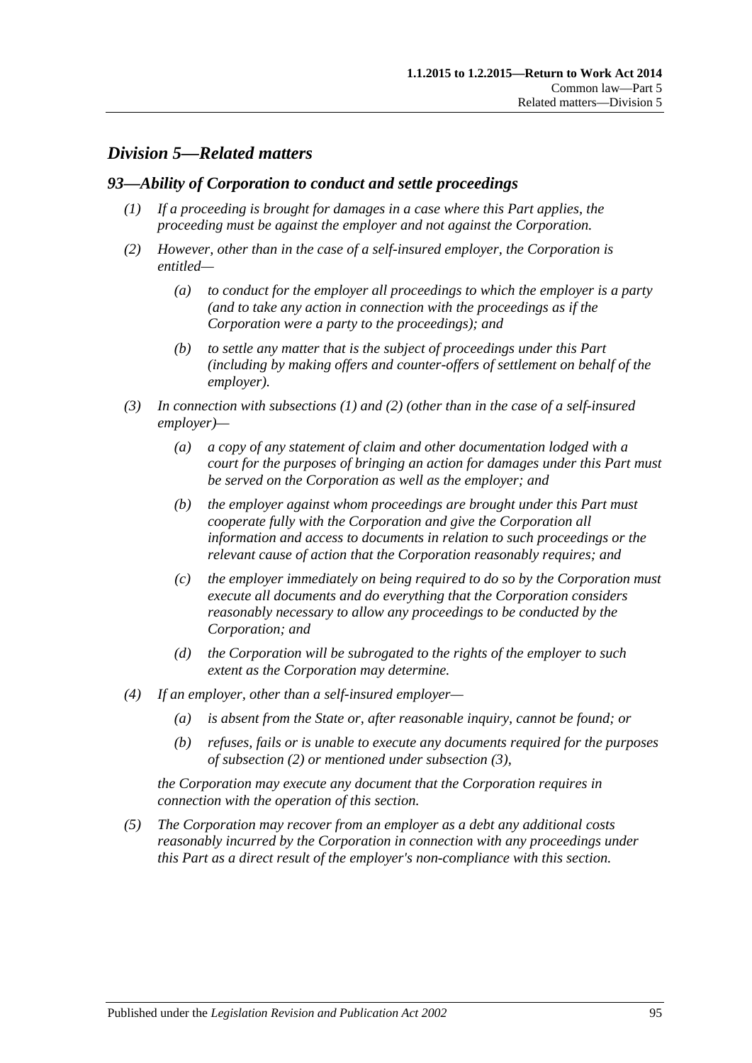## *Division 5—Related matters*

### *93—Ability of Corporation to conduct and settle proceedings*

*(1) If a proceeding is brought for damages in a case where this Part applies, the proceeding must be against the employer and not against the Corporation.*

*(2) However, other than in the case of a self-insured employer, the Corporation is entitled—*

*(a) to conduct for the employer all proceedings to which the employer is a party (and to take any action in connection with the proceedings as if the Corporation were a party to the proceedings); and*

*(b) to settle any matter that is the subject of proceedings under this Part (including by making offers and counter-offers of settlement on behalf of the employer).*

*(3) In connection with subsections (1) and (2) (other than in the case of a self-insured employer)—*

*(a) a copy of any statement of claim and other documentation lodged with a court for the purposes of bringing an action for damages under this Part must be served on the Corporation as well as the employer; and*

*(b) the employer against whom proceedings are brought under this Part must cooperate fully with the Corporation and give the Corporation all information and access to documents in relation to such proceedings or the relevant cause of action that the Corporation reasonably requires; and*

*(c) the employer immediately on being required to do so by the Corporation must execute all documents and do everything that the Corporation considers reasonably necessary to allow any proceedings to be conducted by the Corporation; and*

*(d) the Corporation will be subrogated to the rights of the employer to such extent as the Corporation may determine.*

*(4) If an employer, other than a self-insured employer—*

*(a) is absent from the State or, after reasonable inquiry, cannot be found; or*

*(b) refuses, fails or is unable to execute any documents required for the purposes of subsection (2) or mentioned under subsection (3),*

*the Corporation may execute any document that the Corporation requires in connection with the operation of this section.*

*(5) The Corporation may recover from an employer as a debt any additional costs reasonably incurred by the Corporation in connection with any proceedings under this Part as a direct result of the employer's non-compliance with this section.*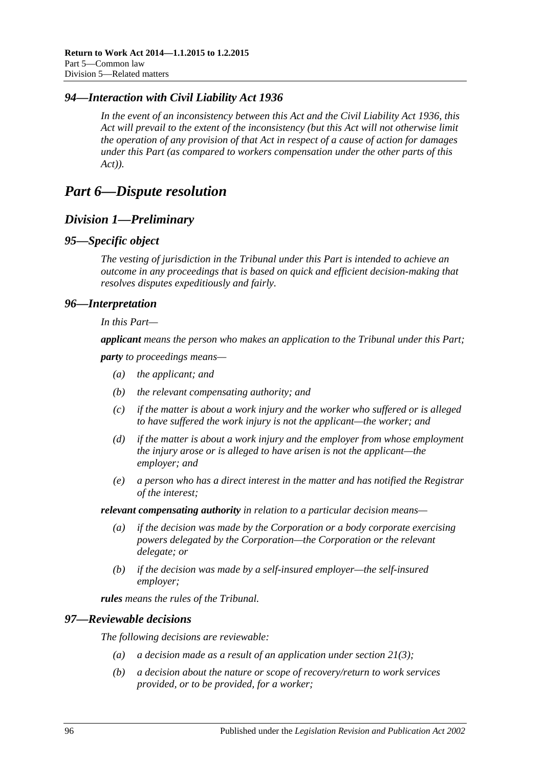### *94—Interaction with Civil Liability Act 1936*

*In the event of an inconsistency between this Act and the Civil Liability Act 1936, this Act will prevail to the extent of the inconsistency (but this Act will not otherwise limit the operation of any provision of that Act in respect of a cause of action for damages under this Part (as compared to workers compensation under the other parts of this Act)).*

# *Part 6—Dispute resolution*

## *Division 1—Preliminary*

### *95—Specific object*

*The vesting of jurisdiction in the Tribunal under this Part is intended to achieve an outcome in any proceedings that is based on quick and efficient decision-making that resolves disputes expeditiously and fairly.*

### *96—Interpretation*

*In this Part—*

***applicant*** *means the person who makes an application to the Tribunal under this Part;*

***party*** *to proceedings means—*

- *(a) the applicant; and*
- *(b) the relevant compensating authority; and*
- *(c) if the matter is about a work injury and the worker who suffered or is alleged to have suffered the work injury is not the applicant—the worker; and*
- *(d) if the matter is about a work injury and the employer from whose employment the injury arose or is alleged to have arisen is not the applicant—the employer; and*
- *(e) a person who has a direct interest in the matter and has notified the Registrar of the interest;*

***relevant compensating authority*** *in relation to a particular decision means—*

- *(a) if the decision was made by the Corporation or a body corporate exercising powers delegated by the Corporation—the Corporation or the relevant delegate; or*
- *(b) if the decision was made by a self-insured employer—the self-insured employer;*

***rules*** *means the rules of the Tribunal.*

### *97—Reviewable decisions*

*The following decisions are reviewable:*

- *(a) a decision made as a result of an application under section 21(3);*
- *(b) a decision about the nature or scope of recovery/return to work services provided, or to be provided, for a worker;*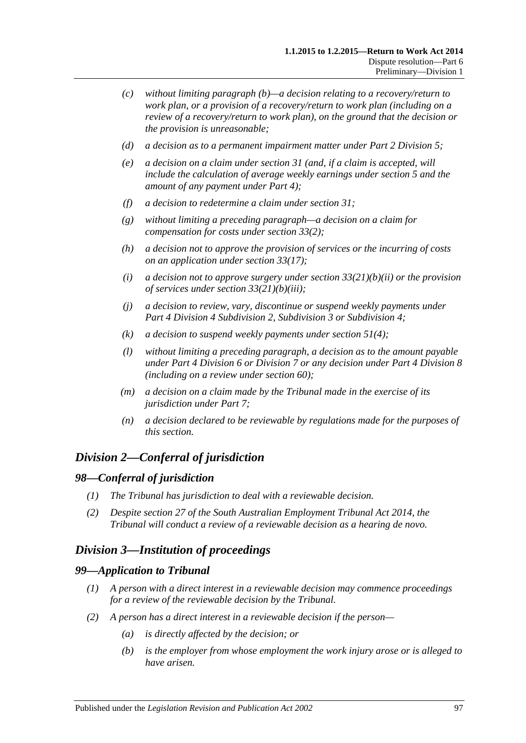(c) *without limiting paragraph (b)—a decision relating to a recovery/return to work plan, or a provision of a recovery/return to work plan (including on a review of a recovery/return to work plan), on the ground that the decision or the provision is unreasonable;*

(d) *a decision as to a permanent impairment matter under Part 2 Division 5;*

(e) *a decision on a claim under section 31 (and, if a claim is accepted, will include the calculation of average weekly earnings under section 5 and the amount of any payment under Part 4);*

(f) *a decision to redetermine a claim under section 31;*

(g) *without limiting a preceding paragraph—a decision on a claim for compensation for costs under section 33(2);*

(h) *a decision not to approve the provision of services or the incurring of costs on an application under section 33(17);*

(i) *a decision not to approve surgery under section 33(21)(b)(ii) or the provision of services under section 33(21)(b)(iii);*

(j) *a decision to review, vary, discontinue or suspend weekly payments under Part 4 Division 4 Subdivision 2, Subdivision 3 or Subdivision 4;*

(k) *a decision to suspend weekly payments under section 51(4);*

(l) *without limiting a preceding paragraph, a decision as to the amount payable under Part 4 Division 6 or Division 7 or any decision under Part 4 Division 8 (including on a review under section 60);*

(m) *a decision on a claim made by the Tribunal made in the exercise of its jurisdiction under Part 7;*

(n) *a decision declared to be reviewable by regulations made for the purposes of this section.*

## *Division 2—Conferral of jurisdiction*

### *98—Conferral of jurisdiction*

(1) *The Tribunal has jurisdiction to deal with a reviewable decision.*

(2) *Despite section 27 of the South Australian Employment Tribunal Act 2014, the Tribunal will conduct a review of a reviewable decision as a hearing de novo.*

## *Division 3—Institution of proceedings*

### *99—Application to Tribunal*

(1) *A person with a direct interest in a reviewable decision may commence proceedings for a review of the reviewable decision by the Tribunal.*

(2) *A person has a direct interest in a reviewable decision if the person—*

(a) *is directly affected by the decision; or*

(b) *is the employer from whose employment the work injury arose or is alleged to have arisen.*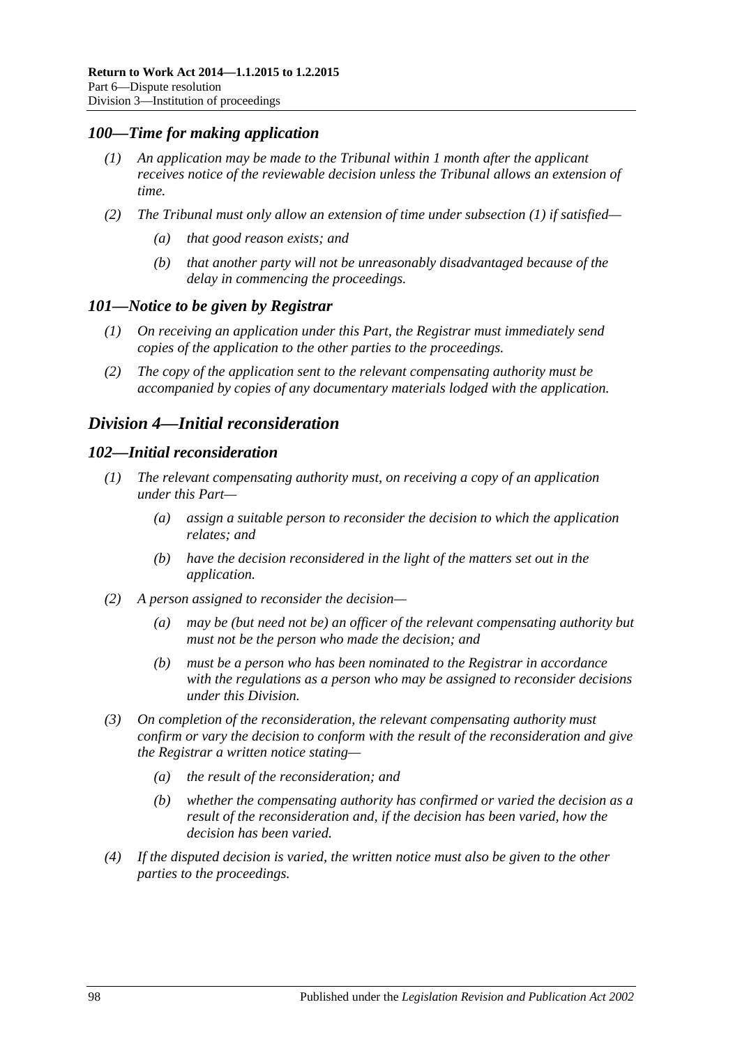### *100—Time for making application*

*(1) An application may be made to the Tribunal within 1 month after the applicant receives notice of the reviewable decision unless the Tribunal allows an extension of time.*

*(2) The Tribunal must only allow an extension of time under subsection (1) if satisfied—*

*(a) that good reason exists; and*

*(b) that another party will not be unreasonably disadvantaged because of the delay in commencing the proceedings.*

### *101—Notice to be given by Registrar*

*(1) On receiving an application under this Part, the Registrar must immediately send copies of the application to the other parties to the proceedings.*

*(2) The copy of the application sent to the relevant compensating authority must be accompanied by copies of any documentary materials lodged with the application.*

## *Division 4—Initial reconsideration*

### *102—Initial reconsideration*

*(1) The relevant compensating authority must, on receiving a copy of an application under this Part—*

*(a) assign a suitable person to reconsider the decision to which the application relates; and*

*(b) have the decision reconsidered in the light of the matters set out in the application.*

*(2) A person assigned to reconsider the decision—*

*(a) may be (but need not be) an officer of the relevant compensating authority but must not be the person who made the decision; and*

*(b) must be a person who has been nominated to the Registrar in accordance with the regulations as a person who may be assigned to reconsider decisions under this Division.*

*(3) On completion of the reconsideration, the relevant compensating authority must confirm or vary the decision to conform with the result of the reconsideration and give the Registrar a written notice stating—*

*(a) the result of the reconsideration; and*

*(b) whether the compensating authority has confirmed or varied the decision as a result of the reconsideration and, if the decision has been varied, how the decision has been varied.*

*(4) If the disputed decision is varied, the written notice must also be given to the other parties to the proceedings.*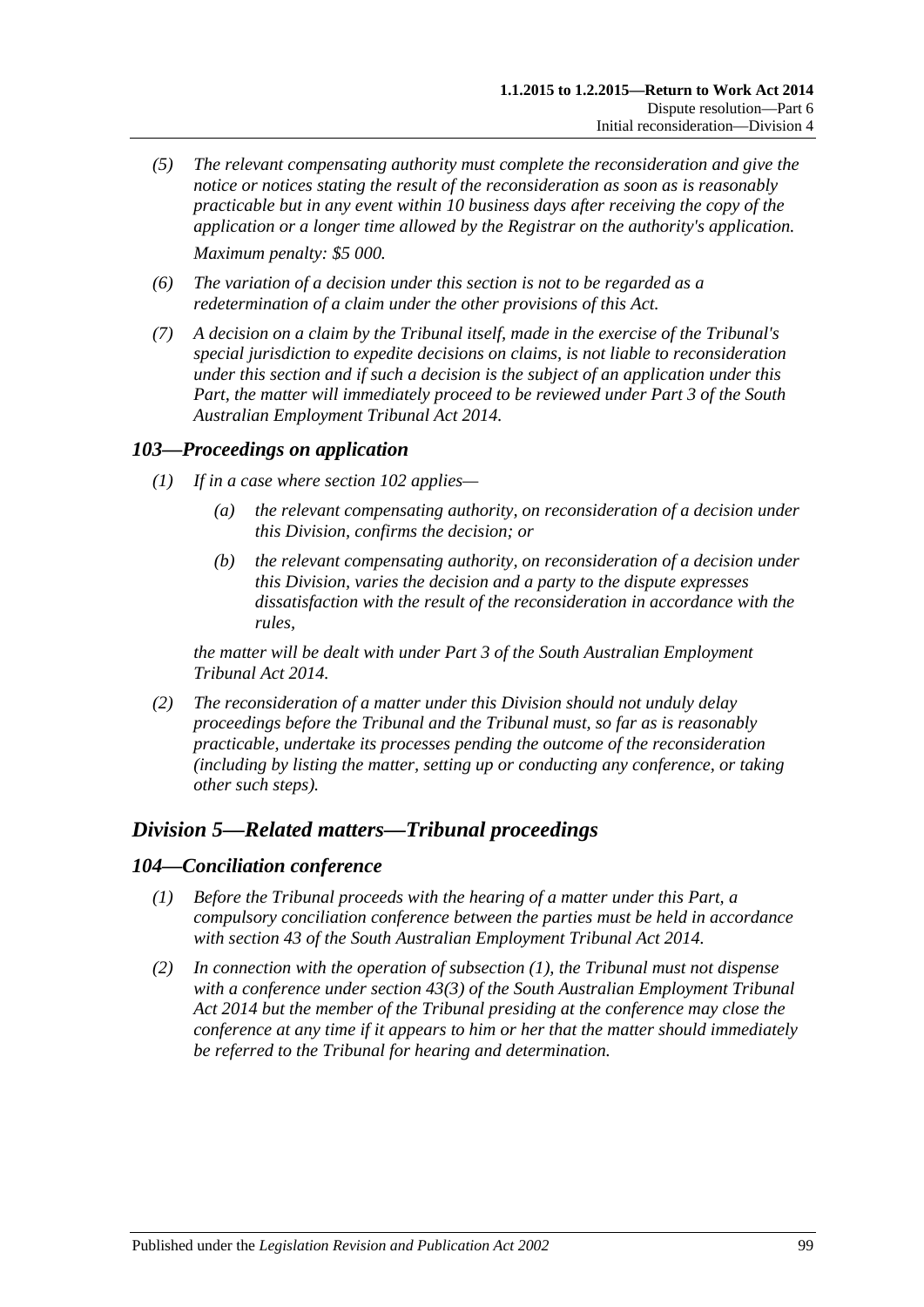*(5) The relevant compensating authority must complete the reconsideration and give the notice or notices stating the result of the reconsideration as soon as is reasonably practicable but in any event within 10 business days after receiving the copy of the application or a longer time allowed by the Registrar on the authority's application.*

*Maximum penalty: $5 000.*

*(6) The variation of a decision under this section is not to be regarded as a redetermination of a claim under the other provisions of this Act.*

*(7) A decision on a claim by the Tribunal itself, made in the exercise of the Tribunal's special jurisdiction to expedite decisions on claims, is not liable to reconsideration under this section and if such a decision is the subject of an application under this Part, the matter will immediately proceed to be reviewed under Part 3 of the South Australian Employment Tribunal Act 2014.*

### *103—Proceedings on application*

*(1) If in a case where section 102 applies—*

*(a) the relevant compensating authority, on reconsideration of a decision under this Division, confirms the decision; or*

*(b) the relevant compensating authority, on reconsideration of a decision under this Division, varies the decision and a party to the dispute expresses dissatisfaction with the result of the reconsideration in accordance with the rules,*

*the matter will be dealt with under Part 3 of the South Australian Employment Tribunal Act 2014.*

*(2) The reconsideration of a matter under this Division should not unduly delay proceedings before the Tribunal and the Tribunal must, so far as is reasonably practicable, undertake its processes pending the outcome of the reconsideration (including by listing the matter, setting up or conducting any conference, or taking other such steps).*

## *Division 5—Related matters—Tribunal proceedings*

### *104—Conciliation conference*

*(1) Before the Tribunal proceeds with the hearing of a matter under this Part, a compulsory conciliation conference between the parties must be held in accordance with section 43 of the South Australian Employment Tribunal Act 2014.*

*(2) In connection with the operation of subsection (1), the Tribunal must not dispense with a conference under section 43(3) of the South Australian Employment Tribunal Act 2014 but the member of the Tribunal presiding at the conference may close the conference at any time if it appears to him or her that the matter should immediately be referred to the Tribunal for hearing and determination.*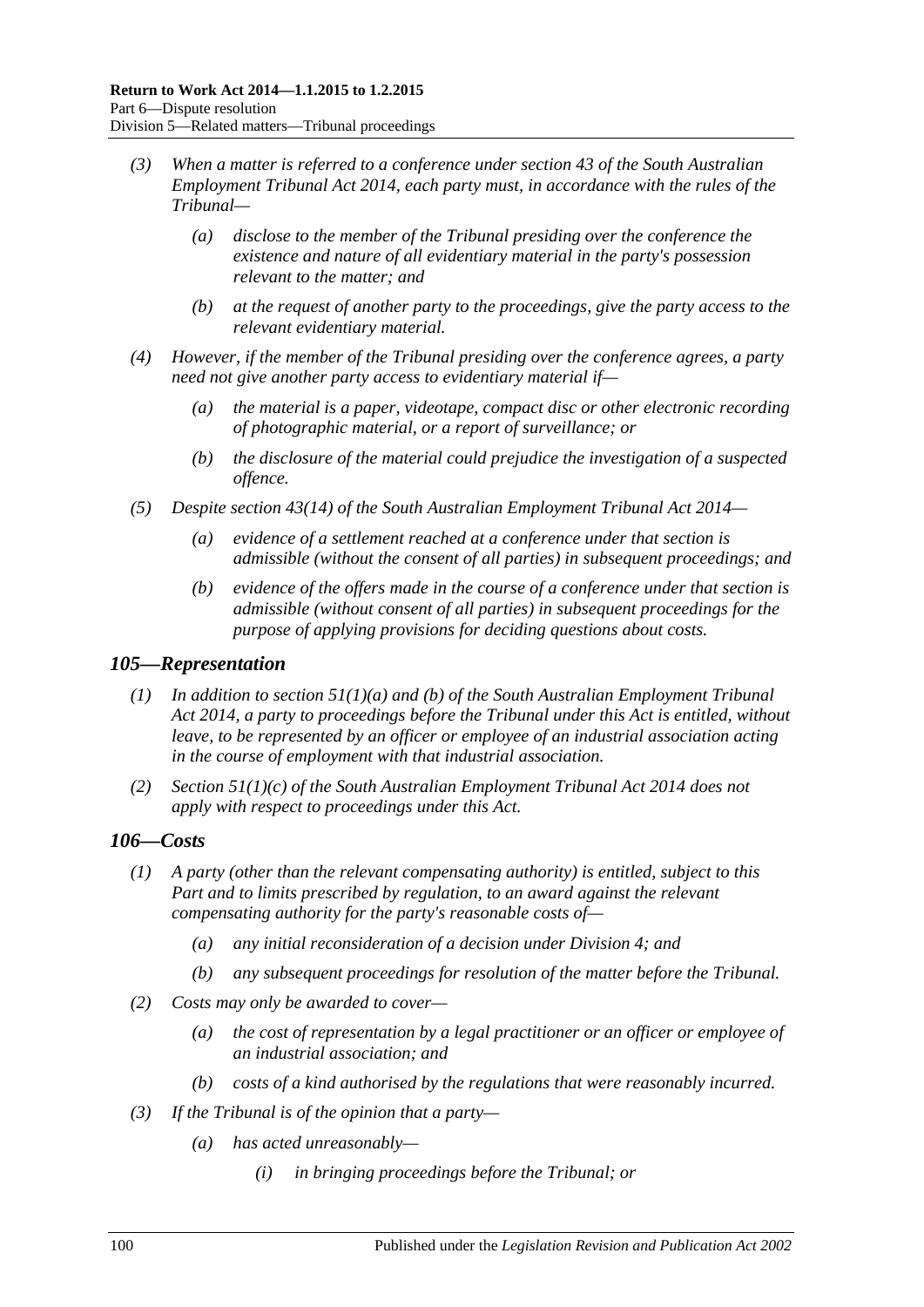*(3) When a matter is referred to a conference under section 43 of the South Australian Employment Tribunal Act 2014, each party must, in accordance with the rules of the Tribunal—*

*(a) disclose to the member of the Tribunal presiding over the conference the existence and nature of all evidentiary material in the party's possession relevant to the matter; and*

*(b) at the request of another party to the proceedings, give the party access to the relevant evidentiary material.*

*(4) However, if the member of the Tribunal presiding over the conference agrees, a party need not give another party access to evidentiary material if—*

*(a) the material is a paper, videotape, compact disc or other electronic recording of photographic material, or a report of surveillance; or*

*(b) the disclosure of the material could prejudice the investigation of a suspected offence.*

*(5) Despite section 43(14) of the South Australian Employment Tribunal Act 2014—*

*(a) evidence of a settlement reached at a conference under that section is admissible (without the consent of all parties) in subsequent proceedings; and*

*(b) evidence of the offers made in the course of a conference under that section is admissible (without consent of all parties) in subsequent proceedings for the purpose of applying provisions for deciding questions about costs.*

## *105—Representation*

*(1) In addition to section 51(1)(a) and (b) of the South Australian Employment Tribunal Act 2014, a party to proceedings before the Tribunal under this Act is entitled, without leave, to be represented by an officer or employee of an industrial association acting in the course of employment with that industrial association.*

*(2) Section 51(1)(c) of the South Australian Employment Tribunal Act 2014 does not apply with respect to proceedings under this Act.*

## *106—Costs*

*(1) A party (other than the relevant compensating authority) is entitled, subject to this Part and to limits prescribed by regulation, to an award against the relevant compensating authority for the party's reasonable costs of—*

*(a) any initial reconsideration of a decision under Division 4; and*

*(b) any subsequent proceedings for resolution of the matter before the Tribunal.*

*(2) Costs may only be awarded to cover—*

*(a) the cost of representation by a legal practitioner or an officer or employee of an industrial association; and*

*(b) costs of a kind authorised by the regulations that were reasonably incurred.*

*(3) If the Tribunal is of the opinion that a party—*

*(a) has acted unreasonably—*

*(i) in bringing proceedings before the Tribunal; or*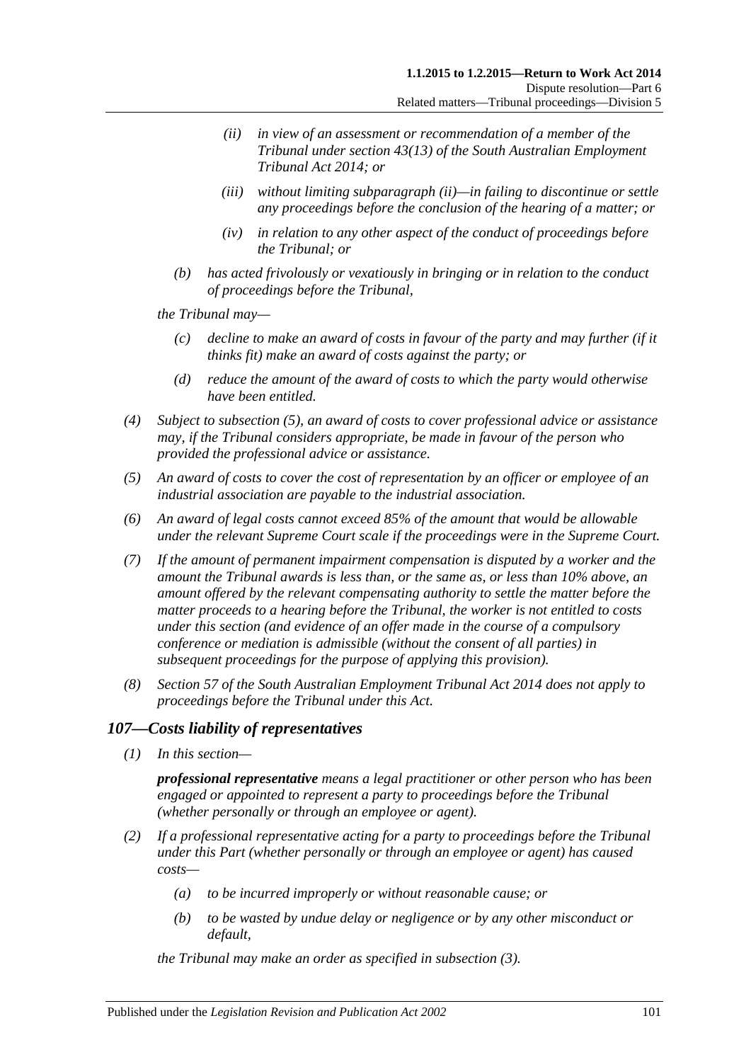(ii) *in view of an assessment or recommendation of a member of the Tribunal under section 43(13) of the South Australian Employment Tribunal Act 2014; or*

(iii) *without limiting subparagraph (ii)—in failing to discontinue or settle any proceedings before the conclusion of the hearing of a matter; or*

(iv) *in relation to any other aspect of the conduct of proceedings before the Tribunal; or*

(b) *has acted frivolously or vexatiously in bringing or in relation to the conduct of proceedings before the Tribunal,*

*the Tribunal may—*

(c) *decline to make an award of costs in favour of the party and may further (if it thinks fit) make an award of costs against the party; or*

(d) *reduce the amount of the award of costs to which the party would otherwise have been entitled.*

(4) *Subject to subsection (5), an award of costs to cover professional advice or assistance may, if the Tribunal considers appropriate, be made in favour of the person who provided the professional advice or assistance.*

(5) *An award of costs to cover the cost of representation by an officer or employee of an industrial association are payable to the industrial association.*

(6) *An award of legal costs cannot exceed 85% of the amount that would be allowable under the relevant Supreme Court scale if the proceedings were in the Supreme Court.*

(7) *If the amount of permanent impairment compensation is disputed by a worker and the amount the Tribunal awards is less than, or the same as, or less than 10% above, an amount offered by the relevant compensating authority to settle the matter before the matter proceeds to a hearing before the Tribunal, the worker is not entitled to costs under this section (and evidence of an offer made in the course of a compulsory conference or mediation is admissible (without the consent of all parties) in subsequent proceedings for the purpose of applying this provision).*

(8) *Section 57 of the South Australian Employment Tribunal Act 2014 does not apply to proceedings before the Tribunal under this Act.*

## *107—Costs liability of representatives*

(1) *In this section—*

***professional representative*** *means a legal practitioner or other person who has been engaged or appointed to represent a party to proceedings before the Tribunal (whether personally or through an employee or agent).*

(2) *If a professional representative acting for a party to proceedings before the Tribunal under this Part (whether personally or through an employee or agent) has caused costs—*

(a) *to be incurred improperly or without reasonable cause; or*

(b) *to be wasted by undue delay or negligence or by any other misconduct or default,*

*the Tribunal may make an order as specified in subsection (3).*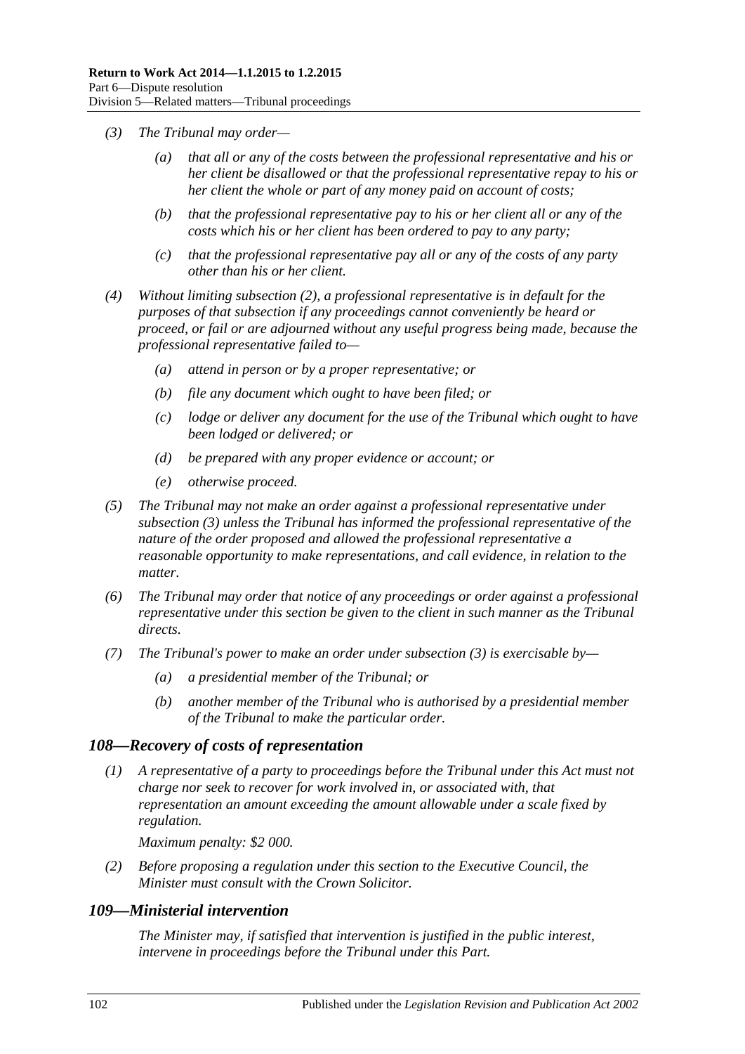(3) The Tribunal may order—

(a) that all or any of the costs between the professional representative and his or her client be disallowed or that the professional representative repay to his or her client the whole or part of any money paid on account of costs;

(b) that the professional representative pay to his or her client all or any of the costs which his or her client has been ordered to pay to any party;

(c) that the professional representative pay all or any of the costs of any party other than his or her client.

(4) Without limiting subsection (2), a professional representative is in default for the purposes of that subsection if any proceedings cannot conveniently be heard or proceed, or fail or are adjourned without any useful progress being made, because the professional representative failed to—

(a) attend in person or by a proper representative; or

(b) file any document which ought to have been filed; or

(c) lodge or deliver any document for the use of the Tribunal which ought to have been lodged or delivered; or

(d) be prepared with any proper evidence or account; or

(e) otherwise proceed.

(5) The Tribunal may not make an order against a professional representative under subsection (3) unless the Tribunal has informed the professional representative of the nature of the order proposed and allowed the professional representative a reasonable opportunity to make representations, and call evidence, in relation to the matter.

(6) The Tribunal may order that notice of any proceedings or order against a professional representative under this section be given to the client in such manner as the Tribunal directs.

(7) The Tribunal's power to make an order under subsection (3) is exercisable by—

(a) a presidential member of the Tribunal; or

(b) another member of the Tribunal who is authorised by a presidential member of the Tribunal to make the particular order.

## 108—Recovery of costs of representation

(1) A representative of a party to proceedings before the Tribunal under this Act must not charge nor seek to recover for work involved in, or associated with, that representation an amount exceeding the amount allowable under a scale fixed by regulation.

Maximum penalty: $2 000.

(2) Before proposing a regulation under this section to the Executive Council, the Minister must consult with the Crown Solicitor.

## 109—Ministerial intervention

The Minister may, if satisfied that intervention is justified in the public interest, intervene in proceedings before the Tribunal under this Part.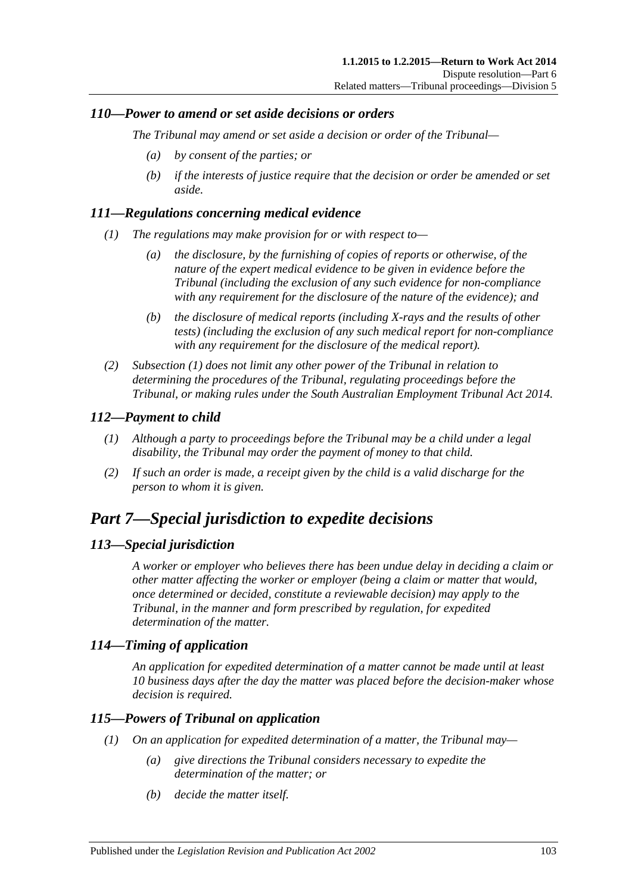### *110—Power to amend or set aside decisions or orders*

*The Tribunal may amend or set aside a decision or order of the Tribunal—*

- *(a) by consent of the parties; or*
- *(b) if the interests of justice require that the decision or order be amended or set aside.*

### *111—Regulations concerning medical evidence*

*(1) The regulations may make provision for or with respect to—*

- *(a) the disclosure, by the furnishing of copies of reports or otherwise, of the nature of the expert medical evidence to be given in evidence before the Tribunal (including the exclusion of any such evidence for non-compliance with any requirement for the disclosure of the nature of the evidence); and*
- *(b) the disclosure of medical reports (including X-rays and the results of other tests) (including the exclusion of any such medical report for non-compliance with any requirement for the disclosure of the medical report).*

*(2) Subsection (1) does not limit any other power of the Tribunal in relation to determining the procedures of the Tribunal, regulating proceedings before the Tribunal, or making rules under the South Australian Employment Tribunal Act 2014.*

### *112—Payment to child*

*(1) Although a party to proceedings before the Tribunal may be a child under a legal disability, the Tribunal may order the payment of money to that child.*

*(2) If such an order is made, a receipt given by the child is a valid discharge for the person to whom it is given.*

## *Part 7—Special jurisdiction to expedite decisions*

### *113—Special jurisdiction*

*A worker or employer who believes there has been undue delay in deciding a claim or other matter affecting the worker or employer (being a claim or matter that would, once determined or decided, constitute a reviewable decision) may apply to the Tribunal, in the manner and form prescribed by regulation, for expedited determination of the matter.*

### *114—Timing of application*

*An application for expedited determination of a matter cannot be made until at least 10 business days after the day the matter was placed before the decision-maker whose decision is required.*

### *115—Powers of Tribunal on application*

*(1) On an application for expedited determination of a matter, the Tribunal may—*

- *(a) give directions the Tribunal considers necessary to expedite the determination of the matter; or*
- *(b) decide the matter itself.*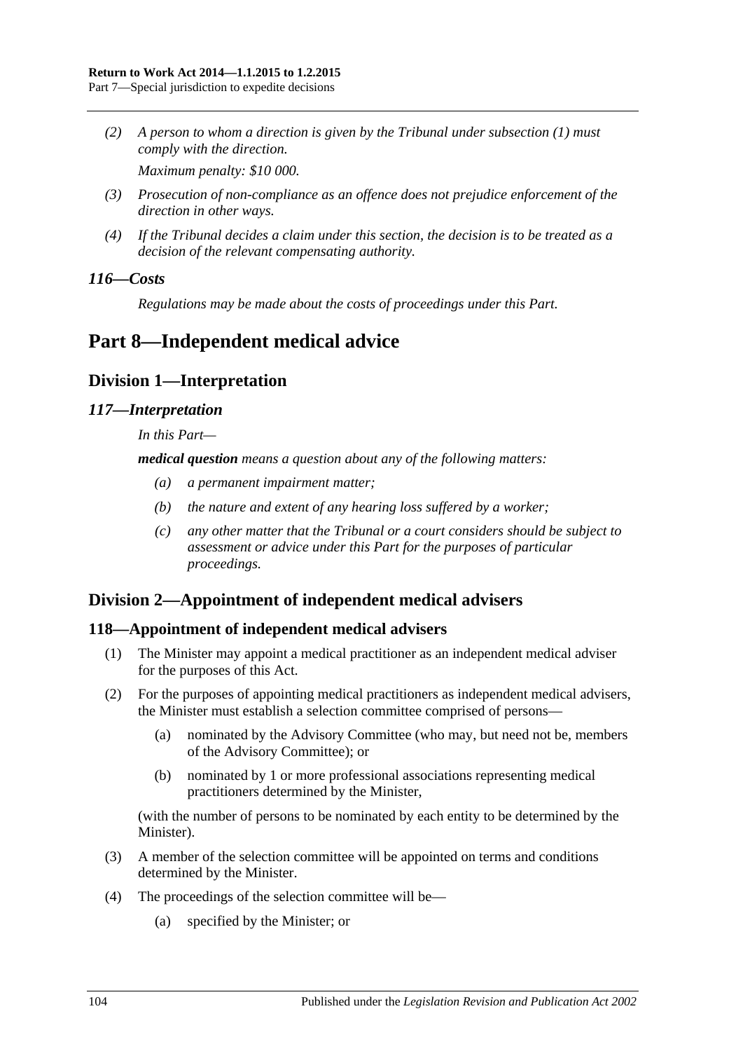*(2) A person to whom a direction is given by the Tribunal under subsection (1) must comply with the direction.*

*Maximum penalty: $10 000.*

*(3) Prosecution of non-compliance as an offence does not prejudice enforcement of the direction in other ways.*

*(4) If the Tribunal decides a claim under this section, the decision is to be treated as a decision of the relevant compensating authority.*

### *116—Costs*

*Regulations may be made about the costs of proceedings under this Part.*

# Part 8—Independent medical advice

## Division 1—Interpretation

### *117—Interpretation*

*In this Part—*

***medical question*** *means a question about any of the following matters:*

- *(a) a permanent impairment matter;*
- *(b) the nature and extent of any hearing loss suffered by a worker;*
- *(c) any other matter that the Tribunal or a court considers should be subject to assessment or advice under this Part for the purposes of particular proceedings.*

## Division 2—Appointment of independent medical advisers

### 118—Appointment of independent medical advisers

(1) The Minister may appoint a medical practitioner as an independent medical adviser for the purposes of this Act.

(2) For the purposes of appointing medical practitioners as independent medical advisers, the Minister must establish a selection committee comprised of persons—

- (a) nominated by the Advisory Committee (who may, but need not be, members of the Advisory Committee); or
- (b) nominated by 1 or more professional associations representing medical practitioners determined by the Minister,

(with the number of persons to be nominated by each entity to be determined by the Minister).

(3) A member of the selection committee will be appointed on terms and conditions determined by the Minister.

(4) The proceedings of the selection committee will be—

- (a) specified by the Minister; or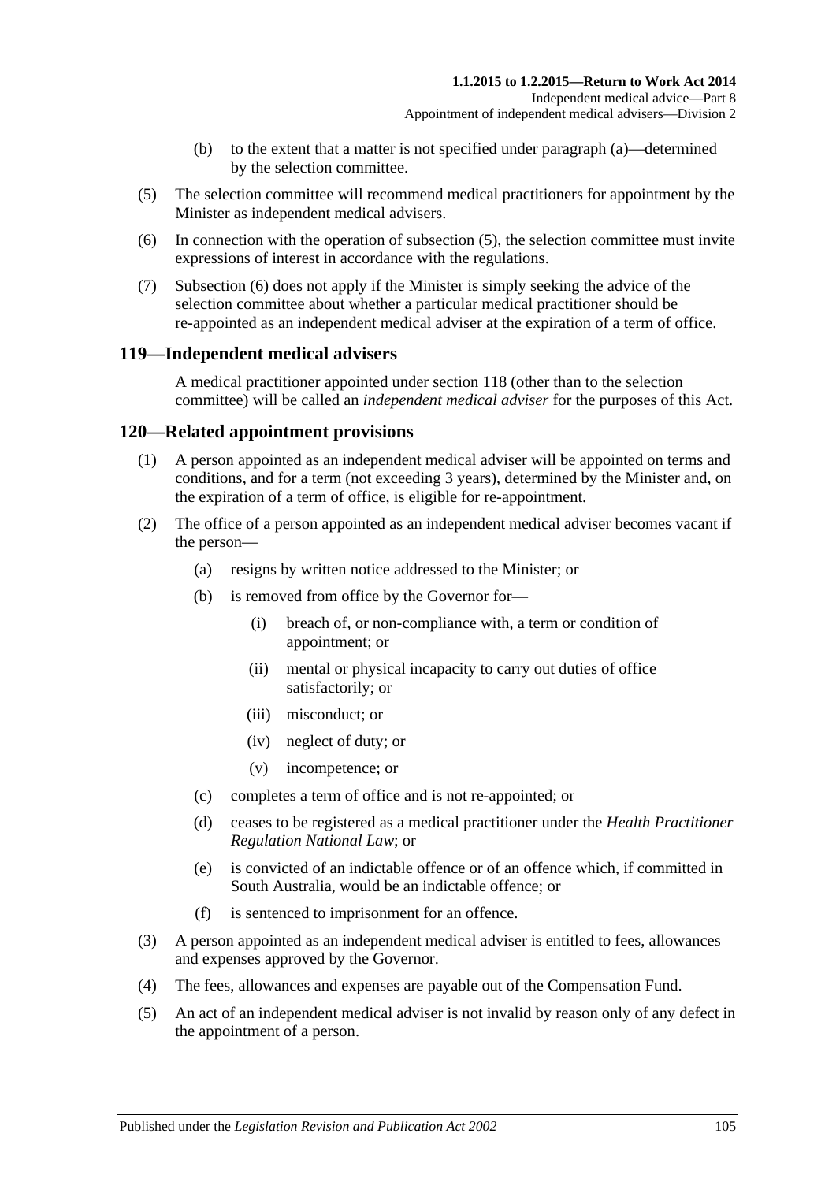(b) to the extent that a matter is not specified under paragraph (a)—determined by the selection committee.

(5) The selection committee will recommend medical practitioners for appointment by the Minister as independent medical advisers.

(6) In connection with the operation of subsection (5), the selection committee must invite expressions of interest in accordance with the regulations.

(7) Subsection (6) does not apply if the Minister is simply seeking the advice of the selection committee about whether a particular medical practitioner should be re-appointed as an independent medical adviser at the expiration of a term of office.

## 119—Independent medical advisers

A medical practitioner appointed under section 118 (other than to the selection committee) will be called an *independent medical adviser* for the purposes of this Act.

## 120—Related appointment provisions

(1) A person appointed as an independent medical adviser will be appointed on terms and conditions, and for a term (not exceeding 3 years), determined by the Minister and, on the expiration of a term of office, is eligible for re-appointment.

(2) The office of a person appointed as an independent medical adviser becomes vacant if the person—

(a) resigns by written notice addressed to the Minister; or

(b) is removed from office by the Governor for—

(i) breach of, or non-compliance with, a term or condition of appointment; or

(ii) mental or physical incapacity to carry out duties of office satisfactorily; or

(iii) misconduct; or

(iv) neglect of duty; or

(v) incompetence; or

(c) completes a term of office and is not re-appointed; or

(d) ceases to be registered as a medical practitioner under the *Health Practitioner Regulation National Law*; or

(e) is convicted of an indictable offence or of an offence which, if committed in South Australia, would be an indictable offence; or

(f) is sentenced to imprisonment for an offence.

(3) A person appointed as an independent medical adviser is entitled to fees, allowances and expenses approved by the Governor.

(4) The fees, allowances and expenses are payable out of the Compensation Fund.

(5) An act of an independent medical adviser is not invalid by reason only of any defect in the appointment of a person.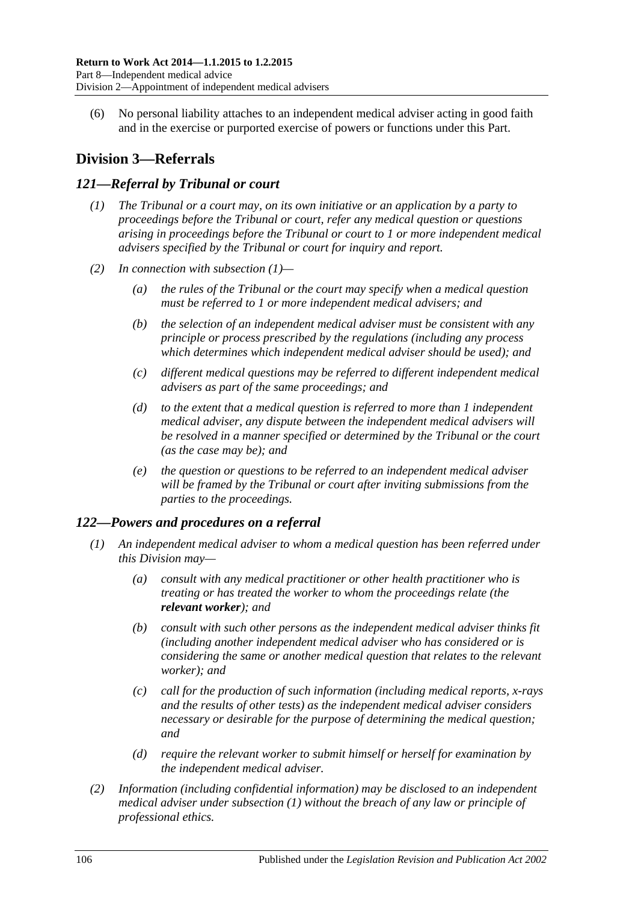(6) No personal liability attaches to an independent medical adviser acting in good faith and in the exercise or purported exercise of powers or functions under this Part.

## Division 3—Referrals

### *121—Referral by Tribunal or court*

*(1) The Tribunal or a court may, on its own initiative or an application by a party to proceedings before the Tribunal or court, refer any medical question or questions arising in proceedings before the Tribunal or court to 1 or more independent medical advisers specified by the Tribunal or court for inquiry and report.*

*(2) In connection with subsection (1)—*

*(a) the rules of the Tribunal or the court may specify when a medical question must be referred to 1 or more independent medical advisers; and*

*(b) the selection of an independent medical adviser must be consistent with any principle or process prescribed by the regulations (including any process which determines which independent medical adviser should be used); and*

*(c) different medical questions may be referred to different independent medical advisers as part of the same proceedings; and*

*(d) to the extent that a medical question is referred to more than 1 independent medical adviser, any dispute between the independent medical advisers will be resolved in a manner specified or determined by the Tribunal or the court (as the case may be); and*

*(e) the question or questions to be referred to an independent medical adviser will be framed by the Tribunal or court after inviting submissions from the parties to the proceedings.*

### *122—Powers and procedures on a referral*

*(1) An independent medical adviser to whom a medical question has been referred under this Division may—*

*(a) consult with any medical practitioner or other health practitioner who is treating or has treated the worker to whom the proceedings relate (the **relevant worker**); and*

*(b) consult with such other persons as the independent medical adviser thinks fit (including another independent medical adviser who has considered or is considering the same or another medical question that relates to the relevant worker); and*

*(c) call for the production of such information (including medical reports, x-rays and the results of other tests) as the independent medical adviser considers necessary or desirable for the purpose of determining the medical question; and*

*(d) require the relevant worker to submit himself or herself for examination by the independent medical adviser.*

*(2) Information (including confidential information) may be disclosed to an independent medical adviser under subsection (1) without the breach of any law or principle of professional ethics.*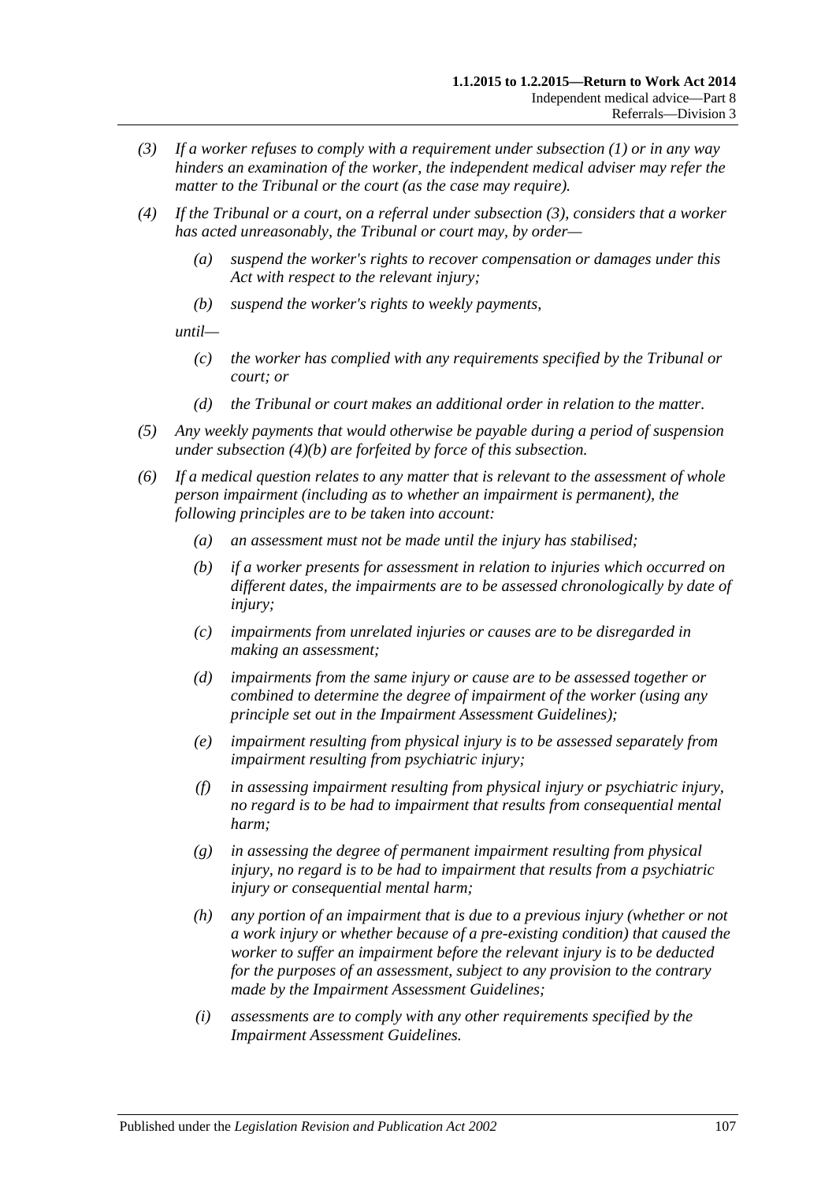*(3) If a worker refuses to comply with a requirement under subsection (1) or in any way hinders an examination of the worker, the independent medical adviser may refer the matter to the Tribunal or the court (as the case may require).*

*(4) If the Tribunal or a court, on a referral under subsection (3), considers that a worker has acted unreasonably, the Tribunal or court may, by order—*

- *(a) suspend the worker's rights to recover compensation or damages under this Act with respect to the relevant injury;*
- *(b) suspend the worker's rights to weekly payments,*

*until—*

- *(c) the worker has complied with any requirements specified by the Tribunal or court; or*
- *(d) the Tribunal or court makes an additional order in relation to the matter.*

*(5) Any weekly payments that would otherwise be payable during a period of suspension under subsection (4)(b) are forfeited by force of this subsection.*

*(6) If a medical question relates to any matter that is relevant to the assessment of whole person impairment (including as to whether an impairment is permanent), the following principles are to be taken into account:*

- *(a) an assessment must not be made until the injury has stabilised;*
- *(b) if a worker presents for assessment in relation to injuries which occurred on different dates, the impairments are to be assessed chronologically by date of injury;*
- *(c) impairments from unrelated injuries or causes are to be disregarded in making an assessment;*
- *(d) impairments from the same injury or cause are to be assessed together or combined to determine the degree of impairment of the worker (using any principle set out in the Impairment Assessment Guidelines);*
- *(e) impairment resulting from physical injury is to be assessed separately from impairment resulting from psychiatric injury;*
- *(f) in assessing impairment resulting from physical injury or psychiatric injury, no regard is to be had to impairment that results from consequential mental harm;*
- *(g) in assessing the degree of permanent impairment resulting from physical injury, no regard is to be had to impairment that results from a psychiatric injury or consequential mental harm;*
- *(h) any portion of an impairment that is due to a previous injury (whether or not a work injury or whether because of a pre-existing condition) that caused the worker to suffer an impairment before the relevant injury is to be deducted for the purposes of an assessment, subject to any provision to the contrary made by the Impairment Assessment Guidelines;*
- *(i) assessments are to comply with any other requirements specified by the Impairment Assessment Guidelines.*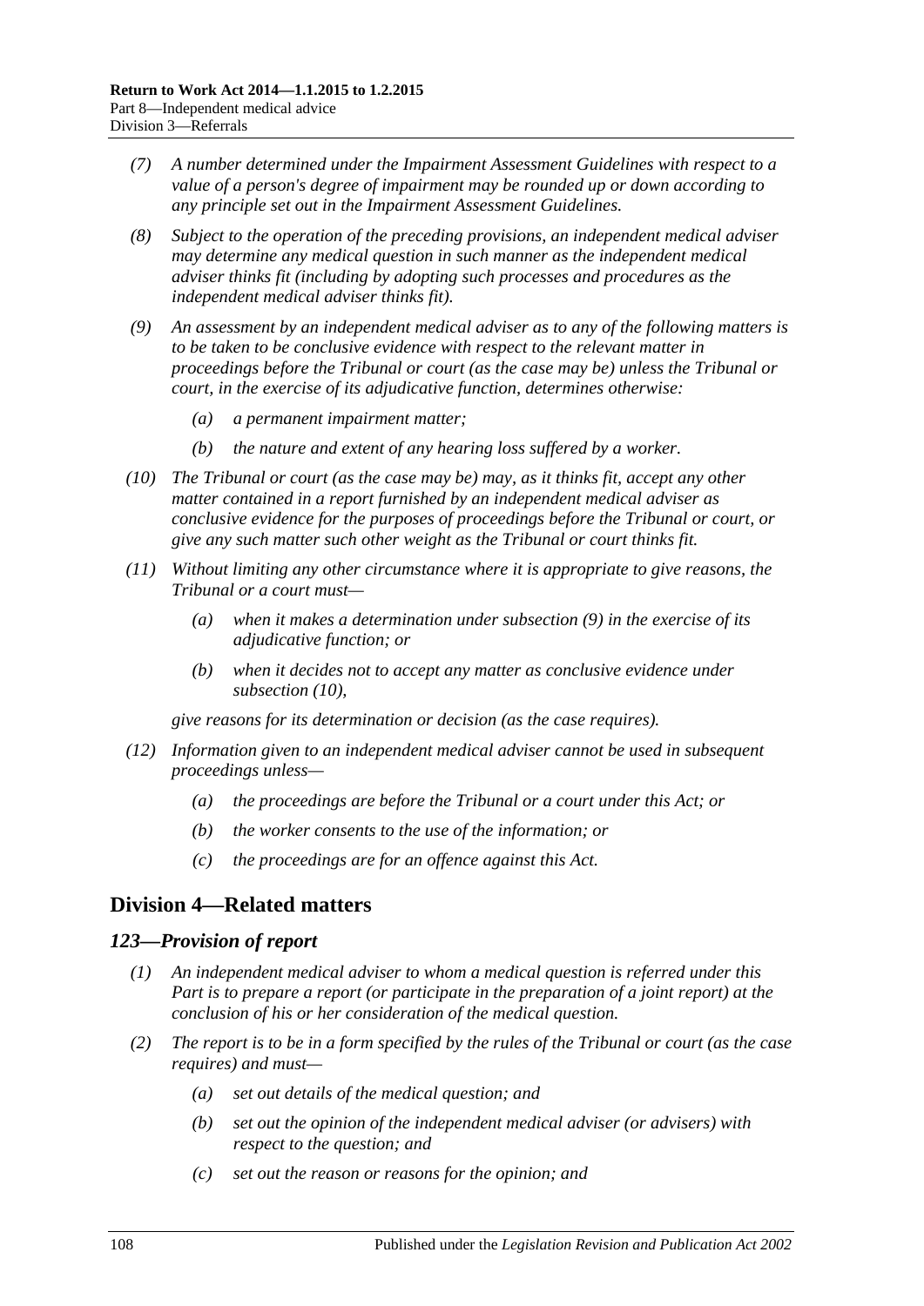(7) A number determined under the Impairment Assessment Guidelines with respect to a value of a person's degree of impairment may be rounded up or down according to any principle set out in the Impairment Assessment Guidelines.

(8) Subject to the operation of the preceding provisions, an independent medical adviser may determine any medical question in such manner as the independent medical adviser thinks fit (including by adopting such processes and procedures as the independent medical adviser thinks fit).

(9) An assessment by an independent medical adviser as to any of the following matters is to be taken to be conclusive evidence with respect to the relevant matter in proceedings before the Tribunal or court (as the case may be) unless the Tribunal or court, in the exercise of its adjudicative function, determines otherwise:

- (a) a permanent impairment matter;
- (b) the nature and extent of any hearing loss suffered by a worker.

(10) The Tribunal or court (as the case may be) may, as it thinks fit, accept any other matter contained in a report furnished by an independent medical adviser as conclusive evidence for the purposes of proceedings before the Tribunal or court, or give any such matter such other weight as the Tribunal or court thinks fit.

(11) Without limiting any other circumstance where it is appropriate to give reasons, the Tribunal or a court must—

- (a) when it makes a determination under subsection (9) in the exercise of its adjudicative function; or
- (b) when it decides not to accept any matter as conclusive evidence under subsection (10),

give reasons for its determination or decision (as the case requires).

(12) Information given to an independent medical adviser cannot be used in subsequent proceedings unless—

- (a) the proceedings are before the Tribunal or a court under this Act; or
- (b) the worker consents to the use of the information; or
- (c) the proceedings are for an offence against this Act.

## Division 4—Related matters

### 123—Provision of report

(1) An independent medical adviser to whom a medical question is referred under this Part is to prepare a report (or participate in the preparation of a joint report) at the conclusion of his or her consideration of the medical question.

(2) The report is to be in a form specified by the rules of the Tribunal or court (as the case requires) and must—

- (a) set out details of the medical question; and
- (b) set out the opinion of the independent medical adviser (or advisers) with respect to the question; and
- (c) set out the reason or reasons for the opinion; and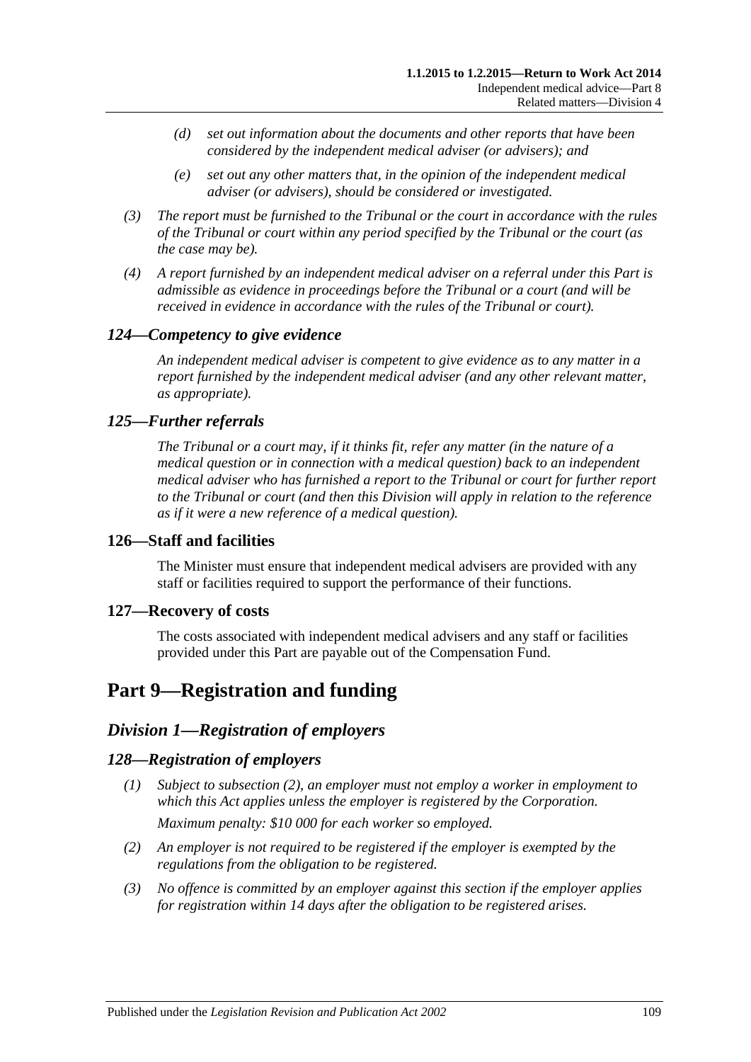(d) *set out information about the documents and other reports that have been considered by the independent medical adviser (or advisers); and*

(e) *set out any other matters that, in the opinion of the independent medical adviser (or advisers), should be considered or investigated.*

(3) *The report must be furnished to the Tribunal or the court in accordance with the rules of the Tribunal or court within any period specified by the Tribunal or the court (as the case may be).*

(4) *A report furnished by an independent medical adviser on a referral under this Part is admissible as evidence in proceedings before the Tribunal or a court (and will be received in evidence in accordance with the rules of the Tribunal or court).*

### *124—Competency to give evidence*

*An independent medical adviser is competent to give evidence as to any matter in a report furnished by the independent medical adviser (and any other relevant matter, as appropriate).*

### *125—Further referrals*

*The Tribunal or a court may, if it thinks fit, refer any matter (in the nature of a medical question or in connection with a medical question) back to an independent medical adviser who has furnished a report to the Tribunal or court for further report to the Tribunal or court (and then this Division will apply in relation to the reference as if it were a new reference of a medical question).*

### 126—Staff and facilities

The Minister must ensure that independent medical advisers are provided with any staff or facilities required to support the performance of their functions.

### 127—Recovery of costs

The costs associated with independent medical advisers and any staff or facilities provided under this Part are payable out of the Compensation Fund.

# Part 9—Registration and funding

## *Division 1—Registration of employers*

### *128—Registration of employers*

(1) *Subject to subsection (2), an employer must not employ a worker in employment to which this Act applies unless the employer is registered by the Corporation.*

*Maximum penalty: $10 000 for each worker so employed.*

(2) *An employer is not required to be registered if the employer is exempted by the regulations from the obligation to be registered.*

(3) *No offence is committed by an employer against this section if the employer applies for registration within 14 days after the obligation to be registered arises.*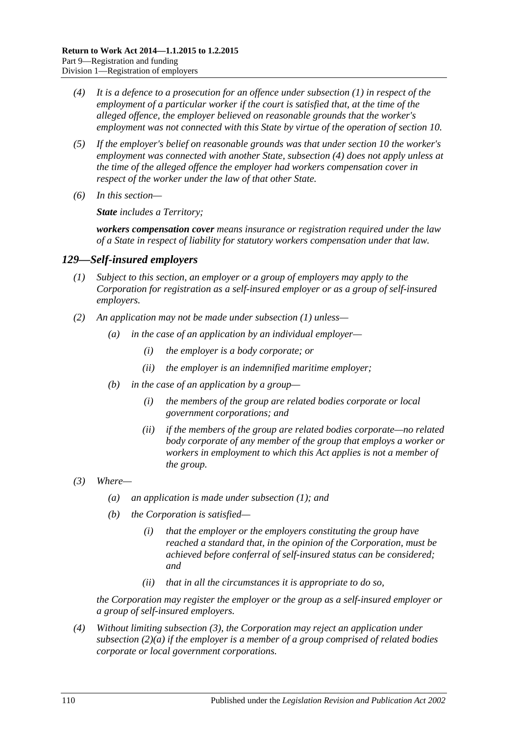(4) It is a defence to a prosecution for an offence under subsection (1) in respect of the employment of a particular worker if the court is satisfied that, at the time of the alleged offence, the employer believed on reasonable grounds that the worker's employment was not connected with this State by virtue of the operation of section 10.

(5) If the employer's belief on reasonable grounds was that under section 10 the worker's employment was connected with another State, subsection (4) does not apply unless at the time of the alleged offence the employer had workers compensation cover in respect of the worker under the law of that other State.

(6) In this section—

***State*** includes a Territory;

***workers compensation cover*** means insurance or registration required under the law of a State in respect of liability for statutory workers compensation under that law.

## 129—Self-insured employers

(1) Subject to this section, an employer or a group of employers may apply to the Corporation for registration as a self-insured employer or as a group of self-insured employers.

(2) An application may not be made under subsection (1) unless—

(a) in the case of an application by an individual employer—

(i) the employer is a body corporate; or

(ii) the employer is an indemnified maritime employer;

(b) in the case of an application by a group—

(i) the members of the group are related bodies corporate or local government corporations; and

(ii) if the members of the group are related bodies corporate—no related body corporate of any member of the group that employs a worker or workers in employment to which this Act applies is not a member of the group.

(3) Where—

(a) an application is made under subsection (1); and

(b) the Corporation is satisfied—

(i) that the employer or the employers constituting the group have reached a standard that, in the opinion of the Corporation, must be achieved before conferral of self-insured status can be considered; and

(ii) that in all the circumstances it is appropriate to do so,

the Corporation may register the employer or the group as a self-insured employer or a group of self-insured employers.

(4) Without limiting subsection (3), the Corporation may reject an application under subsection (2)(a) if the employer is a member of a group comprised of related bodies corporate or local government corporations.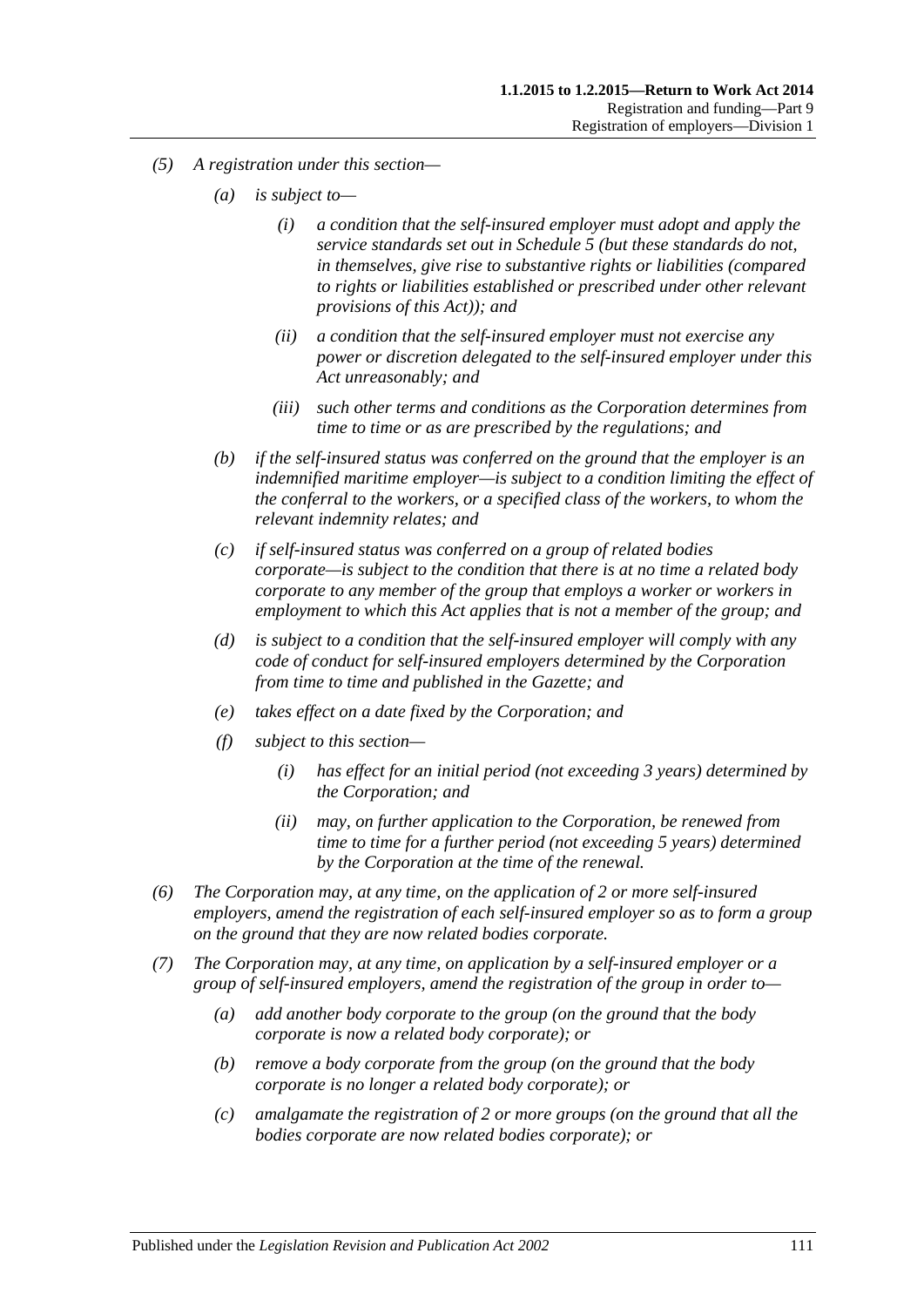*(5) A registration under this section—*

*(a) is subject to—*

*(i) a condition that the self-insured employer must adopt and apply the service standards set out in Schedule 5 (but these standards do not, in themselves, give rise to substantive rights or liabilities (compared to rights or liabilities established or prescribed under other relevant provisions of this Act)); and*

*(ii) a condition that the self-insured employer must not exercise any power or discretion delegated to the self-insured employer under this Act unreasonably; and*

*(iii) such other terms and conditions as the Corporation determines from time to time or as are prescribed by the regulations; and*

*(b) if the self-insured status was conferred on the ground that the employer is an indemnified maritime employer—is subject to a condition limiting the effect of the conferral to the workers, or a specified class of the workers, to whom the relevant indemnity relates; and*

*(c) if self-insured status was conferred on a group of related bodies corporate—is subject to the condition that there is at no time a related body corporate to any member of the group that employs a worker or workers in employment to which this Act applies that is not a member of the group; and*

*(d) is subject to a condition that the self-insured employer will comply with any code of conduct for self-insured employers determined by the Corporation from time to time and published in the Gazette; and*

*(e) takes effect on a date fixed by the Corporation; and*

*(f) subject to this section—*

*(i) has effect for an initial period (not exceeding 3 years) determined by the Corporation; and*

*(ii) may, on further application to the Corporation, be renewed from time to time for a further period (not exceeding 5 years) determined by the Corporation at the time of the renewal.*

*(6) The Corporation may, at any time, on the application of 2 or more self-insured employers, amend the registration of each self-insured employer so as to form a group on the ground that they are now related bodies corporate.*

*(7) The Corporation may, at any time, on application by a self-insured employer or a group of self-insured employers, amend the registration of the group in order to—*

*(a) add another body corporate to the group (on the ground that the body corporate is now a related body corporate); or*

*(b) remove a body corporate from the group (on the ground that the body corporate is no longer a related body corporate); or*

*(c) amalgamate the registration of 2 or more groups (on the ground that all the bodies corporate are now related bodies corporate); or*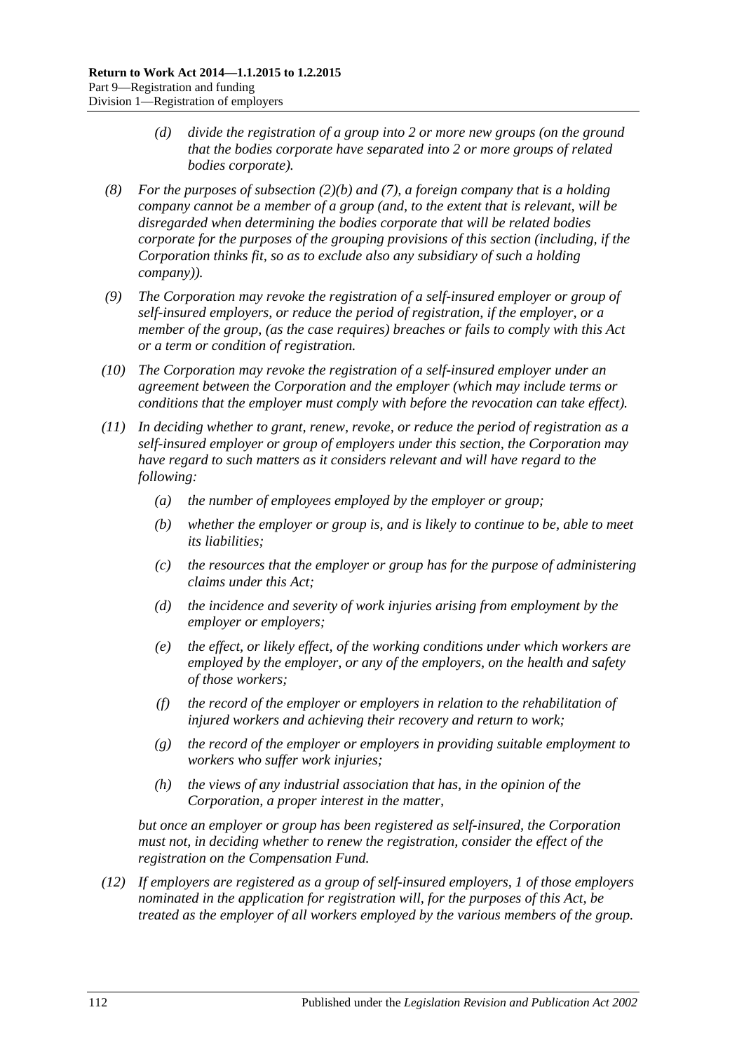(d) divide the registration of a group into 2 or more new groups (on the ground that the bodies corporate have separated into 2 or more groups of related bodies corporate).

(8) For the purposes of subsection (2)(b) and (7), a foreign company that is a holding company cannot be a member of a group (and, to the extent that is relevant, will be disregarded when determining the bodies corporate that will be related bodies corporate for the purposes of the grouping provisions of this section (including, if the Corporation thinks fit, so as to exclude also any subsidiary of such a holding company)).

(9) The Corporation may revoke the registration of a self-insured employer or group of self-insured employers, or reduce the period of registration, if the employer, or a member of the group, (as the case requires) breaches or fails to comply with this Act or a term or condition of registration.

(10) The Corporation may revoke the registration of a self-insured employer under an agreement between the Corporation and the employer (which may include terms or conditions that the employer must comply with before the revocation can take effect).

(11) In deciding whether to grant, renew, revoke, or reduce the period of registration as a self-insured employer or group of employers under this section, the Corporation may have regard to such matters as it considers relevant and will have regard to the following:

(a) the number of employees employed by the employer or group;

(b) whether the employer or group is, and is likely to continue to be, able to meet its liabilities;

(c) the resources that the employer or group has for the purpose of administering claims under this Act;

(d) the incidence and severity of work injuries arising from employment by the employer or employers;

(e) the effect, or likely effect, of the working conditions under which workers are employed by the employer, or any of the employers, on the health and safety of those workers;

(f) the record of the employer or employers in relation to the rehabilitation of injured workers and achieving their recovery and return to work;

(g) the record of the employer or employers in providing suitable employment to workers who suffer work injuries;

(h) the views of any industrial association that has, in the opinion of the Corporation, a proper interest in the matter,

but once an employer or group has been registered as self-insured, the Corporation must not, in deciding whether to renew the registration, consider the effect of the registration on the Compensation Fund.

(12) If employers are registered as a group of self-insured employers, 1 of those employers nominated in the application for registration will, for the purposes of this Act, be treated as the employer of all workers employed by the various members of the group.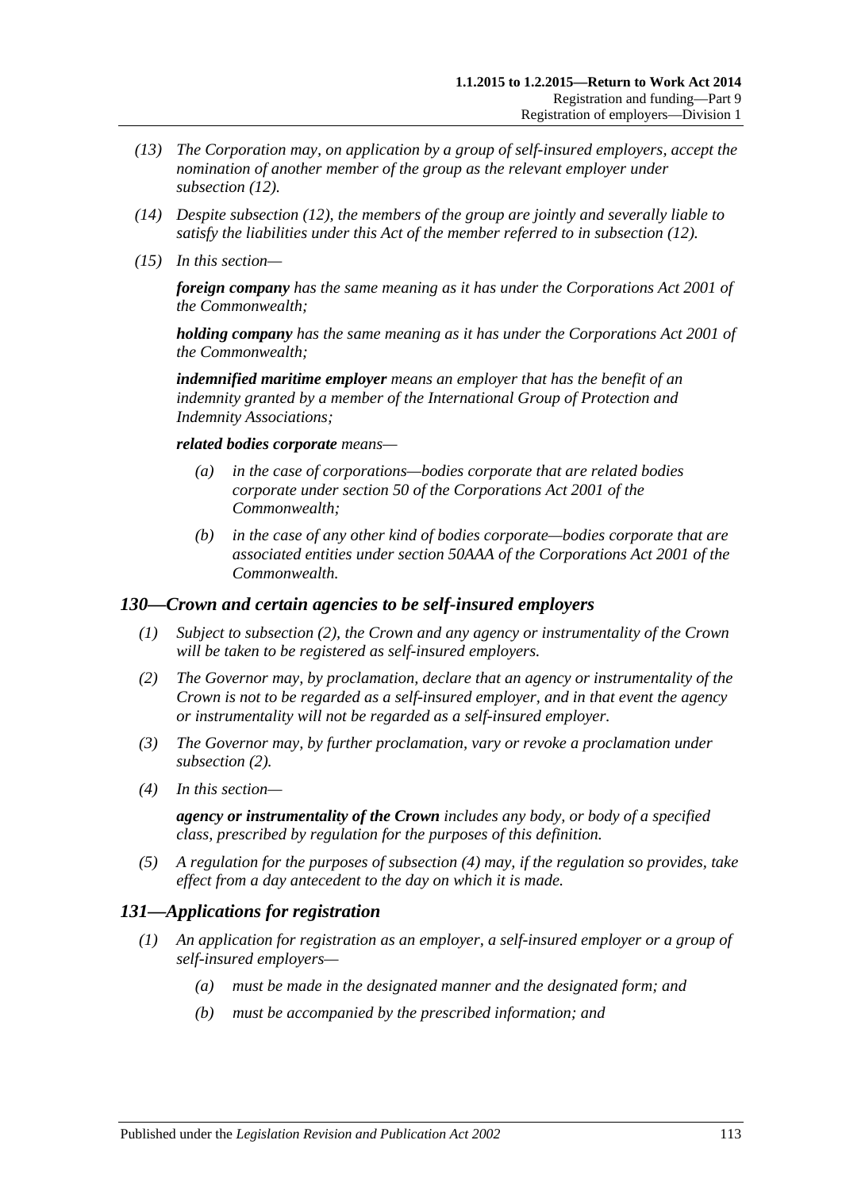*(13) The Corporation may, on application by a group of self-insured employers, accept the nomination of another member of the group as the relevant employer under subsection (12).*

*(14) Despite subsection (12), the members of the group are jointly and severally liable to satisfy the liabilities under this Act of the member referred to in subsection (12).*

*(15) In this section—*

***foreign company*** *has the same meaning as it has under the Corporations Act 2001 of the Commonwealth;*

***holding company*** *has the same meaning as it has under the Corporations Act 2001 of the Commonwealth;*

***indemnified maritime employer*** *means an employer that has the benefit of an indemnity granted by a member of the International Group of Protection and Indemnity Associations;*

***related bodies corporate*** *means—*

*(a) in the case of corporations—bodies corporate that are related bodies corporate under section 50 of the Corporations Act 2001 of the Commonwealth;*

*(b) in the case of any other kind of bodies corporate—bodies corporate that are associated entities under section 50AAA of the Corporations Act 2001 of the Commonwealth.*

## *130—Crown and certain agencies to be self-insured employers*

*(1) Subject to subsection (2), the Crown and any agency or instrumentality of the Crown will be taken to be registered as self-insured employers.*

*(2) The Governor may, by proclamation, declare that an agency or instrumentality of the Crown is not to be regarded as a self-insured employer, and in that event the agency or instrumentality will not be regarded as a self-insured employer.*

*(3) The Governor may, by further proclamation, vary or revoke a proclamation under subsection (2).*

*(4) In this section—*

***agency or instrumentality of the Crown*** *includes any body, or body of a specified class, prescribed by regulation for the purposes of this definition.*

*(5) A regulation for the purposes of subsection (4) may, if the regulation so provides, take effect from a day antecedent to the day on which it is made.*

## *131—Applications for registration*

*(1) An application for registration as an employer, a self-insured employer or a group of self-insured employers—*

*(a) must be made in the designated manner and the designated form; and*

*(b) must be accompanied by the prescribed information; and*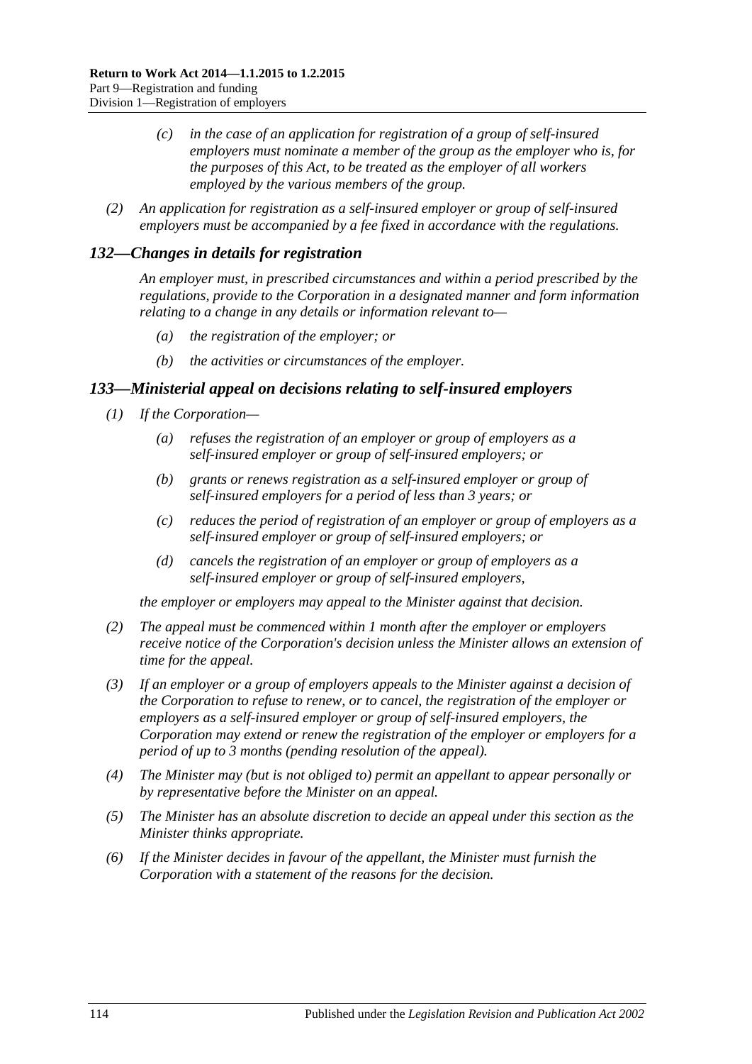- (c) in the case of an application for registration of a group of self-insured employers must nominate a member of the group as the employer who is, for the purposes of this Act, to be treated as the employer of all workers employed by the various members of the group.

(2) An application for registration as a self-insured employer or group of self-insured employers must be accompanied by a fee fixed in accordance with the regulations.

## 132—Changes in details for registration

An employer must, in prescribed circumstances and within a period prescribed by the regulations, provide to the Corporation in a designated manner and form information relating to a change in any details or information relevant to—

- (a) the registration of the employer; or
- (b) the activities or circumstances of the employer.

## 133—Ministerial appeal on decisions relating to self-insured employers

(1) If the Corporation—

- (a) refuses the registration of an employer or group of employers as a self-insured employer or group of self-insured employers; or
- (b) grants or renews registration as a self-insured employer or group of self-insured employers for a period of less than 3 years; or
- (c) reduces the period of registration of an employer or group of employers as a self-insured employer or group of self-insured employers; or
- (d) cancels the registration of an employer or group of employers as a self-insured employer or group of self-insured employers,

the employer or employers may appeal to the Minister against that decision.

(2) The appeal must be commenced within 1 month after the employer or employers receive notice of the Corporation's decision unless the Minister allows an extension of time for the appeal.

(3) If an employer or a group of employers appeals to the Minister against a decision of the Corporation to refuse to renew, or to cancel, the registration of the employer or employers as a self-insured employer or group of self-insured employers, the Corporation may extend or renew the registration of the employer or employers for a period of up to 3 months (pending resolution of the appeal).

(4) The Minister may (but is not obliged to) permit an appellant to appear personally or by representative before the Minister on an appeal.

(5) The Minister has an absolute discretion to decide an appeal under this section as the Minister thinks appropriate.

(6) If the Minister decides in favour of the appellant, the Minister must furnish the Corporation with a statement of the reasons for the decision.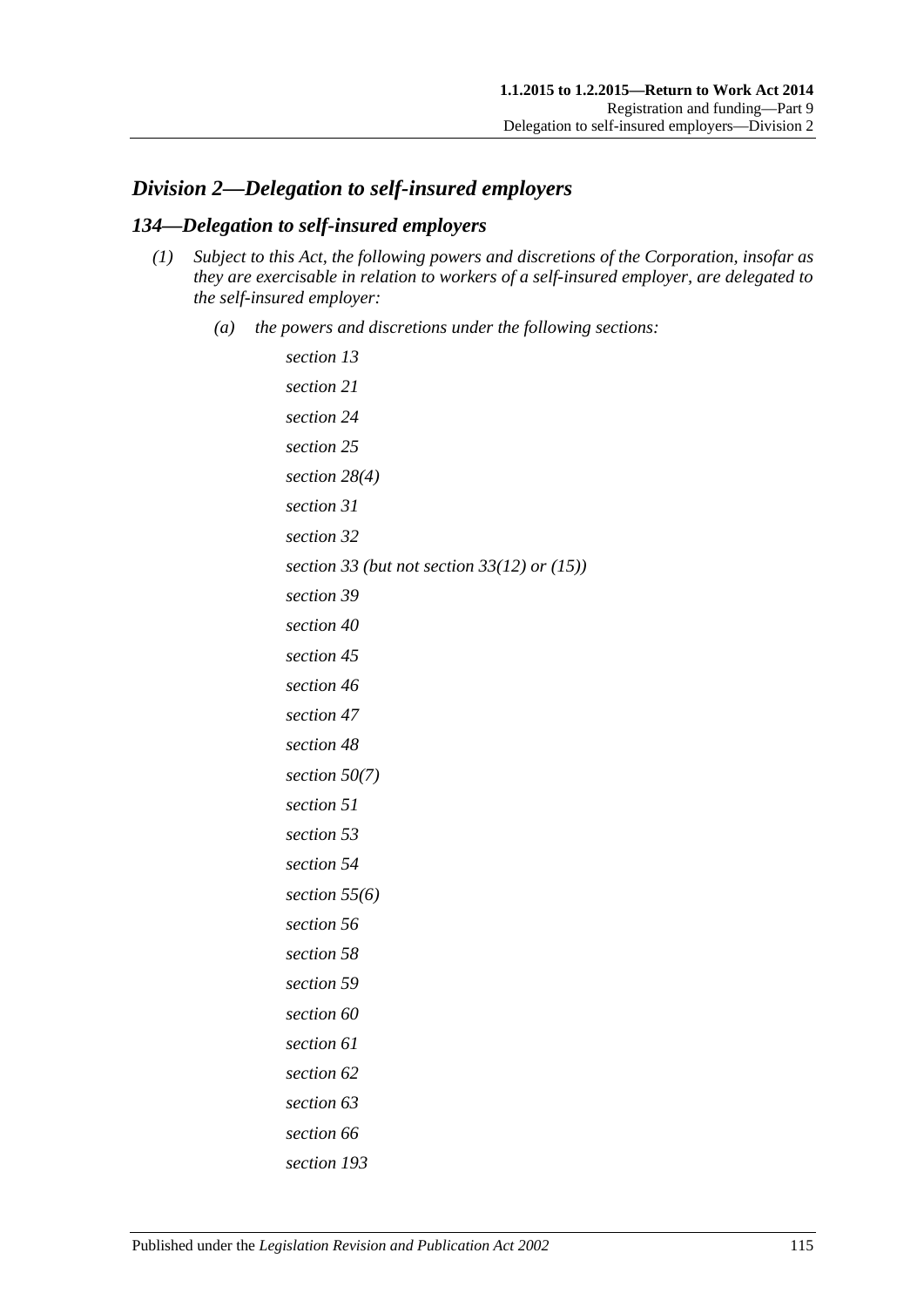## *Division 2—Delegation to self-insured employers*

### *134—Delegation to self-insured employers*

*(1) Subject to this Act, the following powers and discretions of the Corporation, insofar as they are exercisable in relation to workers of a self-insured employer, are delegated to the self-insured employer:*

*(a) the powers and discretions under the following sections:*

*section 13*

*section 21*

*section 24*

*section 25*

*section 28(4)*

*section 31*

*section 32*

*section 33 (but not section 33(12) or (15))*

*section 39*

*section 40*

*section 45*

*section 46*

*section 47*

*section 48*

*section 50(7)*

*section 51*

*section 53*

*section 54*

*section 55(6)*

*section 56*

*section 58*

*section 59*

*section 60*

*section 61*

*section 62*

*section 63*

*section 66*

*section 193*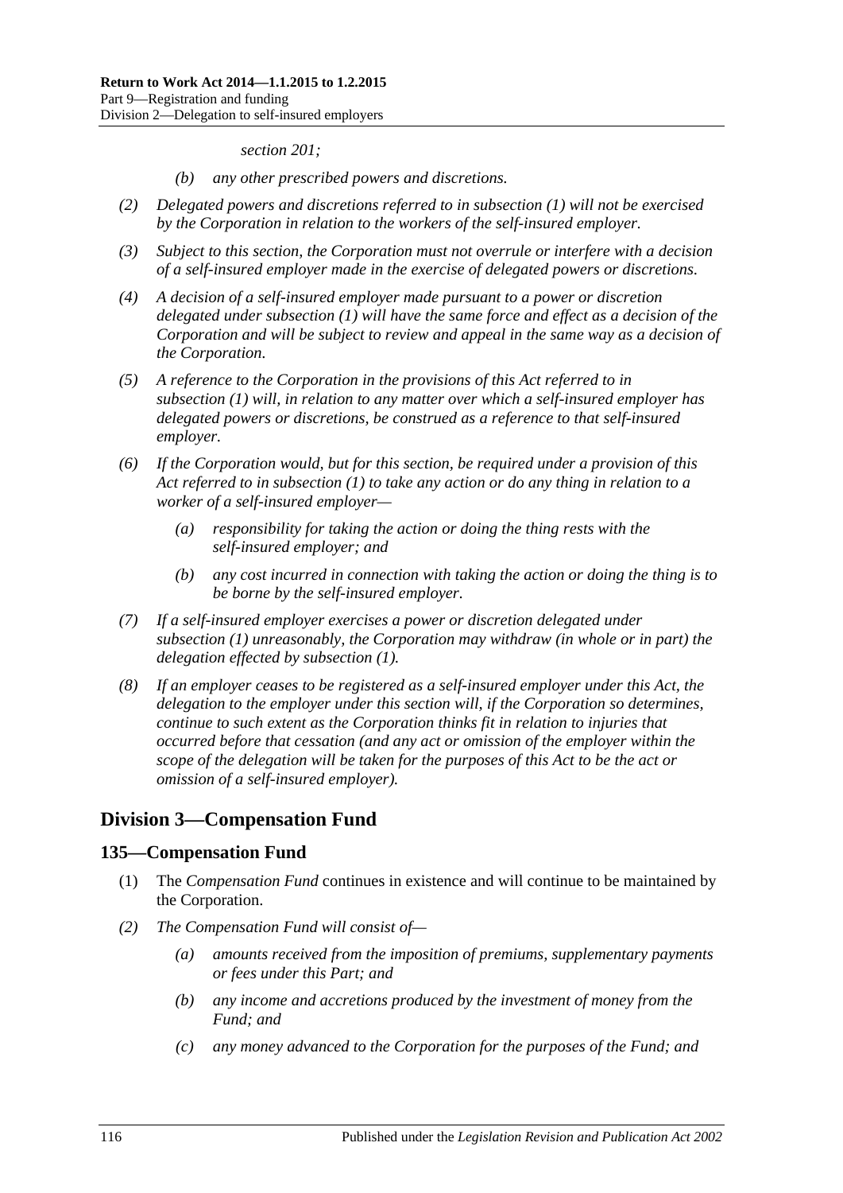*section 201;*

- *(b) any other prescribed powers and discretions.*

*(2) Delegated powers and discretions referred to in subsection (1) will not be exercised by the Corporation in relation to the workers of the self-insured employer.*

*(3) Subject to this section, the Corporation must not overrule or interfere with a decision of a self-insured employer made in the exercise of delegated powers or discretions.*

*(4) A decision of a self-insured employer made pursuant to a power or discretion delegated under subsection (1) will have the same force and effect as a decision of the Corporation and will be subject to review and appeal in the same way as a decision of the Corporation.*

*(5) A reference to the Corporation in the provisions of this Act referred to in subsection (1) will, in relation to any matter over which a self-insured employer has delegated powers or discretions, be construed as a reference to that self-insured employer.*

*(6) If the Corporation would, but for this section, be required under a provision of this Act referred to in subsection (1) to take any action or do any thing in relation to a worker of a self-insured employer—*

- *(a) responsibility for taking the action or doing the thing rests with the self-insured employer; and*
- *(b) any cost incurred in connection with taking the action or doing the thing is to be borne by the self-insured employer.*

*(7) If a self-insured employer exercises a power or discretion delegated under subsection (1) unreasonably, the Corporation may withdraw (in whole or in part) the delegation effected by subsection (1).*

*(8) If an employer ceases to be registered as a self-insured employer under this Act, the delegation to the employer under this section will, if the Corporation so determines, continue to such extent as the Corporation thinks fit in relation to injuries that occurred before that cessation (and any act or omission of the employer within the scope of the delegation will be taken for the purposes of this Act to be the act or omission of a self-insured employer).*

## Division 3—Compensation Fund

### 135—Compensation Fund

(1) The *Compensation Fund* continues in existence and will continue to be maintained by the Corporation.

*(2) The Compensation Fund will consist of—*

- *(a) amounts received from the imposition of premiums, supplementary payments or fees under this Part; and*
- *(b) any income and accretions produced by the investment of money from the Fund; and*
- *(c) any money advanced to the Corporation for the purposes of the Fund; and*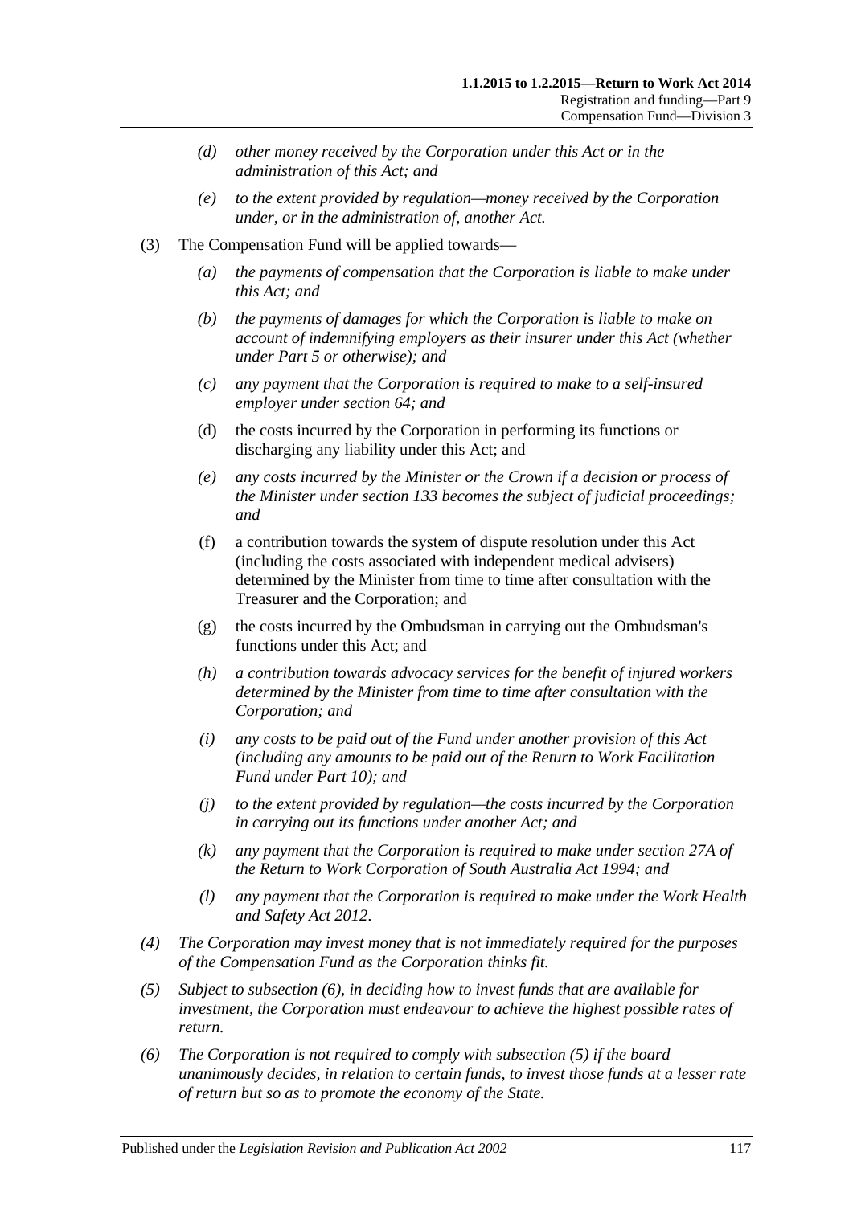- *(d) other money received by the Corporation under this Act or in the administration of this Act; and*
- *(e) to the extent provided by regulation—money received by the Corporation under, or in the administration of, another Act.*

(3) The Compensation Fund will be applied towards—

- *(a) the payments of compensation that the Corporation is liable to make under this Act; and*
- *(b) the payments of damages for which the Corporation is liable to make on account of indemnifying employers as their insurer under this Act (whether under Part 5 or otherwise); and*
- *(c) any payment that the Corporation is required to make to a self-insured employer under section 64; and*
- (d) the costs incurred by the Corporation in performing its functions or discharging any liability under this Act; and
- *(e) any costs incurred by the Minister or the Crown if a decision or process of the Minister under section 133 becomes the subject of judicial proceedings; and*
- (f) a contribution towards the system of dispute resolution under this Act (including the costs associated with independent medical advisers) determined by the Minister from time to time after consultation with the Treasurer and the Corporation; and
- (g) the costs incurred by the Ombudsman in carrying out the Ombudsman's functions under this Act; and
- *(h) a contribution towards advocacy services for the benefit of injured workers determined by the Minister from time to time after consultation with the Corporation; and*
- *(i) any costs to be paid out of the Fund under another provision of this Act (including any amounts to be paid out of the Return to Work Facilitation Fund under Part 10); and*
- *(j) to the extent provided by regulation—the costs incurred by the Corporation in carrying out its functions under another Act; and*
- *(k) any payment that the Corporation is required to make under section 27A of the Return to Work Corporation of South Australia Act 1994; and*
- *(l) any payment that the Corporation is required to make under the Work Health and Safety Act 2012.*

*(4) The Corporation may invest money that is not immediately required for the purposes of the Compensation Fund as the Corporation thinks fit.*

*(5) Subject to subsection (6), in deciding how to invest funds that are available for investment, the Corporation must endeavour to achieve the highest possible rates of return.*

*(6) The Corporation is not required to comply with subsection (5) if the board unanimously decides, in relation to certain funds, to invest those funds at a lesser rate of return but so as to promote the economy of the State.*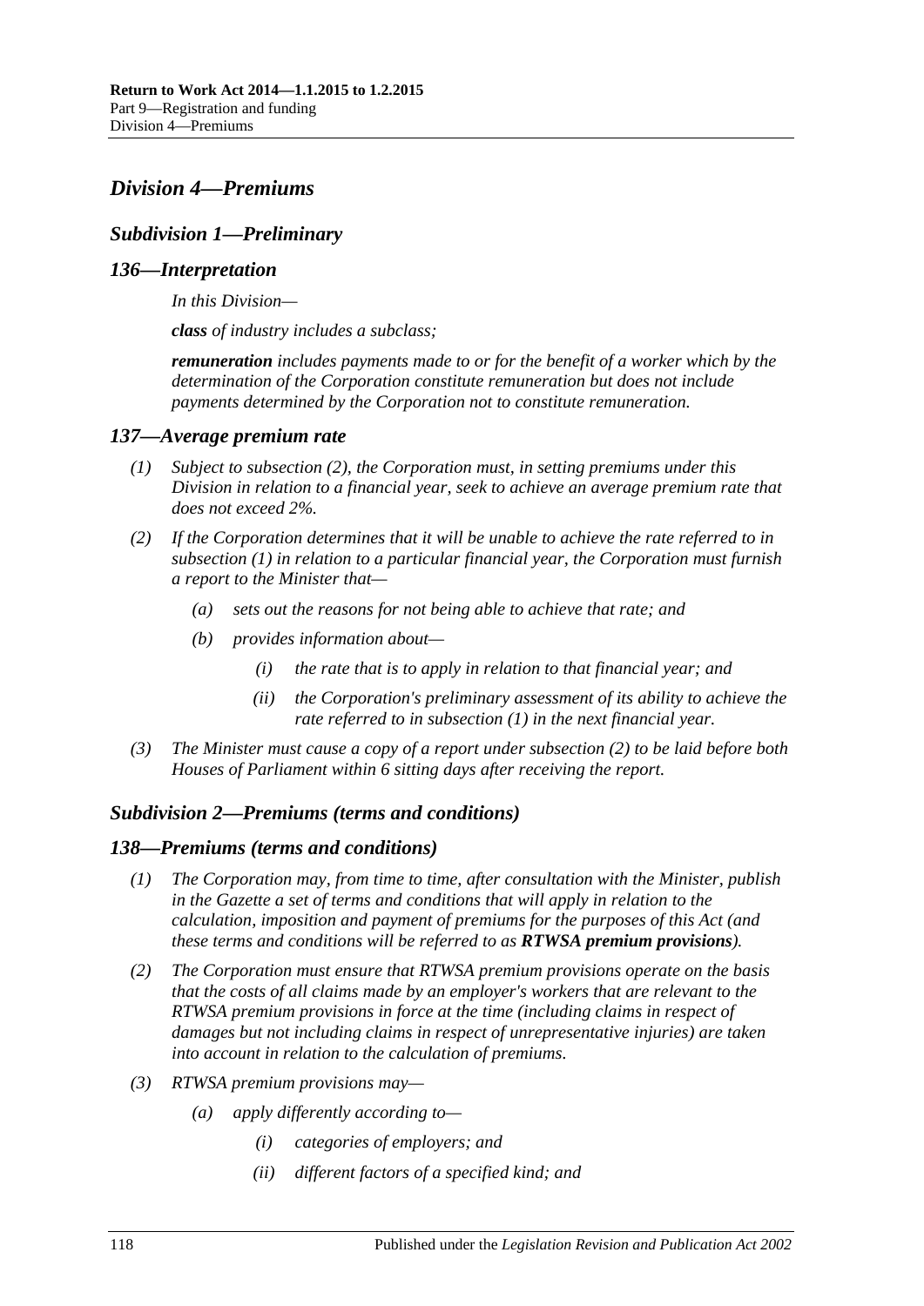## *Division 4—Premiums*

### *Subdivision 1—Preliminary*

#### *136—Interpretation*

*In this Division—*

***class*** *of industry includes a subclass;*

***remuneration*** *includes payments made to or for the benefit of a worker which by the determination of the Corporation constitute remuneration but does not include payments determined by the Corporation not to constitute remuneration.*

#### *137—Average premium rate*

*(1) Subject to subsection (2), the Corporation must, in setting premiums under this Division in relation to a financial year, seek to achieve an average premium rate that does not exceed 2%.*

*(2) If the Corporation determines that it will be unable to achieve the rate referred to in subsection (1) in relation to a particular financial year, the Corporation must furnish a report to the Minister that—*

*(a) sets out the reasons for not being able to achieve that rate; and*

*(b) provides information about—*

*(i) the rate that is to apply in relation to that financial year; and*

*(ii) the Corporation's preliminary assessment of its ability to achieve the rate referred to in subsection (1) in the next financial year.*

*(3) The Minister must cause a copy of a report under subsection (2) to be laid before both Houses of Parliament within 6 sitting days after receiving the report.*

### *Subdivision 2—Premiums (terms and conditions)*

#### *138—Premiums (terms and conditions)*

*(1) The Corporation may, from time to time, after consultation with the Minister, publish in the Gazette a set of terms and conditions that will apply in relation to the calculation, imposition and payment of premiums for the purposes of this Act (and these terms and conditions will be referred to as **RTWSA premium provisions**).*

*(2) The Corporation must ensure that RTWSA premium provisions operate on the basis that the costs of all claims made by an employer's workers that are relevant to the RTWSA premium provisions in force at the time (including claims in respect of damages but not including claims in respect of unrepresentative injuries) are taken into account in relation to the calculation of premiums.*

*(3) RTWSA premium provisions may—*

*(a) apply differently according to—*

*(i) categories of employers; and*

*(ii) different factors of a specified kind; and*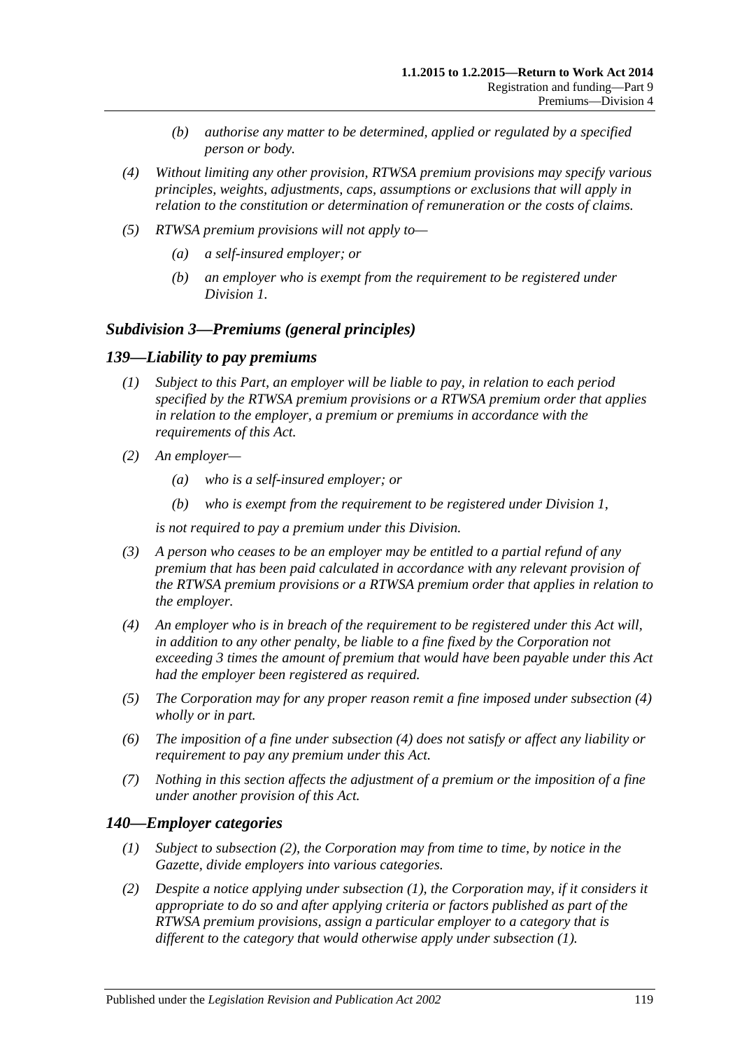- (b) *authorise any matter to be determined, applied or regulated by a specified person or body.*

(4) *Without limiting any other provision, RTWSA premium provisions may specify various principles, weights, adjustments, caps, assumptions or exclusions that will apply in relation to the constitution or determination of remuneration or the costs of claims.*

(5) *RTWSA premium provisions will not apply to—*

- (a) *a self-insured employer; or*
- (b) *an employer who is exempt from the requirement to be registered under Division 1.*

## *Subdivision 3—Premiums (general principles)*

### *139—Liability to pay premiums*

(1) *Subject to this Part, an employer will be liable to pay, in relation to each period specified by the RTWSA premium provisions or a RTWSA premium order that applies in relation to the employer, a premium or premiums in accordance with the requirements of this Act.*

(2) *An employer—*

- (a) *who is a self-insured employer; or*
- (b) *who is exempt from the requirement to be registered under Division 1,*

*is not required to pay a premium under this Division.*

(3) *A person who ceases to be an employer may be entitled to a partial refund of any premium that has been paid calculated in accordance with any relevant provision of the RTWSA premium provisions or a RTWSA premium order that applies in relation to the employer.*

(4) *An employer who is in breach of the requirement to be registered under this Act will, in addition to any other penalty, be liable to a fine fixed by the Corporation not exceeding 3 times the amount of premium that would have been payable under this Act had the employer been registered as required.*

(5) *The Corporation may for any proper reason remit a fine imposed under subsection (4) wholly or in part.*

(6) *The imposition of a fine under subsection (4) does not satisfy or affect any liability or requirement to pay any premium under this Act.*

(7) *Nothing in this section affects the adjustment of a premium or the imposition of a fine under another provision of this Act.*

### *140—Employer categories*

(1) *Subject to subsection (2), the Corporation may from time to time, by notice in the Gazette, divide employers into various categories.*

(2) *Despite a notice applying under subsection (1), the Corporation may, if it considers it appropriate to do so and after applying criteria or factors published as part of the RTWSA premium provisions, assign a particular employer to a category that is different to the category that would otherwise apply under subsection (1).*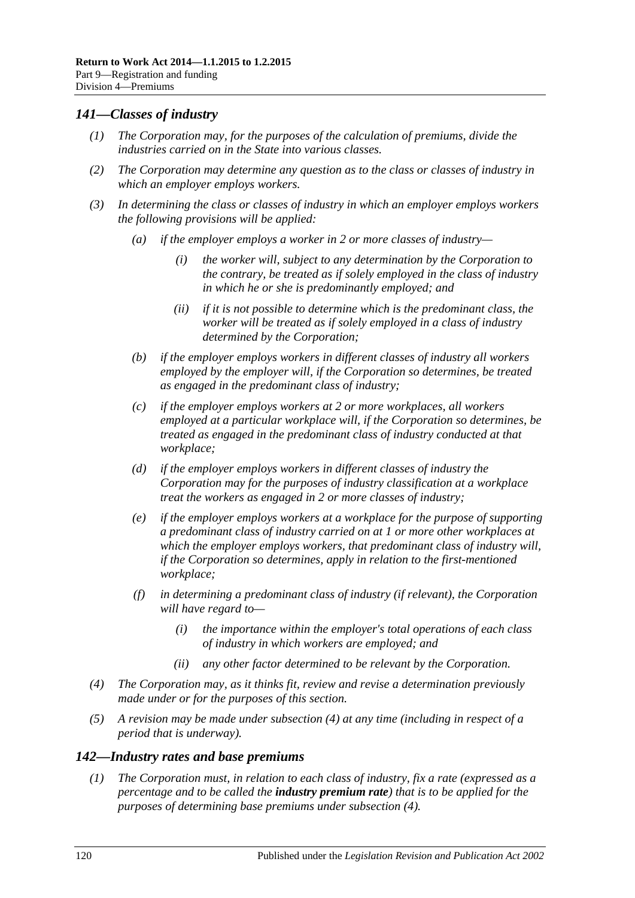## *141—Classes of industry*

*(1) The Corporation may, for the purposes of the calculation of premiums, divide the industries carried on in the State into various classes.*

*(2) The Corporation may determine any question as to the class or classes of industry in which an employer employs workers.*

*(3) In determining the class or classes of industry in which an employer employs workers the following provisions will be applied:*

*(a) if the employer employs a worker in 2 or more classes of industry—*

*(i) the worker will, subject to any determination by the Corporation to the contrary, be treated as if solely employed in the class of industry in which he or she is predominantly employed; and*

*(ii) if it is not possible to determine which is the predominant class, the worker will be treated as if solely employed in a class of industry determined by the Corporation;*

*(b) if the employer employs workers in different classes of industry all workers employed by the employer will, if the Corporation so determines, be treated as engaged in the predominant class of industry;*

*(c) if the employer employs workers at 2 or more workplaces, all workers employed at a particular workplace will, if the Corporation so determines, be treated as engaged in the predominant class of industry conducted at that workplace;*

*(d) if the employer employs workers in different classes of industry the Corporation may for the purposes of industry classification at a workplace treat the workers as engaged in 2 or more classes of industry;*

*(e) if the employer employs workers at a workplace for the purpose of supporting a predominant class of industry carried on at 1 or more other workplaces at which the employer employs workers, that predominant class of industry will, if the Corporation so determines, apply in relation to the first-mentioned workplace;*

*(f) in determining a predominant class of industry (if relevant), the Corporation will have regard to—*

*(i) the importance within the employer's total operations of each class of industry in which workers are employed; and*

*(ii) any other factor determined to be relevant by the Corporation.*

*(4) The Corporation may, as it thinks fit, review and revise a determination previously made under or for the purposes of this section.*

*(5) A revision may be made under subsection (4) at any time (including in respect of a period that is underway).*

## *142—Industry rates and base premiums*

*(1) The Corporation must, in relation to each class of industry, fix a rate (expressed as a percentage and to be called the **industry premium rate**) that is to be applied for the purposes of determining base premiums under subsection (4).*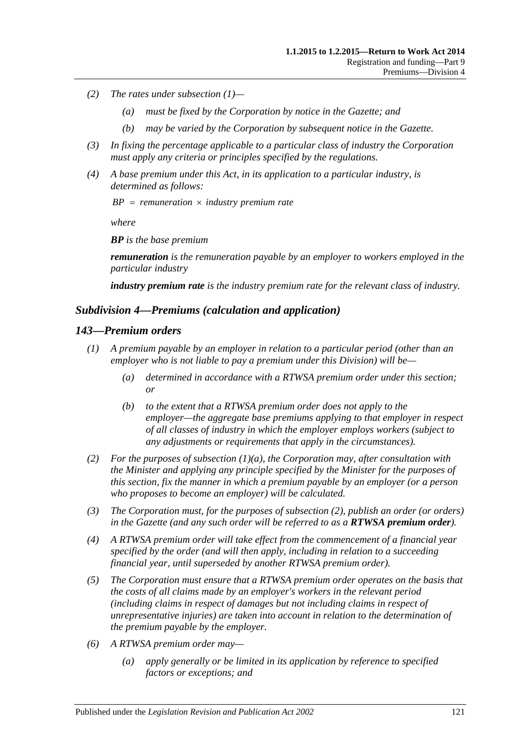(2) The rates under subsection (1)—

(a) must be fixed by the Corporation by notice in the Gazette; and

(b) may be varied by the Corporation by subsequent notice in the Gazette.

(3) In fixing the percentage applicable to a particular class of industry the Corporation must apply any criteria or principles specified by the regulations.

(4) A base premium under this Act, in its application to a particular industry, is determined as follows:

$$BP = remuneration \times industry\ premium\ rate$$

where

**BP** is the base premium

**remuneration** is the remuneration payable by an employer to workers employed in the particular industry

**industry premium rate** is the industry premium rate for the relevant class of industry.

## Subdivision 4—Premiums (calculation and application)

### 143—Premium orders

(1) A premium payable by an employer in relation to a particular period (other than an employer who is not liable to pay a premium under this Division) will be—

(a) determined in accordance with a RTWSA premium order under this section; or

(b) to the extent that a RTWSA premium order does not apply to the employer—the aggregate base premiums applying to that employer in respect of all classes of industry in which the employer employs workers (subject to any adjustments or requirements that apply in the circumstances).

(2) For the purposes of subsection (1)(a), the Corporation may, after consultation with the Minister and applying any principle specified by the Minister for the purposes of this section, fix the manner in which a premium payable by an employer (or a person who proposes to become an employer) will be calculated.

(3) The Corporation must, for the purposes of subsection (2), publish an order (or orders) in the Gazette (and any such order will be referred to as a **RTWSA premium order**).

(4) A RTWSA premium order will take effect from the commencement of a financial year specified by the order (and will then apply, including in relation to a succeeding financial year, until superseded by another RTWSA premium order).

(5) The Corporation must ensure that a RTWSA premium order operates on the basis that the costs of all claims made by an employer's workers in the relevant period (including claims in respect of damages but not including claims in respect of unrepresentative injuries) are taken into account in relation to the determination of the premium payable by the employer.

(6) A RTWSA premium order may—

(a) apply generally or be limited in its application by reference to specified factors or exceptions; and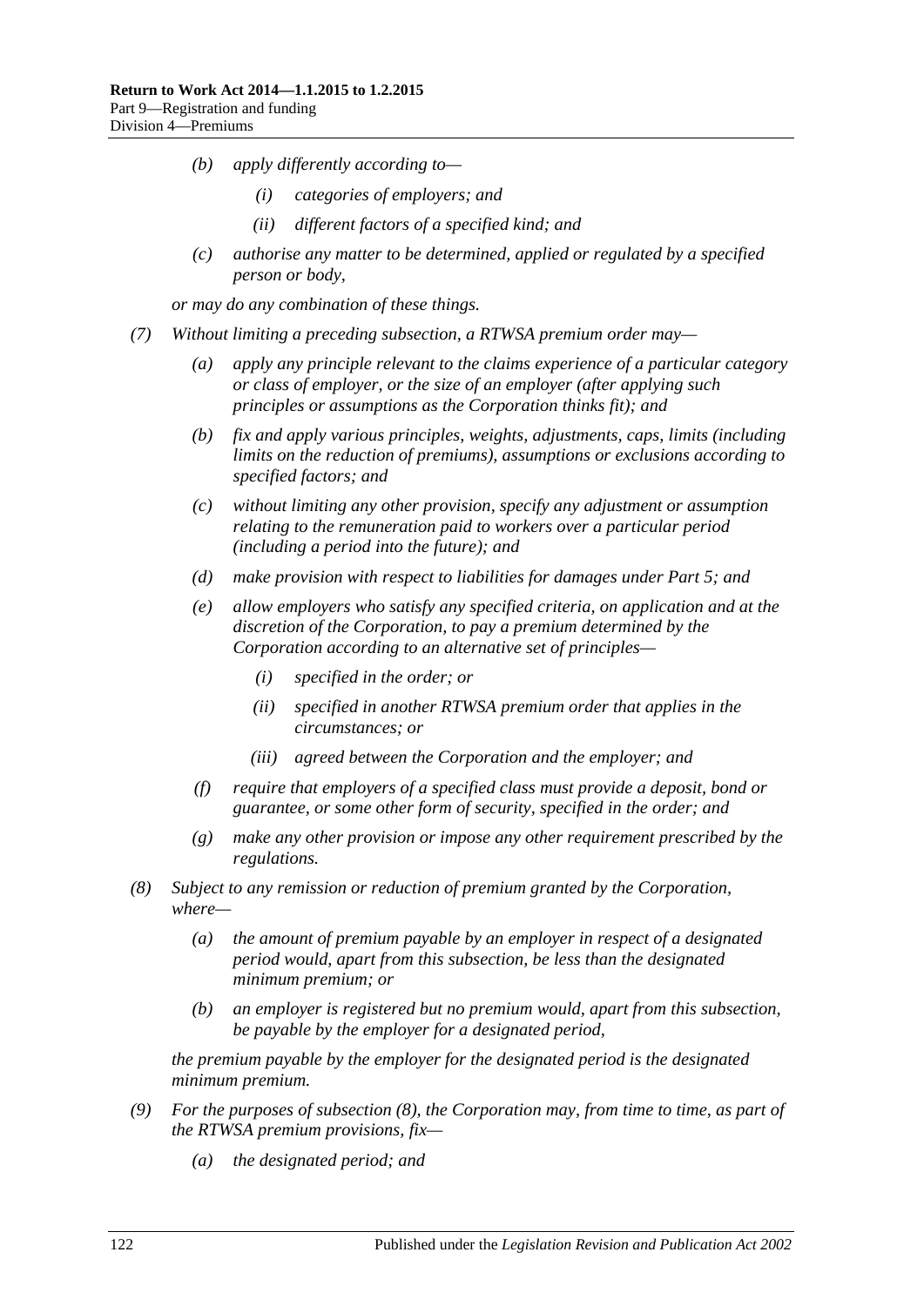- *(b)* *apply differently according to—*
  - *(i)* *categories of employers; and*
  - *(ii)* *different factors of a specified kind; and*
- *(c)* *authorise any matter to be determined, applied or regulated by a specified person or body,*

*or may do any combination of these things.*

*(7)* *Without limiting a preceding subsection, a RTWSA premium order may—*

- *(a)* *apply any principle relevant to the claims experience of a particular category or class of employer, or the size of an employer (after applying such principles or assumptions as the Corporation thinks fit); and*
- *(b)* *fix and apply various principles, weights, adjustments, caps, limits (including limits on the reduction of premiums), assumptions or exclusions according to specified factors; and*
- *(c)* *without limiting any other provision, specify any adjustment or assumption relating to the remuneration paid to workers over a particular period (including a period into the future); and*
- *(d)* *make provision with respect to liabilities for damages under Part 5; and*
- *(e)* *allow employers who satisfy any specified criteria, on application and at the discretion of the Corporation, to pay a premium determined by the Corporation according to an alternative set of principles—*
  - *(i)* *specified in the order; or*
  - *(ii)* *specified in another RTWSA premium order that applies in the circumstances; or*
  - *(iii)* *agreed between the Corporation and the employer; and*
- *(f)* *require that employers of a specified class must provide a deposit, bond or guarantee, or some other form of security, specified in the order; and*
- *(g)* *make any other provision or impose any other requirement prescribed by the regulations.*

*(8)* *Subject to any remission or reduction of premium granted by the Corporation, where—*

- *(a)* *the amount of premium payable by an employer in respect of a designated period would, apart from this subsection, be less than the designated minimum premium; or*
- *(b)* *an employer is registered but no premium would, apart from this subsection, be payable by the employer for a designated period,*

*the premium payable by the employer for the designated period is the designated minimum premium.*

*(9)* *For the purposes of subsection (8), the Corporation may, from time to time, as part of the RTWSA premium provisions, fix—*

- *(a)* *the designated period; and*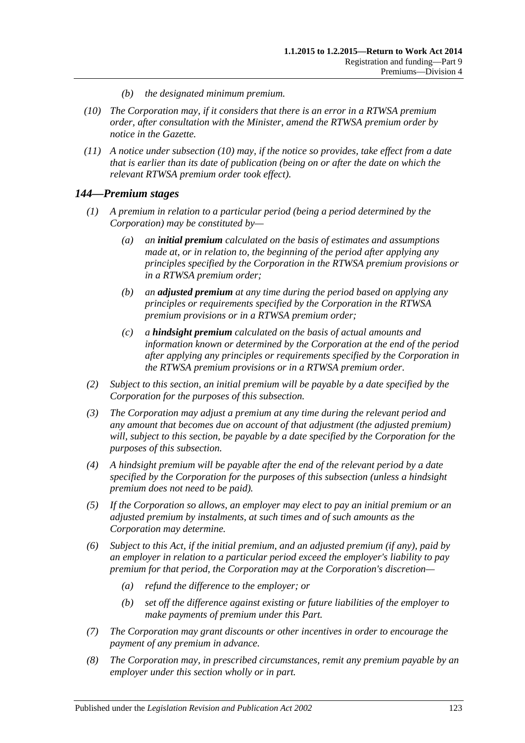(b) *the designated minimum premium.*

(10) *The Corporation may, if it considers that there is an error in a RTWSA premium order, after consultation with the Minister, amend the RTWSA premium order by notice in the Gazette.*

(11) *A notice under subsection (10) may, if the notice so provides, take effect from a date that is earlier than its date of publication (being on or after the date on which the relevant RTWSA premium order took effect).*

## *144—Premium stages*

(1) *A premium in relation to a particular period (being a period determined by the Corporation) may be constituted by—*

(a) *an* ***initial premium*** *calculated on the basis of estimates and assumptions made at, or in relation to, the beginning of the period after applying any principles specified by the Corporation in the RTWSA premium provisions or in a RTWSA premium order;*

(b) *an* ***adjusted premium*** *at any time during the period based on applying any principles or requirements specified by the Corporation in the RTWSA premium provisions or in a RTWSA premium order;*

(c) *a* ***hindsight premium*** *calculated on the basis of actual amounts and information known or determined by the Corporation at the end of the period after applying any principles or requirements specified by the Corporation in the RTWSA premium provisions or in a RTWSA premium order.*

(2) *Subject to this section, an initial premium will be payable by a date specified by the Corporation for the purposes of this subsection.*

(3) *The Corporation may adjust a premium at any time during the relevant period and any amount that becomes due on account of that adjustment (the adjusted premium) will, subject to this section, be payable by a date specified by the Corporation for the purposes of this subsection.*

(4) *A hindsight premium will be payable after the end of the relevant period by a date specified by the Corporation for the purposes of this subsection (unless a hindsight premium does not need to be paid).*

(5) *If the Corporation so allows, an employer may elect to pay an initial premium or an adjusted premium by instalments, at such times and of such amounts as the Corporation may determine.*

(6) *Subject to this Act, if the initial premium, and an adjusted premium (if any), paid by an employer in relation to a particular period exceed the employer's liability to pay premium for that period, the Corporation may at the Corporation's discretion—*

(a) *refund the difference to the employer; or*

(b) *set off the difference against existing or future liabilities of the employer to make payments of premium under this Part.*

(7) *The Corporation may grant discounts or other incentives in order to encourage the payment of any premium in advance.*

(8) *The Corporation may, in prescribed circumstances, remit any premium payable by an employer under this section wholly or in part.*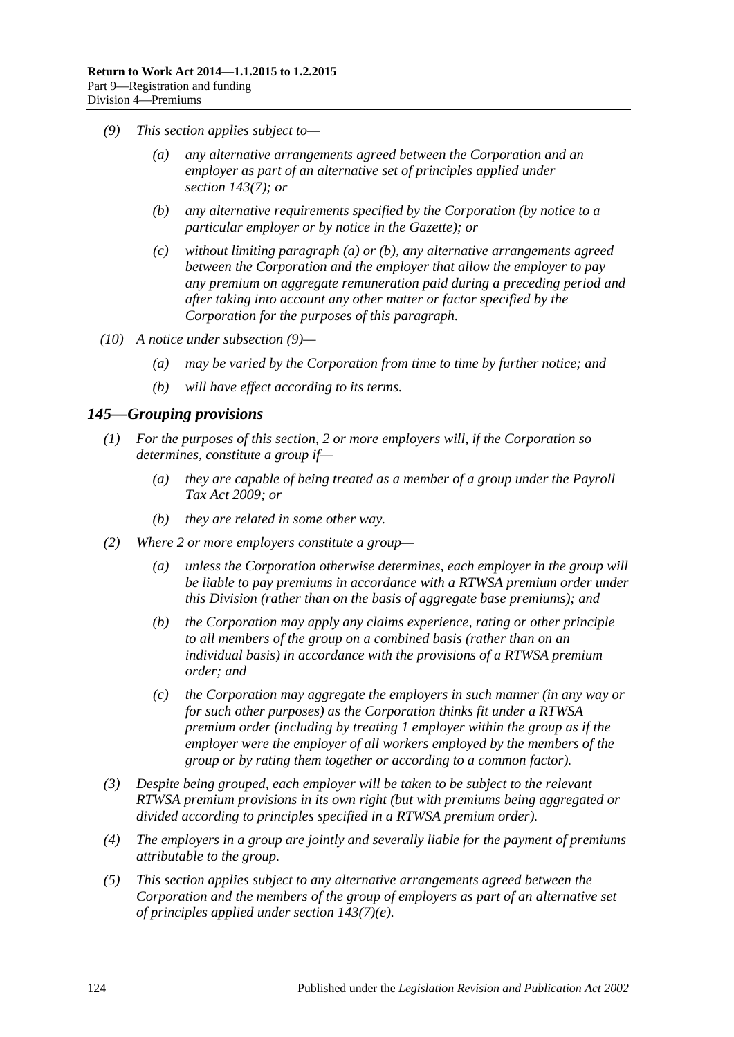*(9) This section applies subject to—*

*(a) any alternative arrangements agreed between the Corporation and an employer as part of an alternative set of principles applied under section 143(7); or*

*(b) any alternative requirements specified by the Corporation (by notice to a particular employer or by notice in the Gazette); or*

*(c) without limiting paragraph (a) or (b), any alternative arrangements agreed between the Corporation and the employer that allow the employer to pay any premium on aggregate remuneration paid during a preceding period and after taking into account any other matter or factor specified by the Corporation for the purposes of this paragraph.*

*(10) A notice under subsection (9)—*

*(a) may be varied by the Corporation from time to time by further notice; and*

*(b) will have effect according to its terms.*

## *145—Grouping provisions*

*(1) For the purposes of this section, 2 or more employers will, if the Corporation so determines, constitute a group if—*

*(a) they are capable of being treated as a member of a group under the Payroll Tax Act 2009; or*

*(b) they are related in some other way.*

*(2) Where 2 or more employers constitute a group—*

*(a) unless the Corporation otherwise determines, each employer in the group will be liable to pay premiums in accordance with a RTWSA premium order under this Division (rather than on the basis of aggregate base premiums); and*

*(b) the Corporation may apply any claims experience, rating or other principle to all members of the group on a combined basis (rather than on an individual basis) in accordance with the provisions of a RTWSA premium order; and*

*(c) the Corporation may aggregate the employers in such manner (in any way or for such other purposes) as the Corporation thinks fit under a RTWSA premium order (including by treating 1 employer within the group as if the employer were the employer of all workers employed by the members of the group or by rating them together or according to a common factor).*

*(3) Despite being grouped, each employer will be taken to be subject to the relevant RTWSA premium provisions in its own right (but with premiums being aggregated or divided according to principles specified in a RTWSA premium order).*

*(4) The employers in a group are jointly and severally liable for the payment of premiums attributable to the group.*

*(5) This section applies subject to any alternative arrangements agreed between the Corporation and the members of the group of employers as part of an alternative set of principles applied under section 143(7)(e).*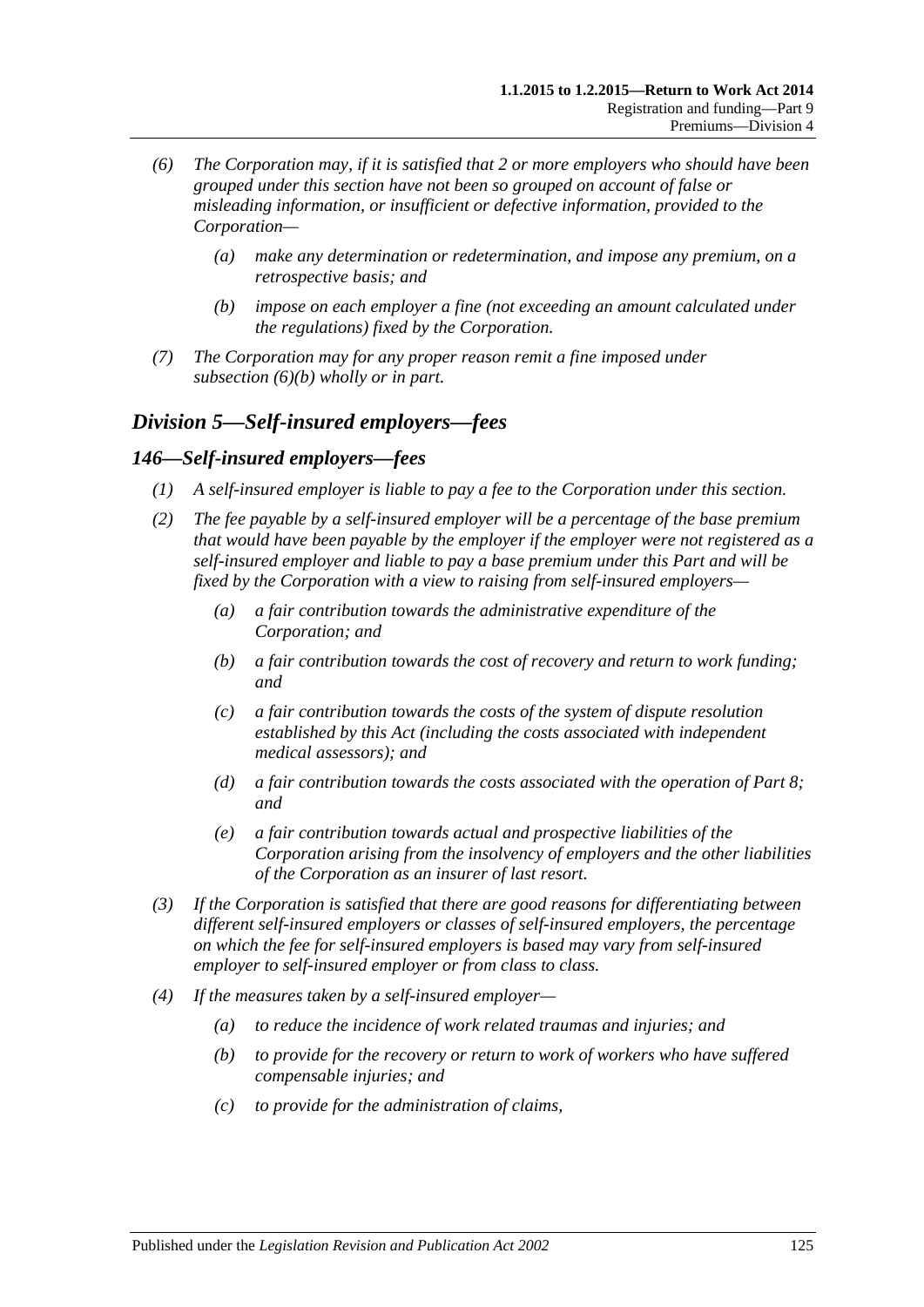*(6) The Corporation may, if it is satisfied that 2 or more employers who should have been grouped under this section have not been so grouped on account of false or misleading information, or insufficient or defective information, provided to the Corporation—*

*(a) make any determination or redetermination, and impose any premium, on a retrospective basis; and*

*(b) impose on each employer a fine (not exceeding an amount calculated under the regulations) fixed by the Corporation.*

*(7) The Corporation may for any proper reason remit a fine imposed under subsection (6)(b) wholly or in part.*

## *Division 5—Self-insured employers—fees*

### *146—Self-insured employers—fees*

*(1) A self-insured employer is liable to pay a fee to the Corporation under this section.*

*(2) The fee payable by a self-insured employer will be a percentage of the base premium that would have been payable by the employer if the employer were not registered as a self-insured employer and liable to pay a base premium under this Part and will be fixed by the Corporation with a view to raising from self-insured employers—*

*(a) a fair contribution towards the administrative expenditure of the Corporation; and*

*(b) a fair contribution towards the cost of recovery and return to work funding; and*

*(c) a fair contribution towards the costs of the system of dispute resolution established by this Act (including the costs associated with independent medical assessors); and*

*(d) a fair contribution towards the costs associated with the operation of Part 8; and*

*(e) a fair contribution towards actual and prospective liabilities of the Corporation arising from the insolvency of employers and the other liabilities of the Corporation as an insurer of last resort.*

*(3) If the Corporation is satisfied that there are good reasons for differentiating between different self-insured employers or classes of self-insured employers, the percentage on which the fee for self-insured employers is based may vary from self-insured employer to self-insured employer or from class to class.*

*(4) If the measures taken by a self-insured employer—*

*(a) to reduce the incidence of work related traumas and injuries; and*

*(b) to provide for the recovery or return to work of workers who have suffered compensable injuries; and*

*(c) to provide for the administration of claims,*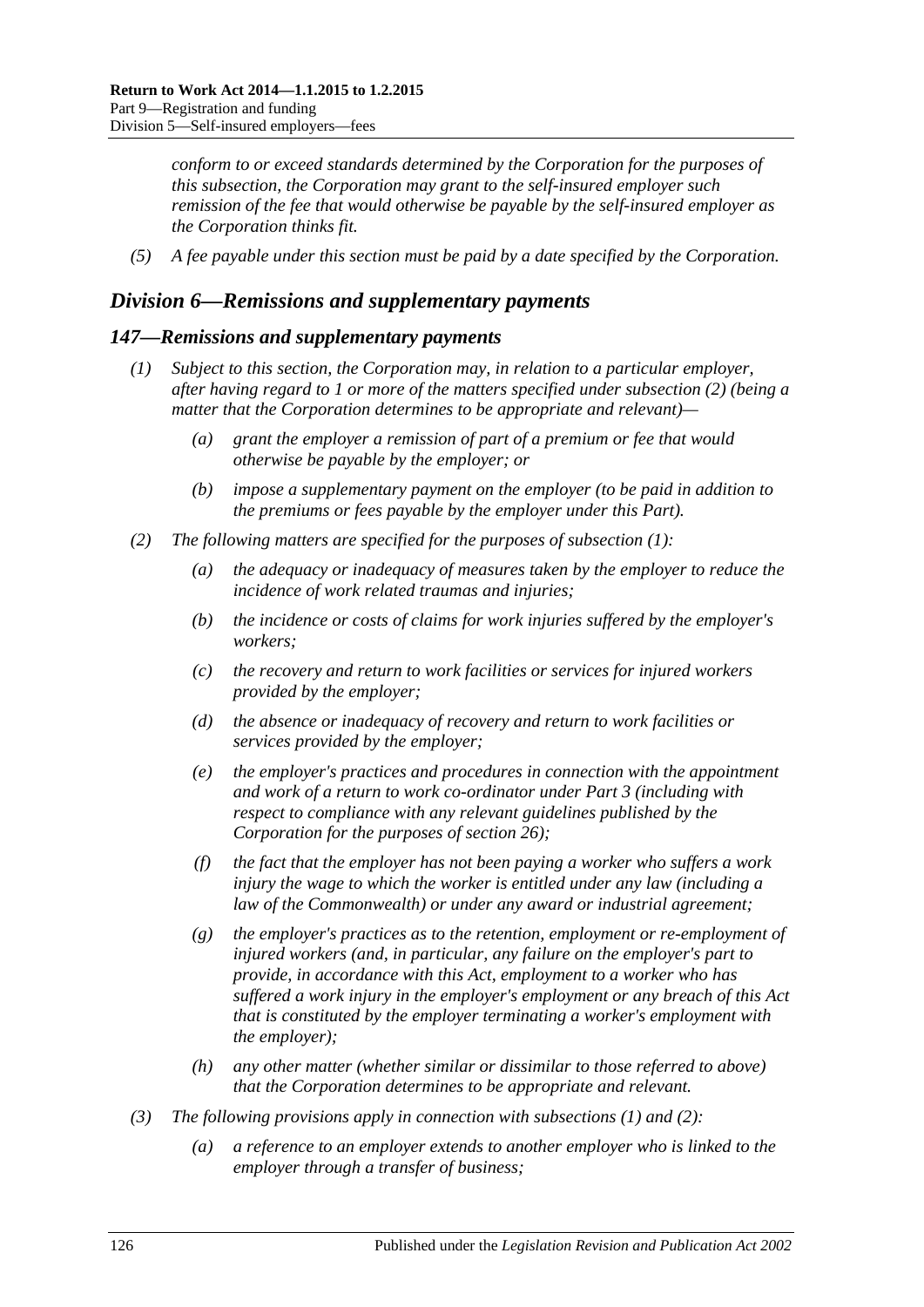*conform to or exceed standards determined by the Corporation for the purposes of this subsection, the Corporation may grant to the self-insured employer such remission of the fee that would otherwise be payable by the self-insured employer as the Corporation thinks fit.*

*(5) A fee payable under this section must be paid by a date specified by the Corporation.*

## *Division 6—Remissions and supplementary payments*

### *147—Remissions and supplementary payments*

*(1) Subject to this section, the Corporation may, in relation to a particular employer, after having regard to 1 or more of the matters specified under subsection (2) (being a matter that the Corporation determines to be appropriate and relevant)—*

*(a) grant the employer a remission of part of a premium or fee that would otherwise be payable by the employer; or*

*(b) impose a supplementary payment on the employer (to be paid in addition to the premiums or fees payable by the employer under this Part).*

*(2) The following matters are specified for the purposes of subsection (1):*

*(a) the adequacy or inadequacy of measures taken by the employer to reduce the incidence of work related traumas and injuries;*

*(b) the incidence or costs of claims for work injuries suffered by the employer's workers;*

*(c) the recovery and return to work facilities or services for injured workers provided by the employer;*

*(d) the absence or inadequacy of recovery and return to work facilities or services provided by the employer;*

*(e) the employer's practices and procedures in connection with the appointment and work of a return to work co-ordinator under Part 3 (including with respect to compliance with any relevant guidelines published by the Corporation for the purposes of section 26);*

*(f) the fact that the employer has not been paying a worker who suffers a work injury the wage to which the worker is entitled under any law (including a law of the Commonwealth) or under any award or industrial agreement;*

*(g) the employer's practices as to the retention, employment or re-employment of injured workers (and, in particular, any failure on the employer's part to provide, in accordance with this Act, employment to a worker who has suffered a work injury in the employer's employment or any breach of this Act that is constituted by the employer terminating a worker's employment with the employer);*

*(h) any other matter (whether similar or dissimilar to those referred to above) that the Corporation determines to be appropriate and relevant.*

*(3) The following provisions apply in connection with subsections (1) and (2):*

*(a) a reference to an employer extends to another employer who is linked to the employer through a transfer of business;*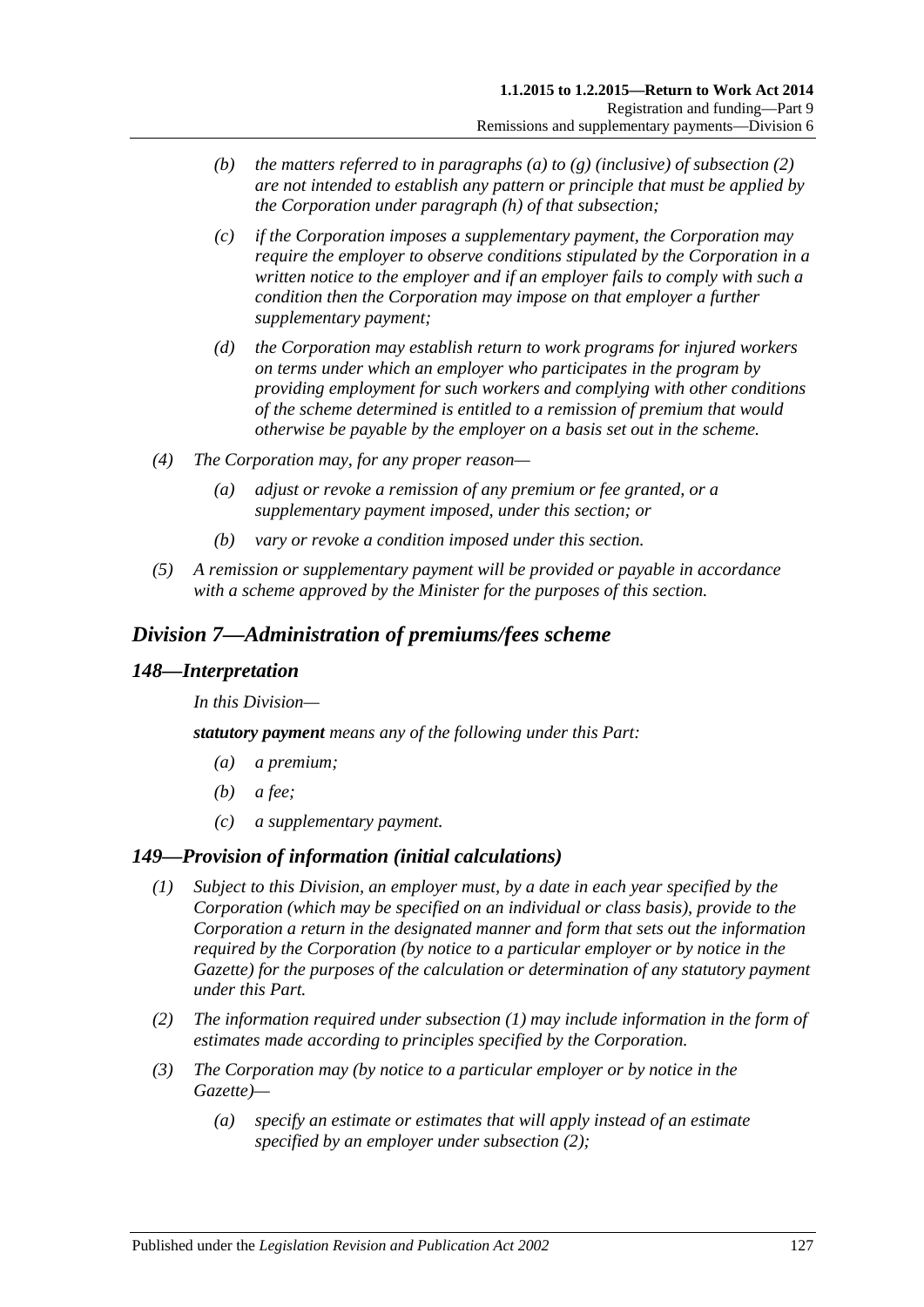(b) *the matters referred to in paragraphs (a) to (g) (inclusive) of subsection (2) are not intended to establish any pattern or principle that must be applied by the Corporation under paragraph (h) of that subsection;*

(c) *if the Corporation imposes a supplementary payment, the Corporation may require the employer to observe conditions stipulated by the Corporation in a written notice to the employer and if an employer fails to comply with such a condition then the Corporation may impose on that employer a further supplementary payment;*

(d) *the Corporation may establish return to work programs for injured workers on terms under which an employer who participates in the program by providing employment for such workers and complying with other conditions of the scheme determined is entitled to a remission of premium that would otherwise be payable by the employer on a basis set out in the scheme.*

(4) *The Corporation may, for any proper reason—*

(a) *adjust or revoke a remission of any premium or fee granted, or a supplementary payment imposed, under this section; or*

(b) *vary or revoke a condition imposed under this section.*

(5) *A remission or supplementary payment will be provided or payable in accordance with a scheme approved by the Minister for the purposes of this section.*

## *Division 7—Administration of premiums/fees scheme*

### *148—Interpretation*

*In this Division—*

***statutory payment*** *means any of the following under this Part:*

(a) *a premium;*

(b) *a fee;*

(c) *a supplementary payment.*

### *149—Provision of information (initial calculations)*

(1) *Subject to this Division, an employer must, by a date in each year specified by the Corporation (which may be specified on an individual or class basis), provide to the Corporation a return in the designated manner and form that sets out the information required by the Corporation (by notice to a particular employer or by notice in the Gazette) for the purposes of the calculation or determination of any statutory payment under this Part.*

(2) *The information required under subsection (1) may include information in the form of estimates made according to principles specified by the Corporation.*

(3) *The Corporation may (by notice to a particular employer or by notice in the Gazette)—*

(a) *specify an estimate or estimates that will apply instead of an estimate specified by an employer under subsection (2);*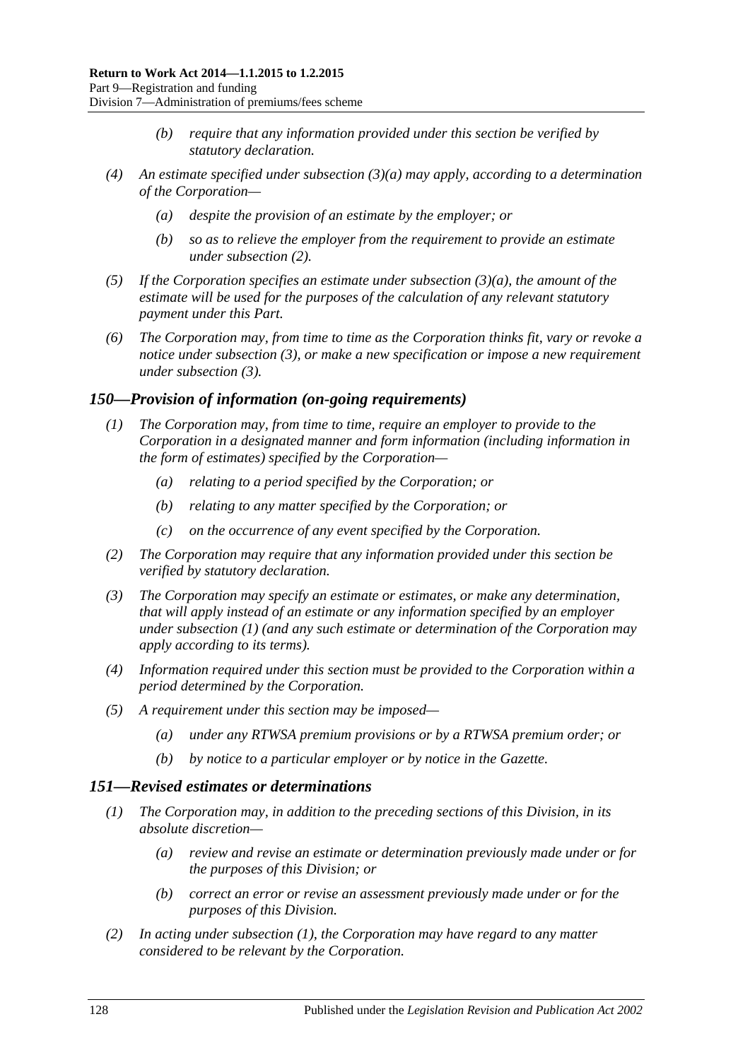- *(b)* *require that any information provided under this section be verified by statutory declaration.*

*(4)* *An estimate specified under subsection (3)(a) may apply, according to a determination of the Corporation—*

- *(a)* *despite the provision of an estimate by the employer; or*
- *(b)* *so as to relieve the employer from the requirement to provide an estimate under subsection (2).*

*(5)* *If the Corporation specifies an estimate under subsection (3)(a), the amount of the estimate will be used for the purposes of the calculation of any relevant statutory payment under this Part.*

*(6)* *The Corporation may, from time to time as the Corporation thinks fit, vary or revoke a notice under subsection (3), or make a new specification or impose a new requirement under subsection (3).*

## *150—Provision of information (on-going requirements)*

*(1)* *The Corporation may, from time to time, require an employer to provide to the Corporation in a designated manner and form information (including information in the form of estimates) specified by the Corporation—*

- *(a)* *relating to a period specified by the Corporation; or*
- *(b)* *relating to any matter specified by the Corporation; or*
- *(c)* *on the occurrence of any event specified by the Corporation.*

*(2)* *The Corporation may require that any information provided under this section be verified by statutory declaration.*

*(3)* *The Corporation may specify an estimate or estimates, or make any determination, that will apply instead of an estimate or any information specified by an employer under subsection (1) (and any such estimate or determination of the Corporation may apply according to its terms).*

*(4)* *Information required under this section must be provided to the Corporation within a period determined by the Corporation.*

*(5)* *A requirement under this section may be imposed—*

- *(a)* *under any RTWSA premium provisions or by a RTWSA premium order; or*
- *(b)* *by notice to a particular employer or by notice in the Gazette.*

## *151—Revised estimates or determinations*

*(1)* *The Corporation may, in addition to the preceding sections of this Division, in its absolute discretion—*

- *(a)* *review and revise an estimate or determination previously made under or for the purposes of this Division; or*
- *(b)* *correct an error or revise an assessment previously made under or for the purposes of this Division.*

*(2)* *In acting under subsection (1), the Corporation may have regard to any matter considered to be relevant by the Corporation.*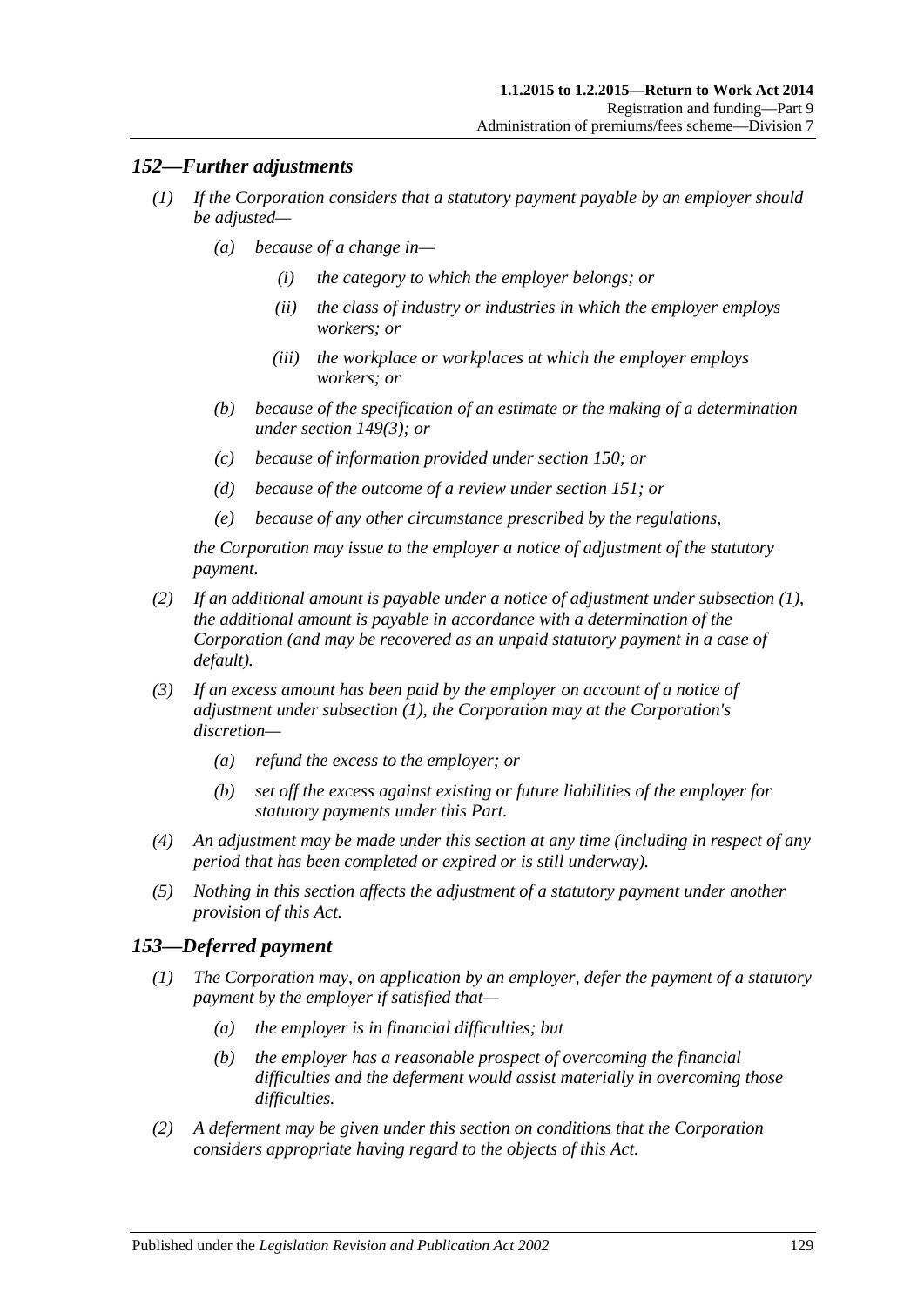## *152—Further adjustments*

*(1) If the Corporation considers that a statutory payment payable by an employer should be adjusted—*

*(a) because of a change in—*

*(i) the category to which the employer belongs; or*

*(ii) the class of industry or industries in which the employer employs workers; or*

*(iii) the workplace or workplaces at which the employer employs workers; or*

*(b) because of the specification of an estimate or the making of a determination under section 149(3); or*

*(c) because of information provided under section 150; or*

*(d) because of the outcome of a review under section 151; or*

*(e) because of any other circumstance prescribed by the regulations,*

*the Corporation may issue to the employer a notice of adjustment of the statutory payment.*

*(2) If an additional amount is payable under a notice of adjustment under subsection (1), the additional amount is payable in accordance with a determination of the Corporation (and may be recovered as an unpaid statutory payment in a case of default).*

*(3) If an excess amount has been paid by the employer on account of a notice of adjustment under subsection (1), the Corporation may at the Corporation's discretion—*

*(a) refund the excess to the employer; or*

*(b) set off the excess against existing or future liabilities of the employer for statutory payments under this Part.*

*(4) An adjustment may be made under this section at any time (including in respect of any period that has been completed or expired or is still underway).*

*(5) Nothing in this section affects the adjustment of a statutory payment under another provision of this Act.*

## *153—Deferred payment*

*(1) The Corporation may, on application by an employer, defer the payment of a statutory payment by the employer if satisfied that—*

*(a) the employer is in financial difficulties; but*

*(b) the employer has a reasonable prospect of overcoming the financial difficulties and the deferment would assist materially in overcoming those difficulties.*

*(2) A deferment may be given under this section on conditions that the Corporation considers appropriate having regard to the objects of this Act.*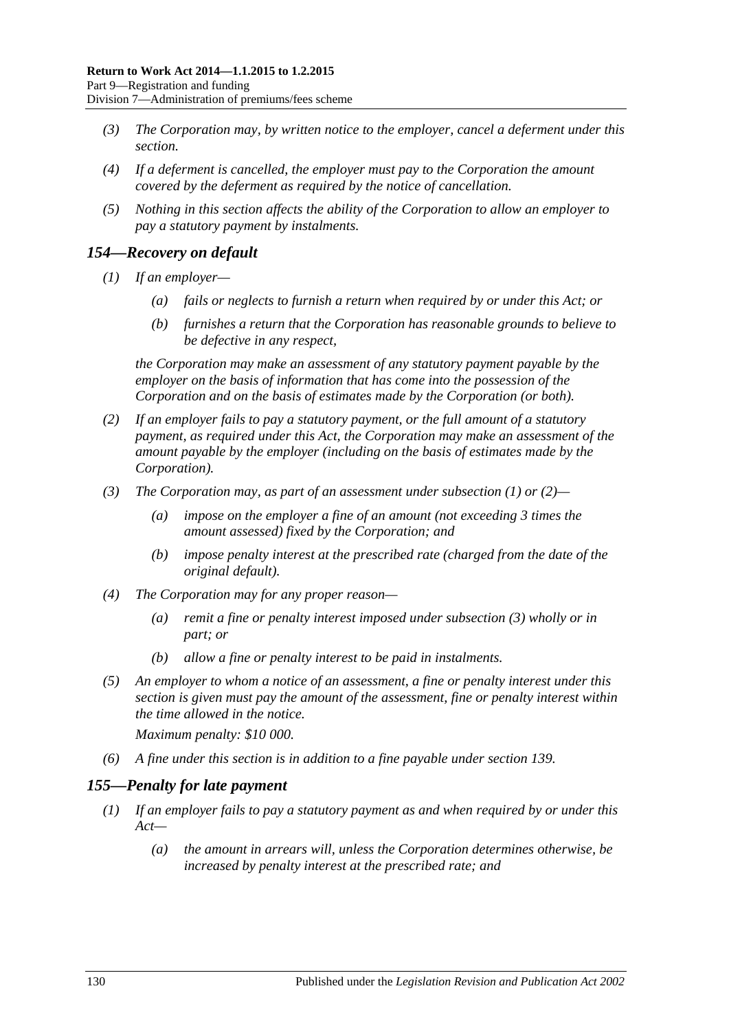(3) The Corporation may, by written notice to the employer, cancel a deferment under this section.

(4) If a deferment is cancelled, the employer must pay to the Corporation the amount covered by the deferment as required by the notice of cancellation.

(5) Nothing in this section affects the ability of the Corporation to allow an employer to pay a statutory payment by instalments.

## 154—Recovery on default

(1) If an employer—

  (a) fails or neglects to furnish a return when required by or under this Act; or

  (b) furnishes a return that the Corporation has reasonable grounds to believe to be defective in any respect,

the Corporation may make an assessment of any statutory payment payable by the employer on the basis of information that has come into the possession of the Corporation and on the basis of estimates made by the Corporation (or both).

(2) If an employer fails to pay a statutory payment, or the full amount of a statutory payment, as required under this Act, the Corporation may make an assessment of the amount payable by the employer (including on the basis of estimates made by the Corporation).

(3) The Corporation may, as part of an assessment under subsection (1) or (2)—

  (a) impose on the employer a fine of an amount (not exceeding 3 times the amount assessed) fixed by the Corporation; and

  (b) impose penalty interest at the prescribed rate (charged from the date of the original default).

(4) The Corporation may for any proper reason—

  (a) remit a fine or penalty interest imposed under subsection (3) wholly or in part; or

  (b) allow a fine or penalty interest to be paid in instalments.

(5) An employer to whom a notice of an assessment, a fine or penalty interest under this section is given must pay the amount of the assessment, fine or penalty interest within the time allowed in the notice.

Maximum penalty: $10 000.

(6) A fine under this section is in addition to a fine payable under section 139.

## 155—Penalty for late payment

(1) If an employer fails to pay a statutory payment as and when required by or under this Act—

  (a) the amount in arrears will, unless the Corporation determines otherwise, be increased by penalty interest at the prescribed rate; and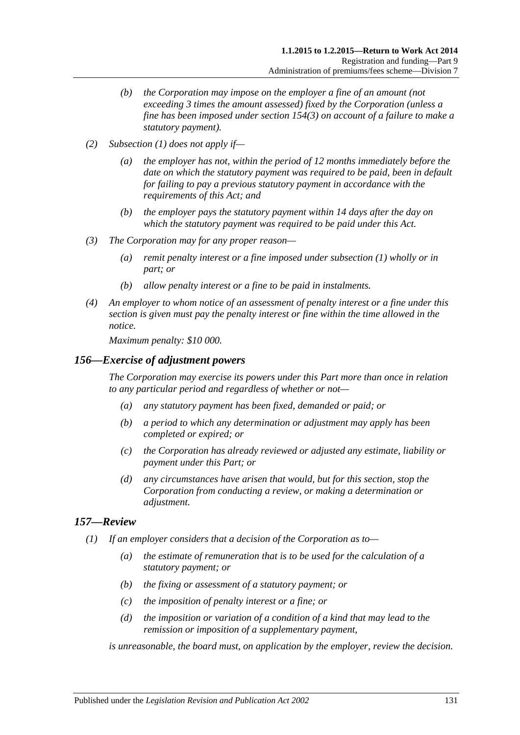(b) the Corporation may impose on the employer a fine of an amount (not exceeding 3 times the amount assessed) fixed by the Corporation (unless a fine has been imposed under section 154(3) on account of a failure to make a statutory payment).

(2) Subsection (1) does not apply if—

(a) the employer has not, within the period of 12 months immediately before the date on which the statutory payment was required to be paid, been in default for failing to pay a previous statutory payment in accordance with the requirements of this Act; and

(b) the employer pays the statutory payment within 14 days after the day on which the statutory payment was required to be paid under this Act.

(3) The Corporation may for any proper reason—

(a) remit penalty interest or a fine imposed under subsection (1) wholly or in part; or

(b) allow penalty interest or a fine to be paid in instalments.

(4) An employer to whom notice of an assessment of penalty interest or a fine under this section is given must pay the penalty interest or fine within the time allowed in the notice.

Maximum penalty: $10 000.

## 156—Exercise of adjustment powers

The Corporation may exercise its powers under this Part more than once in relation to any particular period and regardless of whether or not—

(a) any statutory payment has been fixed, demanded or paid; or

(b) a period to which any determination or adjustment may apply has been completed or expired; or

(c) the Corporation has already reviewed or adjusted any estimate, liability or payment under this Part; or

(d) any circumstances have arisen that would, but for this section, stop the Corporation from conducting a review, or making a determination or adjustment.

## 157—Review

(1) If an employer considers that a decision of the Corporation as to—

(a) the estimate of remuneration that is to be used for the calculation of a statutory payment; or

(b) the fixing or assessment of a statutory payment; or

(c) the imposition of penalty interest or a fine; or

(d) the imposition or variation of a condition of a kind that may lead to the remission or imposition of a supplementary payment,

is unreasonable, the board must, on application by the employer, review the decision.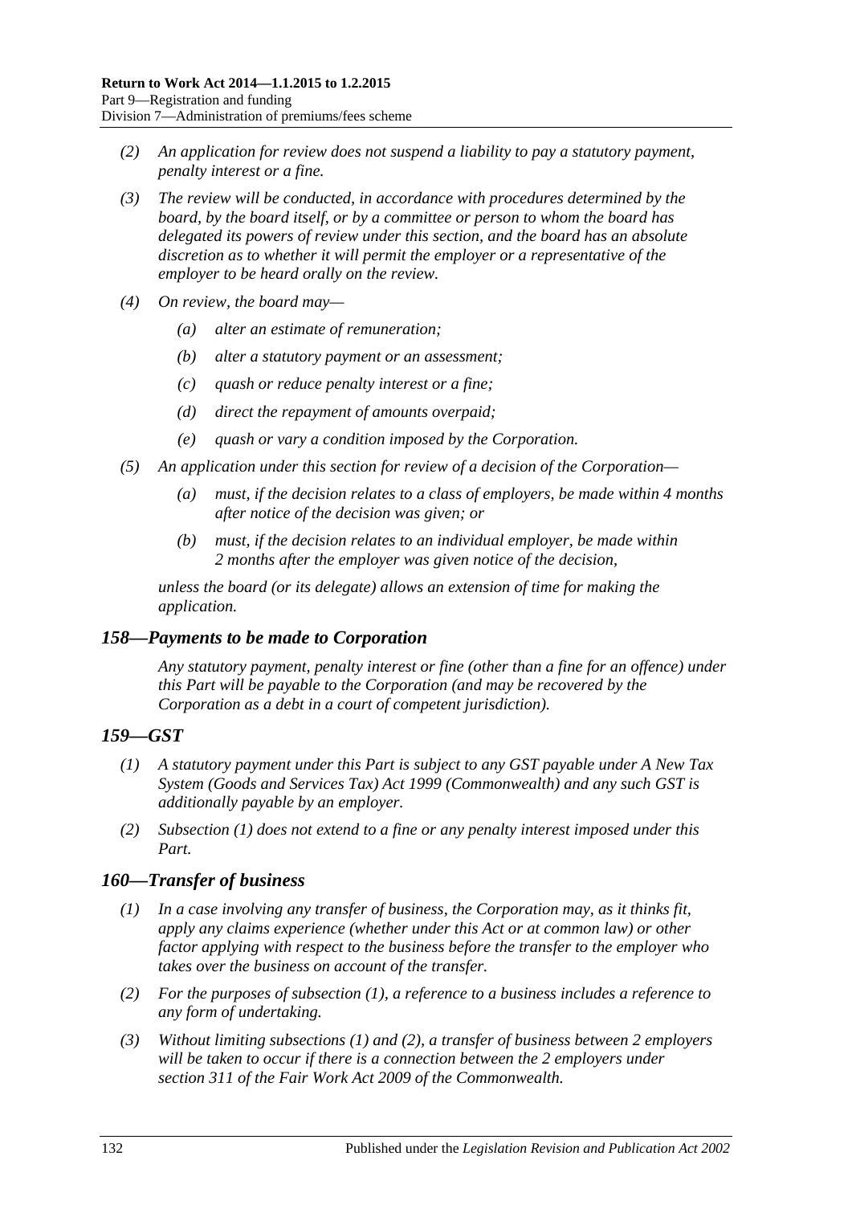(2) An application for review does not suspend a liability to pay a statutory payment, penalty interest or a fine.

(3) The review will be conducted, in accordance with procedures determined by the board, by the board itself, or by a committee or person to whom the board has delegated its powers of review under this section, and the board has an absolute discretion as to whether it will permit the employer or a representative of the employer to be heard orally on the review.

(4) On review, the board may—

(a) alter an estimate of remuneration;

(b) alter a statutory payment or an assessment;

(c) quash or reduce penalty interest or a fine;

(d) direct the repayment of amounts overpaid;

(e) quash or vary a condition imposed by the Corporation.

(5) An application under this section for review of a decision of the Corporation—

(a) must, if the decision relates to a class of employers, be made within 4 months after notice of the decision was given; or

(b) must, if the decision relates to an individual employer, be made within 2 months after the employer was given notice of the decision,

unless the board (or its delegate) allows an extension of time for making the application.

## 158—Payments to be made to Corporation

Any statutory payment, penalty interest or fine (other than a fine for an offence) under this Part will be payable to the Corporation (and may be recovered by the Corporation as a debt in a court of competent jurisdiction).

## 159—GST

(1) A statutory payment under this Part is subject to any GST payable under A New Tax System (Goods and Services Tax) Act 1999 (Commonwealth) and any such GST is additionally payable by an employer.

(2) Subsection (1) does not extend to a fine or any penalty interest imposed under this Part.

## 160—Transfer of business

(1) In a case involving any transfer of business, the Corporation may, as it thinks fit, apply any claims experience (whether under this Act or at common law) or other factor applying with respect to the business before the transfer to the employer who takes over the business on account of the transfer.

(2) For the purposes of subsection (1), a reference to a business includes a reference to any form of undertaking.

(3) Without limiting subsections (1) and (2), a transfer of business between 2 employers will be taken to occur if there is a connection between the 2 employers under section 311 of the Fair Work Act 2009 of the Commonwealth.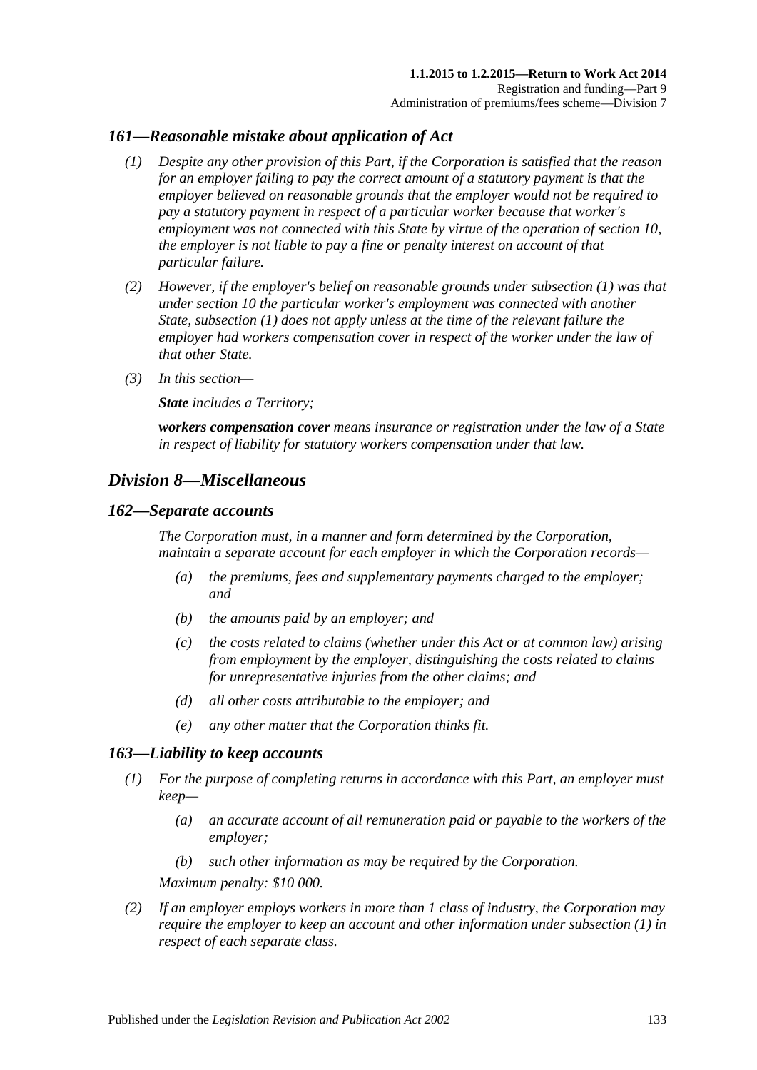### *161—Reasonable mistake about application of Act*

*(1) Despite any other provision of this Part, if the Corporation is satisfied that the reason for an employer failing to pay the correct amount of a statutory payment is that the employer believed on reasonable grounds that the employer would not be required to pay a statutory payment in respect of a particular worker because that worker's employment was not connected with this State by virtue of the operation of section 10, the employer is not liable to pay a fine or penalty interest on account of that particular failure.*

*(2) However, if the employer's belief on reasonable grounds under subsection (1) was that under section 10 the particular worker's employment was connected with another State, subsection (1) does not apply unless at the time of the relevant failure the employer had workers compensation cover in respect of the worker under the law of that other State.*

*(3) In this section—*

***State*** *includes a Territory;*

***workers compensation cover*** *means insurance or registration under the law of a State in respect of liability for statutory workers compensation under that law.*

## *Division 8—Miscellaneous*

### *162—Separate accounts*

*The Corporation must, in a manner and form determined by the Corporation, maintain a separate account for each employer in which the Corporation records—*

*(a) the premiums, fees and supplementary payments charged to the employer; and*

*(b) the amounts paid by an employer; and*

*(c) the costs related to claims (whether under this Act or at common law) arising from employment by the employer, distinguishing the costs related to claims for unrepresentative injuries from the other claims; and*

*(d) all other costs attributable to the employer; and*

*(e) any other matter that the Corporation thinks fit.*

### *163—Liability to keep accounts*

*(1) For the purpose of completing returns in accordance with this Part, an employer must keep—*

*(a) an accurate account of all remuneration paid or payable to the workers of the employer;*

*(b) such other information as may be required by the Corporation.*

*Maximum penalty: $10 000.*

*(2) If an employer employs workers in more than 1 class of industry, the Corporation may require the employer to keep an account and other information under subsection (1) in respect of each separate class.*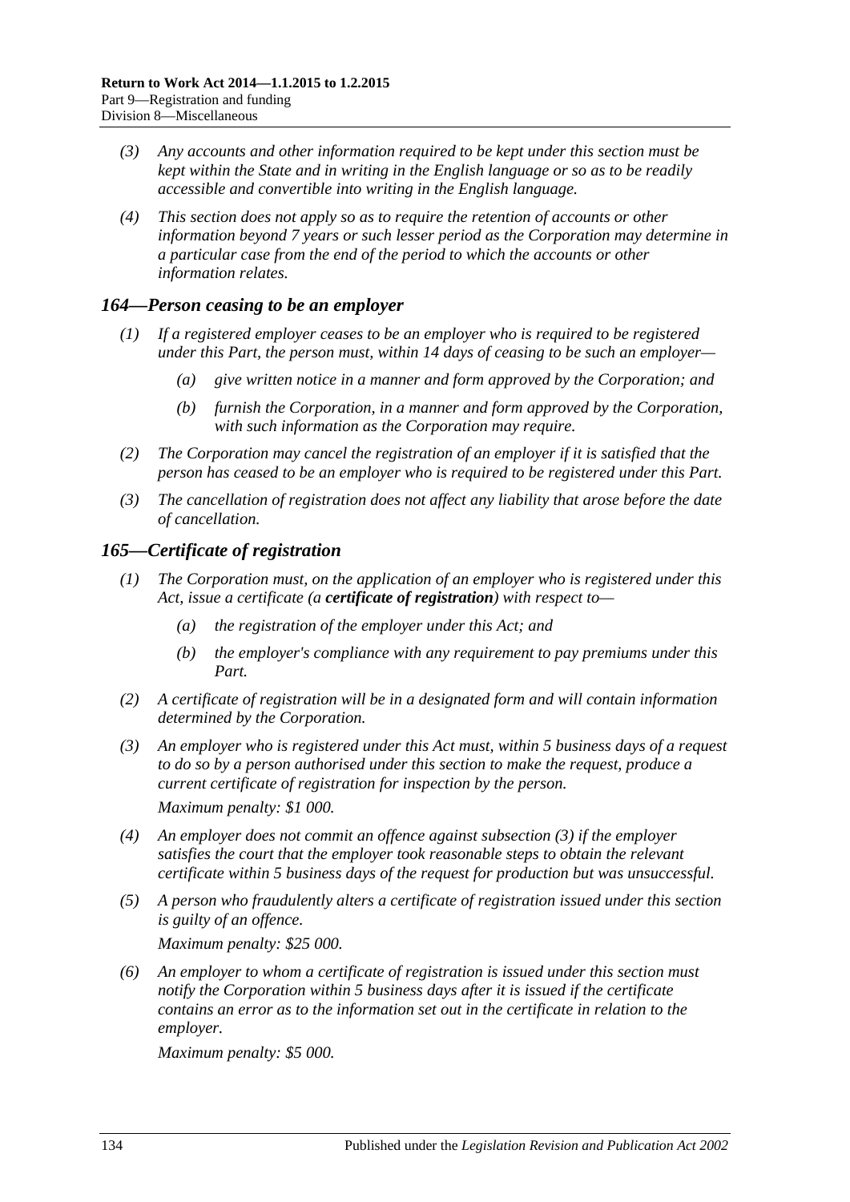*(3) Any accounts and other information required to be kept under this section must be kept within the State and in writing in the English language or so as to be readily accessible and convertible into writing in the English language.*

*(4) This section does not apply so as to require the retention of accounts or other information beyond 7 years or such lesser period as the Corporation may determine in a particular case from the end of the period to which the accounts or other information relates.*

## *164—Person ceasing to be an employer*

*(1) If a registered employer ceases to be an employer who is required to be registered under this Part, the person must, within 14 days of ceasing to be such an employer—*

- *(a) give written notice in a manner and form approved by the Corporation; and*
- *(b) furnish the Corporation, in a manner and form approved by the Corporation, with such information as the Corporation may require.*

*(2) The Corporation may cancel the registration of an employer if it is satisfied that the person has ceased to be an employer who is required to be registered under this Part.*

*(3) The cancellation of registration does not affect any liability that arose before the date of cancellation.*

## *165—Certificate of registration*

*(1) The Corporation must, on the application of an employer who is registered under this Act, issue a certificate (a **certificate of registration**) with respect to—*

- *(a) the registration of the employer under this Act; and*
- *(b) the employer's compliance with any requirement to pay premiums under this Part.*

*(2) A certificate of registration will be in a designated form and will contain information determined by the Corporation.*

*(3) An employer who is registered under this Act must, within 5 business days of a request to do so by a person authorised under this section to make the request, produce a current certificate of registration for inspection by the person.*

*Maximum penalty: $1 000.*

*(4) An employer does not commit an offence against subsection (3) if the employer satisfies the court that the employer took reasonable steps to obtain the relevant certificate within 5 business days of the request for production but was unsuccessful.*

*(5) A person who fraudulently alters a certificate of registration issued under this section is guilty of an offence.*

*Maximum penalty: $25 000.*

*(6) An employer to whom a certificate of registration is issued under this section must notify the Corporation within 5 business days after it is issued if the certificate contains an error as to the information set out in the certificate in relation to the employer.*

*Maximum penalty: $5 000.*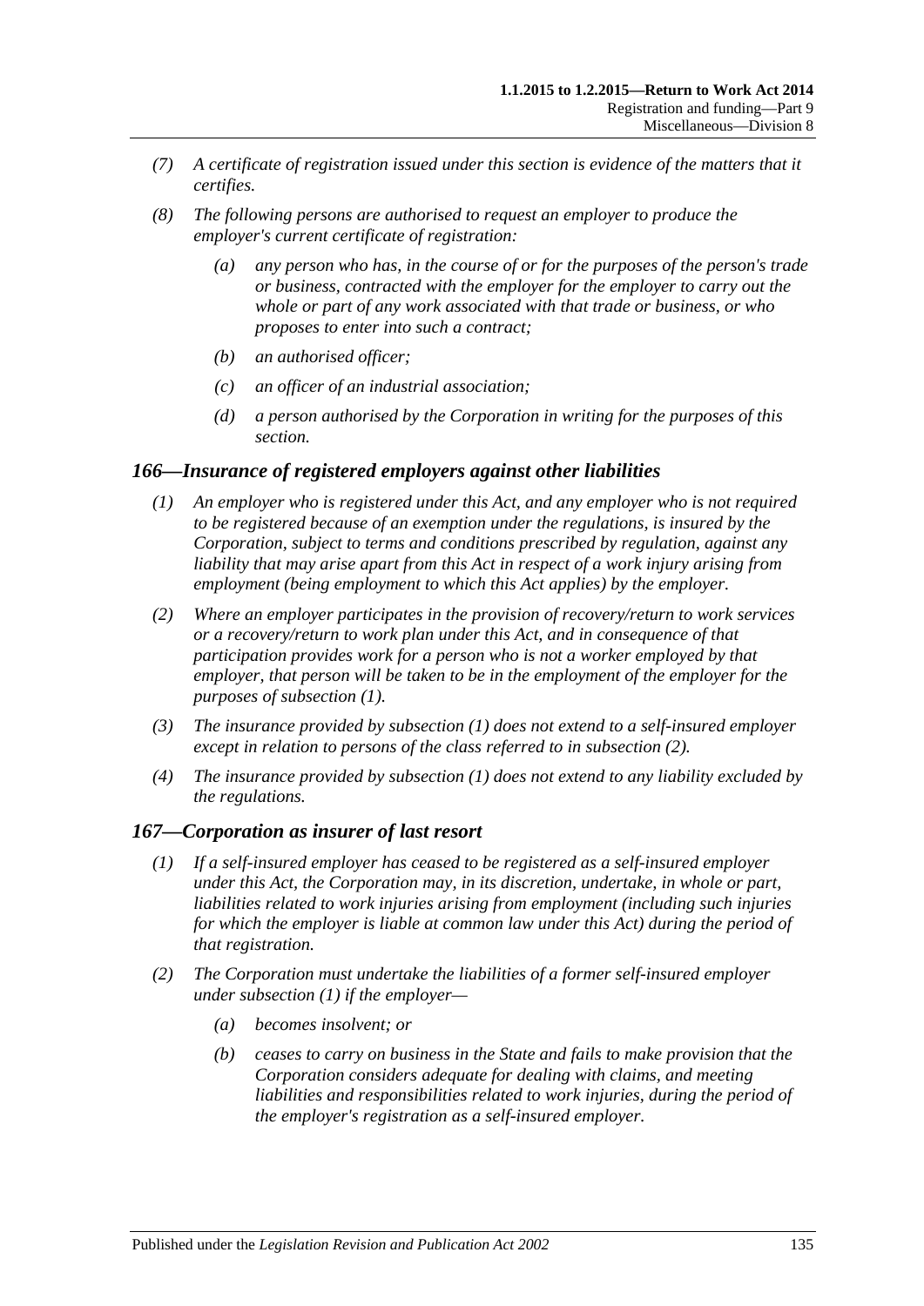*(7) A certificate of registration issued under this section is evidence of the matters that it certifies.*

*(8) The following persons are authorised to request an employer to produce the employer's current certificate of registration:*

*(a) any person who has, in the course of or for the purposes of the person's trade or business, contracted with the employer for the employer to carry out the whole or part of any work associated with that trade or business, or who proposes to enter into such a contract;*

*(b) an authorised officer;*

*(c) an officer of an industrial association;*

*(d) a person authorised by the Corporation in writing for the purposes of this section.*

### *166—Insurance of registered employers against other liabilities*

*(1) An employer who is registered under this Act, and any employer who is not required to be registered because of an exemption under the regulations, is insured by the Corporation, subject to terms and conditions prescribed by regulation, against any liability that may arise apart from this Act in respect of a work injury arising from employment (being employment to which this Act applies) by the employer.*

*(2) Where an employer participates in the provision of recovery/return to work services or a recovery/return to work plan under this Act, and in consequence of that participation provides work for a person who is not a worker employed by that employer, that person will be taken to be in the employment of the employer for the purposes of subsection (1).*

*(3) The insurance provided by subsection (1) does not extend to a self-insured employer except in relation to persons of the class referred to in subsection (2).*

*(4) The insurance provided by subsection (1) does not extend to any liability excluded by the regulations.*

### *167—Corporation as insurer of last resort*

*(1) If a self-insured employer has ceased to be registered as a self-insured employer under this Act, the Corporation may, in its discretion, undertake, in whole or part, liabilities related to work injuries arising from employment (including such injuries for which the employer is liable at common law under this Act) during the period of that registration.*

*(2) The Corporation must undertake the liabilities of a former self-insured employer under subsection (1) if the employer—*

*(a) becomes insolvent; or*

*(b) ceases to carry on business in the State and fails to make provision that the Corporation considers adequate for dealing with claims, and meeting liabilities and responsibilities related to work injuries, during the period of the employer's registration as a self-insured employer.*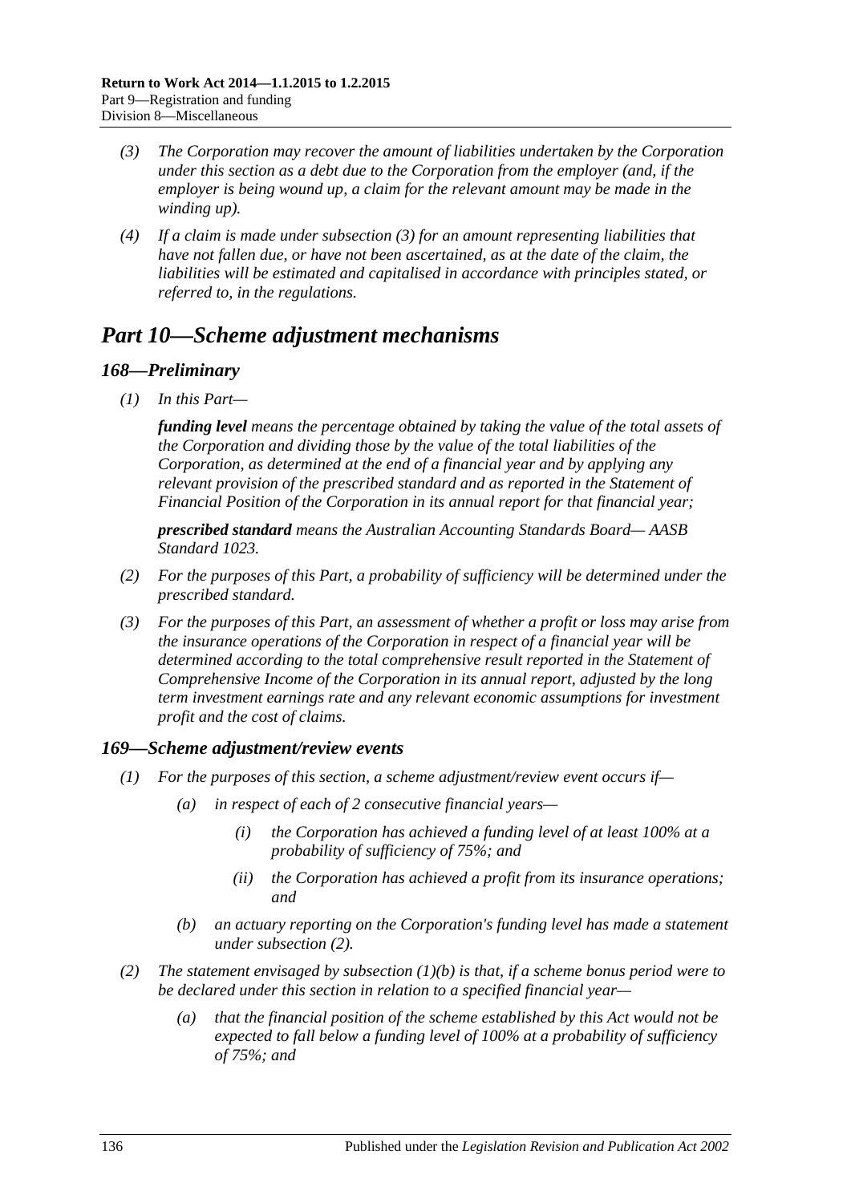(3) The Corporation may recover the amount of liabilities undertaken by the Corporation under this section as a debt due to the Corporation from the employer (and, if the employer is being wound up, a claim for the relevant amount may be made in the winding up).

(4) If a claim is made under subsection (3) for an amount representing liabilities that have not fallen due, or have not been ascertained, as at the date of the claim, the liabilities will be estimated and capitalised in accordance with principles stated, or referred to, in the regulations.

# Part 10—Scheme adjustment mechanisms

## 168—Preliminary

(1) In this Part—

**funding level** means the percentage obtained by taking the value of the total assets of the Corporation and dividing those by the value of the total liabilities of the Corporation, as determined at the end of a financial year and by applying any relevant provision of the prescribed standard and as reported in the Statement of Financial Position of the Corporation in its annual report for that financial year;

**prescribed standard** means the Australian Accounting Standards Board— AASB Standard 1023.

(2) For the purposes of this Part, a probability of sufficiency will be determined under the prescribed standard.

(3) For the purposes of this Part, an assessment of whether a profit or loss may arise from the insurance operations of the Corporation in respect of a financial year will be determined according to the total comprehensive result reported in the Statement of Comprehensive Income of the Corporation in its annual report, adjusted by the long term investment earnings rate and any relevant economic assumptions for investment profit and the cost of claims.

## 169—Scheme adjustment/review events

(1) For the purposes of this section, a scheme adjustment/review event occurs if—

(a) in respect of each of 2 consecutive financial years—

(i) the Corporation has achieved a funding level of at least 100% at a probability of sufficiency of 75%; and

(ii) the Corporation has achieved a profit from its insurance operations; and

(b) an actuary reporting on the Corporation's funding level has made a statement under subsection (2).

(2) The statement envisaged by subsection (1)(b) is that, if a scheme bonus period were to be declared under this section in relation to a specified financial year—

(a) that the financial position of the scheme established by this Act would not be expected to fall below a funding level of 100% at a probability of sufficiency of 75%; and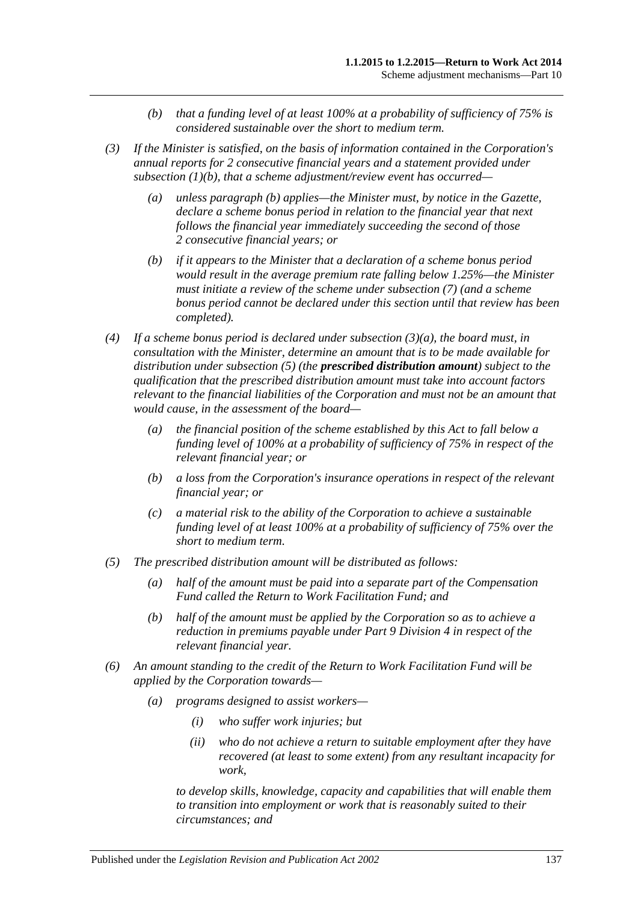(b) that a funding level of at least 100% at a probability of sufficiency of 75% is considered sustainable over the short to medium term.

(3) If the Minister is satisfied, on the basis of information contained in the Corporation's annual reports for 2 consecutive financial years and a statement provided under subsection (1)(b), that a scheme adjustment/review event has occurred—

(a) unless paragraph (b) applies—the Minister must, by notice in the Gazette, declare a scheme bonus period in relation to the financial year that next follows the financial year immediately succeeding the second of those 2 consecutive financial years; or

(b) if it appears to the Minister that a declaration of a scheme bonus period would result in the average premium rate falling below 1.25%—the Minister must initiate a review of the scheme under subsection (7) (and a scheme bonus period cannot be declared under this section until that review has been completed).

(4) If a scheme bonus period is declared under subsection (3)(a), the board must, in consultation with the Minister, determine an amount that is to be made available for distribution under subsection (5) (the **prescribed distribution amount**) subject to the qualification that the prescribed distribution amount must take into account factors relevant to the financial liabilities of the Corporation and must not be an amount that would cause, in the assessment of the board—

(a) the financial position of the scheme established by this Act to fall below a funding level of 100% at a probability of sufficiency of 75% in respect of the relevant financial year; or

(b) a loss from the Corporation's insurance operations in respect of the relevant financial year; or

(c) a material risk to the ability of the Corporation to achieve a sustainable funding level of at least 100% at a probability of sufficiency of 75% over the short to medium term.

(5) The prescribed distribution amount will be distributed as follows:

(a) half of the amount must be paid into a separate part of the Compensation Fund called the Return to Work Facilitation Fund; and

(b) half of the amount must be applied by the Corporation so as to achieve a reduction in premiums payable under Part 9 Division 4 in respect of the relevant financial year.

(6) An amount standing to the credit of the Return to Work Facilitation Fund will be applied by the Corporation towards—

(a) programs designed to assist workers—

(i) who suffer work injuries; but

(ii) who do not achieve a return to suitable employment after they have recovered (at least to some extent) from any resultant incapacity for work,

to develop skills, knowledge, capacity and capabilities that will enable them to transition into employment or work that is reasonably suited to their circumstances; and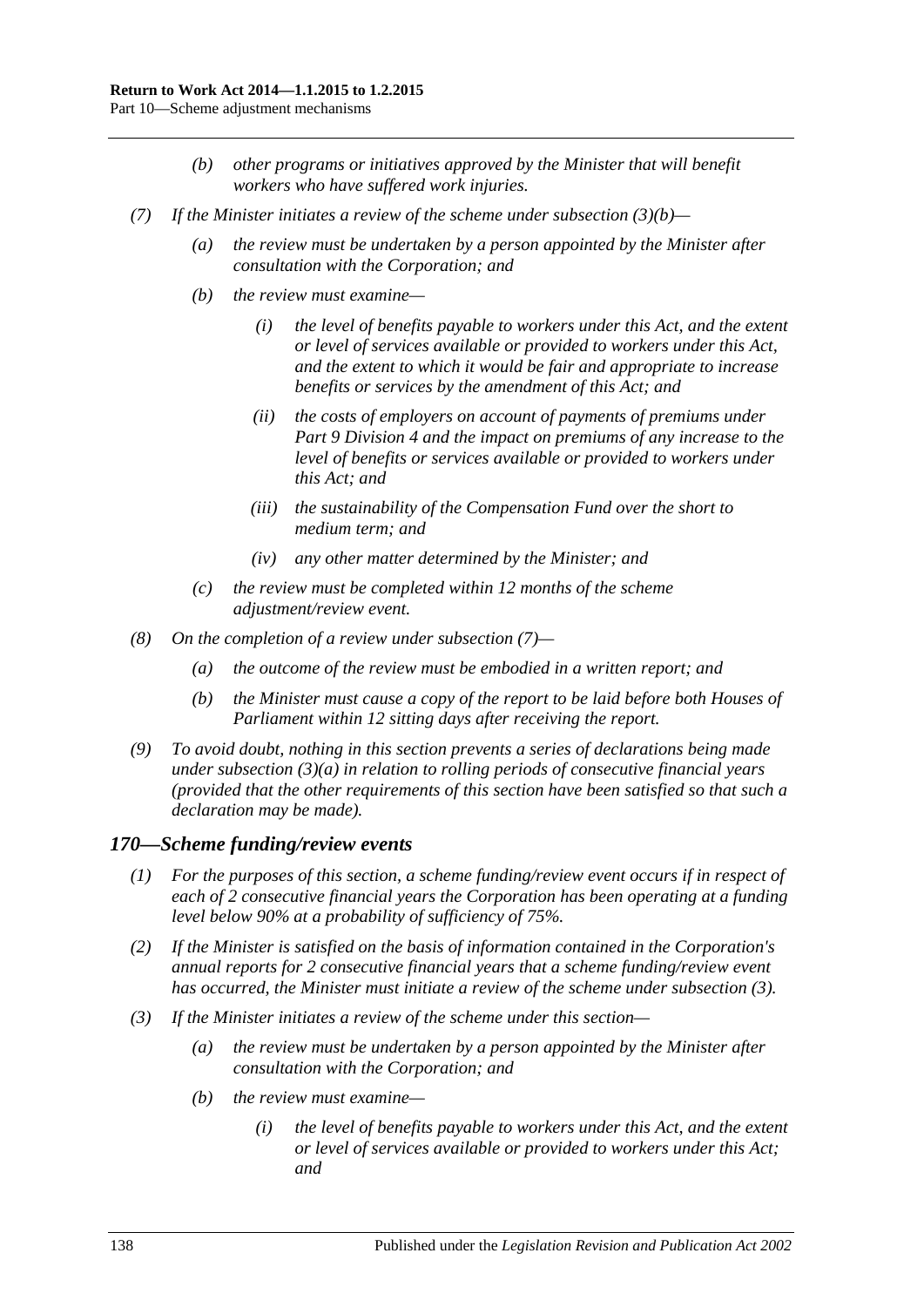(b) *other programs or initiatives approved by the Minister that will benefit workers who have suffered work injuries.*

(7) *If the Minister initiates a review of the scheme under subsection (3)(b)—*

(a) *the review must be undertaken by a person appointed by the Minister after consultation with the Corporation; and*

(b) *the review must examine—*

(i) *the level of benefits payable to workers under this Act, and the extent or level of services available or provided to workers under this Act, and the extent to which it would be fair and appropriate to increase benefits or services by the amendment of this Act; and*

(ii) *the costs of employers on account of payments of premiums under Part 9 Division 4 and the impact on premiums of any increase to the level of benefits or services available or provided to workers under this Act; and*

(iii) *the sustainability of the Compensation Fund over the short to medium term; and*

(iv) *any other matter determined by the Minister; and*

(c) *the review must be completed within 12 months of the scheme adjustment/review event.*

(8) *On the completion of a review under subsection (7)—*

(a) *the outcome of the review must be embodied in a written report; and*

(b) *the Minister must cause a copy of the report to be laid before both Houses of Parliament within 12 sitting days after receiving the report.*

(9) *To avoid doubt, nothing in this section prevents a series of declarations being made under subsection (3)(a) in relation to rolling periods of consecutive financial years (provided that the other requirements of this section have been satisfied so that such a declaration may be made).*

## *170—Scheme funding/review events*

(1) *For the purposes of this section, a scheme funding/review event occurs if in respect of each of 2 consecutive financial years the Corporation has been operating at a funding level below 90% at a probability of sufficiency of 75%.*

(2) *If the Minister is satisfied on the basis of information contained in the Corporation's annual reports for 2 consecutive financial years that a scheme funding/review event has occurred, the Minister must initiate a review of the scheme under subsection (3).*

(3) *If the Minister initiates a review of the scheme under this section—*

(a) *the review must be undertaken by a person appointed by the Minister after consultation with the Corporation; and*

(b) *the review must examine—*

(i) *the level of benefits payable to workers under this Act, and the extent or level of services available or provided to workers under this Act; and*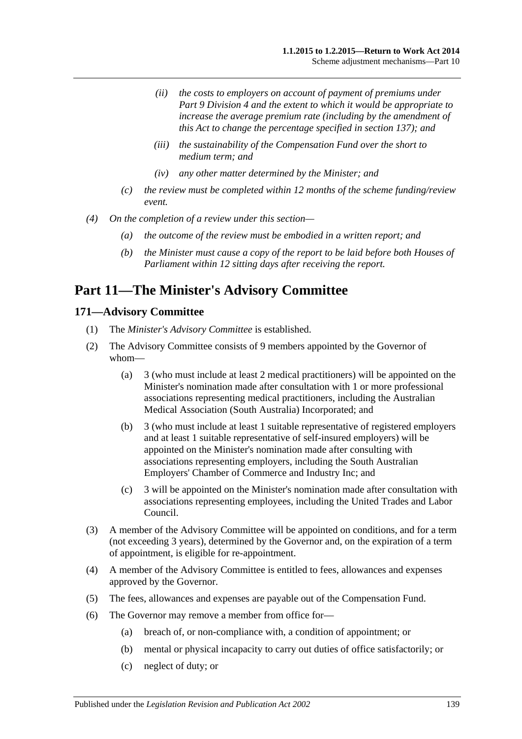*(ii) the costs to employers on account of payment of premiums under Part 9 Division 4 and the extent to which it would be appropriate to increase the average premium rate (including by the amendment of this Act to change the percentage specified in section 137); and*

*(iii) the sustainability of the Compensation Fund over the short to medium term; and*

*(iv) any other matter determined by the Minister; and*

*(c) the review must be completed within 12 months of the scheme funding/review event.*

*(4) On the completion of a review under this section—*

*(a) the outcome of the review must be embodied in a written report; and*

*(b) the Minister must cause a copy of the report to be laid before both Houses of Parliament within 12 sitting days after receiving the report.*

# Part 11—The Minister's Advisory Committee

## 171—Advisory Committee

(1) The *Minister's Advisory Committee* is established.

(2) The Advisory Committee consists of 9 members appointed by the Governor of whom—

(a) 3 (who must include at least 2 medical practitioners) will be appointed on the Minister's nomination made after consultation with 1 or more professional associations representing medical practitioners, including the Australian Medical Association (South Australia) Incorporated; and

(b) 3 (who must include at least 1 suitable representative of registered employers and at least 1 suitable representative of self-insured employers) will be appointed on the Minister's nomination made after consulting with associations representing employers, including the South Australian Employers' Chamber of Commerce and Industry Inc; and

(c) 3 will be appointed on the Minister's nomination made after consultation with associations representing employees, including the United Trades and Labor Council.

(3) A member of the Advisory Committee will be appointed on conditions, and for a term (not exceeding 3 years), determined by the Governor and, on the expiration of a term of appointment, is eligible for re-appointment.

(4) A member of the Advisory Committee is entitled to fees, allowances and expenses approved by the Governor.

(5) The fees, allowances and expenses are payable out of the Compensation Fund.

(6) The Governor may remove a member from office for—

(a) breach of, or non-compliance with, a condition of appointment; or

(b) mental or physical incapacity to carry out duties of office satisfactorily; or

(c) neglect of duty; or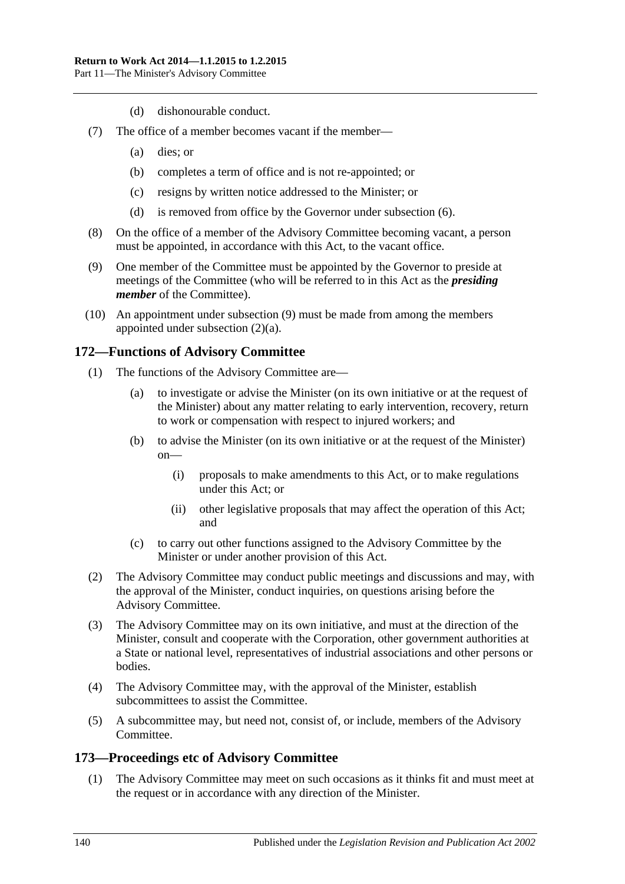(d) dishonourable conduct.

(7) The office of a member becomes vacant if the member—

(a) dies; or

(b) completes a term of office and is not re-appointed; or

(c) resigns by written notice addressed to the Minister; or

(d) is removed from office by the Governor under subsection (6).

(8) On the office of a member of the Advisory Committee becoming vacant, a person must be appointed, in accordance with this Act, to the vacant office.

(9) One member of the Committee must be appointed by the Governor to preside at meetings of the Committee (who will be referred to in this Act as the ***presiding member*** of the Committee).

(10) An appointment under subsection (9) must be made from among the members appointed under subsection (2)(a).

## 172—Functions of Advisory Committee

(1) The functions of the Advisory Committee are—

(a) to investigate or advise the Minister (on its own initiative or at the request of the Minister) about any matter relating to early intervention, recovery, return to work or compensation with respect to injured workers; and

(b) to advise the Minister (on its own initiative or at the request of the Minister) on—

(i) proposals to make amendments to this Act, or to make regulations under this Act; or

(ii) other legislative proposals that may affect the operation of this Act; and

(c) to carry out other functions assigned to the Advisory Committee by the Minister or under another provision of this Act.

(2) The Advisory Committee may conduct public meetings and discussions and may, with the approval of the Minister, conduct inquiries, on questions arising before the Advisory Committee.

(3) The Advisory Committee may on its own initiative, and must at the direction of the Minister, consult and cooperate with the Corporation, other government authorities at a State or national level, representatives of industrial associations and other persons or bodies.

(4) The Advisory Committee may, with the approval of the Minister, establish subcommittees to assist the Committee.

(5) A subcommittee may, but need not, consist of, or include, members of the Advisory Committee.

## 173—Proceedings etc of Advisory Committee

(1) The Advisory Committee may meet on such occasions as it thinks fit and must meet at the request or in accordance with any direction of the Minister.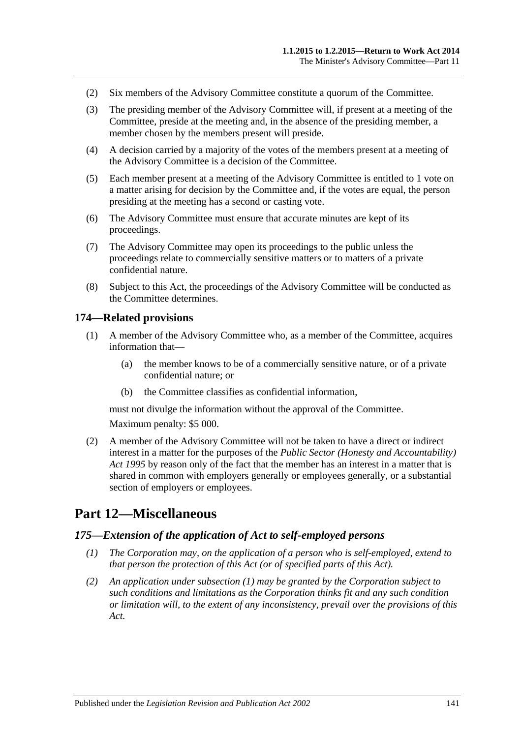(2) Six members of the Advisory Committee constitute a quorum of the Committee.

(3) The presiding member of the Advisory Committee will, if present at a meeting of the Committee, preside at the meeting and, in the absence of the presiding member, a member chosen by the members present will preside.

(4) A decision carried by a majority of the votes of the members present at a meeting of the Advisory Committee is a decision of the Committee.

(5) Each member present at a meeting of the Advisory Committee is entitled to 1 vote on a matter arising for decision by the Committee and, if the votes are equal, the person presiding at the meeting has a second or casting vote.

(6) The Advisory Committee must ensure that accurate minutes are kept of its proceedings.

(7) The Advisory Committee may open its proceedings to the public unless the proceedings relate to commercially sensitive matters or to matters of a private confidential nature.

(8) Subject to this Act, the proceedings of the Advisory Committee will be conducted as the Committee determines.

### 174—Related provisions

(1) A member of the Advisory Committee who, as a member of the Committee, acquires information that—

(a) the member knows to be of a commercially sensitive nature, or of a private confidential nature; or

(b) the Committee classifies as confidential information,

must not divulge the information without the approval of the Committee.

Maximum penalty: $5 000.

(2) A member of the Advisory Committee will not be taken to have a direct or indirect interest in a matter for the purposes of the *Public Sector (Honesty and Accountability) Act 1995* by reason only of the fact that the member has an interest in a matter that is shared in common with employers generally or employees generally, or a substantial section of employers or employees.

## Part 12—Miscellaneous

### *175—Extension of the application of Act to self-employed persons*

*(1) The Corporation may, on the application of a person who is self-employed, extend to that person the protection of this Act (or of specified parts of this Act).*

*(2) An application under subsection (1) may be granted by the Corporation subject to such conditions and limitations as the Corporation thinks fit and any such condition or limitation will, to the extent of any inconsistency, prevail over the provisions of this Act.*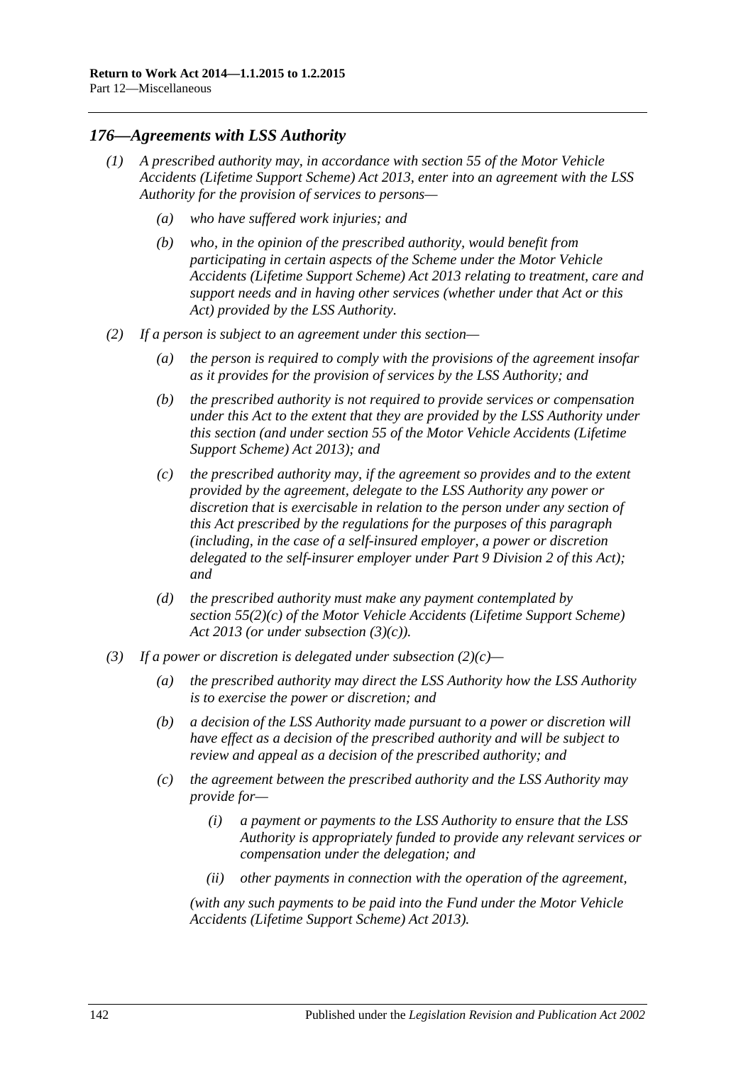## *176—Agreements with LSS Authority*

*(1) A prescribed authority may, in accordance with section 55 of the Motor Vehicle Accidents (Lifetime Support Scheme) Act 2013, enter into an agreement with the LSS Authority for the provision of services to persons—*

*(a) who have suffered work injuries; and*

*(b) who, in the opinion of the prescribed authority, would benefit from participating in certain aspects of the Scheme under the Motor Vehicle Accidents (Lifetime Support Scheme) Act 2013 relating to treatment, care and support needs and in having other services (whether under that Act or this Act) provided by the LSS Authority.*

*(2) If a person is subject to an agreement under this section—*

*(a) the person is required to comply with the provisions of the agreement insofar as it provides for the provision of services by the LSS Authority; and*

*(b) the prescribed authority is not required to provide services or compensation under this Act to the extent that they are provided by the LSS Authority under this section (and under section 55 of the Motor Vehicle Accidents (Lifetime Support Scheme) Act 2013); and*

*(c) the prescribed authority may, if the agreement so provides and to the extent provided by the agreement, delegate to the LSS Authority any power or discretion that is exercisable in relation to the person under any section of this Act prescribed by the regulations for the purposes of this paragraph (including, in the case of a self-insured employer, a power or discretion delegated to the self-insurer employer under Part 9 Division 2 of this Act); and*

*(d) the prescribed authority must make any payment contemplated by section 55(2)(c) of the Motor Vehicle Accidents (Lifetime Support Scheme) Act 2013 (or under subsection (3)(c)).*

*(3) If a power or discretion is delegated under subsection (2)(c)—*

*(a) the prescribed authority may direct the LSS Authority how the LSS Authority is to exercise the power or discretion; and*

*(b) a decision of the LSS Authority made pursuant to a power or discretion will have effect as a decision of the prescribed authority and will be subject to review and appeal as a decision of the prescribed authority; and*

*(c) the agreement between the prescribed authority and the LSS Authority may provide for—*

*(i) a payment or payments to the LSS Authority to ensure that the LSS Authority is appropriately funded to provide any relevant services or compensation under the delegation; and*

*(ii) other payments in connection with the operation of the agreement,*

*(with any such payments to be paid into the Fund under the Motor Vehicle Accidents (Lifetime Support Scheme) Act 2013).*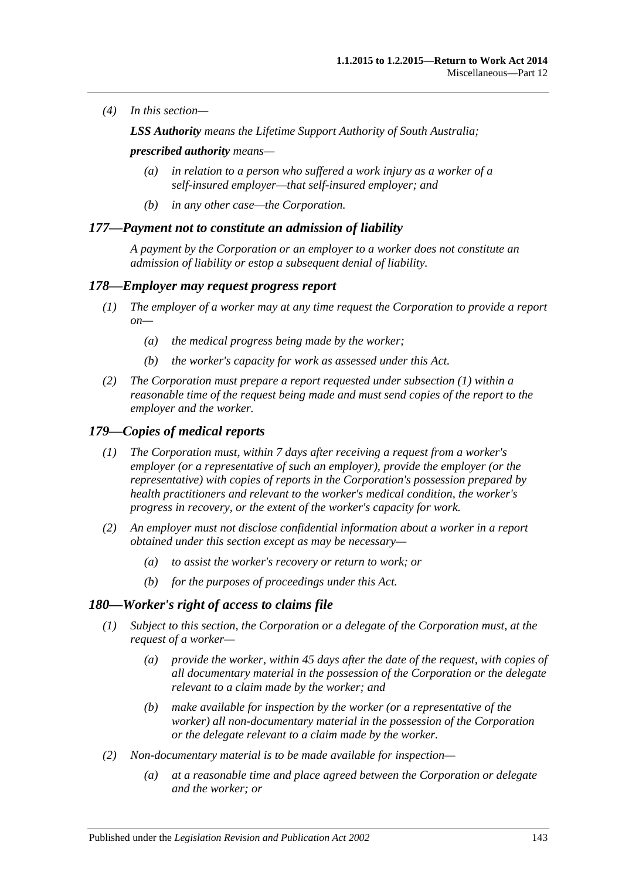(4) In this section—

**LSS Authority** means the Lifetime Support Authority of South Australia;

**prescribed authority** means—

- (a) in relation to a person who suffered a work injury as a worker of a self-insured employer—that self-insured employer; and
- (b) in any other case—the Corporation.

## 177—Payment not to constitute an admission of liability

A payment by the Corporation or an employer to a worker does not constitute an admission of liability or estop a subsequent denial of liability.

## 178—Employer may request progress report

(1) The employer of a worker may at any time request the Corporation to provide a report on—

- (a) the medical progress being made by the worker;
- (b) the worker's capacity for work as assessed under this Act.

(2) The Corporation must prepare a report requested under subsection (1) within a reasonable time of the request being made and must send copies of the report to the employer and the worker.

## 179—Copies of medical reports

(1) The Corporation must, within 7 days after receiving a request from a worker's employer (or a representative of such an employer), provide the employer (or the representative) with copies of reports in the Corporation's possession prepared by health practitioners and relevant to the worker's medical condition, the worker's progress in recovery, or the extent of the worker's capacity for work.

(2) An employer must not disclose confidential information about a worker in a report obtained under this section except as may be necessary—

- (a) to assist the worker's recovery or return to work; or
- (b) for the purposes of proceedings under this Act.

## 180—Worker's right of access to claims file

(1) Subject to this section, the Corporation or a delegate of the Corporation must, at the request of a worker—

- (a) provide the worker, within 45 days after the date of the request, with copies of all documentary material in the possession of the Corporation or the delegate relevant to a claim made by the worker; and
- (b) make available for inspection by the worker (or a representative of the worker) all non-documentary material in the possession of the Corporation or the delegate relevant to a claim made by the worker.

(2) Non-documentary material is to be made available for inspection—

- (a) at a reasonable time and place agreed between the Corporation or delegate and the worker; or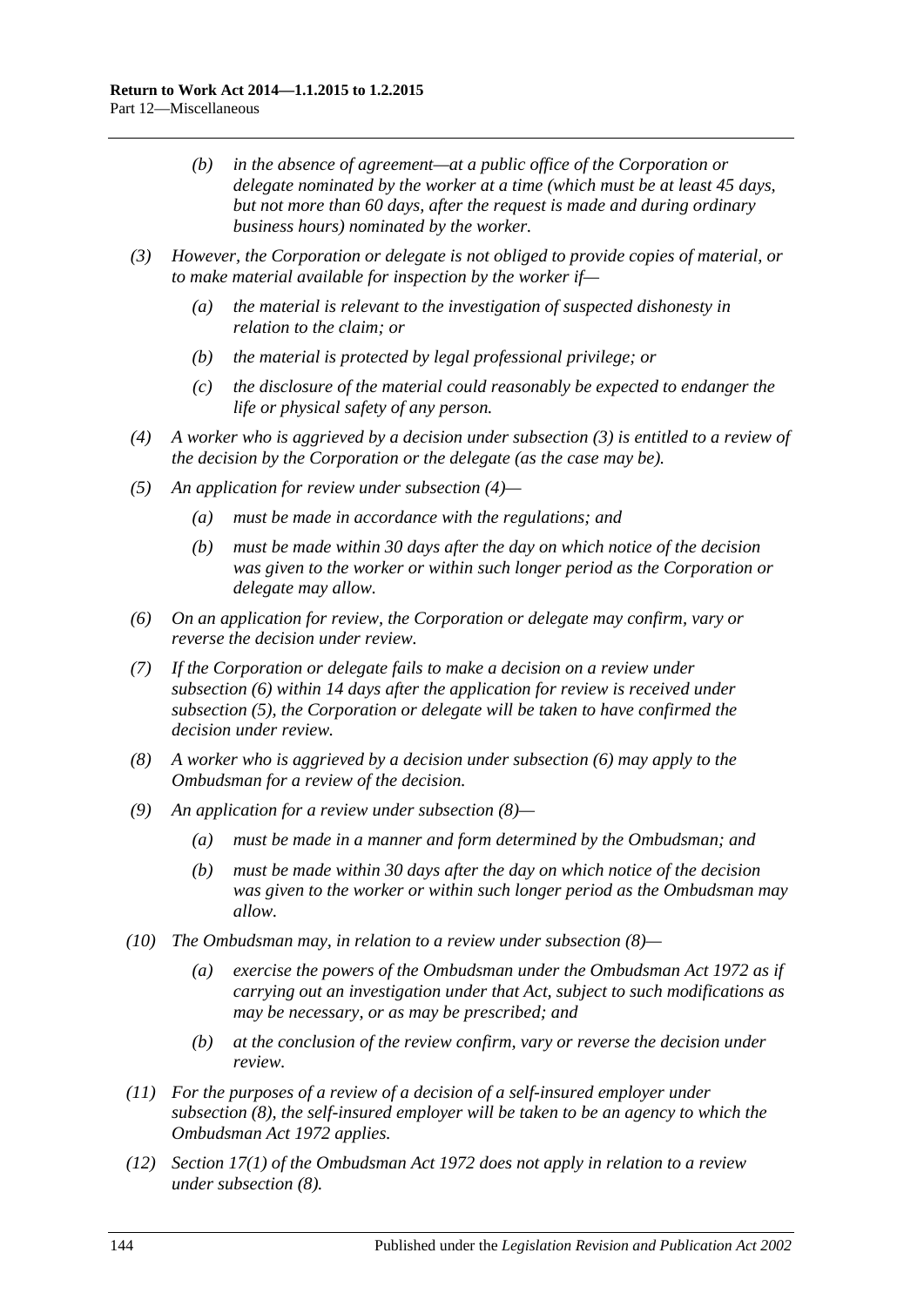(b) in the absence of agreement—at a public office of the Corporation or delegate nominated by the worker at a time (which must be at least 45 days, but not more than 60 days, after the request is made and during ordinary business hours) nominated by the worker.

(3) However, the Corporation or delegate is not obliged to provide copies of material, or to make material available for inspection by the worker if—

(a) the material is relevant to the investigation of suspected dishonesty in relation to the claim; or

(b) the material is protected by legal professional privilege; or

(c) the disclosure of the material could reasonably be expected to endanger the life or physical safety of any person.

(4) A worker who is aggrieved by a decision under subsection (3) is entitled to a review of the decision by the Corporation or the delegate (as the case may be).

(5) An application for review under subsection (4)—

(a) must be made in accordance with the regulations; and

(b) must be made within 30 days after the day on which notice of the decision was given to the worker or within such longer period as the Corporation or delegate may allow.

(6) On an application for review, the Corporation or delegate may confirm, vary or reverse the decision under review.

(7) If the Corporation or delegate fails to make a decision on a review under subsection (6) within 14 days after the application for review is received under subsection (5), the Corporation or delegate will be taken to have confirmed the decision under review.

(8) A worker who is aggrieved by a decision under subsection (6) may apply to the Ombudsman for a review of the decision.

(9) An application for a review under subsection (8)—

(a) must be made in a manner and form determined by the Ombudsman; and

(b) must be made within 30 days after the day on which notice of the decision was given to the worker or within such longer period as the Ombudsman may allow.

(10) The Ombudsman may, in relation to a review under subsection (8)—

(a) exercise the powers of the Ombudsman under the Ombudsman Act 1972 as if carrying out an investigation under that Act, subject to such modifications as may be necessary, or as may be prescribed; and

(b) at the conclusion of the review confirm, vary or reverse the decision under review.

(11) For the purposes of a review of a decision of a self-insured employer under subsection (8), the self-insured employer will be taken to be an agency to which the Ombudsman Act 1972 applies.

(12) Section 17(1) of the Ombudsman Act 1972 does not apply in relation to a review under subsection (8).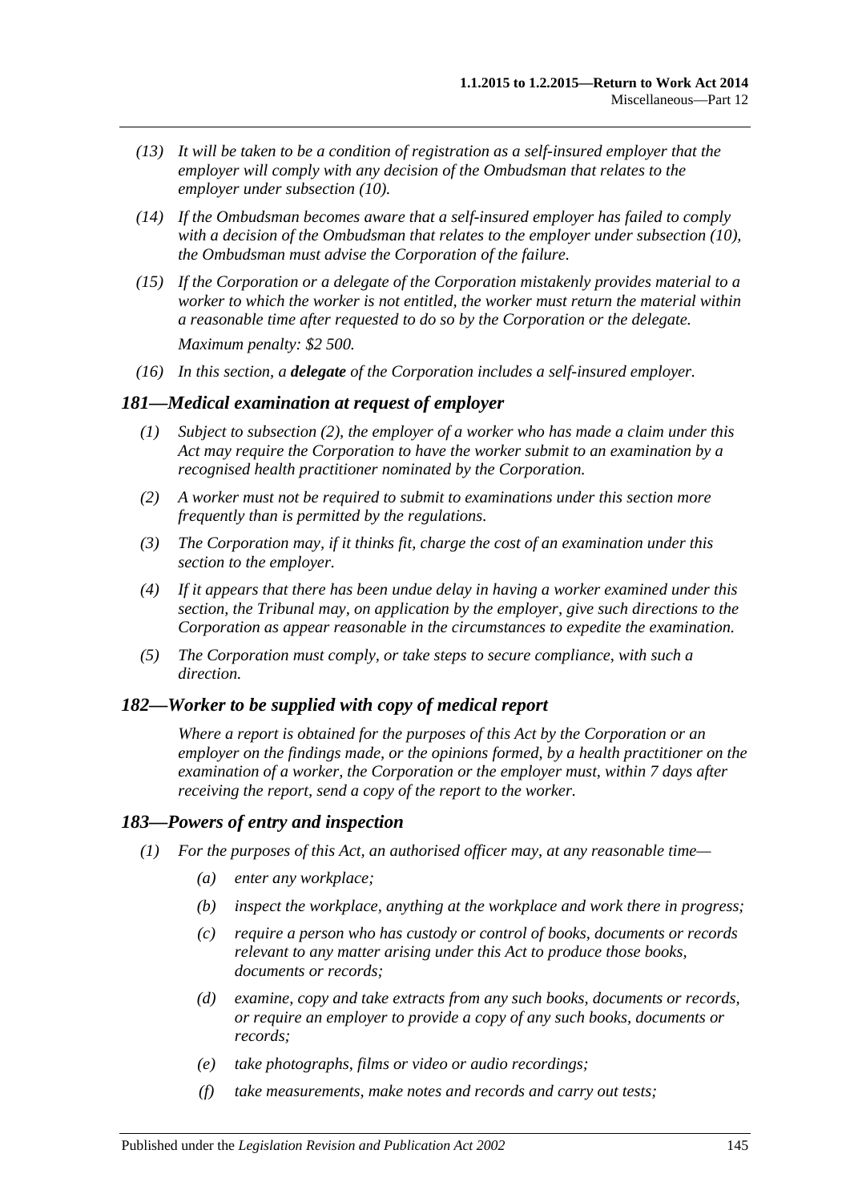*(13) It will be taken to be a condition of registration as a self-insured employer that the employer will comply with any decision of the Ombudsman that relates to the employer under subsection (10).*

*(14) If the Ombudsman becomes aware that a self-insured employer has failed to comply with a decision of the Ombudsman that relates to the employer under subsection (10), the Ombudsman must advise the Corporation of the failure.*

*(15) If the Corporation or a delegate of the Corporation mistakenly provides material to a worker to which the worker is not entitled, the worker must return the material within a reasonable time after requested to do so by the Corporation or the delegate.*

*Maximum penalty: $2 500.*

*(16) In this section, a **delegate** of the Corporation includes a self-insured employer.*

### *181—Medical examination at request of employer*

*(1) Subject to subsection (2), the employer of a worker who has made a claim under this Act may require the Corporation to have the worker submit to an examination by a recognised health practitioner nominated by the Corporation.*

*(2) A worker must not be required to submit to examinations under this section more frequently than is permitted by the regulations.*

*(3) The Corporation may, if it thinks fit, charge the cost of an examination under this section to the employer.*

*(4) If it appears that there has been undue delay in having a worker examined under this section, the Tribunal may, on application by the employer, give such directions to the Corporation as appear reasonable in the circumstances to expedite the examination.*

*(5) The Corporation must comply, or take steps to secure compliance, with such a direction.*

### *182—Worker to be supplied with copy of medical report*

*Where a report is obtained for the purposes of this Act by the Corporation or an employer on the findings made, or the opinions formed, by a health practitioner on the examination of a worker, the Corporation or the employer must, within 7 days after receiving the report, send a copy of the report to the worker.*

### *183—Powers of entry and inspection*

*(1) For the purposes of this Act, an authorised officer may, at any reasonable time—*

*(a) enter any workplace;*

*(b) inspect the workplace, anything at the workplace and work there in progress;*

*(c) require a person who has custody or control of books, documents or records relevant to any matter arising under this Act to produce those books, documents or records;*

*(d) examine, copy and take extracts from any such books, documents or records, or require an employer to provide a copy of any such books, documents or records;*

*(e) take photographs, films or video or audio recordings;*

*(f) take measurements, make notes and records and carry out tests;*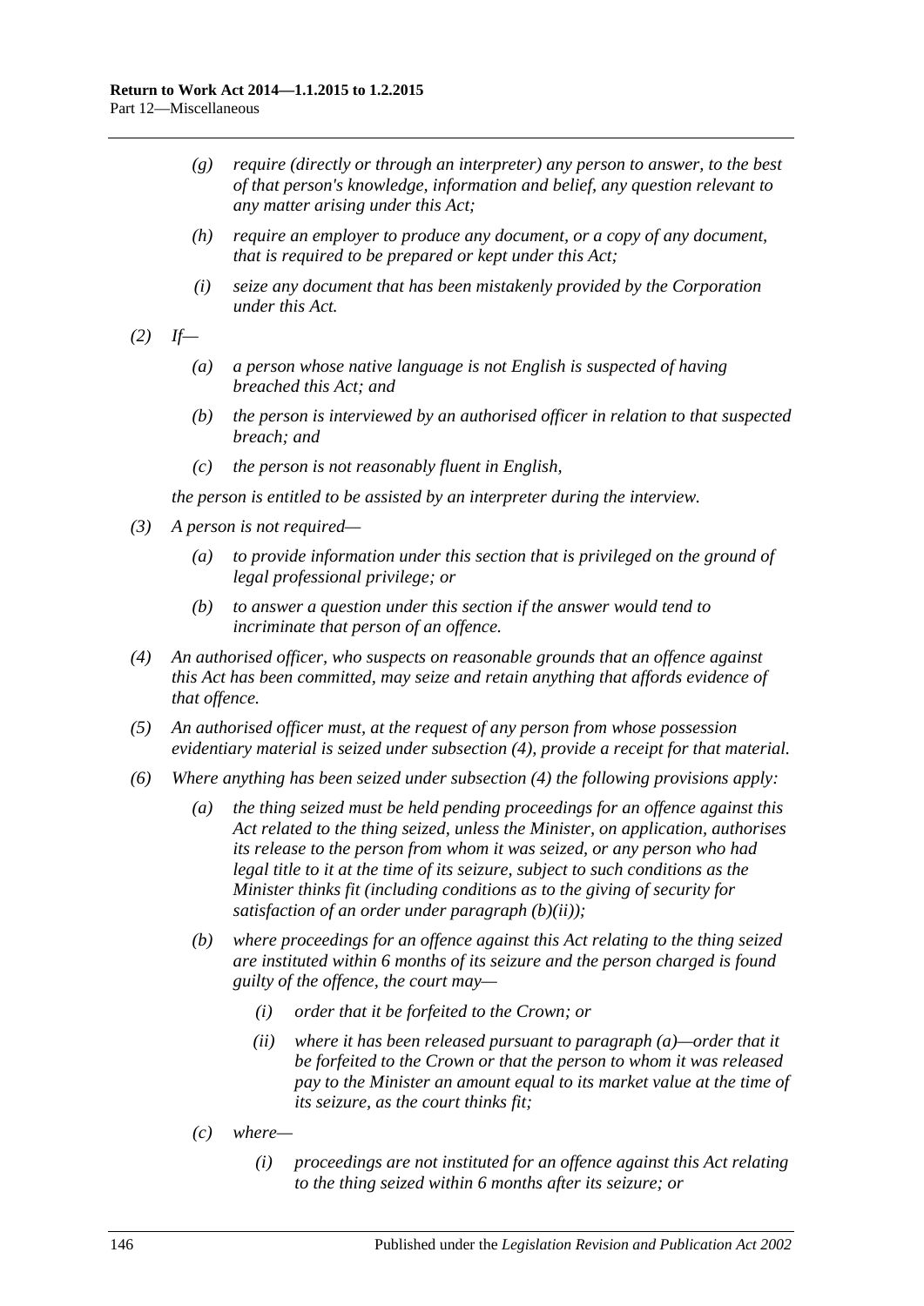*(g) require (directly or through an interpreter) any person to answer, to the best of that person's knowledge, information and belief, any question relevant to any matter arising under this Act;*

*(h) require an employer to produce any document, or a copy of any document, that is required to be prepared or kept under this Act;*

*(i) seize any document that has been mistakenly provided by the Corporation under this Act.*

*(2) If—*

*(a) a person whose native language is not English is suspected of having breached this Act; and*

*(b) the person is interviewed by an authorised officer in relation to that suspected breach; and*

*(c) the person is not reasonably fluent in English,*

*the person is entitled to be assisted by an interpreter during the interview.*

*(3) A person is not required—*

*(a) to provide information under this section that is privileged on the ground of legal professional privilege; or*

*(b) to answer a question under this section if the answer would tend to incriminate that person of an offence.*

*(4) An authorised officer, who suspects on reasonable grounds that an offence against this Act has been committed, may seize and retain anything that affords evidence of that offence.*

*(5) An authorised officer must, at the request of any person from whose possession evidentiary material is seized under subsection (4), provide a receipt for that material.*

*(6) Where anything has been seized under subsection (4) the following provisions apply:*

*(a) the thing seized must be held pending proceedings for an offence against this Act related to the thing seized, unless the Minister, on application, authorises its release to the person from whom it was seized, or any person who had legal title to it at the time of its seizure, subject to such conditions as the Minister thinks fit (including conditions as to the giving of security for satisfaction of an order under paragraph (b)(ii));*

*(b) where proceedings for an offence against this Act relating to the thing seized are instituted within 6 months of its seizure and the person charged is found guilty of the offence, the court may—*

*(i) order that it be forfeited to the Crown; or*

*(ii) where it has been released pursuant to paragraph (a)—order that it be forfeited to the Crown or that the person to whom it was released pay to the Minister an amount equal to its market value at the time of its seizure, as the court thinks fit;*

*(c) where—*

*(i) proceedings are not instituted for an offence against this Act relating to the thing seized within 6 months after its seizure; or*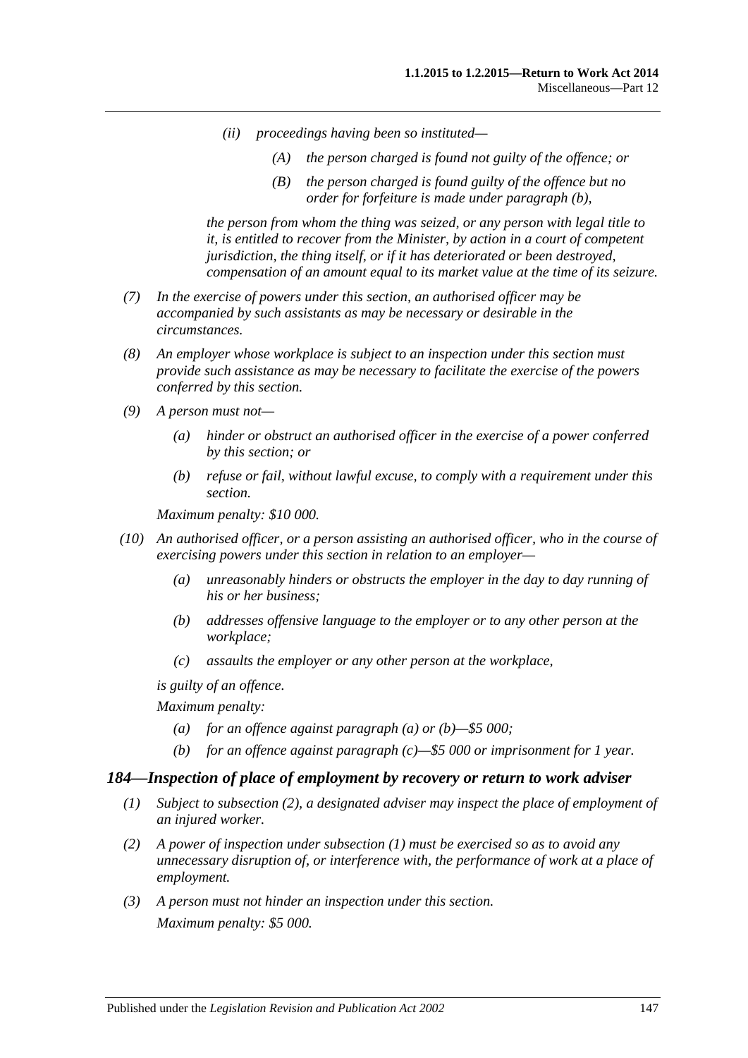(ii) proceedings having been so instituted—

(A) the person charged is found not guilty of the offence; or

(B) the person charged is found guilty of the offence but no order for forfeiture is made under paragraph (b),

the person from whom the thing was seized, or any person with legal title to it, is entitled to recover from the Minister, by action in a court of competent jurisdiction, the thing itself, or if it has deteriorated or been destroyed, compensation of an amount equal to its market value at the time of its seizure.

(7) In the exercise of powers under this section, an authorised officer may be accompanied by such assistants as may be necessary or desirable in the circumstances.

(8) An employer whose workplace is subject to an inspection under this section must provide such assistance as may be necessary to facilitate the exercise of the powers conferred by this section.

(9) A person must not—

(a) hinder or obstruct an authorised officer in the exercise of a power conferred by this section; or

(b) refuse or fail, without lawful excuse, to comply with a requirement under this section.

Maximum penalty: $10 000.

(10) An authorised officer, or a person assisting an authorised officer, who in the course of exercising powers under this section in relation to an employer—

(a) unreasonably hinders or obstructs the employer in the day to day running of his or her business;

(b) addresses offensive language to the employer or to any other person at the workplace;

(c) assaults the employer or any other person at the workplace,

is guilty of an offence.

Maximum penalty:

(a) for an offence against paragraph (a) or (b)—$5 000;

(b) for an offence against paragraph (c)—$5 000 or imprisonment for 1 year.

### 184—Inspection of place of employment by recovery or return to work adviser

(1) Subject to subsection (2), a designated adviser may inspect the place of employment of an injured worker.

(2) A power of inspection under subsection (1) must be exercised so as to avoid any unnecessary disruption of, or interference with, the performance of work at a place of employment.

(3) A person must not hinder an inspection under this section.

Maximum penalty: $5 000.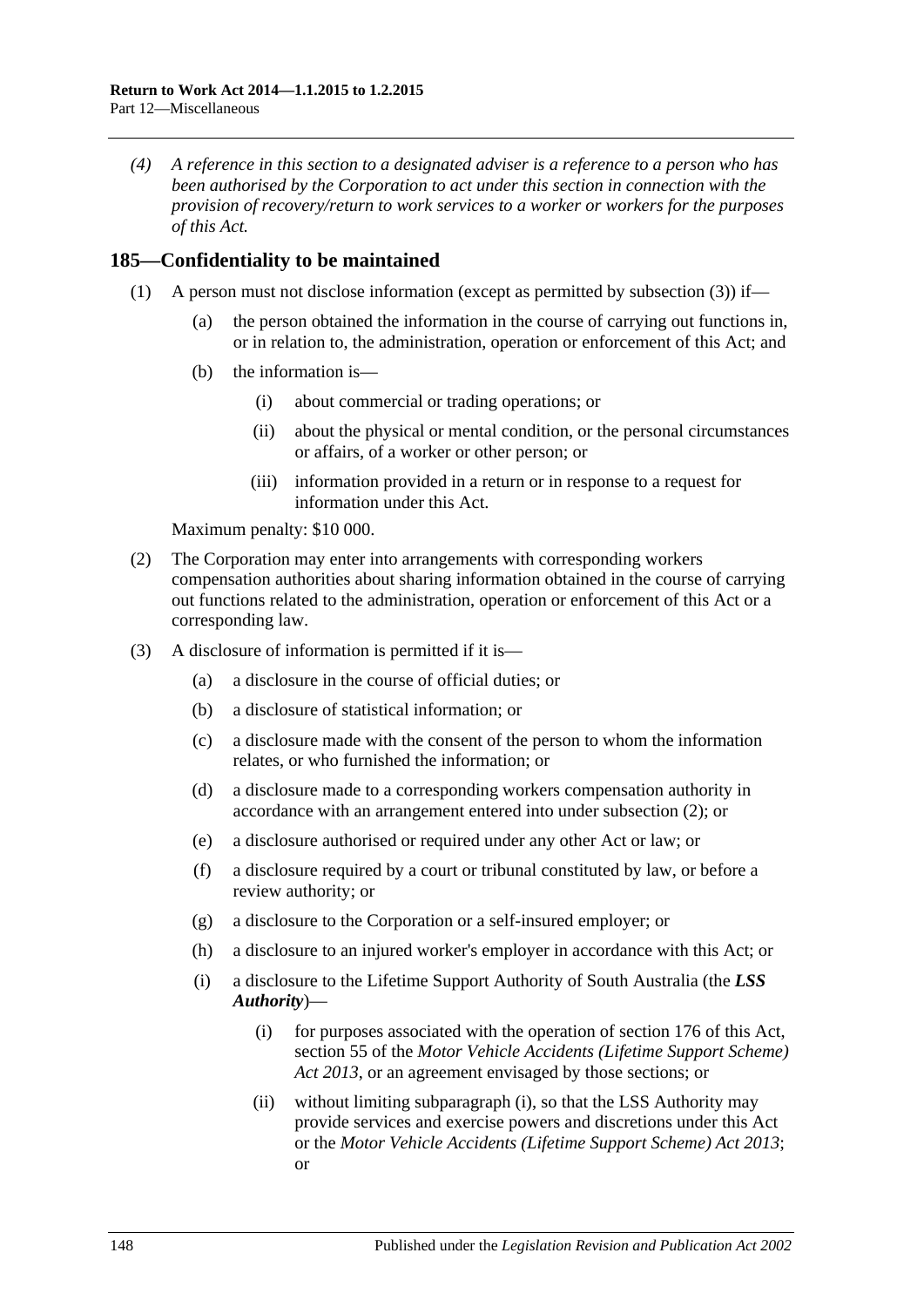*(4) A reference in this section to a designated adviser is a reference to a person who has been authorised by the Corporation to act under this section in connection with the provision of recovery/return to work services to a worker or workers for the purposes of this Act.*

## 185—Confidentiality to be maintained

(1) A person must not disclose information (except as permitted by subsection (3)) if—

(a) the person obtained the information in the course of carrying out functions in, or in relation to, the administration, operation or enforcement of this Act; and

(b) the information is—

(i) about commercial or trading operations; or

(ii) about the physical or mental condition, or the personal circumstances or affairs, of a worker or other person; or

(iii) information provided in a return or in response to a request for information under this Act.

Maximum penalty: $10 000.

(2) The Corporation may enter into arrangements with corresponding workers compensation authorities about sharing information obtained in the course of carrying out functions related to the administration, operation or enforcement of this Act or a corresponding law.

(3) A disclosure of information is permitted if it is—

(a) a disclosure in the course of official duties; or

(b) a disclosure of statistical information; or

(c) a disclosure made with the consent of the person to whom the information relates, or who furnished the information; or

(d) a disclosure made to a corresponding workers compensation authority in accordance with an arrangement entered into under subsection (2); or

(e) a disclosure authorised or required under any other Act or law; or

(f) a disclosure required by a court or tribunal constituted by law, or before a review authority; or

(g) a disclosure to the Corporation or a self-insured employer; or

(h) a disclosure to an injured worker's employer in accordance with this Act; or

(i) a disclosure to the Lifetime Support Authority of South Australia (the ***LSS Authority***)—

(i) for purposes associated with the operation of section 176 of this Act, section 55 of the *Motor Vehicle Accidents (Lifetime Support Scheme) Act 2013*, or an agreement envisaged by those sections; or

(ii) without limiting subparagraph (i), so that the LSS Authority may provide services and exercise powers and discretions under this Act or the *Motor Vehicle Accidents (Lifetime Support Scheme) Act 2013*; or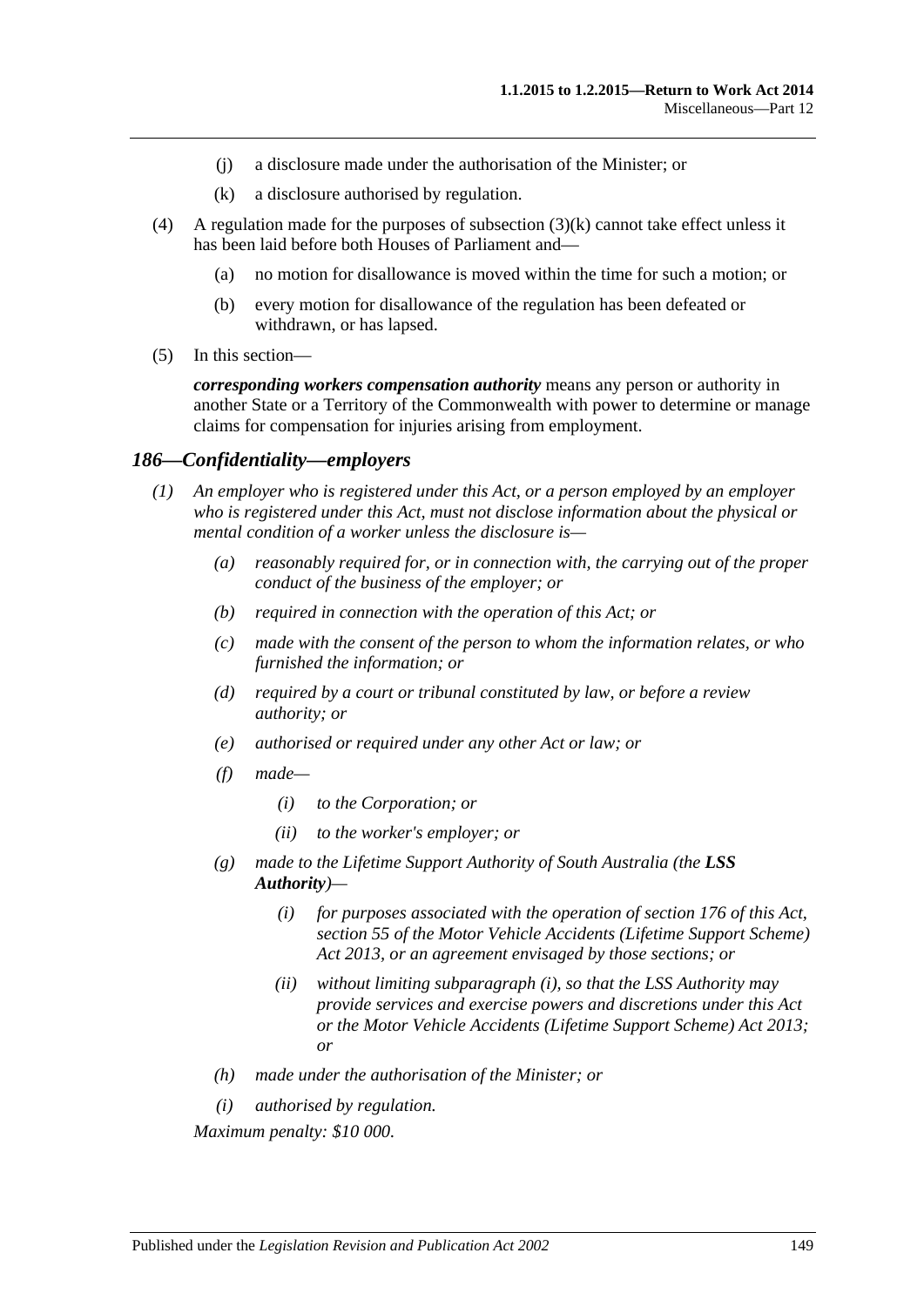(j) a disclosure made under the authorisation of the Minister; or

(k) a disclosure authorised by regulation.

(4) A regulation made for the purposes of subsection (3)(k) cannot take effect unless it has been laid before both Houses of Parliament and—

(a) no motion for disallowance is moved within the time for such a motion; or

(b) every motion for disallowance of the regulation has been defeated or withdrawn, or has lapsed.

(5) In this section—

***corresponding workers compensation authority*** means any person or authority in another State or a Territory of the Commonwealth with power to determine or manage claims for compensation for injuries arising from employment.

### *186—Confidentiality—employers*

*(1) An employer who is registered under this Act, or a person employed by an employer who is registered under this Act, must not disclose information about the physical or mental condition of a worker unless the disclosure is—*

*(a) reasonably required for, or in connection with, the carrying out of the proper conduct of the business of the employer; or*

*(b) required in connection with the operation of this Act; or*

*(c) made with the consent of the person to whom the information relates, or who furnished the information; or*

*(d) required by a court or tribunal constituted by law, or before a review authority; or*

*(e) authorised or required under any other Act or law; or*

*(f) made—*

*(i) to the Corporation; or*

*(ii) to the worker's employer; or*

*(g) made to the Lifetime Support Authority of South Australia (the **LSS Authority**)—*

*(i) for purposes associated with the operation of section 176 of this Act, section 55 of the Motor Vehicle Accidents (Lifetime Support Scheme) Act 2013, or an agreement envisaged by those sections; or*

*(ii) without limiting subparagraph (i), so that the LSS Authority may provide services and exercise powers and discretions under this Act or the Motor Vehicle Accidents (Lifetime Support Scheme) Act 2013; or*

*(h) made under the authorisation of the Minister; or*

*(i) authorised by regulation.*

*Maximum penalty: $10 000.*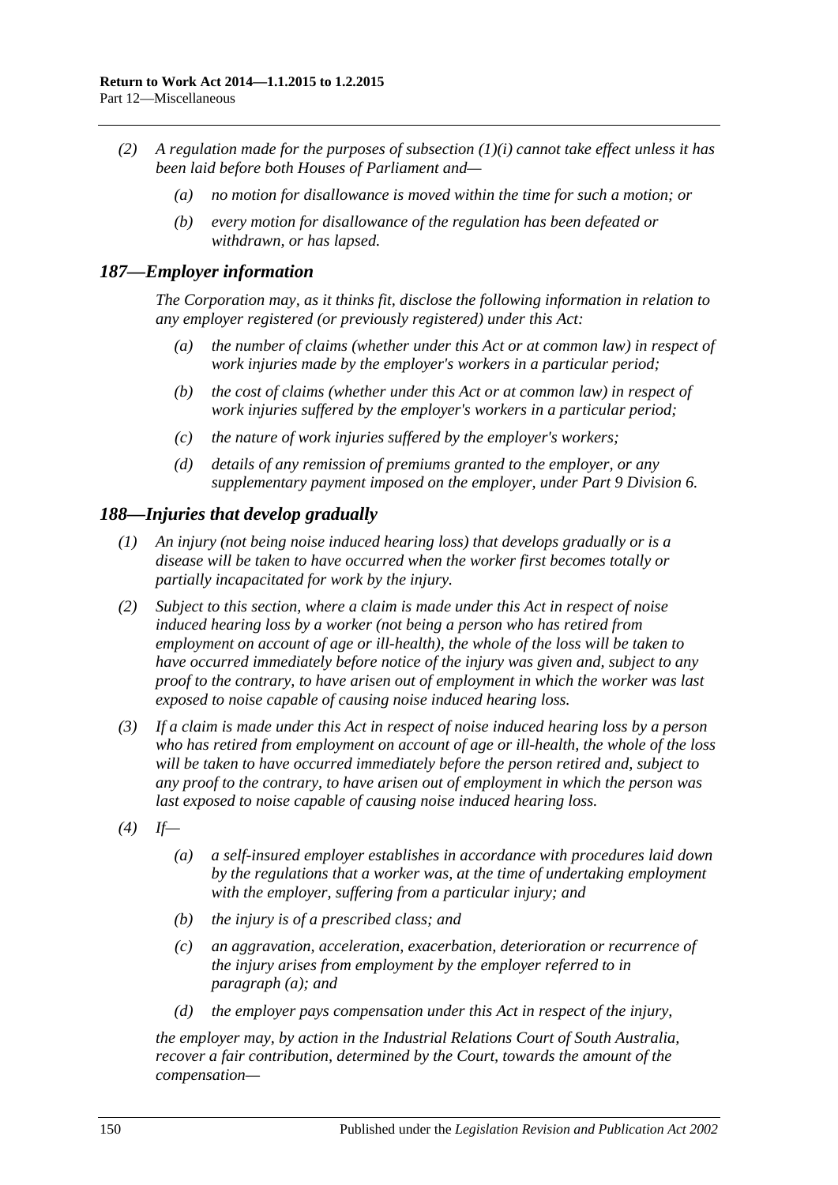(2) A regulation made for the purposes of subsection (1)(i) cannot take effect unless it has been laid before both Houses of Parliament and—

(a) no motion for disallowance is moved within the time for such a motion; or

(b) every motion for disallowance of the regulation has been defeated or withdrawn, or has lapsed.

## 187—Employer information

The Corporation may, as it thinks fit, disclose the following information in relation to any employer registered (or previously registered) under this Act:

(a) the number of claims (whether under this Act or at common law) in respect of work injuries made by the employer's workers in a particular period;

(b) the cost of claims (whether under this Act or at common law) in respect of work injuries suffered by the employer's workers in a particular period;

(c) the nature of work injuries suffered by the employer's workers;

(d) details of any remission of premiums granted to the employer, or any supplementary payment imposed on the employer, under Part 9 Division 6.

## 188—Injuries that develop gradually

(1) An injury (not being noise induced hearing loss) that develops gradually or is a disease will be taken to have occurred when the worker first becomes totally or partially incapacitated for work by the injury.

(2) Subject to this section, where a claim is made under this Act in respect of noise induced hearing loss by a worker (not being a person who has retired from employment on account of age or ill-health), the whole of the loss will be taken to have occurred immediately before notice of the injury was given and, subject to any proof to the contrary, to have arisen out of employment in which the worker was last exposed to noise capable of causing noise induced hearing loss.

(3) If a claim is made under this Act in respect of noise induced hearing loss by a person who has retired from employment on account of age or ill-health, the whole of the loss will be taken to have occurred immediately before the person retired and, subject to any proof to the contrary, to have arisen out of employment in which the person was last exposed to noise capable of causing noise induced hearing loss.

(4) If—

(a) a self-insured employer establishes in accordance with procedures laid down by the regulations that a worker was, at the time of undertaking employment with the employer, suffering from a particular injury; and

(b) the injury is of a prescribed class; and

(c) an aggravation, acceleration, exacerbation, deterioration or recurrence of the injury arises from employment by the employer referred to in paragraph (a); and

(d) the employer pays compensation under this Act in respect of the injury,

the employer may, by action in the Industrial Relations Court of South Australia, recover a fair contribution, determined by the Court, towards the amount of the compensation—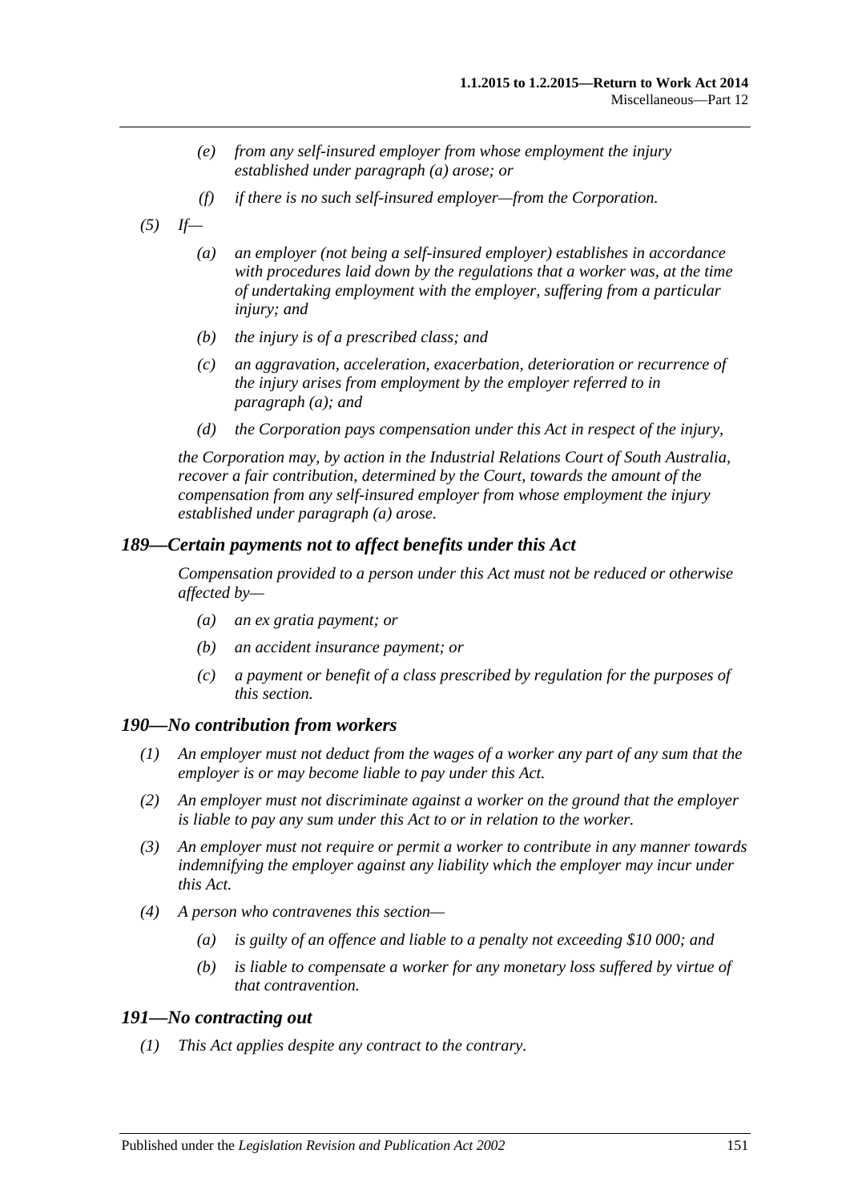(e) *from any self-insured employer from whose employment the injury established under paragraph (a) arose; or*

(f) *if there is no such self-insured employer—from the Corporation.*

(5) *If—*

(a) *an employer (not being a self-insured employer) establishes in accordance with procedures laid down by the regulations that a worker was, at the time of undertaking employment with the employer, suffering from a particular injury; and*

(b) *the injury is of a prescribed class; and*

(c) *an aggravation, acceleration, exacerbation, deterioration or recurrence of the injury arises from employment by the employer referred to in paragraph (a); and*

(d) *the Corporation pays compensation under this Act in respect of the injury,*

*the Corporation may, by action in the Industrial Relations Court of South Australia, recover a fair contribution, determined by the Court, towards the amount of the compensation from any self-insured employer from whose employment the injury established under paragraph (a) arose.*

### *189—Certain payments not to affect benefits under this Act*

*Compensation provided to a person under this Act must not be reduced or otherwise affected by—*

(a) *an ex gratia payment; or*

(b) *an accident insurance payment; or*

(c) *a payment or benefit of a class prescribed by regulation for the purposes of this section.*

### *190—No contribution from workers*

(1) *An employer must not deduct from the wages of a worker any part of any sum that the employer is or may become liable to pay under this Act.*

(2) *An employer must not discriminate against a worker on the ground that the employer is liable to pay any sum under this Act to or in relation to the worker.*

(3) *An employer must not require or permit a worker to contribute in any manner towards indemnifying the employer against any liability which the employer may incur under this Act.*

(4) *A person who contravenes this section—*

(a) *is guilty of an offence and liable to a penalty not exceeding $10 000; and*

(b) *is liable to compensate a worker for any monetary loss suffered by virtue of that contravention.*

### *191—No contracting out*

(1) *This Act applies despite any contract to the contrary.*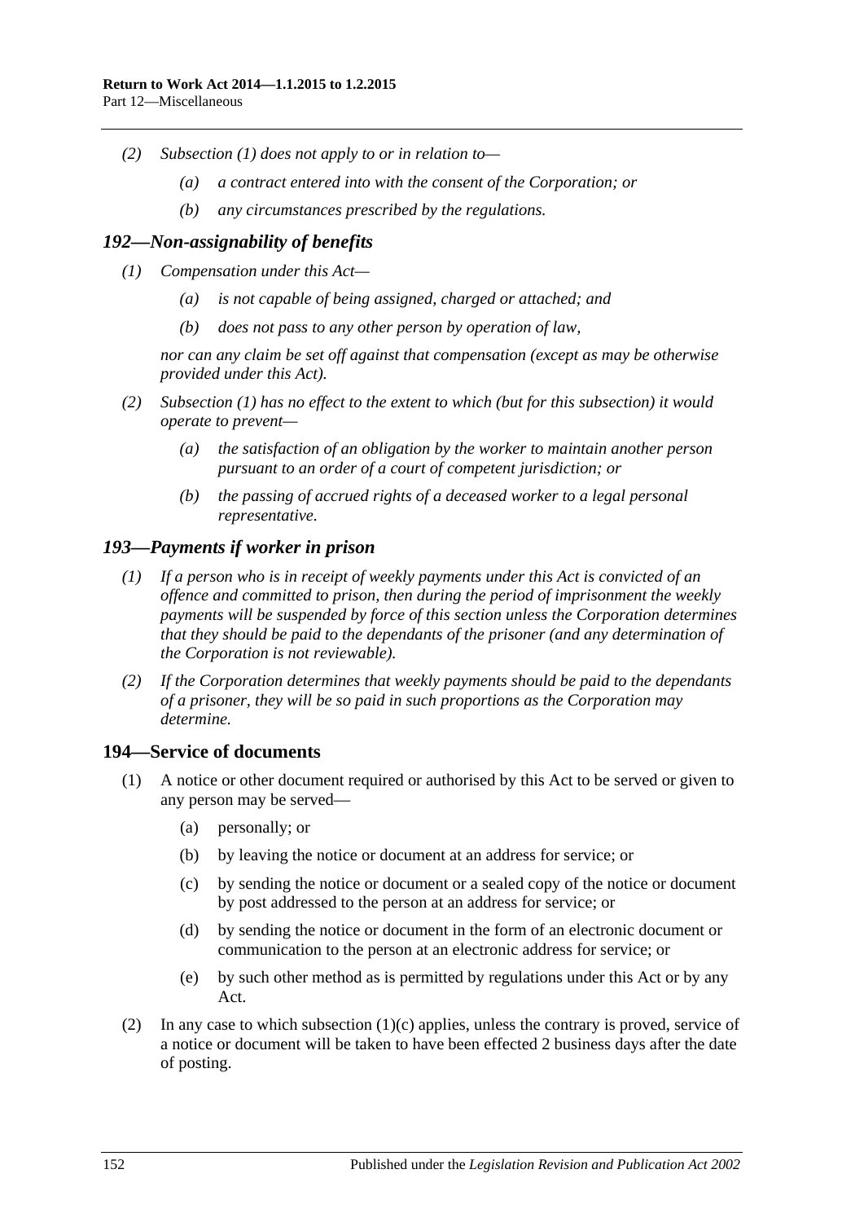*(2) Subsection (1) does not apply to or in relation to—*

*(a) a contract entered into with the consent of the Corporation; or*

*(b) any circumstances prescribed by the regulations.*

### *192—Non-assignability of benefits*

*(1) Compensation under this Act—*

*(a) is not capable of being assigned, charged or attached; and*

*(b) does not pass to any other person by operation of law,*

*nor can any claim be set off against that compensation (except as may be otherwise provided under this Act).*

*(2) Subsection (1) has no effect to the extent to which (but for this subsection) it would operate to prevent—*

*(a) the satisfaction of an obligation by the worker to maintain another person pursuant to an order of a court of competent jurisdiction; or*

*(b) the passing of accrued rights of a deceased worker to a legal personal representative.*

### *193—Payments if worker in prison*

*(1) If a person who is in receipt of weekly payments under this Act is convicted of an offence and committed to prison, then during the period of imprisonment the weekly payments will be suspended by force of this section unless the Corporation determines that they should be paid to the dependants of the prisoner (and any determination of the Corporation is not reviewable).*

*(2) If the Corporation determines that weekly payments should be paid to the dependants of a prisoner, they will be so paid in such proportions as the Corporation may determine.*

### 194—Service of documents

(1) A notice or other document required or authorised by this Act to be served or given to any person may be served—

(a) personally; or

(b) by leaving the notice or document at an address for service; or

(c) by sending the notice or document or a sealed copy of the notice or document by post addressed to the person at an address for service; or

(d) by sending the notice or document in the form of an electronic document or communication to the person at an electronic address for service; or

(e) by such other method as is permitted by regulations under this Act or by any Act.

(2) In any case to which subsection (1)(c) applies, unless the contrary is proved, service of a notice or document will be taken to have been effected 2 business days after the date of posting.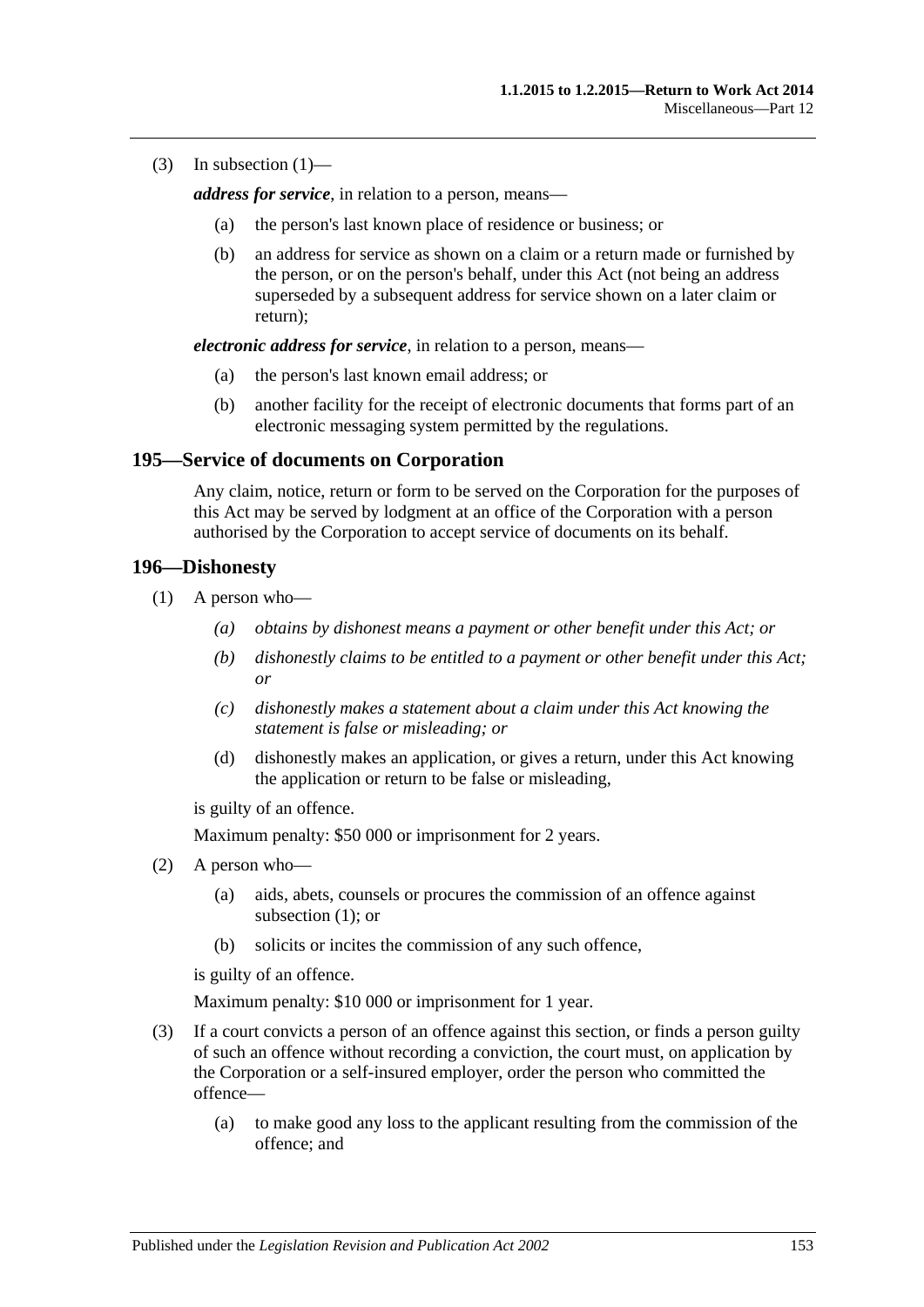(3) In subsection (1)—

***address for service***, in relation to a person, means—

(a) the person's last known place of residence or business; or

(b) an address for service as shown on a claim or a return made or furnished by the person, or on the person's behalf, under this Act (not being an address superseded by a subsequent address for service shown on a later claim or return);

***electronic address for service***, in relation to a person, means—

(a) the person's last known email address; or

(b) another facility for the receipt of electronic documents that forms part of an electronic messaging system permitted by the regulations.

## 195—Service of documents on Corporation

Any claim, notice, return or form to be served on the Corporation for the purposes of this Act may be served by lodgment at an office of the Corporation with a person authorised by the Corporation to accept service of documents on its behalf.

## 196—Dishonesty

(1) A person who—

*(a) obtains by dishonest means a payment or other benefit under this Act; or*

*(b) dishonestly claims to be entitled to a payment or other benefit under this Act; or*

*(c) dishonestly makes a statement about a claim under this Act knowing the statement is false or misleading; or*

(d) dishonestly makes an application, or gives a return, under this Act knowing the application or return to be false or misleading,

is guilty of an offence.

Maximum penalty: $50 000 or imprisonment for 2 years.

(2) A person who—

(a) aids, abets, counsels or procures the commission of an offence against subsection (1); or

(b) solicits or incites the commission of any such offence,

is guilty of an offence.

Maximum penalty: $10 000 or imprisonment for 1 year.

(3) If a court convicts a person of an offence against this section, or finds a person guilty of such an offence without recording a conviction, the court must, on application by the Corporation or a self-insured employer, order the person who committed the offence—

(a) to make good any loss to the applicant resulting from the commission of the offence; and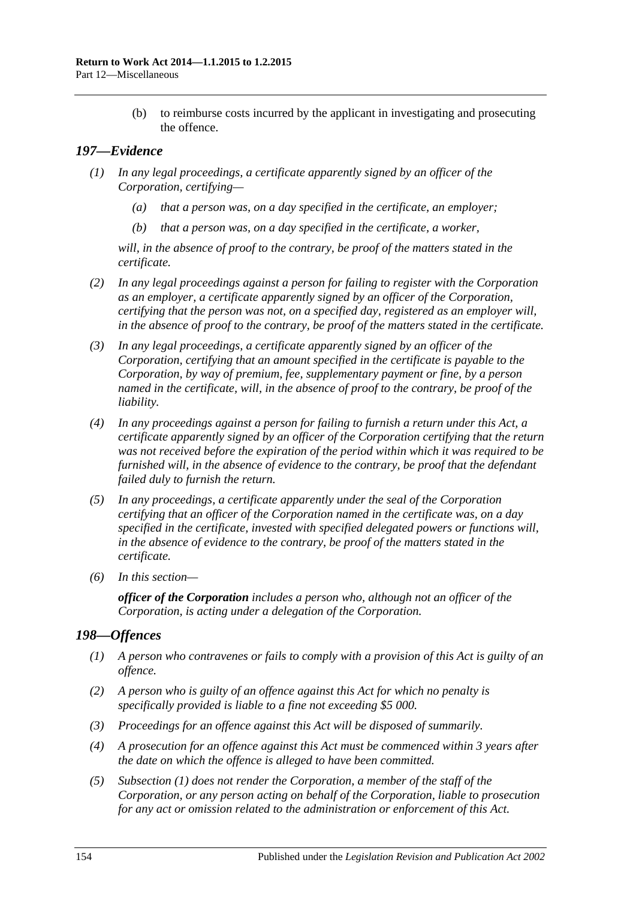(b) to reimburse costs incurred by the applicant in investigating and prosecuting the offence.

## *197—Evidence*

*(1) In any legal proceedings, a certificate apparently signed by an officer of the Corporation, certifying—*

*(a) that a person was, on a day specified in the certificate, an employer;*

*(b) that a person was, on a day specified in the certificate, a worker,*

*will, in the absence of proof to the contrary, be proof of the matters stated in the certificate.*

*(2) In any legal proceedings against a person for failing to register with the Corporation as an employer, a certificate apparently signed by an officer of the Corporation, certifying that the person was not, on a specified day, registered as an employer will, in the absence of proof to the contrary, be proof of the matters stated in the certificate.*

*(3) In any legal proceedings, a certificate apparently signed by an officer of the Corporation, certifying that an amount specified in the certificate is payable to the Corporation, by way of premium, fee, supplementary payment or fine, by a person named in the certificate, will, in the absence of proof to the contrary, be proof of the liability.*

*(4) In any proceedings against a person for failing to furnish a return under this Act, a certificate apparently signed by an officer of the Corporation certifying that the return was not received before the expiration of the period within which it was required to be furnished will, in the absence of evidence to the contrary, be proof that the defendant failed duly to furnish the return.*

*(5) In any proceedings, a certificate apparently under the seal of the Corporation certifying that an officer of the Corporation named in the certificate was, on a day specified in the certificate, invested with specified delegated powers or functions will, in the absence of evidence to the contrary, be proof of the matters stated in the certificate.*

*(6) In this section—*

***officer of the Corporation** includes a person who, although not an officer of the Corporation, is acting under a delegation of the Corporation.*

## *198—Offences*

*(1) A person who contravenes or fails to comply with a provision of this Act is guilty of an offence.*

*(2) A person who is guilty of an offence against this Act for which no penalty is specifically provided is liable to a fine not exceeding $5 000.*

*(3) Proceedings for an offence against this Act will be disposed of summarily.*

*(4) A prosecution for an offence against this Act must be commenced within 3 years after the date on which the offence is alleged to have been committed.*

*(5) Subsection (1) does not render the Corporation, a member of the staff of the Corporation, or any person acting on behalf of the Corporation, liable to prosecution for any act or omission related to the administration or enforcement of this Act.*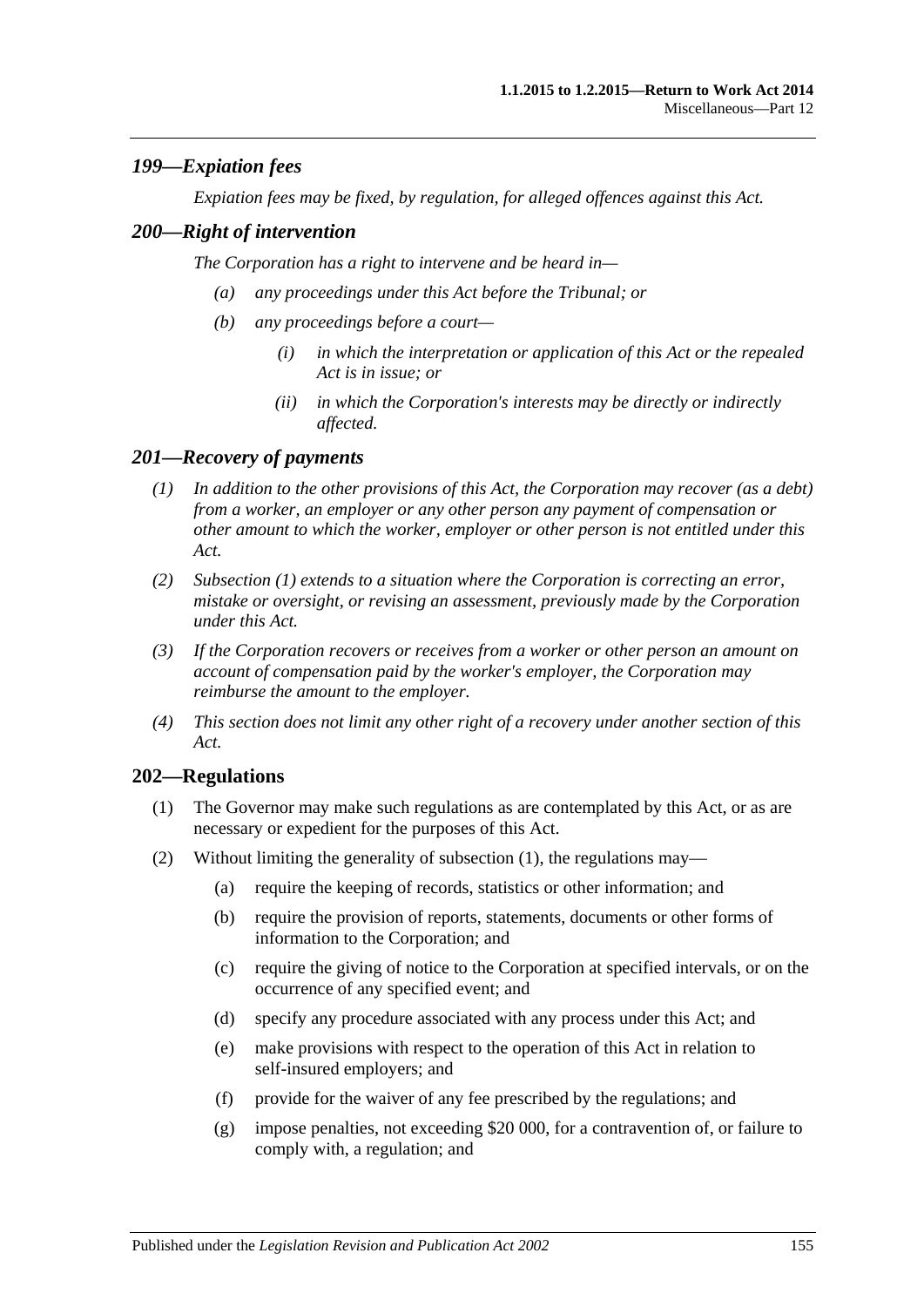### *199—Expiation fees*

*Expiation fees may be fixed, by regulation, for alleged offences against this Act.*

### *200—Right of intervention*

*The Corporation has a right to intervene and be heard in—*

- *(a) any proceedings under this Act before the Tribunal; or*
- *(b) any proceedings before a court—*
  - *(i) in which the interpretation or application of this Act or the repealed Act is in issue; or*
  - *(ii) in which the Corporation's interests may be directly or indirectly affected.*

### *201—Recovery of payments*

*(1) In addition to the other provisions of this Act, the Corporation may recover (as a debt) from a worker, an employer or any other person any payment of compensation or other amount to which the worker, employer or other person is not entitled under this Act.*

*(2) Subsection (1) extends to a situation where the Corporation is correcting an error, mistake or oversight, or revising an assessment, previously made by the Corporation under this Act.*

*(3) If the Corporation recovers or receives from a worker or other person an amount on account of compensation paid by the worker's employer, the Corporation may reimburse the amount to the employer.*

*(4) This section does not limit any other right of a recovery under another section of this Act.*

### 202—Regulations

(1) The Governor may make such regulations as are contemplated by this Act, or as are necessary or expedient for the purposes of this Act.

(2) Without limiting the generality of subsection (1), the regulations may—

- (a) require the keeping of records, statistics or other information; and
- (b) require the provision of reports, statements, documents or other forms of information to the Corporation; and
- (c) require the giving of notice to the Corporation at specified intervals, or on the occurrence of any specified event; and
- (d) specify any procedure associated with any process under this Act; and
- (e) make provisions with respect to the operation of this Act in relation to self-insured employers; and
- (f) provide for the waiver of any fee prescribed by the regulations; and
- (g) impose penalties, not exceeding $20 000, for a contravention of, or failure to comply with, a regulation; and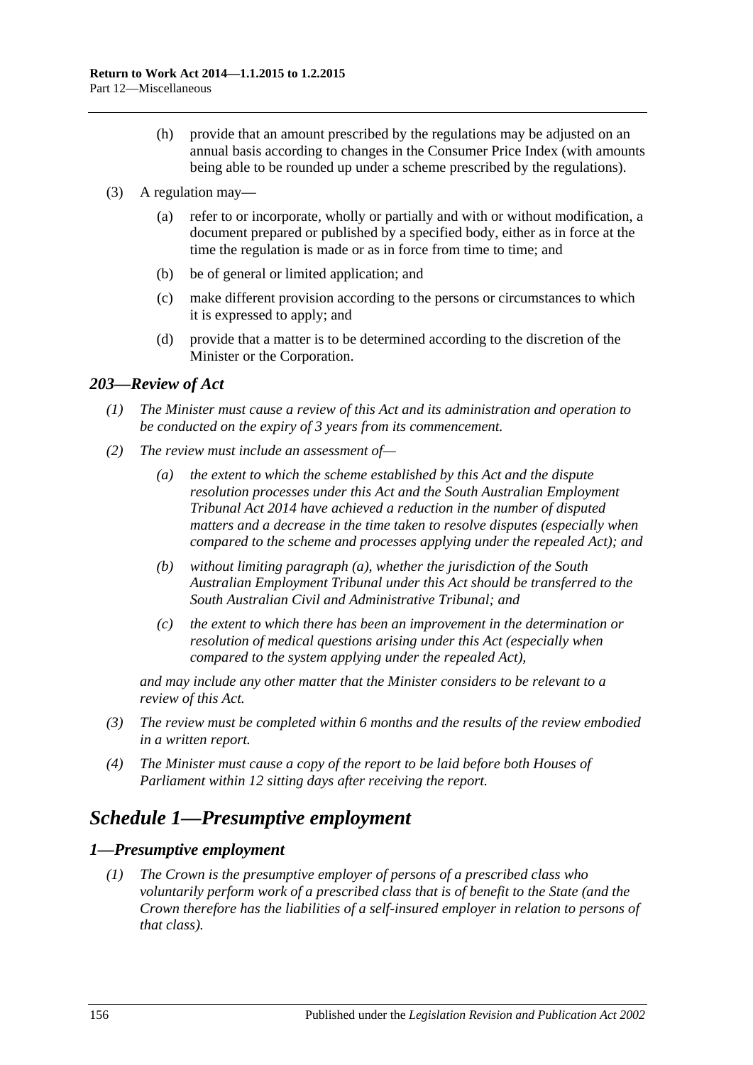(h) provide that an amount prescribed by the regulations may be adjusted on an annual basis according to changes in the Consumer Price Index (with amounts being able to be rounded up under a scheme prescribed by the regulations).

(3) A regulation may—

(a) refer to or incorporate, wholly or partially and with or without modification, a document prepared or published by a specified body, either as in force at the time the regulation is made or as in force from time to time; and

(b) be of general or limited application; and

(c) make different provision according to the persons or circumstances to which it is expressed to apply; and

(d) provide that a matter is to be determined according to the discretion of the Minister or the Corporation.

### *203—Review of Act*

*(1) The Minister must cause a review of this Act and its administration and operation to be conducted on the expiry of 3 years from its commencement.*

*(2) The review must include an assessment of—*

*(a) the extent to which the scheme established by this Act and the dispute resolution processes under this Act and the South Australian Employment Tribunal Act 2014 have achieved a reduction in the number of disputed matters and a decrease in the time taken to resolve disputes (especially when compared to the scheme and processes applying under the repealed Act); and*

*(b) without limiting paragraph (a), whether the jurisdiction of the South Australian Employment Tribunal under this Act should be transferred to the South Australian Civil and Administrative Tribunal; and*

*(c) the extent to which there has been an improvement in the determination or resolution of medical questions arising under this Act (especially when compared to the system applying under the repealed Act),*

*and may include any other matter that the Minister considers to be relevant to a review of this Act.*

*(3) The review must be completed within 6 months and the results of the review embodied in a written report.*

*(4) The Minister must cause a copy of the report to be laid before both Houses of Parliament within 12 sitting days after receiving the report.*

## *Schedule 1—Presumptive employment*

### *1—Presumptive employment*

*(1) The Crown is the presumptive employer of persons of a prescribed class who voluntarily perform work of a prescribed class that is of benefit to the State (and the Crown therefore has the liabilities of a self-insured employer in relation to persons of that class).*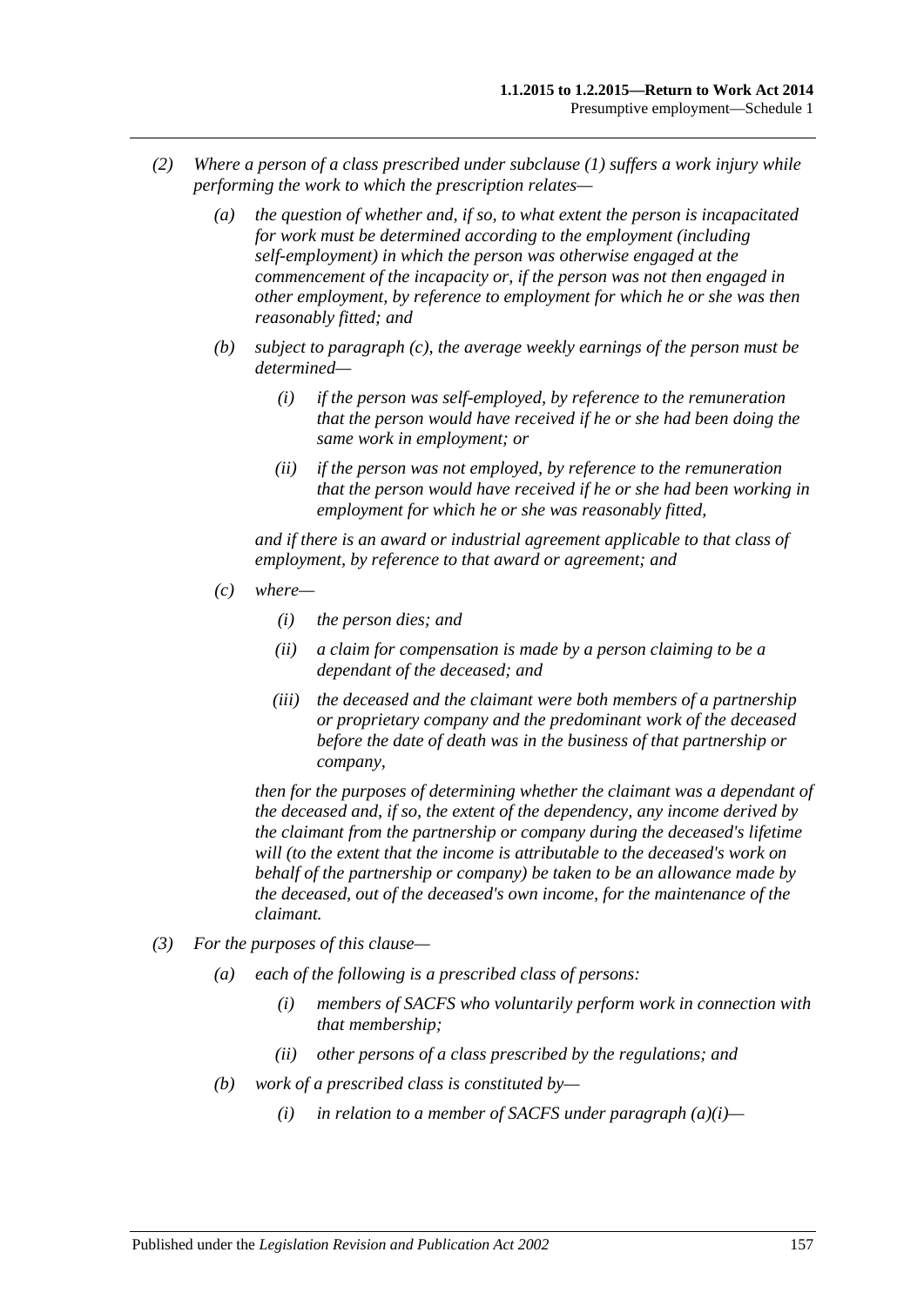*(2) Where a person of a class prescribed under subclause (1) suffers a work injury while performing the work to which the prescription relates—*

> *(a) the question of whether and, if so, to what extent the person is incapacitated for work must be determined according to the employment (including self-employment) in which the person was otherwise engaged at the commencement of the incapacity or, if the person was not then engaged in other employment, by reference to employment for which he or she was then reasonably fitted; and*
>
> *(b) subject to paragraph (c), the average weekly earnings of the person must be determined—*
>
> > *(i) if the person was self-employed, by reference to the remuneration that the person would have received if he or she had been doing the same work in employment; or*
> >
> > *(ii) if the person was not employed, by reference to the remuneration that the person would have received if he or she had been working in employment for which he or she was reasonably fitted,*
>
> *and if there is an award or industrial agreement applicable to that class of employment, by reference to that award or agreement; and*
>
> *(c) where—*
>
> > *(i) the person dies; and*
> >
> > *(ii) a claim for compensation is made by a person claiming to be a dependant of the deceased; and*
> >
> > *(iii) the deceased and the claimant were both members of a partnership or proprietary company and the predominant work of the deceased before the date of death was in the business of that partnership or company,*
>
> *then for the purposes of determining whether the claimant was a dependant of the deceased and, if so, the extent of the dependency, any income derived by the claimant from the partnership or company during the deceased's lifetime will (to the extent that the income is attributable to the deceased's work on behalf of the partnership or company) be taken to be an allowance made by the deceased, out of the deceased's own income, for the maintenance of the claimant.*

*(3) For the purposes of this clause—*

> *(a) each of the following is a prescribed class of persons:*
>
> > *(i) members of SACFS who voluntarily perform work in connection with that membership;*
> >
> > *(ii) other persons of a class prescribed by the regulations; and*
>
> *(b) work of a prescribed class is constituted by—*
>
> > *(i) in relation to a member of SACFS under paragraph (a)(i)—*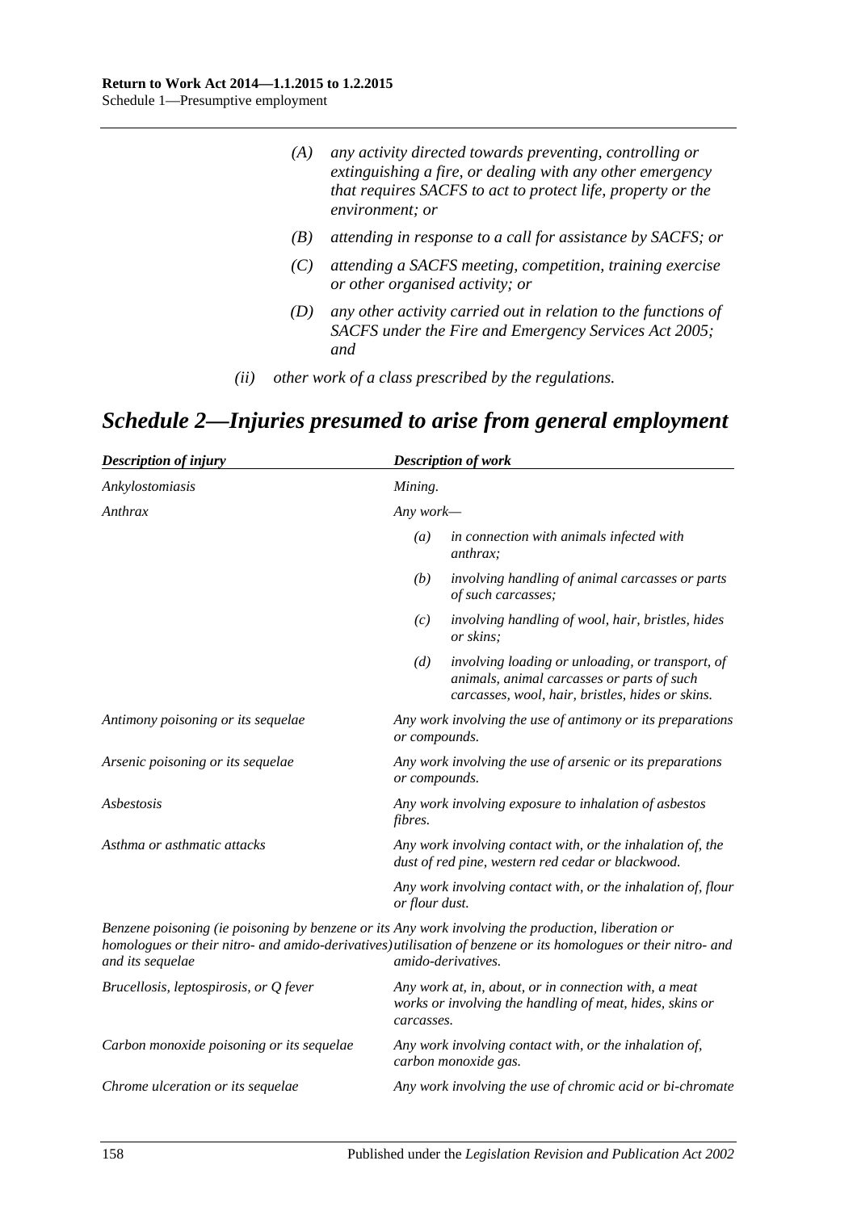(A) *any activity directed towards preventing, controlling or extinguishing a fire, or dealing with any other emergency that requires SACFS to act to protect life, property or the environment; or*

(B) *attending in response to a call for assistance by SACFS; or*

(C) *attending a SACFS meeting, competition, training exercise or other organised activity; or*

(D) *any other activity carried out in relation to the functions of SACFS under the Fire and Emergency Services Act 2005; and*

(ii) *other work of a class prescribed by the regulations.*

# *Schedule 2—Injuries presumed to arise from general employment*

| *Description of injury* | *Description of work* |
|---|---|
| *Ankylostomiasis* | *Mining.* |
| *Anthrax* | *Any work—*<br>(a) *in connection with animals infected with anthrax;*<br>(b) *involving handling of animal carcasses or parts of such carcasses;*<br>(c) *involving handling of wool, hair, bristles, hides or skins;*<br>(d) *involving loading or unloading, or transport, of animals, animal carcasses or parts of such carcasses, wool, hair, bristles, hides or skins.* |
| *Antimony poisoning or its sequelae* | *Any work involving the use of antimony or its preparations or compounds.* |
| *Arsenic poisoning or its sequelae* | *Any work involving the use of arsenic or its preparations or compounds.* |
| *Asbestosis* | *Any work involving exposure to inhalation of asbestos fibres.* |
| *Asthma or asthmatic attacks* | *Any work involving contact with, or the inhalation of, the dust of red pine, western red cedar or blackwood.*<br>*Any work involving contact with, or the inhalation of, flour or flour dust.* |
| *Benzene poisoning (ie poisoning by benzene or its homologues or their nitro- and amido-derivatives) and its sequelae* | *Any work involving the production, liberation or utilisation of benzene or its homologues or their nitro- and amido-derivatives.* |
| *Brucellosis, leptospirosis, or Q fever* | *Any work at, in, about, or in connection with, a meat works or involving the handling of meat, hides, skins or carcasses.* |
| *Carbon monoxide poisoning or its sequelae* | *Any work involving contact with, or the inhalation of, carbon monoxide gas.* |
| *Chrome ulceration or its sequelae* | *Any work involving the use of chromic acid or bi-chromate* |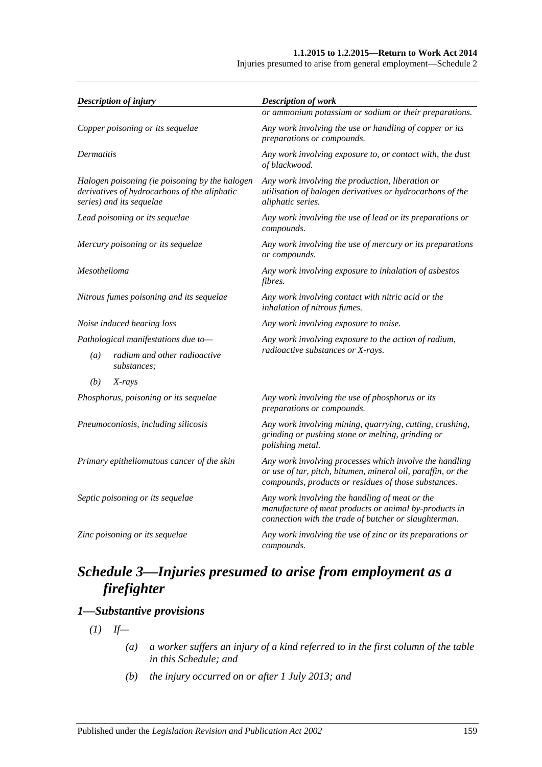| *Description of injury* | *Description of work* |
|---|---|
| | *or ammonium potassium or sodium or their preparations.* |
| *Copper poisoning or its sequelae* | *Any work involving the use or handling of copper or its preparations or compounds.* |
| *Dermatitis* | *Any work involving exposure to, or contact with, the dust of blackwood.* |
| *Halogen poisoning (ie poisoning by the halogen derivatives of hydrocarbons of the aliphatic series) and its sequelae* | *Any work involving the production, liberation or utilisation of halogen derivatives or hydrocarbons of the aliphatic series.* |
| *Lead poisoning or its sequelae* | *Any work involving the use of lead or its preparations or compounds.* |
| *Mercury poisoning or its sequelae* | *Any work involving the use of mercury or its preparations or compounds.* |
| *Mesothelioma* | *Any work involving exposure to inhalation of asbestos fibres.* |
| *Nitrous fumes poisoning and its sequelae* | *Any work involving contact with nitric acid or the inhalation of nitrous fumes.* |
| *Noise induced hearing loss* | *Any work involving exposure to noise.* |
| *Pathological manifestations due to—* *(a) radium and other radioactive substances;* *(b) X-rays* | *Any work involving exposure to the action of radium, radioactive substances or X-rays.* |
| *Phosphorus, poisoning or its sequelae* | *Any work involving the use of phosphorus or its preparations or compounds.* |
| *Pneumoconiosis, including silicosis* | *Any work involving mining, quarrying, cutting, crushing, grinding or pushing stone or melting, grinding or polishing metal.* |
| *Primary epitheliomatous cancer of the skin* | *Any work involving processes which involve the handling or use of tar, pitch, bitumen, mineral oil, paraffin, or the compounds, products or residues of those substances.* |
| *Septic poisoning or its sequelae* | *Any work involving the handling of meat or the manufacture of meat products or animal by-products in connection with the trade of butcher or slaughterman.* |
| *Zinc poisoning or its sequelae* | *Any work involving the use of zinc or its preparations or compounds.* |

# *Schedule 3—Injuries presumed to arise from employment as a firefighter*

## *1—Substantive provisions*

*(1) If—*

*(a) a worker suffers an injury of a kind referred to in the first column of the table in this Schedule; and*

*(b) the injury occurred on or after 1 July 2013; and*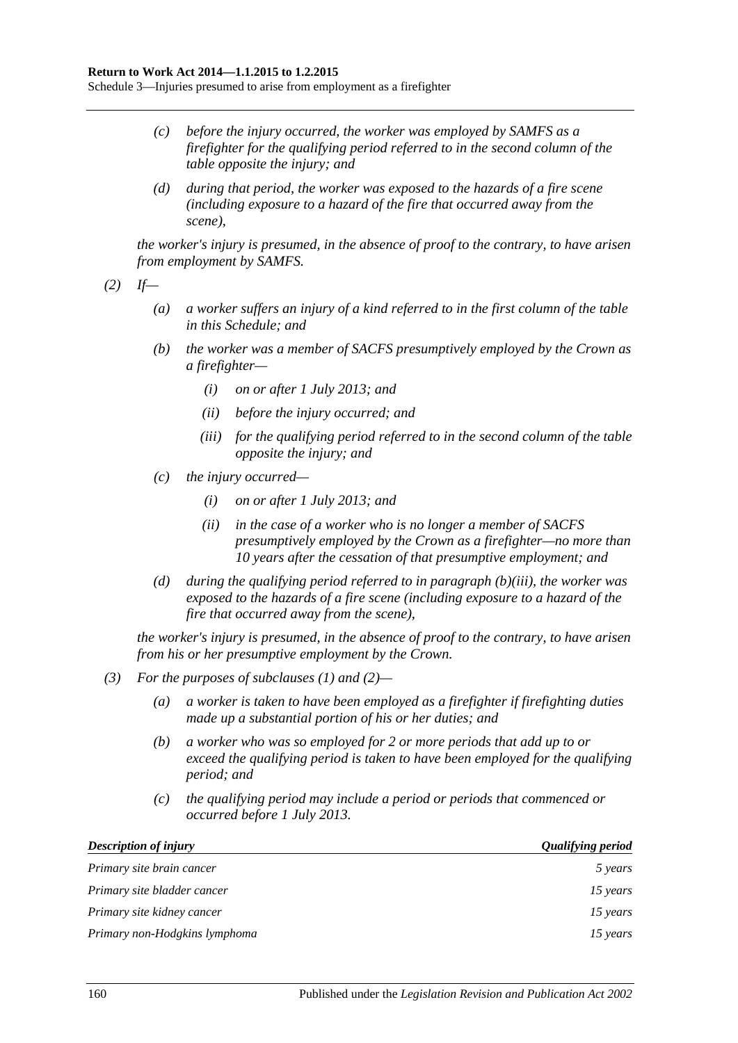*(c) before the injury occurred, the worker was employed by SAMFS as a firefighter for the qualifying period referred to in the second column of the table opposite the injury; and*

*(d) during that period, the worker was exposed to the hazards of a fire scene (including exposure to a hazard of the fire that occurred away from the scene),*

*the worker's injury is presumed, in the absence of proof to the contrary, to have arisen from employment by SAMFS.*

*(2) If—*

*(a) a worker suffers an injury of a kind referred to in the first column of the table in this Schedule; and*

*(b) the worker was a member of SACFS presumptively employed by the Crown as a firefighter—*

*(i) on or after 1 July 2013; and*

*(ii) before the injury occurred; and*

*(iii) for the qualifying period referred to in the second column of the table opposite the injury; and*

*(c) the injury occurred—*

*(i) on or after 1 July 2013; and*

*(ii) in the case of a worker who is no longer a member of SACFS presumptively employed by the Crown as a firefighter—no more than 10 years after the cessation of that presumptive employment; and*

*(d) during the qualifying period referred to in paragraph (b)(iii), the worker was exposed to the hazards of a fire scene (including exposure to a hazard of the fire that occurred away from the scene),*

*the worker's injury is presumed, in the absence of proof to the contrary, to have arisen from his or her presumptive employment by the Crown.*

*(3) For the purposes of subclauses (1) and (2)—*

*(a) a worker is taken to have been employed as a firefighter if firefighting duties made up a substantial portion of his or her duties; and*

*(b) a worker who was so employed for 2 or more periods that add up to or exceed the qualifying period is taken to have been employed for the qualifying period; and*

*(c) the qualifying period may include a period or periods that commenced or occurred before 1 July 2013.*

| ***Description of injury*** | ***Qualifying period*** |
|---|---|
| *Primary site brain cancer* | *5 years* |
| *Primary site bladder cancer* | *15 years* |
| *Primary site kidney cancer* | *15 years* |
| *Primary non-Hodgkins lymphoma* | *15 years* |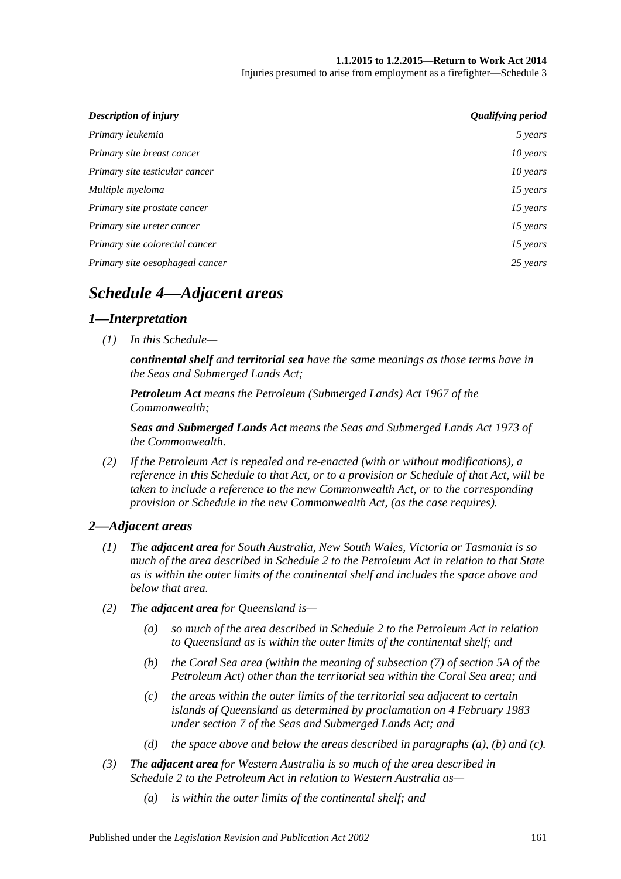| *Description of injury* | *Qualifying period* |
|---|---|
| *Primary leukemia* | *5 years* |
| *Primary site breast cancer* | *10 years* |
| *Primary site testicular cancer* | *10 years* |
| *Multiple myeloma* | *15 years* |
| *Primary site prostate cancer* | *15 years* |
| *Primary site ureter cancer* | *15 years* |
| *Primary site colorectal cancer* | *15 years* |
| *Primary site oesophageal cancer* | *25 years* |

# *Schedule 4—Adjacent areas*

## *1—Interpretation*

*(1) In this Schedule—*

***continental shelf** and **territorial sea** have the same meanings as those terms have in the Seas and Submerged Lands Act;*

***Petroleum Act** means the Petroleum (Submerged Lands) Act 1967 of the Commonwealth;*

***Seas and Submerged Lands Act** means the Seas and Submerged Lands Act 1973 of the Commonwealth.*

*(2) If the Petroleum Act is repealed and re-enacted (with or without modifications), a reference in this Schedule to that Act, or to a provision or Schedule of that Act, will be taken to include a reference to the new Commonwealth Act, or to the corresponding provision or Schedule in the new Commonwealth Act, (as the case requires).*

## *2—Adjacent areas*

*(1) The **adjacent area** for South Australia, New South Wales, Victoria or Tasmania is so much of the area described in Schedule 2 to the Petroleum Act in relation to that State as is within the outer limits of the continental shelf and includes the space above and below that area.*

*(2) The **adjacent area** for Queensland is—*

*(a) so much of the area described in Schedule 2 to the Petroleum Act in relation to Queensland as is within the outer limits of the continental shelf; and*

*(b) the Coral Sea area (within the meaning of subsection (7) of section 5A of the Petroleum Act) other than the territorial sea within the Coral Sea area; and*

*(c) the areas within the outer limits of the territorial sea adjacent to certain islands of Queensland as determined by proclamation on 4 February 1983 under section 7 of the Seas and Submerged Lands Act; and*

*(d) the space above and below the areas described in paragraphs (a), (b) and (c).*

*(3) The **adjacent area** for Western Australia is so much of the area described in Schedule 2 to the Petroleum Act in relation to Western Australia as—*

*(a) is within the outer limits of the continental shelf; and*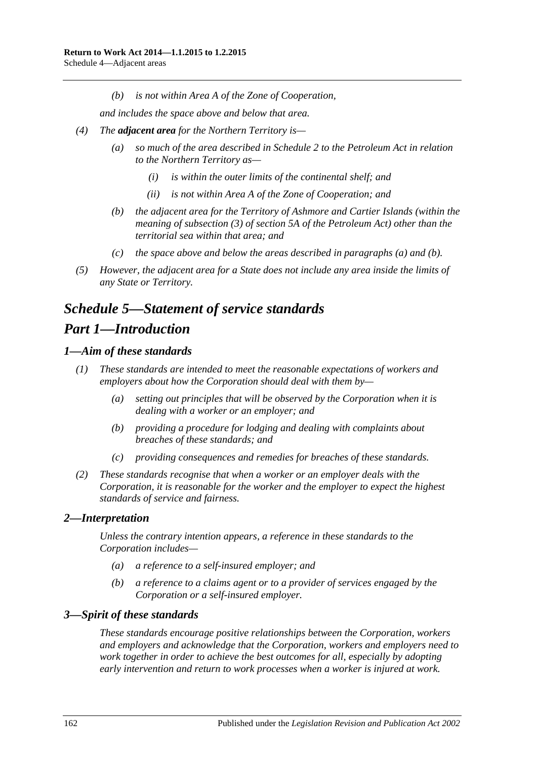*(b) is not within Area A of the Zone of Cooperation,*

*and includes the space above and below that area.*

*(4) The **adjacent area** for the Northern Territory is—*

*(a) so much of the area described in Schedule 2 to the Petroleum Act in relation to the Northern Territory as—*

*(i) is within the outer limits of the continental shelf; and*

*(ii) is not within Area A of the Zone of Cooperation; and*

*(b) the adjacent area for the Territory of Ashmore and Cartier Islands (within the meaning of subsection (3) of section 5A of the Petroleum Act) other than the territorial sea within that area; and*

*(c) the space above and below the areas described in paragraphs (a) and (b).*

*(5) However, the adjacent area for a State does not include any area inside the limits of any State or Territory.*

# *Schedule 5—Statement of service standards*

# *Part 1—Introduction*

## *1—Aim of these standards*

*(1) These standards are intended to meet the reasonable expectations of workers and employers about how the Corporation should deal with them by—*

*(a) setting out principles that will be observed by the Corporation when it is dealing with a worker or an employer; and*

*(b) providing a procedure for lodging and dealing with complaints about breaches of these standards; and*

*(c) providing consequences and remedies for breaches of these standards.*

*(2) These standards recognise that when a worker or an employer deals with the Corporation, it is reasonable for the worker and the employer to expect the highest standards of service and fairness.*

## *2—Interpretation*

*Unless the contrary intention appears, a reference in these standards to the Corporation includes—*

*(a) a reference to a self-insured employer; and*

*(b) a reference to a claims agent or to a provider of services engaged by the Corporation or a self-insured employer.*

## *3—Spirit of these standards*

*These standards encourage positive relationships between the Corporation, workers and employers and acknowledge that the Corporation, workers and employers need to work together in order to achieve the best outcomes for all, especially by adopting early intervention and return to work processes when a worker is injured at work.*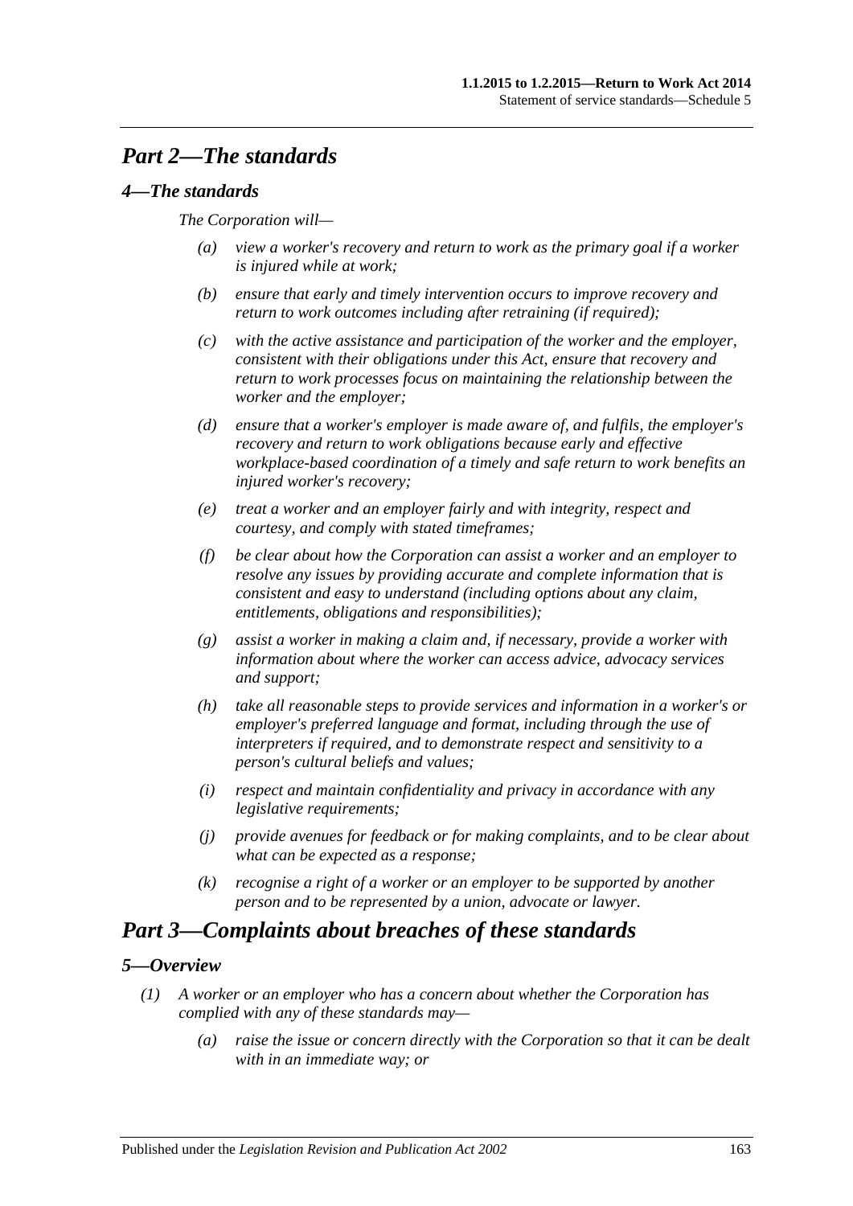## *Part 2—The standards*

### *4—The standards*

*The Corporation will—*

- *(a) view a worker's recovery and return to work as the primary goal if a worker is injured while at work;*
- *(b) ensure that early and timely intervention occurs to improve recovery and return to work outcomes including after retraining (if required);*
- *(c) with the active assistance and participation of the worker and the employer, consistent with their obligations under this Act, ensure that recovery and return to work processes focus on maintaining the relationship between the worker and the employer;*
- *(d) ensure that a worker's employer is made aware of, and fulfils, the employer's recovery and return to work obligations because early and effective workplace-based coordination of a timely and safe return to work benefits an injured worker's recovery;*
- *(e) treat a worker and an employer fairly and with integrity, respect and courtesy, and comply with stated timeframes;*
- *(f) be clear about how the Corporation can assist a worker and an employer to resolve any issues by providing accurate and complete information that is consistent and easy to understand (including options about any claim, entitlements, obligations and responsibilities);*
- *(g) assist a worker in making a claim and, if necessary, provide a worker with information about where the worker can access advice, advocacy services and support;*
- *(h) take all reasonable steps to provide services and information in a worker's or employer's preferred language and format, including through the use of interpreters if required, and to demonstrate respect and sensitivity to a person's cultural beliefs and values;*
- *(i) respect and maintain confidentiality and privacy in accordance with any legislative requirements;*
- *(j) provide avenues for feedback or for making complaints, and to be clear about what can be expected as a response;*
- *(k) recognise a right of a worker or an employer to be supported by another person and to be represented by a union, advocate or lawyer.*

## *Part 3—Complaints about breaches of these standards*

### *5—Overview*

*(1) A worker or an employer who has a concern about whether the Corporation has complied with any of these standards may—*

- *(a) raise the issue or concern directly with the Corporation so that it can be dealt with in an immediate way; or*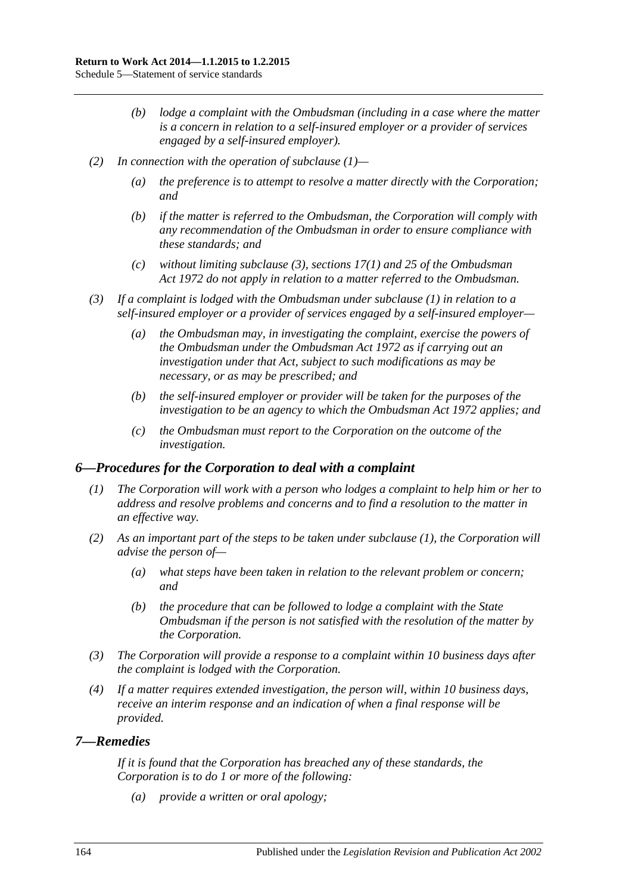*(b) lodge a complaint with the Ombudsman (including in a case where the matter is a concern in relation to a self-insured employer or a provider of services engaged by a self-insured employer).*

*(2) In connection with the operation of subclause (1)—*

*(a) the preference is to attempt to resolve a matter directly with the Corporation; and*

*(b) if the matter is referred to the Ombudsman, the Corporation will comply with any recommendation of the Ombudsman in order to ensure compliance with these standards; and*

*(c) without limiting subclause (3), sections 17(1) and 25 of the Ombudsman Act 1972 do not apply in relation to a matter referred to the Ombudsman.*

*(3) If a complaint is lodged with the Ombudsman under subclause (1) in relation to a self-insured employer or a provider of services engaged by a self-insured employer—*

*(a) the Ombudsman may, in investigating the complaint, exercise the powers of the Ombudsman under the Ombudsman Act 1972 as if carrying out an investigation under that Act, subject to such modifications as may be necessary, or as may be prescribed; and*

*(b) the self-insured employer or provider will be taken for the purposes of the investigation to be an agency to which the Ombudsman Act 1972 applies; and*

*(c) the Ombudsman must report to the Corporation on the outcome of the investigation.*

### *6—Procedures for the Corporation to deal with a complaint*

*(1) The Corporation will work with a person who lodges a complaint to help him or her to address and resolve problems and concerns and to find a resolution to the matter in an effective way.*

*(2) As an important part of the steps to be taken under subclause (1), the Corporation will advise the person of—*

*(a) what steps have been taken in relation to the relevant problem or concern; and*

*(b) the procedure that can be followed to lodge a complaint with the State Ombudsman if the person is not satisfied with the resolution of the matter by the Corporation.*

*(3) The Corporation will provide a response to a complaint within 10 business days after the complaint is lodged with the Corporation.*

*(4) If a matter requires extended investigation, the person will, within 10 business days, receive an interim response and an indication of when a final response will be provided.*

### *7—Remedies*

*If it is found that the Corporation has breached any of these standards, the Corporation is to do 1 or more of the following:*

*(a) provide a written or oral apology;*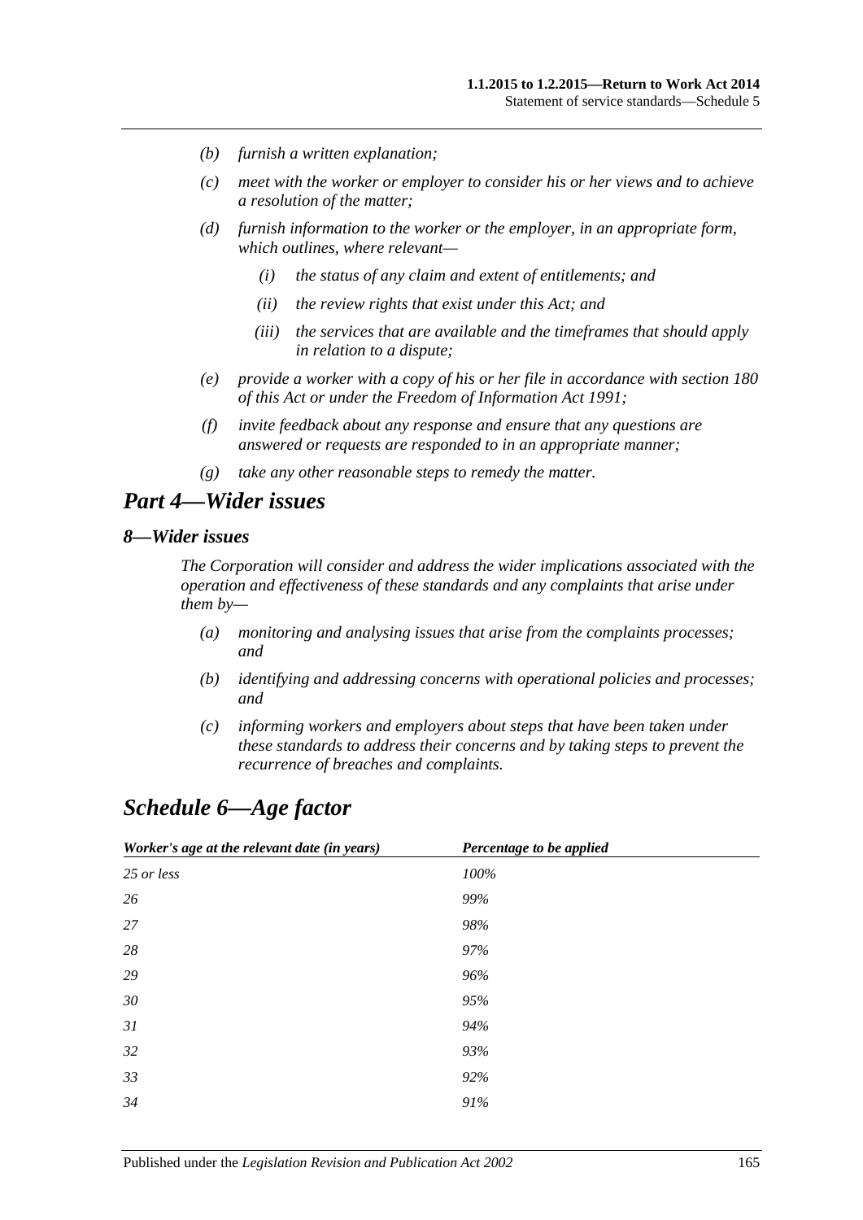- *(b)* *furnish a written explanation;*
- *(c)* *meet with the worker or employer to consider his or her views and to achieve a resolution of the matter;*
- *(d)* *furnish information to the worker or the employer, in an appropriate form, which outlines, where relevant—*
    - *(i)* *the status of any claim and extent of entitlements; and*
    - *(ii)* *the review rights that exist under this Act; and*
    - *(iii)* *the services that are available and the timeframes that should apply in relation to a dispute;*
- *(e)* *provide a worker with a copy of his or her file in accordance with section 180 of this Act or under the Freedom of Information Act 1991;*
- *(f)* *invite feedback about any response and ensure that any questions are answered or requests are responded to in an appropriate manner;*
- *(g)* *take any other reasonable steps to remedy the matter.*

## *Part 4—Wider issues*

### *8—Wider issues*

*The Corporation will consider and address the wider implications associated with the operation and effectiveness of these standards and any complaints that arise under them by—*

- *(a)* *monitoring and analysing issues that arise from the complaints processes; and*
- *(b)* *identifying and addressing concerns with operational policies and processes; and*
- *(c)* *informing workers and employers about steps that have been taken under these standards to address their concerns and by taking steps to prevent the recurrence of breaches and complaints.*

# *Schedule 6—Age factor*

| *Worker's age at the relevant date (in years)* | *Percentage to be applied* |
|---|---|
| *25 or less* | *100%* |
| *26* | *99%* |
| *27* | *98%* |
| *28* | *97%* |
| *29* | *96%* |
| *30* | *95%* |
| *31* | *94%* |
| *32* | *93%* |
| *33* | *92%* |
| *34* | *91%* |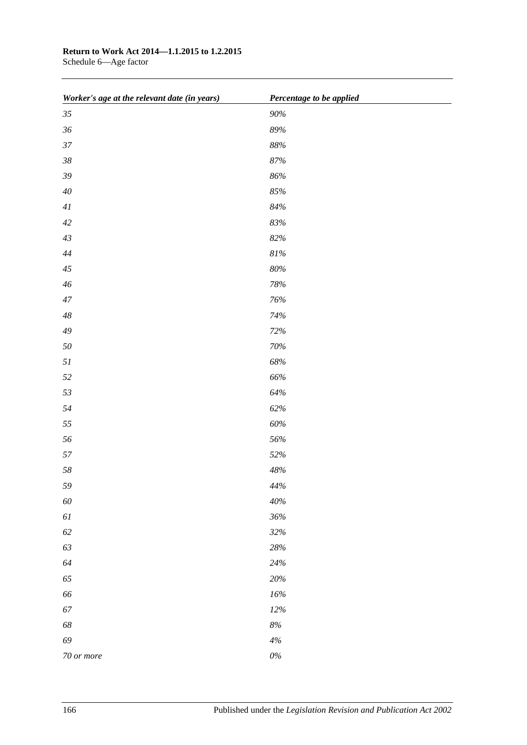| *Worker's age at the relevant date (in years)* | *Percentage to be applied* |
|---|---|
| *35* | *90%* |
| *36* | *89%* |
| *37* | *88%* |
| *38* | *87%* |
| *39* | *86%* |
| *40* | *85%* |
| *41* | *84%* |
| *42* | *83%* |
| *43* | *82%* |
| *44* | *81%* |
| *45* | *80%* |
| *46* | *78%* |
| *47* | *76%* |
| *48* | *74%* |
| *49* | *72%* |
| *50* | *70%* |
| *51* | *68%* |
| *52* | *66%* |
| *53* | *64%* |
| *54* | *62%* |
| *55* | *60%* |
| *56* | *56%* |
| *57* | *52%* |
| *58* | *48%* |
| *59* | *44%* |
| *60* | *40%* |
| *61* | *36%* |
| *62* | *32%* |
| *63* | *28%* |
| *64* | *24%* |
| *65* | *20%* |
| *66* | *16%* |
| *67* | *12%* |
| *68* | *8%* |
| *69* | *4%* |
| *70 or more* | *0%* |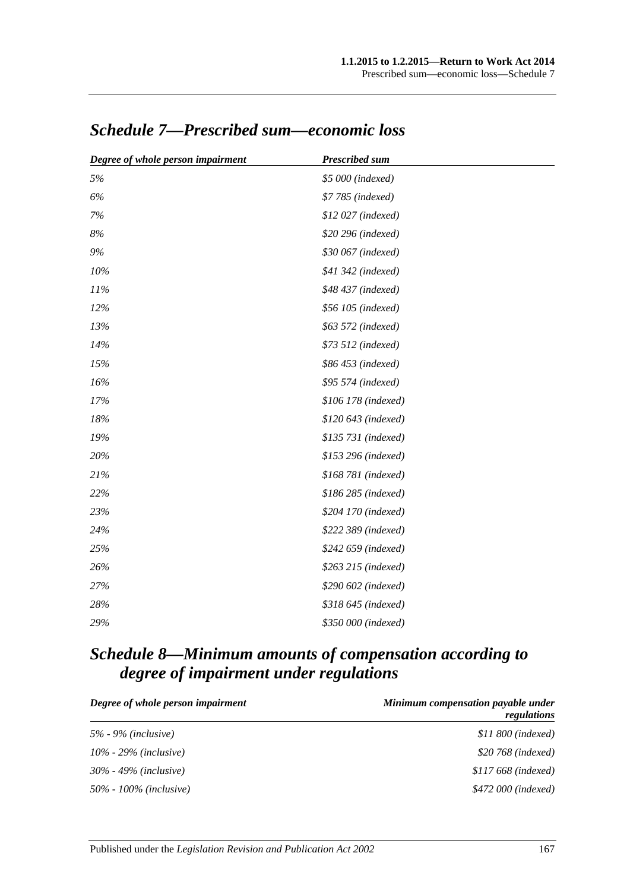## *Schedule 7—Prescribed sum—economic loss*

| *Degree of whole person impairment* | *Prescribed sum* |
|---|---|
| *5%* | *$5 000 (indexed)* |
| *6%* | *$7 785 (indexed)* |
| *7%* | *$12 027 (indexed)* |
| *8%* | *$20 296 (indexed)* |
| *9%* | *$30 067 (indexed)* |
| *10%* | *$41 342 (indexed)* |
| *11%* | *$48 437 (indexed)* |
| *12%* | *$56 105 (indexed)* |
| *13%* | *$63 572 (indexed)* |
| *14%* | *$73 512 (indexed)* |
| *15%* | *$86 453 (indexed)* |
| *16%* | *$95 574 (indexed)* |
| *17%* | *$106 178 (indexed)* |
| *18%* | *$120 643 (indexed)* |
| *19%* | *$135 731 (indexed)* |
| *20%* | *$153 296 (indexed)* |
| *21%* | *$168 781 (indexed)* |
| *22%* | *$186 285 (indexed)* |
| *23%* | *$204 170 (indexed)* |
| *24%* | *$222 389 (indexed)* |
| *25%* | *$242 659 (indexed)* |
| *26%* | *$263 215 (indexed)* |
| *27%* | *$290 602 (indexed)* |
| *28%* | *$318 645 (indexed)* |
| *29%* | *$350 000 (indexed)* |

## *Schedule 8—Minimum amounts of compensation according to degree of impairment under regulations*

| *Degree of whole person impairment* | *Minimum compensation payable under regulations* |
|---|---|
| *5% - 9% (inclusive)* | *$11 800 (indexed)* |
| *10% - 29% (inclusive)* | *$20 768 (indexed)* |
| *30% - 49% (inclusive)* | *$117 668 (indexed)* |
| *50% - 100% (inclusive)* | *$472 000 (indexed)* |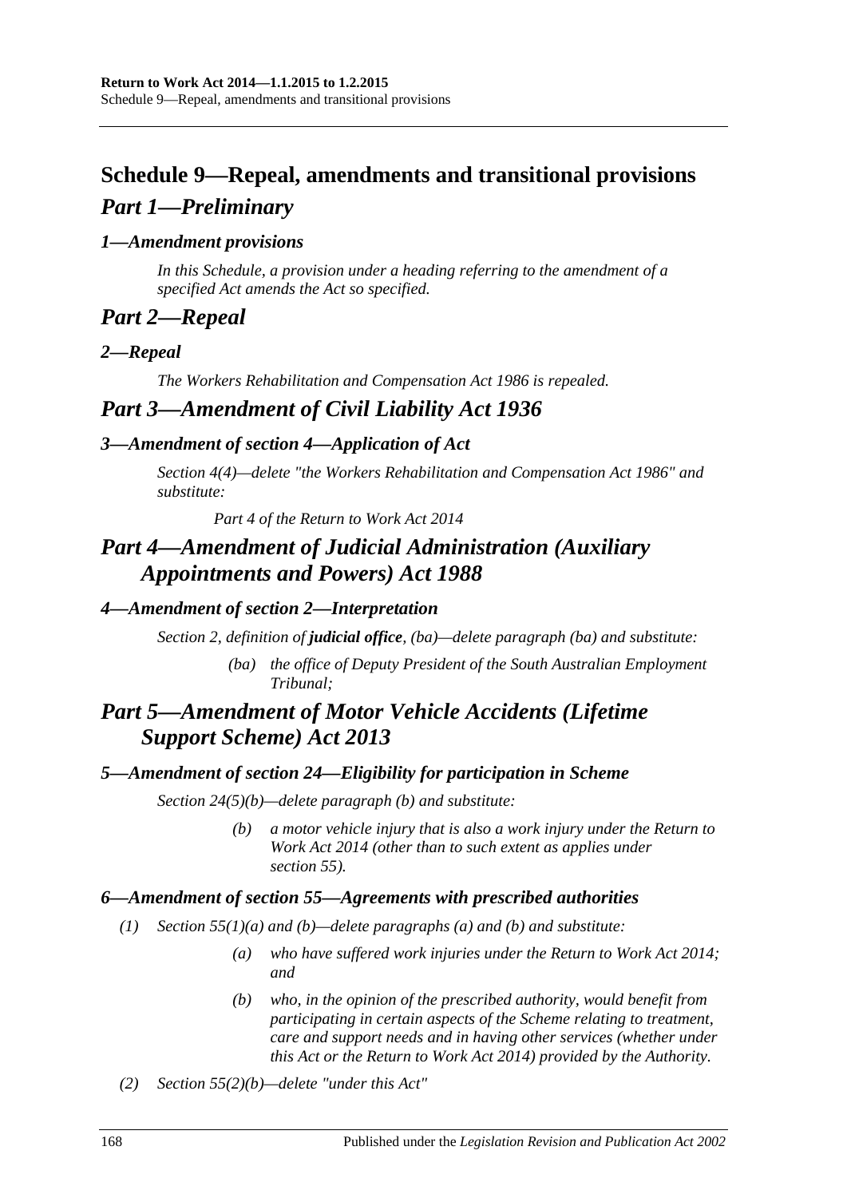# Schedule 9—Repeal, amendments and transitional provisions

## *Part 1—Preliminary*

### *1—Amendment provisions*

*In this Schedule, a provision under a heading referring to the amendment of a specified Act amends the Act so specified.*

## *Part 2—Repeal*

### *2—Repeal*

*The Workers Rehabilitation and Compensation Act 1986 is repealed.*

## *Part 3—Amendment of Civil Liability Act 1936*

### *3—Amendment of section 4—Application of Act*

*Section 4(4)—delete "the Workers Rehabilitation and Compensation Act 1986" and substitute:*

*Part 4 of the Return to Work Act 2014*

## *Part 4—Amendment of Judicial Administration (Auxiliary Appointments and Powers) Act 1988*

### *4—Amendment of section 2—Interpretation*

*Section 2, definition of **judicial office**, (ba)—delete paragraph (ba) and substitute:*

*(ba) the office of Deputy President of the South Australian Employment Tribunal;*

## *Part 5—Amendment of Motor Vehicle Accidents (Lifetime Support Scheme) Act 2013*

### *5—Amendment of section 24—Eligibility for participation in Scheme*

*Section 24(5)(b)—delete paragraph (b) and substitute:*

*(b) a motor vehicle injury that is also a work injury under the Return to Work Act 2014 (other than to such extent as applies under section 55).*

### *6—Amendment of section 55—Agreements with prescribed authorities*

*(1) Section 55(1)(a) and (b)—delete paragraphs (a) and (b) and substitute:*

*(a) who have suffered work injuries under the Return to Work Act 2014; and*

*(b) who, in the opinion of the prescribed authority, would benefit from participating in certain aspects of the Scheme relating to treatment, care and support needs and in having other services (whether under this Act or the Return to Work Act 2014) provided by the Authority.*

*(2) Section 55(2)(b)—delete "under this Act"*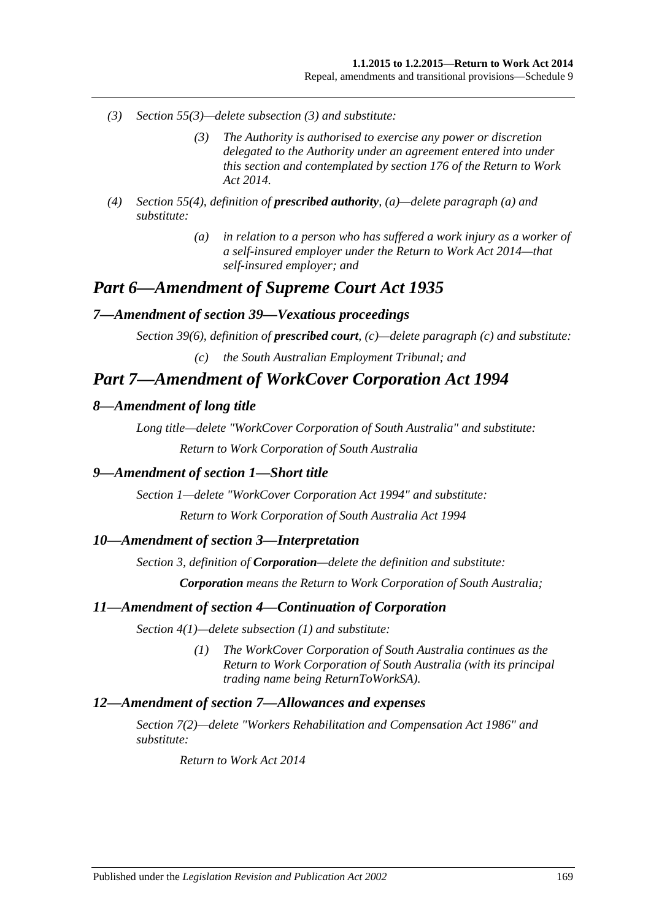*(3)* *Section 55(3)—delete subsection (3) and substitute:*

> *(3)* *The Authority is authorised to exercise any power or discretion delegated to the Authority under an agreement entered into under this section and contemplated by section 176 of the Return to Work Act 2014.*

*(4)* *Section 55(4), definition of **prescribed authority**, (a)—delete paragraph (a) and substitute:*

> *(a)* *in relation to a person who has suffered a work injury as a worker of a self-insured employer under the Return to Work Act 2014—that self-insured employer; and*

## *Part 6—Amendment of Supreme Court Act 1935*

### *7—Amendment of section 39—Vexatious proceedings*

*Section 39(6), definition of **prescribed court**, (c)—delete paragraph (c) and substitute:*

> *(c)* *the South Australian Employment Tribunal; and*

## *Part 7—Amendment of WorkCover Corporation Act 1994*

### *8—Amendment of long title*

*Long title—delete "WorkCover Corporation of South Australia" and substitute:*

> *Return to Work Corporation of South Australia*

### *9—Amendment of section 1—Short title*

*Section 1—delete "WorkCover Corporation Act 1994" and substitute:*

> *Return to Work Corporation of South Australia Act 1994*

### *10—Amendment of section 3—Interpretation*

*Section 3, definition of **Corporation**—delete the definition and substitute:*

> ***Corporation*** *means the Return to Work Corporation of South Australia;*

### *11—Amendment of section 4—Continuation of Corporation*

*Section 4(1)—delete subsection (1) and substitute:*

> *(1)* *The WorkCover Corporation of South Australia continues as the Return to Work Corporation of South Australia (with its principal trading name being ReturnToWorkSA).*

### *12—Amendment of section 7—Allowances and expenses*

*Section 7(2)—delete "Workers Rehabilitation and Compensation Act 1986" and substitute:*

> *Return to Work Act 2014*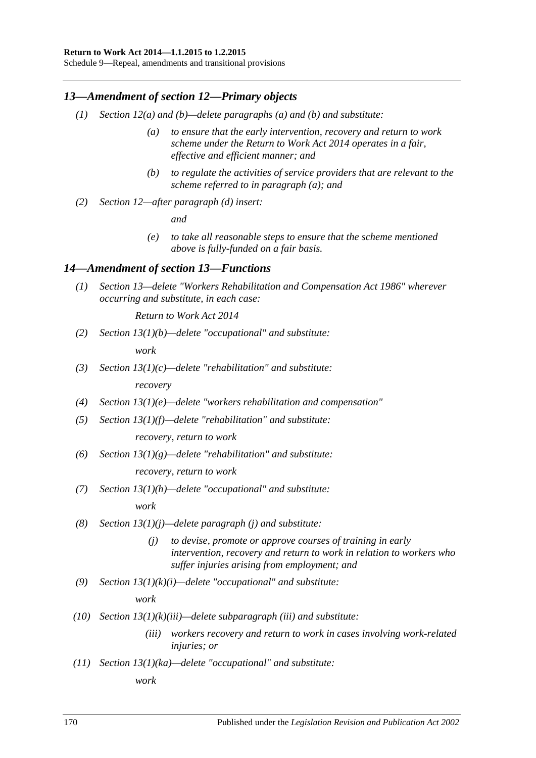## *13—Amendment of section 12—Primary objects*

*(1) Section 12(a) and (b)—delete paragraphs (a) and (b) and substitute:*

> *(a) to ensure that the early intervention, recovery and return to work scheme under the Return to Work Act 2014 operates in a fair, effective and efficient manner; and*
>
> *(b) to regulate the activities of service providers that are relevant to the scheme referred to in paragraph (a); and*

*(2) Section 12—after paragraph (d) insert:*

> *and*
>
> *(e) to take all reasonable steps to ensure that the scheme mentioned above is fully-funded on a fair basis.*

## *14—Amendment of section 13—Functions*

*(1) Section 13—delete "Workers Rehabilitation and Compensation Act 1986" wherever occurring and substitute, in each case:*

> *Return to Work Act 2014*

*(2) Section 13(1)(b)—delete "occupational" and substitute:*

> *work*

*(3) Section 13(1)(c)—delete "rehabilitation" and substitute:*

> *recovery*

*(4) Section 13(1)(e)—delete "workers rehabilitation and compensation"*

*(5) Section 13(1)(f)—delete "rehabilitation" and substitute:*

> *recovery, return to work*

*(6) Section 13(1)(g)—delete "rehabilitation" and substitute:*

> *recovery, return to work*

*(7) Section 13(1)(h)—delete "occupational" and substitute:*

> *work*

*(8) Section 13(1)(j)—delete paragraph (j) and substitute:*

> *(j) to devise, promote or approve courses of training in early intervention, recovery and return to work in relation to workers who suffer injuries arising from employment; and*

*(9) Section 13(1)(k)(i)—delete "occupational" and substitute:*

> *work*

*(10) Section 13(1)(k)(iii)—delete subparagraph (iii) and substitute:*

> *(iii) workers recovery and return to work in cases involving work-related injuries; or*

*(11) Section 13(1)(ka)—delete "occupational" and substitute:*

> *work*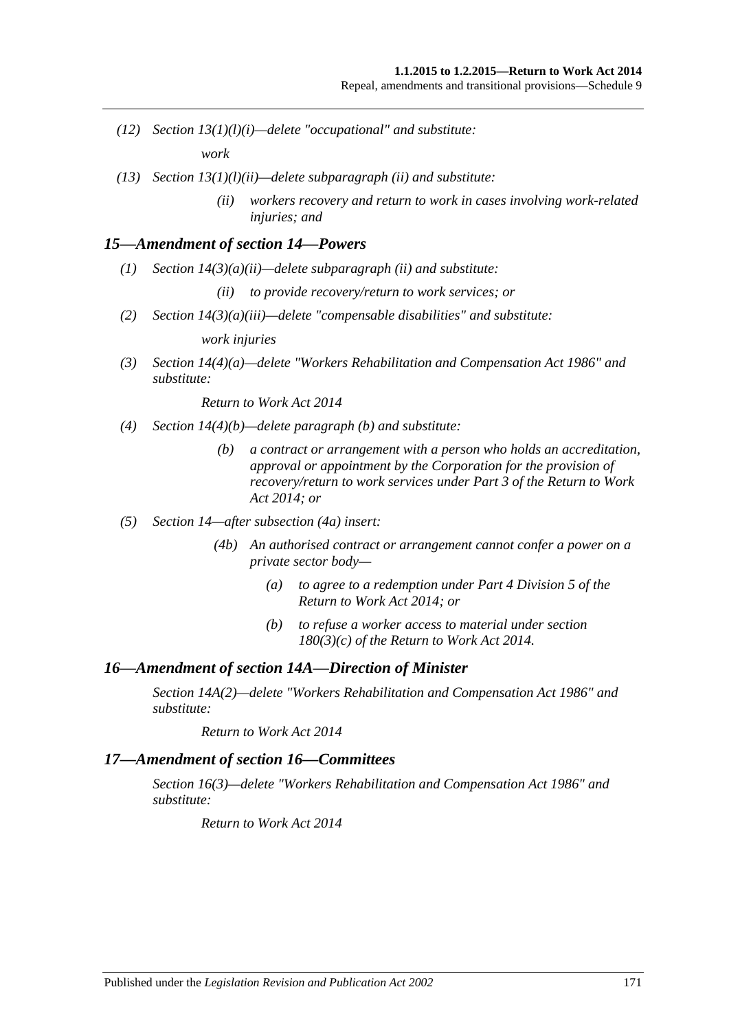*(12) Section 13(1)(l)(i)—delete "occupational" and substitute:*

*work*

*(13) Section 13(1)(l)(ii)—delete subparagraph (ii) and substitute:*

*(ii) workers recovery and return to work in cases involving work-related injuries; and*

### *15—Amendment of section 14—Powers*

*(1) Section 14(3)(a)(ii)—delete subparagraph (ii) and substitute:*

*(ii) to provide recovery/return to work services; or*

*(2) Section 14(3)(a)(iii)—delete "compensable disabilities" and substitute:*

*work injuries*

*(3) Section 14(4)(a)—delete "Workers Rehabilitation and Compensation Act 1986" and substitute:*

*Return to Work Act 2014*

*(4) Section 14(4)(b)—delete paragraph (b) and substitute:*

*(b) a contract or arrangement with a person who holds an accreditation, approval or appointment by the Corporation for the provision of recovery/return to work services under Part 3 of the Return to Work Act 2014; or*

*(5) Section 14—after subsection (4a) insert:*

*(4b) An authorised contract or arrangement cannot confer a power on a private sector body—*

*(a) to agree to a redemption under Part 4 Division 5 of the Return to Work Act 2014; or*

*(b) to refuse a worker access to material under section 180(3)(c) of the Return to Work Act 2014.*

### *16—Amendment of section 14A—Direction of Minister*

*Section 14A(2)—delete "Workers Rehabilitation and Compensation Act 1986" and substitute:*

*Return to Work Act 2014*

### *17—Amendment of section 16—Committees*

*Section 16(3)—delete "Workers Rehabilitation and Compensation Act 1986" and substitute:*

*Return to Work Act 2014*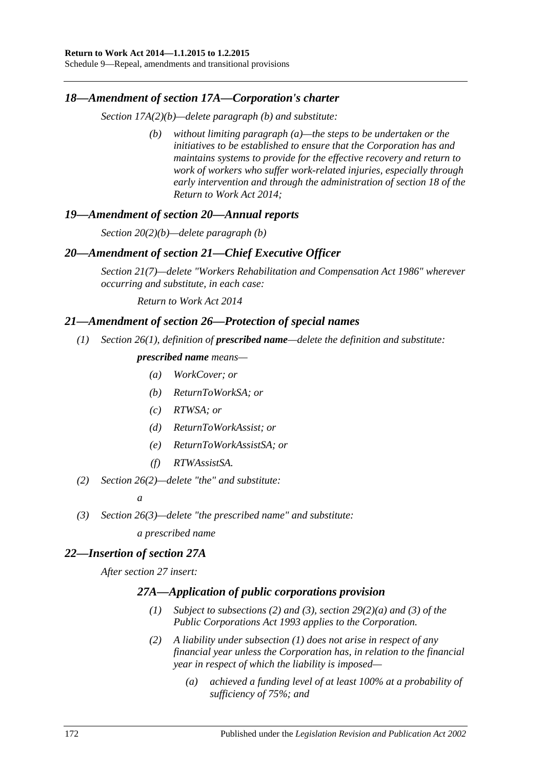## *18—Amendment of section 17A—Corporation's charter*

*Section 17A(2)(b)—delete paragraph (b) and substitute:*

> *(b) without limiting paragraph (a)—the steps to be undertaken or the initiatives to be established to ensure that the Corporation has and maintains systems to provide for the effective recovery and return to work of workers who suffer work-related injuries, especially through early intervention and through the administration of section 18 of the Return to Work Act 2014;*

## *19—Amendment of section 20—Annual reports*

*Section 20(2)(b)—delete paragraph (b)*

## *20—Amendment of section 21—Chief Executive Officer*

*Section 21(7)—delete "Workers Rehabilitation and Compensation Act 1986" wherever occurring and substitute, in each case:*

> *Return to Work Act 2014*

## *21—Amendment of section 26—Protection of special names*

*(1) Section 26(1), definition of* ***prescribed name****—delete the definition and substitute:*

> ***prescribed name*** *means—*
>
> *(a) WorkCover; or*
>
> *(b) ReturnToWorkSA; or*
>
> *(c) RTWSA; or*
>
> *(d) ReturnToWorkAssist; or*
>
> *(e) ReturnToWorkAssistSA; or*
>
> *(f) RTWAssistSA.*

*(2) Section 26(2)—delete "the" and substitute:*

> *a*

*(3) Section 26(3)—delete "the prescribed name" and substitute:*

> *a prescribed name*

## *22—Insertion of section 27A*

*After section 27 insert:*

### *27A—Application of public corporations provision*

> *(1) Subject to subsections (2) and (3), section 29(2)(a) and (3) of the Public Corporations Act 1993 applies to the Corporation.*
>
> *(2) A liability under subsection (1) does not arise in respect of any financial year unless the Corporation has, in relation to the financial year in respect of which the liability is imposed—*
>
> > *(a) achieved a funding level of at least 100% at a probability of sufficiency of 75%; and*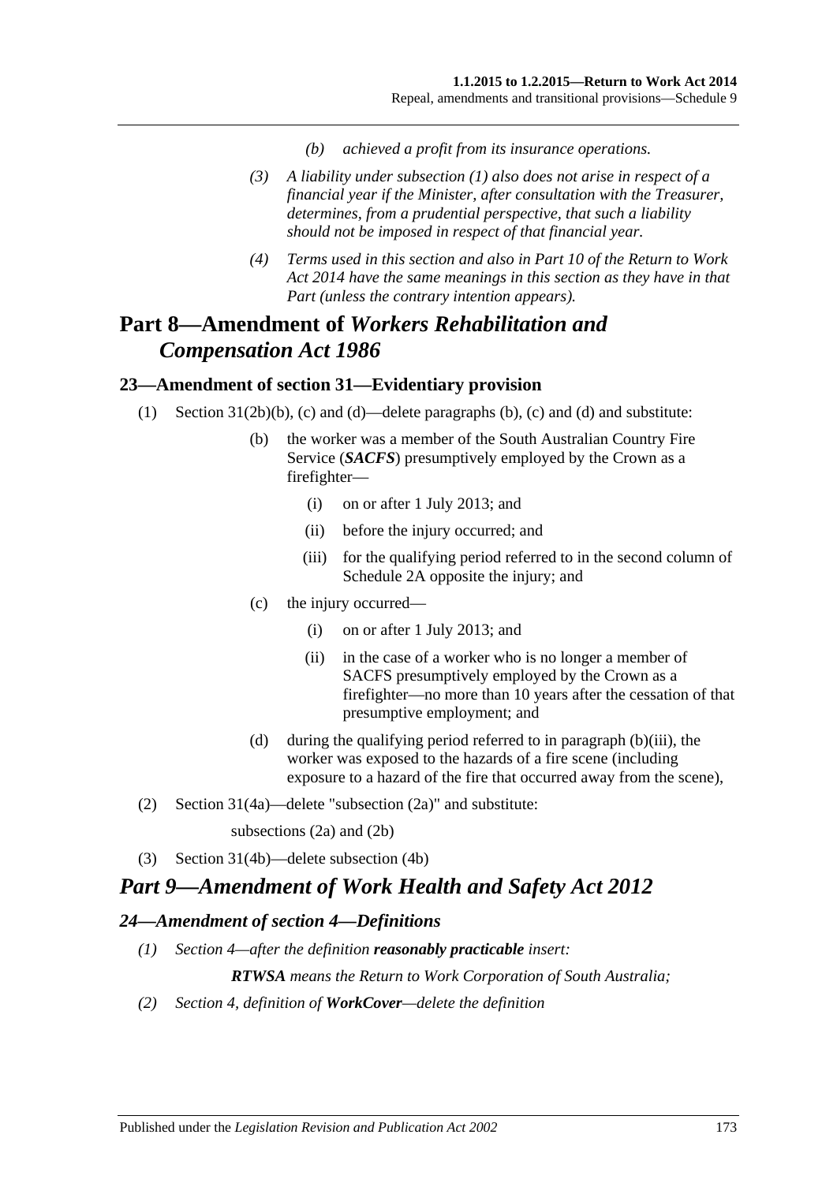*(b) achieved a profit from its insurance operations.*

*(3) A liability under subsection (1) also does not arise in respect of a financial year if the Minister, after consultation with the Treasurer, determines, from a prudential perspective, that such a liability should not be imposed in respect of that financial year.*

*(4) Terms used in this section and also in Part 10 of the Return to Work Act 2014 have the same meanings in this section as they have in that Part (unless the contrary intention appears).*

# Part 8—Amendment of *Workers Rehabilitation and Compensation Act 1986*

## 23—Amendment of section 31—Evidentiary provision

(1) Section 31(2b)(b), (c) and (d)—delete paragraphs (b), (c) and (d) and substitute:

(b) the worker was a member of the South Australian Country Fire Service (***SACFS***) presumptively employed by the Crown as a firefighter—

(i) on or after 1 July 2013; and

(ii) before the injury occurred; and

(iii) for the qualifying period referred to in the second column of Schedule 2A opposite the injury; and

(c) the injury occurred—

(i) on or after 1 July 2013; and

(ii) in the case of a worker who is no longer a member of SACFS presumptively employed by the Crown as a firefighter—no more than 10 years after the cessation of that presumptive employment; and

(d) during the qualifying period referred to in paragraph (b)(iii), the worker was exposed to the hazards of a fire scene (including exposure to a hazard of the fire that occurred away from the scene),

(2) Section 31(4a)—delete "subsection (2a)" and substitute:

subsections (2a) and (2b)

(3) Section 31(4b)—delete subsection (4b)

# *Part 9—Amendment of Work Health and Safety Act 2012*

## *24—Amendment of section 4—Definitions*

*(1) Section 4—after the definition **reasonably practicable** insert:*

***RTWSA** means the Return to Work Corporation of South Australia;*

*(2) Section 4, definition of **WorkCover**—delete the definition*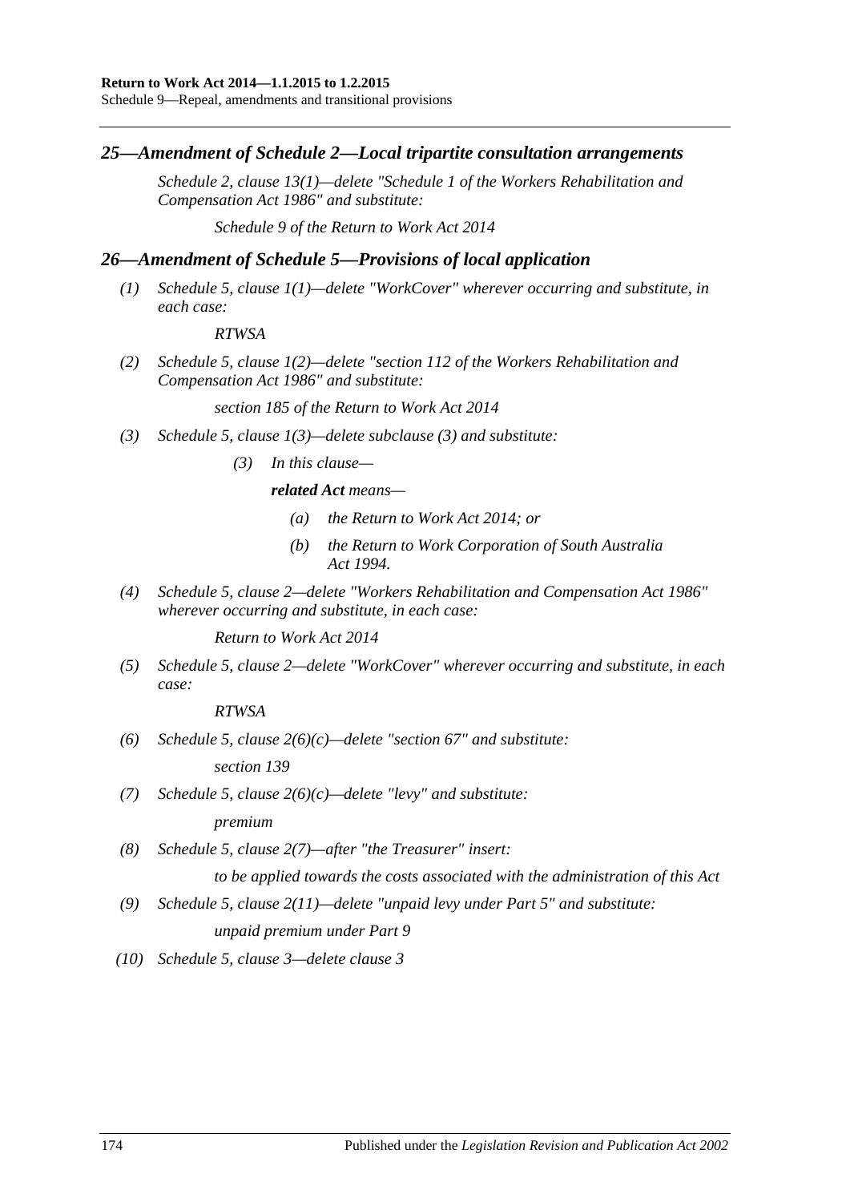## *25—Amendment of Schedule 2—Local tripartite consultation arrangements*

*Schedule 2, clause 13(1)—delete "Schedule 1 of the Workers Rehabilitation and Compensation Act 1986" and substitute:*

*Schedule 9 of the Return to Work Act 2014*

## *26—Amendment of Schedule 5—Provisions of local application*

*(1) Schedule 5, clause 1(1)—delete "WorkCover" wherever occurring and substitute, in each case:*

*RTWSA*

*(2) Schedule 5, clause 1(2)—delete "section 112 of the Workers Rehabilitation and Compensation Act 1986" and substitute:*

*section 185 of the Return to Work Act 2014*

*(3) Schedule 5, clause 1(3)—delete subclause (3) and substitute:*

*(3) In this clause—*

***related Act** means—*

*(a) the Return to Work Act 2014; or*

*(b) the Return to Work Corporation of South Australia Act 1994.*

*(4) Schedule 5, clause 2—delete "Workers Rehabilitation and Compensation Act 1986" wherever occurring and substitute, in each case:*

*Return to Work Act 2014*

*(5) Schedule 5, clause 2—delete "WorkCover" wherever occurring and substitute, in each case:*

*RTWSA*

*(6) Schedule 5, clause 2(6)(c)—delete "section 67" and substitute:*

*section 139*

*(7) Schedule 5, clause 2(6)(c)—delete "levy" and substitute:*

*premium*

*(8) Schedule 5, clause 2(7)—after "the Treasurer" insert:*

*to be applied towards the costs associated with the administration of this Act*

*(9) Schedule 5, clause 2(11)—delete "unpaid levy under Part 5" and substitute:*

*unpaid premium under Part 9*

*(10) Schedule 5, clause 3—delete clause 3*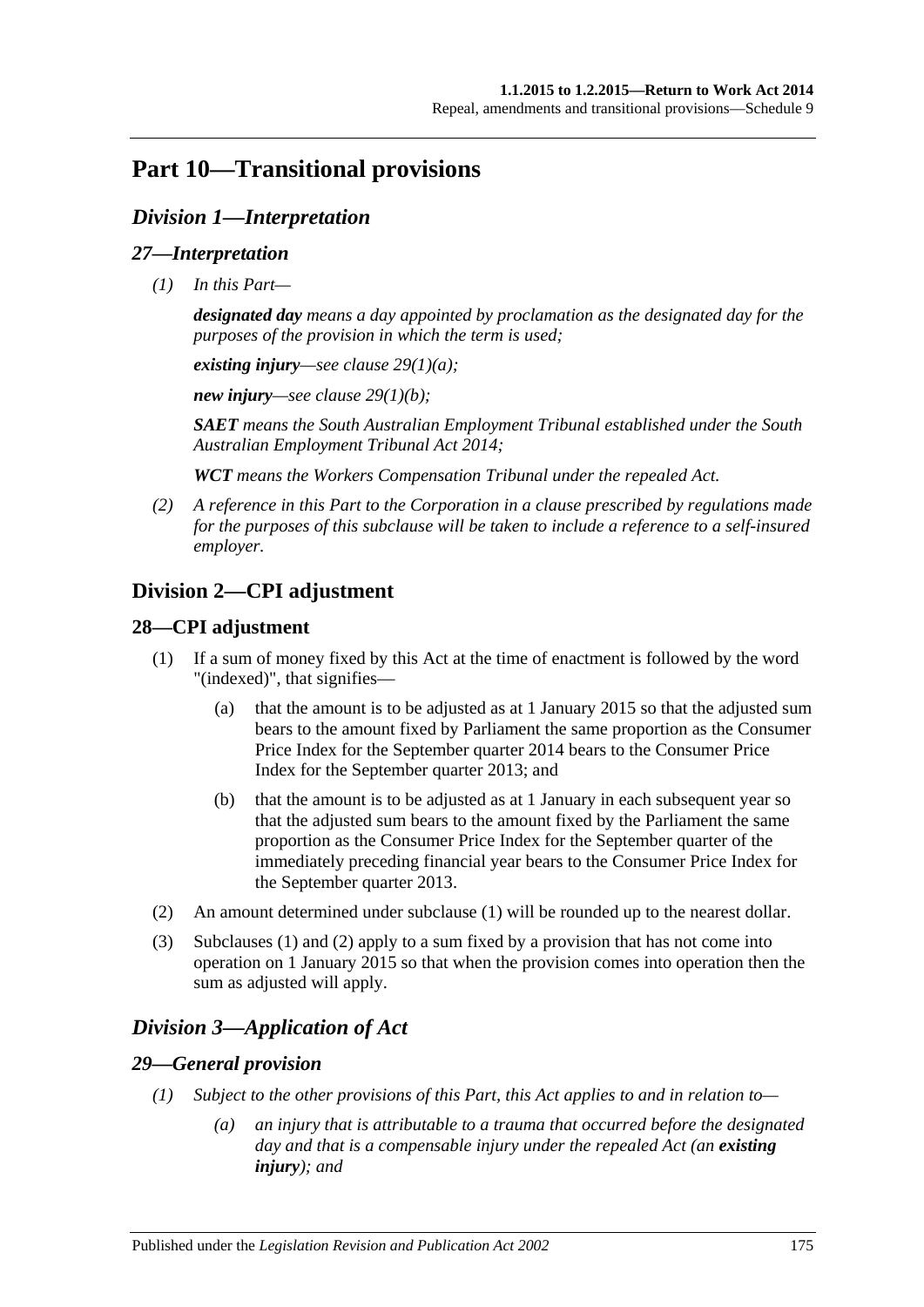# Part 10—Transitional provisions

## *Division 1—Interpretation*

### *27—Interpretation*

*(1) In this Part—*

*__designated day__ means a day appointed by proclamation as the designated day for the purposes of the provision in which the term is used;*

*__existing injury__—see clause 29(1)(a);*

*__new injury__—see clause 29(1)(b);*

*__SAET__ means the South Australian Employment Tribunal established under the South Australian Employment Tribunal Act 2014;*

*__WCT__ means the Workers Compensation Tribunal under the repealed Act.*

*(2) A reference in this Part to the Corporation in a clause prescribed by regulations made for the purposes of this subclause will be taken to include a reference to a self-insured employer.*

## Division 2—CPI adjustment

### 28—CPI adjustment

(1) If a sum of money fixed by this Act at the time of enactment is followed by the word "(indexed)", that signifies—

(a) that the amount is to be adjusted as at 1 January 2015 so that the adjusted sum bears to the amount fixed by Parliament the same proportion as the Consumer Price Index for the September quarter 2014 bears to the Consumer Price Index for the September quarter 2013; and

(b) that the amount is to be adjusted as at 1 January in each subsequent year so that the adjusted sum bears to the amount fixed by the Parliament the same proportion as the Consumer Price Index for the September quarter of the immediately preceding financial year bears to the Consumer Price Index for the September quarter 2013.

(2) An amount determined under subclause (1) will be rounded up to the nearest dollar.

(3) Subclauses (1) and (2) apply to a sum fixed by a provision that has not come into operation on 1 January 2015 so that when the provision comes into operation then the sum as adjusted will apply.

## *Division 3—Application of Act*

### *29—General provision*

*(1) Subject to the other provisions of this Part, this Act applies to and in relation to—*

*(a) an injury that is attributable to a trauma that occurred before the designated day and that is a compensable injury under the repealed Act (an __existing injury__); and*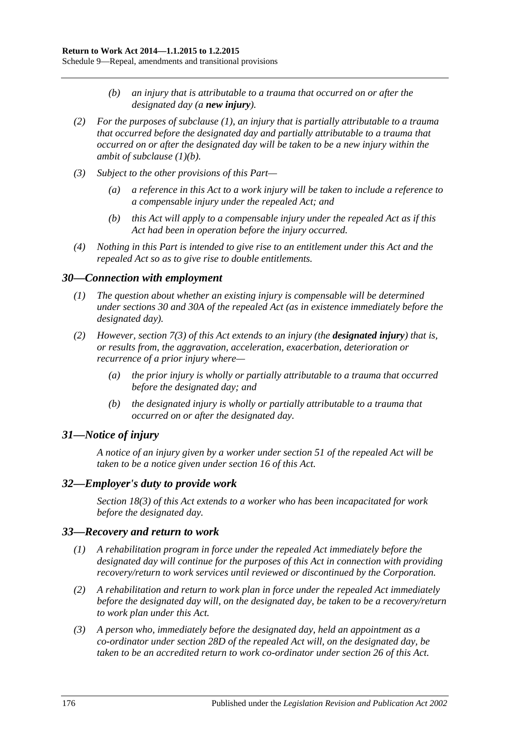*(b) an injury that is attributable to a trauma that occurred on or after the designated day (a **new injury**).*

*(2) For the purposes of subclause (1), an injury that is partially attributable to a trauma that occurred before the designated day and partially attributable to a trauma that occurred on or after the designated day will be taken to be a new injury within the ambit of subclause (1)(b).*

*(3) Subject to the other provisions of this Part—*

*(a) a reference in this Act to a work injury will be taken to include a reference to a compensable injury under the repealed Act; and*

*(b) this Act will apply to a compensable injury under the repealed Act as if this Act had been in operation before the injury occurred.*

*(4) Nothing in this Part is intended to give rise to an entitlement under this Act and the repealed Act so as to give rise to double entitlements.*

### *30—Connection with employment*

*(1) The question about whether an existing injury is compensable will be determined under sections 30 and 30A of the repealed Act (as in existence immediately before the designated day).*

*(2) However, section 7(3) of this Act extends to an injury (the **designated injury**) that is, or results from, the aggravation, acceleration, exacerbation, deterioration or recurrence of a prior injury where—*

*(a) the prior injury is wholly or partially attributable to a trauma that occurred before the designated day; and*

*(b) the designated injury is wholly or partially attributable to a trauma that occurred on or after the designated day.*

### *31—Notice of injury*

*A notice of an injury given by a worker under section 51 of the repealed Act will be taken to be a notice given under section 16 of this Act.*

### *32—Employer's duty to provide work*

*Section 18(3) of this Act extends to a worker who has been incapacitated for work before the designated day.*

### *33—Recovery and return to work*

*(1) A rehabilitation program in force under the repealed Act immediately before the designated day will continue for the purposes of this Act in connection with providing recovery/return to work services until reviewed or discontinued by the Corporation.*

*(2) A rehabilitation and return to work plan in force under the repealed Act immediately before the designated day will, on the designated day, be taken to be a recovery/return to work plan under this Act.*

*(3) A person who, immediately before the designated day, held an appointment as a co-ordinator under section 28D of the repealed Act will, on the designated day, be taken to be an accredited return to work co-ordinator under section 26 of this Act.*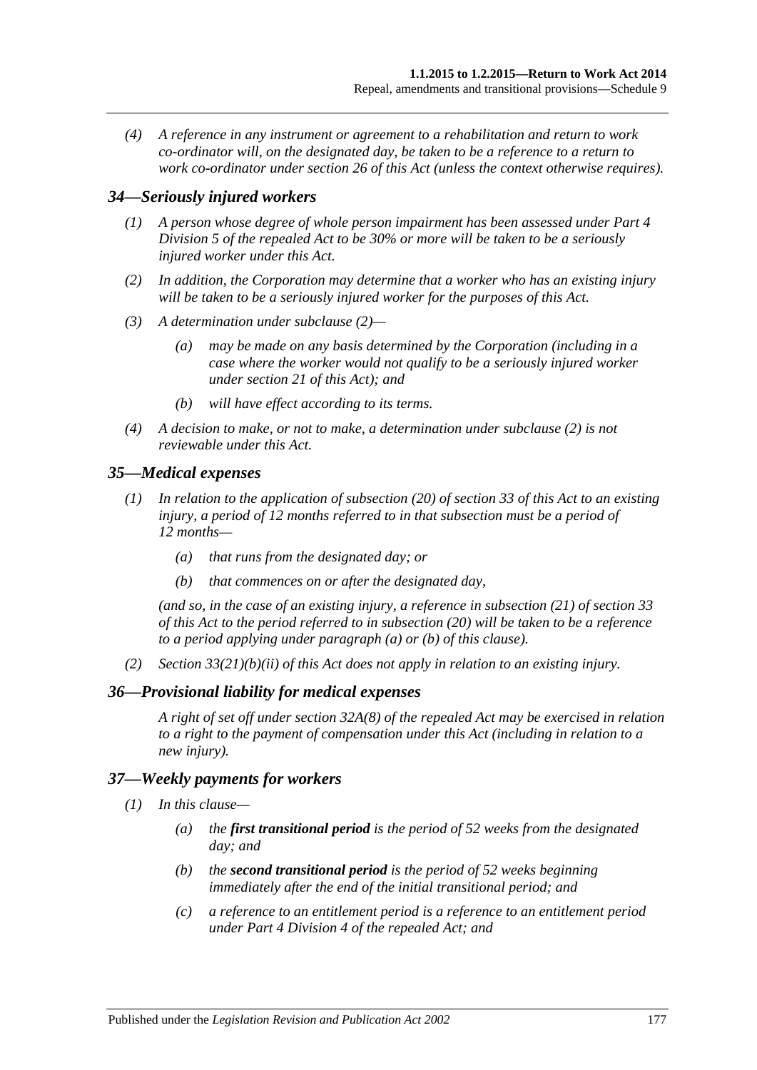*(4) A reference in any instrument or agreement to a rehabilitation and return to work co-ordinator will, on the designated day, be taken to be a reference to a return to work co-ordinator under section 26 of this Act (unless the context otherwise requires).*

## *34—Seriously injured workers*

*(1) A person whose degree of whole person impairment has been assessed under Part 4 Division 5 of the repealed Act to be 30% or more will be taken to be a seriously injured worker under this Act.*

*(2) In addition, the Corporation may determine that a worker who has an existing injury will be taken to be a seriously injured worker for the purposes of this Act.*

*(3) A determination under subclause (2)—*

*(a) may be made on any basis determined by the Corporation (including in a case where the worker would not qualify to be a seriously injured worker under section 21 of this Act); and*

*(b) will have effect according to its terms.*

*(4) A decision to make, or not to make, a determination under subclause (2) is not reviewable under this Act.*

## *35—Medical expenses*

*(1) In relation to the application of subsection (20) of section 33 of this Act to an existing injury, a period of 12 months referred to in that subsection must be a period of 12 months—*

*(a) that runs from the designated day; or*

*(b) that commences on or after the designated day,*

*(and so, in the case of an existing injury, a reference in subsection (21) of section 33 of this Act to the period referred to in subsection (20) will be taken to be a reference to a period applying under paragraph (a) or (b) of this clause).*

*(2) Section 33(21)(b)(ii) of this Act does not apply in relation to an existing injury.*

## *36—Provisional liability for medical expenses*

*A right of set off under section 32A(8) of the repealed Act may be exercised in relation to a right to the payment of compensation under this Act (including in relation to a new injury).*

## *37—Weekly payments for workers*

*(1) In this clause—*

*(a) the **first transitional period** is the period of 52 weeks from the designated day; and*

*(b) the **second transitional period** is the period of 52 weeks beginning immediately after the end of the initial transitional period; and*

*(c) a reference to an entitlement period is a reference to an entitlement period under Part 4 Division 4 of the repealed Act; and*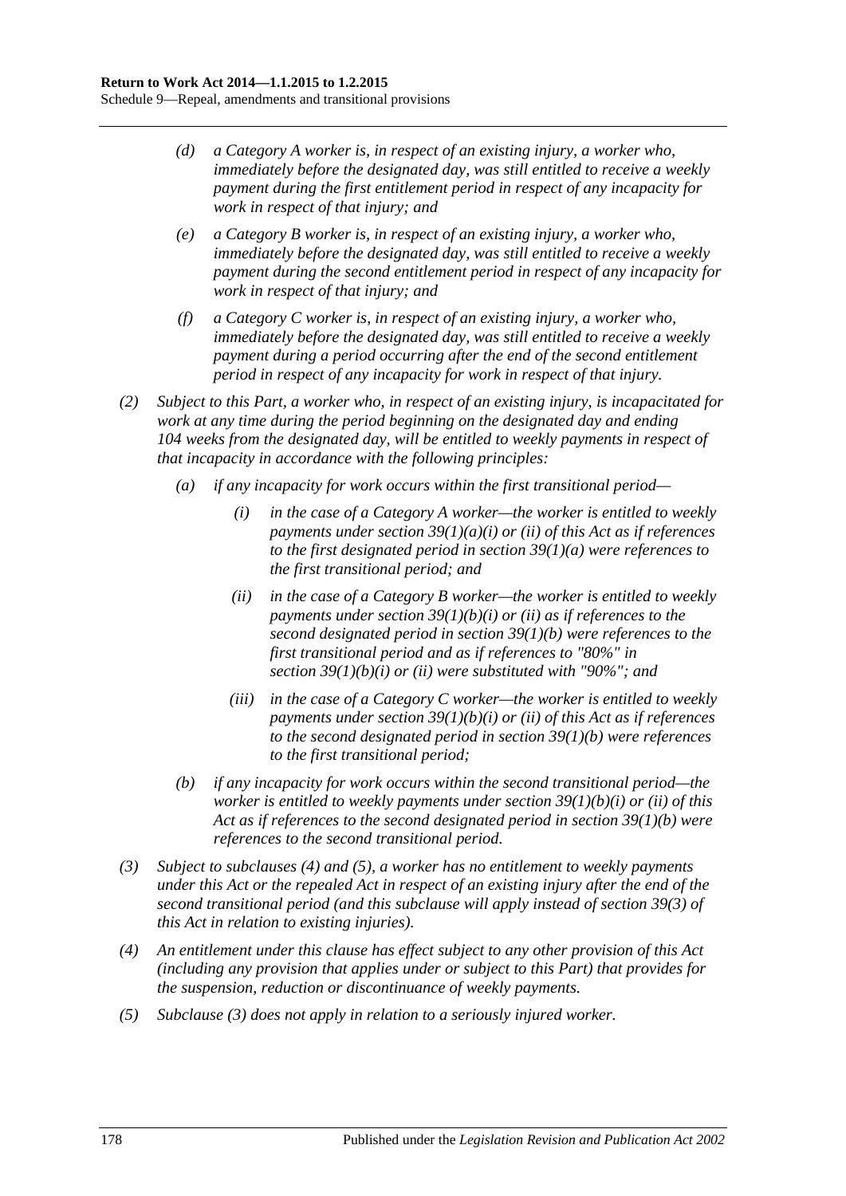*(d) a Category A worker is, in respect of an existing injury, a worker who, immediately before the designated day, was still entitled to receive a weekly payment during the first entitlement period in respect of any incapacity for work in respect of that injury; and*

*(e) a Category B worker is, in respect of an existing injury, a worker who, immediately before the designated day, was still entitled to receive a weekly payment during the second entitlement period in respect of any incapacity for work in respect of that injury; and*

*(f) a Category C worker is, in respect of an existing injury, a worker who, immediately before the designated day, was still entitled to receive a weekly payment during a period occurring after the end of the second entitlement period in respect of any incapacity for work in respect of that injury.*

*(2) Subject to this Part, a worker who, in respect of an existing injury, is incapacitated for work at any time during the period beginning on the designated day and ending 104 weeks from the designated day, will be entitled to weekly payments in respect of that incapacity in accordance with the following principles:*

*(a) if any incapacity for work occurs within the first transitional period—*

*(i) in the case of a Category A worker—the worker is entitled to weekly payments under section 39(1)(a)(i) or (ii) of this Act as if references to the first designated period in section 39(1)(a) were references to the first transitional period; and*

*(ii) in the case of a Category B worker—the worker is entitled to weekly payments under section 39(1)(b)(i) or (ii) as if references to the second designated period in section 39(1)(b) were references to the first transitional period and as if references to "80%" in section 39(1)(b)(i) or (ii) were substituted with "90%"; and*

*(iii) in the case of a Category C worker—the worker is entitled to weekly payments under section 39(1)(b)(i) or (ii) of this Act as if references to the second designated period in section 39(1)(b) were references to the first transitional period;*

*(b) if any incapacity for work occurs within the second transitional period—the worker is entitled to weekly payments under section 39(1)(b)(i) or (ii) of this Act as if references to the second designated period in section 39(1)(b) were references to the second transitional period.*

*(3) Subject to subclauses (4) and (5), a worker has no entitlement to weekly payments under this Act or the repealed Act in respect of an existing injury after the end of the second transitional period (and this subclause will apply instead of section 39(3) of this Act in relation to existing injuries).*

*(4) An entitlement under this clause has effect subject to any other provision of this Act (including any provision that applies under or subject to this Part) that provides for the suspension, reduction or discontinuance of weekly payments.*

*(5) Subclause (3) does not apply in relation to a seriously injured worker.*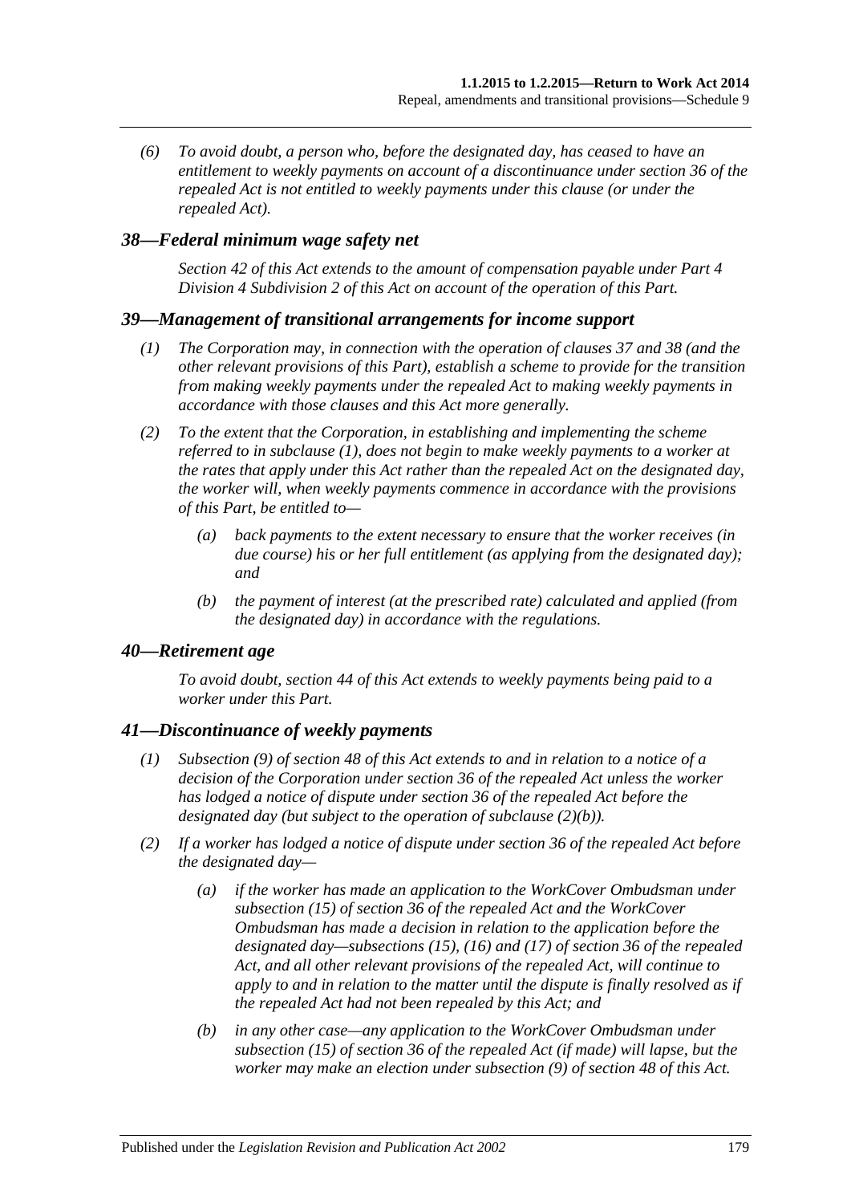*(6) To avoid doubt, a person who, before the designated day, has ceased to have an entitlement to weekly payments on account of a discontinuance under section 36 of the repealed Act is not entitled to weekly payments under this clause (or under the repealed Act).*

### *38—Federal minimum wage safety net*

*Section 42 of this Act extends to the amount of compensation payable under Part 4 Division 4 Subdivision 2 of this Act on account of the operation of this Part.*

### *39—Management of transitional arrangements for income support*

*(1) The Corporation may, in connection with the operation of clauses 37 and 38 (and the other relevant provisions of this Part), establish a scheme to provide for the transition from making weekly payments under the repealed Act to making weekly payments in accordance with those clauses and this Act more generally.*

*(2) To the extent that the Corporation, in establishing and implementing the scheme referred to in subclause (1), does not begin to make weekly payments to a worker at the rates that apply under this Act rather than the repealed Act on the designated day, the worker will, when weekly payments commence in accordance with the provisions of this Part, be entitled to—*

*(a) back payments to the extent necessary to ensure that the worker receives (in due course) his or her full entitlement (as applying from the designated day); and*

*(b) the payment of interest (at the prescribed rate) calculated and applied (from the designated day) in accordance with the regulations.*

### *40—Retirement age*

*To avoid doubt, section 44 of this Act extends to weekly payments being paid to a worker under this Part.*

### *41—Discontinuance of weekly payments*

*(1) Subsection (9) of section 48 of this Act extends to and in relation to a notice of a decision of the Corporation under section 36 of the repealed Act unless the worker has lodged a notice of dispute under section 36 of the repealed Act before the designated day (but subject to the operation of subclause (2)(b)).*

*(2) If a worker has lodged a notice of dispute under section 36 of the repealed Act before the designated day—*

*(a) if the worker has made an application to the WorkCover Ombudsman under subsection (15) of section 36 of the repealed Act and the WorkCover Ombudsman has made a decision in relation to the application before the designated day—subsections (15), (16) and (17) of section 36 of the repealed Act, and all other relevant provisions of the repealed Act, will continue to apply to and in relation to the matter until the dispute is finally resolved as if the repealed Act had not been repealed by this Act; and*

*(b) in any other case—any application to the WorkCover Ombudsman under subsection (15) of section 36 of the repealed Act (if made) will lapse, but the worker may make an election under subsection (9) of section 48 of this Act.*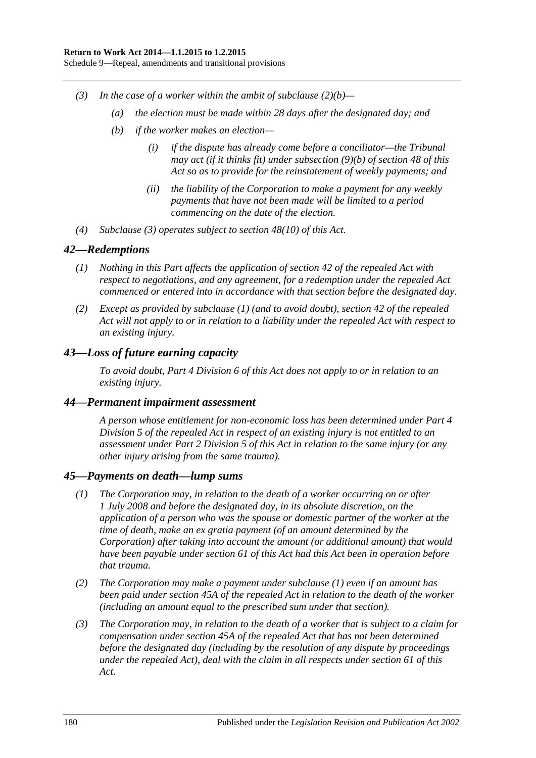*(3) In the case of a worker within the ambit of subclause (2)(b)—*

*(a) the election must be made within 28 days after the designated day; and*

*(b) if the worker makes an election—*

*(i) if the dispute has already come before a conciliator—the Tribunal may act (if it thinks fit) under subsection (9)(b) of section 48 of this Act so as to provide for the reinstatement of weekly payments; and*

*(ii) the liability of the Corporation to make a payment for any weekly payments that have not been made will be limited to a period commencing on the date of the election.*

*(4) Subclause (3) operates subject to section 48(10) of this Act.*

## *42—Redemptions*

*(1) Nothing in this Part affects the application of section 42 of the repealed Act with respect to negotiations, and any agreement, for a redemption under the repealed Act commenced or entered into in accordance with that section before the designated day.*

*(2) Except as provided by subclause (1) (and to avoid doubt), section 42 of the repealed Act will not apply to or in relation to a liability under the repealed Act with respect to an existing injury.*

## *43—Loss of future earning capacity*

*To avoid doubt, Part 4 Division 6 of this Act does not apply to or in relation to an existing injury.*

## *44—Permanent impairment assessment*

*A person whose entitlement for non-economic loss has been determined under Part 4 Division 5 of the repealed Act in respect of an existing injury is not entitled to an assessment under Part 2 Division 5 of this Act in relation to the same injury (or any other injury arising from the same trauma).*

## *45—Payments on death—lump sums*

*(1) The Corporation may, in relation to the death of a worker occurring on or after 1 July 2008 and before the designated day, in its absolute discretion, on the application of a person who was the spouse or domestic partner of the worker at the time of death, make an ex gratia payment (of an amount determined by the Corporation) after taking into account the amount (or additional amount) that would have been payable under section 61 of this Act had this Act been in operation before that trauma.*

*(2) The Corporation may make a payment under subclause (1) even if an amount has been paid under section 45A of the repealed Act in relation to the death of the worker (including an amount equal to the prescribed sum under that section).*

*(3) The Corporation may, in relation to the death of a worker that is subject to a claim for compensation under section 45A of the repealed Act that has not been determined before the designated day (including by the resolution of any dispute by proceedings under the repealed Act), deal with the claim in all respects under section 61 of this Act.*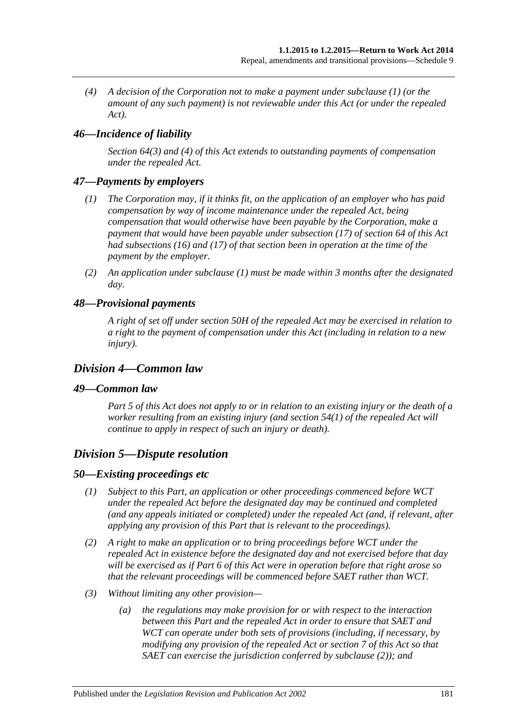*(4) A decision of the Corporation not to make a payment under subclause (1) (or the amount of any such payment) is not reviewable under this Act (or under the repealed Act).*

### *46—Incidence of liability*

*Section 64(3) and (4) of this Act extends to outstanding payments of compensation under the repealed Act.*

### *47—Payments by employers*

*(1) The Corporation may, if it thinks fit, on the application of an employer who has paid compensation by way of income maintenance under the repealed Act, being compensation that would otherwise have been payable by the Corporation, make a payment that would have been payable under subsection (17) of section 64 of this Act had subsections (16) and (17) of that section been in operation at the time of the payment by the employer.*

*(2) An application under subclause (1) must be made within 3 months after the designated day.*

### *48—Provisional payments*

*A right of set off under section 50H of the repealed Act may be exercised in relation to a right to the payment of compensation under this Act (including in relation to a new injury).*

## *Division 4—Common law*

### *49—Common law*

*Part 5 of this Act does not apply to or in relation to an existing injury or the death of a worker resulting from an existing injury (and section 54(1) of the repealed Act will continue to apply in respect of such an injury or death).*

## *Division 5—Dispute resolution*

### *50—Existing proceedings etc*

*(1) Subject to this Part, an application or other proceedings commenced before WCT under the repealed Act before the designated day may be continued and completed (and any appeals initiated or completed) under the repealed Act (and, if relevant, after applying any provision of this Part that is relevant to the proceedings).*

*(2) A right to make an application or to bring proceedings before WCT under the repealed Act in existence before the designated day and not exercised before that day will be exercised as if Part 6 of this Act were in operation before that right arose so that the relevant proceedings will be commenced before SAET rather than WCT.*

*(3) Without limiting any other provision—*

*(a) the regulations may make provision for or with respect to the interaction between this Part and the repealed Act in order to ensure that SAET and WCT can operate under both sets of provisions (including, if necessary, by modifying any provision of the repealed Act or section 7 of this Act so that SAET can exercise the jurisdiction conferred by subclause (2)); and*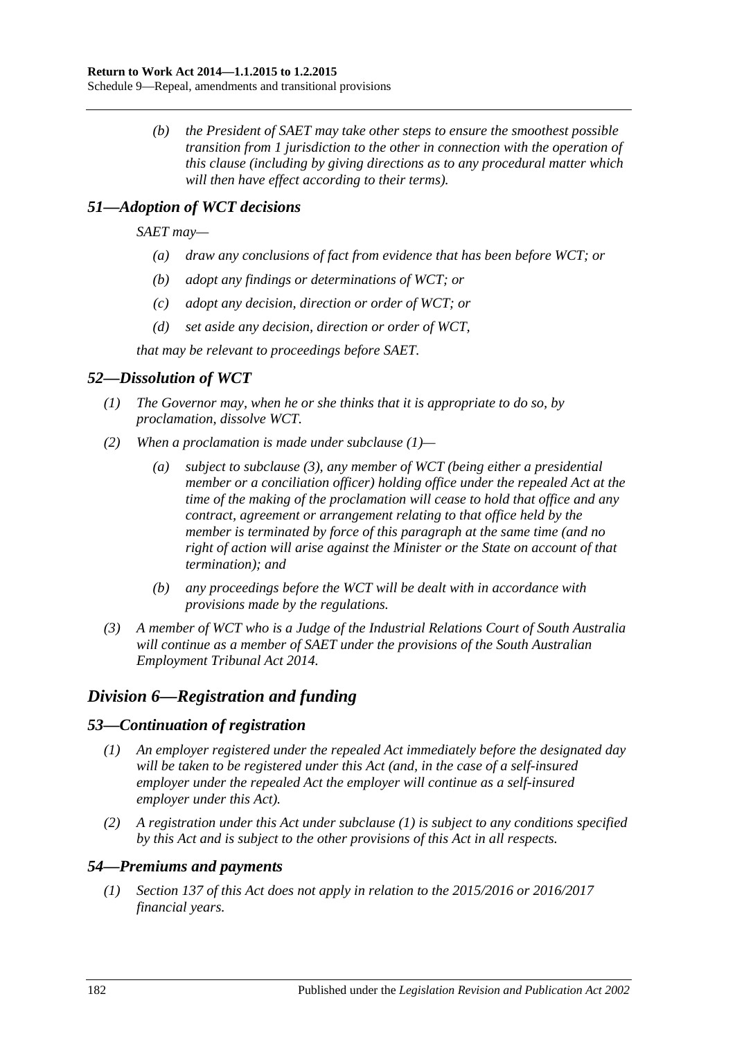*(b) the President of SAET may take other steps to ensure the smoothest possible transition from 1 jurisdiction to the other in connection with the operation of this clause (including by giving directions as to any procedural matter which will then have effect according to their terms).*

### *51—Adoption of WCT decisions*

*SAET may—*

*(a) draw any conclusions of fact from evidence that has been before WCT; or*

*(b) adopt any findings or determinations of WCT; or*

*(c) adopt any decision, direction or order of WCT; or*

*(d) set aside any decision, direction or order of WCT,*

*that may be relevant to proceedings before SAET.*

### *52—Dissolution of WCT*

*(1) The Governor may, when he or she thinks that it is appropriate to do so, by proclamation, dissolve WCT.*

*(2) When a proclamation is made under subclause (1)—*

*(a) subject to subclause (3), any member of WCT (being either a presidential member or a conciliation officer) holding office under the repealed Act at the time of the making of the proclamation will cease to hold that office and any contract, agreement or arrangement relating to that office held by the member is terminated by force of this paragraph at the same time (and no right of action will arise against the Minister or the State on account of that termination); and*

*(b) any proceedings before the WCT will be dealt with in accordance with provisions made by the regulations.*

*(3) A member of WCT who is a Judge of the Industrial Relations Court of South Australia will continue as a member of SAET under the provisions of the South Australian Employment Tribunal Act 2014.*

## *Division 6—Registration and funding*

### *53—Continuation of registration*

*(1) An employer registered under the repealed Act immediately before the designated day will be taken to be registered under this Act (and, in the case of a self-insured employer under the repealed Act the employer will continue as a self-insured employer under this Act).*

*(2) A registration under this Act under subclause (1) is subject to any conditions specified by this Act and is subject to the other provisions of this Act in all respects.*

### *54—Premiums and payments*

*(1) Section 137 of this Act does not apply in relation to the 2015/2016 or 2016/2017 financial years.*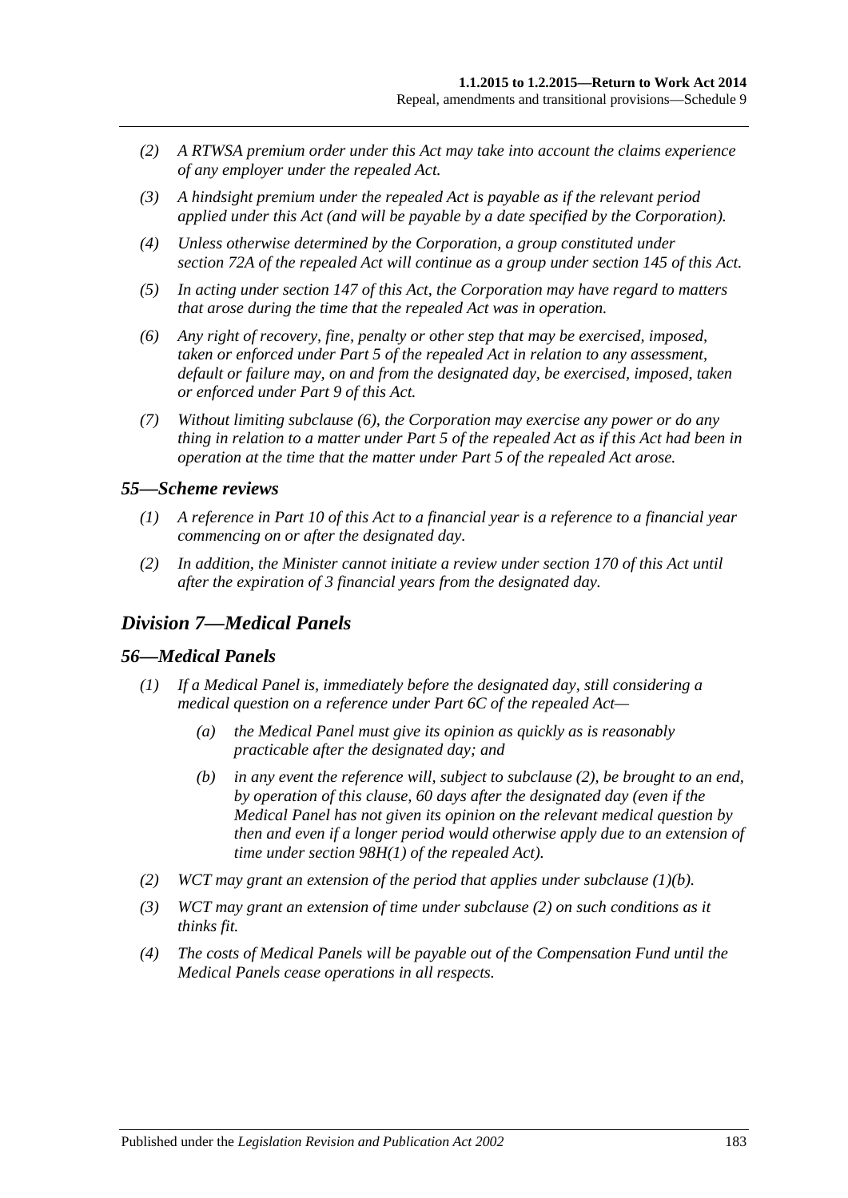*(2) A RTWSA premium order under this Act may take into account the claims experience of any employer under the repealed Act.*

*(3) A hindsight premium under the repealed Act is payable as if the relevant period applied under this Act (and will be payable by a date specified by the Corporation).*

*(4) Unless otherwise determined by the Corporation, a group constituted under section 72A of the repealed Act will continue as a group under section 145 of this Act.*

*(5) In acting under section 147 of this Act, the Corporation may have regard to matters that arose during the time that the repealed Act was in operation.*

*(6) Any right of recovery, fine, penalty or other step that may be exercised, imposed, taken or enforced under Part 5 of the repealed Act in relation to any assessment, default or failure may, on and from the designated day, be exercised, imposed, taken or enforced under Part 9 of this Act.*

*(7) Without limiting subclause (6), the Corporation may exercise any power or do any thing in relation to a matter under Part 5 of the repealed Act as if this Act had been in operation at the time that the matter under Part 5 of the repealed Act arose.*

### *55—Scheme reviews*

*(1) A reference in Part 10 of this Act to a financial year is a reference to a financial year commencing on or after the designated day.*

*(2) In addition, the Minister cannot initiate a review under section 170 of this Act until after the expiration of 3 financial years from the designated day.*

## *Division 7—Medical Panels*

### *56—Medical Panels*

*(1) If a Medical Panel is, immediately before the designated day, still considering a medical question on a reference under Part 6C of the repealed Act—*

*(a) the Medical Panel must give its opinion as quickly as is reasonably practicable after the designated day; and*

*(b) in any event the reference will, subject to subclause (2), be brought to an end, by operation of this clause, 60 days after the designated day (even if the Medical Panel has not given its opinion on the relevant medical question by then and even if a longer period would otherwise apply due to an extension of time under section 98H(1) of the repealed Act).*

*(2) WCT may grant an extension of the period that applies under subclause (1)(b).*

*(3) WCT may grant an extension of time under subclause (2) on such conditions as it thinks fit.*

*(4) The costs of Medical Panels will be payable out of the Compensation Fund until the Medical Panels cease operations in all respects.*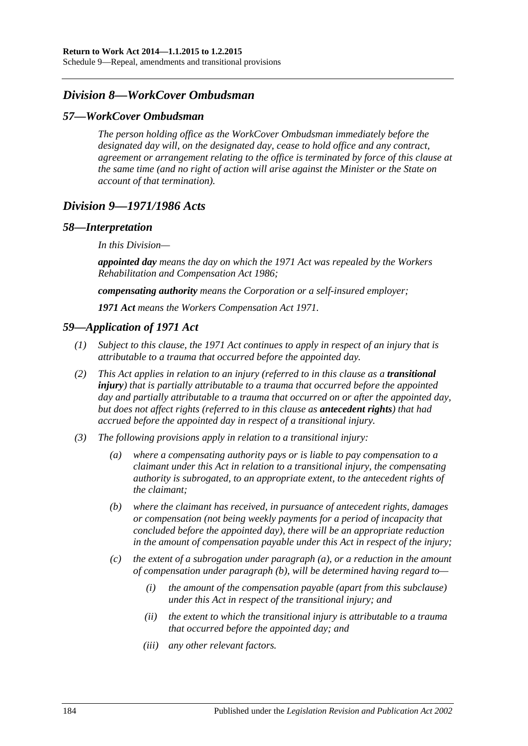## *Division 8—WorkCover Ombudsman*

### *57—WorkCover Ombudsman*

*The person holding office as the WorkCover Ombudsman immediately before the designated day will, on the designated day, cease to hold office and any contract, agreement or arrangement relating to the office is terminated by force of this clause at the same time (and no right of action will arise against the Minister or the State on account of that termination).*

## *Division 9—1971/1986 Acts*

### *58—Interpretation*

*In this Division—*

***appointed day*** *means the day on which the 1971 Act was repealed by the Workers Rehabilitation and Compensation Act 1986;*

***compensating authority*** *means the Corporation or a self-insured employer;*

***1971 Act*** *means the Workers Compensation Act 1971.*

### *59—Application of 1971 Act*

*(1) Subject to this clause, the 1971 Act continues to apply in respect of an injury that is attributable to a trauma that occurred before the appointed day.*

*(2) This Act applies in relation to an injury (referred to in this clause as a* ***transitional injury****) that is partially attributable to a trauma that occurred before the appointed day and partially attributable to a trauma that occurred on or after the appointed day, but does not affect rights (referred to in this clause as* ***antecedent rights****) that had accrued before the appointed day in respect of a transitional injury.*

*(3) The following provisions apply in relation to a transitional injury:*

*(a) where a compensating authority pays or is liable to pay compensation to a claimant under this Act in relation to a transitional injury, the compensating authority is subrogated, to an appropriate extent, to the antecedent rights of the claimant;*

*(b) where the claimant has received, in pursuance of antecedent rights, damages or compensation (not being weekly payments for a period of incapacity that concluded before the appointed day), there will be an appropriate reduction in the amount of compensation payable under this Act in respect of the injury;*

*(c) the extent of a subrogation under paragraph (a), or a reduction in the amount of compensation under paragraph (b), will be determined having regard to—*

*(i) the amount of the compensation payable (apart from this subclause) under this Act in respect of the transitional injury; and*

*(ii) the extent to which the transitional injury is attributable to a trauma that occurred before the appointed day; and*

*(iii) any other relevant factors.*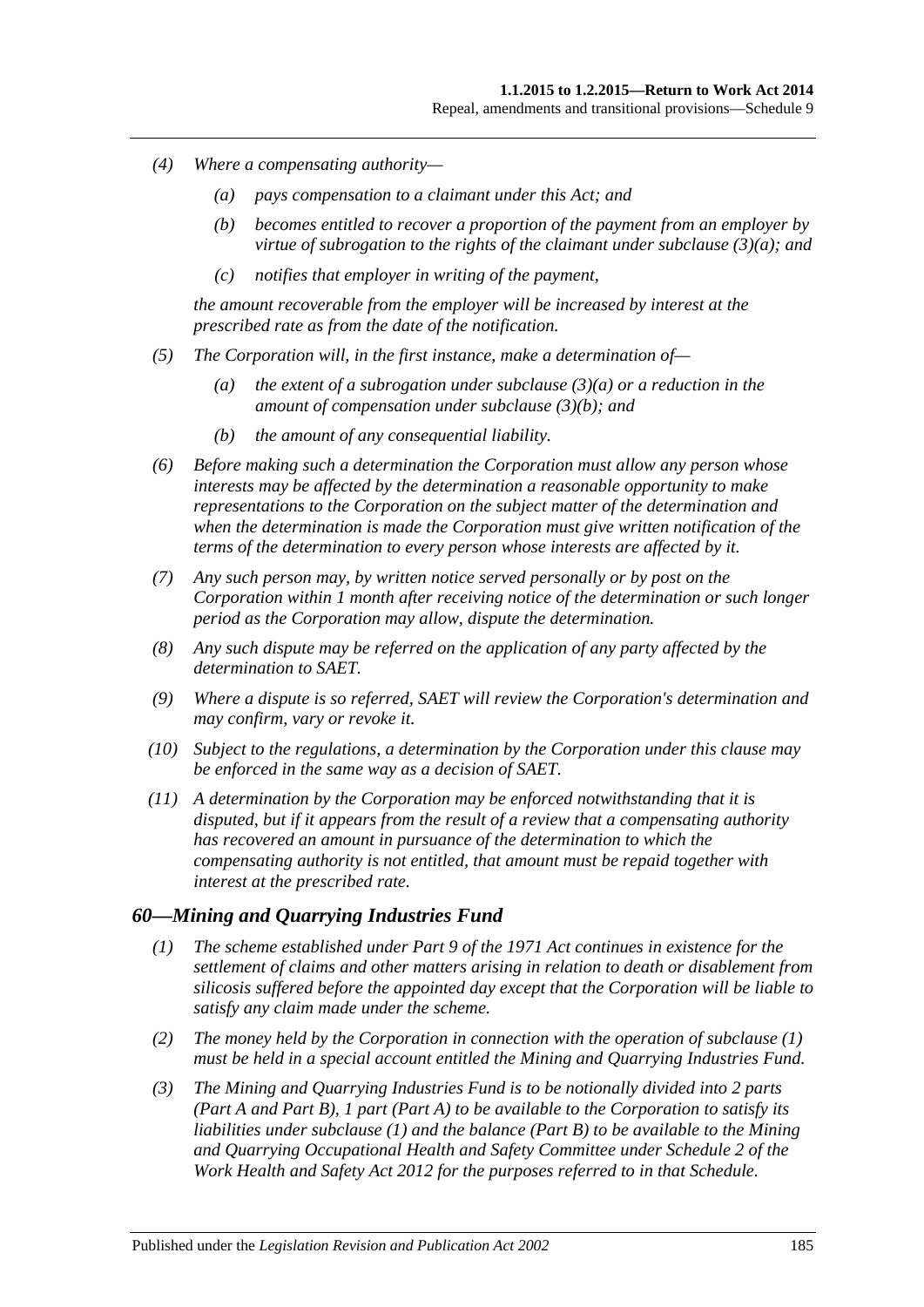*(4) Where a compensating authority—*

*(a) pays compensation to a claimant under this Act; and*

*(b) becomes entitled to recover a proportion of the payment from an employer by virtue of subrogation to the rights of the claimant under subclause (3)(a); and*

*(c) notifies that employer in writing of the payment,*

*the amount recoverable from the employer will be increased by interest at the prescribed rate as from the date of the notification.*

*(5) The Corporation will, in the first instance, make a determination of—*

*(a) the extent of a subrogation under subclause (3)(a) or a reduction in the amount of compensation under subclause (3)(b); and*

*(b) the amount of any consequential liability.*

*(6) Before making such a determination the Corporation must allow any person whose interests may be affected by the determination a reasonable opportunity to make representations to the Corporation on the subject matter of the determination and when the determination is made the Corporation must give written notification of the terms of the determination to every person whose interests are affected by it.*

*(7) Any such person may, by written notice served personally or by post on the Corporation within 1 month after receiving notice of the determination or such longer period as the Corporation may allow, dispute the determination.*

*(8) Any such dispute may be referred on the application of any party affected by the determination to SAET.*

*(9) Where a dispute is so referred, SAET will review the Corporation's determination and may confirm, vary or revoke it.*

*(10) Subject to the regulations, a determination by the Corporation under this clause may be enforced in the same way as a decision of SAET.*

*(11) A determination by the Corporation may be enforced notwithstanding that it is disputed, but if it appears from the result of a review that a compensating authority has recovered an amount in pursuance of the determination to which the compensating authority is not entitled, that amount must be repaid together with interest at the prescribed rate.*

## *60—Mining and Quarrying Industries Fund*

*(1) The scheme established under Part 9 of the 1971 Act continues in existence for the settlement of claims and other matters arising in relation to death or disablement from silicosis suffered before the appointed day except that the Corporation will be liable to satisfy any claim made under the scheme.*

*(2) The money held by the Corporation in connection with the operation of subclause (1) must be held in a special account entitled the Mining and Quarrying Industries Fund.*

*(3) The Mining and Quarrying Industries Fund is to be notionally divided into 2 parts (Part A and Part B), 1 part (Part A) to be available to the Corporation to satisfy its liabilities under subclause (1) and the balance (Part B) to be available to the Mining and Quarrying Occupational Health and Safety Committee under Schedule 2 of the Work Health and Safety Act 2012 for the purposes referred to in that Schedule.*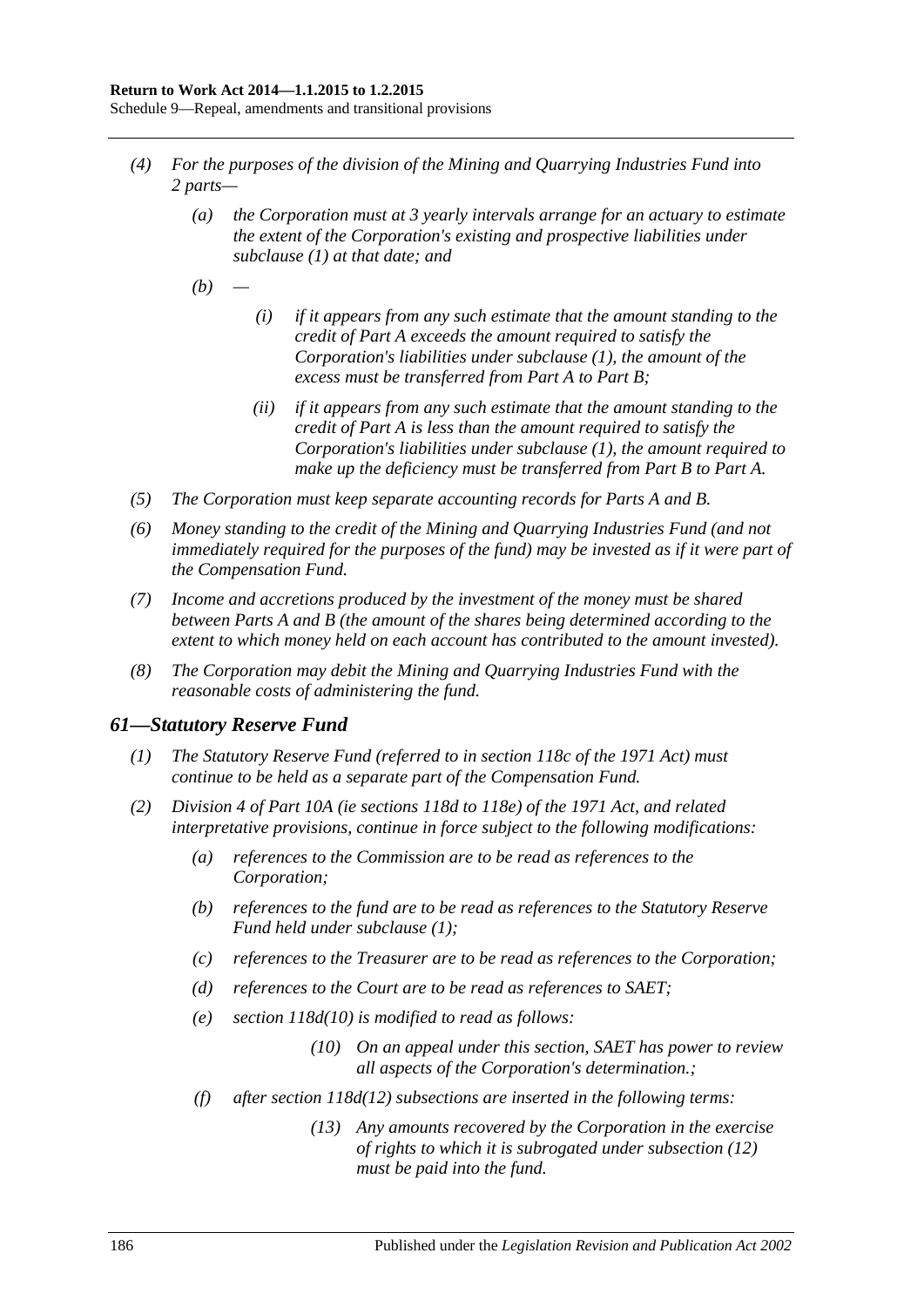*(4) For the purposes of the division of the Mining and Quarrying Industries Fund into 2 parts—*

*(a) the Corporation must at 3 yearly intervals arrange for an actuary to estimate the extent of the Corporation's existing and prospective liabilities under subclause (1) at that date; and*

*(b) —*

*(i) if it appears from any such estimate that the amount standing to the credit of Part A exceeds the amount required to satisfy the Corporation's liabilities under subclause (1), the amount of the excess must be transferred from Part A to Part B;*

*(ii) if it appears from any such estimate that the amount standing to the credit of Part A is less than the amount required to satisfy the Corporation's liabilities under subclause (1), the amount required to make up the deficiency must be transferred from Part B to Part A.*

*(5) The Corporation must keep separate accounting records for Parts A and B.*

*(6) Money standing to the credit of the Mining and Quarrying Industries Fund (and not immediately required for the purposes of the fund) may be invested as if it were part of the Compensation Fund.*

*(7) Income and accretions produced by the investment of the money must be shared between Parts A and B (the amount of the shares being determined according to the extent to which money held on each account has contributed to the amount invested).*

*(8) The Corporation may debit the Mining and Quarrying Industries Fund with the reasonable costs of administering the fund.*

### *61—Statutory Reserve Fund*

*(1) The Statutory Reserve Fund (referred to in section 118c of the 1971 Act) must continue to be held as a separate part of the Compensation Fund.*

*(2) Division 4 of Part 10A (ie sections 118d to 118e) of the 1971 Act, and related interpretative provisions, continue in force subject to the following modifications:*

*(a) references to the Commission are to be read as references to the Corporation;*

*(b) references to the fund are to be read as references to the Statutory Reserve Fund held under subclause (1);*

*(c) references to the Treasurer are to be read as references to the Corporation;*

*(d) references to the Court are to be read as references to SAET;*

*(e) section 118d(10) is modified to read as follows:*

*(10) On an appeal under this section, SAET has power to review all aspects of the Corporation's determination.;*

*(f) after section 118d(12) subsections are inserted in the following terms:*

*(13) Any amounts recovered by the Corporation in the exercise of rights to which it is subrogated under subsection (12) must be paid into the fund.*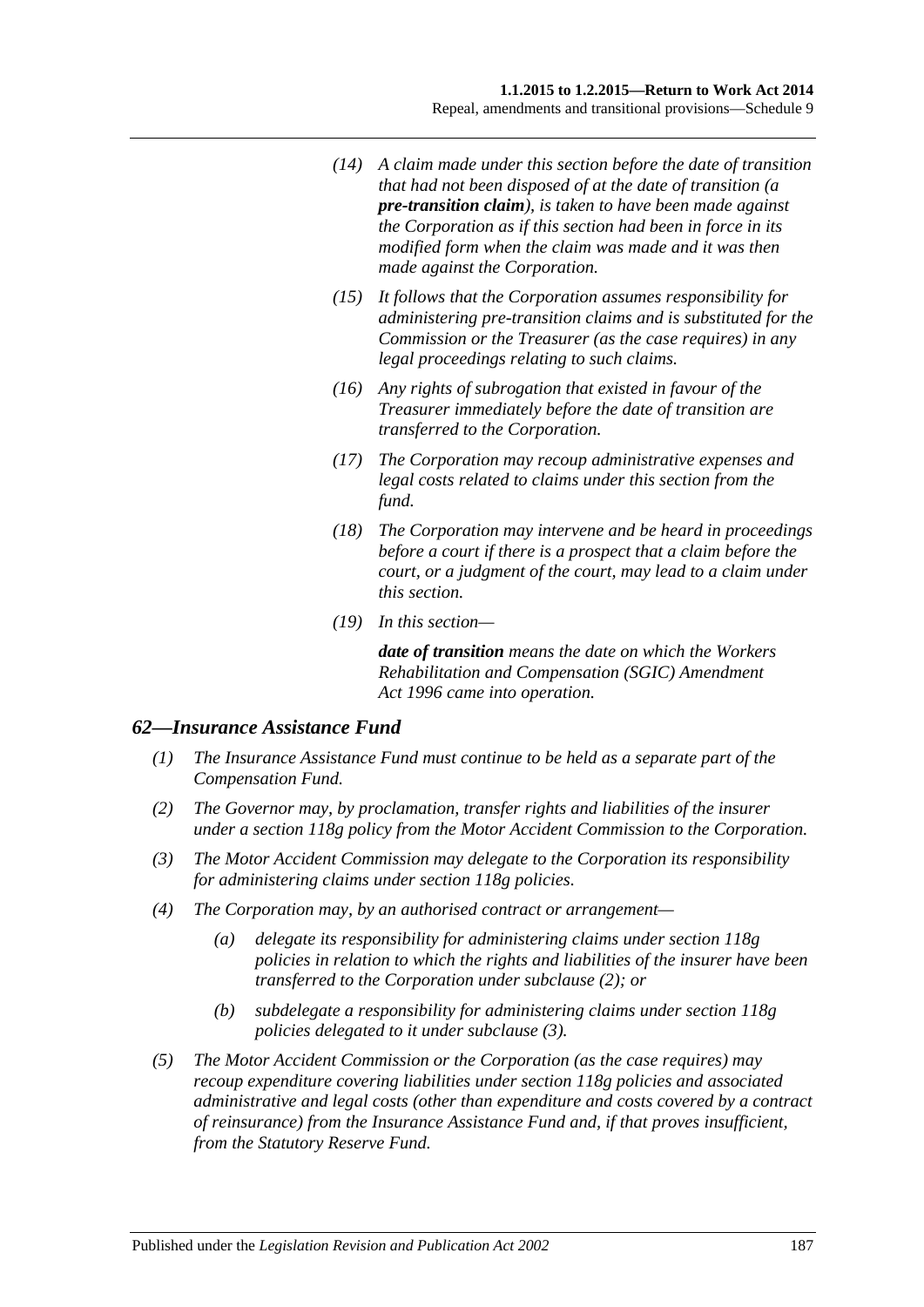*(14) A claim made under this section before the date of transition that had not been disposed of at the date of transition (a* ***pre-transition claim****), is taken to have been made against the Corporation as if this section had been in force in its modified form when the claim was made and it was then made against the Corporation.*

*(15) It follows that the Corporation assumes responsibility for administering pre-transition claims and is substituted for the Commission or the Treasurer (as the case requires) in any legal proceedings relating to such claims.*

*(16) Any rights of subrogation that existed in favour of the Treasurer immediately before the date of transition are transferred to the Corporation.*

*(17) The Corporation may recoup administrative expenses and legal costs related to claims under this section from the fund.*

*(18) The Corporation may intervene and be heard in proceedings before a court if there is a prospect that a claim before the court, or a judgment of the court, may lead to a claim under this section.*

*(19) In this section—*

***date of transition*** *means the date on which the Workers Rehabilitation and Compensation (SGIC) Amendment Act 1996 came into operation.*

### *62—Insurance Assistance Fund*

*(1) The Insurance Assistance Fund must continue to be held as a separate part of the Compensation Fund.*

*(2) The Governor may, by proclamation, transfer rights and liabilities of the insurer under a section 118g policy from the Motor Accident Commission to the Corporation.*

*(3) The Motor Accident Commission may delegate to the Corporation its responsibility for administering claims under section 118g policies.*

*(4) The Corporation may, by an authorised contract or arrangement—*

*(a) delegate its responsibility for administering claims under section 118g policies in relation to which the rights and liabilities of the insurer have been transferred to the Corporation under subclause (2); or*

*(b) subdelegate a responsibility for administering claims under section 118g policies delegated to it under subclause (3).*

*(5) The Motor Accident Commission or the Corporation (as the case requires) may recoup expenditure covering liabilities under section 118g policies and associated administrative and legal costs (other than expenditure and costs covered by a contract of reinsurance) from the Insurance Assistance Fund and, if that proves insufficient, from the Statutory Reserve Fund.*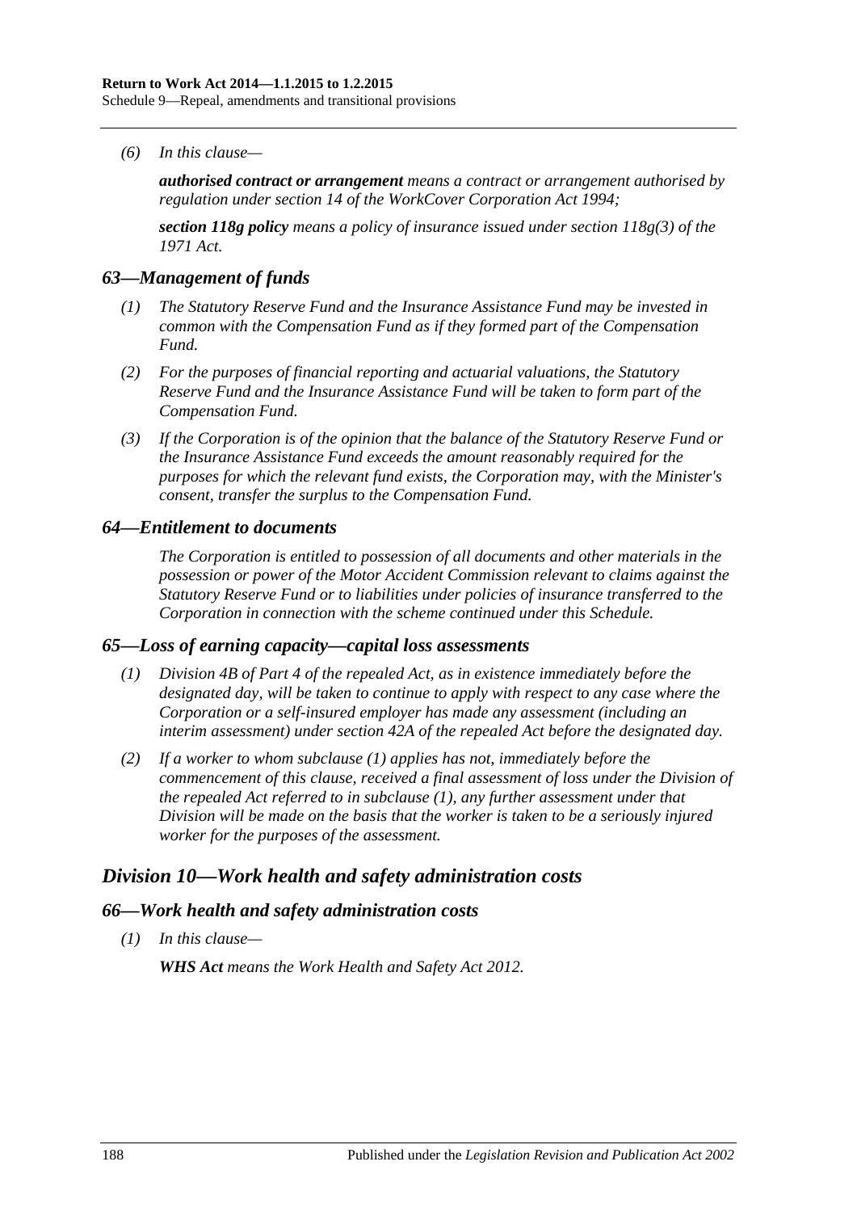*(6) In this clause—*

***authorised contract or arrangement*** *means a contract or arrangement authorised by regulation under section 14 of the WorkCover Corporation Act 1994;*

***section 118g policy*** *means a policy of insurance issued under section 118g(3) of the 1971 Act.*

### *63—Management of funds*

*(1) The Statutory Reserve Fund and the Insurance Assistance Fund may be invested in common with the Compensation Fund as if they formed part of the Compensation Fund.*

*(2) For the purposes of financial reporting and actuarial valuations, the Statutory Reserve Fund and the Insurance Assistance Fund will be taken to form part of the Compensation Fund.*

*(3) If the Corporation is of the opinion that the balance of the Statutory Reserve Fund or the Insurance Assistance Fund exceeds the amount reasonably required for the purposes for which the relevant fund exists, the Corporation may, with the Minister's consent, transfer the surplus to the Compensation Fund.*

### *64—Entitlement to documents*

*The Corporation is entitled to possession of all documents and other materials in the possession or power of the Motor Accident Commission relevant to claims against the Statutory Reserve Fund or to liabilities under policies of insurance transferred to the Corporation in connection with the scheme continued under this Schedule.*

### *65—Loss of earning capacity—capital loss assessments*

*(1) Division 4B of Part 4 of the repealed Act, as in existence immediately before the designated day, will be taken to continue to apply with respect to any case where the Corporation or a self-insured employer has made any assessment (including an interim assessment) under section 42A of the repealed Act before the designated day.*

*(2) If a worker to whom subclause (1) applies has not, immediately before the commencement of this clause, received a final assessment of loss under the Division of the repealed Act referred to in subclause (1), any further assessment under that Division will be made on the basis that the worker is taken to be a seriously injured worker for the purposes of the assessment.*

## *Division 10—Work health and safety administration costs*

### *66—Work health and safety administration costs*

*(1) In this clause—*

***WHS Act*** *means the Work Health and Safety Act 2012.*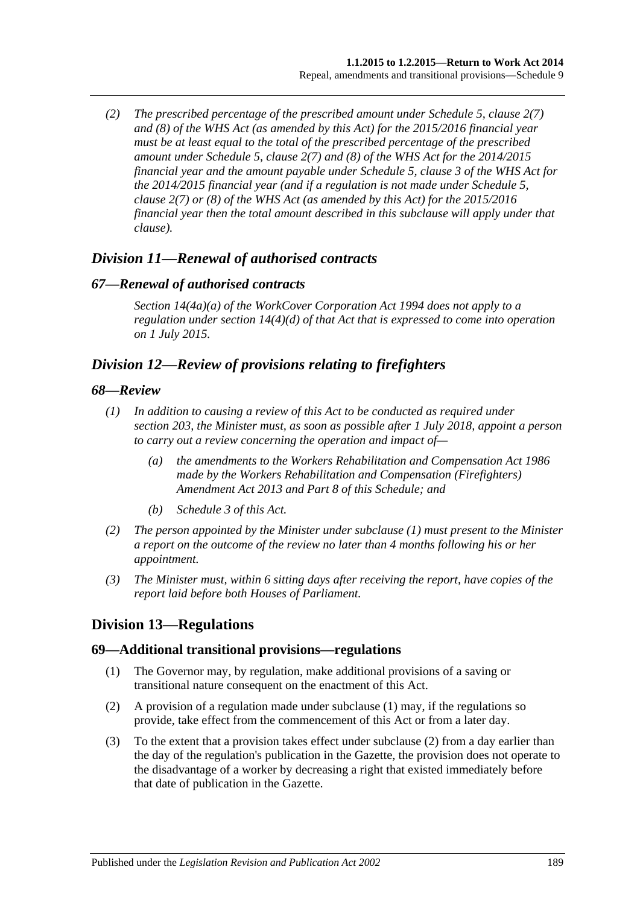*(2) The prescribed percentage of the prescribed amount under Schedule 5, clause 2(7) and (8) of the WHS Act (as amended by this Act) for the 2015/2016 financial year must be at least equal to the total of the prescribed percentage of the prescribed amount under Schedule 5, clause 2(7) and (8) of the WHS Act for the 2014/2015 financial year and the amount payable under Schedule 5, clause 3 of the WHS Act for the 2014/2015 financial year (and if a regulation is not made under Schedule 5, clause 2(7) or (8) of the WHS Act (as amended by this Act) for the 2015/2016 financial year then the total amount described in this subclause will apply under that clause).*

## *Division 11—Renewal of authorised contracts*

### *67—Renewal of authorised contracts*

*Section 14(4a)(a) of the WorkCover Corporation Act 1994 does not apply to a regulation under section 14(4)(d) of that Act that is expressed to come into operation on 1 July 2015.*

## *Division 12—Review of provisions relating to firefighters*

### *68—Review*

*(1) In addition to causing a review of this Act to be conducted as required under section 203, the Minister must, as soon as possible after 1 July 2018, appoint a person to carry out a review concerning the operation and impact of—*

*(a) the amendments to the Workers Rehabilitation and Compensation Act 1986 made by the Workers Rehabilitation and Compensation (Firefighters) Amendment Act 2013 and Part 8 of this Schedule; and*

*(b) Schedule 3 of this Act.*

*(2) The person appointed by the Minister under subclause (1) must present to the Minister a report on the outcome of the review no later than 4 months following his or her appointment.*

*(3) The Minister must, within 6 sitting days after receiving the report, have copies of the report laid before both Houses of Parliament.*

## Division 13—Regulations

### 69—Additional transitional provisions—regulations

(1) The Governor may, by regulation, make additional provisions of a saving or transitional nature consequent on the enactment of this Act.

(2) A provision of a regulation made under subclause (1) may, if the regulations so provide, take effect from the commencement of this Act or from a later day.

(3) To the extent that a provision takes effect under subclause (2) from a day earlier than the day of the regulation's publication in the Gazette, the provision does not operate to the disadvantage of a worker by decreasing a right that existed immediately before that date of publication in the Gazette.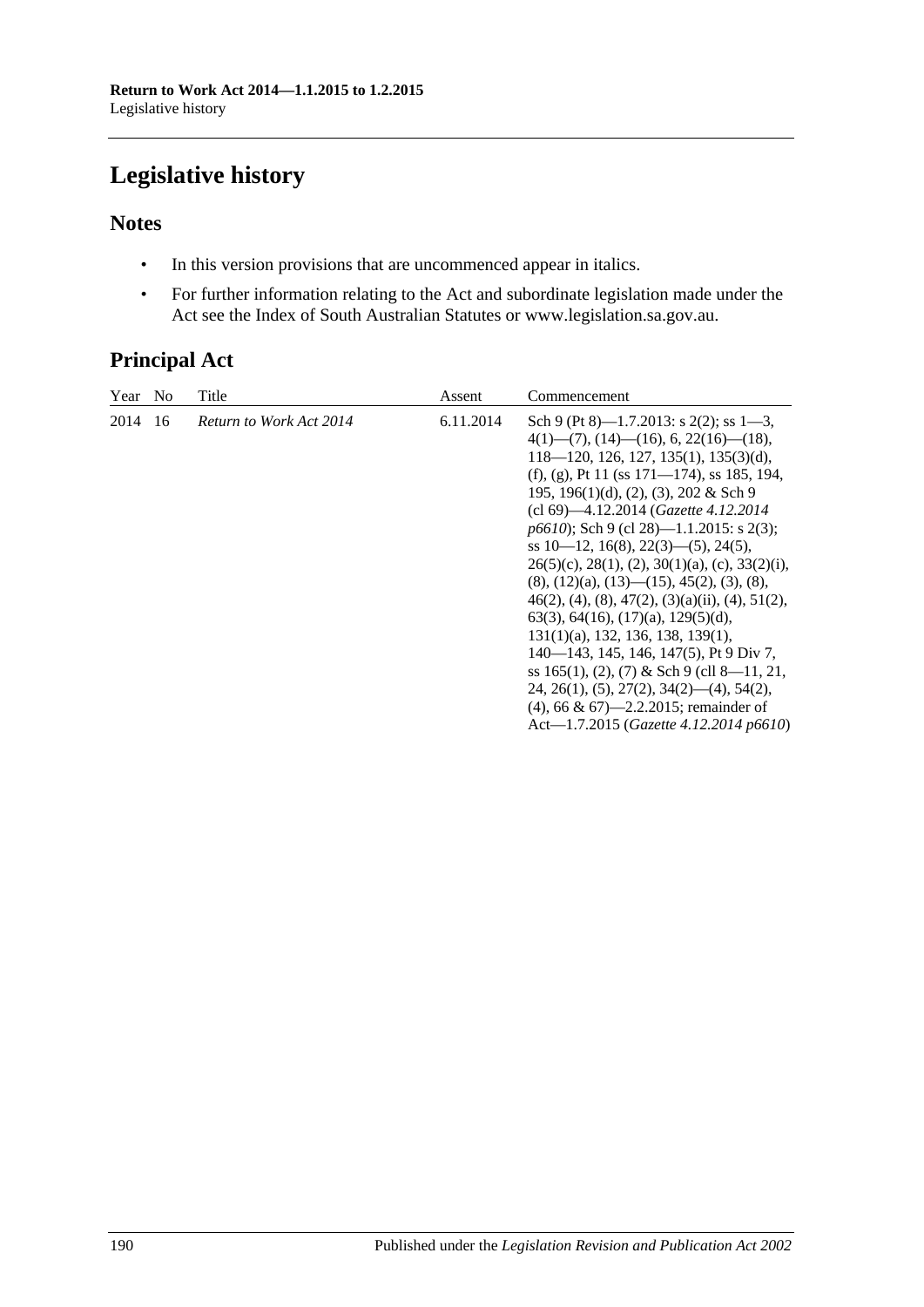# Legislative history

## Notes

- In this version provisions that are uncommenced appear in italics.
- For further information relating to the Act and subordinate legislation made under the Act see the Index of South Australian Statutes or www.legislation.sa.gov.au.

## Principal Act

| Year | No | Title | Assent | Commencement |
|---|---|---|---|---|
| 2014 | 16 | *Return to Work Act 2014* | 6.11.2014 | Sch 9 (Pt 8)—1.7.2013: s 2(2); ss 1—3, 4(1)—(7), (14)—(16), 6, 22(16)—(18), 118—120, 126, 127, 135(1), 135(3)(d), (f), (g), Pt 11 (ss 171—174), ss 185, 194, 195, 196(1)(d), (2), (3), 202 & Sch 9 (cl 69)—4.12.2014 (*Gazette 4.12.2014 p6610*); Sch 9 (cl 28)—1.1.2015: s 2(3); ss 10—12, 16(8), 22(3)—(5), 24(5), 26(5)(c), 28(1), (2), 30(1)(a), (c), 33(2)(i), (8), (12)(a), (13)—(15), 45(2), (3), (8), 46(2), (4), (8), 47(2), (3)(a)(ii), (4), 51(2), 63(3), 64(16), (17)(a), 129(5)(d), 131(1)(a), 132, 136, 138, 139(1), 140—143, 145, 146, 147(5), Pt 9 Div 7, ss 165(1), (2), (7) & Sch 9 (cll 8—11, 21, 24, 26(1), (5), 27(2), 34(2)—(4), 54(2), (4), 66 & 67)—2.2.2015; remainder of Act—1.7.2015 (*Gazette 4.12.2014 p6610*) |